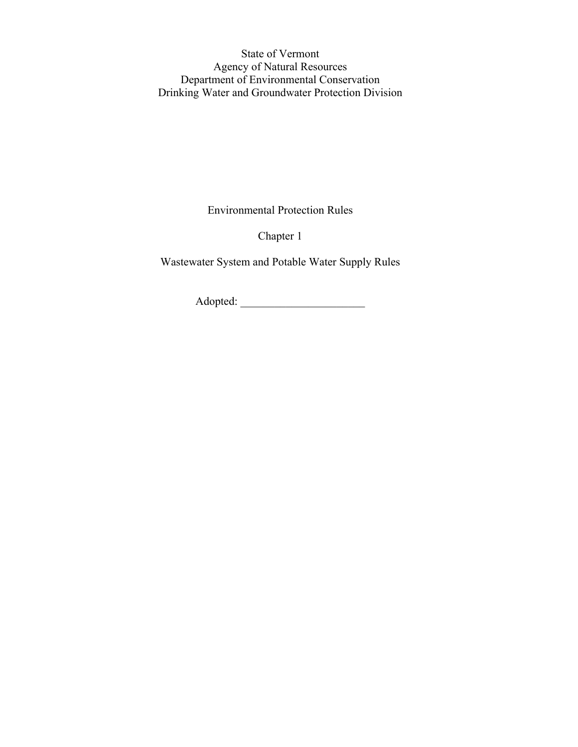State of Vermont
Agency of Natural Resources
Department of Environmental Conservation
Drinking Water and Groundwater Protection Division

# Environmental Protection Rules

## Chapter 1

## Wastewater System and Potable Water Supply Rules

Adopted: ______________________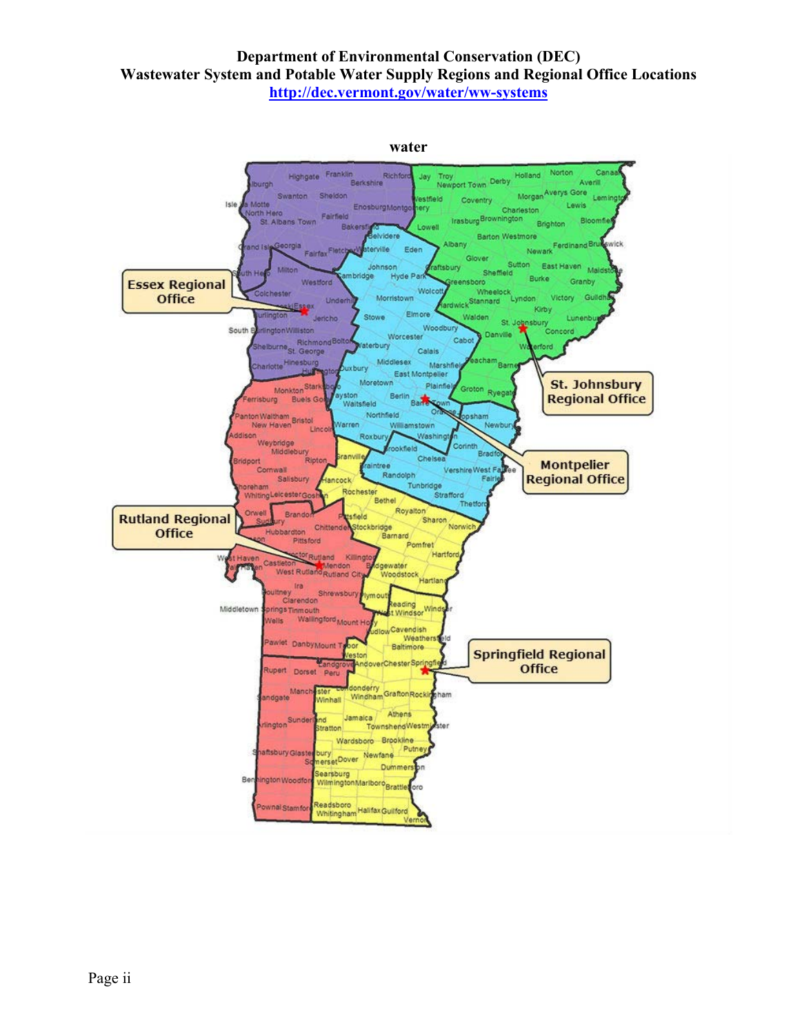**Department of Environmental Conservation (DEC)**
**Wastewater System and Potable Water Supply Regions and Regional Office Locations**
**http://dec.vermont.gov/water/ww-systems**

water

Essex Regional Office

St. Johnsbury Regional Office

Montpelier Regional Office

Rutland Regional Office

Springfield Regional Office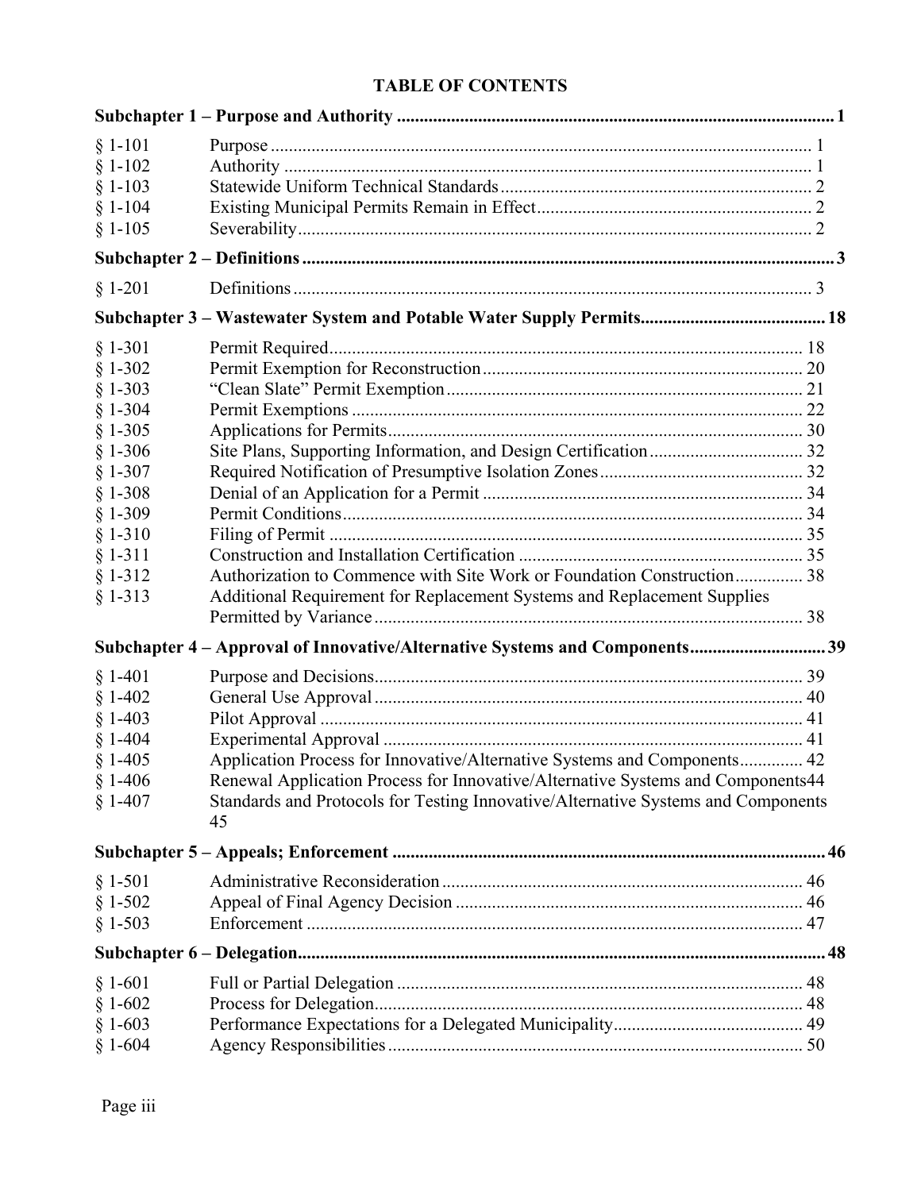# TABLE OF CONTENTS

| | | |
|---|---|---|
| **Subchapter 1 – Purpose and Authority** | | **1** |
| § 1-101 | Purpose | 1 |
| § 1-102 | Authority | 1 |
| § 1-103 | Statewide Uniform Technical Standards | 2 |
| § 1-104 | Existing Municipal Permits Remain in Effect | 2 |
| § 1-105 | Severability | 2 |
| **Subchapter 2 – Definitions** | | **3** |
| § 1-201 | Definitions | 3 |
| **Subchapter 3 – Wastewater System and Potable Water Supply Permits** | | **18** |
| § 1-301 | Permit Required | 18 |
| § 1-302 | Permit Exemption for Reconstruction | 20 |
| § 1-303 | "Clean Slate" Permit Exemption | 21 |
| § 1-304 | Permit Exemptions | 22 |
| § 1-305 | Applications for Permits | 30 |
| § 1-306 | Site Plans, Supporting Information, and Design Certification | 32 |
| § 1-307 | Required Notification of Presumptive Isolation Zones | 32 |
| § 1-308 | Denial of an Application for a Permit | 34 |
| § 1-309 | Permit Conditions | 34 |
| § 1-310 | Filing of Permit | 35 |
| § 1-311 | Construction and Installation Certification | 35 |
| § 1-312 | Authorization to Commence with Site Work or Foundation Construction | 38 |
| § 1-313 | Additional Requirement for Replacement Systems and Replacement Supplies Permitted by Variance | 38 |
| **Subchapter 4 – Approval of Innovative/Alternative Systems and Components** | | **39** |
| § 1-401 | Purpose and Decisions | 39 |
| § 1-402 | General Use Approval | 40 |
| § 1-403 | Pilot Approval | 41 |
| § 1-404 | Experimental Approval | 41 |
| § 1-405 | Application Process for Innovative/Alternative Systems and Components | 42 |
| § 1-406 | Renewal Application Process for Innovative/Alternative Systems and Components | 44 |
| § 1-407 | Standards and Protocols for Testing Innovative/Alternative Systems and Components | 45 |
| **Subchapter 5 – Appeals; Enforcement** | | **46** |
| § 1-501 | Administrative Reconsideration | 46 |
| § 1-502 | Appeal of Final Agency Decision | 46 |
| § 1-503 | Enforcement | 47 |
| **Subchapter 6 – Delegation** | | **48** |
| § 1-601 | Full or Partial Delegation | 48 |
| § 1-602 | Process for Delegation | 48 |
| § 1-603 | Performance Expectations for a Delegated Municipality | 49 |
| § 1-604 | Agency Responsibilities | 50 |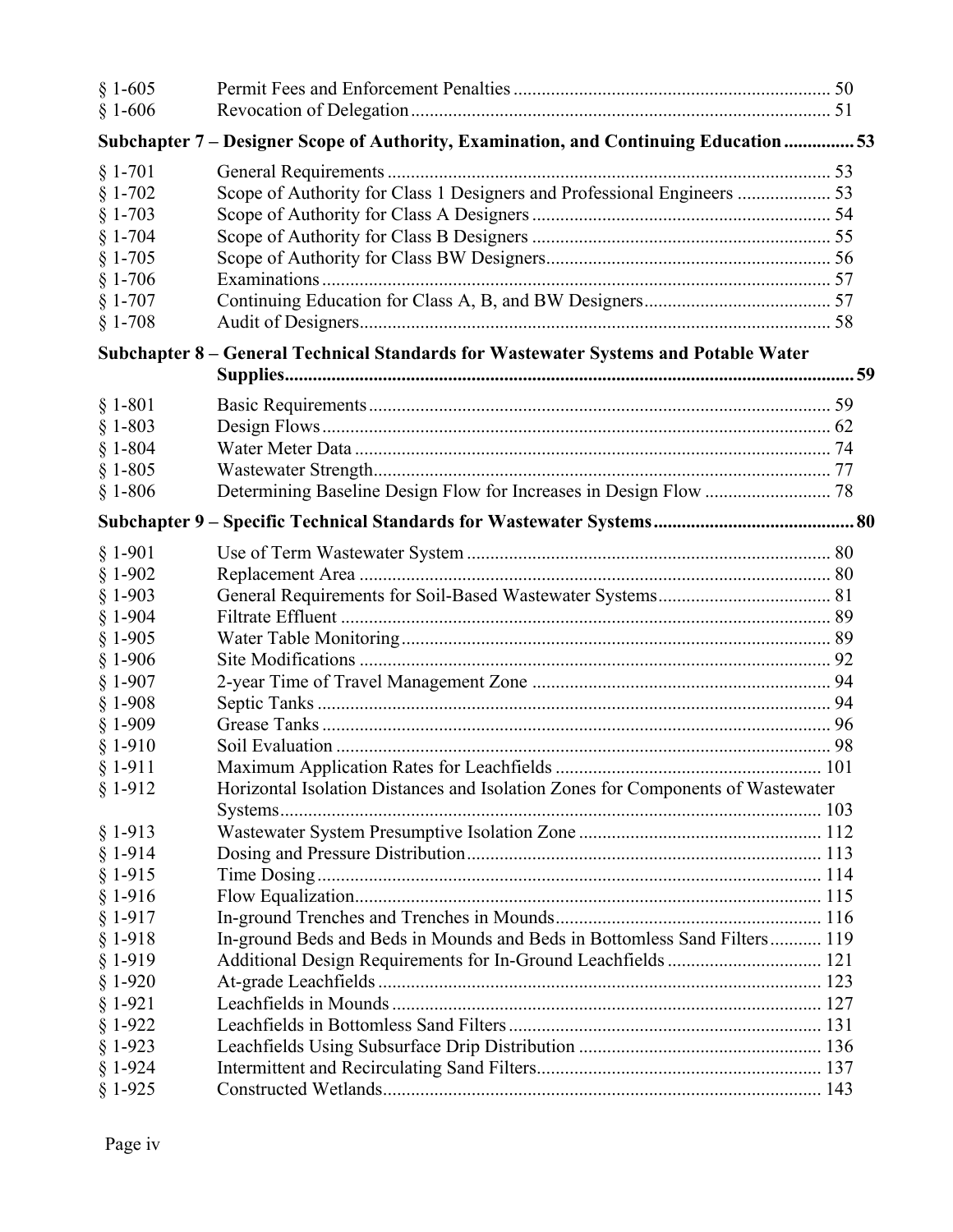| | | |
|---|---|---|
| § 1-605 | Permit Fees and Enforcement Penalties | 50 |
| § 1-606 | Revocation of Delegation | 51 |

**Subchapter 7 – Designer Scope of Authority, Examination, and Continuing Education .............. 53**

| | | |
|---|---|---|
| § 1-701 | General Requirements | 53 |
| § 1-702 | Scope of Authority for Class 1 Designers and Professional Engineers | 53 |
| § 1-703 | Scope of Authority for Class A Designers | 54 |
| § 1-704 | Scope of Authority for Class B Designers | 55 |
| § 1-705 | Scope of Authority for Class BW Designers | 56 |
| § 1-706 | Examinations | 57 |
| § 1-707 | Continuing Education for Class A, B, and BW Designers | 57 |
| § 1-708 | Audit of Designers | 58 |

**Subchapter 8 – General Technical Standards for Wastewater Systems and Potable Water Supplies .............. 59**

| | | |
|---|---|---|
| § 1-801 | Basic Requirements | 59 |
| § 1-803 | Design Flows | 62 |
| § 1-804 | Water Meter Data | 74 |
| § 1-805 | Wastewater Strength | 77 |
| § 1-806 | Determining Baseline Design Flow for Increases in Design Flow | 78 |

**Subchapter 9 – Specific Technical Standards for Wastewater Systems .............. 80**

| | | |
|---|---|---|
| § 1-901 | Use of Term Wastewater System | 80 |
| § 1-902 | Replacement Area | 80 |
| § 1-903 | General Requirements for Soil-Based Wastewater Systems | 81 |
| § 1-904 | Filtrate Effluent | 89 |
| § 1-905 | Water Table Monitoring | 89 |
| § 1-906 | Site Modifications | 92 |
| § 1-907 | 2-year Time of Travel Management Zone | 94 |
| § 1-908 | Septic Tanks | 94 |
| § 1-909 | Grease Tanks | 96 |
| § 1-910 | Soil Evaluation | 98 |
| § 1-911 | Maximum Application Rates for Leachfields | 101 |
| § 1-912 | Horizontal Isolation Distances and Isolation Zones for Components of Wastewater Systems | 103 |
| § 1-913 | Wastewater System Presumptive Isolation Zone | 112 |
| § 1-914 | Dosing and Pressure Distribution | 113 |
| § 1-915 | Time Dosing | 114 |
| § 1-916 | Flow Equalization | 115 |
| § 1-917 | In-ground Trenches and Trenches in Mounds | 116 |
| § 1-918 | In-ground Beds and Beds in Mounds and Beds in Bottomless Sand Filters | 119 |
| § 1-919 | Additional Design Requirements for In-Ground Leachfields | 121 |
| § 1-920 | At-grade Leachfields | 123 |
| § 1-921 | Leachfields in Mounds | 127 |
| § 1-922 | Leachfields in Bottomless Sand Filters | 131 |
| § 1-923 | Leachfields Using Subsurface Drip Distribution | 136 |
| § 1-924 | Intermittent and Recirculating Sand Filters | 137 |
| § 1-925 | Constructed Wetlands | 143 |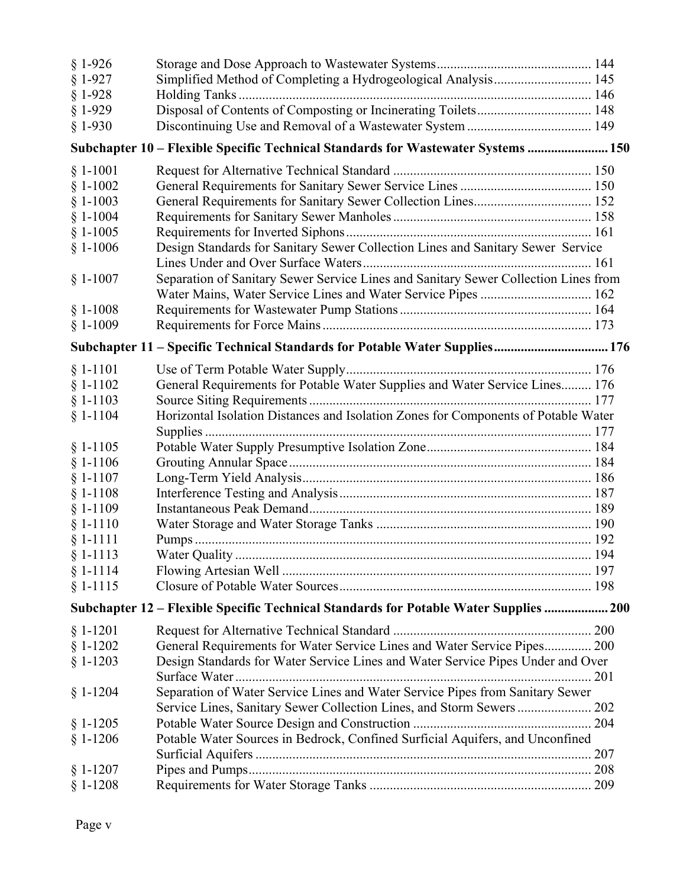| | | |
|---|---|---|
| § 1-926 | Storage and Dose Approach to Wastewater Systems | 144 |
| § 1-927 | Simplified Method of Completing a Hydrogeological Analysis | 145 |
| § 1-928 | Holding Tanks | 146 |
| § 1-929 | Disposal of Contents of Composting or Incinerating Toilets | 148 |
| § 1-930 | Discontinuing Use and Removal of a Wastewater System | 149 |

**Subchapter 10 – Flexible Specific Technical Standards for Wastewater Systems ........ 150**

| | | |
|---|---|---|
| § 1-1001 | Request for Alternative Technical Standard | 150 |
| § 1-1002 | General Requirements for Sanitary Sewer Service Lines | 150 |
| § 1-1003 | General Requirements for Sanitary Sewer Collection Lines | 152 |
| § 1-1004 | Requirements for Sanitary Sewer Manholes | 158 |
| § 1-1005 | Requirements for Inverted Siphons | 161 |
| § 1-1006 | Design Standards for Sanitary Sewer Collection Lines and Sanitary Sewer Service Lines Under and Over Surface Waters | 161 |
| § 1-1007 | Separation of Sanitary Sewer Service Lines and Sanitary Sewer Collection Lines from Water Mains, Water Service Lines and Water Service Pipes | 162 |
| § 1-1008 | Requirements for Wastewater Pump Stations | 164 |
| § 1-1009 | Requirements for Force Mains | 173 |

**Subchapter 11 – Specific Technical Standards for Potable Water Supplies ........ 176**

| | | |
|---|---|---|
| § 1-1101 | Use of Term Potable Water Supply | 176 |
| § 1-1102 | General Requirements for Potable Water Supplies and Water Service Lines | 176 |
| § 1-1103 | Source Siting Requirements | 177 |
| § 1-1104 | Horizontal Isolation Distances and Isolation Zones for Components of Potable Water Supplies | 177 |
| § 1-1105 | Potable Water Supply Presumptive Isolation Zone | 184 |
| § 1-1106 | Grouting Annular Space | 184 |
| § 1-1107 | Long-Term Yield Analysis | 186 |
| § 1-1108 | Interference Testing and Analysis | 187 |
| § 1-1109 | Instantaneous Peak Demand | 189 |
| § 1-1110 | Water Storage and Water Storage Tanks | 190 |
| § 1-1111 | Pumps | 192 |
| § 1-1113 | Water Quality | 194 |
| § 1-1114 | Flowing Artesian Well | 197 |
| § 1-1115 | Closure of Potable Water Sources | 198 |

**Subchapter 12 – Flexible Specific Technical Standards for Potable Water Supplies ........ 200**

| | | |
|---|---|---|
| § 1-1201 | Request for Alternative Technical Standard | 200 |
| § 1-1202 | General Requirements for Water Service Lines and Water Service Pipes | 200 |
| § 1-1203 | Design Standards for Water Service Lines and Water Service Pipes Under and Over Surface Water | 201 |
| § 1-1204 | Separation of Water Service Lines and Water Service Pipes from Sanitary Sewer Service Lines, Sanitary Sewer Collection Lines, and Storm Sewers | 202 |
| § 1-1205 | Potable Water Source Design and Construction | 204 |
| § 1-1206 | Potable Water Sources in Bedrock, Confined Surficial Aquifers, and Unconfined Surficial Aquifers | 207 |
| § 1-1207 | Pipes and Pumps | 208 |
| § 1-1208 | Requirements for Water Storage Tanks | 209 |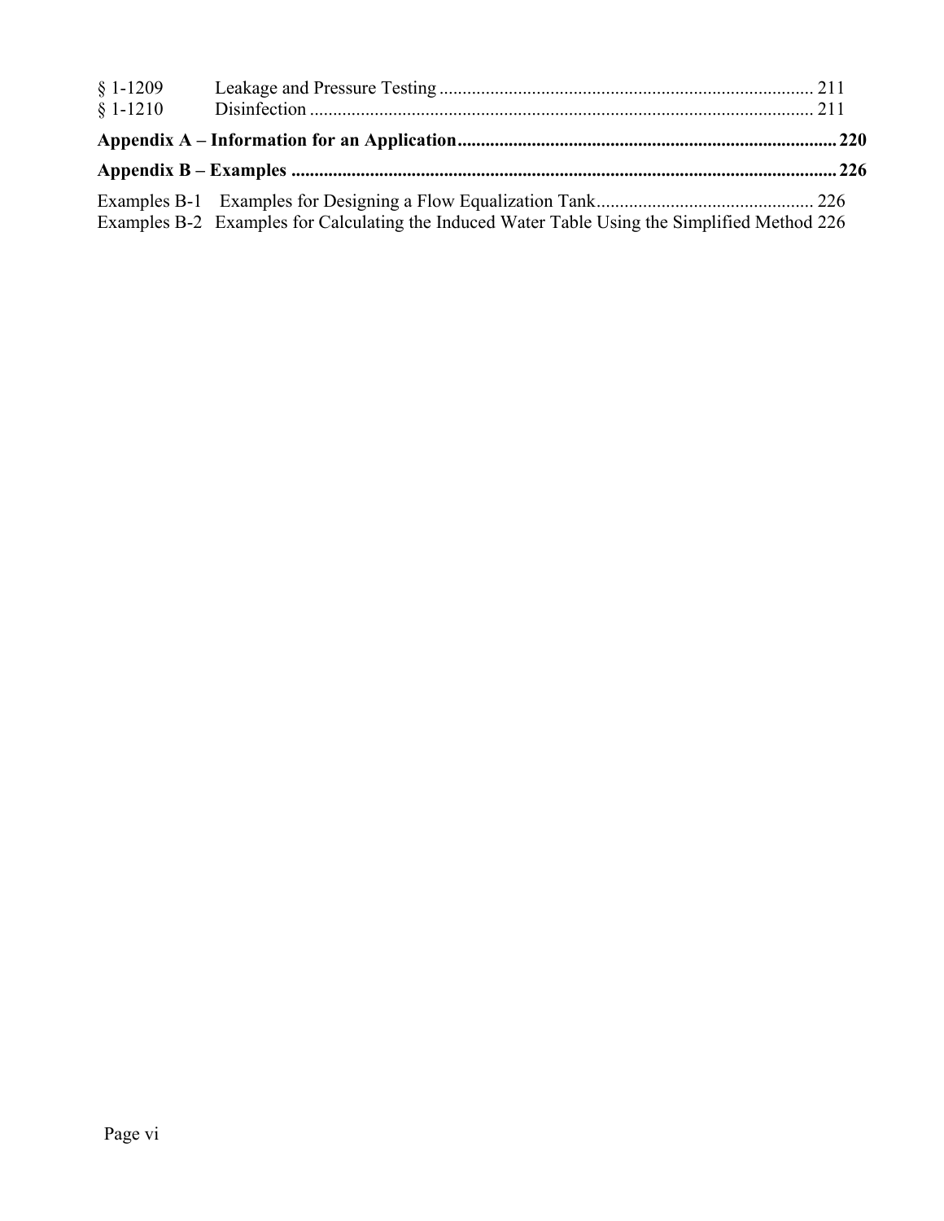§ 1-1209 Leakage and Pressure Testing ............................................................................... 211

§ 1-1210 Disinfection ........................................................................................................... 211

**Appendix A – Information for an Application ................................................................................. 220**

**Appendix B – Examples ...................................................................................................................... 226**

Examples B-1 Examples for Designing a Flow Equalization Tank ............................................... 226

Examples B-2 Examples for Calculating the Induced Water Table Using the Simplified Method 226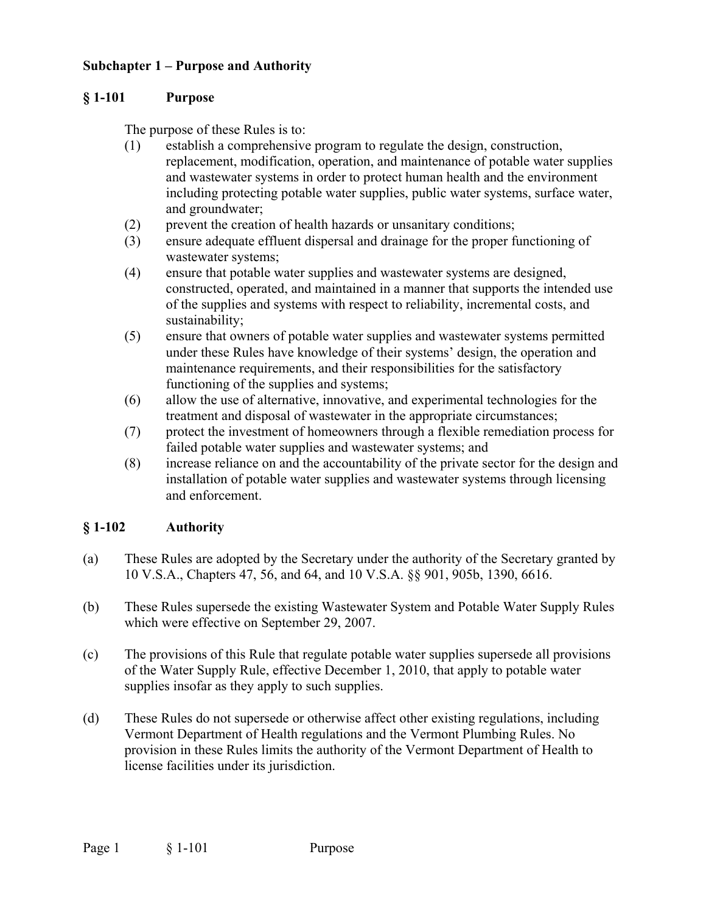## Subchapter 1 – Purpose and Authority

### § 1-101 Purpose

The purpose of these Rules is to:

(1) establish a comprehensive program to regulate the design, construction, replacement, modification, operation, and maintenance of potable water supplies and wastewater systems in order to protect human health and the environment including protecting potable water supplies, public water systems, surface water, and groundwater;

(2) prevent the creation of health hazards or unsanitary conditions;

(3) ensure adequate effluent dispersal and drainage for the proper functioning of wastewater systems;

(4) ensure that potable water supplies and wastewater systems are designed, constructed, operated, and maintained in a manner that supports the intended use of the supplies and systems with respect to reliability, incremental costs, and sustainability;

(5) ensure that owners of potable water supplies and wastewater systems permitted under these Rules have knowledge of their systems' design, the operation and maintenance requirements, and their responsibilities for the satisfactory functioning of the supplies and systems;

(6) allow the use of alternative, innovative, and experimental technologies for the treatment and disposal of wastewater in the appropriate circumstances;

(7) protect the investment of homeowners through a flexible remediation process for failed potable water supplies and wastewater systems; and

(8) increase reliance on and the accountability of the private sector for the design and installation of potable water supplies and wastewater systems through licensing and enforcement.

### § 1-102 Authority

(a) These Rules are adopted by the Secretary under the authority of the Secretary granted by 10 V.S.A., Chapters 47, 56, and 64, and 10 V.S.A. §§ 901, 905b, 1390, 6616.

(b) These Rules supersede the existing Wastewater System and Potable Water Supply Rules which were effective on September 29, 2007.

(c) The provisions of this Rule that regulate potable water supplies supersede all provisions of the Water Supply Rule, effective December 1, 2010, that apply to potable water supplies insofar as they apply to such supplies.

(d) These Rules do not supersede or otherwise affect other existing regulations, including Vermont Department of Health regulations and the Vermont Plumbing Rules. No provision in these Rules limits the authority of the Vermont Department of Health to license facilities under its jurisdiction.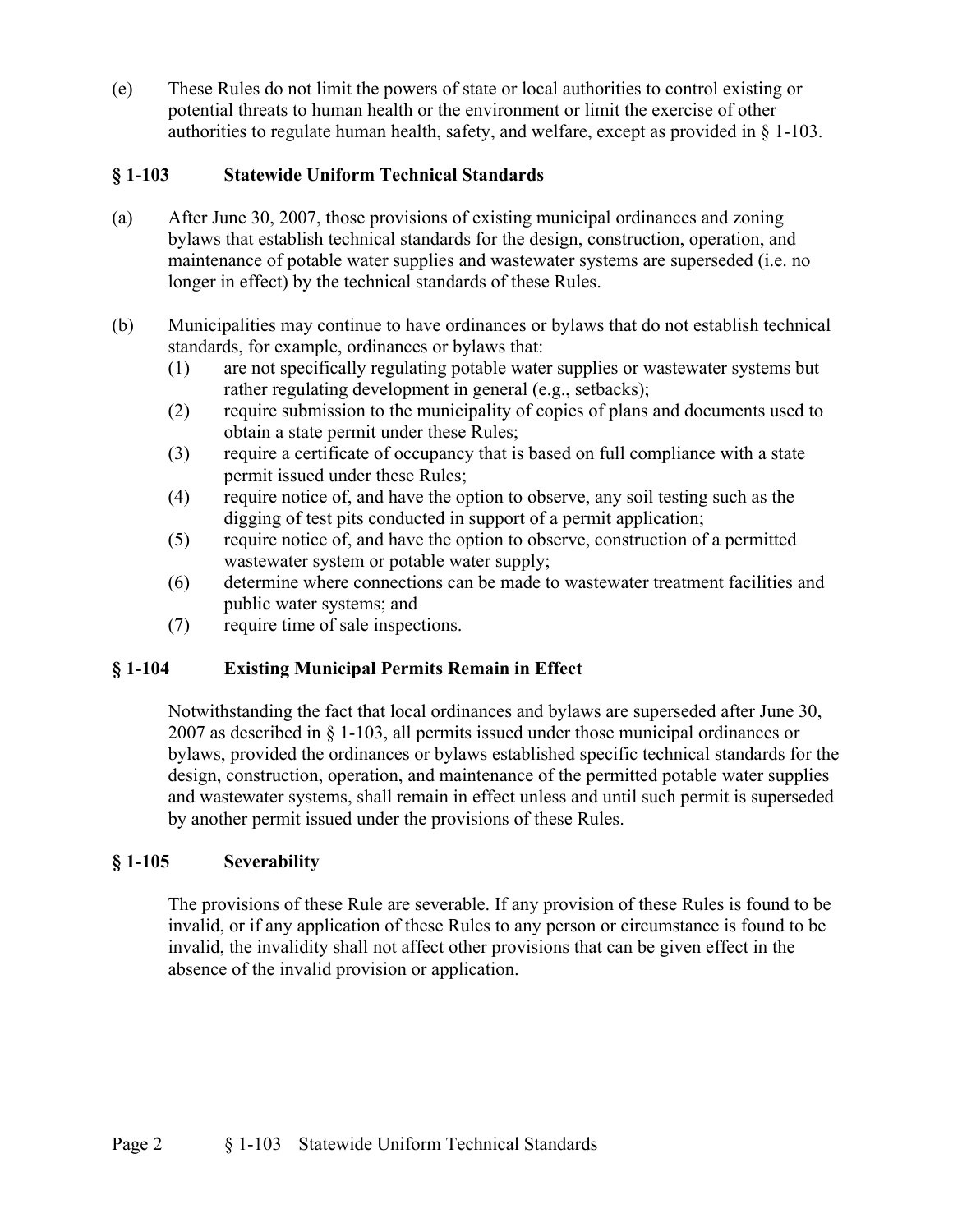(e) These Rules do not limit the powers of state or local authorities to control existing or potential threats to human health or the environment or limit the exercise of other authorities to regulate human health, safety, and welfare, except as provided in § 1-103.

## § 1-103 Statewide Uniform Technical Standards

(a) After June 30, 2007, those provisions of existing municipal ordinances and zoning bylaws that establish technical standards for the design, construction, operation, and maintenance of potable water supplies and wastewater systems are superseded (i.e. no longer in effect) by the technical standards of these Rules.

(b) Municipalities may continue to have ordinances or bylaws that do not establish technical standards, for example, ordinances or bylaws that:

(1) are not specifically regulating potable water supplies or wastewater systems but rather regulating development in general (e.g., setbacks);

(2) require submission to the municipality of copies of plans and documents used to obtain a state permit under these Rules;

(3) require a certificate of occupancy that is based on full compliance with a state permit issued under these Rules;

(4) require notice of, and have the option to observe, any soil testing such as the digging of test pits conducted in support of a permit application;

(5) require notice of, and have the option to observe, construction of a permitted wastewater system or potable water supply;

(6) determine where connections can be made to wastewater treatment facilities and public water systems; and

(7) require time of sale inspections.

## § 1-104 Existing Municipal Permits Remain in Effect

Notwithstanding the fact that local ordinances and bylaws are superseded after June 30, 2007 as described in § 1-103, all permits issued under those municipal ordinances or bylaws, provided the ordinances or bylaws established specific technical standards for the design, construction, operation, and maintenance of the permitted potable water supplies and wastewater systems, shall remain in effect unless and until such permit is superseded by another permit issued under the provisions of these Rules.

## § 1-105 Severability

The provisions of these Rule are severable. If any provision of these Rules is found to be invalid, or if any application of these Rules to any person or circumstance is found to be invalid, the invalidity shall not affect other provisions that can be given effect in the absence of the invalid provision or application.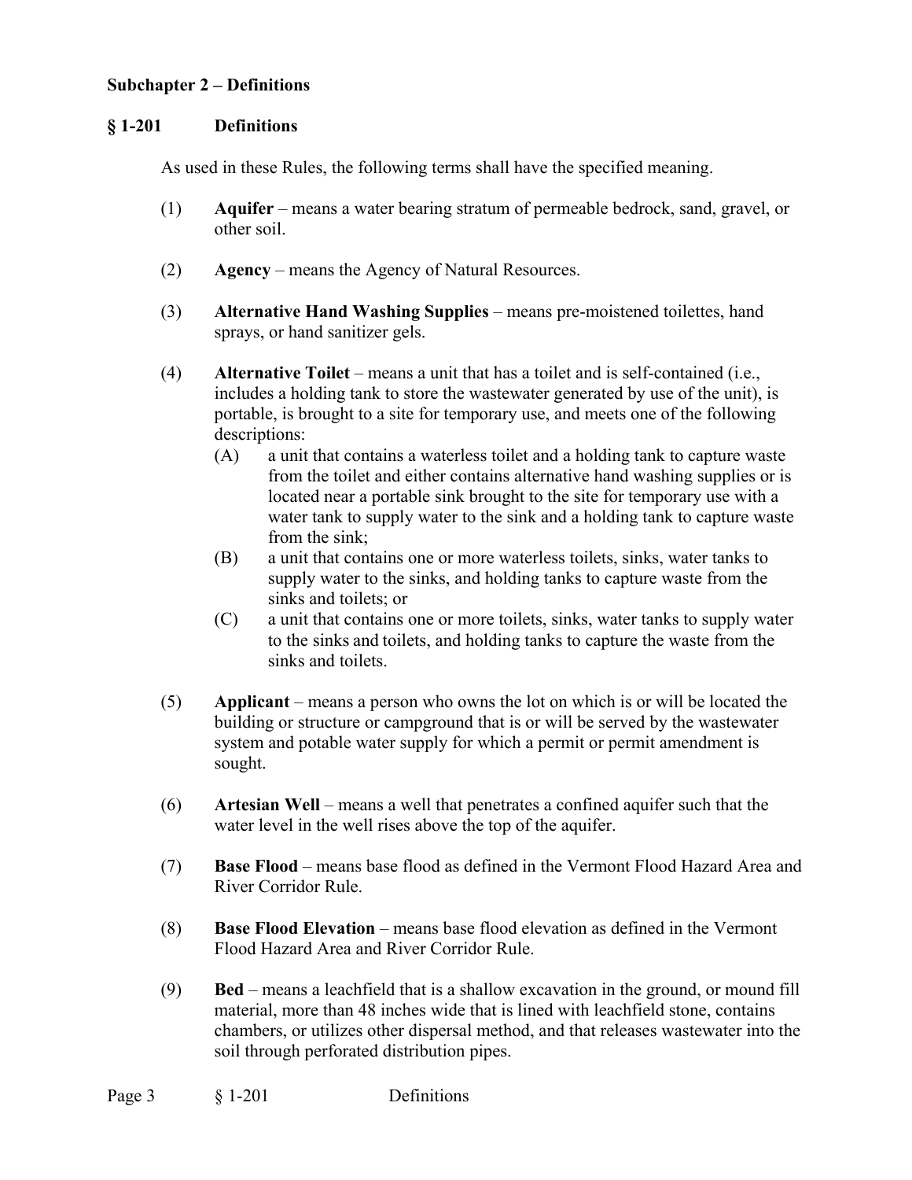## Subchapter 2 – Definitions

### § 1-201 Definitions

As used in these Rules, the following terms shall have the specified meaning.

(1) **Aquifer** – means a water bearing stratum of permeable bedrock, sand, gravel, or other soil.

(2) **Agency** – means the Agency of Natural Resources.

(3) **Alternative Hand Washing Supplies** – means pre-moistened toilettes, hand sprays, or hand sanitizer gels.

(4) **Alternative Toilet** – means a unit that has a toilet and is self-contained (i.e., includes a holding tank to store the wastewater generated by use of the unit), is portable, is brought to a site for temporary use, and meets one of the following descriptions:

- (A) a unit that contains a waterless toilet and a holding tank to capture waste from the toilet and either contains alternative hand washing supplies or is located near a portable sink brought to the site for temporary use with a water tank to supply water to the sink and a holding tank to capture waste from the sink;
- (B) a unit that contains one or more waterless toilets, sinks, water tanks to supply water to the sinks, and holding tanks to capture waste from the sinks and toilets; or
- (C) a unit that contains one or more toilets, sinks, water tanks to supply water to the sinks and toilets, and holding tanks to capture the waste from the sinks and toilets.

(5) **Applicant** – means a person who owns the lot on which is or will be located the building or structure or campground that is or will be served by the wastewater system and potable water supply for which a permit or permit amendment is sought.

(6) **Artesian Well** – means a well that penetrates a confined aquifer such that the water level in the well rises above the top of the aquifer.

(7) **Base Flood** – means base flood as defined in the Vermont Flood Hazard Area and River Corridor Rule.

(8) **Base Flood Elevation** – means base flood elevation as defined in the Vermont Flood Hazard Area and River Corridor Rule.

(9) **Bed** – means a leachfield that is a shallow excavation in the ground, or mound fill material, more than 48 inches wide that is lined with leachfield stone, contains chambers, or utilizes other dispersal method, and that releases wastewater into the soil through perforated distribution pipes.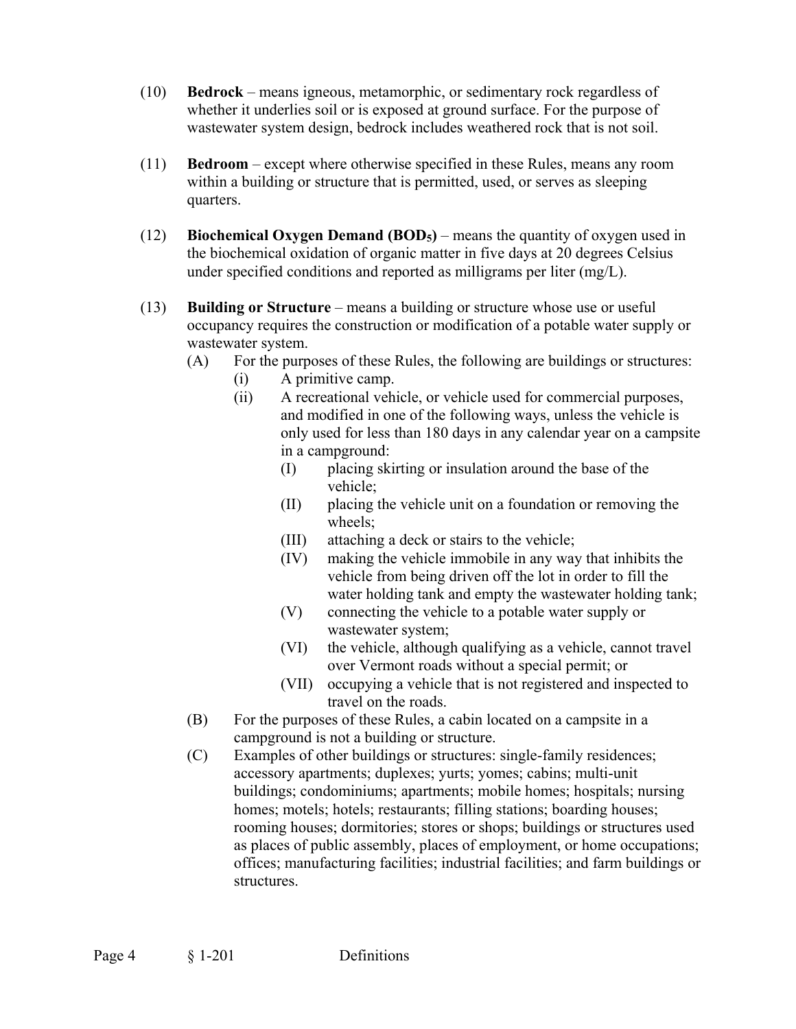(10) **Bedrock** – means igneous, metamorphic, or sedimentary rock regardless of whether it underlies soil or is exposed at ground surface. For the purpose of wastewater system design, bedrock includes weathered rock that is not soil.

(11) **Bedroom** – except where otherwise specified in these Rules, means any room within a building or structure that is permitted, used, or serves as sleeping quarters.

(12) **Biochemical Oxygen Demand ($BOD_5$)** – means the quantity of oxygen used in the biochemical oxidation of organic matter in five days at 20 degrees Celsius under specified conditions and reported as milligrams per liter (mg/L).

(13) **Building or Structure** – means a building or structure whose use or useful occupancy requires the construction or modification of a potable water supply or wastewater system.

- (A) For the purposes of these Rules, the following are buildings or structures:
  - (i) A primitive camp.
  - (ii) A recreational vehicle, or vehicle used for commercial purposes, and modified in one of the following ways, unless the vehicle is only used for less than 180 days in any calendar year on a campsite in a campground:
    - (I) placing skirting or insulation around the base of the vehicle;
    - (II) placing the vehicle unit on a foundation or removing the wheels;
    - (III) attaching a deck or stairs to the vehicle;
    - (IV) making the vehicle immobile in any way that inhibits the vehicle from being driven off the lot in order to fill the water holding tank and empty the wastewater holding tank;
    - (V) connecting the vehicle to a potable water supply or wastewater system;
    - (VI) the vehicle, although qualifying as a vehicle, cannot travel over Vermont roads without a special permit; or
    - (VII) occupying a vehicle that is not registered and inspected to travel on the roads.
- (B) For the purposes of these Rules, a cabin located on a campsite in a campground is not a building or structure.
- (C) Examples of other buildings or structures: single-family residences; accessory apartments; duplexes; yurts; yomes; cabins; multi-unit buildings; condominiums; apartments; mobile homes; hospitals; nursing homes; motels; hotels; restaurants; filling stations; boarding houses; rooming houses; dormitories; stores or shops; buildings or structures used as places of public assembly, places of employment, or home occupations; offices; manufacturing facilities; industrial facilities; and farm buildings or structures.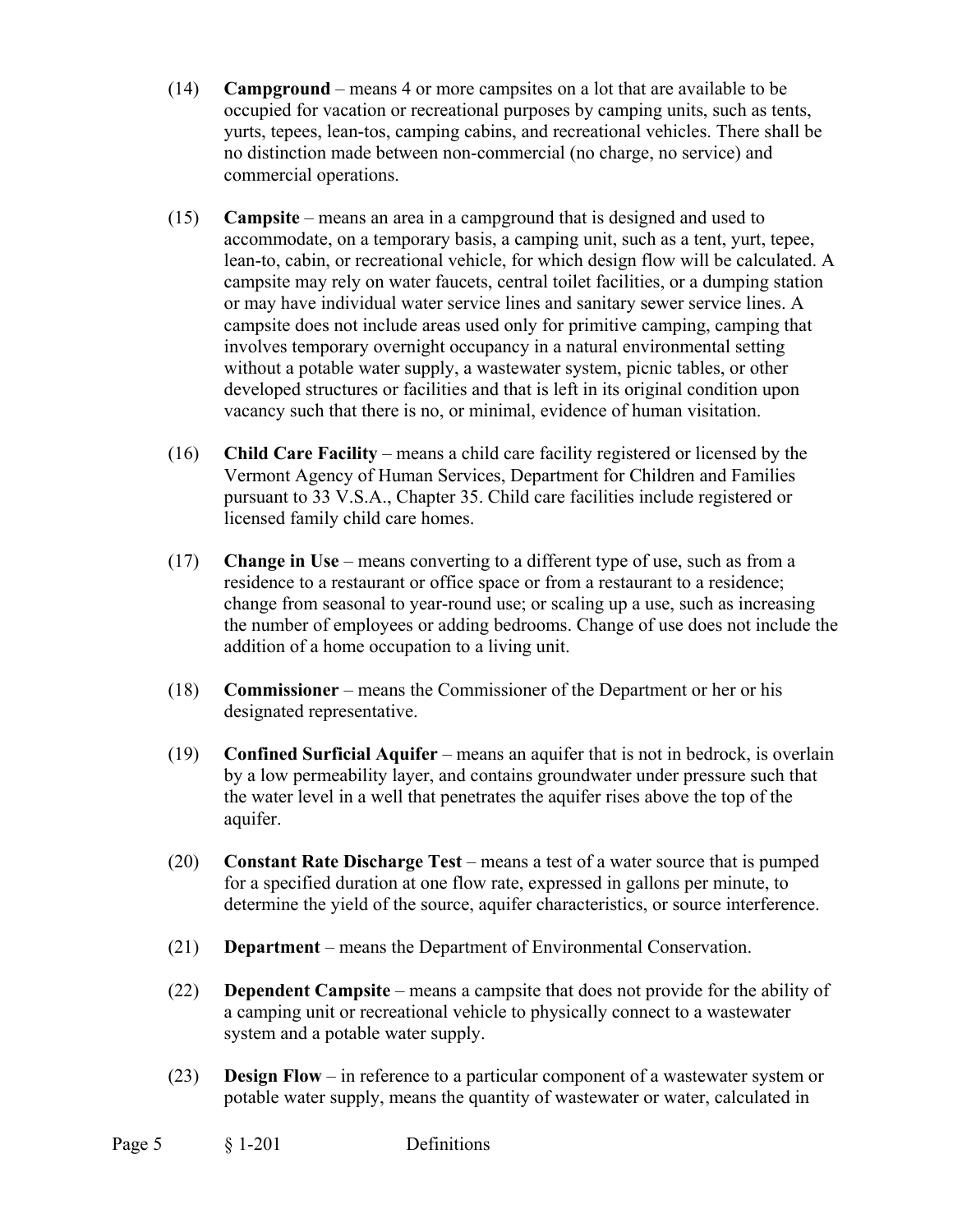(14) **Campground** – means 4 or more campsites on a lot that are available to be occupied for vacation or recreational purposes by camping units, such as tents, yurts, tepees, lean-tos, camping cabins, and recreational vehicles. There shall be no distinction made between non-commercial (no charge, no service) and commercial operations.

(15) **Campsite** – means an area in a campground that is designed and used to accommodate, on a temporary basis, a camping unit, such as a tent, yurt, tepee, lean-to, cabin, or recreational vehicle, for which design flow will be calculated. A campsite may rely on water faucets, central toilet facilities, or a dumping station or may have individual water service lines and sanitary sewer service lines. A campsite does not include areas used only for primitive camping, camping that involves temporary overnight occupancy in a natural environmental setting without a potable water supply, a wastewater system, picnic tables, or other developed structures or facilities and that is left in its original condition upon vacancy such that there is no, or minimal, evidence of human visitation.

(16) **Child Care Facility** – means a child care facility registered or licensed by the Vermont Agency of Human Services, Department for Children and Families pursuant to 33 V.S.A., Chapter 35. Child care facilities include registered or licensed family child care homes.

(17) **Change in Use** – means converting to a different type of use, such as from a residence to a restaurant or office space or from a restaurant to a residence; change from seasonal to year-round use; or scaling up a use, such as increasing the number of employees or adding bedrooms. Change of use does not include the addition of a home occupation to a living unit.

(18) **Commissioner** – means the Commissioner of the Department or her or his designated representative.

(19) **Confined Surficial Aquifer** – means an aquifer that is not in bedrock, is overlain by a low permeability layer, and contains groundwater under pressure such that the water level in a well that penetrates the aquifer rises above the top of the aquifer.

(20) **Constant Rate Discharge Test** – means a test of a water source that is pumped for a specified duration at one flow rate, expressed in gallons per minute, to determine the yield of the source, aquifer characteristics, or source interference.

(21) **Department** – means the Department of Environmental Conservation.

(22) **Dependent Campsite** – means a campsite that does not provide for the ability of a camping unit or recreational vehicle to physically connect to a wastewater system and a potable water supply.

(23) **Design Flow** – in reference to a particular component of a wastewater system or potable water supply, means the quantity of wastewater or water, calculated in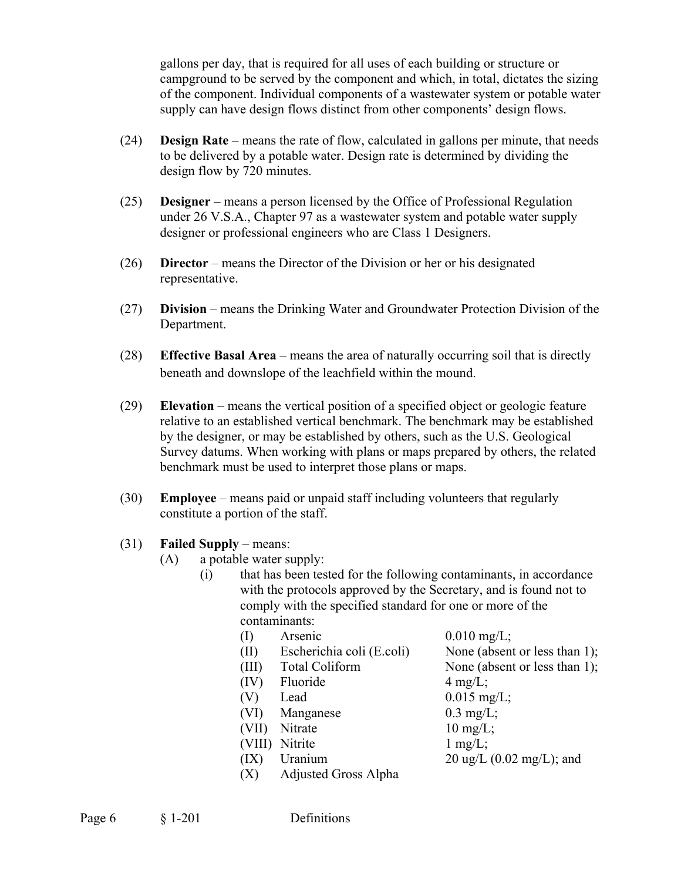gallons per day, that is required for all uses of each building or structure or campground to be served by the component and which, in total, dictates the sizing of the component. Individual components of a wastewater system or potable water supply can have design flows distinct from other components' design flows.

(24) **Design Rate** – means the rate of flow, calculated in gallons per minute, that needs to be delivered by a potable water. Design rate is determined by dividing the design flow by 720 minutes.

(25) **Designer** – means a person licensed by the Office of Professional Regulation under 26 V.S.A., Chapter 97 as a wastewater system and potable water supply designer or professional engineers who are Class 1 Designers.

(26) **Director** – means the Director of the Division or her or his designated representative.

(27) **Division** – means the Drinking Water and Groundwater Protection Division of the Department.

(28) **Effective Basal Area** – means the area of naturally occurring soil that is directly beneath and downslope of the leachfield within the mound.

(29) **Elevation** – means the vertical position of a specified object or geologic feature relative to an established vertical benchmark. The benchmark may be established by the designer, or may be established by others, such as the U.S. Geological Survey datums. When working with plans or maps prepared by others, the related benchmark must be used to interpret those plans or maps.

(30) **Employee** – means paid or unpaid staff including volunteers that regularly constitute a portion of the staff.

(31) **Failed Supply** – means:

(A) a potable water supply:

(i) that has been tested for the following contaminants, in accordance with the protocols approved by the Secretary, and is found not to comply with the specified standard for one or more of the contaminants:

| | | |
|---|---|---|
| (I) | Arsenic | 0.010 mg/L; |
| (II) | Escherichia coli (E.coli) | None (absent or less than 1); |
| (III) | Total Coliform | None (absent or less than 1); |
| (IV) | Fluoride | 4 mg/L; |
| (V) | Lead | 0.015 mg/L; |
| (VI) | Manganese | 0.3 mg/L; |
| (VII) | Nitrate | 10 mg/L; |
| (VIII) | Nitrite | 1 mg/L; |
| (IX) | Uranium | 20 ug/L (0.02 mg/L); and |
| (X) | Adjusted Gross Alpha | |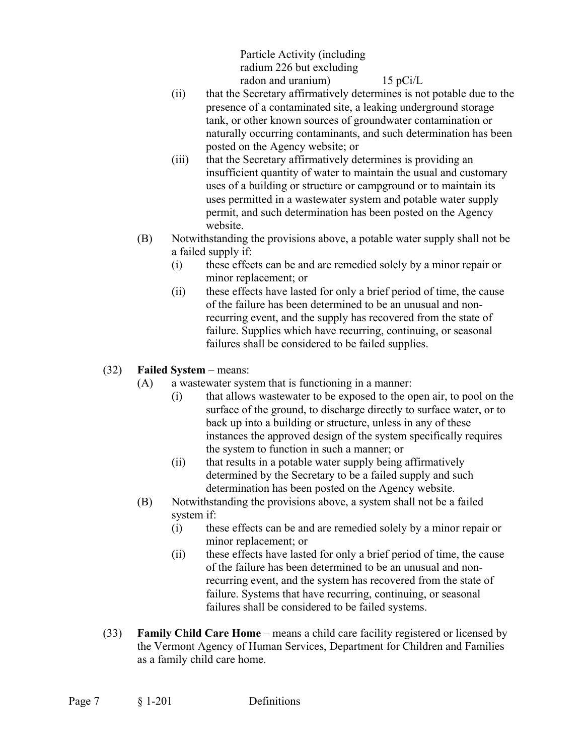Particle Activity (including radium 226 but excluding radon and uranium) 15 pCi/L

(ii) that the Secretary affirmatively determines is not potable due to the presence of a contaminated site, a leaking underground storage tank, or other known sources of groundwater contamination or naturally occurring contaminants, and such determination has been posted on the Agency website; or

(iii) that the Secretary affirmatively determines is providing an insufficient quantity of water to maintain the usual and customary uses of a building or structure or campground or to maintain its uses permitted in a wastewater system and potable water supply permit, and such determination has been posted on the Agency website.

(B) Notwithstanding the provisions above, a potable water supply shall not be a failed supply if:

(i) these effects can be and are remedied solely by a minor repair or minor replacement; or

(ii) these effects have lasted for only a brief period of time, the cause of the failure has been determined to be an unusual and non-recurring event, and the supply has recovered from the state of failure. Supplies which have recurring, continuing, or seasonal failures shall be considered to be failed supplies.

(32) **Failed System** – means:

(A) a wastewater system that is functioning in a manner:

(i) that allows wastewater to be exposed to the open air, to pool on the surface of the ground, to discharge directly to surface water, or to back up into a building or structure, unless in any of these instances the approved design of the system specifically requires the system to function in such a manner; or

(ii) that results in a potable water supply being affirmatively determined by the Secretary to be a failed supply and such determination has been posted on the Agency website.

(B) Notwithstanding the provisions above, a system shall not be a failed system if:

(i) these effects can be and are remedied solely by a minor repair or minor replacement; or

(ii) these effects have lasted for only a brief period of time, the cause of the failure has been determined to be an unusual and non-recurring event, and the system has recovered from the state of failure. Systems that have recurring, continuing, or seasonal failures shall be considered to be failed systems.

(33) **Family Child Care Home** – means a child care facility registered or licensed by the Vermont Agency of Human Services, Department for Children and Families as a family child care home.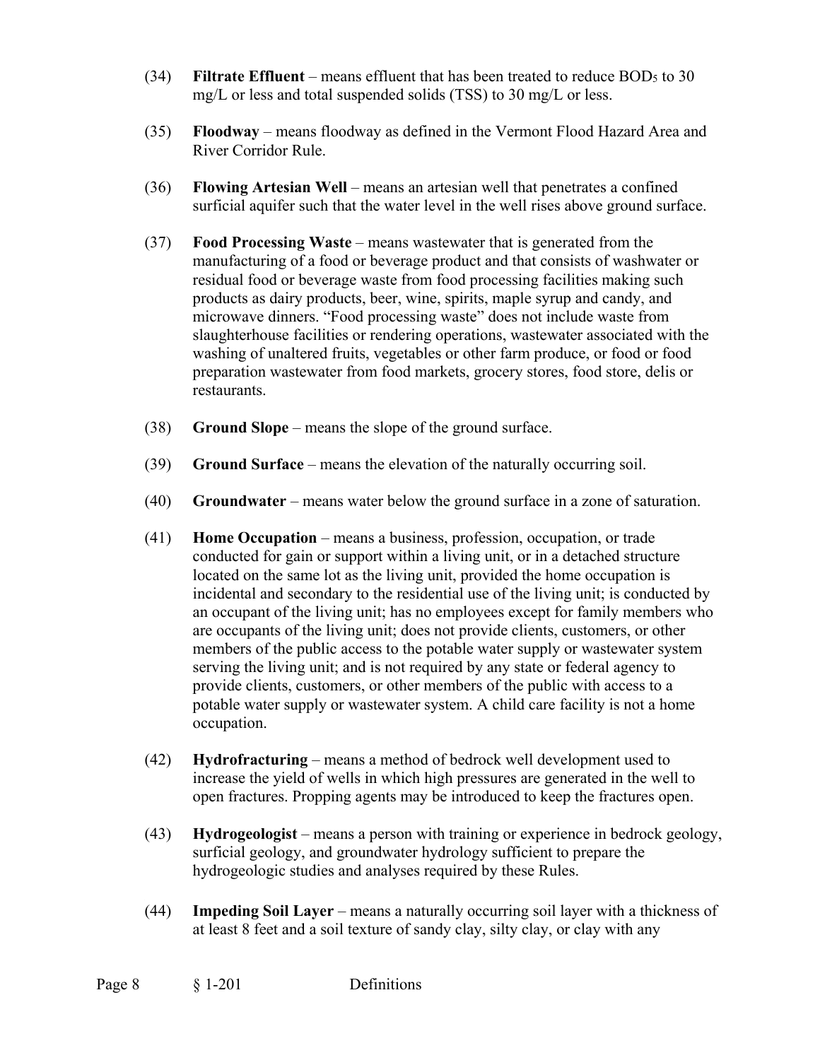(34) **Filtrate Effluent** – means effluent that has been treated to reduce $BOD_5$ to 30 mg/L or less and total suspended solids (TSS) to 30 mg/L or less.

(35) **Floodway** – means floodway as defined in the Vermont Flood Hazard Area and River Corridor Rule.

(36) **Flowing Artesian Well** – means an artesian well that penetrates a confined surficial aquifer such that the water level in the well rises above ground surface.

(37) **Food Processing Waste** – means wastewater that is generated from the manufacturing of a food or beverage product and that consists of washwater or residual food or beverage waste from food processing facilities making such products as dairy products, beer, wine, spirits, maple syrup and candy, and microwave dinners. "Food processing waste" does not include waste from slaughterhouse facilities or rendering operations, wastewater associated with the washing of unaltered fruits, vegetables or other farm produce, or food or food preparation wastewater from food markets, grocery stores, food store, delis or restaurants.

(38) **Ground Slope** – means the slope of the ground surface.

(39) **Ground Surface** – means the elevation of the naturally occurring soil.

(40) **Groundwater** – means water below the ground surface in a zone of saturation.

(41) **Home Occupation** – means a business, profession, occupation, or trade conducted for gain or support within a living unit, or in a detached structure located on the same lot as the living unit, provided the home occupation is incidental and secondary to the residential use of the living unit; is conducted by an occupant of the living unit; has no employees except for family members who are occupants of the living unit; does not provide clients, customers, or other members of the public access to the potable water supply or wastewater system serving the living unit; and is not required by any state or federal agency to provide clients, customers, or other members of the public with access to a potable water supply or wastewater system. A child care facility is not a home occupation.

(42) **Hydrofracturing** – means a method of bedrock well development used to increase the yield of wells in which high pressures are generated in the well to open fractures. Propping agents may be introduced to keep the fractures open.

(43) **Hydrogeologist** – means a person with training or experience in bedrock geology, surficial geology, and groundwater hydrology sufficient to prepare the hydrogeologic studies and analyses required by these Rules.

(44) **Impeding Soil Layer** – means a naturally occurring soil layer with a thickness of at least 8 feet and a soil texture of sandy clay, silty clay, or clay with any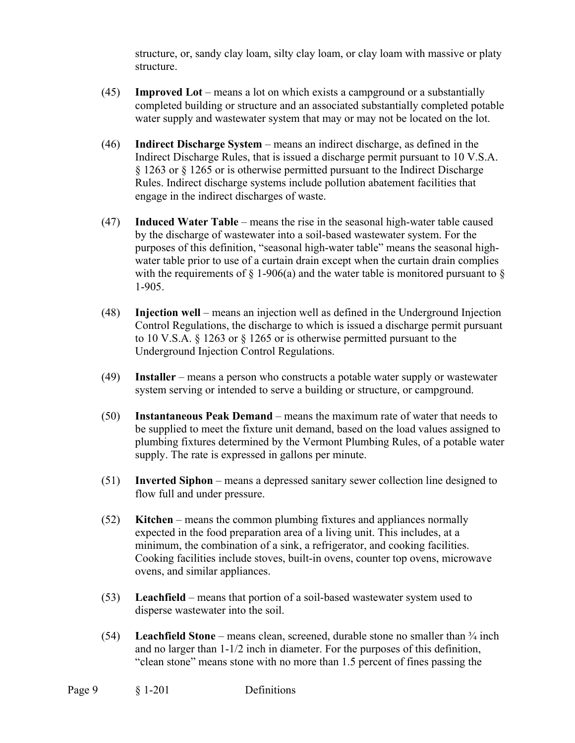structure, or, sandy clay loam, silty clay loam, or clay loam with massive or platy structure.

(45) **Improved Lot** – means a lot on which exists a campground or a substantially completed building or structure and an associated substantially completed potable water supply and wastewater system that may or may not be located on the lot.

(46) **Indirect Discharge System** – means an indirect discharge, as defined in the Indirect Discharge Rules, that is issued a discharge permit pursuant to 10 V.S.A. § 1263 or § 1265 or is otherwise permitted pursuant to the Indirect Discharge Rules. Indirect discharge systems include pollution abatement facilities that engage in the indirect discharges of waste.

(47) **Induced Water Table** – means the rise in the seasonal high-water table caused by the discharge of wastewater into a soil-based wastewater system. For the purposes of this definition, "seasonal high-water table" means the seasonal high-water table prior to use of a curtain drain except when the curtain drain complies with the requirements of § 1-906(a) and the water table is monitored pursuant to § 1-905.

(48) **Injection well** – means an injection well as defined in the Underground Injection Control Regulations, the discharge to which is issued a discharge permit pursuant to 10 V.S.A. § 1263 or § 1265 or is otherwise permitted pursuant to the Underground Injection Control Regulations.

(49) **Installer** – means a person who constructs a potable water supply or wastewater system serving or intended to serve a building or structure, or campground.

(50) **Instantaneous Peak Demand** – means the maximum rate of water that needs to be supplied to meet the fixture unit demand, based on the load values assigned to plumbing fixtures determined by the Vermont Plumbing Rules, of a potable water supply. The rate is expressed in gallons per minute.

(51) **Inverted Siphon** – means a depressed sanitary sewer collection line designed to flow full and under pressure.

(52) **Kitchen** – means the common plumbing fixtures and appliances normally expected in the food preparation area of a living unit. This includes, at a minimum, the combination of a sink, a refrigerator, and cooking facilities. Cooking facilities include stoves, built-in ovens, counter top ovens, microwave ovens, and similar appliances.

(53) **Leachfield** – means that portion of a soil-based wastewater system used to disperse wastewater into the soil.

(54) **Leachfield Stone** – means clean, screened, durable stone no smaller than ¾ inch and no larger than 1-1/2 inch in diameter. For the purposes of this definition, "clean stone" means stone with no more than 1.5 percent of fines passing the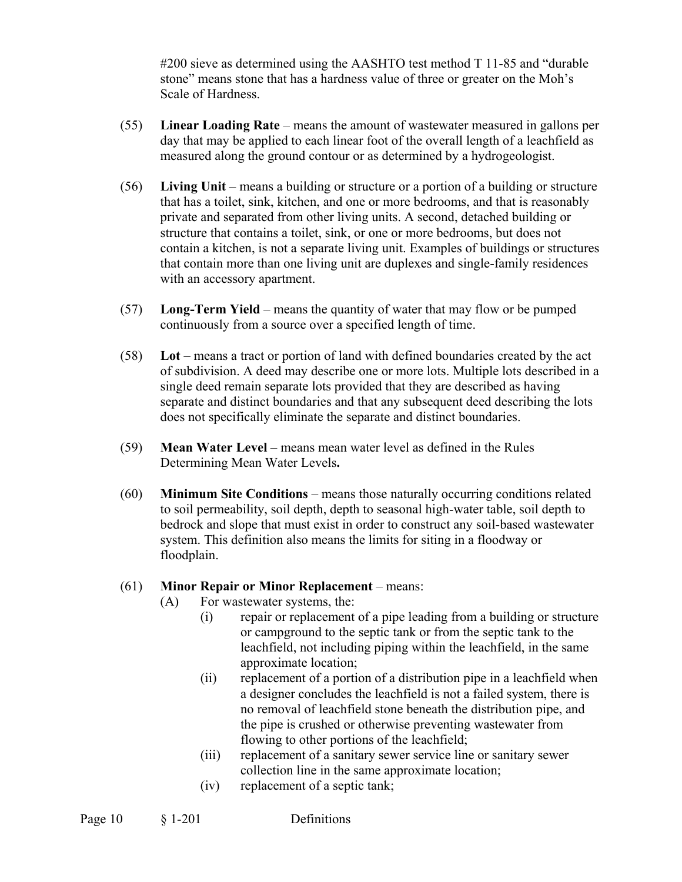#200 sieve as determined using the AASHTO test method T 11-85 and “durable stone” means stone that has a hardness value of three or greater on the Moh’s Scale of Hardness.

(55) **Linear Loading Rate** – means the amount of wastewater measured in gallons per day that may be applied to each linear foot of the overall length of a leachfield as measured along the ground contour or as determined by a hydrogeologist.

(56) **Living Unit** – means a building or structure or a portion of a building or structure that has a toilet, sink, kitchen, and one or more bedrooms, and that is reasonably private and separated from other living units. A second, detached building or structure that contains a toilet, sink, or one or more bedrooms, but does not contain a kitchen, is not a separate living unit. Examples of buildings or structures that contain more than one living unit are duplexes and single-family residences with an accessory apartment.

(57) **Long-Term Yield** – means the quantity of water that may flow or be pumped continuously from a source over a specified length of time.

(58) **Lot** – means a tract or portion of land with defined boundaries created by the act of subdivision. A deed may describe one or more lots. Multiple lots described in a single deed remain separate lots provided that they are described as having separate and distinct boundaries and that any subsequent deed describing the lots does not specifically eliminate the separate and distinct boundaries.

(59) **Mean Water Level** – means mean water level as defined in the Rules Determining Mean Water Levels**.**

(60) **Minimum Site Conditions** – means those naturally occurring conditions related to soil permeability, soil depth, depth to seasonal high-water table, soil depth to bedrock and slope that must exist in order to construct any soil-based wastewater system. This definition also means the limits for siting in a floodway or floodplain.

(61) **Minor Repair or Minor Replacement** – means:
- (A) For wastewater systems, the:
  - (i) repair or replacement of a pipe leading from a building or structure or campground to the septic tank or from the septic tank to the leachfield, not including piping within the leachfield, in the same approximate location;
  - (ii) replacement of a portion of a distribution pipe in a leachfield when a designer concludes the leachfield is not a failed system, there is no removal of leachfield stone beneath the distribution pipe, and the pipe is crushed or otherwise preventing wastewater from flowing to other portions of the leachfield;
  - (iii) replacement of a sanitary sewer service line or sanitary sewer collection line in the same approximate location;
  - (iv) replacement of a septic tank;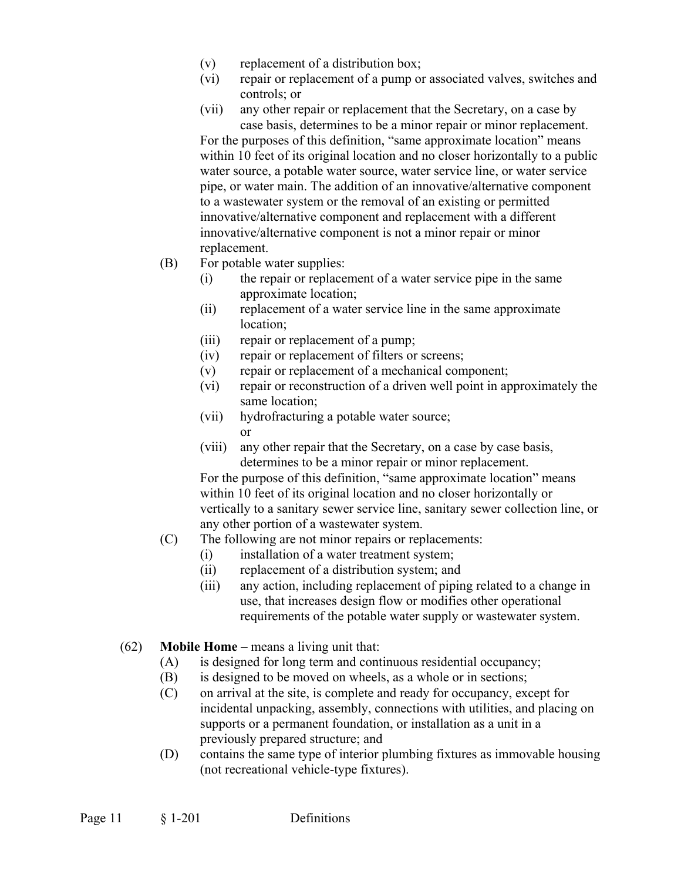- (v) replacement of a distribution box;
- (vi) repair or replacement of a pump or associated valves, switches and controls; or
- (vii) any other repair or replacement that the Secretary, on a case by case basis, determines to be a minor repair or minor replacement.

For the purposes of this definition, "same approximate location" means within 10 feet of its original location and no closer horizontally to a public water source, a potable water source, water service line, or water service pipe, or water main. The addition of an innovative/alternative component to a wastewater system or the removal of an existing or permitted innovative/alternative component and replacement with a different innovative/alternative component is not a minor repair or minor replacement.

(B) For potable water supplies:

- (i) the repair or replacement of a water service pipe in the same approximate location;
- (ii) replacement of a water service line in the same approximate location;
- (iii) repair or replacement of a pump;
- (iv) repair or replacement of filters or screens;
- (v) repair or replacement of a mechanical component;
- (vi) repair or reconstruction of a driven well point in approximately the same location;
- (vii) hydrofracturing a potable water source; or
- (viii) any other repair that the Secretary, on a case by case basis, determines to be a minor repair or minor replacement.

For the purpose of this definition, "same approximate location" means within 10 feet of its original location and no closer horizontally or vertically to a sanitary sewer service line, sanitary sewer collection line, or any other portion of a wastewater system.

(C) The following are not minor repairs or replacements:

- (i) installation of a water treatment system;
- (ii) replacement of a distribution system; and
- (iii) any action, including replacement of piping related to a change in use, that increases design flow or modifies other operational requirements of the potable water supply or wastewater system.

(62) **Mobile Home** – means a living unit that:

- (A) is designed for long term and continuous residential occupancy;
- (B) is designed to be moved on wheels, as a whole or in sections;
- (C) on arrival at the site, is complete and ready for occupancy, except for incidental unpacking, assembly, connections with utilities, and placing on supports or a permanent foundation, or installation as a unit in a previously prepared structure; and
- (D) contains the same type of interior plumbing fixtures as immovable housing (not recreational vehicle-type fixtures).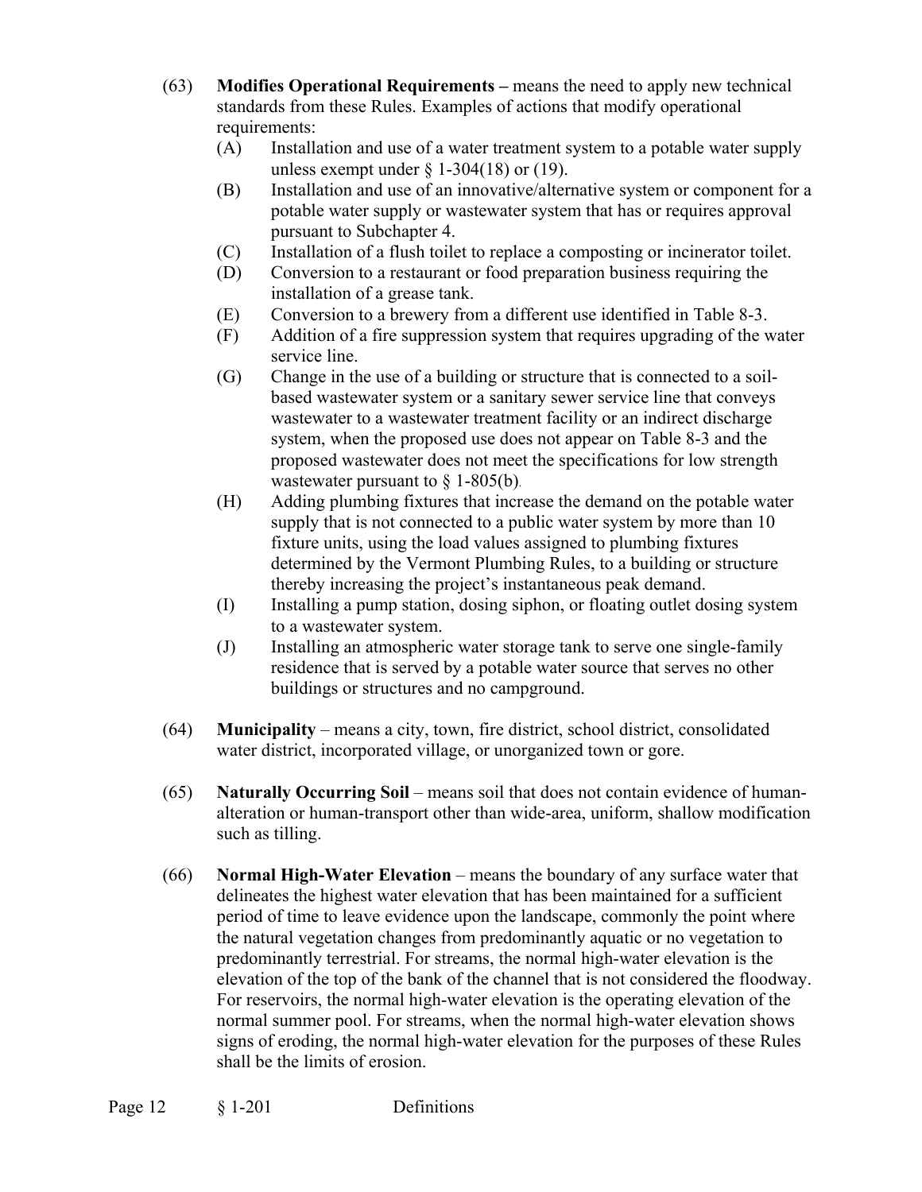(63) **Modifies Operational Requirements –** means the need to apply new technical standards from these Rules. Examples of actions that modify operational requirements:

- (A) Installation and use of a water treatment system to a potable water supply unless exempt under § 1-304(18) or (19).
- (B) Installation and use of an innovative/alternative system or component for a potable water supply or wastewater system that has or requires approval pursuant to Subchapter 4.
- (C) Installation of a flush toilet to replace a composting or incinerator toilet.
- (D) Conversion to a restaurant or food preparation business requiring the installation of a grease tank.
- (E) Conversion to a brewery from a different use identified in Table 8-3.
- (F) Addition of a fire suppression system that requires upgrading of the water service line.
- (G) Change in the use of a building or structure that is connected to a soil-based wastewater system or a sanitary sewer service line that conveys wastewater to a wastewater treatment facility or an indirect discharge system, when the proposed use does not appear on Table 8-3 and the proposed wastewater does not meet the specifications for low strength wastewater pursuant to § 1-805(b).
- (H) Adding plumbing fixtures that increase the demand on the potable water supply that is not connected to a public water system by more than 10 fixture units, using the load values assigned to plumbing fixtures determined by the Vermont Plumbing Rules, to a building or structure thereby increasing the project's instantaneous peak demand.
- (I) Installing a pump station, dosing siphon, or floating outlet dosing system to a wastewater system.
- (J) Installing an atmospheric water storage tank to serve one single-family residence that is served by a potable water source that serves no other buildings or structures and no campground.

(64) **Municipality** – means a city, town, fire district, school district, consolidated water district, incorporated village, or unorganized town or gore.

(65) **Naturally Occurring Soil** – means soil that does not contain evidence of human-alteration or human-transport other than wide-area, uniform, shallow modification such as tilling.

(66) **Normal High-Water Elevation** – means the boundary of any surface water that delineates the highest water elevation that has been maintained for a sufficient period of time to leave evidence upon the landscape, commonly the point where the natural vegetation changes from predominantly aquatic or no vegetation to predominantly terrestrial. For streams, the normal high-water elevation is the elevation of the top of the bank of the channel that is not considered the floodway. For reservoirs, the normal high-water elevation is the operating elevation of the normal summer pool. For streams, when the normal high-water elevation shows signs of eroding, the normal high-water elevation for the purposes of these Rules shall be the limits of erosion.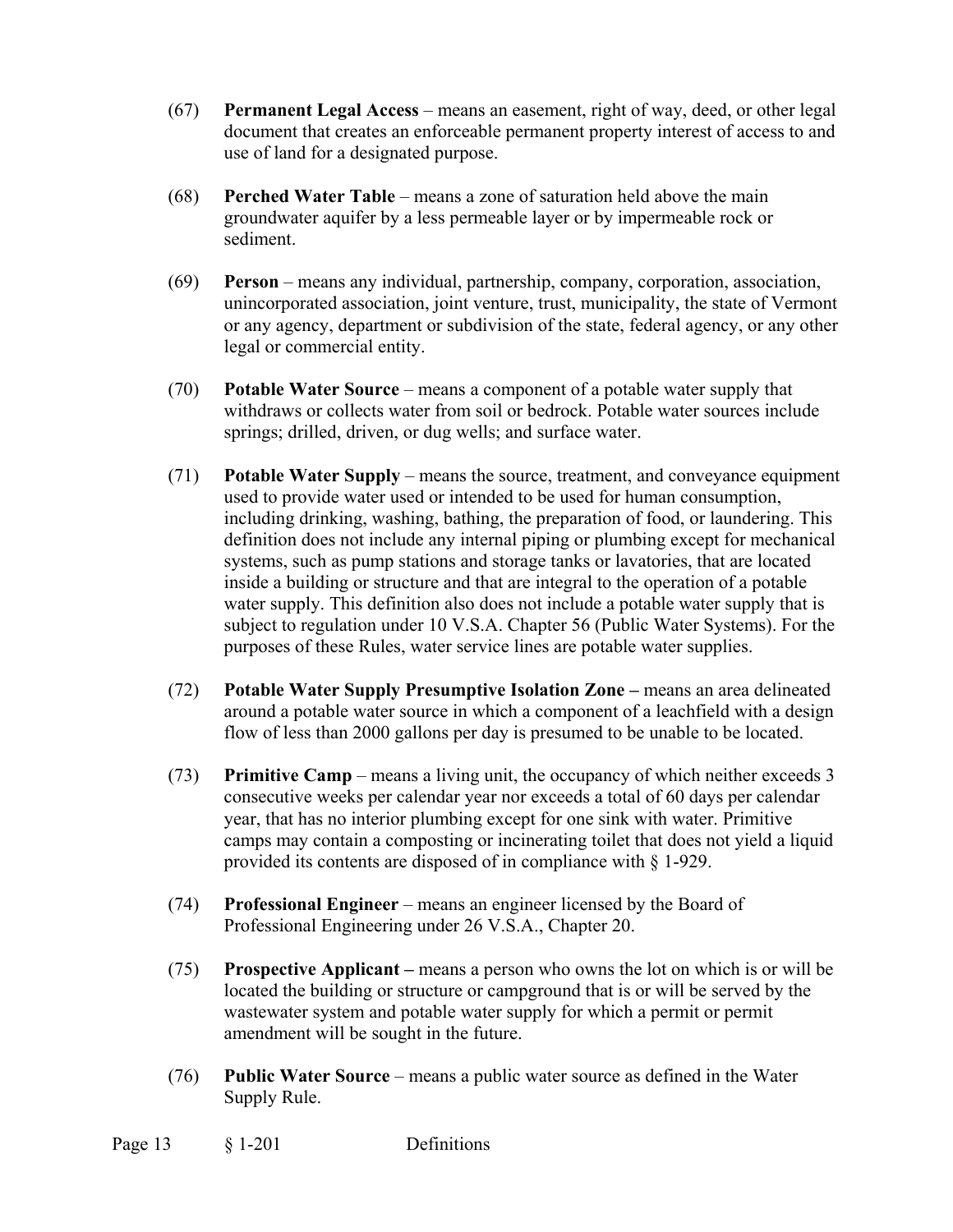(67) **Permanent Legal Access** – means an easement, right of way, deed, or other legal document that creates an enforceable permanent property interest of access to and use of land for a designated purpose.

(68) **Perched Water Table** – means a zone of saturation held above the main groundwater aquifer by a less permeable layer or by impermeable rock or sediment.

(69) **Person** – means any individual, partnership, company, corporation, association, unincorporated association, joint venture, trust, municipality, the state of Vermont or any agency, department or subdivision of the state, federal agency, or any other legal or commercial entity.

(70) **Potable Water Source** – means a component of a potable water supply that withdraws or collects water from soil or bedrock. Potable water sources include springs; drilled, driven, or dug wells; and surface water.

(71) **Potable Water Supply** – means the source, treatment, and conveyance equipment used to provide water used or intended to be used for human consumption, including drinking, washing, bathing, the preparation of food, or laundering. This definition does not include any internal piping or plumbing except for mechanical systems, such as pump stations and storage tanks or lavatories, that are located inside a building or structure and that are integral to the operation of a potable water supply. This definition also does not include a potable water supply that is subject to regulation under 10 V.S.A. Chapter 56 (Public Water Systems). For the purposes of these Rules, water service lines are potable water supplies.

(72) **Potable Water Supply Presumptive Isolation Zone –** means an area delineated around a potable water source in which a component of a leachfield with a design flow of less than 2000 gallons per day is presumed to be unable to be located.

(73) **Primitive Camp** – means a living unit, the occupancy of which neither exceeds 3 consecutive weeks per calendar year nor exceeds a total of 60 days per calendar year, that has no interior plumbing except for one sink with water. Primitive camps may contain a composting or incinerating toilet that does not yield a liquid provided its contents are disposed of in compliance with § 1-929.

(74) **Professional Engineer** – means an engineer licensed by the Board of Professional Engineering under 26 V.S.A., Chapter 20.

(75) **Prospective Applicant –** means a person who owns the lot on which is or will be located the building or structure or campground that is or will be served by the wastewater system and potable water supply for which a permit or permit amendment will be sought in the future.

(76) **Public Water Source** – means a public water source as defined in the Water Supply Rule.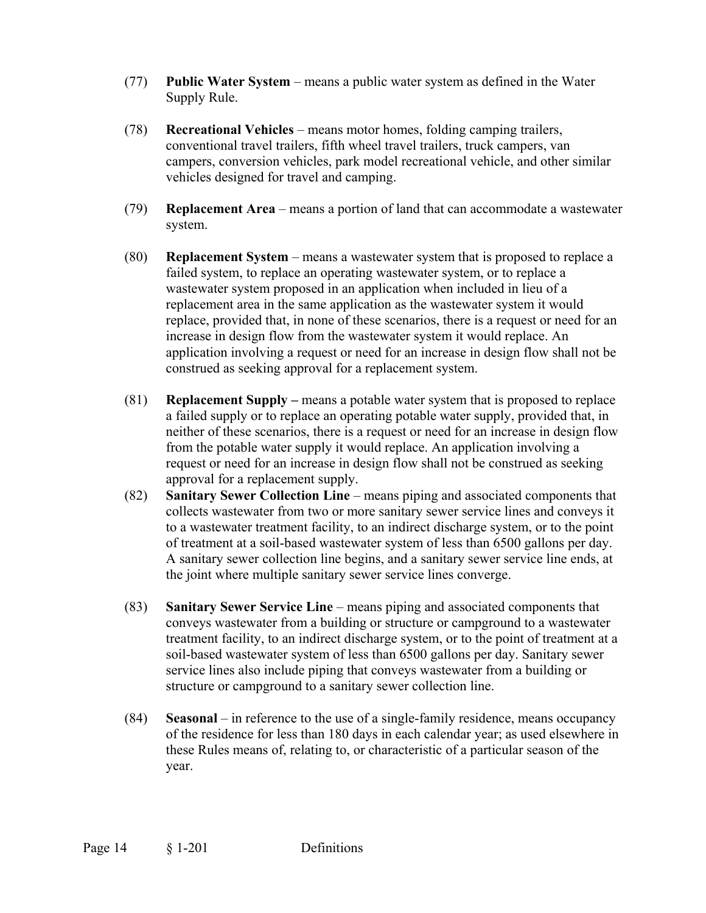(77) **Public Water System** – means a public water system as defined in the Water Supply Rule.

(78) **Recreational Vehicles** – means motor homes, folding camping trailers, conventional travel trailers, fifth wheel travel trailers, truck campers, van campers, conversion vehicles, park model recreational vehicle, and other similar vehicles designed for travel and camping.

(79) **Replacement Area** – means a portion of land that can accommodate a wastewater system.

(80) **Replacement System** – means a wastewater system that is proposed to replace a failed system, to replace an operating wastewater system, or to replace a wastewater system proposed in an application when included in lieu of a replacement area in the same application as the wastewater system it would replace, provided that, in none of these scenarios, there is a request or need for an increase in design flow from the wastewater system it would replace. An application involving a request or need for an increase in design flow shall not be construed as seeking approval for a replacement system.

(81) **Replacement Supply –** means a potable water system that is proposed to replace a failed supply or to replace an operating potable water supply, provided that, in neither of these scenarios, there is a request or need for an increase in design flow from the potable water supply it would replace. An application involving a request or need for an increase in design flow shall not be construed as seeking approval for a replacement supply.

(82) **Sanitary Sewer Collection Line** – means piping and associated components that collects wastewater from two or more sanitary sewer service lines and conveys it to a wastewater treatment facility, to an indirect discharge system, or to the point of treatment at a soil-based wastewater system of less than 6500 gallons per day. A sanitary sewer collection line begins, and a sanitary sewer service line ends, at the joint where multiple sanitary sewer service lines converge.

(83) **Sanitary Sewer Service Line** – means piping and associated components that conveys wastewater from a building or structure or campground to a wastewater treatment facility, to an indirect discharge system, or to the point of treatment at a soil-based wastewater system of less than 6500 gallons per day. Sanitary sewer service lines also include piping that conveys wastewater from a building or structure or campground to a sanitary sewer collection line.

(84) **Seasonal** – in reference to the use of a single-family residence, means occupancy of the residence for less than 180 days in each calendar year; as used elsewhere in these Rules means of, relating to, or characteristic of a particular season of the year.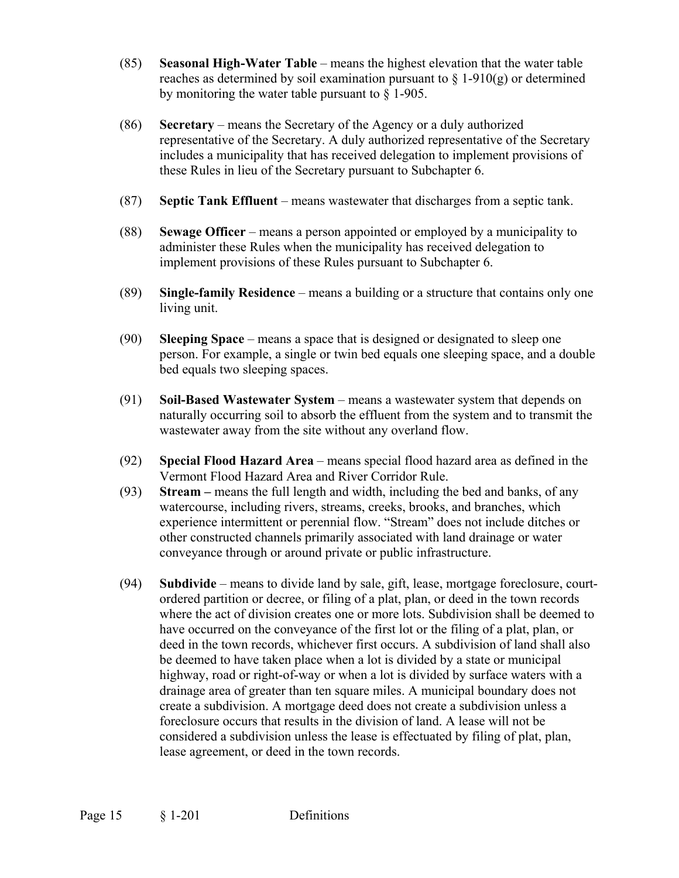(85) **Seasonal High-Water Table** – means the highest elevation that the water table reaches as determined by soil examination pursuant to § 1-910(g) or determined by monitoring the water table pursuant to § 1-905.

(86) **Secretary** – means the Secretary of the Agency or a duly authorized representative of the Secretary. A duly authorized representative of the Secretary includes a municipality that has received delegation to implement provisions of these Rules in lieu of the Secretary pursuant to Subchapter 6.

(87) **Septic Tank Effluent** – means wastewater that discharges from a septic tank.

(88) **Sewage Officer** – means a person appointed or employed by a municipality to administer these Rules when the municipality has received delegation to implement provisions of these Rules pursuant to Subchapter 6.

(89) **Single-family Residence** – means a building or a structure that contains only one living unit.

(90) **Sleeping Space** – means a space that is designed or designated to sleep one person. For example, a single or twin bed equals one sleeping space, and a double bed equals two sleeping spaces.

(91) **Soil-Based Wastewater System** – means a wastewater system that depends on naturally occurring soil to absorb the effluent from the system and to transmit the wastewater away from the site without any overland flow.

(92) **Special Flood Hazard Area** – means special flood hazard area as defined in the Vermont Flood Hazard Area and River Corridor Rule.

(93) **Stream –** means the full length and width, including the bed and banks, of any watercourse, including rivers, streams, creeks, brooks, and branches, which experience intermittent or perennial flow. "Stream" does not include ditches or other constructed channels primarily associated with land drainage or water conveyance through or around private or public infrastructure.

(94) **Subdivide** – means to divide land by sale, gift, lease, mortgage foreclosure, court-ordered partition or decree, or filing of a plat, plan, or deed in the town records where the act of division creates one or more lots. Subdivision shall be deemed to have occurred on the conveyance of the first lot or the filing of a plat, plan, or deed in the town records, whichever first occurs. A subdivision of land shall also be deemed to have taken place when a lot is divided by a state or municipal highway, road or right-of-way or when a lot is divided by surface waters with a drainage area of greater than ten square miles. A municipal boundary does not create a subdivision. A mortgage deed does not create a subdivision unless a foreclosure occurs that results in the division of land. A lease will not be considered a subdivision unless the lease is effectuated by filing of plat, plan, lease agreement, or deed in the town records.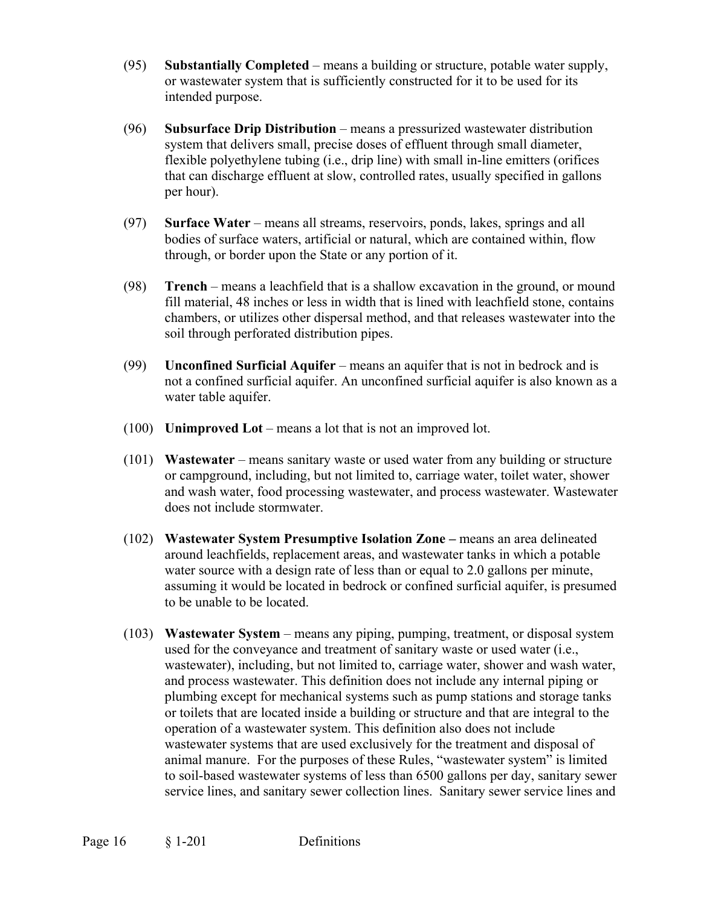(95) **Substantially Completed** – means a building or structure, potable water supply, or wastewater system that is sufficiently constructed for it to be used for its intended purpose.

(96) **Subsurface Drip Distribution** – means a pressurized wastewater distribution system that delivers small, precise doses of effluent through small diameter, flexible polyethylene tubing (i.e., drip line) with small in-line emitters (orifices that can discharge effluent at slow, controlled rates, usually specified in gallons per hour).

(97) **Surface Water** – means all streams, reservoirs, ponds, lakes, springs and all bodies of surface waters, artificial or natural, which are contained within, flow through, or border upon the State or any portion of it.

(98) **Trench** – means a leachfield that is a shallow excavation in the ground, or mound fill material, 48 inches or less in width that is lined with leachfield stone, contains chambers, or utilizes other dispersal method, and that releases wastewater into the soil through perforated distribution pipes.

(99) **Unconfined Surficial Aquifer** – means an aquifer that is not in bedrock and is not a confined surficial aquifer. An unconfined surficial aquifer is also known as a water table aquifer.

(100) **Unimproved Lot** – means a lot that is not an improved lot.

(101) **Wastewater** – means sanitary waste or used water from any building or structure or campground, including, but not limited to, carriage water, toilet water, shower and wash water, food processing wastewater, and process wastewater. Wastewater does not include stormwater.

(102) **Wastewater System Presumptive Isolation Zone –** means an area delineated around leachfields, replacement areas, and wastewater tanks in which a potable water source with a design rate of less than or equal to 2.0 gallons per minute, assuming it would be located in bedrock or confined surficial aquifer, is presumed to be unable to be located.

(103) **Wastewater System** – means any piping, pumping, treatment, or disposal system used for the conveyance and treatment of sanitary waste or used water (i.e., wastewater), including, but not limited to, carriage water, shower and wash water, and process wastewater. This definition does not include any internal piping or plumbing except for mechanical systems such as pump stations and storage tanks or toilets that are located inside a building or structure and that are integral to the operation of a wastewater system. This definition also does not include wastewater systems that are used exclusively for the treatment and disposal of animal manure. For the purposes of these Rules, "wastewater system" is limited to soil-based wastewater systems of less than 6500 gallons per day, sanitary sewer service lines, and sanitary sewer collection lines. Sanitary sewer service lines and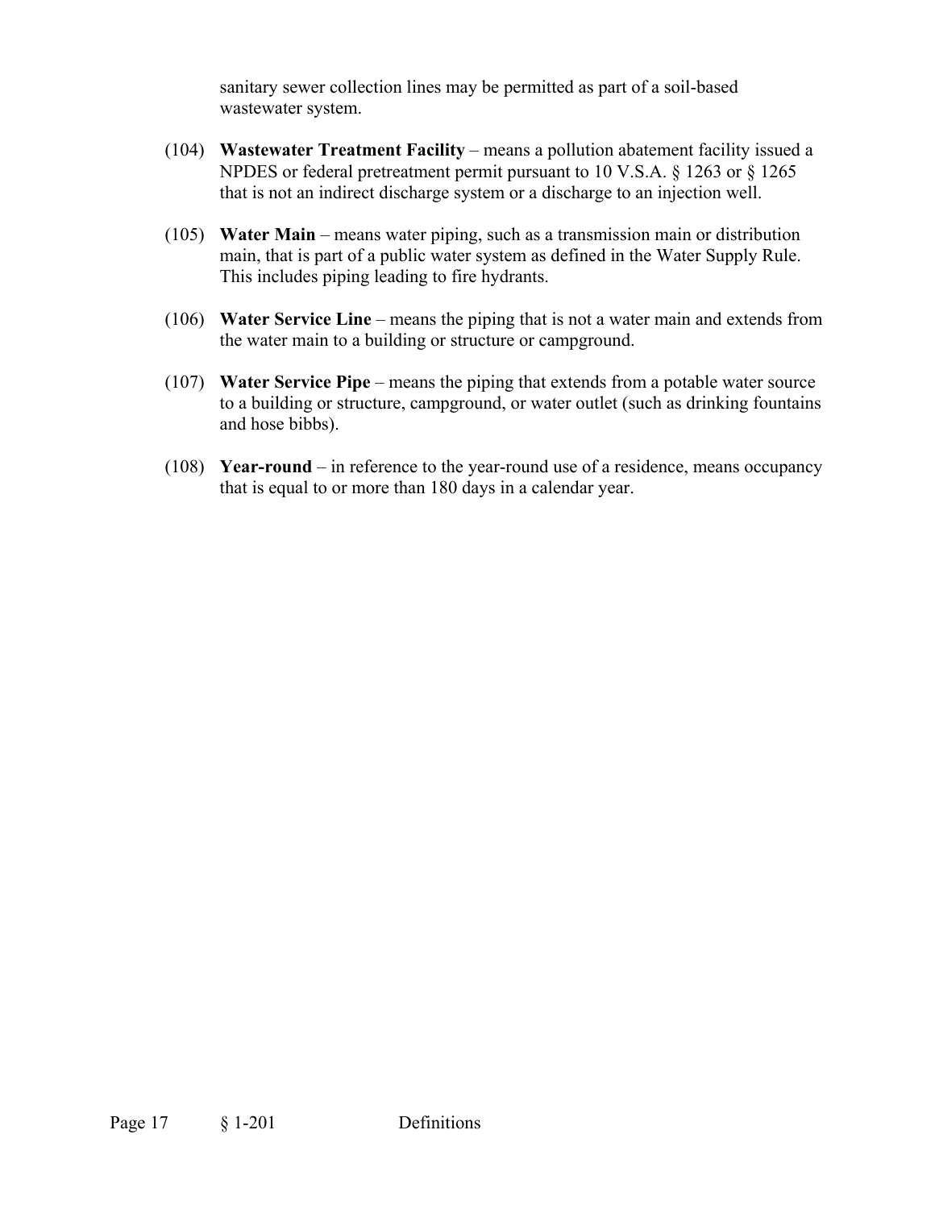sanitary sewer collection lines may be permitted as part of a soil-based wastewater system.

(104) **Wastewater Treatment Facility** – means a pollution abatement facility issued a NPDES or federal pretreatment permit pursuant to 10 V.S.A. § 1263 or § 1265 that is not an indirect discharge system or a discharge to an injection well.

(105) **Water Main** – means water piping, such as a transmission main or distribution main, that is part of a public water system as defined in the Water Supply Rule. This includes piping leading to fire hydrants.

(106) **Water Service Line** – means the piping that is not a water main and extends from the water main to a building or structure or campground.

(107) **Water Service Pipe** – means the piping that extends from a potable water source to a building or structure, campground, or water outlet (such as drinking fountains and hose bibbs).

(108) **Year-round** – in reference to the year-round use of a residence, means occupancy that is equal to or more than 180 days in a calendar year.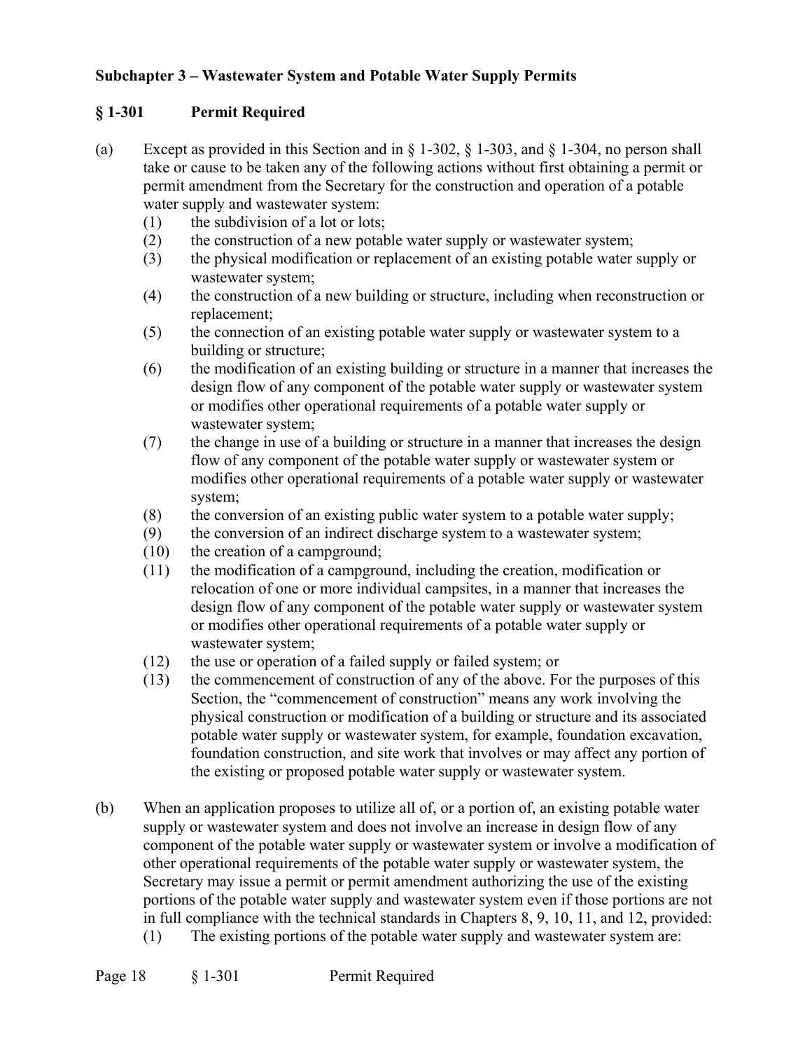## Subchapter 3 – Wastewater System and Potable Water Supply Permits

### § 1-301 Permit Required

(a) Except as provided in this Section and in § 1-302, § 1-303, and § 1-304, no person shall take or cause to be taken any of the following actions without first obtaining a permit or permit amendment from the Secretary for the construction and operation of a potable water supply and wastewater system:

(1) the subdivision of a lot or lots;

(2) the construction of a new potable water supply or wastewater system;

(3) the physical modification or replacement of an existing potable water supply or wastewater system;

(4) the construction of a new building or structure, including when reconstruction or replacement;

(5) the connection of an existing potable water supply or wastewater system to a building or structure;

(6) the modification of an existing building or structure in a manner that increases the design flow of any component of the potable water supply or wastewater system or modifies other operational requirements of a potable water supply or wastewater system;

(7) the change in use of a building or structure in a manner that increases the design flow of any component of the potable water supply or wastewater system or modifies other operational requirements of a potable water supply or wastewater system;

(8) the conversion of an existing public water system to a potable water supply;

(9) the conversion of an indirect discharge system to a wastewater system;

(10) the creation of a campground;

(11) the modification of a campground, including the creation, modification or relocation of one or more individual campsites, in a manner that increases the design flow of any component of the potable water supply or wastewater system or modifies other operational requirements of a potable water supply or wastewater system;

(12) the use or operation of a failed supply or failed system; or

(13) the commencement of construction of any of the above. For the purposes of this Section, the "commencement of construction" means any work involving the physical construction or modification of a building or structure and its associated potable water supply or wastewater system, for example, foundation excavation, foundation construction, and site work that involves or may affect any portion of the existing or proposed potable water supply or wastewater system.

(b) When an application proposes to utilize all of, or a portion of, an existing potable water supply or wastewater system and does not involve an increase in design flow of any component of the potable water supply or wastewater system or involve a modification of other operational requirements of the potable water supply or wastewater system, the Secretary may issue a permit or permit amendment authorizing the use of the existing portions of the potable water supply and wastewater system even if those portions are not in full compliance with the technical standards in Chapters 8, 9, 10, 11, and 12, provided:

(1) The existing portions of the potable water supply and wastewater system are: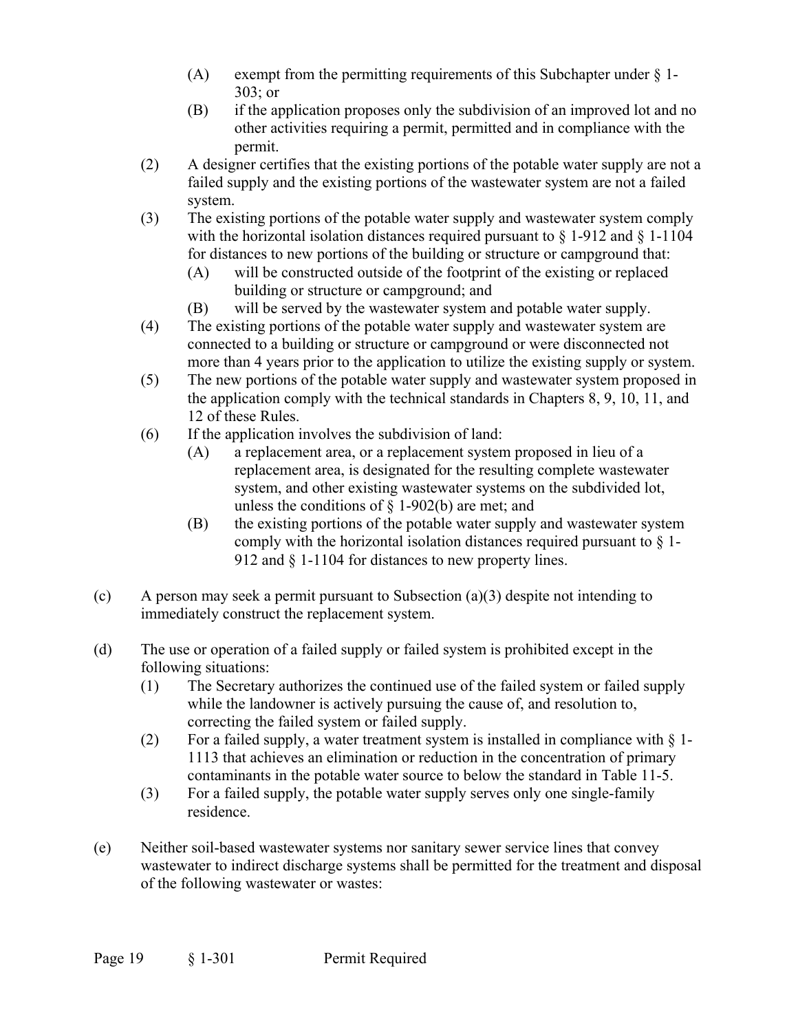- (A) exempt from the permitting requirements of this Subchapter under § 1-303; or
    - (B) if the application proposes only the subdivision of an improved lot and no other activities requiring a permit, permitted and in compliance with the permit.
  - (2) A designer certifies that the existing portions of the potable water supply are not a failed supply and the existing portions of the wastewater system are not a failed system.
  - (3) The existing portions of the potable water supply and wastewater system comply with the horizontal isolation distances required pursuant to § 1-912 and § 1-1104 for distances to new portions of the building or structure or campground that:
    - (A) will be constructed outside of the footprint of the existing or replaced building or structure or campground; and
    - (B) will be served by the wastewater system and potable water supply.
  - (4) The existing portions of the potable water supply and wastewater system are connected to a building or structure or campground or were disconnected not more than 4 years prior to the application to utilize the existing supply or system.
  - (5) The new portions of the potable water supply and wastewater system proposed in the application comply with the technical standards in Chapters 8, 9, 10, 11, and 12 of these Rules.
  - (6) If the application involves the subdivision of land:
    - (A) a replacement area, or a replacement system proposed in lieu of a replacement area, is designated for the resulting complete wastewater system, and other existing wastewater systems on the subdivided lot, unless the conditions of § 1-902(b) are met; and
    - (B) the existing portions of the potable water supply and wastewater system comply with the horizontal isolation distances required pursuant to § 1-912 and § 1-1104 for distances to new property lines.

(c) A person may seek a permit pursuant to Subsection (a)(3) despite not intending to immediately construct the replacement system.

(d) The use or operation of a failed supply or failed system is prohibited except in the following situations:

  - (1) The Secretary authorizes the continued use of the failed system or failed supply while the landowner is actively pursuing the cause of, and resolution to, correcting the failed system or failed supply.
  - (2) For a failed supply, a water treatment system is installed in compliance with § 1-1113 that achieves an elimination or reduction in the concentration of primary contaminants in the potable water source to below the standard in Table 11-5.
  - (3) For a failed supply, the potable water supply serves only one single-family residence.

(e) Neither soil-based wastewater systems nor sanitary sewer service lines that convey wastewater to indirect discharge systems shall be permitted for the treatment and disposal of the following wastewater or wastes: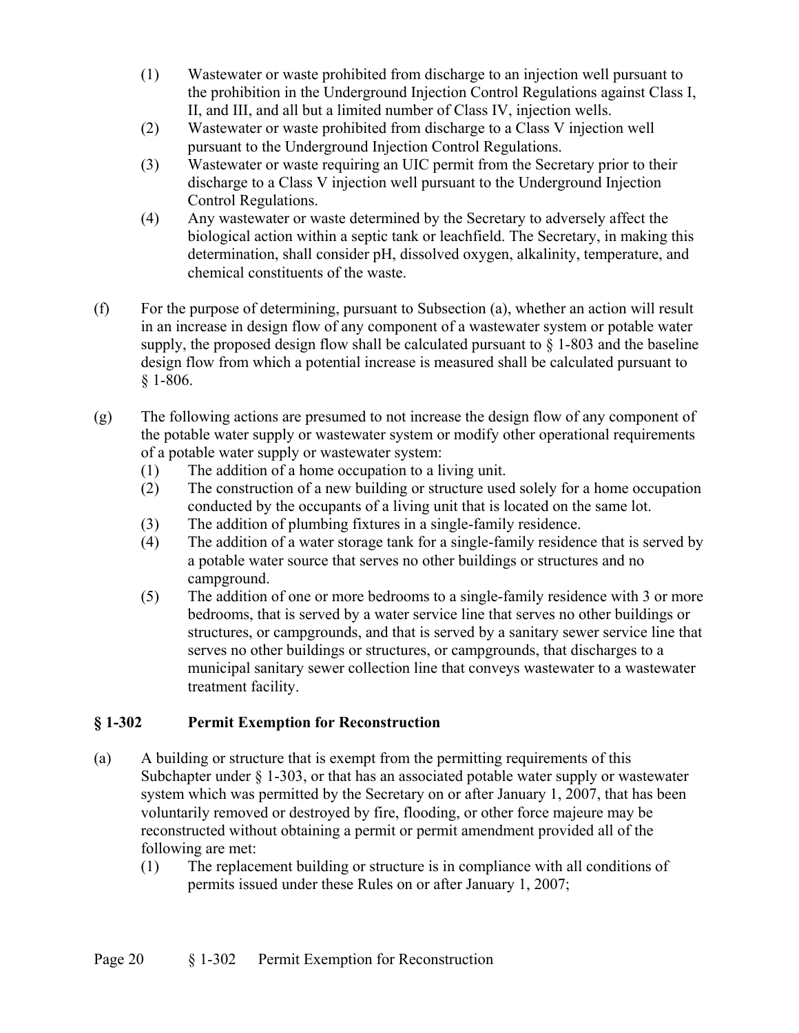(1) Wastewater or waste prohibited from discharge to an injection well pursuant to the prohibition in the Underground Injection Control Regulations against Class I, II, and III, and all but a limited number of Class IV, injection wells.
(2) Wastewater or waste prohibited from discharge to a Class V injection well pursuant to the Underground Injection Control Regulations.
(3) Wastewater or waste requiring an UIC permit from the Secretary prior to their discharge to a Class V injection well pursuant to the Underground Injection Control Regulations.
(4) Any wastewater or waste determined by the Secretary to adversely affect the biological action within a septic tank or leachfield. The Secretary, in making this determination, shall consider pH, dissolved oxygen, alkalinity, temperature, and chemical constituents of the waste.

(f) For the purpose of determining, pursuant to Subsection (a), whether an action will result in an increase in design flow of any component of a wastewater system or potable water supply, the proposed design flow shall be calculated pursuant to § 1-803 and the baseline design flow from which a potential increase is measured shall be calculated pursuant to § 1-806.

(g) The following actions are presumed to not increase the design flow of any component of the potable water supply or wastewater system or modify other operational requirements of a potable water supply or wastewater system:
(1) The addition of a home occupation to a living unit.
(2) The construction of a new building or structure used solely for a home occupation conducted by the occupants of a living unit that is located on the same lot.
(3) The addition of plumbing fixtures in a single-family residence.
(4) The addition of a water storage tank for a single-family residence that is served by a potable water source that serves no other buildings or structures and no campground.
(5) The addition of one or more bedrooms to a single-family residence with 3 or more bedrooms, that is served by a water service line that serves no other buildings or structures, or campgrounds, and that is served by a sanitary sewer service line that serves no other buildings or structures, or campgrounds, that discharges to a municipal sanitary sewer collection line that conveys wastewater to a wastewater treatment facility.

## § 1-302 Permit Exemption for Reconstruction

(a) A building or structure that is exempt from the permitting requirements of this Subchapter under § 1-303, or that has an associated potable water supply or wastewater system which was permitted by the Secretary on or after January 1, 2007, that has been voluntarily removed or destroyed by fire, flooding, or other force majeure may be reconstructed without obtaining a permit or permit amendment provided all of the following are met:
(1) The replacement building or structure is in compliance with all conditions of permits issued under these Rules on or after January 1, 2007;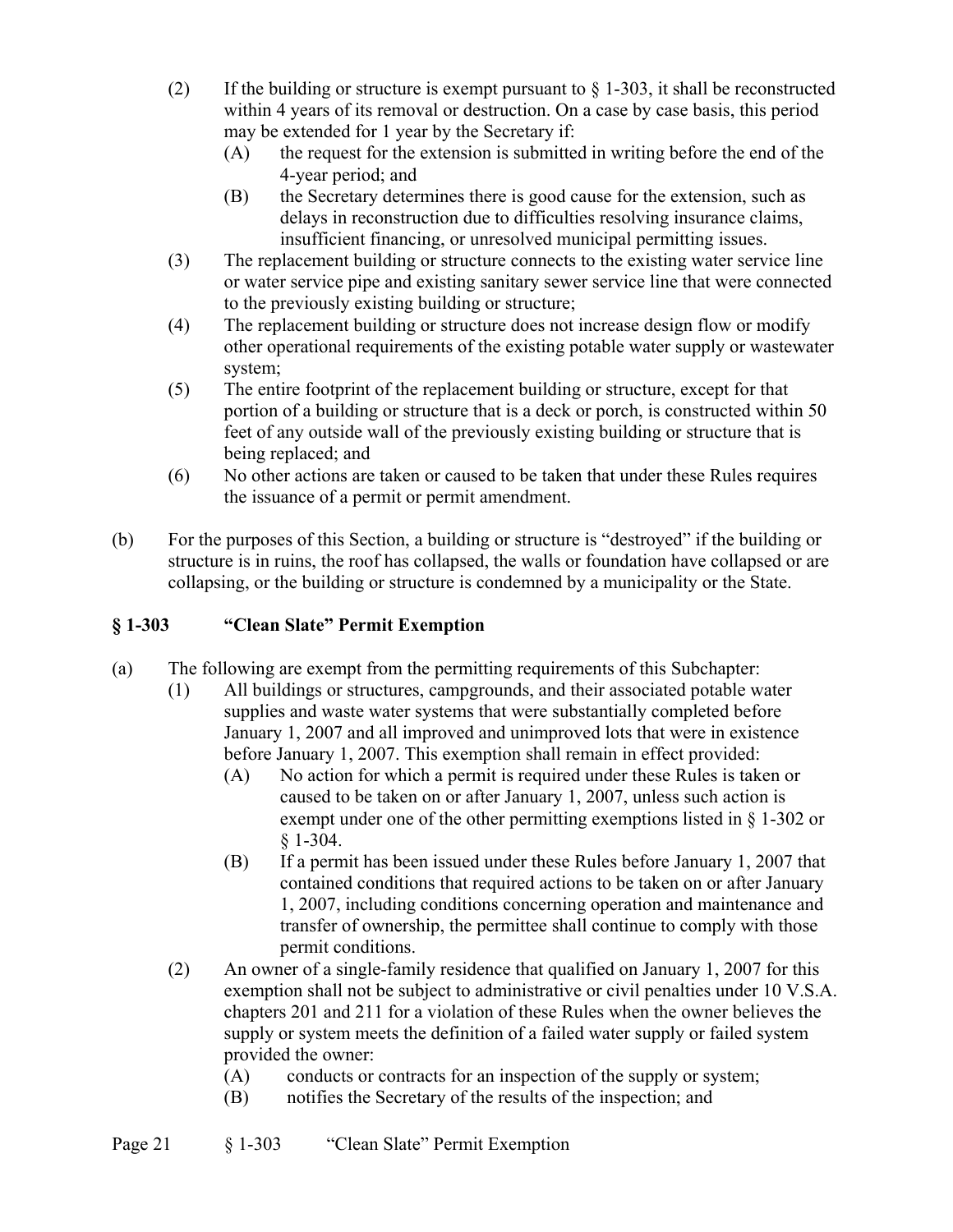(2) If the building or structure is exempt pursuant to § 1-303, it shall be reconstructed within 4 years of its removal or destruction. On a case by case basis, this period may be extended for 1 year by the Secretary if:

  (A) the request for the extension is submitted in writing before the end of the 4-year period; and

  (B) the Secretary determines there is good cause for the extension, such as delays in reconstruction due to difficulties resolving insurance claims, insufficient financing, or unresolved municipal permitting issues.

(3) The replacement building or structure connects to the existing water service line or water service pipe and existing sanitary sewer service line that were connected to the previously existing building or structure;

(4) The replacement building or structure does not increase design flow or modify other operational requirements of the existing potable water supply or wastewater system;

(5) The entire footprint of the replacement building or structure, except for that portion of a building or structure that is a deck or porch, is constructed within 50 feet of any outside wall of the previously existing building or structure that is being replaced; and

(6) No other actions are taken or caused to be taken that under these Rules requires the issuance of a permit or permit amendment.

(b) For the purposes of this Section, a building or structure is "destroyed" if the building or structure is in ruins, the roof has collapsed, the walls or foundation have collapsed or are collapsing, or the building or structure is condemned by a municipality or the State.

## § 1-303 "Clean Slate" Permit Exemption

(a) The following are exempt from the permitting requirements of this Subchapter:

(1) All buildings or structures, campgrounds, and their associated potable water supplies and waste water systems that were substantially completed before January 1, 2007 and all improved and unimproved lots that were in existence before January 1, 2007. This exemption shall remain in effect provided:

  (A) No action for which a permit is required under these Rules is taken or caused to be taken on or after January 1, 2007, unless such action is exempt under one of the other permitting exemptions listed in § 1-302 or § 1-304.

  (B) If a permit has been issued under these Rules before January 1, 2007 that contained conditions that required actions to be taken on or after January 1, 2007, including conditions concerning operation and maintenance and transfer of ownership, the permittee shall continue to comply with those permit conditions.

(2) An owner of a single-family residence that qualified on January 1, 2007 for this exemption shall not be subject to administrative or civil penalties under 10 V.S.A. chapters 201 and 211 for a violation of these Rules when the owner believes the supply or system meets the definition of a failed water supply or failed system provided the owner:

  (A) conducts or contracts for an inspection of the supply or system;

  (B) notifies the Secretary of the results of the inspection; and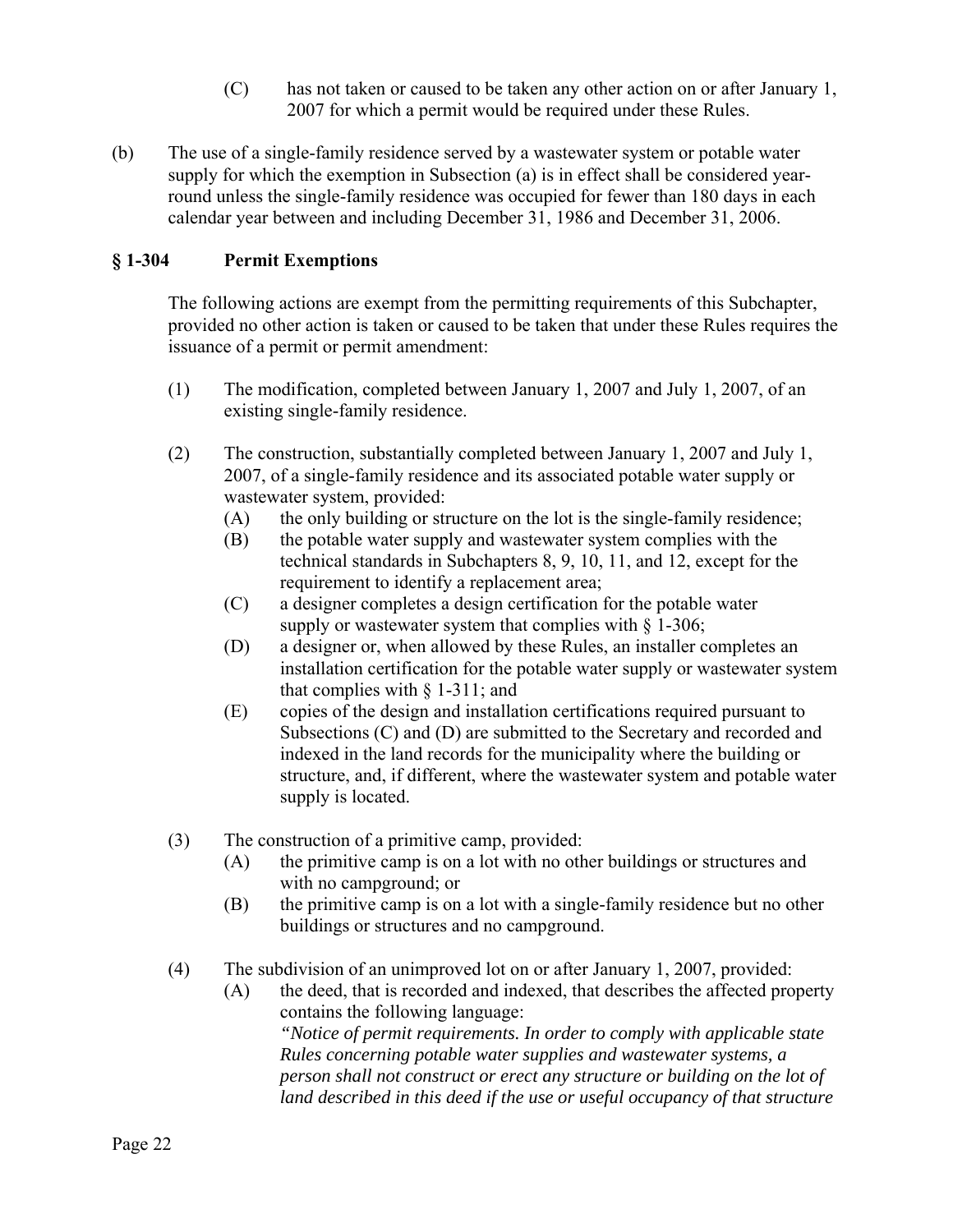(C) has not taken or caused to be taken any other action on or after January 1, 2007 for which a permit would be required under these Rules.

(b) The use of a single-family residence served by a wastewater system or potable water supply for which the exemption in Subsection (a) is in effect shall be considered year-round unless the single-family residence was occupied for fewer than 180 days in each calendar year between and including December 31, 1986 and December 31, 2006.

### § 1-304 Permit Exemptions

The following actions are exempt from the permitting requirements of this Subchapter, provided no other action is taken or caused to be taken that under these Rules requires the issuance of a permit or permit amendment:

(1) The modification, completed between January 1, 2007 and July 1, 2007, of an existing single-family residence.

(2) The construction, substantially completed between January 1, 2007 and July 1, 2007, of a single-family residence and its associated potable water supply or wastewater system, provided:
   (A) the only building or structure on the lot is the single-family residence;
   (B) the potable water supply and wastewater system complies with the technical standards in Subchapters 8, 9, 10, 11, and 12, except for the requirement to identify a replacement area;
   (C) a designer completes a design certification for the potable water supply or wastewater system that complies with § 1-306;
   (D) a designer or, when allowed by these Rules, an installer completes an installation certification for the potable water supply or wastewater system that complies with § 1-311; and
   (E) copies of the design and installation certifications required pursuant to Subsections (C) and (D) are submitted to the Secretary and recorded and indexed in the land records for the municipality where the building or structure, and, if different, where the wastewater system and potable water supply is located.

(3) The construction of a primitive camp, provided:
   (A) the primitive camp is on a lot with no other buildings or structures and with no campground; or
   (B) the primitive camp is on a lot with a single-family residence but no other buildings or structures and no campground.

(4) The subdivision of an unimproved lot on or after January 1, 2007, provided:
   (A) the deed, that is recorded and indexed, that describes the affected property contains the following language:
   *"Notice of permit requirements. In order to comply with applicable state Rules concerning potable water supplies and wastewater systems, a person shall not construct or erect any structure or building on the lot of land described in this deed if the use or useful occupancy of that structure*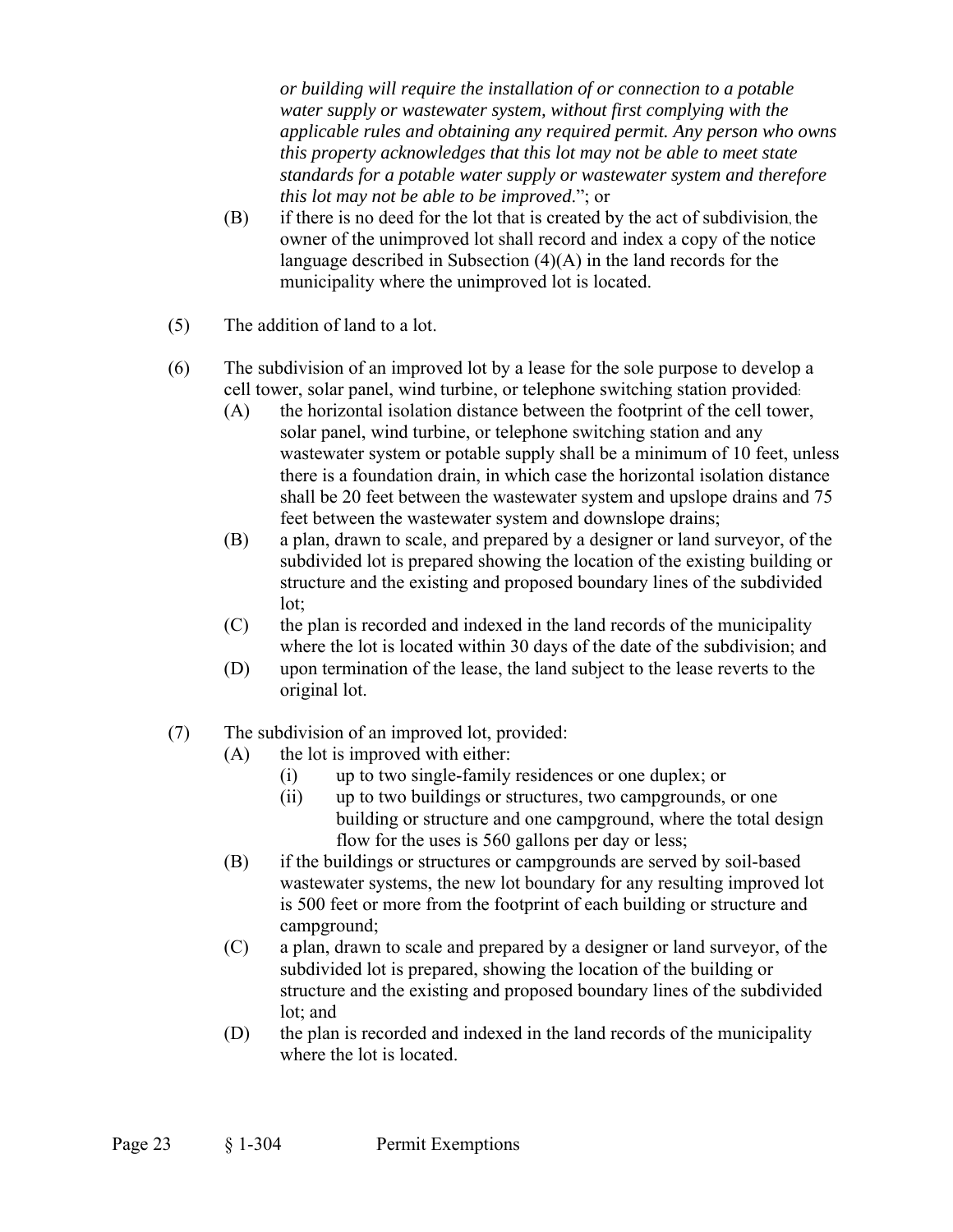*or building will require the installation of or connection to a potable water supply or wastewater system, without first complying with the applicable rules and obtaining any required permit. Any person who owns this property acknowledges that this lot may not be able to meet state standards for a potable water supply or wastewater system and therefore this lot may not be able to be improved*."; or

(B) if there is no deed for the lot that is created by the act of subdivision, the owner of the unimproved lot shall record and index a copy of the notice language described in Subsection (4)(A) in the land records for the municipality where the unimproved lot is located.

(5) The addition of land to a lot.

(6) The subdivision of an improved lot by a lease for the sole purpose to develop a cell tower, solar panel, wind turbine, or telephone switching station provided:

(A) the horizontal isolation distance between the footprint of the cell tower, solar panel, wind turbine, or telephone switching station and any wastewater system or potable supply shall be a minimum of 10 feet, unless there is a foundation drain, in which case the horizontal isolation distance shall be 20 feet between the wastewater system and upslope drains and 75 feet between the wastewater system and downslope drains;

(B) a plan, drawn to scale, and prepared by a designer or land surveyor, of the subdivided lot is prepared showing the location of the existing building or structure and the existing and proposed boundary lines of the subdivided lot;

(C) the plan is recorded and indexed in the land records of the municipality where the lot is located within 30 days of the date of the subdivision; and

(D) upon termination of the lease, the land subject to the lease reverts to the original lot.

(7) The subdivision of an improved lot, provided:

(A) the lot is improved with either:

(i) up to two single-family residences or one duplex; or

(ii) up to two buildings or structures, two campgrounds, or one building or structure and one campground, where the total design flow for the uses is 560 gallons per day or less;

(B) if the buildings or structures or campgrounds are served by soil-based wastewater systems, the new lot boundary for any resulting improved lot is 500 feet or more from the footprint of each building or structure and campground;

(C) a plan, drawn to scale and prepared by a designer or land surveyor, of the subdivided lot is prepared, showing the location of the building or structure and the existing and proposed boundary lines of the subdivided lot; and

(D) the plan is recorded and indexed in the land records of the municipality where the lot is located.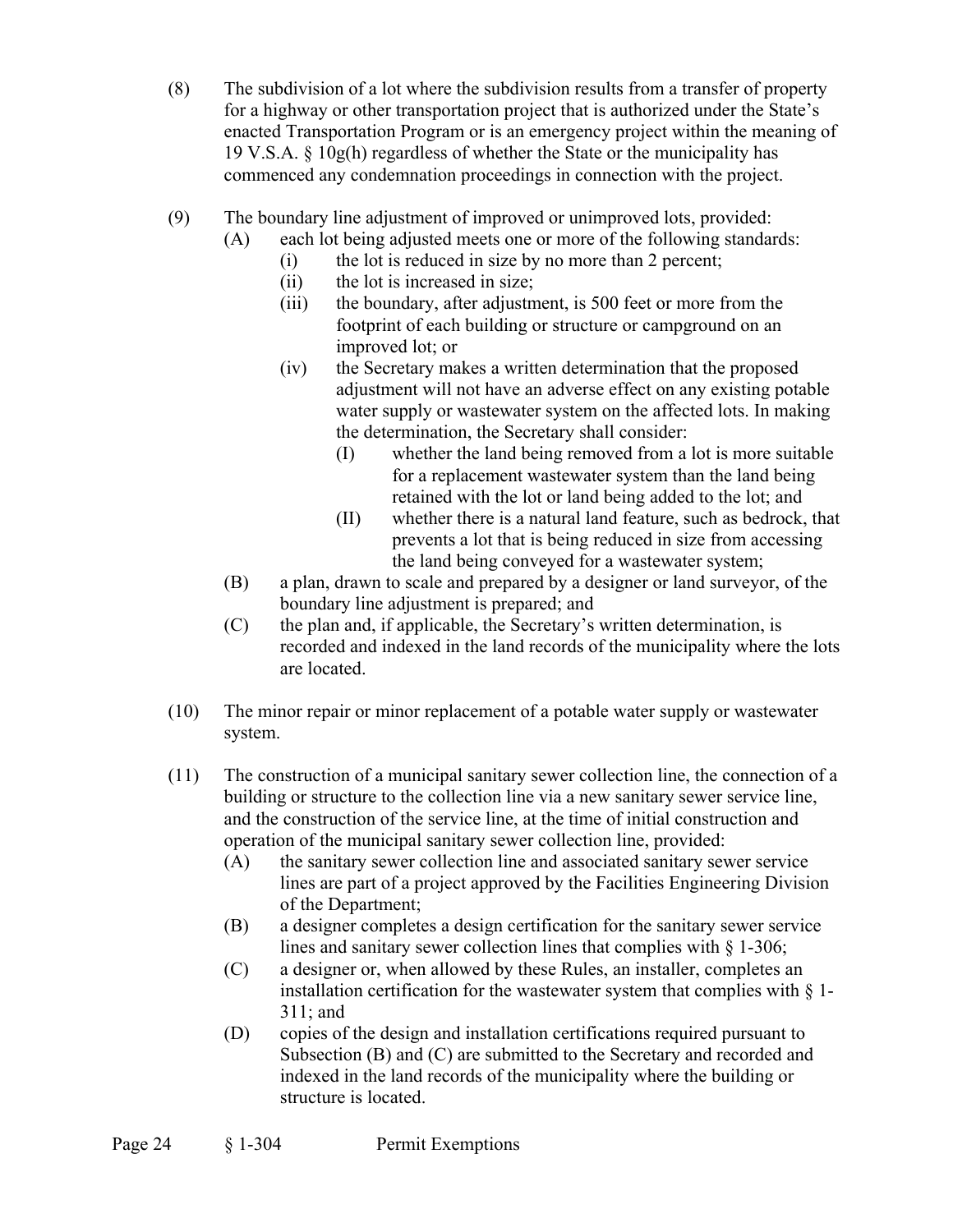(8) The subdivision of a lot where the subdivision results from a transfer of property for a highway or other transportation project that is authorized under the State's enacted Transportation Program or is an emergency project within the meaning of 19 V.S.A. § 10g(h) regardless of whether the State or the municipality has commenced any condemnation proceedings in connection with the project.

(9) The boundary line adjustment of improved or unimproved lots, provided:
   - (A) each lot being adjusted meets one or more of the following standards:
      - (i) the lot is reduced in size by no more than 2 percent;
      - (ii) the lot is increased in size;
      - (iii) the boundary, after adjustment, is 500 feet or more from the footprint of each building or structure or campground on an improved lot; or
      - (iv) the Secretary makes a written determination that the proposed adjustment will not have an adverse effect on any existing potable water supply or wastewater system on the affected lots. In making the determination, the Secretary shall consider:
         - (I) whether the land being removed from a lot is more suitable for a replacement wastewater system than the land being retained with the lot or land being added to the lot; and
         - (II) whether there is a natural land feature, such as bedrock, that prevents a lot that is being reduced in size from accessing the land being conveyed for a wastewater system;
   - (B) a plan, drawn to scale and prepared by a designer or land surveyor, of the boundary line adjustment is prepared; and
   - (C) the plan and, if applicable, the Secretary's written determination, is recorded and indexed in the land records of the municipality where the lots are located.

(10) The minor repair or minor replacement of a potable water supply or wastewater system.

(11) The construction of a municipal sanitary sewer collection line, the connection of a building or structure to the collection line via a new sanitary sewer service line, and the construction of the service line, at the time of initial construction and operation of the municipal sanitary sewer collection line, provided:
   - (A) the sanitary sewer collection line and associated sanitary sewer service lines are part of a project approved by the Facilities Engineering Division of the Department;
   - (B) a designer completes a design certification for the sanitary sewer service lines and sanitary sewer collection lines that complies with § 1-306;
   - (C) a designer or, when allowed by these Rules, an installer, completes an installation certification for the wastewater system that complies with § 1-311; and
   - (D) copies of the design and installation certifications required pursuant to Subsection (B) and (C) are submitted to the Secretary and recorded and indexed in the land records of the municipality where the building or structure is located.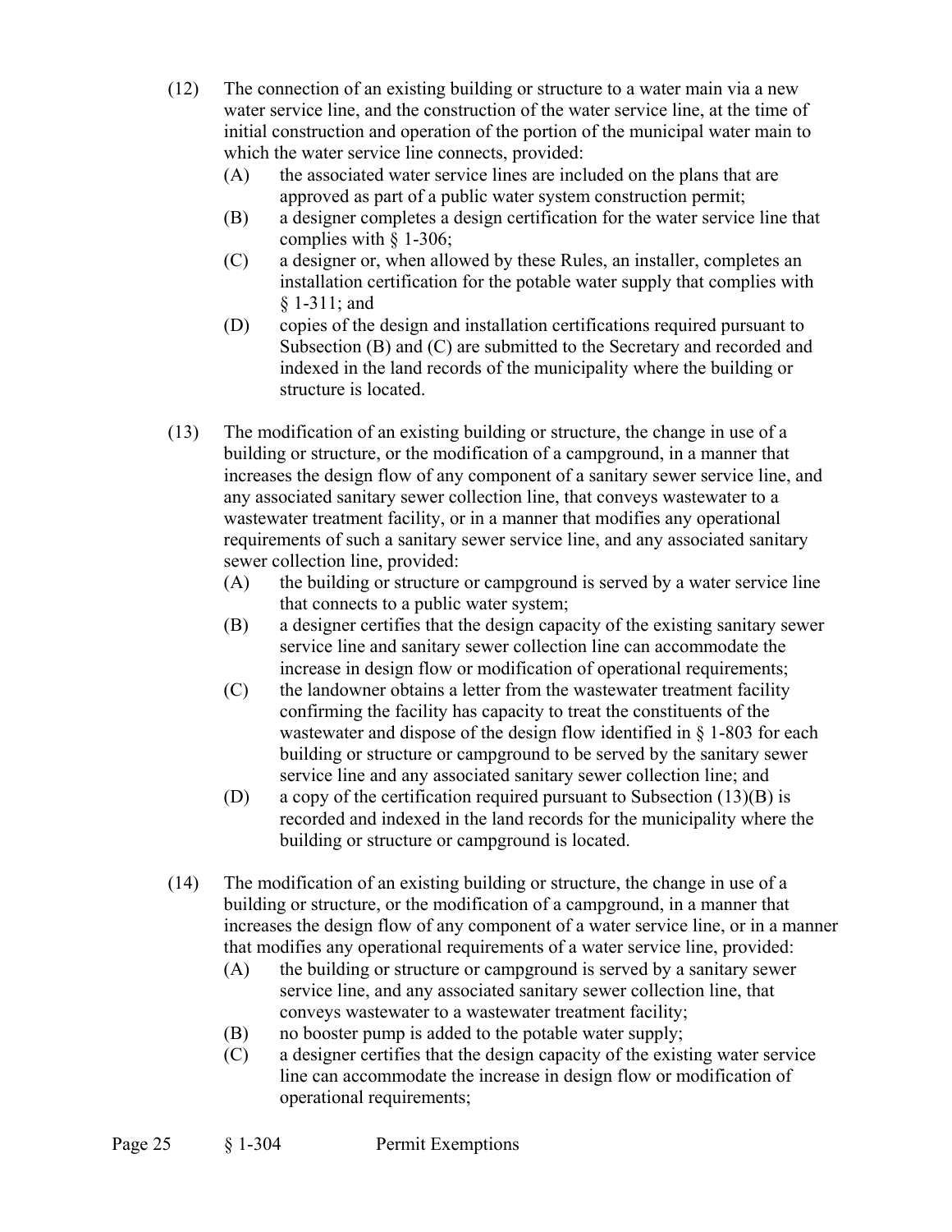(12) The connection of an existing building or structure to a water main via a new water service line, and the construction of the water service line, at the time of initial construction and operation of the portion of the municipal water main to which the water service line connects, provided:
   - (A) the associated water service lines are included on the plans that are approved as part of a public water system construction permit;
   - (B) a designer completes a design certification for the water service line that complies with § 1-306;
   - (C) a designer or, when allowed by these Rules, an installer, completes an installation certification for the potable water supply that complies with § 1-311; and
   - (D) copies of the design and installation certifications required pursuant to Subsection (B) and (C) are submitted to the Secretary and recorded and indexed in the land records of the municipality where the building or structure is located.

(13) The modification of an existing building or structure, the change in use of a building or structure, or the modification of a campground, in a manner that increases the design flow of any component of a sanitary sewer service line, and any associated sanitary sewer collection line, that conveys wastewater to a wastewater treatment facility, or in a manner that modifies any operational requirements of such a sanitary sewer service line, and any associated sanitary sewer collection line, provided:
   - (A) the building or structure or campground is served by a water service line that connects to a public water system;
   - (B) a designer certifies that the design capacity of the existing sanitary sewer service line and sanitary sewer collection line can accommodate the increase in design flow or modification of operational requirements;
   - (C) the landowner obtains a letter from the wastewater treatment facility confirming the facility has capacity to treat the constituents of the wastewater and dispose of the design flow identified in § 1-803 for each building or structure or campground to be served by the sanitary sewer service line and any associated sanitary sewer collection line; and
   - (D) a copy of the certification required pursuant to Subsection (13)(B) is recorded and indexed in the land records for the municipality where the building or structure or campground is located.

(14) The modification of an existing building or structure, the change in use of a building or structure, or the modification of a campground, in a manner that increases the design flow of any component of a water service line, or in a manner that modifies any operational requirements of a water service line, provided:
   - (A) the building or structure or campground is served by a sanitary sewer service line, and any associated sanitary sewer collection line, that conveys wastewater to a wastewater treatment facility;
   - (B) no booster pump is added to the potable water supply;
   - (C) a designer certifies that the design capacity of the existing water service line can accommodate the increase in design flow or modification of operational requirements;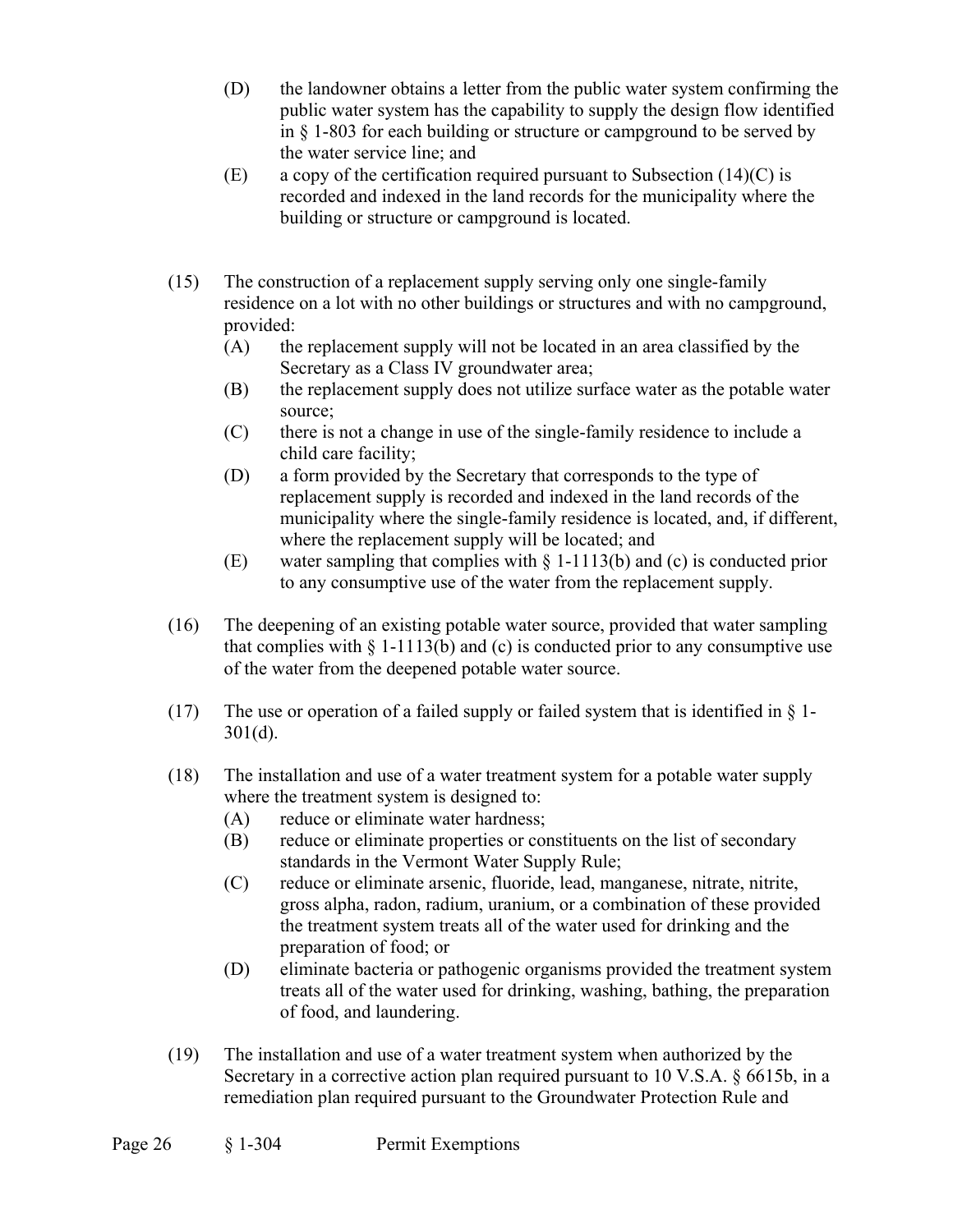(D) the landowner obtains a letter from the public water system confirming the public water system has the capability to supply the design flow identified in § 1-803 for each building or structure or campground to be served by the water service line; and

(E) a copy of the certification required pursuant to Subsection (14)(C) is recorded and indexed in the land records for the municipality where the building or structure or campground is located.

(15) The construction of a replacement supply serving only one single-family residence on a lot with no other buildings or structures and with no campground, provided:

(A) the replacement supply will not be located in an area classified by the Secretary as a Class IV groundwater area;

(B) the replacement supply does not utilize surface water as the potable water source;

(C) there is not a change in use of the single-family residence to include a child care facility;

(D) a form provided by the Secretary that corresponds to the type of replacement supply is recorded and indexed in the land records of the municipality where the single-family residence is located, and, if different, where the replacement supply will be located; and

(E) water sampling that complies with § 1-1113(b) and (c) is conducted prior to any consumptive use of the water from the replacement supply.

(16) The deepening of an existing potable water source, provided that water sampling that complies with § 1-1113(b) and (c) is conducted prior to any consumptive use of the water from the deepened potable water source.

(17) The use or operation of a failed supply or failed system that is identified in § 1-301(d).

(18) The installation and use of a water treatment system for a potable water supply where the treatment system is designed to:

(A) reduce or eliminate water hardness;

(B) reduce or eliminate properties or constituents on the list of secondary standards in the Vermont Water Supply Rule;

(C) reduce or eliminate arsenic, fluoride, lead, manganese, nitrate, nitrite, gross alpha, radon, radium, uranium, or a combination of these provided the treatment system treats all of the water used for drinking and the preparation of food; or

(D) eliminate bacteria or pathogenic organisms provided the treatment system treats all of the water used for drinking, washing, bathing, the preparation of food, and laundering.

(19) The installation and use of a water treatment system when authorized by the Secretary in a corrective action plan required pursuant to 10 V.S.A. § 6615b, in a remediation plan required pursuant to the Groundwater Protection Rule and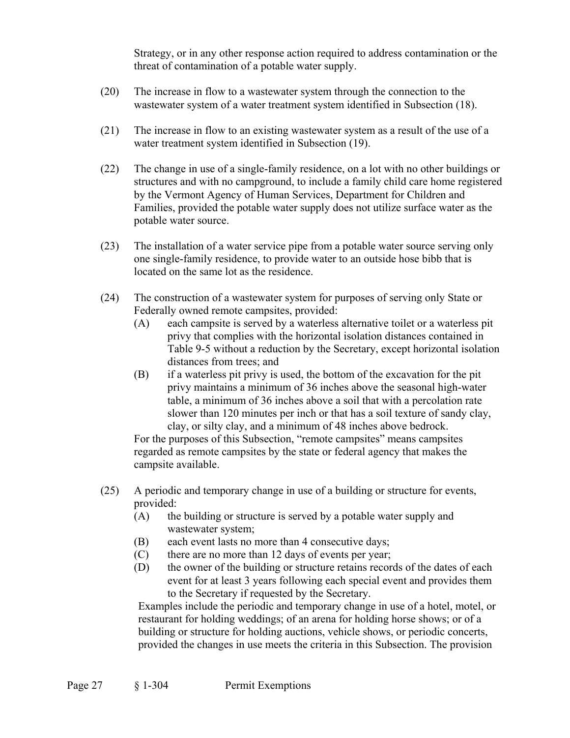Strategy, or in any other response action required to address contamination or the threat of contamination of a potable water supply.

(20) The increase in flow to a wastewater system through the connection to the wastewater system of a water treatment system identified in Subsection (18).

(21) The increase in flow to an existing wastewater system as a result of the use of a water treatment system identified in Subsection (19).

(22) The change in use of a single-family residence, on a lot with no other buildings or structures and with no campground, to include a family child care home registered by the Vermont Agency of Human Services, Department for Children and Families, provided the potable water supply does not utilize surface water as the potable water source.

(23) The installation of a water service pipe from a potable water source serving only one single-family residence, to provide water to an outside hose bibb that is located on the same lot as the residence.

(24) The construction of a wastewater system for purposes of serving only State or Federally owned remote campsites, provided:
   (A) each campsite is served by a waterless alternative toilet or a waterless pit privy that complies with the horizontal isolation distances contained in Table 9-5 without a reduction by the Secretary, except horizontal isolation distances from trees; and
   (B) if a waterless pit privy is used, the bottom of the excavation for the pit privy maintains a minimum of 36 inches above the seasonal high-water table, a minimum of 36 inches above a soil that with a percolation rate slower than 120 minutes per inch or that has a soil texture of sandy clay, clay, or silty clay, and a minimum of 48 inches above bedrock.

   For the purposes of this Subsection, "remote campsites" means campsites regarded as remote campsites by the state or federal agency that makes the campsite available.

(25) A periodic and temporary change in use of a building or structure for events, provided:
   (A) the building or structure is served by a potable water supply and wastewater system;
   (B) each event lasts no more than 4 consecutive days;
   (C) there are no more than 12 days of events per year;
   (D) the owner of the building or structure retains records of the dates of each event for at least 3 years following each special event and provides them to the Secretary if requested by the Secretary.

   Examples include the periodic and temporary change in use of a hotel, motel, or restaurant for holding weddings; of an arena for holding horse shows; or of a building or structure for holding auctions, vehicle shows, or periodic concerts, provided the changes in use meets the criteria in this Subsection. The provision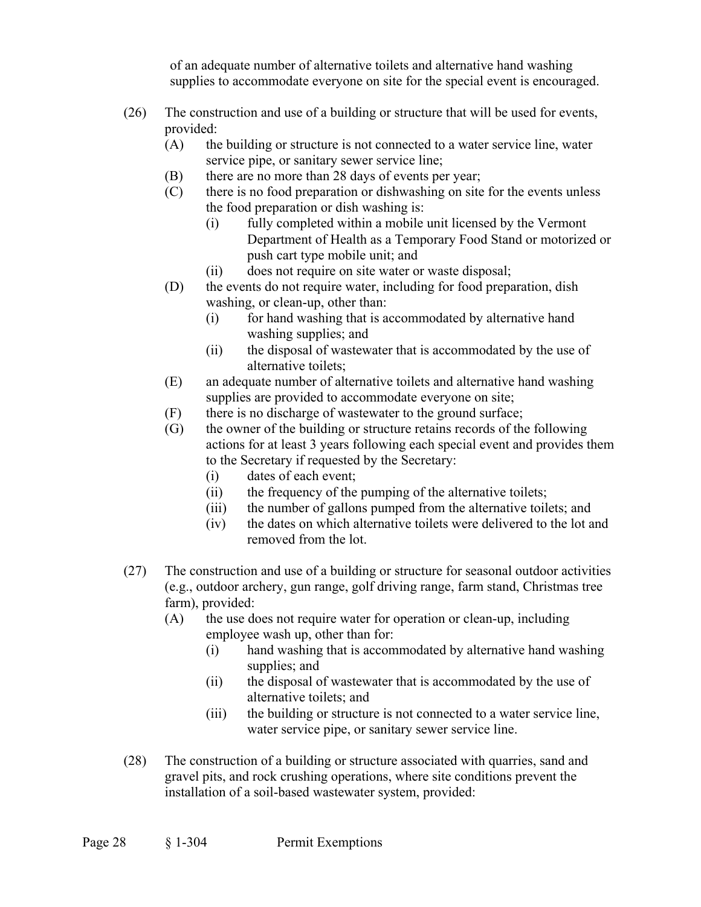of an adequate number of alternative toilets and alternative hand washing supplies to accommodate everyone on site for the special event is encouraged.

(26) The construction and use of a building or structure that will be used for events, provided:

- (A) the building or structure is not connected to a water service line, water service pipe, or sanitary sewer service line;
- (B) there are no more than 28 days of events per year;
- (C) there is no food preparation or dishwashing on site for the events unless the food preparation or dish washing is:
  - (i) fully completed within a mobile unit licensed by the Vermont Department of Health as a Temporary Food Stand or motorized or push cart type mobile unit; and
  - (ii) does not require on site water or waste disposal;
- (D) the events do not require water, including for food preparation, dish washing, or clean-up, other than:
  - (i) for hand washing that is accommodated by alternative hand washing supplies; and
  - (ii) the disposal of wastewater that is accommodated by the use of alternative toilets;
- (E) an adequate number of alternative toilets and alternative hand washing supplies are provided to accommodate everyone on site;
- (F) there is no discharge of wastewater to the ground surface;
- (G) the owner of the building or structure retains records of the following actions for at least 3 years following each special event and provides them to the Secretary if requested by the Secretary:
  - (i) dates of each event;
  - (ii) the frequency of the pumping of the alternative toilets;
  - (iii) the number of gallons pumped from the alternative toilets; and
  - (iv) the dates on which alternative toilets were delivered to the lot and removed from the lot.

(27) The construction and use of a building or structure for seasonal outdoor activities (e.g., outdoor archery, gun range, golf driving range, farm stand, Christmas tree farm), provided:

- (A) the use does not require water for operation or clean-up, including employee wash up, other than for:
  - (i) hand washing that is accommodated by alternative hand washing supplies; and
  - (ii) the disposal of wastewater that is accommodated by the use of alternative toilets; and
  - (iii) the building or structure is not connected to a water service line, water service pipe, or sanitary sewer service line.

(28) The construction of a building or structure associated with quarries, sand and gravel pits, and rock crushing operations, where site conditions prevent the installation of a soil-based wastewater system, provided: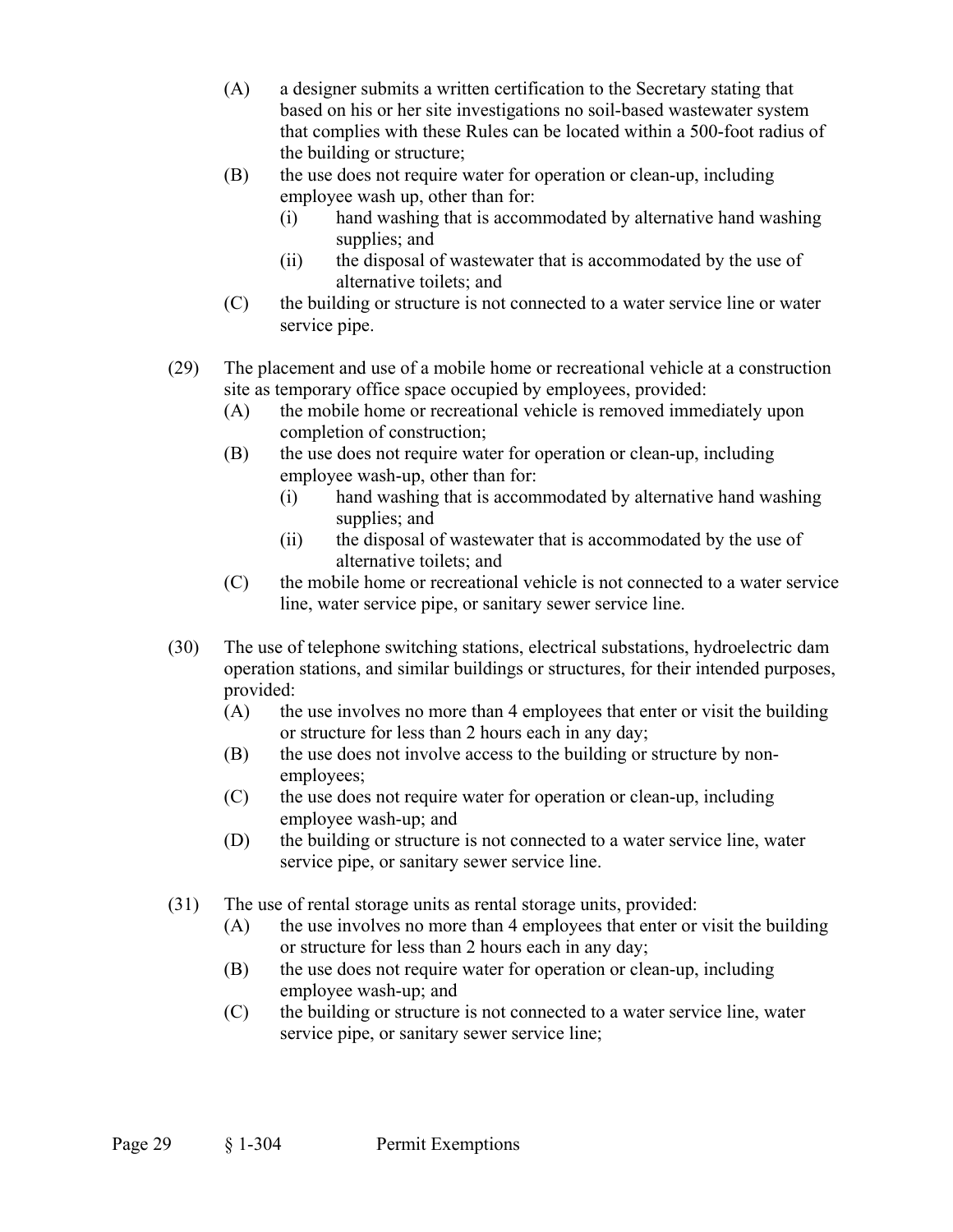(A) a designer submits a written certification to the Secretary stating that based on his or her site investigations no soil-based wastewater system that complies with these Rules can be located within a 500-foot radius of the building or structure;

(B) the use does not require water for operation or clean-up, including employee wash up, other than for:

  (i) hand washing that is accommodated by alternative hand washing supplies; and

  (ii) the disposal of wastewater that is accommodated by the use of alternative toilets; and

(C) the building or structure is not connected to a water service line or water service pipe.

(29) The placement and use of a mobile home or recreational vehicle at a construction site as temporary office space occupied by employees, provided:

(A) the mobile home or recreational vehicle is removed immediately upon completion of construction;

(B) the use does not require water for operation or clean-up, including employee wash-up, other than for:

  (i) hand washing that is accommodated by alternative hand washing supplies; and

  (ii) the disposal of wastewater that is accommodated by the use of alternative toilets; and

(C) the mobile home or recreational vehicle is not connected to a water service line, water service pipe, or sanitary sewer service line.

(30) The use of telephone switching stations, electrical substations, hydroelectric dam operation stations, and similar buildings or structures, for their intended purposes, provided:

(A) the use involves no more than 4 employees that enter or visit the building or structure for less than 2 hours each in any day;

(B) the use does not involve access to the building or structure by non-employees;

(C) the use does not require water for operation or clean-up, including employee wash-up; and

(D) the building or structure is not connected to a water service line, water service pipe, or sanitary sewer service line.

(31) The use of rental storage units as rental storage units, provided:

(A) the use involves no more than 4 employees that enter or visit the building or structure for less than 2 hours each in any day;

(B) the use does not require water for operation or clean-up, including employee wash-up; and

(C) the building or structure is not connected to a water service line, water service pipe, or sanitary sewer service line;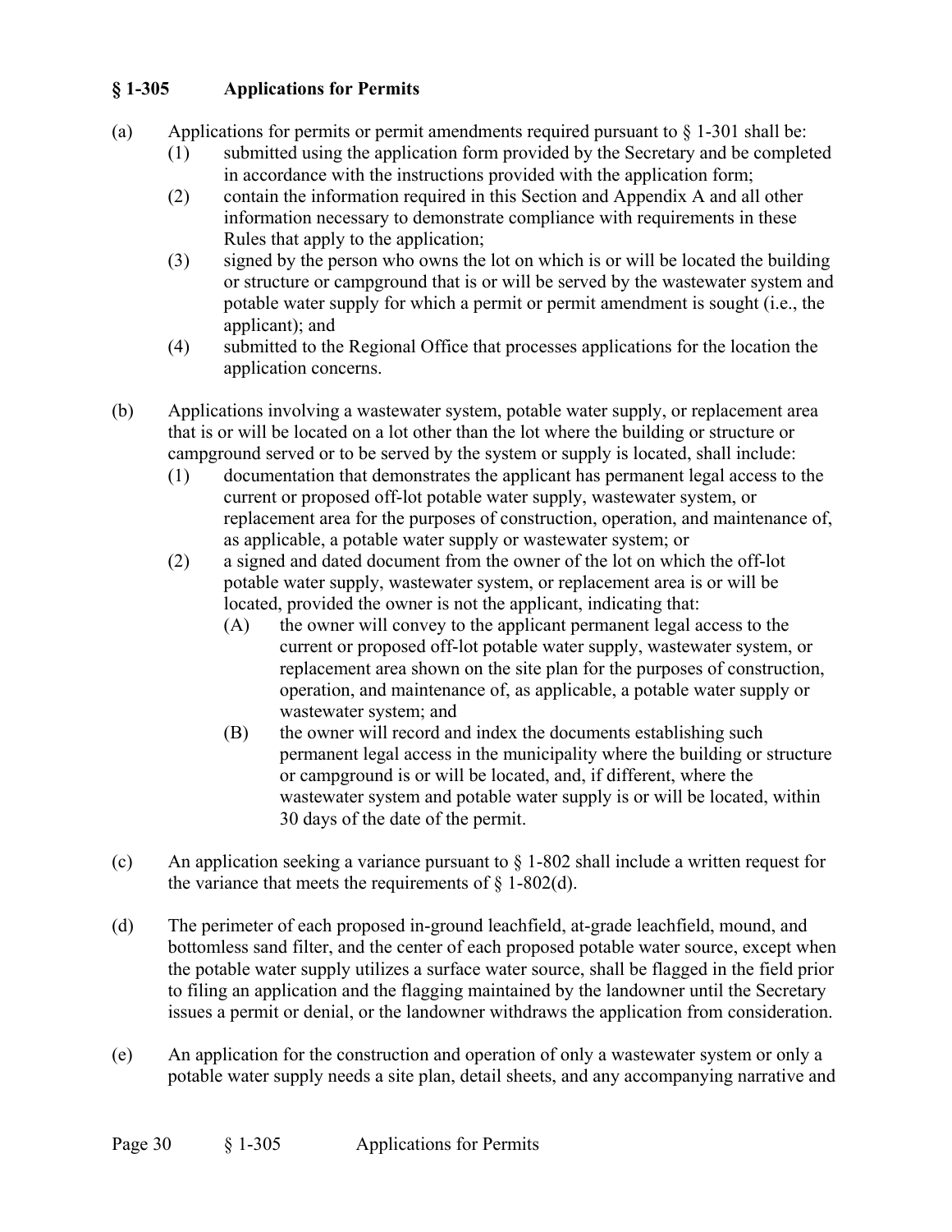### § 1-305 Applications for Permits

(a) Applications for permits or permit amendments required pursuant to § 1-301 shall be:

- (1) submitted using the application form provided by the Secretary and be completed in accordance with the instructions provided with the application form;
- (2) contain the information required in this Section and Appendix A and all other information necessary to demonstrate compliance with requirements in these Rules that apply to the application;
- (3) signed by the person who owns the lot on which is or will be located the building or structure or campground that is or will be served by the wastewater system and potable water supply for which a permit or permit amendment is sought (i.e., the applicant); and
- (4) submitted to the Regional Office that processes applications for the location the application concerns.

(b) Applications involving a wastewater system, potable water supply, or replacement area that is or will be located on a lot other than the lot where the building or structure or campground served or to be served by the system or supply is located, shall include:

- (1) documentation that demonstrates the applicant has permanent legal access to the current or proposed off-lot potable water supply, wastewater system, or replacement area for the purposes of construction, operation, and maintenance of, as applicable, a potable water supply or wastewater system; or
- (2) a signed and dated document from the owner of the lot on which the off-lot potable water supply, wastewater system, or replacement area is or will be located, provided the owner is not the applicant, indicating that:
  - (A) the owner will convey to the applicant permanent legal access to the current or proposed off-lot potable water supply, wastewater system, or replacement area shown on the site plan for the purposes of construction, operation, and maintenance of, as applicable, a potable water supply or wastewater system; and
  - (B) the owner will record and index the documents establishing such permanent legal access in the municipality where the building or structure or campground is or will be located, and, if different, where the wastewater system and potable water supply is or will be located, within 30 days of the date of the permit.

(c) An application seeking a variance pursuant to § 1-802 shall include a written request for the variance that meets the requirements of § 1-802(d).

(d) The perimeter of each proposed in-ground leachfield, at-grade leachfield, mound, and bottomless sand filter, and the center of each proposed potable water source, except when the potable water supply utilizes a surface water source, shall be flagged in the field prior to filing an application and the flagging maintained by the landowner until the Secretary issues a permit or denial, or the landowner withdraws the application from consideration.

(e) An application for the construction and operation of only a wastewater system or only a potable water supply needs a site plan, detail sheets, and any accompanying narrative and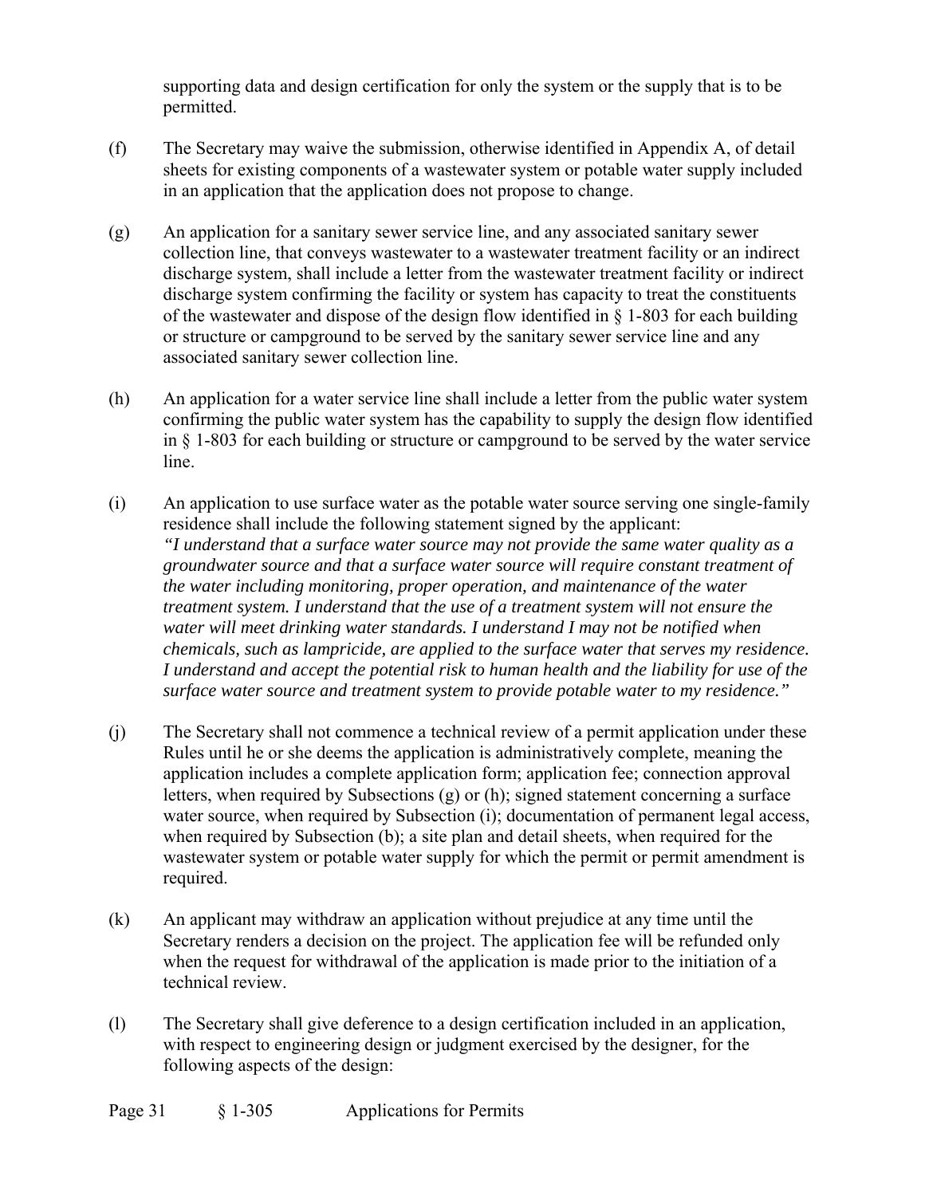supporting data and design certification for only the system or the supply that is to be permitted.

(f) The Secretary may waive the submission, otherwise identified in Appendix A, of detail sheets for existing components of a wastewater system or potable water supply included in an application that the application does not propose to change.

(g) An application for a sanitary sewer service line, and any associated sanitary sewer collection line, that conveys wastewater to a wastewater treatment facility or an indirect discharge system, shall include a letter from the wastewater treatment facility or indirect discharge system confirming the facility or system has capacity to treat the constituents of the wastewater and dispose of the design flow identified in § 1-803 for each building or structure or campground to be served by the sanitary sewer service line and any associated sanitary sewer collection line.

(h) An application for a water service line shall include a letter from the public water system confirming the public water system has the capability to supply the design flow identified in § 1-803 for each building or structure or campground to be served by the water service line.

(i) An application to use surface water as the potable water source serving one single-family residence shall include the following statement signed by the applicant: *"I understand that a surface water source may not provide the same water quality as a groundwater source and that a surface water source will require constant treatment of the water including monitoring, proper operation, and maintenance of the water treatment system. I understand that the use of a treatment system will not ensure the water will meet drinking water standards. I understand I may not be notified when chemicals, such as lampricide, are applied to the surface water that serves my residence. I understand and accept the potential risk to human health and the liability for use of the surface water source and treatment system to provide potable water to my residence."*

(j) The Secretary shall not commence a technical review of a permit application under these Rules until he or she deems the application is administratively complete, meaning the application includes a complete application form; application fee; connection approval letters, when required by Subsections (g) or (h); signed statement concerning a surface water source, when required by Subsection (i); documentation of permanent legal access, when required by Subsection (b); a site plan and detail sheets, when required for the wastewater system or potable water supply for which the permit or permit amendment is required.

(k) An applicant may withdraw an application without prejudice at any time until the Secretary renders a decision on the project. The application fee will be refunded only when the request for withdrawal of the application is made prior to the initiation of a technical review.

(l) The Secretary shall give deference to a design certification included in an application, with respect to engineering design or judgment exercised by the designer, for the following aspects of the design: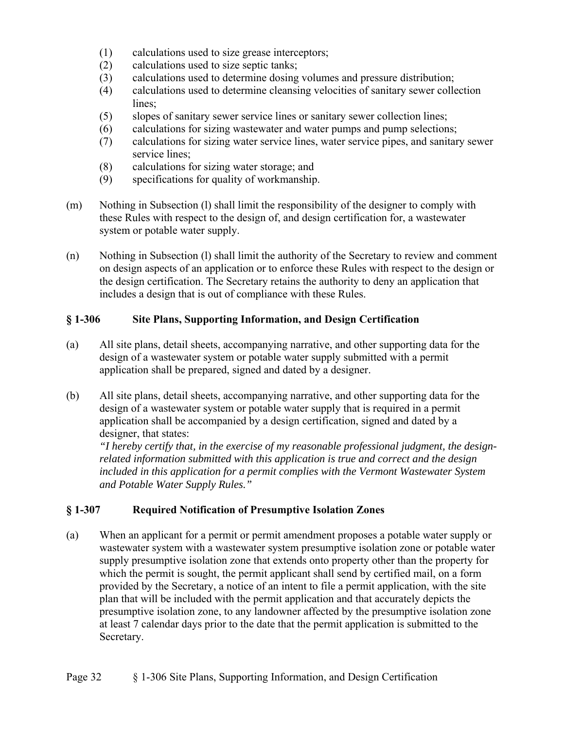(1) calculations used to size grease interceptors;
(2) calculations used to size septic tanks;
(3) calculations used to determine dosing volumes and pressure distribution;
(4) calculations used to determine cleansing velocities of sanitary sewer collection lines;
(5) slopes of sanitary sewer service lines or sanitary sewer collection lines;
(6) calculations for sizing wastewater and water pumps and pump selections;
(7) calculations for sizing water service lines, water service pipes, and sanitary sewer service lines;
(8) calculations for sizing water storage; and
(9) specifications for quality of workmanship.

(m) Nothing in Subsection (l) shall limit the responsibility of the designer to comply with these Rules with respect to the design of, and design certification for, a wastewater system or potable water supply.

(n) Nothing in Subsection (l) shall limit the authority of the Secretary to review and comment on design aspects of an application or to enforce these Rules with respect to the design or the design certification. The Secretary retains the authority to deny an application that includes a design that is out of compliance with these Rules.

## § 1-306 Site Plans, Supporting Information, and Design Certification

(a) All site plans, detail sheets, accompanying narrative, and other supporting data for the design of a wastewater system or potable water supply submitted with a permit application shall be prepared, signed and dated by a designer.

(b) All site plans, detail sheets, accompanying narrative, and other supporting data for the design of a wastewater system or potable water supply that is required in a permit application shall be accompanied by a design certification, signed and dated by a designer, that states:
*"I hereby certify that, in the exercise of my reasonable professional judgment, the design-related information submitted with this application is true and correct and the design included in this application for a permit complies with the Vermont Wastewater System and Potable Water Supply Rules."*

## § 1-307 Required Notification of Presumptive Isolation Zones

(a) When an applicant for a permit or permit amendment proposes a potable water supply or wastewater system with a wastewater system presumptive isolation zone or potable water supply presumptive isolation zone that extends onto property other than the property for which the permit is sought, the permit applicant shall send by certified mail, on a form provided by the Secretary, a notice of an intent to file a permit application, with the site plan that will be included with the permit application and that accurately depicts the presumptive isolation zone, to any landowner affected by the presumptive isolation zone at least 7 calendar days prior to the date that the permit application is submitted to the Secretary.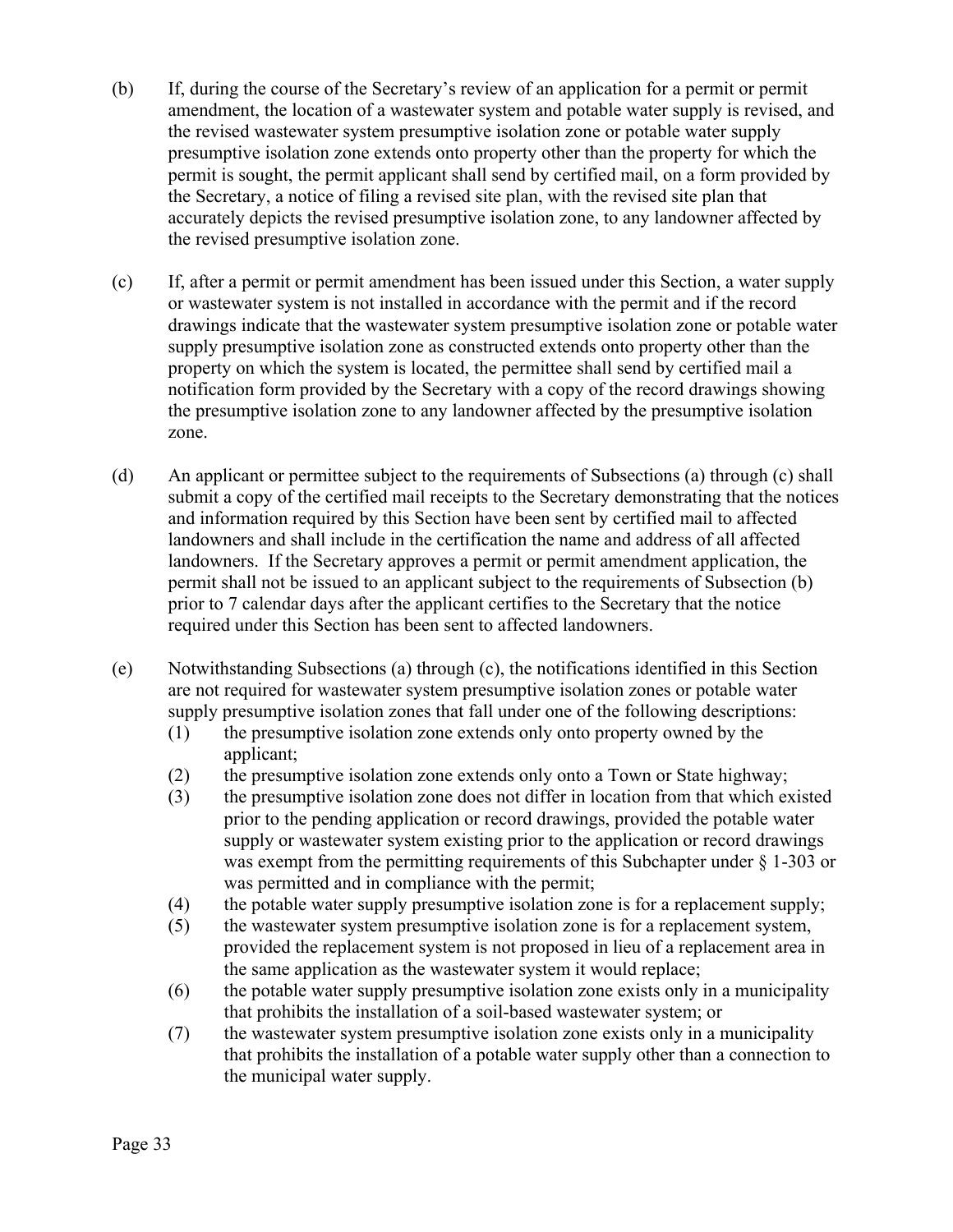(b) If, during the course of the Secretary's review of an application for a permit or permit amendment, the location of a wastewater system and potable water supply is revised, and the revised wastewater system presumptive isolation zone or potable water supply presumptive isolation zone extends onto property other than the property for which the permit is sought, the permit applicant shall send by certified mail, on a form provided by the Secretary, a notice of filing a revised site plan, with the revised site plan that accurately depicts the revised presumptive isolation zone, to any landowner affected by the revised presumptive isolation zone.

(c) If, after a permit or permit amendment has been issued under this Section, a water supply or wastewater system is not installed in accordance with the permit and if the record drawings indicate that the wastewater system presumptive isolation zone or potable water supply presumptive isolation zone as constructed extends onto property other than the property on which the system is located, the permittee shall send by certified mail a notification form provided by the Secretary with a copy of the record drawings showing the presumptive isolation zone to any landowner affected by the presumptive isolation zone.

(d) An applicant or permittee subject to the requirements of Subsections (a) through (c) shall submit a copy of the certified mail receipts to the Secretary demonstrating that the notices and information required by this Section have been sent by certified mail to affected landowners and shall include in the certification the name and address of all affected landowners. If the Secretary approves a permit or permit amendment application, the permit shall not be issued to an applicant subject to the requirements of Subsection (b) prior to 7 calendar days after the applicant certifies to the Secretary that the notice required under this Section has been sent to affected landowners.

(e) Notwithstanding Subsections (a) through (c), the notifications identified in this Section are not required for wastewater system presumptive isolation zones or potable water supply presumptive isolation zones that fall under one of the following descriptions:
   (1) the presumptive isolation zone extends only onto property owned by the applicant;
   (2) the presumptive isolation zone extends only onto a Town or State highway;
   (3) the presumptive isolation zone does not differ in location from that which existed prior to the pending application or record drawings, provided the potable water supply or wastewater system existing prior to the application or record drawings was exempt from the permitting requirements of this Subchapter under § 1-303 or was permitted and in compliance with the permit;
   (4) the potable water supply presumptive isolation zone is for a replacement supply;
   (5) the wastewater system presumptive isolation zone is for a replacement system, provided the replacement system is not proposed in lieu of a replacement area in the same application as the wastewater system it would replace;
   (6) the potable water supply presumptive isolation zone exists only in a municipality that prohibits the installation of a soil-based wastewater system; or
   (7) the wastewater system presumptive isolation zone exists only in a municipality that prohibits the installation of a potable water supply other than a connection to the municipal water supply.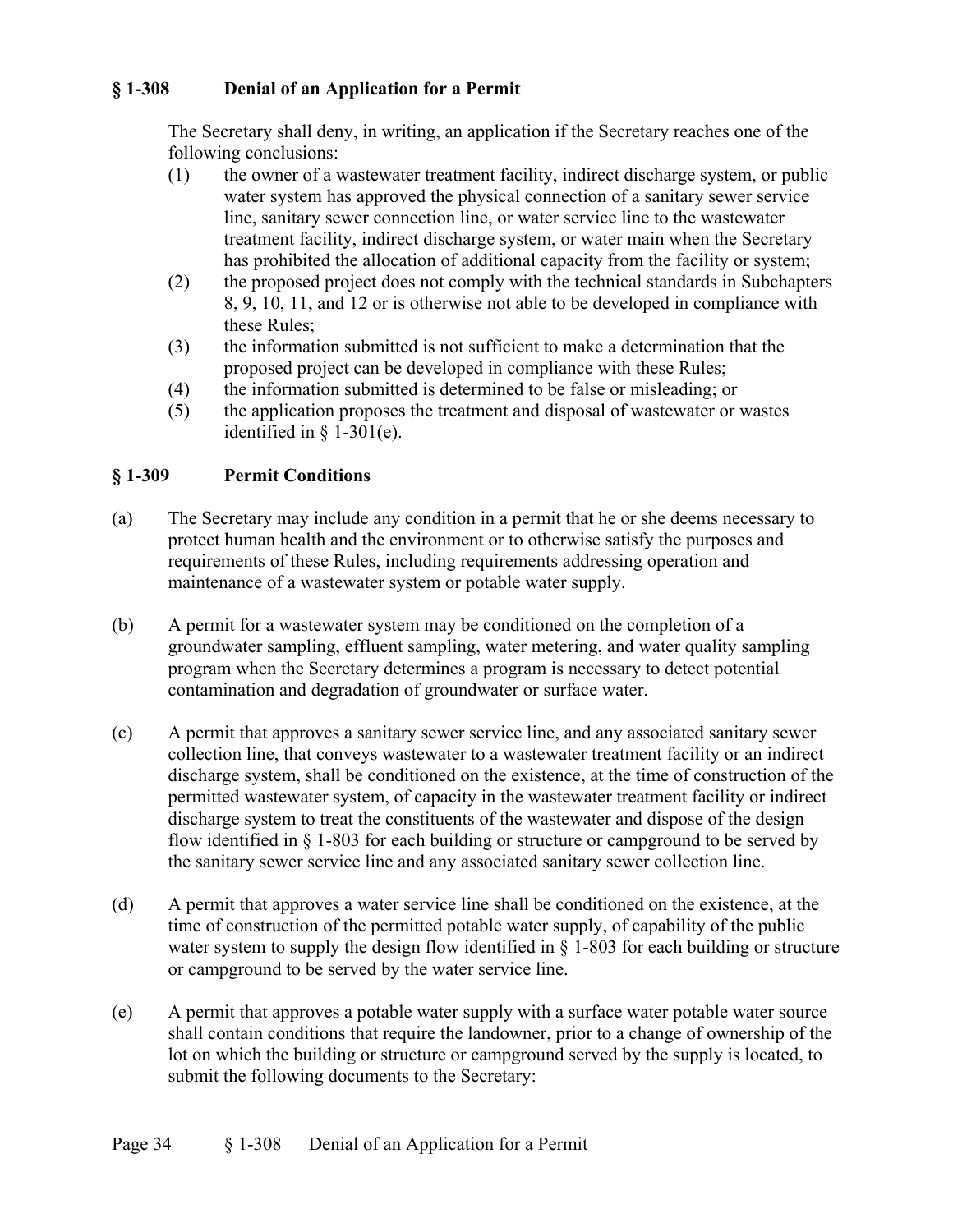## § 1-308 Denial of an Application for a Permit

The Secretary shall deny, in writing, an application if the Secretary reaches one of the following conclusions:

(1) the owner of a wastewater treatment facility, indirect discharge system, or public water system has approved the physical connection of a sanitary sewer service line, sanitary sewer connection line, or water service line to the wastewater treatment facility, indirect discharge system, or water main when the Secretary has prohibited the allocation of additional capacity from the facility or system;

(2) the proposed project does not comply with the technical standards in Subchapters 8, 9, 10, 11, and 12 or is otherwise not able to be developed in compliance with these Rules;

(3) the information submitted is not sufficient to make a determination that the proposed project can be developed in compliance with these Rules;

(4) the information submitted is determined to be false or misleading; or

(5) the application proposes the treatment and disposal of wastewater or wastes identified in § 1-301(e).

## § 1-309 Permit Conditions

(a) The Secretary may include any condition in a permit that he or she deems necessary to protect human health and the environment or to otherwise satisfy the purposes and requirements of these Rules, including requirements addressing operation and maintenance of a wastewater system or potable water supply.

(b) A permit for a wastewater system may be conditioned on the completion of a groundwater sampling, effluent sampling, water metering, and water quality sampling program when the Secretary determines a program is necessary to detect potential contamination and degradation of groundwater or surface water.

(c) A permit that approves a sanitary sewer service line, and any associated sanitary sewer collection line, that conveys wastewater to a wastewater treatment facility or an indirect discharge system, shall be conditioned on the existence, at the time of construction of the permitted wastewater system, of capacity in the wastewater treatment facility or indirect discharge system to treat the constituents of the wastewater and dispose of the design flow identified in § 1-803 for each building or structure or campground to be served by the sanitary sewer service line and any associated sanitary sewer collection line.

(d) A permit that approves a water service line shall be conditioned on the existence, at the time of construction of the permitted potable water supply, of capability of the public water system to supply the design flow identified in § 1-803 for each building or structure or campground to be served by the water service line.

(e) A permit that approves a potable water supply with a surface water potable water source shall contain conditions that require the landowner, prior to a change of ownership of the lot on which the building or structure or campground served by the supply is located, to submit the following documents to the Secretary: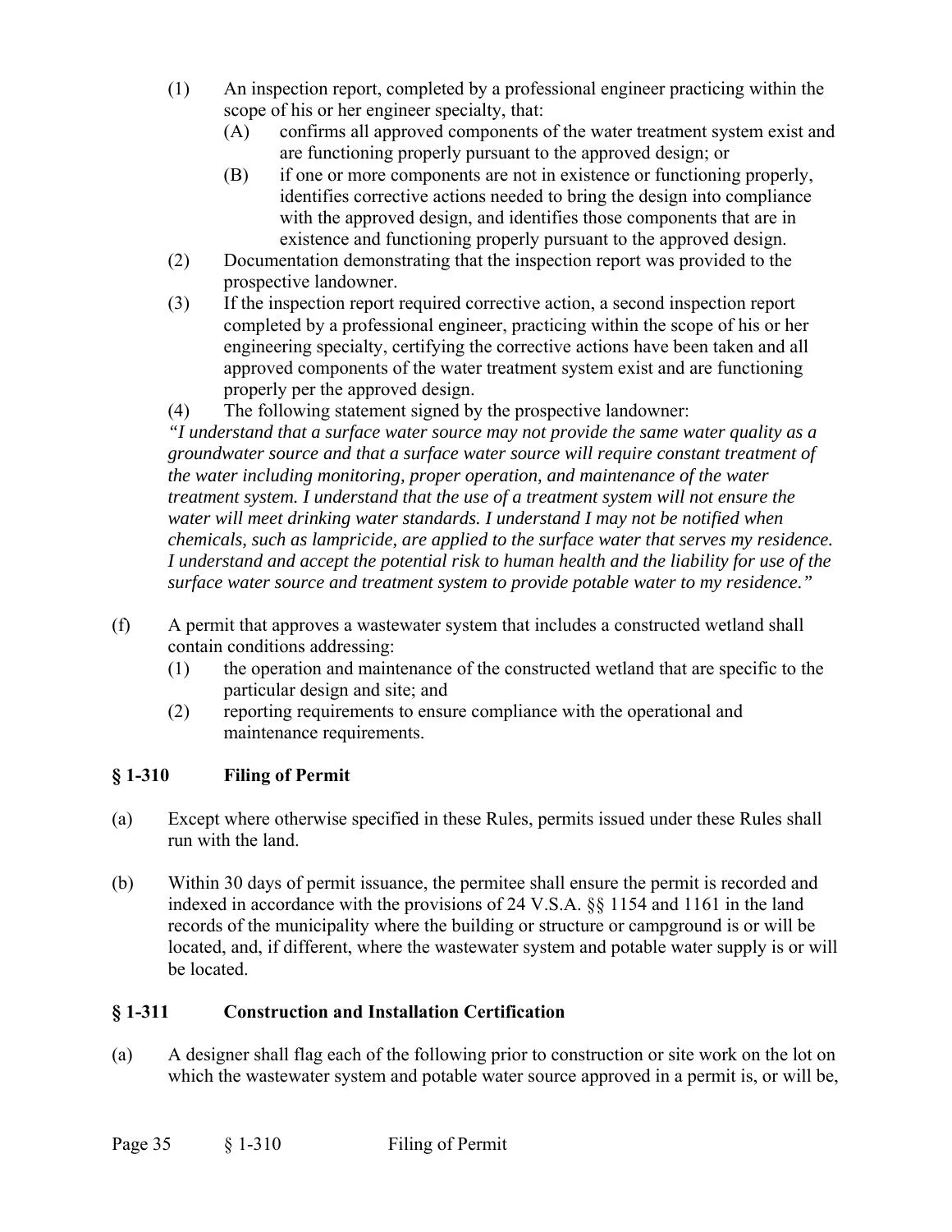(1) An inspection report, completed by a professional engineer practicing within the scope of his or her engineer specialty, that:
   (A) confirms all approved components of the water treatment system exist and are functioning properly pursuant to the approved design; or
   (B) if one or more components are not in existence or functioning properly, identifies corrective actions needed to bring the design into compliance with the approved design, and identifies those components that are in existence and functioning properly pursuant to the approved design.

(2) Documentation demonstrating that the inspection report was provided to the prospective landowner.

(3) If the inspection report required corrective action, a second inspection report completed by a professional engineer, practicing within the scope of his or her engineering specialty, certifying the corrective actions have been taken and all approved components of the water treatment system exist and are functioning properly per the approved design.

(4) The following statement signed by the prospective landowner:

*"I understand that a surface water source may not provide the same water quality as a groundwater source and that a surface water source will require constant treatment of the water including monitoring, proper operation, and maintenance of the water treatment system. I understand that the use of a treatment system will not ensure the water will meet drinking water standards. I understand I may not be notified when chemicals, such as lampricide, are applied to the surface water that serves my residence. I understand and accept the potential risk to human health and the liability for use of the surface water source and treatment system to provide potable water to my residence."*

(f) A permit that approves a wastewater system that includes a constructed wetland shall contain conditions addressing:
   (1) the operation and maintenance of the constructed wetland that are specific to the particular design and site; and
   (2) reporting requirements to ensure compliance with the operational and maintenance requirements.

## § 1-310 Filing of Permit

(a) Except where otherwise specified in these Rules, permits issued under these Rules shall run with the land.

(b) Within 30 days of permit issuance, the permitee shall ensure the permit is recorded and indexed in accordance with the provisions of 24 V.S.A. §§ 1154 and 1161 in the land records of the municipality where the building or structure or campground is or will be located, and, if different, where the wastewater system and potable water supply is or will be located.

## § 1-311 Construction and Installation Certification

(a) A designer shall flag each of the following prior to construction or site work on the lot on which the wastewater system and potable water source approved in a permit is, or will be,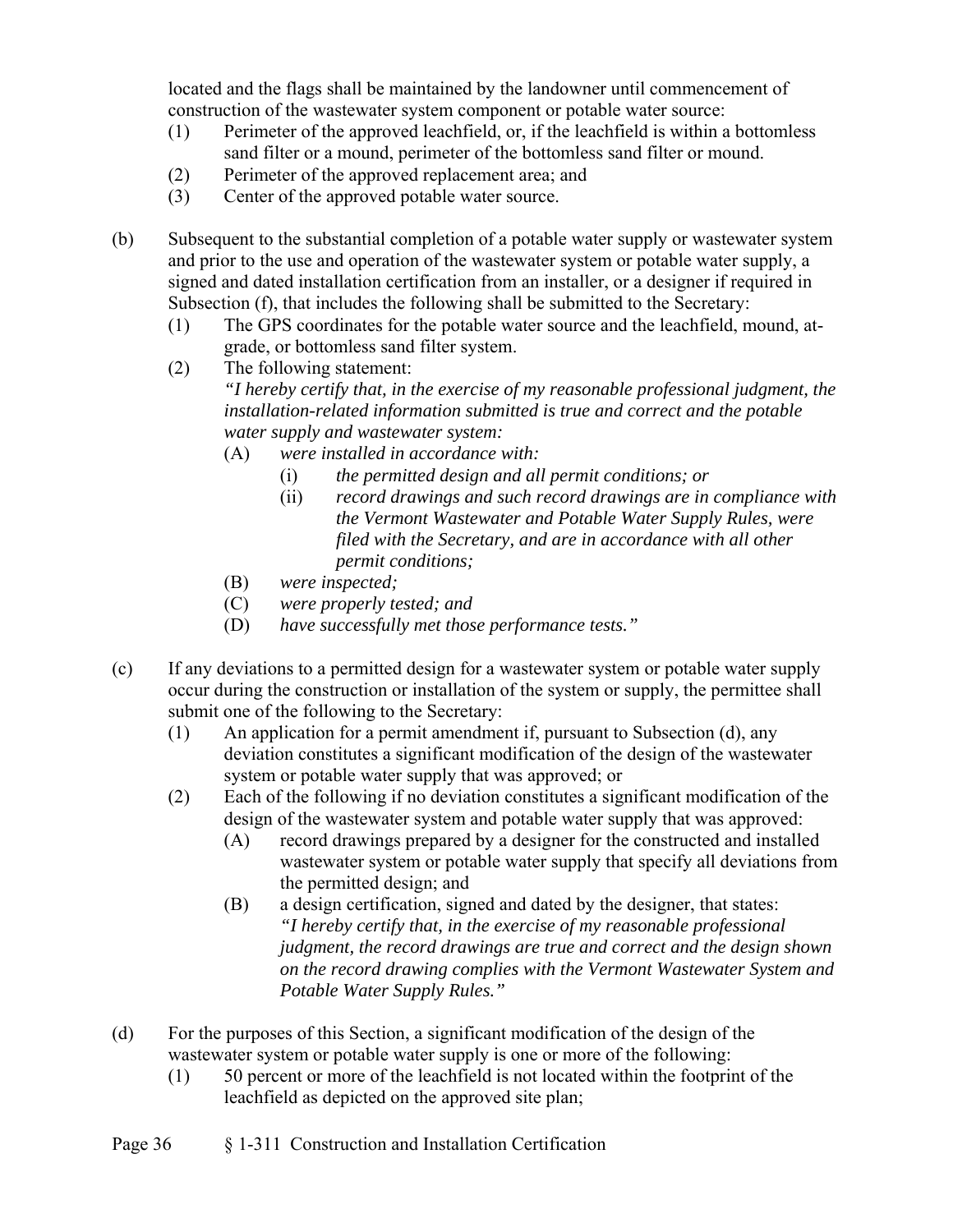located and the flags shall be maintained by the landowner until commencement of construction of the wastewater system component or potable water source:

(1) Perimeter of the approved leachfield, or, if the leachfield is within a bottomless sand filter or a mound, perimeter of the bottomless sand filter or mound.

(2) Perimeter of the approved replacement area; and

(3) Center of the approved potable water source.

(b) Subsequent to the substantial completion of a potable water supply or wastewater system and prior to the use and operation of the wastewater system or potable water supply, a signed and dated installation certification from an installer, or a designer if required in Subsection (f), that includes the following shall be submitted to the Secretary:

(1) The GPS coordinates for the potable water source and the leachfield, mound, at-grade, or bottomless sand filter system.

(2) The following statement:
*"I hereby certify that, in the exercise of my reasonable professional judgment, the installation-related information submitted is true and correct and the potable water supply and wastewater system:*

(A) *were installed in accordance with:*

(i) *the permitted design and all permit conditions; or*

(ii) *record drawings and such record drawings are in compliance with the Vermont Wastewater and Potable Water Supply Rules, were filed with the Secretary, and are in accordance with all other permit conditions;*

(B) *were inspected;*

(C) *were properly tested; and*

(D) *have successfully met those performance tests."*

(c) If any deviations to a permitted design for a wastewater system or potable water supply occur during the construction or installation of the system or supply, the permittee shall submit one of the following to the Secretary:

(1) An application for a permit amendment if, pursuant to Subsection (d), any deviation constitutes a significant modification of the design of the wastewater system or potable water supply that was approved; or

(2) Each of the following if no deviation constitutes a significant modification of the design of the wastewater system and potable water supply that was approved:

(A) record drawings prepared by a designer for the constructed and installed wastewater system or potable water supply that specify all deviations from the permitted design; and

(B) a design certification, signed and dated by the designer, that states:
*"I hereby certify that, in the exercise of my reasonable professional judgment, the record drawings are true and correct and the design shown on the record drawing complies with the Vermont Wastewater System and Potable Water Supply Rules."*

(d) For the purposes of this Section, a significant modification of the design of the wastewater system or potable water supply is one or more of the following:

(1) 50 percent or more of the leachfield is not located within the footprint of the leachfield as depicted on the approved site plan;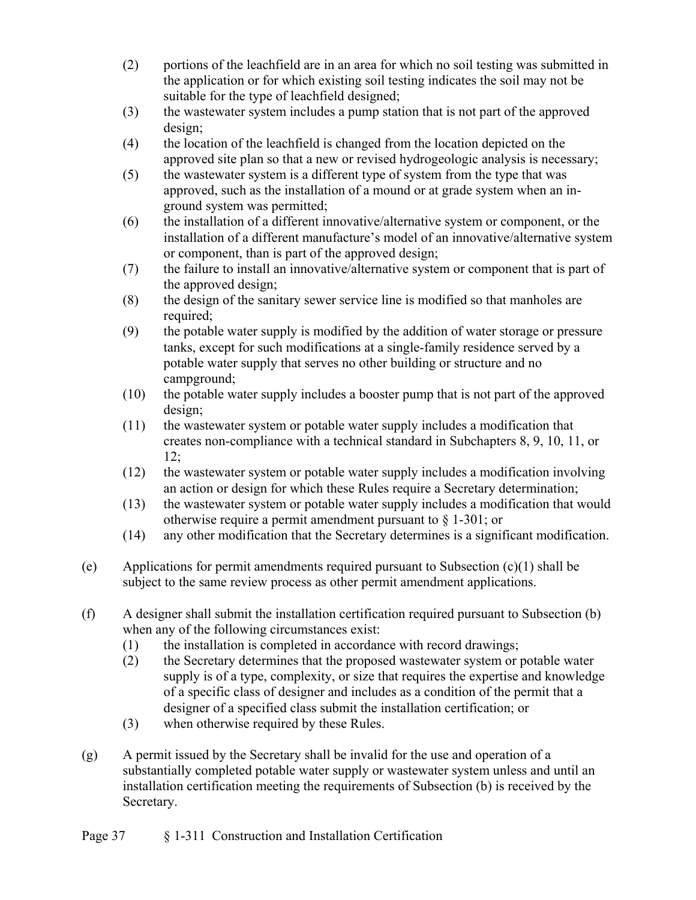(2) portions of the leachfield are in an area for which no soil testing was submitted in the application or for which existing soil testing indicates the soil may not be suitable for the type of leachfield designed;

(3) the wastewater system includes a pump station that is not part of the approved design;

(4) the location of the leachfield is changed from the location depicted on the approved site plan so that a new or revised hydrogeologic analysis is necessary;

(5) the wastewater system is a different type of system from the type that was approved, such as the installation of a mound or at grade system when an in-ground system was permitted;

(6) the installation of a different innovative/alternative system or component, or the installation of a different manufacture's model of an innovative/alternative system or component, than is part of the approved design;

(7) the failure to install an innovative/alternative system or component that is part of the approved design;

(8) the design of the sanitary sewer service line is modified so that manholes are required;

(9) the potable water supply is modified by the addition of water storage or pressure tanks, except for such modifications at a single-family residence served by a potable water supply that serves no other building or structure and no campground;

(10) the potable water supply includes a booster pump that is not part of the approved design;

(11) the wastewater system or potable water supply includes a modification that creates non-compliance with a technical standard in Subchapters 8, 9, 10, 11, or 12;

(12) the wastewater system or potable water supply includes a modification involving an action or design for which these Rules require a Secretary determination;

(13) the wastewater system or potable water supply includes a modification that would otherwise require a permit amendment pursuant to § 1-301; or

(14) any other modification that the Secretary determines is a significant modification.

(e) Applications for permit amendments required pursuant to Subsection (c)(1) shall be subject to the same review process as other permit amendment applications.

(f) A designer shall submit the installation certification required pursuant to Subsection (b) when any of the following circumstances exist:

(1) the installation is completed in accordance with record drawings;

(2) the Secretary determines that the proposed wastewater system or potable water supply is of a type, complexity, or size that requires the expertise and knowledge of a specific class of designer and includes as a condition of the permit that a designer of a specified class submit the installation certification; or

(3) when otherwise required by these Rules.

(g) A permit issued by the Secretary shall be invalid for the use and operation of a substantially completed potable water supply or wastewater system unless and until an installation certification meeting the requirements of Subsection (b) is received by the Secretary.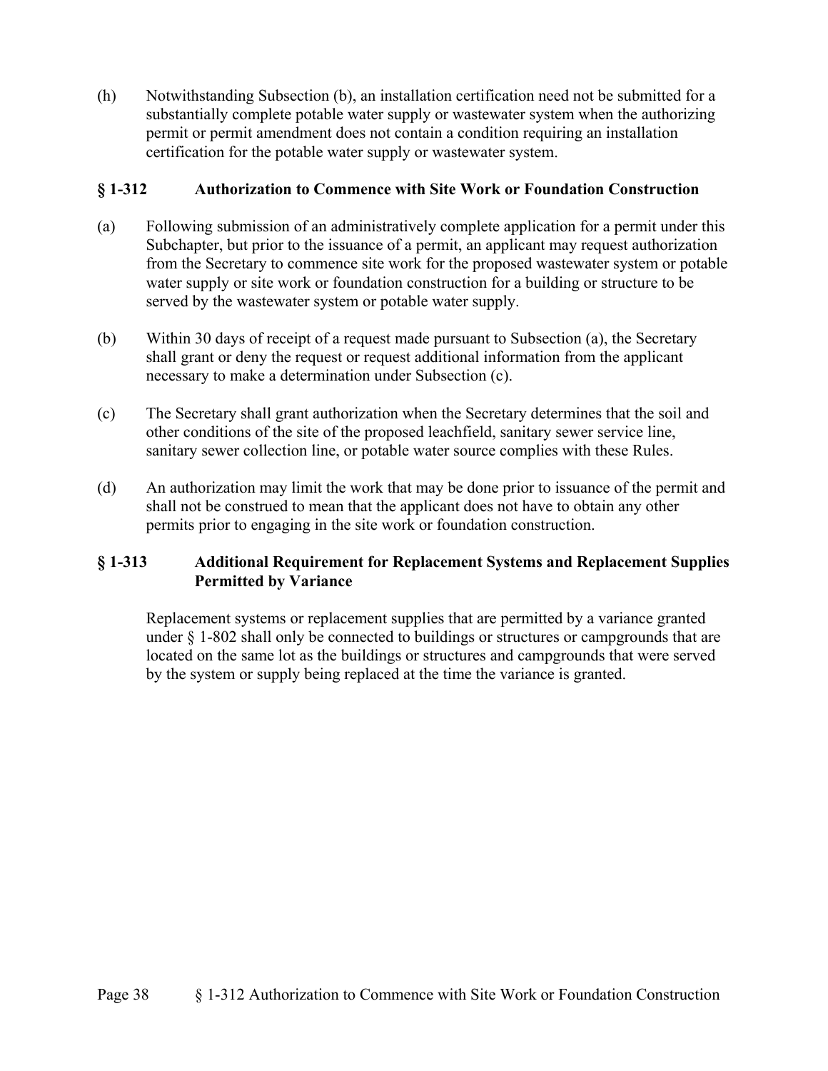(h) Notwithstanding Subsection (b), an installation certification need not be submitted for a substantially complete potable water supply or wastewater system when the authorizing permit or permit amendment does not contain a condition requiring an installation certification for the potable water supply or wastewater system.

### § 1-312 Authorization to Commence with Site Work or Foundation Construction

(a) Following submission of an administratively complete application for a permit under this Subchapter, but prior to the issuance of a permit, an applicant may request authorization from the Secretary to commence site work for the proposed wastewater system or potable water supply or site work or foundation construction for a building or structure to be served by the wastewater system or potable water supply.

(b) Within 30 days of receipt of a request made pursuant to Subsection (a), the Secretary shall grant or deny the request or request additional information from the applicant necessary to make a determination under Subsection (c).

(c) The Secretary shall grant authorization when the Secretary determines that the soil and other conditions of the site of the proposed leachfield, sanitary sewer service line, sanitary sewer collection line, or potable water source complies with these Rules.

(d) An authorization may limit the work that may be done prior to issuance of the permit and shall not be construed to mean that the applicant does not have to obtain any other permits prior to engaging in the site work or foundation construction.

### § 1-313 Additional Requirement for Replacement Systems and Replacement Supplies Permitted by Variance

Replacement systems or replacement supplies that are permitted by a variance granted under § 1-802 shall only be connected to buildings or structures or campgrounds that are located on the same lot as the buildings or structures and campgrounds that were served by the system or supply being replaced at the time the variance is granted.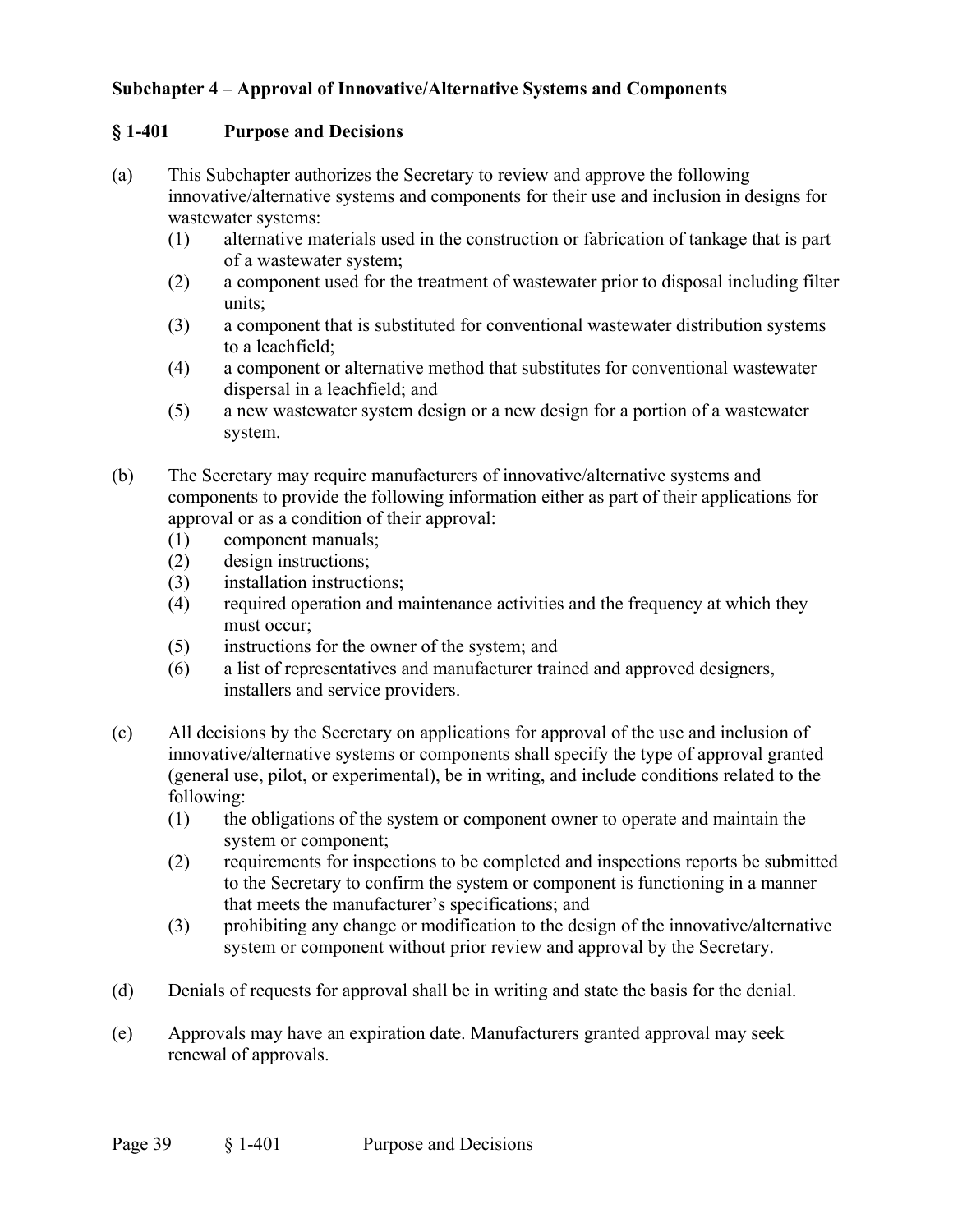## Subchapter 4 – Approval of Innovative/Alternative Systems and Components

### § 1-401 Purpose and Decisions

(a) This Subchapter authorizes the Secretary to review and approve the following innovative/alternative systems and components for their use and inclusion in designs for wastewater systems:

(1) alternative materials used in the construction or fabrication of tankage that is part of a wastewater system;

(2) a component used for the treatment of wastewater prior to disposal including filter units;

(3) a component that is substituted for conventional wastewater distribution systems to a leachfield;

(4) a component or alternative method that substitutes for conventional wastewater dispersal in a leachfield; and

(5) a new wastewater system design or a new design for a portion of a wastewater system.

(b) The Secretary may require manufacturers of innovative/alternative systems and components to provide the following information either as part of their applications for approval or as a condition of their approval:

(1) component manuals;

(2) design instructions;

(3) installation instructions;

(4) required operation and maintenance activities and the frequency at which they must occur;

(5) instructions for the owner of the system; and

(6) a list of representatives and manufacturer trained and approved designers, installers and service providers.

(c) All decisions by the Secretary on applications for approval of the use and inclusion of innovative/alternative systems or components shall specify the type of approval granted (general use, pilot, or experimental), be in writing, and include conditions related to the following:

(1) the obligations of the system or component owner to operate and maintain the system or component;

(2) requirements for inspections to be completed and inspections reports be submitted to the Secretary to confirm the system or component is functioning in a manner that meets the manufacturer's specifications; and

(3) prohibiting any change or modification to the design of the innovative/alternative system or component without prior review and approval by the Secretary.

(d) Denials of requests for approval shall be in writing and state the basis for the denial.

(e) Approvals may have an expiration date. Manufacturers granted approval may seek renewal of approvals.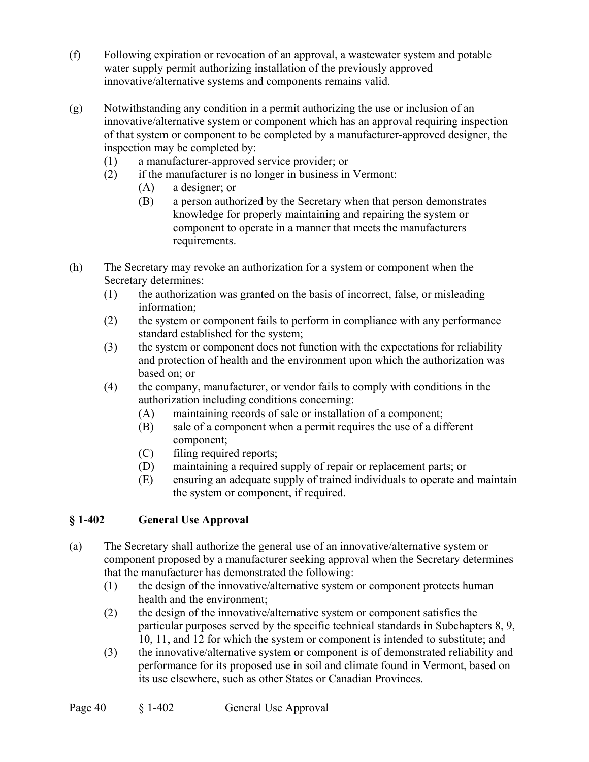(f) Following expiration or revocation of an approval, a wastewater system and potable water supply permit authorizing installation of the previously approved innovative/alternative systems and components remains valid.

(g) Notwithstanding any condition in a permit authorizing the use or inclusion of an innovative/alternative system or component which has an approval requiring inspection of that system or component to be completed by a manufacturer-approved designer, the inspection may be completed by:
   - (1) a manufacturer-approved service provider; or
   - (2) if the manufacturer is no longer in business in Vermont:
     - (A) a designer; or
     - (B) a person authorized by the Secretary when that person demonstrates knowledge for properly maintaining and repairing the system or component to operate in a manner that meets the manufacturers requirements.

(h) The Secretary may revoke an authorization for a system or component when the Secretary determines:
   - (1) the authorization was granted on the basis of incorrect, false, or misleading information;
   - (2) the system or component fails to perform in compliance with any performance standard established for the system;
   - (3) the system or component does not function with the expectations for reliability and protection of health and the environment upon which the authorization was based on; or
   - (4) the company, manufacturer, or vendor fails to comply with conditions in the authorization including conditions concerning:
     - (A) maintaining records of sale or installation of a component;
     - (B) sale of a component when a permit requires the use of a different component;
     - (C) filing required reports;
     - (D) maintaining a required supply of repair or replacement parts; or
     - (E) ensuring an adequate supply of trained individuals to operate and maintain the system or component, if required.

## § 1-402 General Use Approval

(a) The Secretary shall authorize the general use of an innovative/alternative system or component proposed by a manufacturer seeking approval when the Secretary determines that the manufacturer has demonstrated the following:
   - (1) the design of the innovative/alternative system or component protects human health and the environment;
   - (2) the design of the innovative/alternative system or component satisfies the particular purposes served by the specific technical standards in Subchapters 8, 9, 10, 11, and 12 for which the system or component is intended to substitute; and
   - (3) the innovative/alternative system or component is of demonstrated reliability and performance for its proposed use in soil and climate found in Vermont, based on its use elsewhere, such as other States or Canadian Provinces.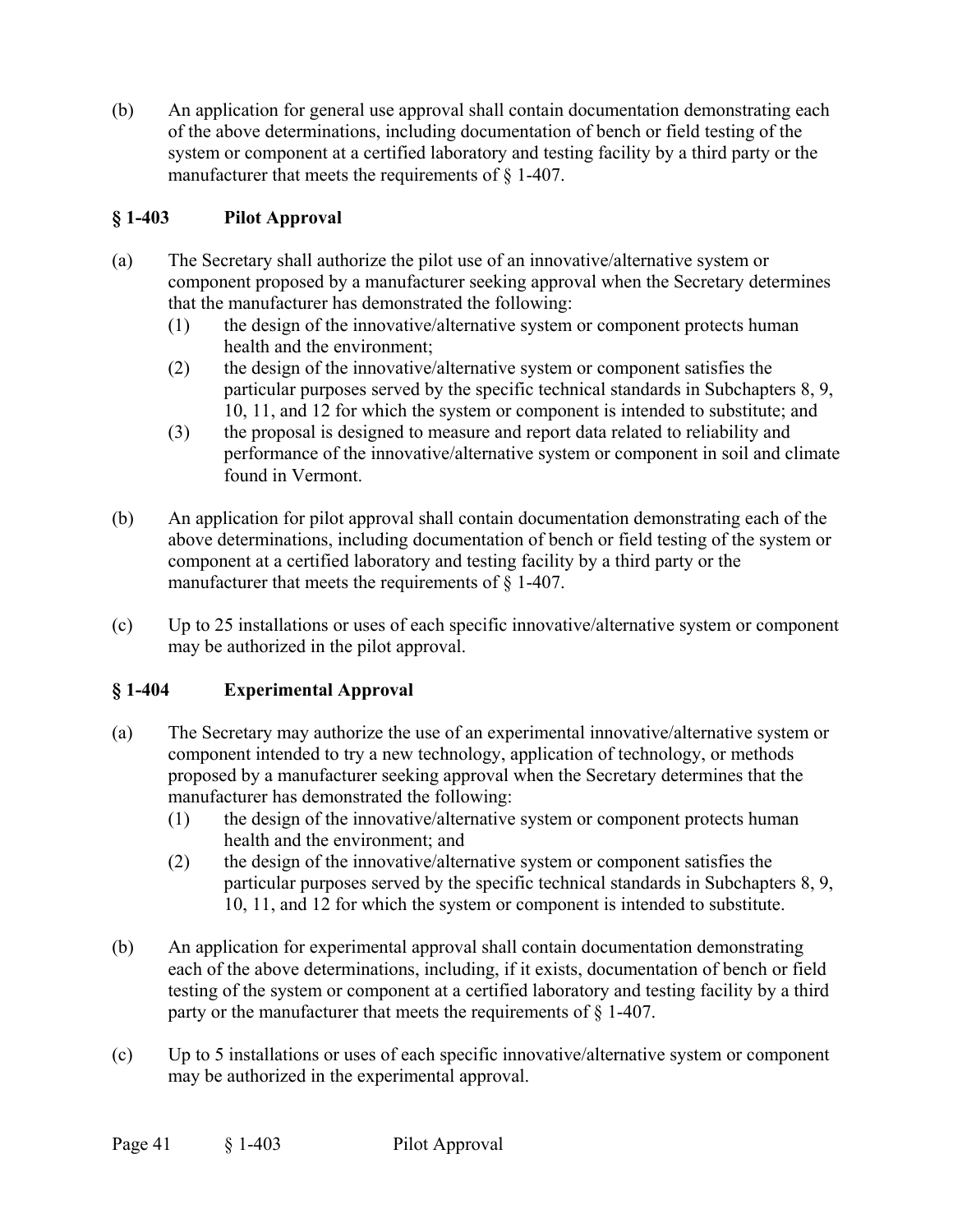(b) An application for general use approval shall contain documentation demonstrating each of the above determinations, including documentation of bench or field testing of the system or component at a certified laboratory and testing facility by a third party or the manufacturer that meets the requirements of § 1-407.

## § 1-403 Pilot Approval

(a) The Secretary shall authorize the pilot use of an innovative/alternative system or component proposed by a manufacturer seeking approval when the Secretary determines that the manufacturer has demonstrated the following:
   (1) the design of the innovative/alternative system or component protects human health and the environment;
   (2) the design of the innovative/alternative system or component satisfies the particular purposes served by the specific technical standards in Subchapters 8, 9, 10, 11, and 12 for which the system or component is intended to substitute; and
   (3) the proposal is designed to measure and report data related to reliability and performance of the innovative/alternative system or component in soil and climate found in Vermont.

(b) An application for pilot approval shall contain documentation demonstrating each of the above determinations, including documentation of bench or field testing of the system or component at a certified laboratory and testing facility by a third party or the manufacturer that meets the requirements of § 1-407.

(c) Up to 25 installations or uses of each specific innovative/alternative system or component may be authorized in the pilot approval.

## § 1-404 Experimental Approval

(a) The Secretary may authorize the use of an experimental innovative/alternative system or component intended to try a new technology, application of technology, or methods proposed by a manufacturer seeking approval when the Secretary determines that the manufacturer has demonstrated the following:
   (1) the design of the innovative/alternative system or component protects human health and the environment; and
   (2) the design of the innovative/alternative system or component satisfies the particular purposes served by the specific technical standards in Subchapters 8, 9, 10, 11, and 12 for which the system or component is intended to substitute.

(b) An application for experimental approval shall contain documentation demonstrating each of the above determinations, including, if it exists, documentation of bench or field testing of the system or component at a certified laboratory and testing facility by a third party or the manufacturer that meets the requirements of § 1-407.

(c) Up to 5 installations or uses of each specific innovative/alternative system or component may be authorized in the experimental approval.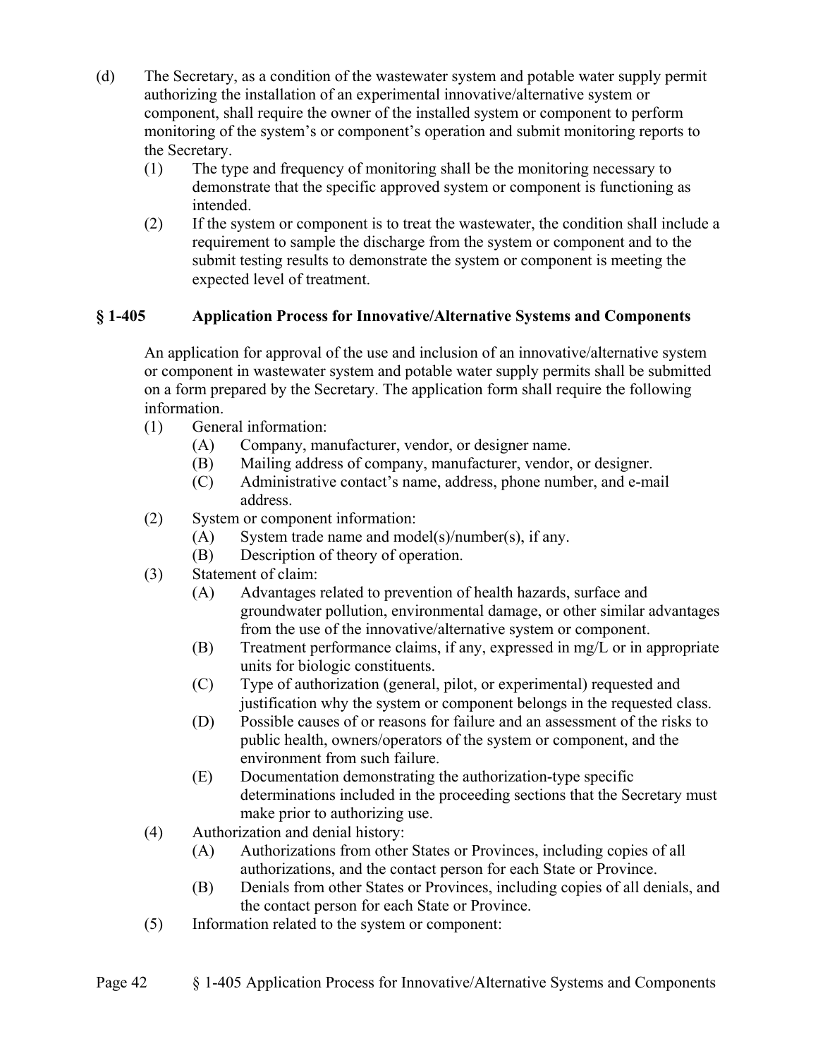(d) The Secretary, as a condition of the wastewater system and potable water supply permit authorizing the installation of an experimental innovative/alternative system or component, shall require the owner of the installed system or component to perform monitoring of the system's or component's operation and submit monitoring reports to the Secretary.

  (1) The type and frequency of monitoring shall be the monitoring necessary to demonstrate that the specific approved system or component is functioning as intended.

  (2) If the system or component is to treat the wastewater, the condition shall include a requirement to sample the discharge from the system or component and to the submit testing results to demonstrate the system or component is meeting the expected level of treatment.

## § 1-405 Application Process for Innovative/Alternative Systems and Components

An application for approval of the use and inclusion of an innovative/alternative system or component in wastewater system and potable water supply permits shall be submitted on a form prepared by the Secretary. The application form shall require the following information.

(1) General information:
  - (A) Company, manufacturer, vendor, or designer name.
  - (B) Mailing address of company, manufacturer, vendor, or designer.
  - (C) Administrative contact's name, address, phone number, and e-mail address.

(2) System or component information:
  - (A) System trade name and model(s)/number(s), if any.
  - (B) Description of theory of operation.

(3) Statement of claim:
  - (A) Advantages related to prevention of health hazards, surface and groundwater pollution, environmental damage, or other similar advantages from the use of the innovative/alternative system or component.
  - (B) Treatment performance claims, if any, expressed in mg/L or in appropriate units for biologic constituents.
  - (C) Type of authorization (general, pilot, or experimental) requested and justification why the system or component belongs in the requested class.
  - (D) Possible causes of or reasons for failure and an assessment of the risks to public health, owners/operators of the system or component, and the environment from such failure.
  - (E) Documentation demonstrating the authorization-type specific determinations included in the proceeding sections that the Secretary must make prior to authorizing use.

(4) Authorization and denial history:
  - (A) Authorizations from other States or Provinces, including copies of all authorizations, and the contact person for each State or Province.
  - (B) Denials from other States or Provinces, including copies of all denials, and the contact person for each State or Province.

(5) Information related to the system or component: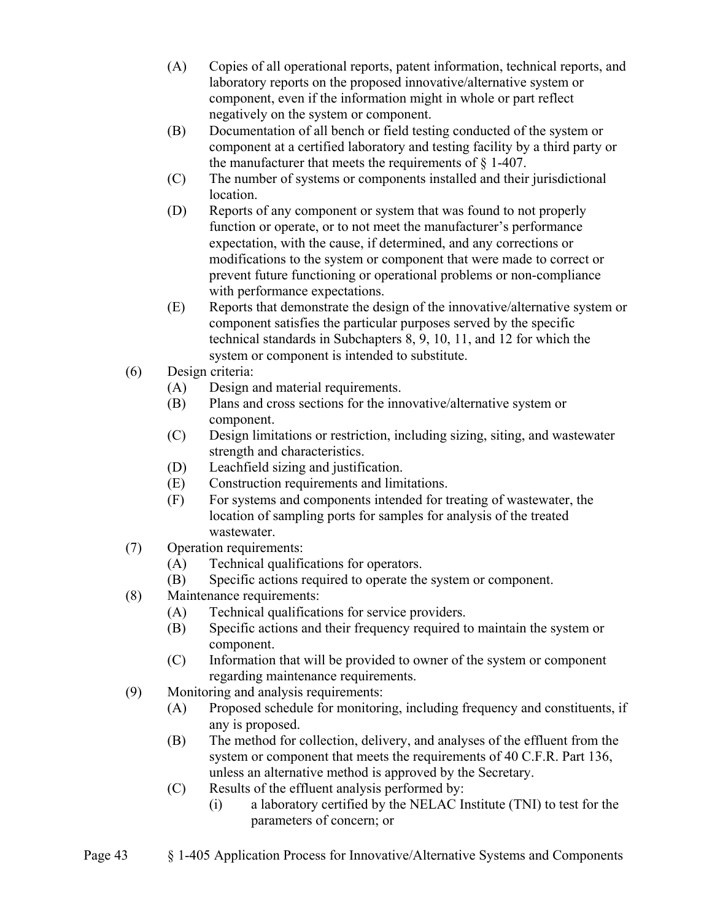- (A) Copies of all operational reports, patent information, technical reports, and laboratory reports on the proposed innovative/alternative system or component, even if the information might in whole or part reflect negatively on the system or component.
- (B) Documentation of all bench or field testing conducted of the system or component at a certified laboratory and testing facility by a third party or the manufacturer that meets the requirements of § 1-407.
- (C) The number of systems or components installed and their jurisdictional location.
- (D) Reports of any component or system that was found to not properly function or operate, or to not meet the manufacturer's performance expectation, with the cause, if determined, and any corrections or modifications to the system or component that were made to correct or prevent future functioning or operational problems or non-compliance with performance expectations.
- (E) Reports that demonstrate the design of the innovative/alternative system or component satisfies the particular purposes served by the specific technical standards in Subchapters 8, 9, 10, 11, and 12 for which the system or component is intended to substitute.

(6) Design criteria:
- (A) Design and material requirements.
- (B) Plans and cross sections for the innovative/alternative system or component.
- (C) Design limitations or restriction, including sizing, siting, and wastewater strength and characteristics.
- (D) Leachfield sizing and justification.
- (E) Construction requirements and limitations.
- (F) For systems and components intended for treating of wastewater, the location of sampling ports for samples for analysis of the treated wastewater.

(7) Operation requirements:
- (A) Technical qualifications for operators.
- (B) Specific actions required to operate the system or component.

(8) Maintenance requirements:
- (A) Technical qualifications for service providers.
- (B) Specific actions and their frequency required to maintain the system or component.
- (C) Information that will be provided to owner of the system or component regarding maintenance requirements.

(9) Monitoring and analysis requirements:
- (A) Proposed schedule for monitoring, including frequency and constituents, if any is proposed.
- (B) The method for collection, delivery, and analyses of the effluent from the system or component that meets the requirements of 40 C.F.R. Part 136, unless an alternative method is approved by the Secretary.
- (C) Results of the effluent analysis performed by:
  - (i) a laboratory certified by the NELAC Institute (TNI) to test for the parameters of concern; or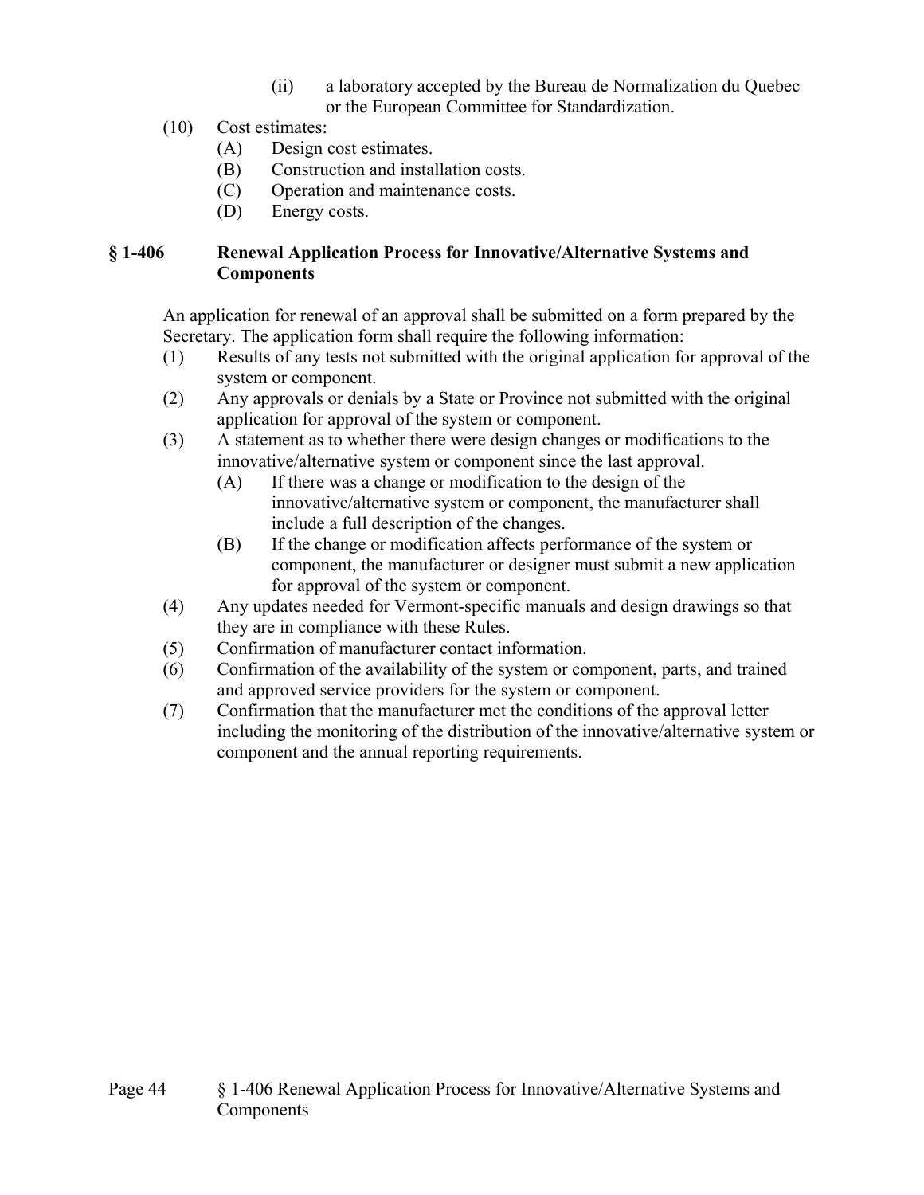(ii) a laboratory accepted by the Bureau de Normalization du Quebec or the European Committee for Standardization.

(10) Cost estimates:
   (A) Design cost estimates.
   (B) Construction and installation costs.
   (C) Operation and maintenance costs.
   (D) Energy costs.

## § 1-406 Renewal Application Process for Innovative/Alternative Systems and Components

An application for renewal of an approval shall be submitted on a form prepared by the Secretary. The application form shall require the following information:

(1) Results of any tests not submitted with the original application for approval of the system or component.

(2) Any approvals or denials by a State or Province not submitted with the original application for approval of the system or component.

(3) A statement as to whether there were design changes or modifications to the innovative/alternative system or component since the last approval.
   (A) If there was a change or modification to the design of the innovative/alternative system or component, the manufacturer shall include a full description of the changes.
   (B) If the change or modification affects performance of the system or component, the manufacturer or designer must submit a new application for approval of the system or component.

(4) Any updates needed for Vermont-specific manuals and design drawings so that they are in compliance with these Rules.

(5) Confirmation of manufacturer contact information.

(6) Confirmation of the availability of the system or component, parts, and trained and approved service providers for the system or component.

(7) Confirmation that the manufacturer met the conditions of the approval letter including the monitoring of the distribution of the innovative/alternative system or component and the annual reporting requirements.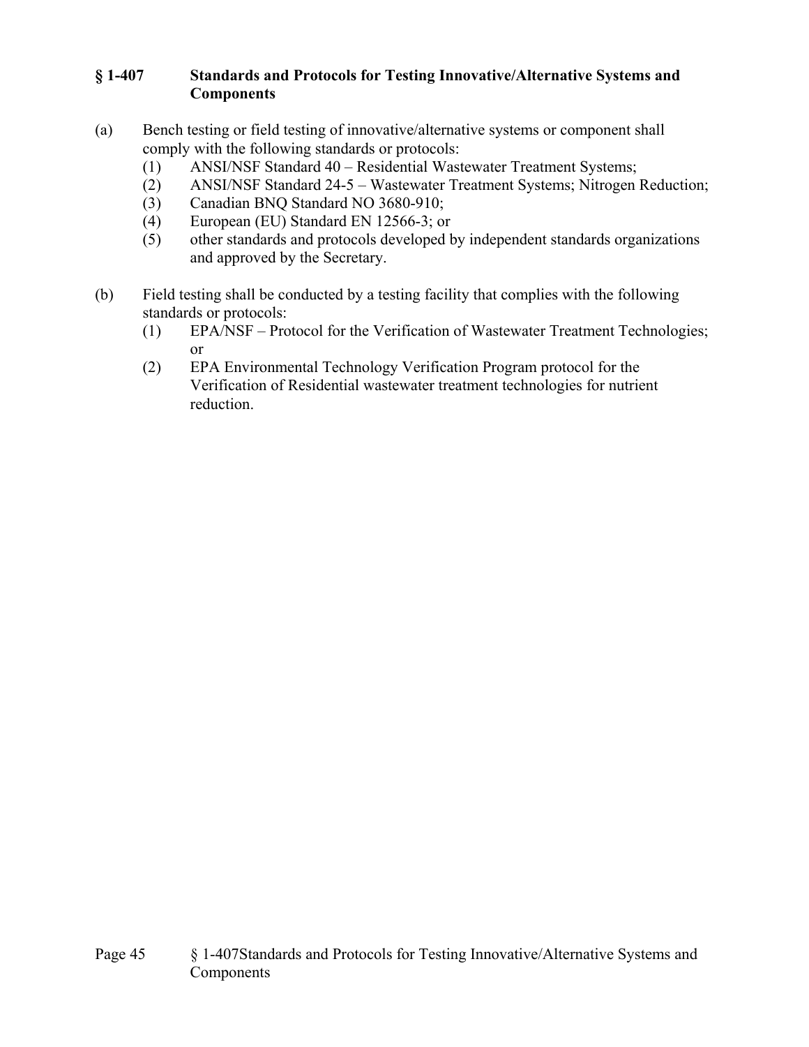### § 1-407 Standards and Protocols for Testing Innovative/Alternative Systems and Components

(a) Bench testing or field testing of innovative/alternative systems or component shall comply with the following standards or protocols:

  (1) ANSI/NSF Standard 40 – Residential Wastewater Treatment Systems;
  (2) ANSI/NSF Standard 24-5 – Wastewater Treatment Systems; Nitrogen Reduction;
  (3) Canadian BNQ Standard NO 3680-910;
  (4) European (EU) Standard EN 12566-3; or
  (5) other standards and protocols developed by independent standards organizations and approved by the Secretary.

(b) Field testing shall be conducted by a testing facility that complies with the following standards or protocols:

  (1) EPA/NSF – Protocol for the Verification of Wastewater Treatment Technologies; or
  (2) EPA Environmental Technology Verification Program protocol for the Verification of Residential wastewater treatment technologies for nutrient reduction.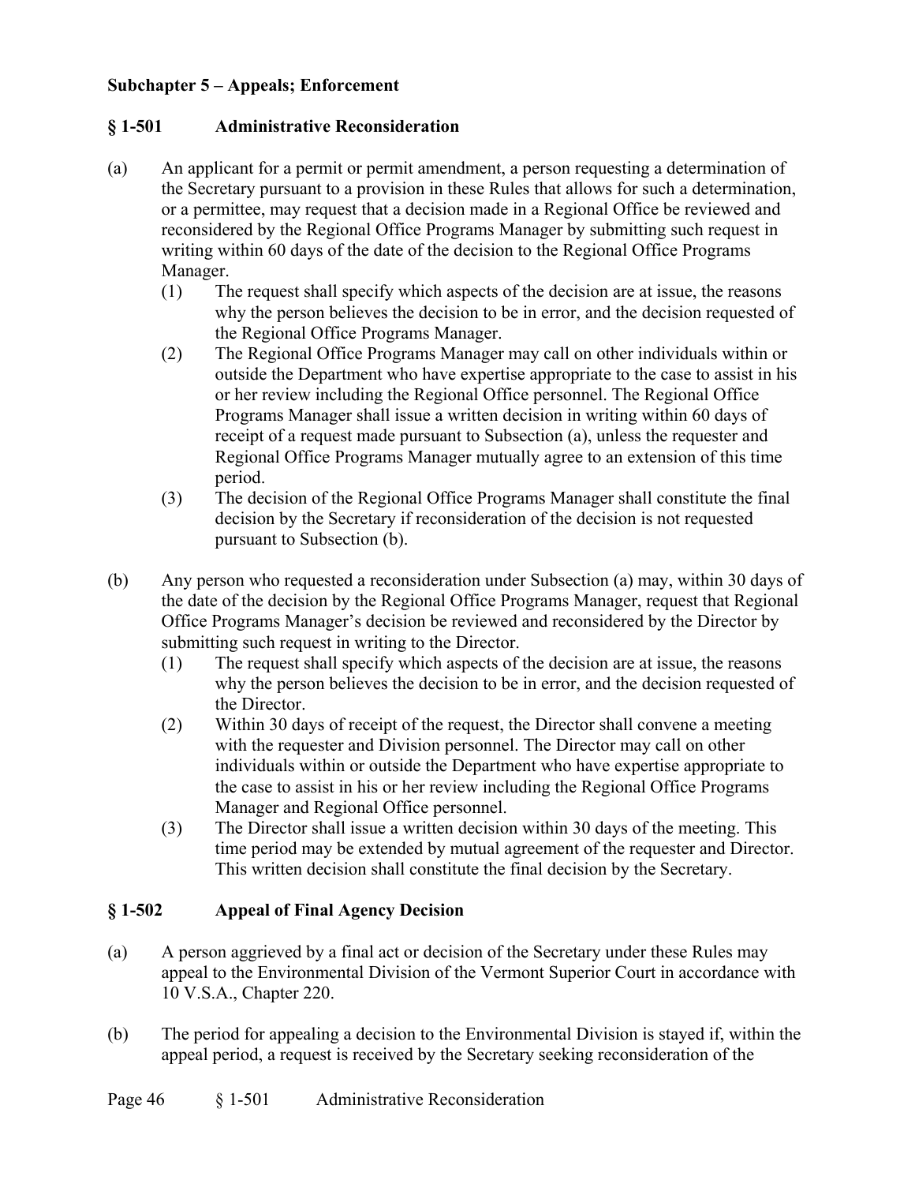## Subchapter 5 – Appeals; Enforcement

### § 1-501 Administrative Reconsideration

(a) An applicant for a permit or permit amendment, a person requesting a determination of the Secretary pursuant to a provision in these Rules that allows for such a determination, or a permittee, may request that a decision made in a Regional Office be reviewed and reconsidered by the Regional Office Programs Manager by submitting such request in writing within 60 days of the date of the decision to the Regional Office Programs Manager.

  (1) The request shall specify which aspects of the decision are at issue, the reasons why the person believes the decision to be in error, and the decision requested of the Regional Office Programs Manager.

  (2) The Regional Office Programs Manager may call on other individuals within or outside the Department who have expertise appropriate to the case to assist in his or her review including the Regional Office personnel. The Regional Office Programs Manager shall issue a written decision in writing within 60 days of receipt of a request made pursuant to Subsection (a), unless the requester and Regional Office Programs Manager mutually agree to an extension of this time period.

  (3) The decision of the Regional Office Programs Manager shall constitute the final decision by the Secretary if reconsideration of the decision is not requested pursuant to Subsection (b).

(b) Any person who requested a reconsideration under Subsection (a) may, within 30 days of the date of the decision by the Regional Office Programs Manager, request that Regional Office Programs Manager's decision be reviewed and reconsidered by the Director by submitting such request in writing to the Director.

  (1) The request shall specify which aspects of the decision are at issue, the reasons why the person believes the decision to be in error, and the decision requested of the Director.

  (2) Within 30 days of receipt of the request, the Director shall convene a meeting with the requester and Division personnel. The Director may call on other individuals within or outside the Department who have expertise appropriate to the case to assist in his or her review including the Regional Office Programs Manager and Regional Office personnel.

  (3) The Director shall issue a written decision within 30 days of the meeting. This time period may be extended by mutual agreement of the requester and Director. This written decision shall constitute the final decision by the Secretary.

### § 1-502 Appeal of Final Agency Decision

(a) A person aggrieved by a final act or decision of the Secretary under these Rules may appeal to the Environmental Division of the Vermont Superior Court in accordance with 10 V.S.A., Chapter 220.

(b) The period for appealing a decision to the Environmental Division is stayed if, within the appeal period, a request is received by the Secretary seeking reconsideration of the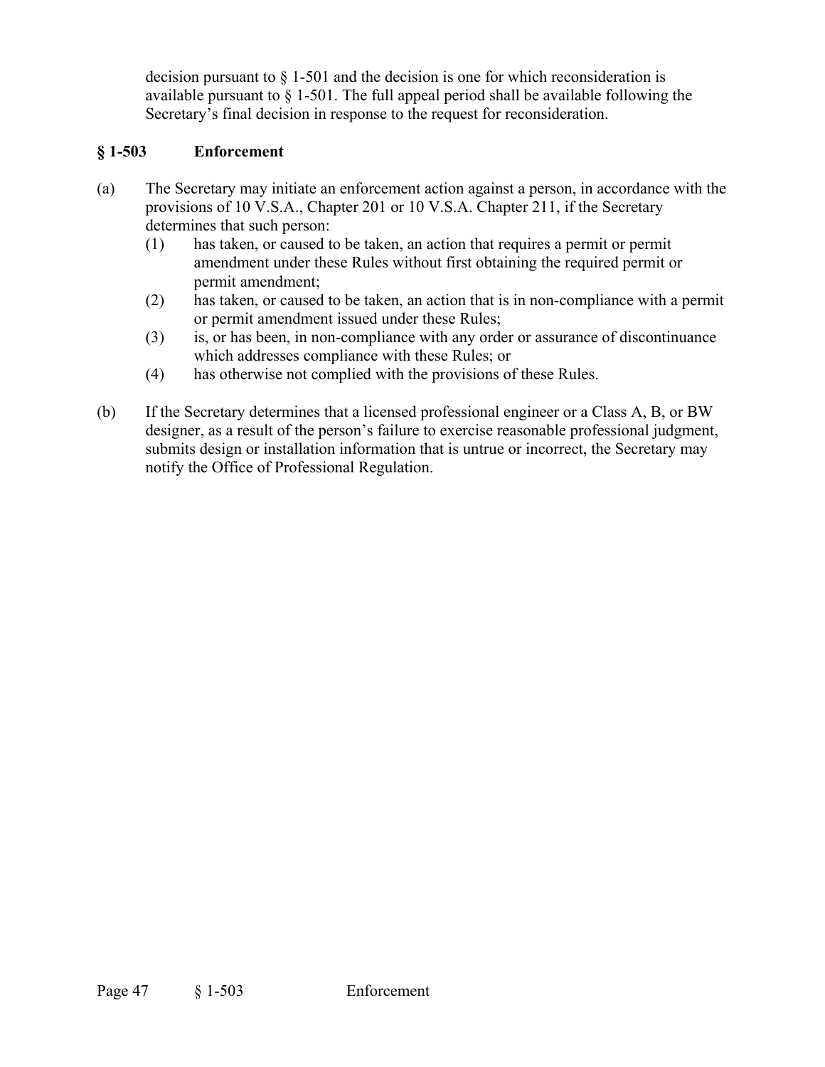decision pursuant to § 1-501 and the decision is one for which reconsideration is available pursuant to § 1-501. The full appeal period shall be available following the Secretary's final decision in response to the request for reconsideration.

## § 1-503 Enforcement

(a) The Secretary may initiate an enforcement action against a person, in accordance with the provisions of 10 V.S.A., Chapter 201 or 10 V.S.A. Chapter 211, if the Secretary determines that such person:

(1) has taken, or caused to be taken, an action that requires a permit or permit amendment under these Rules without first obtaining the required permit or permit amendment;

(2) has taken, or caused to be taken, an action that is in non-compliance with a permit or permit amendment issued under these Rules;

(3) is, or has been, in non-compliance with any order or assurance of discontinuance which addresses compliance with these Rules; or

(4) has otherwise not complied with the provisions of these Rules.

(b) If the Secretary determines that a licensed professional engineer or a Class A, B, or BW designer, as a result of the person's failure to exercise reasonable professional judgment, submits design or installation information that is untrue or incorrect, the Secretary may notify the Office of Professional Regulation.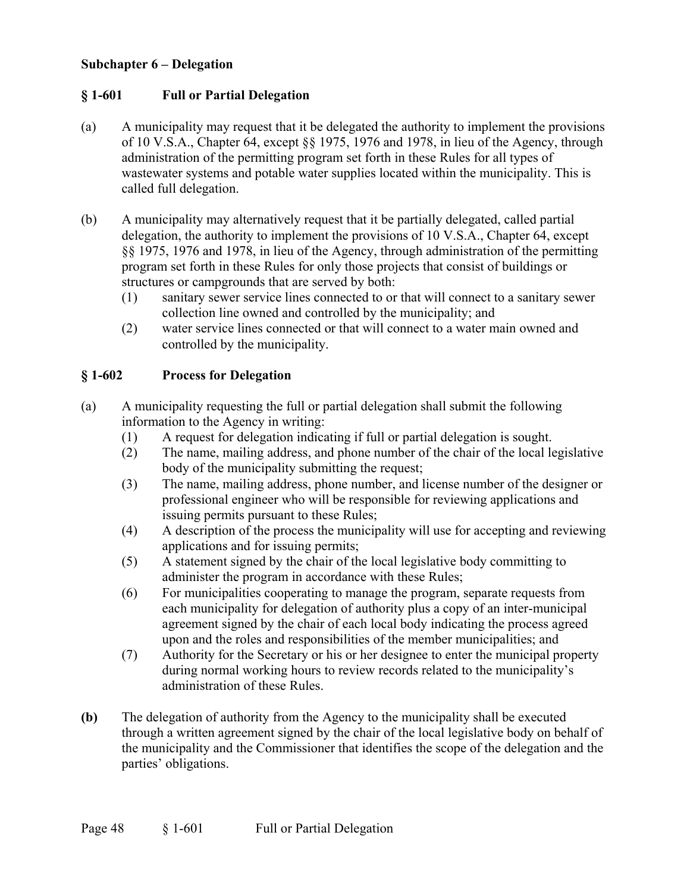## Subchapter 6 – Delegation

### § 1-601 Full or Partial Delegation

(a) A municipality may request that it be delegated the authority to implement the provisions of 10 V.S.A., Chapter 64, except §§ 1975, 1976 and 1978, in lieu of the Agency, through administration of the permitting program set forth in these Rules for all types of wastewater systems and potable water supplies located within the municipality. This is called full delegation.

(b) A municipality may alternatively request that it be partially delegated, called partial delegation, the authority to implement the provisions of 10 V.S.A., Chapter 64, except §§ 1975, 1976 and 1978, in lieu of the Agency, through administration of the permitting program set forth in these Rules for only those projects that consist of buildings or structures or campgrounds that are served by both:
   (1) sanitary sewer service lines connected to or that will connect to a sanitary sewer collection line owned and controlled by the municipality; and
   (2) water service lines connected or that will connect to a water main owned and controlled by the municipality.

### § 1-602 Process for Delegation

(a) A municipality requesting the full or partial delegation shall submit the following information to the Agency in writing:
   (1) A request for delegation indicating if full or partial delegation is sought.
   (2) The name, mailing address, and phone number of the chair of the local legislative body of the municipality submitting the request;
   (3) The name, mailing address, phone number, and license number of the designer or professional engineer who will be responsible for reviewing applications and issuing permits pursuant to these Rules;
   (4) A description of the process the municipality will use for accepting and reviewing applications and for issuing permits;
   (5) A statement signed by the chair of the local legislative body committing to administer the program in accordance with these Rules;
   (6) For municipalities cooperating to manage the program, separate requests from each municipality for delegation of authority plus a copy of an inter-municipal agreement signed by the chair of each local body indicating the process agreed upon and the roles and responsibilities of the member municipalities; and
   (7) Authority for the Secretary or his or her designee to enter the municipal property during normal working hours to review records related to the municipality's administration of these Rules.

**(b)** The delegation of authority from the Agency to the municipality shall be executed through a written agreement signed by the chair of the local legislative body on behalf of the municipality and the Commissioner that identifies the scope of the delegation and the parties' obligations.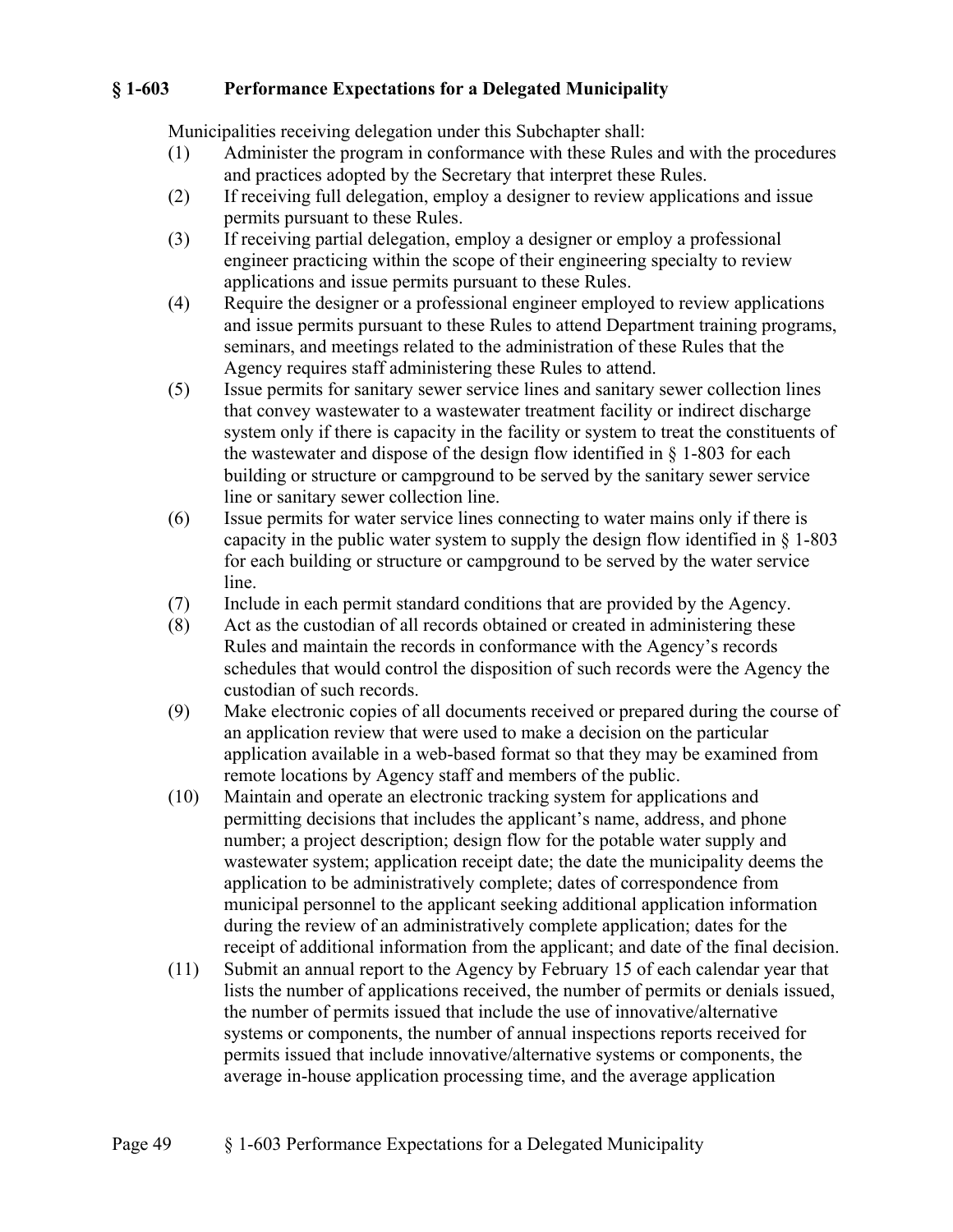## § 1-603 Performance Expectations for a Delegated Municipality

Municipalities receiving delegation under this Subchapter shall:

(1) Administer the program in conformance with these Rules and with the procedures and practices adopted by the Secretary that interpret these Rules.

(2) If receiving full delegation, employ a designer to review applications and issue permits pursuant to these Rules.

(3) If receiving partial delegation, employ a designer or employ a professional engineer practicing within the scope of their engineering specialty to review applications and issue permits pursuant to these Rules.

(4) Require the designer or a professional engineer employed to review applications and issue permits pursuant to these Rules to attend Department training programs, seminars, and meetings related to the administration of these Rules that the Agency requires staff administering these Rules to attend.

(5) Issue permits for sanitary sewer service lines and sanitary sewer collection lines that convey wastewater to a wastewater treatment facility or indirect discharge system only if there is capacity in the facility or system to treat the constituents of the wastewater and dispose of the design flow identified in § 1-803 for each building or structure or campground to be served by the sanitary sewer service line or sanitary sewer collection line.

(6) Issue permits for water service lines connecting to water mains only if there is capacity in the public water system to supply the design flow identified in § 1-803 for each building or structure or campground to be served by the water service line.

(7) Include in each permit standard conditions that are provided by the Agency.

(8) Act as the custodian of all records obtained or created in administering these Rules and maintain the records in conformance with the Agency's records schedules that would control the disposition of such records were the Agency the custodian of such records.

(9) Make electronic copies of all documents received or prepared during the course of an application review that were used to make a decision on the particular application available in a web-based format so that they may be examined from remote locations by Agency staff and members of the public.

(10) Maintain and operate an electronic tracking system for applications and permitting decisions that includes the applicant's name, address, and phone number; a project description; design flow for the potable water supply and wastewater system; application receipt date; the date the municipality deems the application to be administratively complete; dates of correspondence from municipal personnel to the applicant seeking additional application information during the review of an administratively complete application; dates for the receipt of additional information from the applicant; and date of the final decision.

(11) Submit an annual report to the Agency by February 15 of each calendar year that lists the number of applications received, the number of permits or denials issued, the number of permits issued that include the use of innovative/alternative systems or components, the number of annual inspections reports received for permits issued that include innovative/alternative systems or components, the average in-house application processing time, and the average application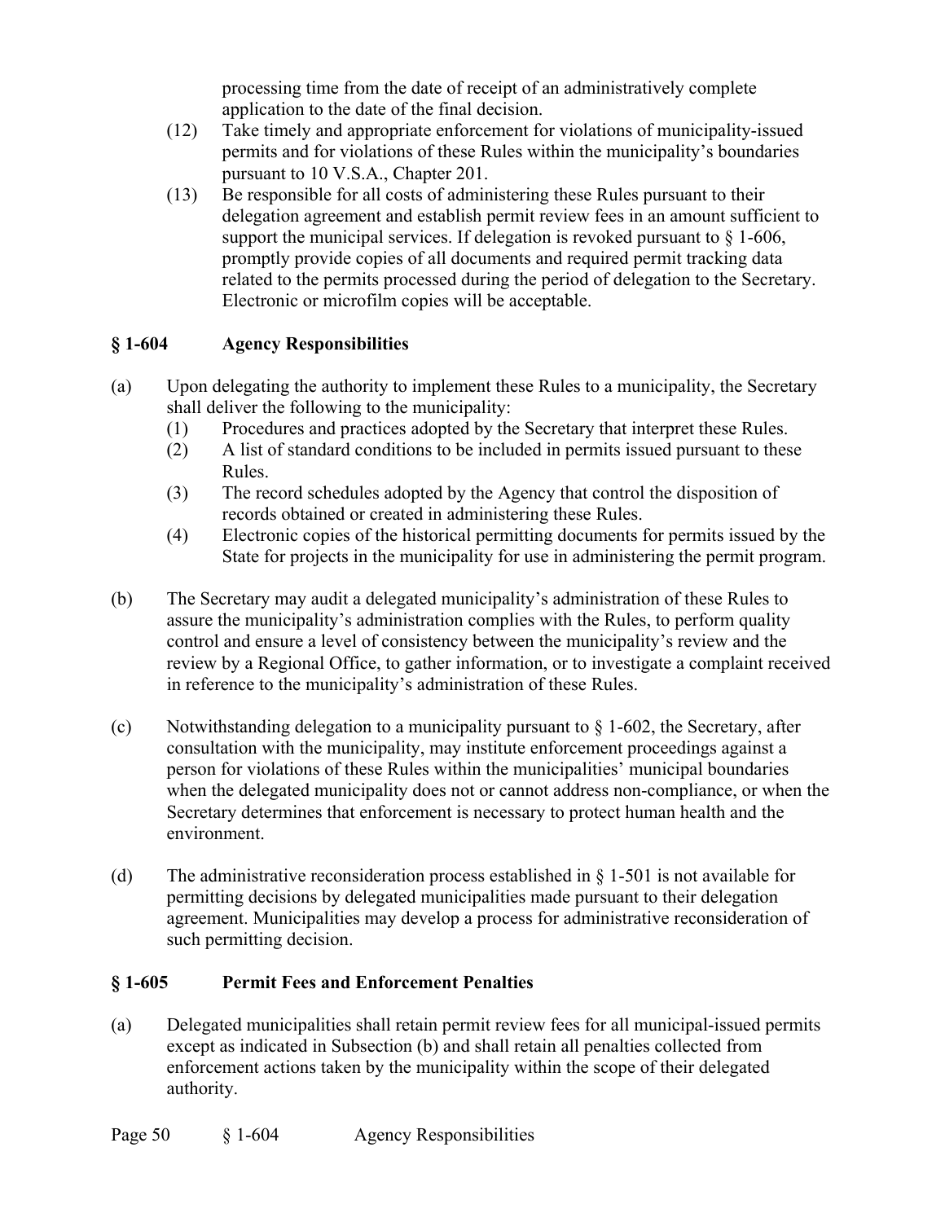processing time from the date of receipt of an administratively complete application to the date of the final decision.

(12) Take timely and appropriate enforcement for violations of municipality-issued permits and for violations of these Rules within the municipality's boundaries pursuant to 10 V.S.A., Chapter 201.

(13) Be responsible for all costs of administering these Rules pursuant to their delegation agreement and establish permit review fees in an amount sufficient to support the municipal services. If delegation is revoked pursuant to § 1-606, promptly provide copies of all documents and required permit tracking data related to the permits processed during the period of delegation to the Secretary. Electronic or microfilm copies will be acceptable.

## § 1-604 Agency Responsibilities

(a) Upon delegating the authority to implement these Rules to a municipality, the Secretary shall deliver the following to the municipality:

(1) Procedures and practices adopted by the Secretary that interpret these Rules.

(2) A list of standard conditions to be included in permits issued pursuant to these Rules.

(3) The record schedules adopted by the Agency that control the disposition of records obtained or created in administering these Rules.

(4) Electronic copies of the historical permitting documents for permits issued by the State for projects in the municipality for use in administering the permit program.

(b) The Secretary may audit a delegated municipality's administration of these Rules to assure the municipality's administration complies with the Rules, to perform quality control and ensure a level of consistency between the municipality's review and the review by a Regional Office, to gather information, or to investigate a complaint received in reference to the municipality's administration of these Rules.

(c) Notwithstanding delegation to a municipality pursuant to § 1-602, the Secretary, after consultation with the municipality, may institute enforcement proceedings against a person for violations of these Rules within the municipalities' municipal boundaries when the delegated municipality does not or cannot address non-compliance, or when the Secretary determines that enforcement is necessary to protect human health and the environment.

(d) The administrative reconsideration process established in § 1-501 is not available for permitting decisions by delegated municipalities made pursuant to their delegation agreement. Municipalities may develop a process for administrative reconsideration of such permitting decision.

## § 1-605 Permit Fees and Enforcement Penalties

(a) Delegated municipalities shall retain permit review fees for all municipal-issued permits except as indicated in Subsection (b) and shall retain all penalties collected from enforcement actions taken by the municipality within the scope of their delegated authority.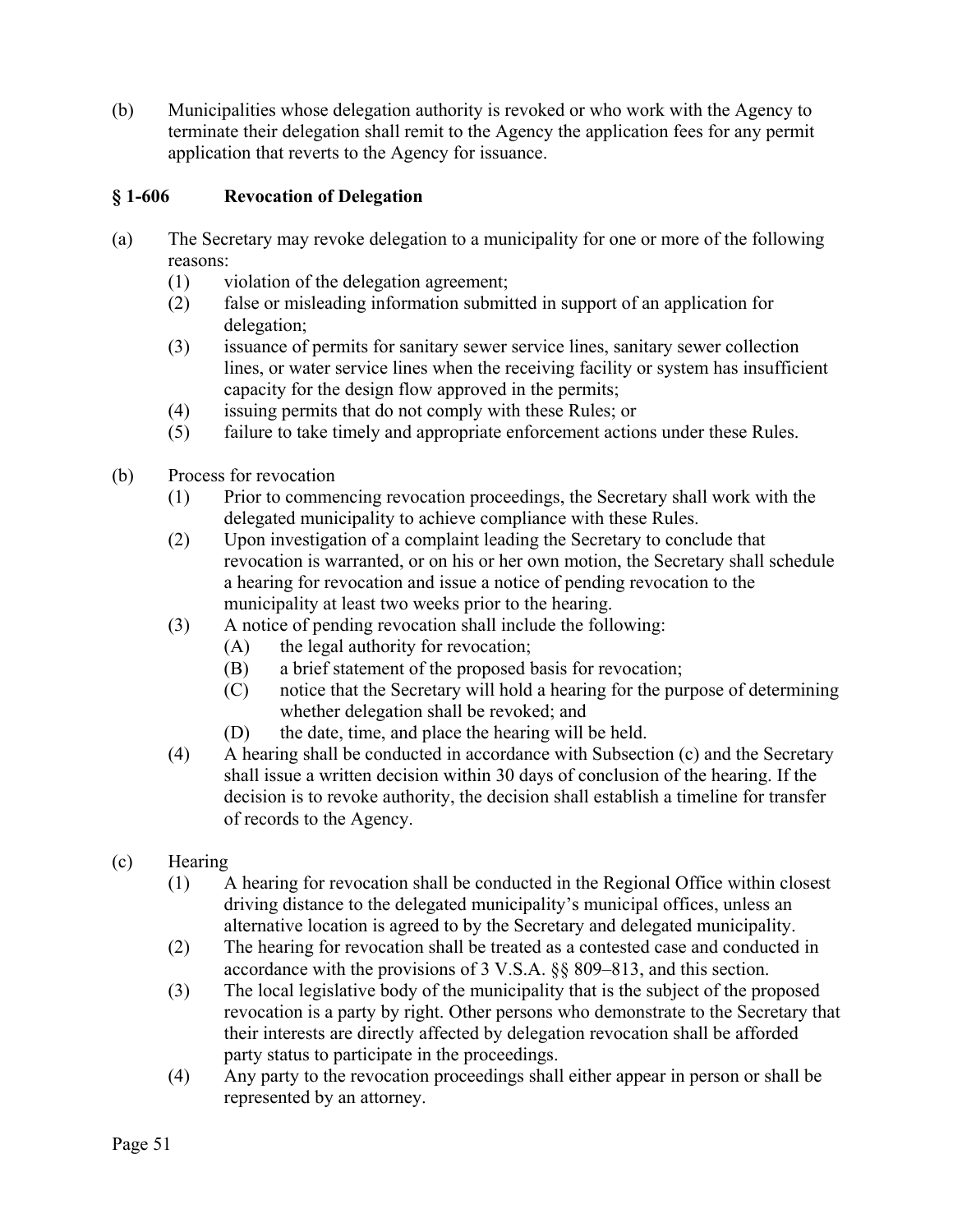(b) Municipalities whose delegation authority is revoked or who work with the Agency to terminate their delegation shall remit to the Agency the application fees for any permit application that reverts to the Agency for issuance.

### § 1-606 Revocation of Delegation

(a) The Secretary may revoke delegation to a municipality for one or more of the following reasons:

  (1) violation of the delegation agreement;

  (2) false or misleading information submitted in support of an application for delegation;

  (3) issuance of permits for sanitary sewer service lines, sanitary sewer collection lines, or water service lines when the receiving facility or system has insufficient capacity for the design flow approved in the permits;

  (4) issuing permits that do not comply with these Rules; or

  (5) failure to take timely and appropriate enforcement actions under these Rules.

(b) Process for revocation

  (1) Prior to commencing revocation proceedings, the Secretary shall work with the delegated municipality to achieve compliance with these Rules.

  (2) Upon investigation of a complaint leading the Secretary to conclude that revocation is warranted, or on his or her own motion, the Secretary shall schedule a hearing for revocation and issue a notice of pending revocation to the municipality at least two weeks prior to the hearing.

  (3) A notice of pending revocation shall include the following:

    (A) the legal authority for revocation;

    (B) a brief statement of the proposed basis for revocation;

    (C) notice that the Secretary will hold a hearing for the purpose of determining whether delegation shall be revoked; and

    (D) the date, time, and place the hearing will be held.

  (4) A hearing shall be conducted in accordance with Subsection (c) and the Secretary shall issue a written decision within 30 days of conclusion of the hearing. If the decision is to revoke authority, the decision shall establish a timeline for transfer of records to the Agency.

(c) Hearing

  (1) A hearing for revocation shall be conducted in the Regional Office within closest driving distance to the delegated municipality's municipal offices, unless an alternative location is agreed to by the Secretary and delegated municipality.

  (2) The hearing for revocation shall be treated as a contested case and conducted in accordance with the provisions of 3 V.S.A. §§ 809–813, and this section.

  (3) The local legislative body of the municipality that is the subject of the proposed revocation is a party by right. Other persons who demonstrate to the Secretary that their interests are directly affected by delegation revocation shall be afforded party status to participate in the proceedings.

  (4) Any party to the revocation proceedings shall either appear in person or shall be represented by an attorney.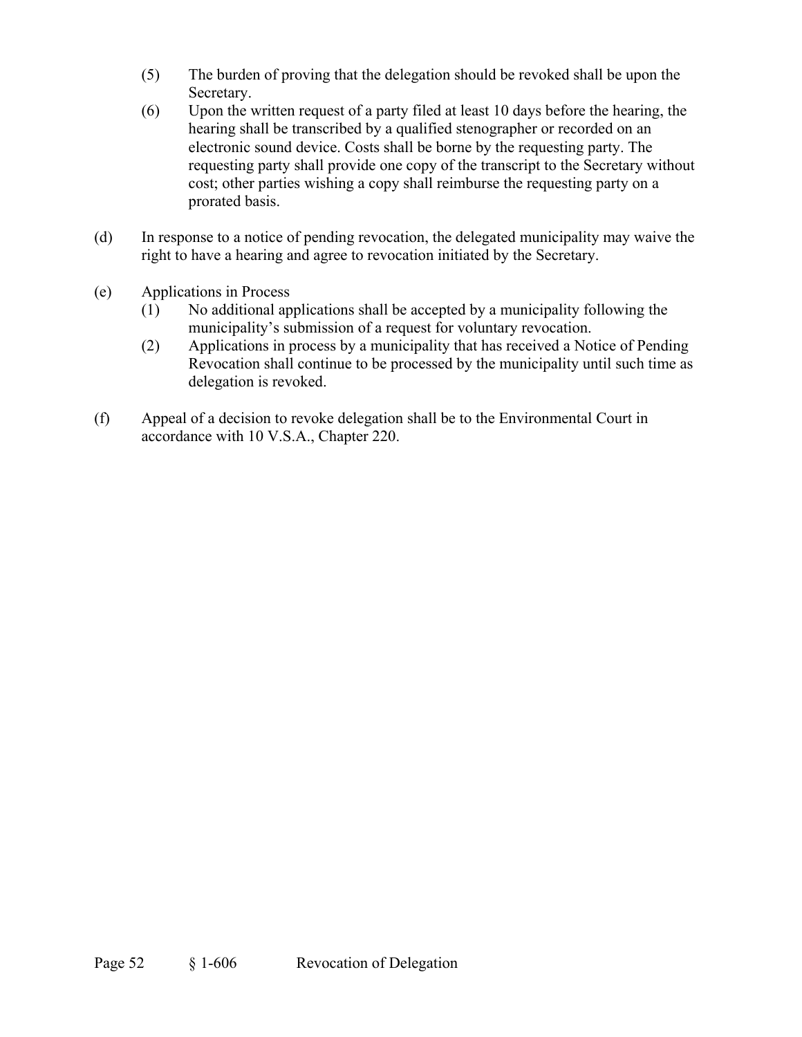(5) The burden of proving that the delegation should be revoked shall be upon the Secretary.

(6) Upon the written request of a party filed at least 10 days before the hearing, the hearing shall be transcribed by a qualified stenographer or recorded on an electronic sound device. Costs shall be borne by the requesting party. The requesting party shall provide one copy of the transcript to the Secretary without cost; other parties wishing a copy shall reimburse the requesting party on a prorated basis.

(d) In response to a notice of pending revocation, the delegated municipality may waive the right to have a hearing and agree to revocation initiated by the Secretary.

(e) Applications in Process

(1) No additional applications shall be accepted by a municipality following the municipality's submission of a request for voluntary revocation.

(2) Applications in process by a municipality that has received a Notice of Pending Revocation shall continue to be processed by the municipality until such time as delegation is revoked.

(f) Appeal of a decision to revoke delegation shall be to the Environmental Court in accordance with 10 V.S.A., Chapter 220.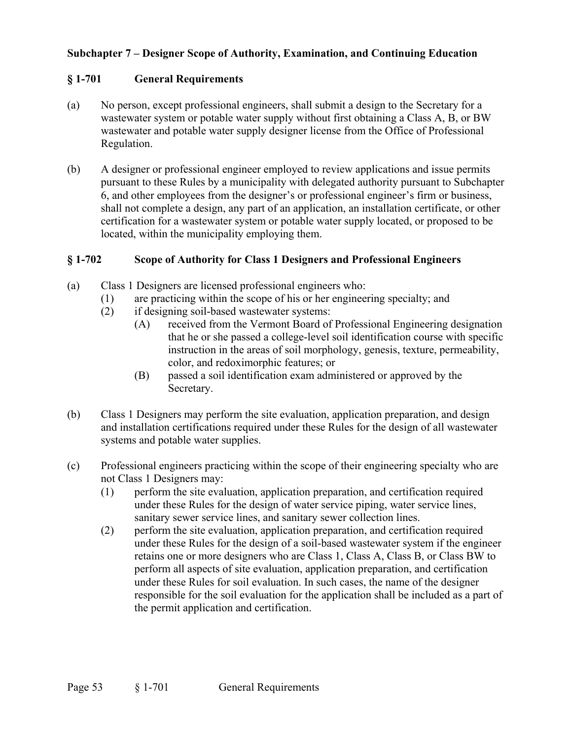## Subchapter 7 – Designer Scope of Authority, Examination, and Continuing Education

### § 1-701 General Requirements

(a) No person, except professional engineers, shall submit a design to the Secretary for a wastewater system or potable water supply without first obtaining a Class A, B, or BW wastewater and potable water supply designer license from the Office of Professional Regulation.

(b) A designer or professional engineer employed to review applications and issue permits pursuant to these Rules by a municipality with delegated authority pursuant to Subchapter 6, and other employees from the designer's or professional engineer's firm or business, shall not complete a design, any part of an application, an installation certificate, or other certification for a wastewater system or potable water supply located, or proposed to be located, within the municipality employing them.

### § 1-702 Scope of Authority for Class 1 Designers and Professional Engineers

(a) Class 1 Designers are licensed professional engineers who:
   (1) are practicing within the scope of his or her engineering specialty; and
   (2) if designing soil-based wastewater systems:
      (A) received from the Vermont Board of Professional Engineering designation that he or she passed a college-level soil identification course with specific instruction in the areas of soil morphology, genesis, texture, permeability, color, and redoximorphic features; or
      (B) passed a soil identification exam administered or approved by the Secretary.

(b) Class 1 Designers may perform the site evaluation, application preparation, and design and installation certifications required under these Rules for the design of all wastewater systems and potable water supplies.

(c) Professional engineers practicing within the scope of their engineering specialty who are not Class 1 Designers may:
   (1) perform the site evaluation, application preparation, and certification required under these Rules for the design of water service piping, water service lines, sanitary sewer service lines, and sanitary sewer collection lines.
   (2) perform the site evaluation, application preparation, and certification required under these Rules for the design of a soil-based wastewater system if the engineer retains one or more designers who are Class 1, Class A, Class B, or Class BW to perform all aspects of site evaluation, application preparation, and certification under these Rules for soil evaluation. In such cases, the name of the designer responsible for the soil evaluation for the application shall be included as a part of the permit application and certification.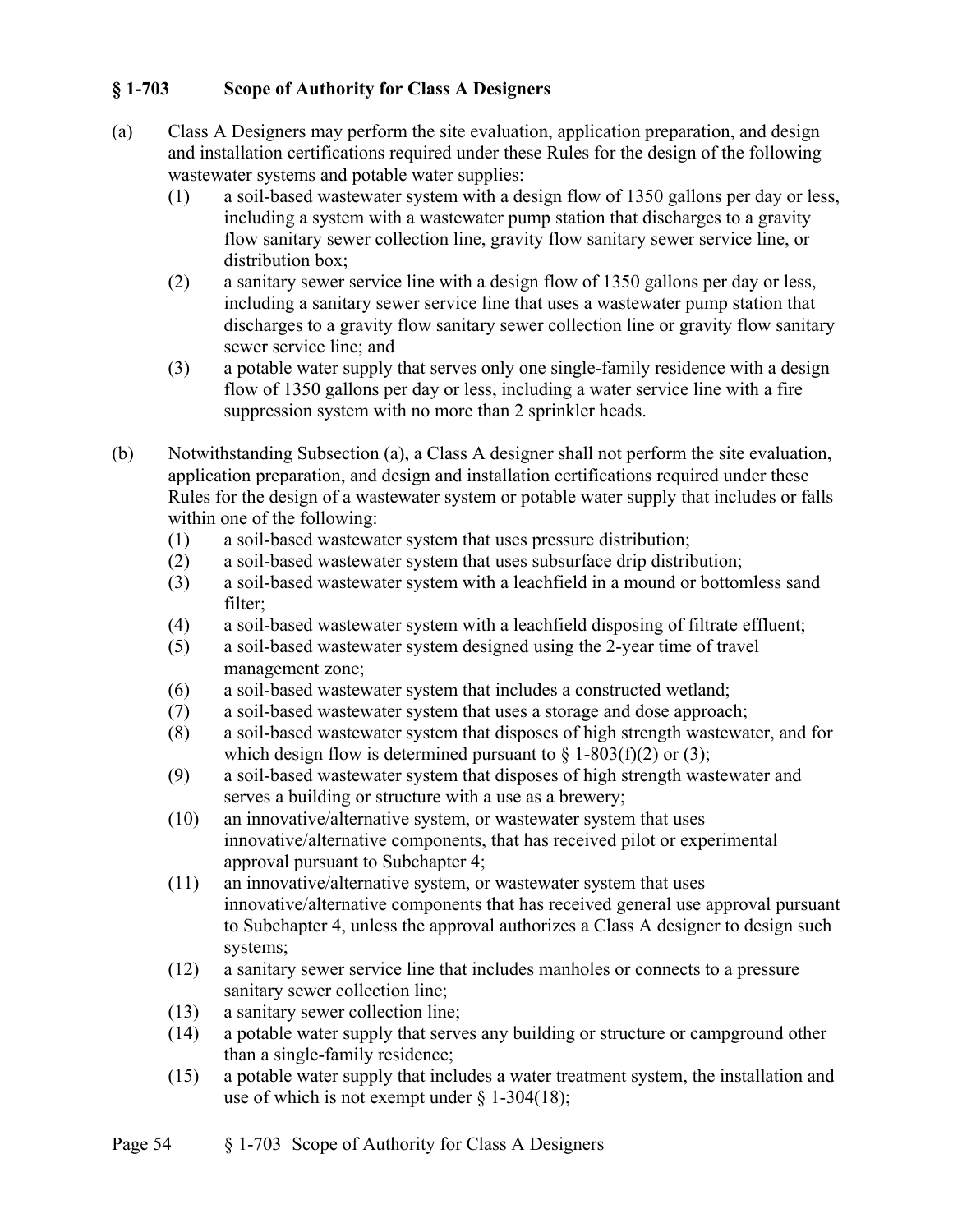### § 1-703 Scope of Authority for Class A Designers

(a) Class A Designers may perform the site evaluation, application preparation, and design and installation certifications required under these Rules for the design of the following wastewater systems and potable water supplies:

   (1) a soil-based wastewater system with a design flow of 1350 gallons per day or less, including a system with a wastewater pump station that discharges to a gravity flow sanitary sewer collection line, gravity flow sanitary sewer service line, or distribution box;

   (2) a sanitary sewer service line with a design flow of 1350 gallons per day or less, including a sanitary sewer service line that uses a wastewater pump station that discharges to a gravity flow sanitary sewer collection line or gravity flow sanitary sewer service line; and

   (3) a potable water supply that serves only one single-family residence with a design flow of 1350 gallons per day or less, including a water service line with a fire suppression system with no more than 2 sprinkler heads.

(b) Notwithstanding Subsection (a), a Class A designer shall not perform the site evaluation, application preparation, and design and installation certifications required under these Rules for the design of a wastewater system or potable water supply that includes or falls within one of the following:

   (1) a soil-based wastewater system that uses pressure distribution;

   (2) a soil-based wastewater system that uses subsurface drip distribution;

   (3) a soil-based wastewater system with a leachfield in a mound or bottomless sand filter;

   (4) a soil-based wastewater system with a leachfield disposing of filtrate effluent;

   (5) a soil-based wastewater system designed using the 2-year time of travel management zone;

   (6) a soil-based wastewater system that includes a constructed wetland;

   (7) a soil-based wastewater system that uses a storage and dose approach;

   (8) a soil-based wastewater system that disposes of high strength wastewater, and for which design flow is determined pursuant to § 1-803(f)(2) or (3);

   (9) a soil-based wastewater system that disposes of high strength wastewater and serves a building or structure with a use as a brewery;

   (10) an innovative/alternative system, or wastewater system that uses innovative/alternative components, that has received pilot or experimental approval pursuant to Subchapter 4;

   (11) an innovative/alternative system, or wastewater system that uses innovative/alternative components that has received general use approval pursuant to Subchapter 4, unless the approval authorizes a Class A designer to design such systems;

   (12) a sanitary sewer service line that includes manholes or connects to a pressure sanitary sewer collection line;

   (13) a sanitary sewer collection line;

   (14) a potable water supply that serves any building or structure or campground other than a single-family residence;

   (15) a potable water supply that includes a water treatment system, the installation and use of which is not exempt under § 1-304(18);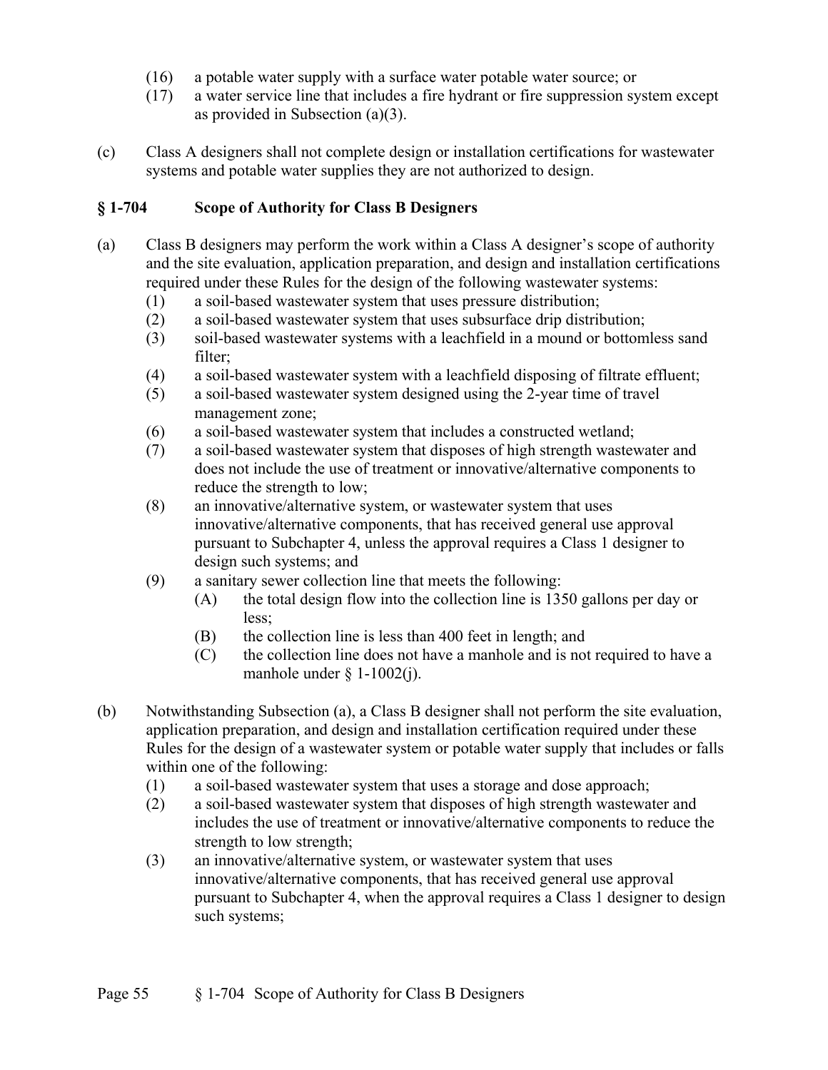(16) a potable water supply with a surface water potable water source; or
(17) a water service line that includes a fire hydrant or fire suppression system except as provided in Subsection (a)(3).

(c) Class A designers shall not complete design or installation certifications for wastewater systems and potable water supplies they are not authorized to design.

## § 1-704 Scope of Authority for Class B Designers

(a) Class B designers may perform the work within a Class A designer's scope of authority and the site evaluation, application preparation, and design and installation certifications required under these Rules for the design of the following wastewater systems:
   (1) a soil-based wastewater system that uses pressure distribution;
   (2) a soil-based wastewater system that uses subsurface drip distribution;
   (3) soil-based wastewater systems with a leachfield in a mound or bottomless sand filter;
   (4) a soil-based wastewater system with a leachfield disposing of filtrate effluent;
   (5) a soil-based wastewater system designed using the 2-year time of travel management zone;
   (6) a soil-based wastewater system that includes a constructed wetland;
   (7) a soil-based wastewater system that disposes of high strength wastewater and does not include the use of treatment or innovative/alternative components to reduce the strength to low;
   (8) an innovative/alternative system, or wastewater system that uses innovative/alternative components, that has received general use approval pursuant to Subchapter 4, unless the approval requires a Class 1 designer to design such systems; and
   (9) a sanitary sewer collection line that meets the following:
      (A) the total design flow into the collection line is 1350 gallons per day or less;
      (B) the collection line is less than 400 feet in length; and
      (C) the collection line does not have a manhole and is not required to have a manhole under § 1-1002(j).

(b) Notwithstanding Subsection (a), a Class B designer shall not perform the site evaluation, application preparation, and design and installation certification required under these Rules for the design of a wastewater system or potable water supply that includes or falls within one of the following:
   (1) a soil-based wastewater system that uses a storage and dose approach;
   (2) a soil-based wastewater system that disposes of high strength wastewater and includes the use of treatment or innovative/alternative components to reduce the strength to low strength;
   (3) an innovative/alternative system, or wastewater system that uses innovative/alternative components, that has received general use approval pursuant to Subchapter 4, when the approval requires a Class 1 designer to design such systems;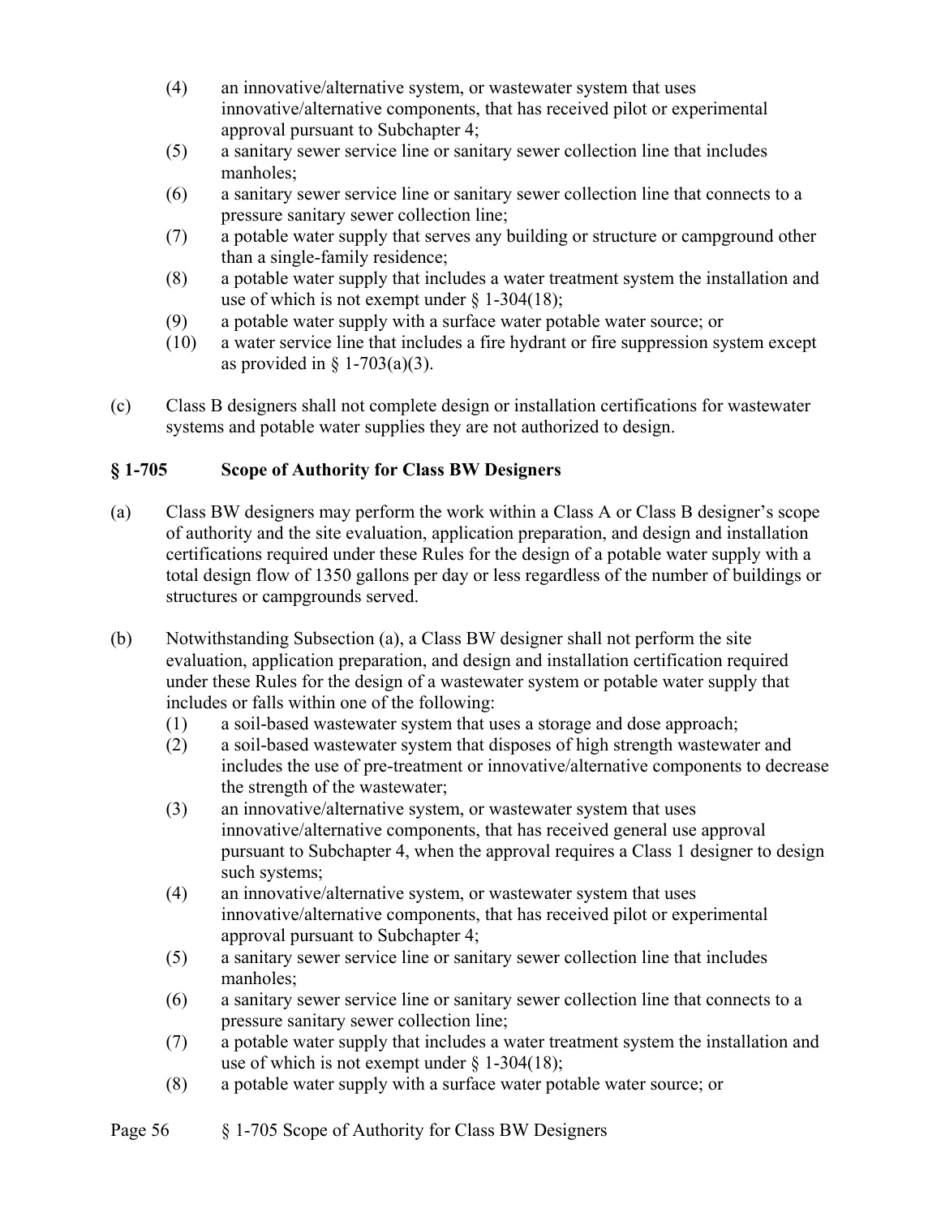(4) an innovative/alternative system, or wastewater system that uses innovative/alternative components, that has received pilot or experimental approval pursuant to Subchapter 4;
(5) a sanitary sewer service line or sanitary sewer collection line that includes manholes;
(6) a sanitary sewer service line or sanitary sewer collection line that connects to a pressure sanitary sewer collection line;
(7) a potable water supply that serves any building or structure or campground other than a single-family residence;
(8) a potable water supply that includes a water treatment system the installation and use of which is not exempt under § 1-304(18);
(9) a potable water supply with a surface water potable water source; or
(10) a water service line that includes a fire hydrant or fire suppression system except as provided in § 1-703(a)(3).

(c) Class B designers shall not complete design or installation certifications for wastewater systems and potable water supplies they are not authorized to design.

### § 1-705 Scope of Authority for Class BW Designers

(a) Class BW designers may perform the work within a Class A or Class B designer's scope of authority and the site evaluation, application preparation, and design and installation certifications required under these Rules for the design of a potable water supply with a total design flow of 1350 gallons per day or less regardless of the number of buildings or structures or campgrounds served.

(b) Notwithstanding Subsection (a), a Class BW designer shall not perform the site evaluation, application preparation, and design and installation certification required under these Rules for the design of a wastewater system or potable water supply that includes or falls within one of the following:
(1) a soil-based wastewater system that uses a storage and dose approach;
(2) a soil-based wastewater system that disposes of high strength wastewater and includes the use of pre-treatment or innovative/alternative components to decrease the strength of the wastewater;
(3) an innovative/alternative system, or wastewater system that uses innovative/alternative components, that has received general use approval pursuant to Subchapter 4, when the approval requires a Class 1 designer to design such systems;
(4) an innovative/alternative system, or wastewater system that uses innovative/alternative components, that has received pilot or experimental approval pursuant to Subchapter 4;
(5) a sanitary sewer service line or sanitary sewer collection line that includes manholes;
(6) a sanitary sewer service line or sanitary sewer collection line that connects to a pressure sanitary sewer collection line;
(7) a potable water supply that includes a water treatment system the installation and use of which is not exempt under § 1-304(18);
(8) a potable water supply with a surface water potable water source; or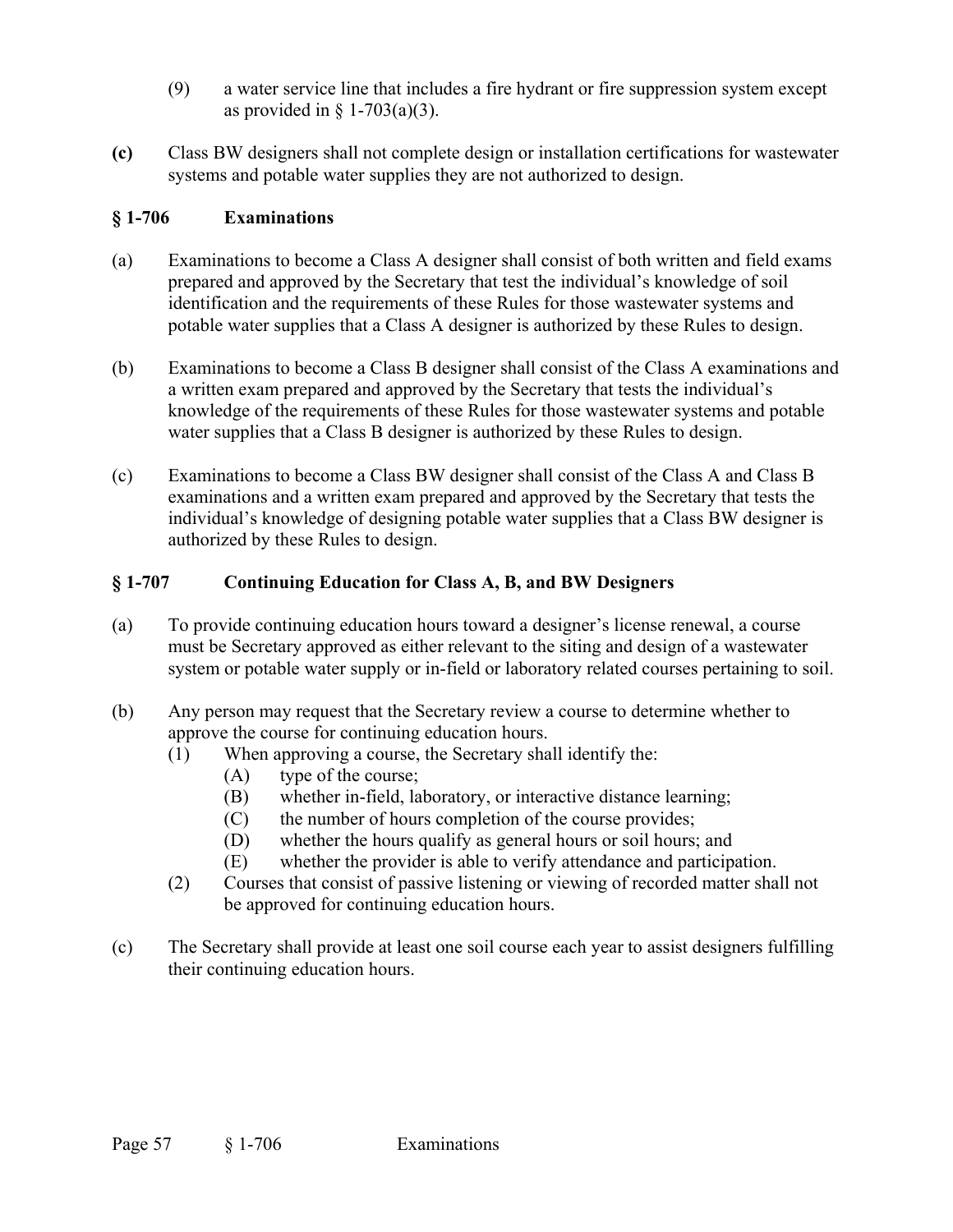(9) a water service line that includes a fire hydrant or fire suppression system except as provided in § 1-703(a)(3).

**(c)** Class BW designers shall not complete design or installation certifications for wastewater systems and potable water supplies they are not authorized to design.

## § 1-706 Examinations

(a) Examinations to become a Class A designer shall consist of both written and field exams prepared and approved by the Secretary that test the individual's knowledge of soil identification and the requirements of these Rules for those wastewater systems and potable water supplies that a Class A designer is authorized by these Rules to design.

(b) Examinations to become a Class B designer shall consist of the Class A examinations and a written exam prepared and approved by the Secretary that tests the individual's knowledge of the requirements of these Rules for those wastewater systems and potable water supplies that a Class B designer is authorized by these Rules to design.

(c) Examinations to become a Class BW designer shall consist of the Class A and Class B examinations and a written exam prepared and approved by the Secretary that tests the individual's knowledge of designing potable water supplies that a Class BW designer is authorized by these Rules to design.

## § 1-707 Continuing Education for Class A, B, and BW Designers

(a) To provide continuing education hours toward a designer's license renewal, a course must be Secretary approved as either relevant to the siting and design of a wastewater system or potable water supply or in-field or laboratory related courses pertaining to soil.

(b) Any person may request that the Secretary review a course to determine whether to approve the course for continuing education hours.
  (1) When approving a course, the Secretary shall identify the:
    (A) type of the course;
    (B) whether in-field, laboratory, or interactive distance learning;
    (C) the number of hours completion of the course provides;
    (D) whether the hours qualify as general hours or soil hours; and
    (E) whether the provider is able to verify attendance and participation.
  (2) Courses that consist of passive listening or viewing of recorded matter shall not be approved for continuing education hours.

(c) The Secretary shall provide at least one soil course each year to assist designers fulfilling their continuing education hours.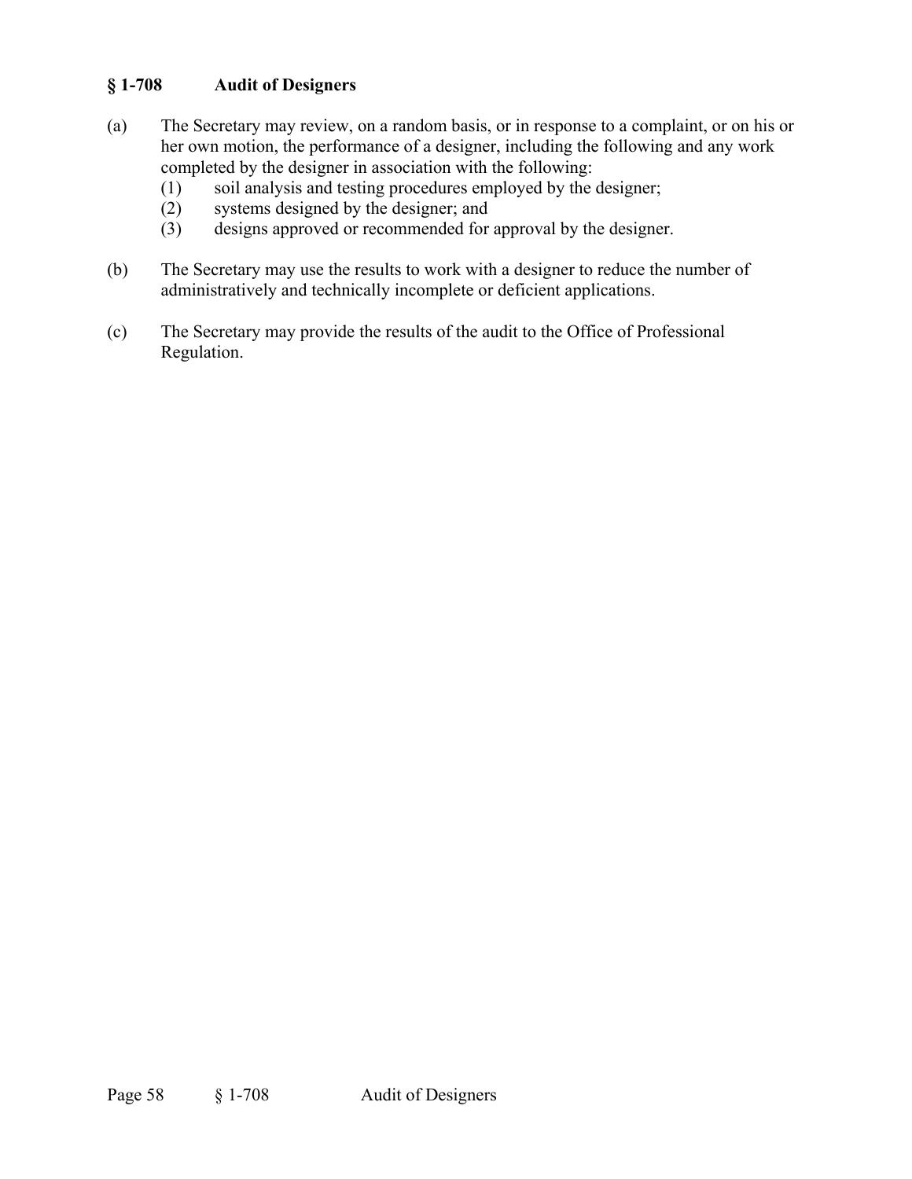## § 1-708 Audit of Designers

(a) The Secretary may review, on a random basis, or in response to a complaint, or on his or her own motion, the performance of a designer, including the following and any work completed by the designer in association with the following:

  (1) soil analysis and testing procedures employed by the designer;

  (2) systems designed by the designer; and

  (3) designs approved or recommended for approval by the designer.

(b) The Secretary may use the results to work with a designer to reduce the number of administratively and technically incomplete or deficient applications.

(c) The Secretary may provide the results of the audit to the Office of Professional Regulation.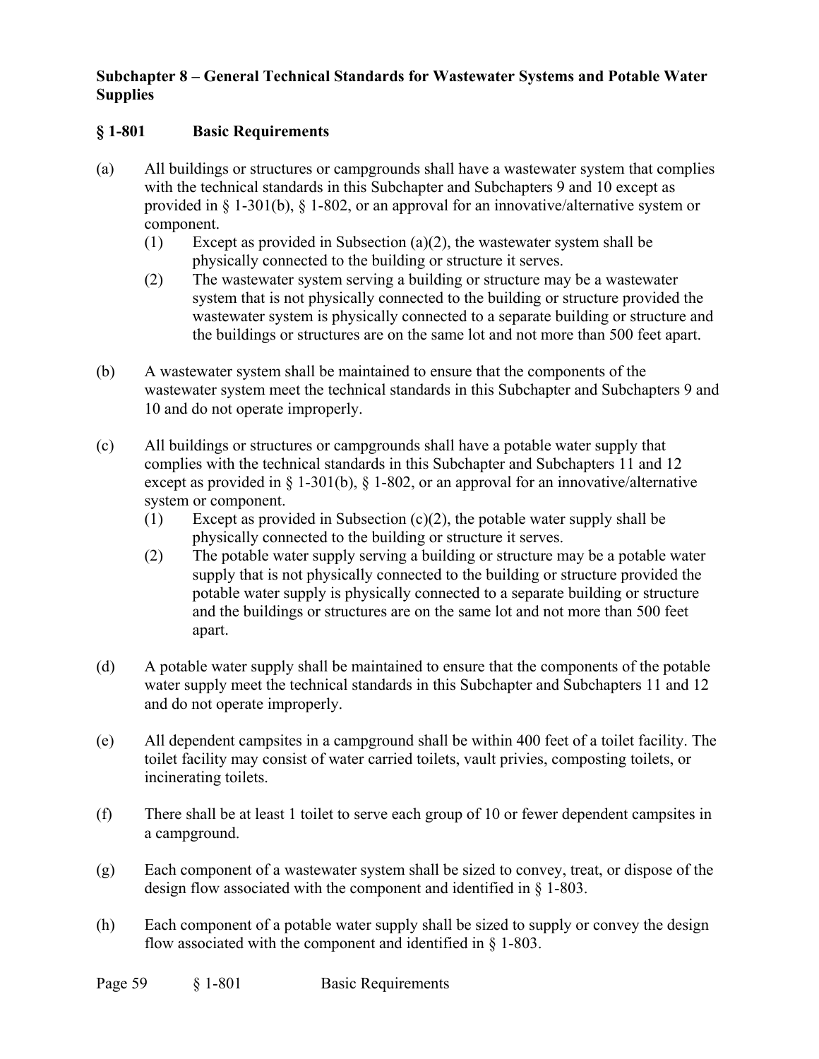## Subchapter 8 – General Technical Standards for Wastewater Systems and Potable Water Supplies

### § 1-801 Basic Requirements

(a) All buildings or structures or campgrounds shall have a wastewater system that complies with the technical standards in this Subchapter and Subchapters 9 and 10 except as provided in § 1-301(b), § 1-802, or an approval for an innovative/alternative system or component.

  (1) Except as provided in Subsection (a)(2), the wastewater system shall be physically connected to the building or structure it serves.

  (2) The wastewater system serving a building or structure may be a wastewater system that is not physically connected to the building or structure provided the wastewater system is physically connected to a separate building or structure and the buildings or structures are on the same lot and not more than 500 feet apart.

(b) A wastewater system shall be maintained to ensure that the components of the wastewater system meet the technical standards in this Subchapter and Subchapters 9 and 10 and do not operate improperly.

(c) All buildings or structures or campgrounds shall have a potable water supply that complies with the technical standards in this Subchapter and Subchapters 11 and 12 except as provided in § 1-301(b), § 1-802, or an approval for an innovative/alternative system or component.

  (1) Except as provided in Subsection (c)(2), the potable water supply shall be physically connected to the building or structure it serves.

  (2) The potable water supply serving a building or structure may be a potable water supply that is not physically connected to the building or structure provided the potable water supply is physically connected to a separate building or structure and the buildings or structures are on the same lot and not more than 500 feet apart.

(d) A potable water supply shall be maintained to ensure that the components of the potable water supply meet the technical standards in this Subchapter and Subchapters 11 and 12 and do not operate improperly.

(e) All dependent campsites in a campground shall be within 400 feet of a toilet facility. The toilet facility may consist of water carried toilets, vault privies, composting toilets, or incinerating toilets.

(f) There shall be at least 1 toilet to serve each group of 10 or fewer dependent campsites in a campground.

(g) Each component of a wastewater system shall be sized to convey, treat, or dispose of the design flow associated with the component and identified in § 1-803.

(h) Each component of a potable water supply shall be sized to supply or convey the design flow associated with the component and identified in § 1-803.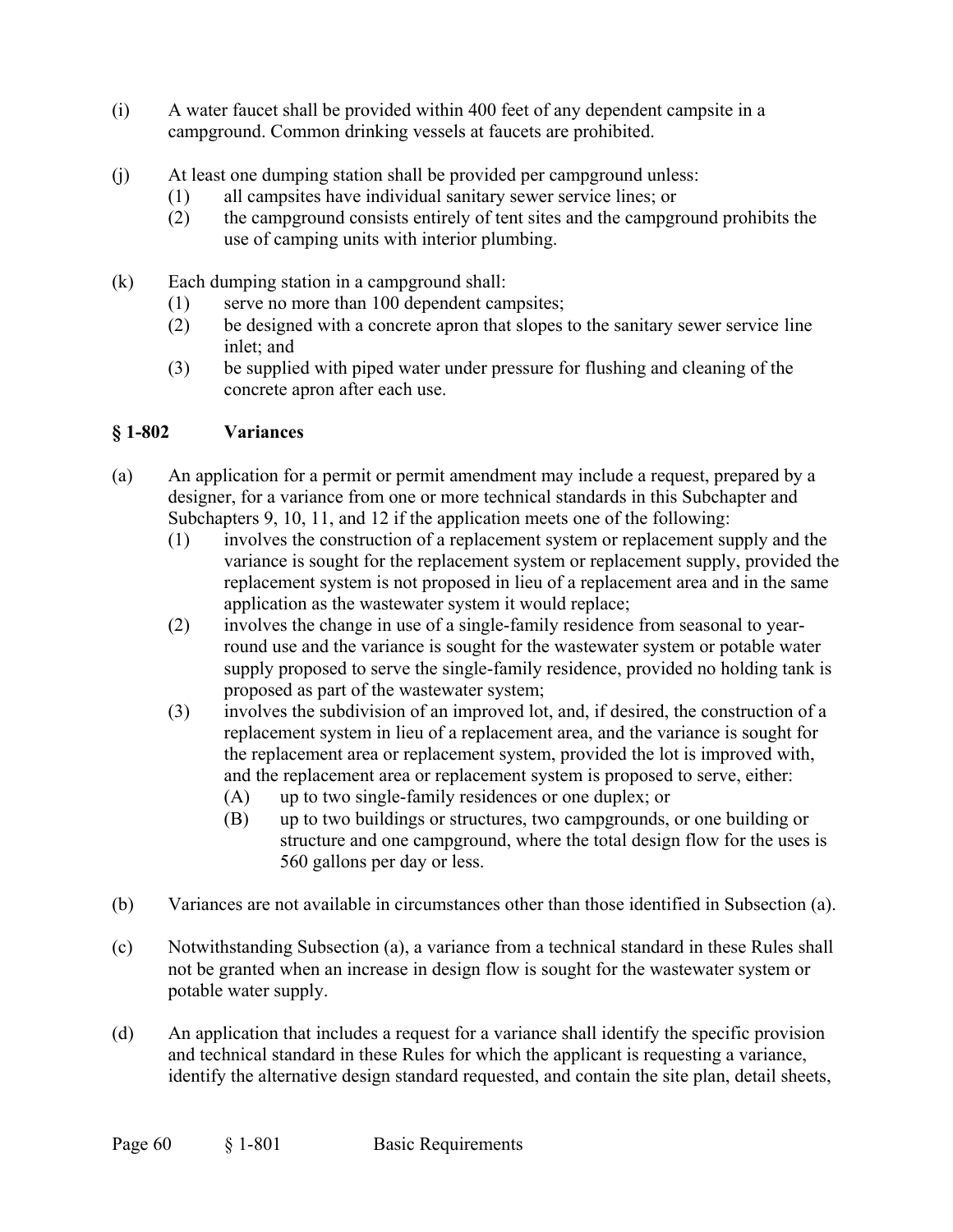(i) A water faucet shall be provided within 400 feet of any dependent campsite in a campground. Common drinking vessels at faucets are prohibited.

(j) At least one dumping station shall be provided per campground unless:
   (1) all campsites have individual sanitary sewer service lines; or
   (2) the campground consists entirely of tent sites and the campground prohibits the use of camping units with interior plumbing.

(k) Each dumping station in a campground shall:
   (1) serve no more than 100 dependent campsites;
   (2) be designed with a concrete apron that slopes to the sanitary sewer service line inlet; and
   (3) be supplied with piped water under pressure for flushing and cleaning of the concrete apron after each use.

### § 1-802 Variances

(a) An application for a permit or permit amendment may include a request, prepared by a designer, for a variance from one or more technical standards in this Subchapter and Subchapters 9, 10, 11, and 12 if the application meets one of the following:
   (1) involves the construction of a replacement system or replacement supply and the variance is sought for the replacement system or replacement supply, provided the replacement system is not proposed in lieu of a replacement area and in the same application as the wastewater system it would replace;
   (2) involves the change in use of a single-family residence from seasonal to year-round use and the variance is sought for the wastewater system or potable water supply proposed to serve the single-family residence, provided no holding tank is proposed as part of the wastewater system;
   (3) involves the subdivision of an improved lot, and, if desired, the construction of a replacement system in lieu of a replacement area, and the variance is sought for the replacement area or replacement system, provided the lot is improved with, and the replacement area or replacement system is proposed to serve, either:
      (A) up to two single-family residences or one duplex; or
      (B) up to two buildings or structures, two campgrounds, or one building or structure and one campground, where the total design flow for the uses is 560 gallons per day or less.

(b) Variances are not available in circumstances other than those identified in Subsection (a).

(c) Notwithstanding Subsection (a), a variance from a technical standard in these Rules shall not be granted when an increase in design flow is sought for the wastewater system or potable water supply.

(d) An application that includes a request for a variance shall identify the specific provision and technical standard in these Rules for which the applicant is requesting a variance, identify the alternative design standard requested, and contain the site plan, detail sheets,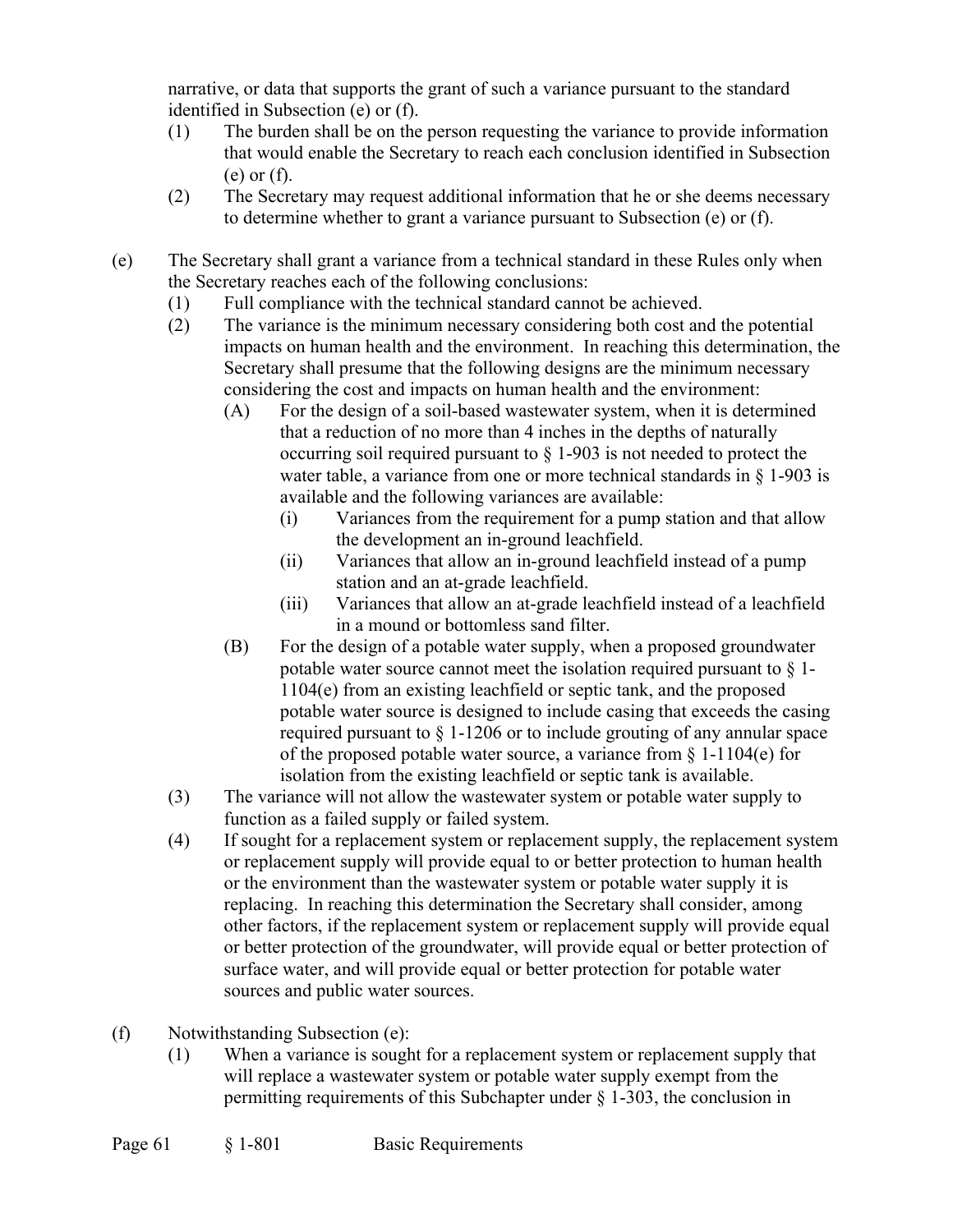narrative, or data that supports the grant of such a variance pursuant to the standard identified in Subsection (e) or (f).

- (1) The burden shall be on the person requesting the variance to provide information that would enable the Secretary to reach each conclusion identified in Subsection (e) or (f).
- (2) The Secretary may request additional information that he or she deems necessary to determine whether to grant a variance pursuant to Subsection (e) or (f).

(e) The Secretary shall grant a variance from a technical standard in these Rules only when the Secretary reaches each of the following conclusions:

- (1) Full compliance with the technical standard cannot be achieved.
- (2) The variance is the minimum necessary considering both cost and the potential impacts on human health and the environment. In reaching this determination, the Secretary shall presume that the following designs are the minimum necessary considering the cost and impacts on human health and the environment:
  - (A) For the design of a soil-based wastewater system, when it is determined that a reduction of no more than 4 inches in the depths of naturally occurring soil required pursuant to § 1-903 is not needed to protect the water table, a variance from one or more technical standards in § 1-903 is available and the following variances are available:
    - (i) Variances from the requirement for a pump station and that allow the development an in-ground leachfield.
    - (ii) Variances that allow an in-ground leachfield instead of a pump station and an at-grade leachfield.
    - (iii) Variances that allow an at-grade leachfield instead of a leachfield in a mound or bottomless sand filter.
  - (B) For the design of a potable water supply, when a proposed groundwater potable water source cannot meet the isolation required pursuant to § 1-1104(e) from an existing leachfield or septic tank, and the proposed potable water source is designed to include casing that exceeds the casing required pursuant to § 1-1206 or to include grouting of any annular space of the proposed potable water source, a variance from § 1-1104(e) for isolation from the existing leachfield or septic tank is available.
- (3) The variance will not allow the wastewater system or potable water supply to function as a failed supply or failed system.
- (4) If sought for a replacement system or replacement supply, the replacement system or replacement supply will provide equal to or better protection to human health or the environment than the wastewater system or potable water supply it is replacing. In reaching this determination the Secretary shall consider, among other factors, if the replacement system or replacement supply will provide equal or better protection of the groundwater, will provide equal or better protection of surface water, and will provide equal or better protection for potable water sources and public water sources.

(f) Notwithstanding Subsection (e):

- (1) When a variance is sought for a replacement system or replacement supply that will replace a wastewater system or potable water supply exempt from the permitting requirements of this Subchapter under § 1-303, the conclusion in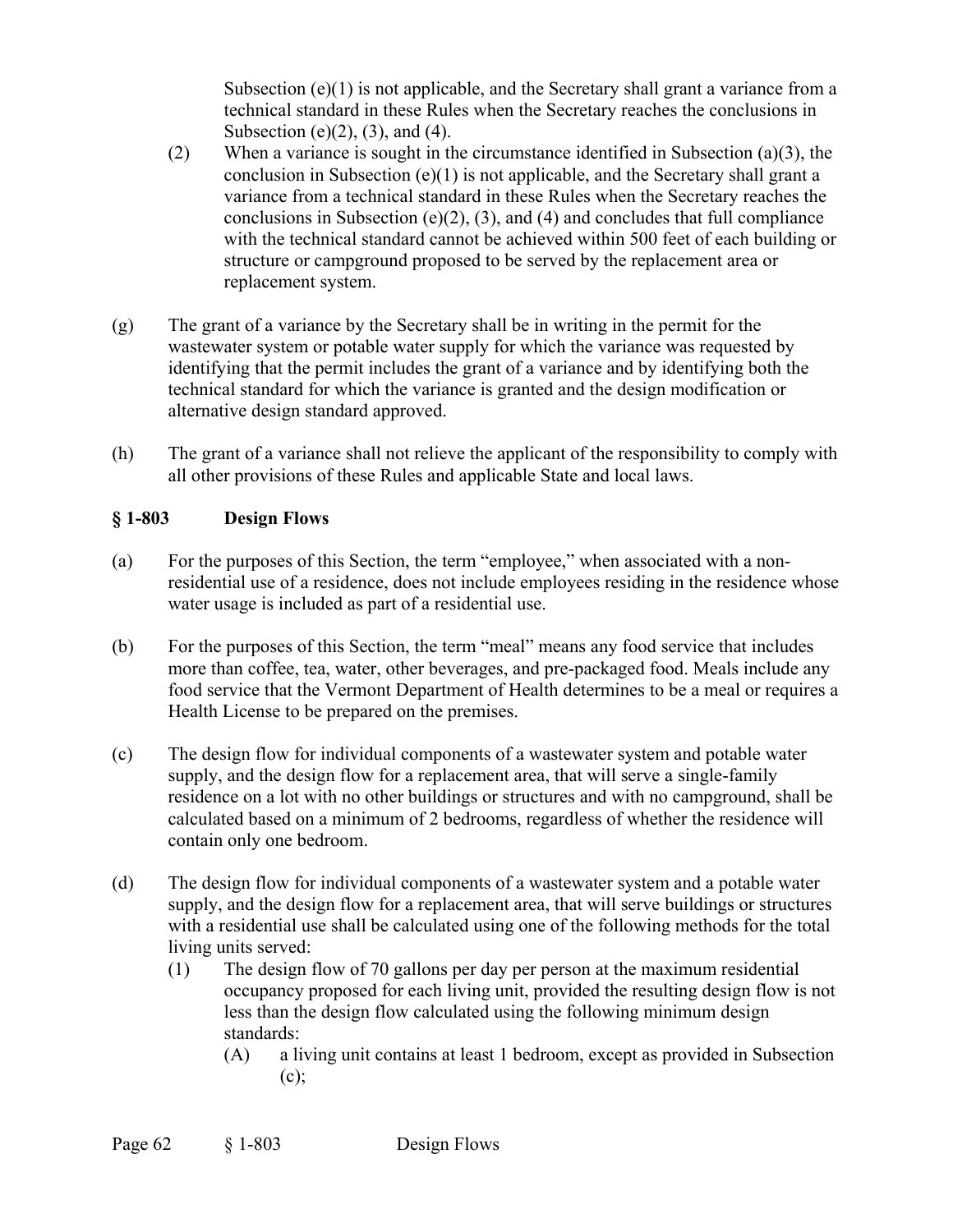Subsection (e)(1) is not applicable, and the Secretary shall grant a variance from a technical standard in these Rules when the Secretary reaches the conclusions in Subsection (e)(2), (3), and (4).

(2) When a variance is sought in the circumstance identified in Subsection (a)(3), the conclusion in Subsection (e)(1) is not applicable, and the Secretary shall grant a variance from a technical standard in these Rules when the Secretary reaches the conclusions in Subsection (e)(2), (3), and (4) and concludes that full compliance with the technical standard cannot be achieved within 500 feet of each building or structure or campground proposed to be served by the replacement area or replacement system.

(g) The grant of a variance by the Secretary shall be in writing in the permit for the wastewater system or potable water supply for which the variance was requested by identifying that the permit includes the grant of a variance and by identifying both the technical standard for which the variance is granted and the design modification or alternative design standard approved.

(h) The grant of a variance shall not relieve the applicant of the responsibility to comply with all other provisions of these Rules and applicable State and local laws.

## § 1-803 Design Flows

(a) For the purposes of this Section, the term "employee," when associated with a non-residential use of a residence, does not include employees residing in the residence whose water usage is included as part of a residential use.

(b) For the purposes of this Section, the term "meal" means any food service that includes more than coffee, tea, water, other beverages, and pre-packaged food. Meals include any food service that the Vermont Department of Health determines to be a meal or requires a Health License to be prepared on the premises.

(c) The design flow for individual components of a wastewater system and potable water supply, and the design flow for a replacement area, that will serve a single-family residence on a lot with no other buildings or structures and with no campground, shall be calculated based on a minimum of 2 bedrooms, regardless of whether the residence will contain only one bedroom.

(d) The design flow for individual components of a wastewater system and a potable water supply, and the design flow for a replacement area, that will serve buildings or structures with a residential use shall be calculated using one of the following methods for the total living units served:

(1) The design flow of 70 gallons per day per person at the maximum residential occupancy proposed for each living unit, provided the resulting design flow is not less than the design flow calculated using the following minimum design standards:

(A) a living unit contains at least 1 bedroom, except as provided in Subsection (c);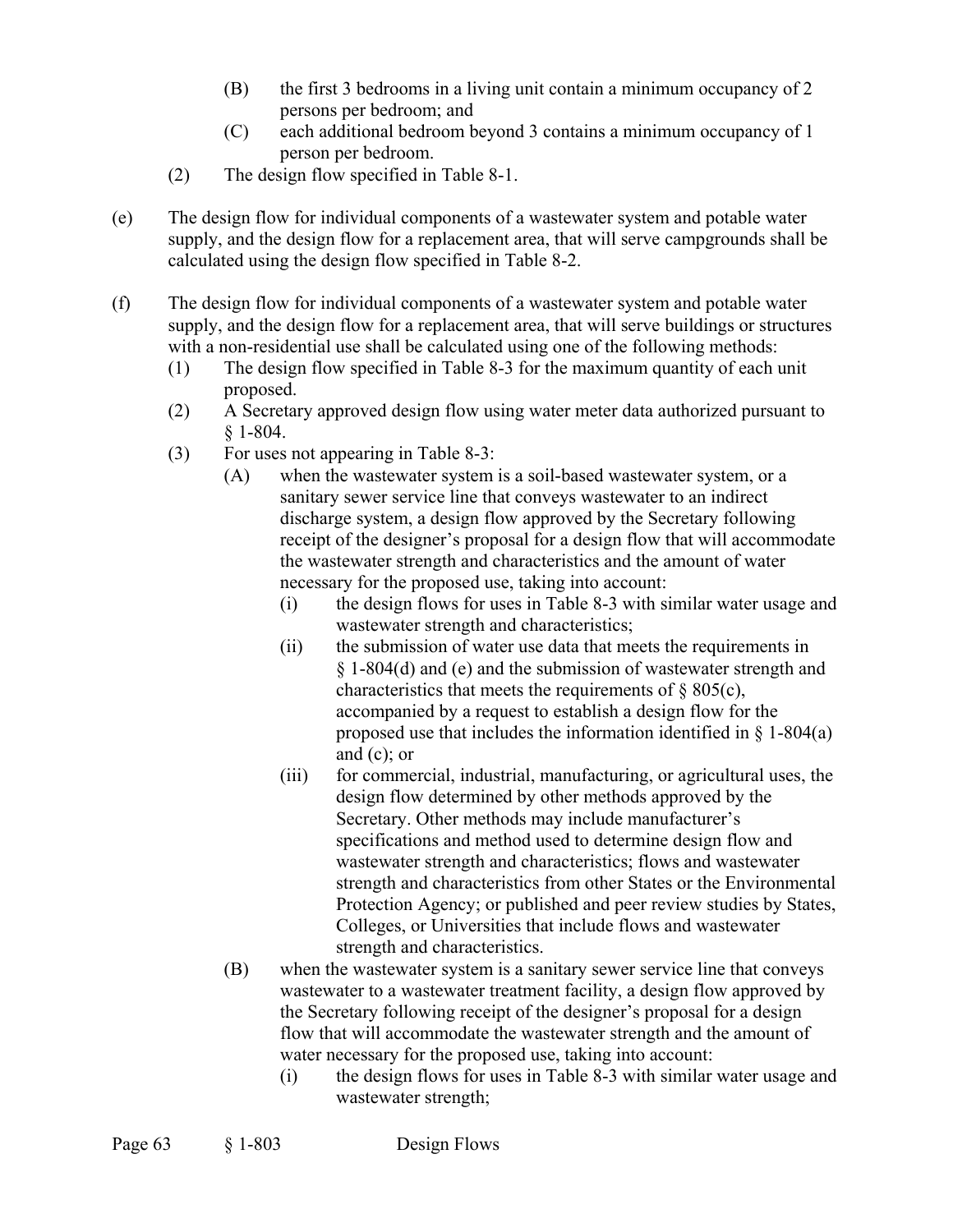(B) the first 3 bedrooms in a living unit contain a minimum occupancy of 2 persons per bedroom; and

(C) each additional bedroom beyond 3 contains a minimum occupancy of 1 person per bedroom.

(2) The design flow specified in Table 8-1.

(e) The design flow for individual components of a wastewater system and potable water supply, and the design flow for a replacement area, that will serve campgrounds shall be calculated using the design flow specified in Table 8-2.

(f) The design flow for individual components of a wastewater system and potable water supply, and the design flow for a replacement area, that will serve buildings or structures with a non-residential use shall be calculated using one of the following methods:

(1) The design flow specified in Table 8-3 for the maximum quantity of each unit proposed.

(2) A Secretary approved design flow using water meter data authorized pursuant to § 1-804.

(3) For uses not appearing in Table 8-3:

(A) when the wastewater system is a soil-based wastewater system, or a sanitary sewer service line that conveys wastewater to an indirect discharge system, a design flow approved by the Secretary following receipt of the designer's proposal for a design flow that will accommodate the wastewater strength and characteristics and the amount of water necessary for the proposed use, taking into account:

(i) the design flows for uses in Table 8-3 with similar water usage and wastewater strength and characteristics;

(ii) the submission of water use data that meets the requirements in § 1-804(d) and (e) and the submission of wastewater strength and characteristics that meets the requirements of § 805(c), accompanied by a request to establish a design flow for the proposed use that includes the information identified in § 1-804(a) and (c); or

(iii) for commercial, industrial, manufacturing, or agricultural uses, the design flow determined by other methods approved by the Secretary. Other methods may include manufacturer's specifications and method used to determine design flow and wastewater strength and characteristics; flows and wastewater strength and characteristics from other States or the Environmental Protection Agency; or published and peer review studies by States, Colleges, or Universities that include flows and wastewater strength and characteristics.

(B) when the wastewater system is a sanitary sewer service line that conveys wastewater to a wastewater treatment facility, a design flow approved by the Secretary following receipt of the designer's proposal for a design flow that will accommodate the wastewater strength and the amount of water necessary for the proposed use, taking into account:

(i) the design flows for uses in Table 8-3 with similar water usage and wastewater strength;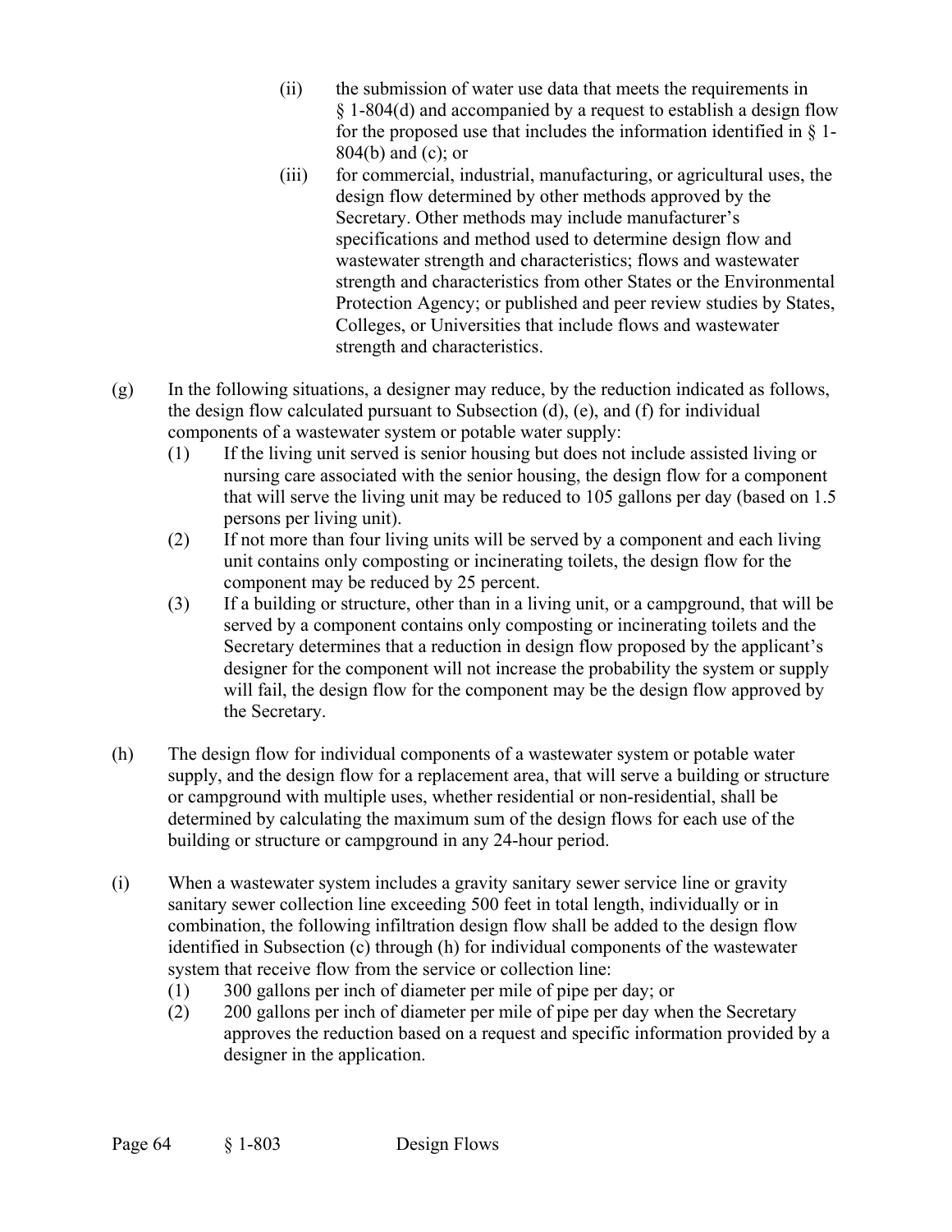(ii) the submission of water use data that meets the requirements in § 1-804(d) and accompanied by a request to establish a design flow for the proposed use that includes the information identified in § 1-804(b) and (c); or

(iii) for commercial, industrial, manufacturing, or agricultural uses, the design flow determined by other methods approved by the Secretary. Other methods may include manufacturer's specifications and method used to determine design flow and wastewater strength and characteristics; flows and wastewater strength and characteristics from other States or the Environmental Protection Agency; or published and peer review studies by States, Colleges, or Universities that include flows and wastewater strength and characteristics.

(g) In the following situations, a designer may reduce, by the reduction indicated as follows, the design flow calculated pursuant to Subsection (d), (e), and (f) for individual components of a wastewater system or potable water supply:

(1) If the living unit served is senior housing but does not include assisted living or nursing care associated with the senior housing, the design flow for a component that will serve the living unit may be reduced to 105 gallons per day (based on 1.5 persons per living unit).

(2) If not more than four living units will be served by a component and each living unit contains only composting or incinerating toilets, the design flow for the component may be reduced by 25 percent.

(3) If a building or structure, other than in a living unit, or a campground, that will be served by a component contains only composting or incinerating toilets and the Secretary determines that a reduction in design flow proposed by the applicant's designer for the component will not increase the probability the system or supply will fail, the design flow for the component may be the design flow approved by the Secretary.

(h) The design flow for individual components of a wastewater system or potable water supply, and the design flow for a replacement area, that will serve a building or structure or campground with multiple uses, whether residential or non-residential, shall be determined by calculating the maximum sum of the design flows for each use of the building or structure or campground in any 24-hour period.

(i) When a wastewater system includes a gravity sanitary sewer service line or gravity sanitary sewer collection line exceeding 500 feet in total length, individually or in combination, the following infiltration design flow shall be added to the design flow identified in Subsection (c) through (h) for individual components of the wastewater system that receive flow from the service or collection line:

(1) 300 gallons per inch of diameter per mile of pipe per day; or

(2) 200 gallons per inch of diameter per mile of pipe per day when the Secretary approves the reduction based on a request and specific information provided by a designer in the application.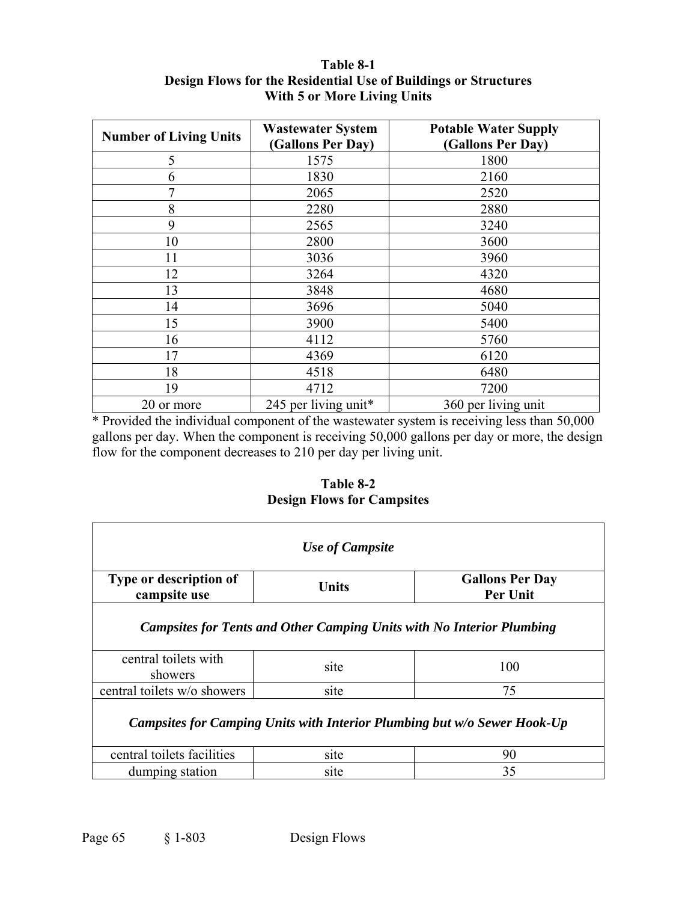**Table 8-1**
**Design Flows for the Residential Use of Buildings or Structures With 5 or More Living Units**

| Number of Living Units | Wastewater System (Gallons Per Day) | Potable Water Supply (Gallons Per Day) |
|---|---|---|
| 5 | 1575 | 1800 |
| 6 | 1830 | 2160 |
| 7 | 2065 | 2520 |
| 8 | 2280 | 2880 |
| 9 | 2565 | 3240 |
| 10 | 2800 | 3600 |
| 11 | 3036 | 3960 |
| 12 | 3264 | 4320 |
| 13 | 3848 | 4680 |
| 14 | 3696 | 5040 |
| 15 | 3900 | 5400 |
| 16 | 4112 | 5760 |
| 17 | 4369 | 6120 |
| 18 | 4518 | 6480 |
| 19 | 4712 | 7200 |
| 20 or more | 245 per living unit* | 360 per living unit |

* Provided the individual component of the wastewater system is receiving less than 50,000 gallons per day. When the component is receiving 50,000 gallons per day or more, the design flow for the component decreases to 210 per day per living unit.

**Table 8-2**
**Design Flows for Campsites**

| ***Use of Campsite*** | | |
|---|---|---|
| **Type or description of campsite use** | **Units** | **Gallons Per Day Per Unit** |
| ***Campsites for Tents and Other Camping Units with No Interior Plumbing*** | | |
| central toilets with showers | site | 100 |
| central toilets w/o showers | site | 75 |
| ***Campsites for Camping Units with Interior Plumbing but w/o Sewer Hook-Up*** | | |
| central toilets facilities | site | 90 |
| dumping station | site | 35 |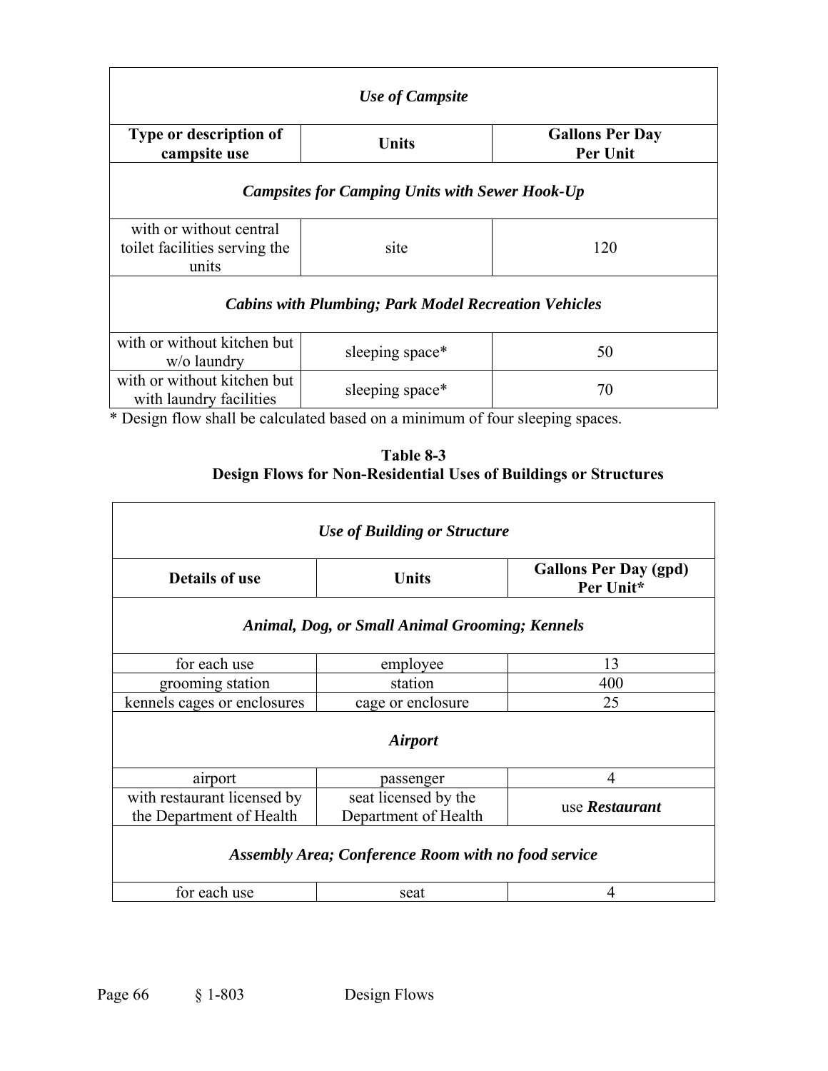| *Use of Campsite* | | |
|---|---|---|
| **Type or description of campsite use** | **Units** | **Gallons Per Day Per Unit** |
| ***Campsites for Camping Units with Sewer Hook-Up*** | | |
| with or without central toilet facilities serving the units | site | 120 |
| ***Cabins with Plumbing; Park Model Recreation Vehicles*** | | |
| with or without kitchen but w/o laundry | sleeping space* | 50 |
| with or without kitchen but with laundry facilities | sleeping space* | 70 |

* Design flow shall be calculated based on a minimum of four sleeping spaces.

**Table 8-3**
**Design Flows for Non-Residential Uses of Buildings or Structures**

| *Use of Building or Structure* | | |
|---|---|---|
| **Details of use** | **Units** | **Gallons Per Day (gpd) Per Unit*** |
| ***Animal, Dog, or Small Animal Grooming; Kennels*** | | |
| for each use | employee | 13 |
| grooming station | station | 400 |
| kennels cages or enclosures | cage or enclosure | 25 |
| ***Airport*** | | |
| airport | passenger | 4 |
| with restaurant licensed by the Department of Health | seat licensed by the Department of Health | use ***Restaurant*** |
| ***Assembly Area; Conference Room with no food service*** | | |
| for each use | seat | 4 |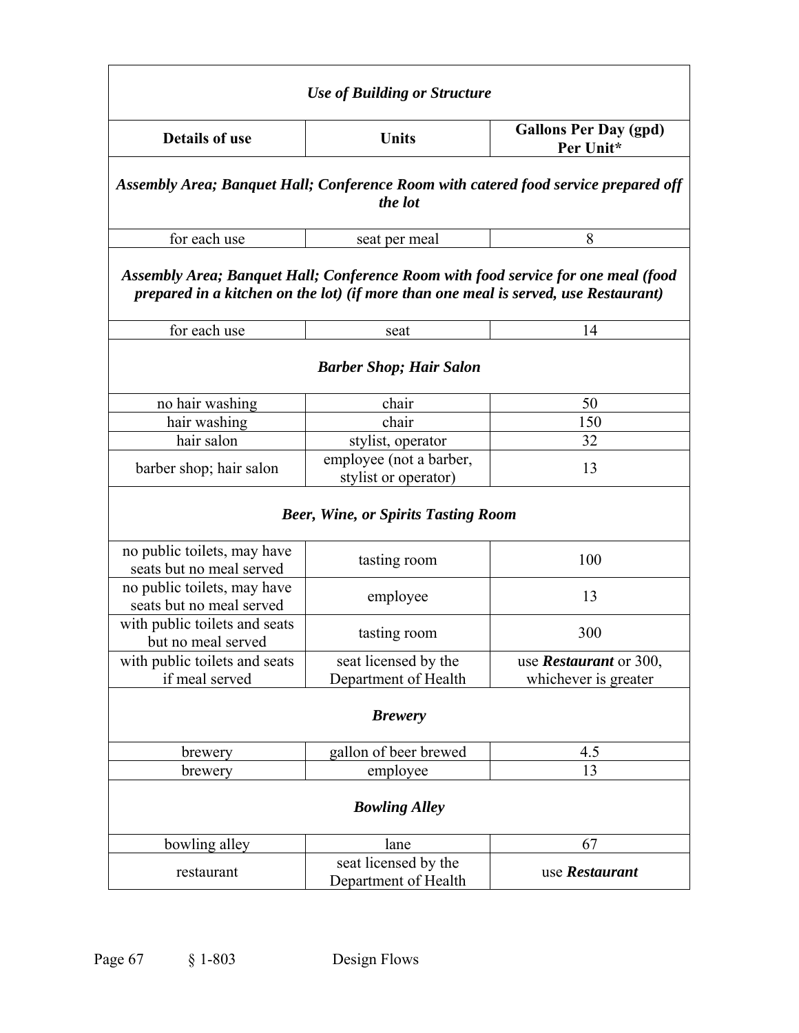| *Use of Building or Structure* | | |
|---|---|---|
| **Details of use** | **Units** | **Gallons Per Day (gpd) Per Unit*** |
| ***Assembly Area; Banquet Hall; Conference Room with catered food service prepared off the lot*** | | |
| for each use | seat per meal | 8 |
| ***Assembly Area; Banquet Hall; Conference Room with food service for one meal (food prepared in a kitchen on the lot) (if more than one meal is served, use Restaurant)*** | | |
| for each use | seat | 14 |
| ***Barber Shop; Hair Salon*** | | |
| no hair washing | chair | 50 |
| hair washing | chair | 150 |
| hair salon | stylist, operator | 32 |
| barber shop; hair salon | employee (not a barber, stylist or operator) | 13 |
| ***Beer, Wine, or Spirits Tasting Room*** | | |
| no public toilets, may have seats but no meal served | tasting room | 100 |
| no public toilets, may have seats but no meal served | employee | 13 |
| with public toilets and seats but no meal served | tasting room | 300 |
| with public toilets and seats if meal served | seat licensed by the Department of Health | use ***Restaurant*** or 300, whichever is greater |
| ***Brewery*** | | |
| brewery | gallon of beer brewed | 4.5 |
| brewery | employee | 13 |
| ***Bowling Alley*** | | |
| bowling alley | lane | 67 |
| restaurant | seat licensed by the Department of Health | use ***Restaurant*** |

§ 1-803 Design Flows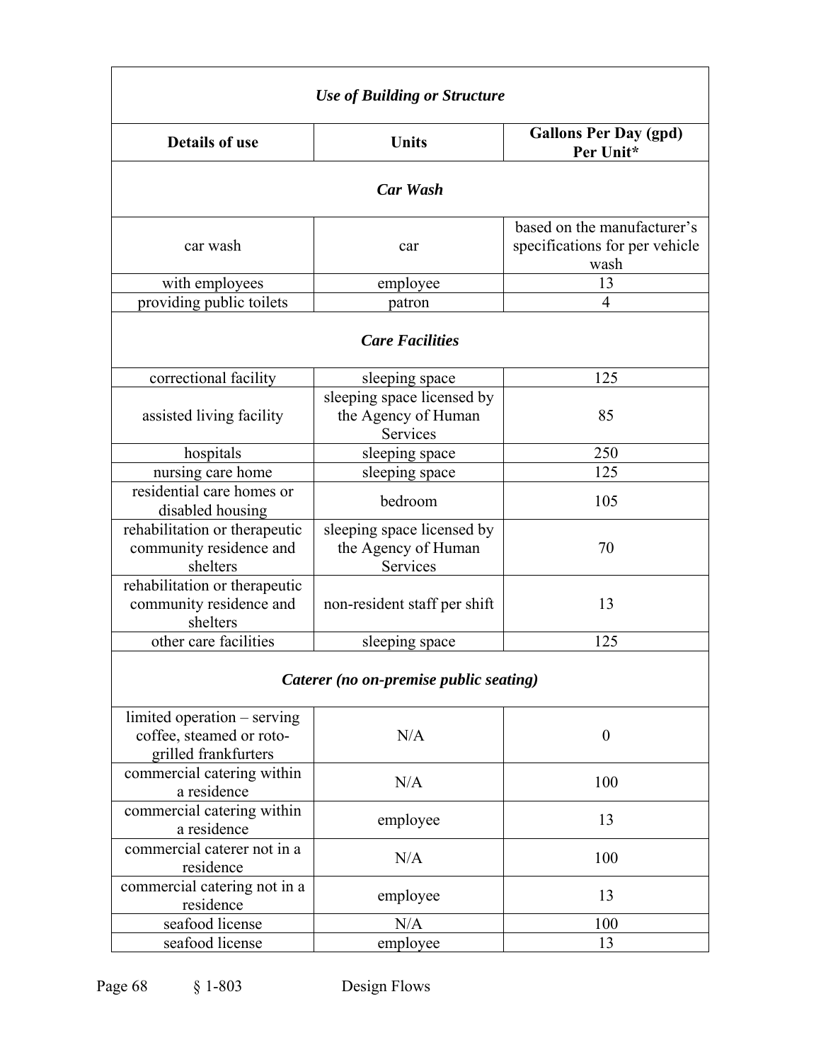| Details of use | Units | Gallons Per Day (gpd) Per Unit* |
|---|---|---|
| ***Use of Building or Structure*** | | |
| ***Car Wash*** | | |
| car wash | car | based on the manufacturer's specifications for per vehicle wash |
| with employees | employee | 13 |
| providing public toilets | patron | 4 |
| ***Care Facilities*** | | |
| correctional facility | sleeping space | 125 |
| assisted living facility | sleeping space licensed by the Agency of Human Services | 85 |
| hospitals | sleeping space | 250 |
| nursing care home | sleeping space | 125 |
| residential care homes or disabled housing | bedroom | 105 |
| rehabilitation or therapeutic community residence and shelters | sleeping space licensed by the Agency of Human Services | 70 |
| rehabilitation or therapeutic community residence and shelters | non-resident staff per shift | 13 |
| other care facilities | sleeping space | 125 |
| ***Caterer (no on-premise public seating)*** | | |
| limited operation – serving coffee, steamed or roto-grilled frankfurters | N/A | 0 |
| commercial catering within a residence | N/A | 100 |
| commercial catering within a residence | employee | 13 |
| commercial caterer not in a residence | N/A | 100 |
| commercial catering not in a residence | employee | 13 |
| seafood license | N/A | 100 |
| seafood license | employee | 13 |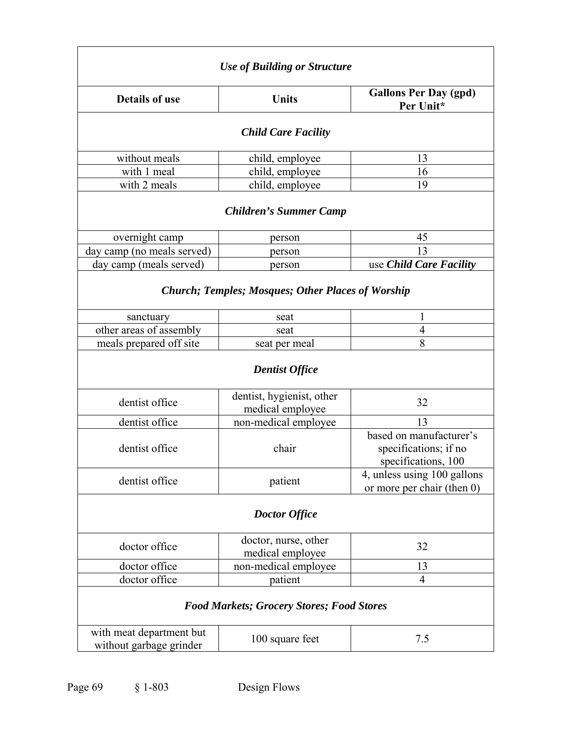| *Use of Building or Structure* | | |
| --- | --- | --- |
| **Details of use** | **Units** | **Gallons Per Day (gpd) Per Unit*** |
| ***Child Care Facility*** | | |
| without meals | child, employee | 13 |
| with 1 meal | child, employee | 16 |
| with 2 meals | child, employee | 19 |
| ***Children's Summer Camp*** | | |
| overnight camp | person | 45 |
| day camp (no meals served) | person | 13 |
| day camp (meals served) | person | use ***Child Care Facility*** |
| ***Church; Temples; Mosques; Other Places of Worship*** | | |
| sanctuary | seat | 1 |
| other areas of assembly | seat | 4 |
| meals prepared off site | seat per meal | 8 |
| ***Dentist Office*** | | |
| dentist office | dentist, hygienist, other medical employee | 32 |
| dentist office | non-medical employee | 13 |
| dentist office | chair | based on manufacturer's specifications; if no specifications, 100 |
| dentist office | patient | 4, unless using 100 gallons or more per chair (then 0) |
| ***Doctor Office*** | | |
| doctor office | doctor, nurse, other medical employee | 32 |
| doctor office | non-medical employee | 13 |
| doctor office | patient | 4 |
| ***Food Markets; Grocery Stores; Food Stores*** | | |
| with meat department but without garbage grinder | 100 square feet | 7.5 |

§ 1-803 Design Flows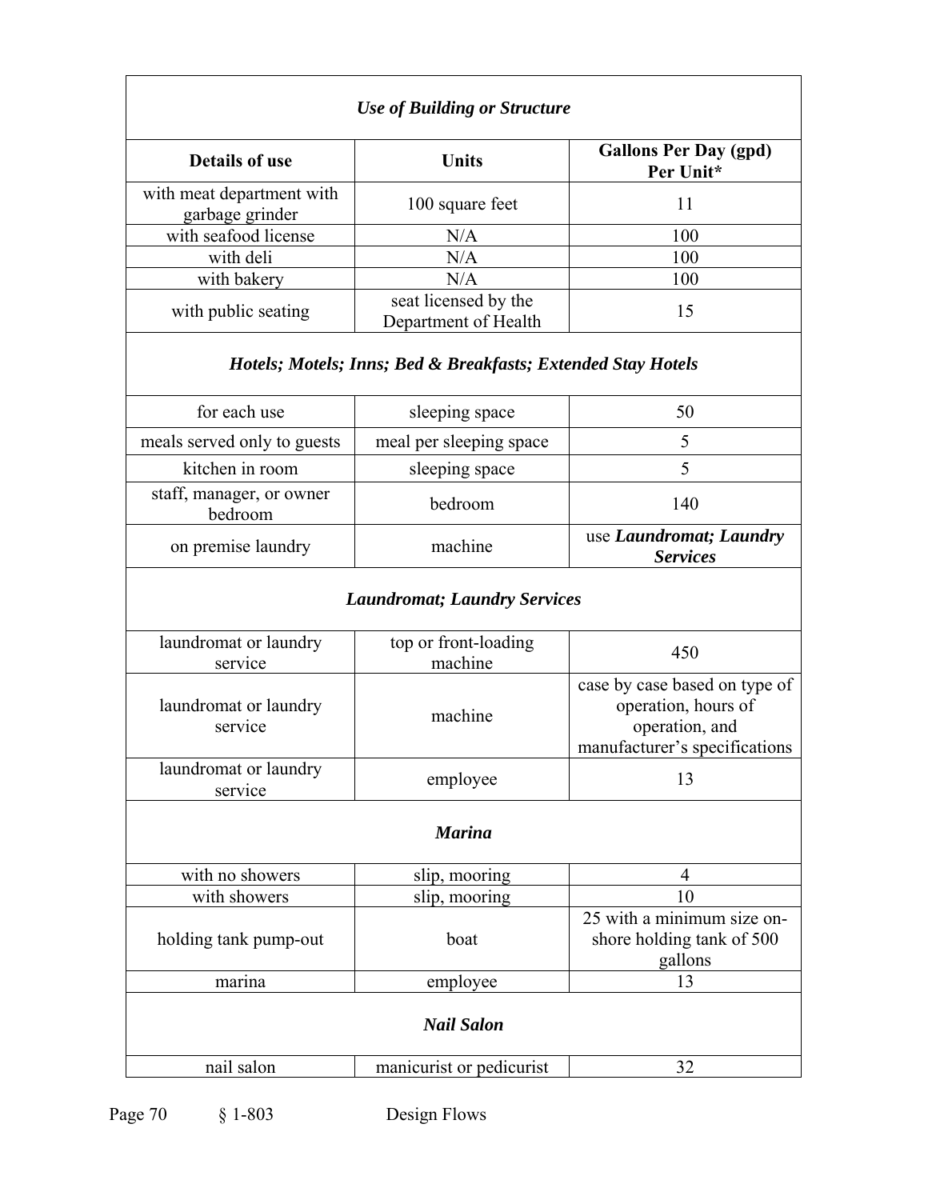| *Use of Building or Structure* | | |
|---|---|---|
| **Details of use** | **Units** | **Gallons Per Day (gpd) Per Unit*** |
| with meat department with garbage grinder | 100 square feet | 11 |
| with seafood license | N/A | 100 |
| with deli | N/A | 100 |
| with bakery | N/A | 100 |
| with public seating | seat licensed by the Department of Health | 15 |
| ***Hotels; Motels; Inns; Bed & Breakfasts; Extended Stay Hotels*** | | |
| for each use | sleeping space | 50 |
| meals served only to guests | meal per sleeping space | 5 |
| kitchen in room | sleeping space | 5 |
| staff, manager, or owner bedroom | bedroom | 140 |
| on premise laundry | machine | use ***Laundromat; Laundry Services*** |
| ***Laundromat; Laundry Services*** | | |
| laundromat or laundry service | top or front-loading machine | 450 |
| laundromat or laundry service | machine | case by case based on type of operation, hours of operation, and manufacturer's specifications |
| laundromat or laundry service | employee | 13 |
| ***Marina*** | | |
| with no showers | slip, mooring | 4 |
| with showers | slip, mooring | 10 |
| holding tank pump-out | boat | 25 with a minimum size on-shore holding tank of 500 gallons |
| marina | employee | 13 |
| ***Nail Salon*** | | |
| nail salon | manicurist or pedicurist | 32 |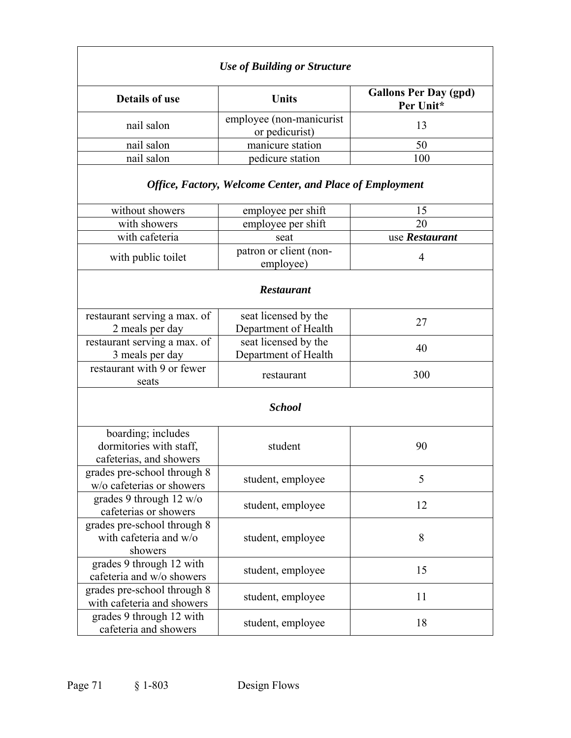| *Use of Building or Structure* | | |
|---|---|---|
| **Details of use** | **Units** | **Gallons Per Day (gpd) Per Unit*** |
| nail salon | employee (non-manicurist or pedicurist) | 13 |
| nail salon | manicure station | 50 |
| nail salon | pedicure station | 100 |
| ***Office, Factory, Welcome Center, and Place of Employment*** | | |
| without showers | employee per shift | 15 |
| with showers | employee per shift | 20 |
| with cafeteria | seat | use ***Restaurant*** |
| with public toilet | patron or client (non-employee) | 4 |
| ***Restaurant*** | | |
| restaurant serving a max. of 2 meals per day | seat licensed by the Department of Health | 27 |
| restaurant serving a max. of 3 meals per day | seat licensed by the Department of Health | 40 |
| restaurant with 9 or fewer seats | restaurant | 300 |
| ***School*** | | |
| boarding; includes dormitories with staff, cafeterias, and showers | student | 90 |
| grades pre-school through 8 w/o cafeterias or showers | student, employee | 5 |
| grades 9 through 12 w/o cafeterias or showers | student, employee | 12 |
| grades pre-school through 8 with cafeteria and w/o showers | student, employee | 8 |
| grades 9 through 12 with cafeteria and w/o showers | student, employee | 15 |
| grades pre-school through 8 with cafeteria and showers | student, employee | 11 |
| grades 9 through 12 with cafeteria and showers | student, employee | 18 |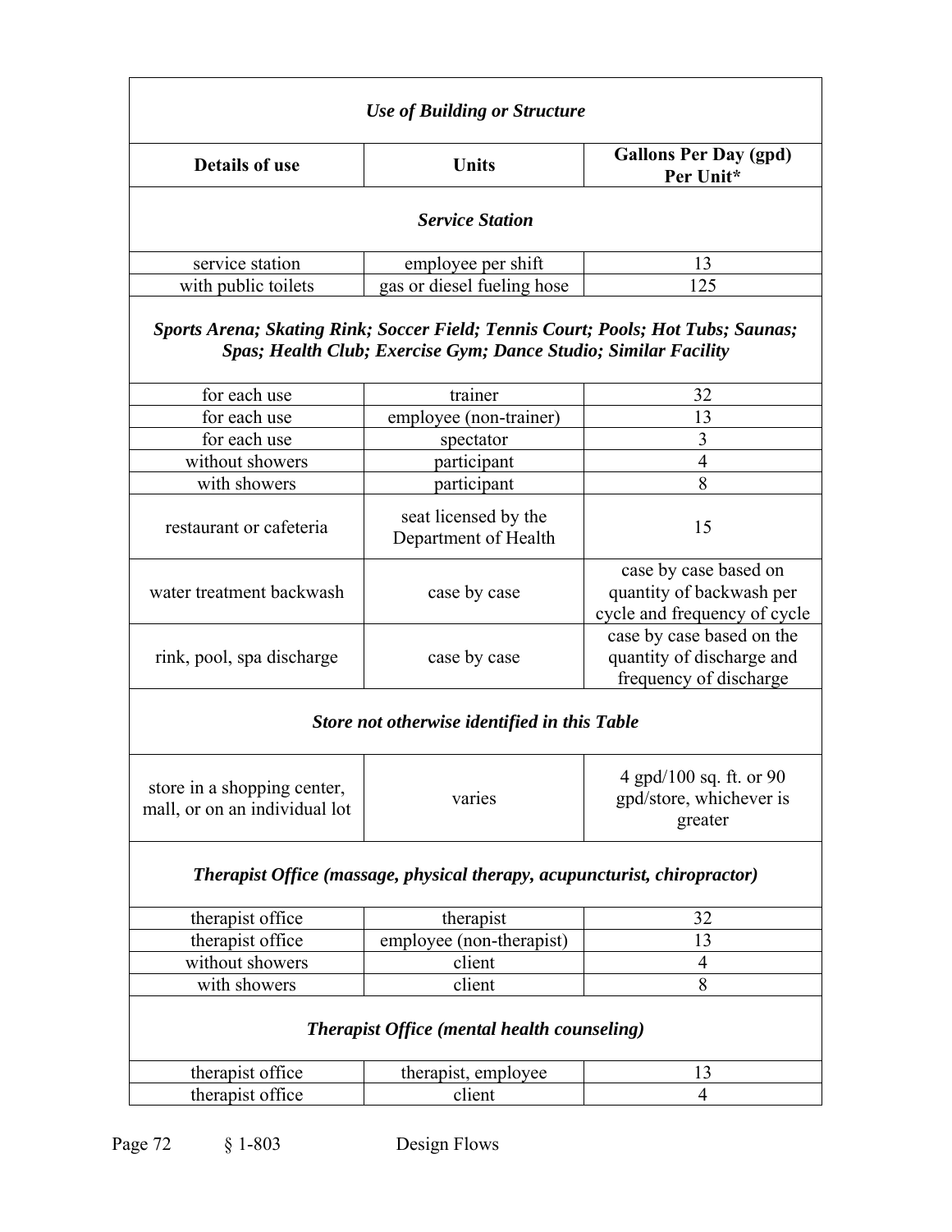| Use of Building or Structure | | |
|---|---|---|
| **Details of use** | **Units** | **Gallons Per Day (gpd) Per Unit*** |
| ***Service Station*** | | |
| service station | employee per shift | 13 |
| with public toilets | gas or diesel fueling hose | 125 |
| ***Sports Arena; Skating Rink; Soccer Field; Tennis Court; Pools; Hot Tubs; Saunas; Spas; Health Club; Exercise Gym; Dance Studio; Similar Facility*** | | |
| for each use | trainer | 32 |
| for each use | employee (non-trainer) | 13 |
| for each use | spectator | 3 |
| without showers | participant | 4 |
| with showers | participant | 8 |
| restaurant or cafeteria | seat licensed by the Department of Health | 15 |
| water treatment backwash | case by case | case by case based on quantity of backwash per cycle and frequency of cycle |
| rink, pool, spa discharge | case by case | case by case based on the quantity of discharge and frequency of discharge |
| ***Store not otherwise identified in this Table*** | | |
| store in a shopping center, mall, or on an individual lot | varies | 4 gpd/100 sq. ft. or 90 gpd/store, whichever is greater |
| ***Therapist Office (massage, physical therapy, acupuncturist, chiropractor)*** | | |
| therapist office | therapist | 32 |
| therapist office | employee (non-therapist) | 13 |
| without showers | client | 4 |
| with showers | client | 8 |
| ***Therapist Office (mental health counseling)*** | | |
| therapist office | therapist, employee | 13 |
| therapist office | client | 4 |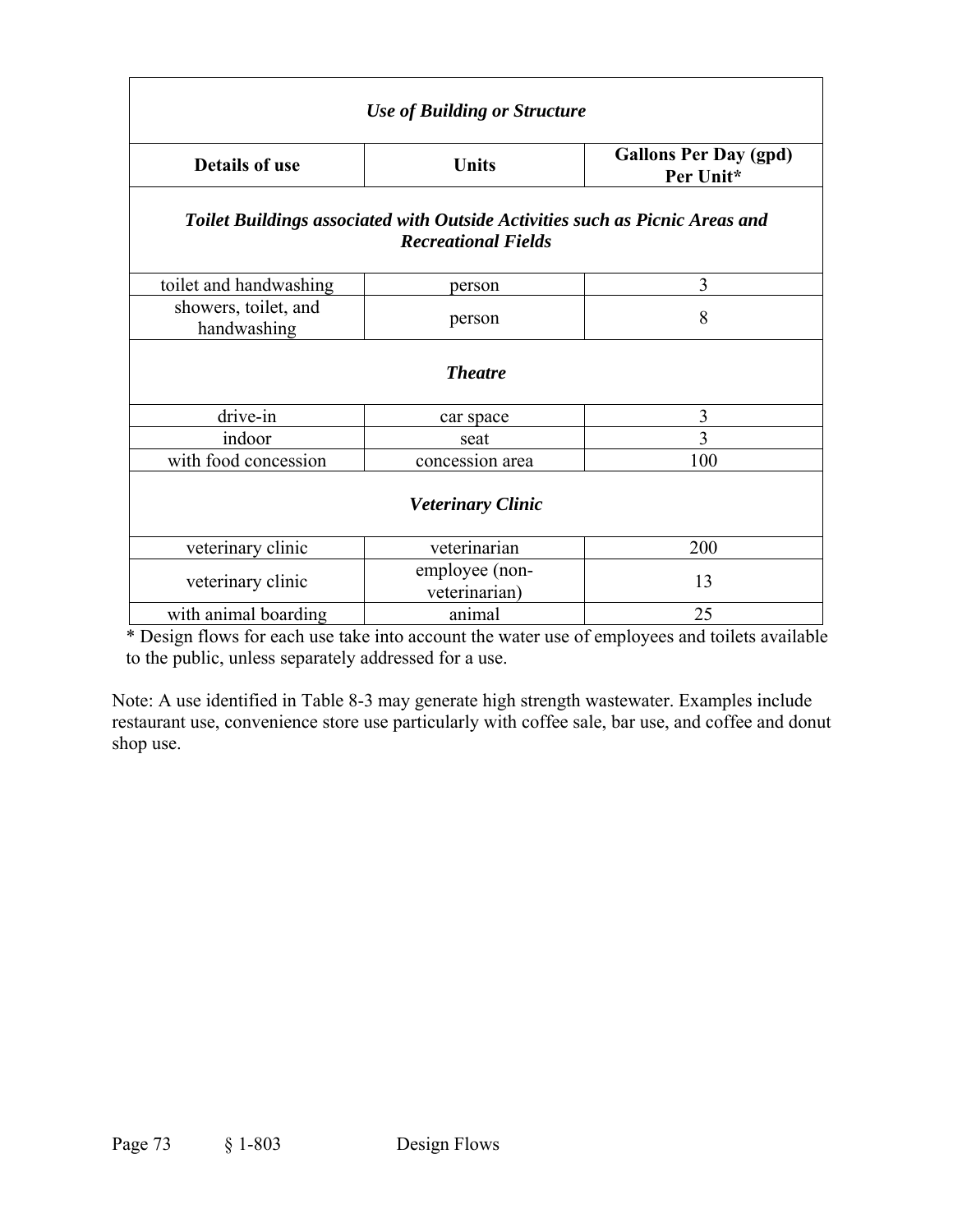| *Use of Building or Structure* | | |
|---|---|---|
| **Details of use** | **Units** | **Gallons Per Day (gpd) Per Unit*** |
| ***Toilet Buildings associated with Outside Activities such as Picnic Areas and Recreational Fields*** | | |
| toilet and handwashing | person | 3 |
| showers, toilet, and handwashing | person | 8 |
| ***Theatre*** | | |
| drive-in | car space | 3 |
| indoor | seat | 3 |
| with food concession | concession area | 100 |
| ***Veterinary Clinic*** | | |
| veterinary clinic | veterinarian | 200 |
| veterinary clinic | employee (non-veterinarian) | 13 |
| with animal boarding | animal | 25 |

* Design flows for each use take into account the water use of employees and toilets available to the public, unless separately addressed for a use.

Note: A use identified in Table 8-3 may generate high strength wastewater. Examples include restaurant use, convenience store use particularly with coffee sale, bar use, and coffee and donut shop use.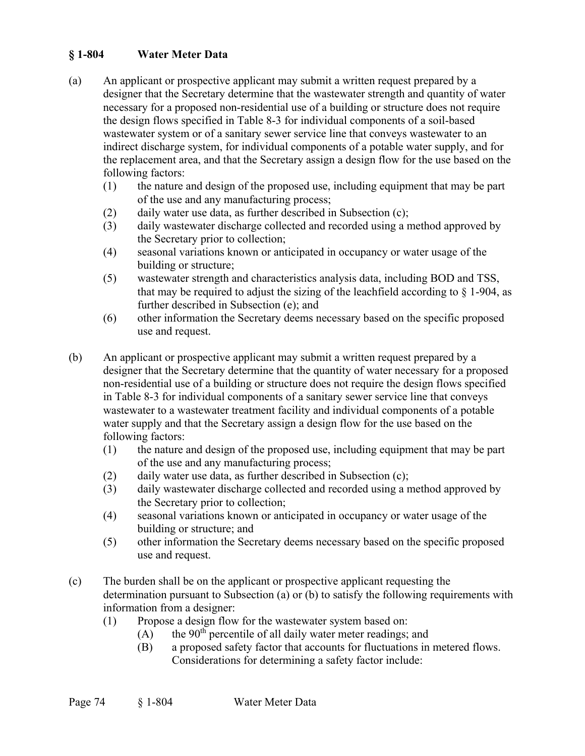## § 1-804 Water Meter Data

(a) An applicant or prospective applicant may submit a written request prepared by a designer that the Secretary determine that the wastewater strength and quantity of water necessary for a proposed non-residential use of a building or structure does not require the design flows specified in Table 8-3 for individual components of a soil-based wastewater system or of a sanitary sewer service line that conveys wastewater to an indirect discharge system, for individual components of a potable water supply, and for the replacement area, and that the Secretary assign a design flow for the use based on the following factors:

  (1) the nature and design of the proposed use, including equipment that may be part of the use and any manufacturing process;
  (2) daily water use data, as further described in Subsection (c);
  (3) daily wastewater discharge collected and recorded using a method approved by the Secretary prior to collection;
  (4) seasonal variations known or anticipated in occupancy or water usage of the building or structure;
  (5) wastewater strength and characteristics analysis data, including BOD and TSS, that may be required to adjust the sizing of the leachfield according to § 1-904, as further described in Subsection (e); and
  (6) other information the Secretary deems necessary based on the specific proposed use and request.

(b) An applicant or prospective applicant may submit a written request prepared by a designer that the Secretary determine that the quantity of water necessary for a proposed non-residential use of a building or structure does not require the design flows specified in Table 8-3 for individual components of a sanitary sewer service line that conveys wastewater to a wastewater treatment facility and individual components of a potable water supply and that the Secretary assign a design flow for the use based on the following factors:

  (1) the nature and design of the proposed use, including equipment that may be part of the use and any manufacturing process;
  (2) daily water use data, as further described in Subsection (c);
  (3) daily wastewater discharge collected and recorded using a method approved by the Secretary prior to collection;
  (4) seasonal variations known or anticipated in occupancy or water usage of the building or structure; and
  (5) other information the Secretary deems necessary based on the specific proposed use and request.

(c) The burden shall be on the applicant or prospective applicant requesting the determination pursuant to Subsection (a) or (b) to satisfy the following requirements with information from a designer:

  (1) Propose a design flow for the wastewater system based on:
    (A) the 90th percentile of all daily water meter readings; and
    (B) a proposed safety factor that accounts for fluctuations in metered flows. Considerations for determining a safety factor include: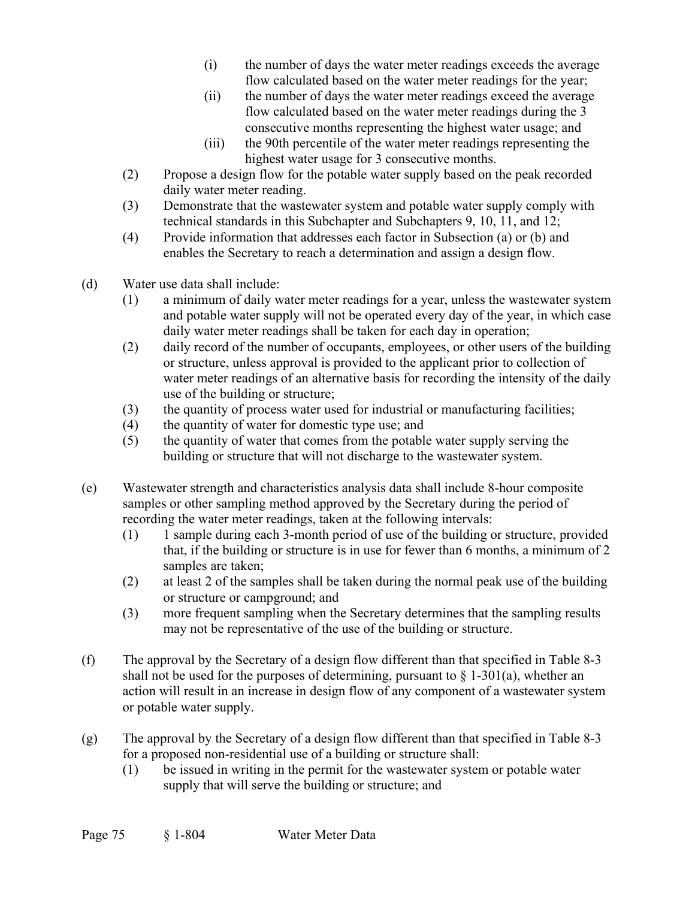(i) the number of days the water meter readings exceeds the average flow calculated based on the water meter readings for the year;

(ii) the number of days the water meter readings exceed the average flow calculated based on the water meter readings during the 3 consecutive months representing the highest water usage; and

(iii) the 90th percentile of the water meter readings representing the highest water usage for 3 consecutive months.

(2) Propose a design flow for the potable water supply based on the peak recorded daily water meter reading.

(3) Demonstrate that the wastewater system and potable water supply comply with technical standards in this Subchapter and Subchapters 9, 10, 11, and 12;

(4) Provide information that addresses each factor in Subsection (a) or (b) and enables the Secretary to reach a determination and assign a design flow.

(d) Water use data shall include:

(1) a minimum of daily water meter readings for a year, unless the wastewater system and potable water supply will not be operated every day of the year, in which case daily water meter readings shall be taken for each day in operation;

(2) daily record of the number of occupants, employees, or other users of the building or structure, unless approval is provided to the applicant prior to collection of water meter readings of an alternative basis for recording the intensity of the daily use of the building or structure;

(3) the quantity of process water used for industrial or manufacturing facilities;

(4) the quantity of water for domestic type use; and

(5) the quantity of water that comes from the potable water supply serving the building or structure that will not discharge to the wastewater system.

(e) Wastewater strength and characteristics analysis data shall include 8-hour composite samples or other sampling method approved by the Secretary during the period of recording the water meter readings, taken at the following intervals:

(1) 1 sample during each 3-month period of use of the building or structure, provided that, if the building or structure is in use for fewer than 6 months, a minimum of 2 samples are taken;

(2) at least 2 of the samples shall be taken during the normal peak use of the building or structure or campground; and

(3) more frequent sampling when the Secretary determines that the sampling results may not be representative of the use of the building or structure.

(f) The approval by the Secretary of a design flow different than that specified in Table 8-3 shall not be used for the purposes of determining, pursuant to § 1-301(a), whether an action will result in an increase in design flow of any component of a wastewater system or potable water supply.

(g) The approval by the Secretary of a design flow different than that specified in Table 8-3 for a proposed non-residential use of a building or structure shall:

(1) be issued in writing in the permit for the wastewater system or potable water supply that will serve the building or structure; and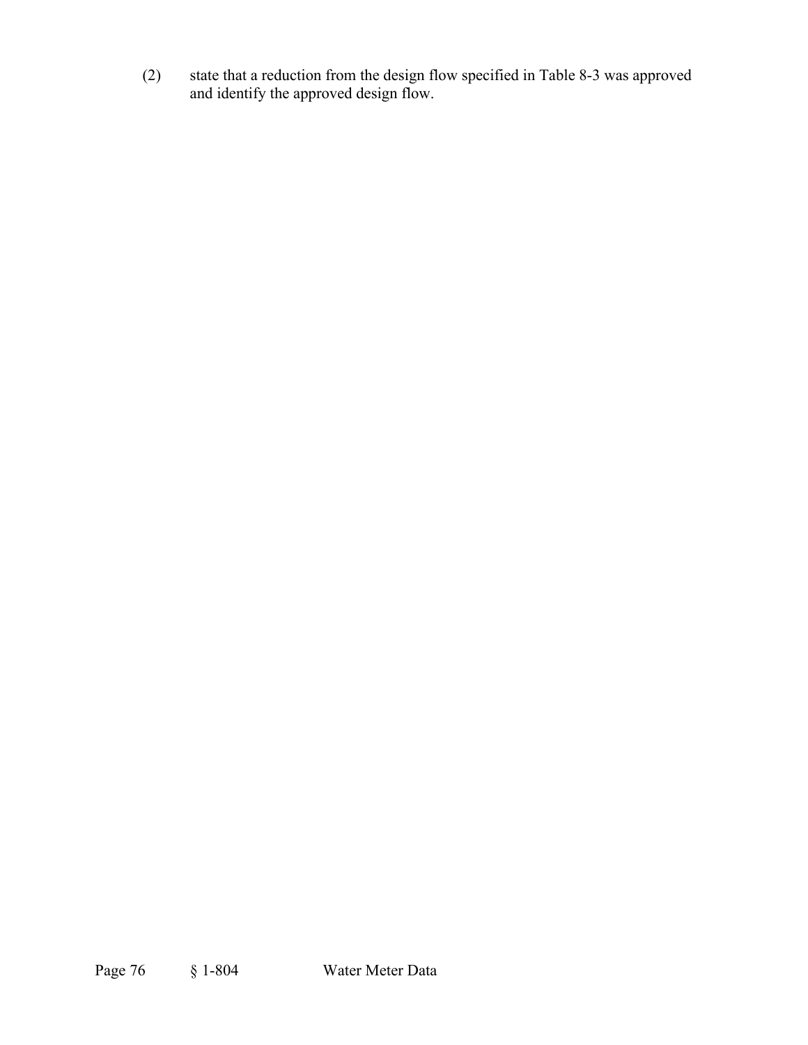(2) state that a reduction from the design flow specified in Table 8-3 was approved and identify the approved design flow.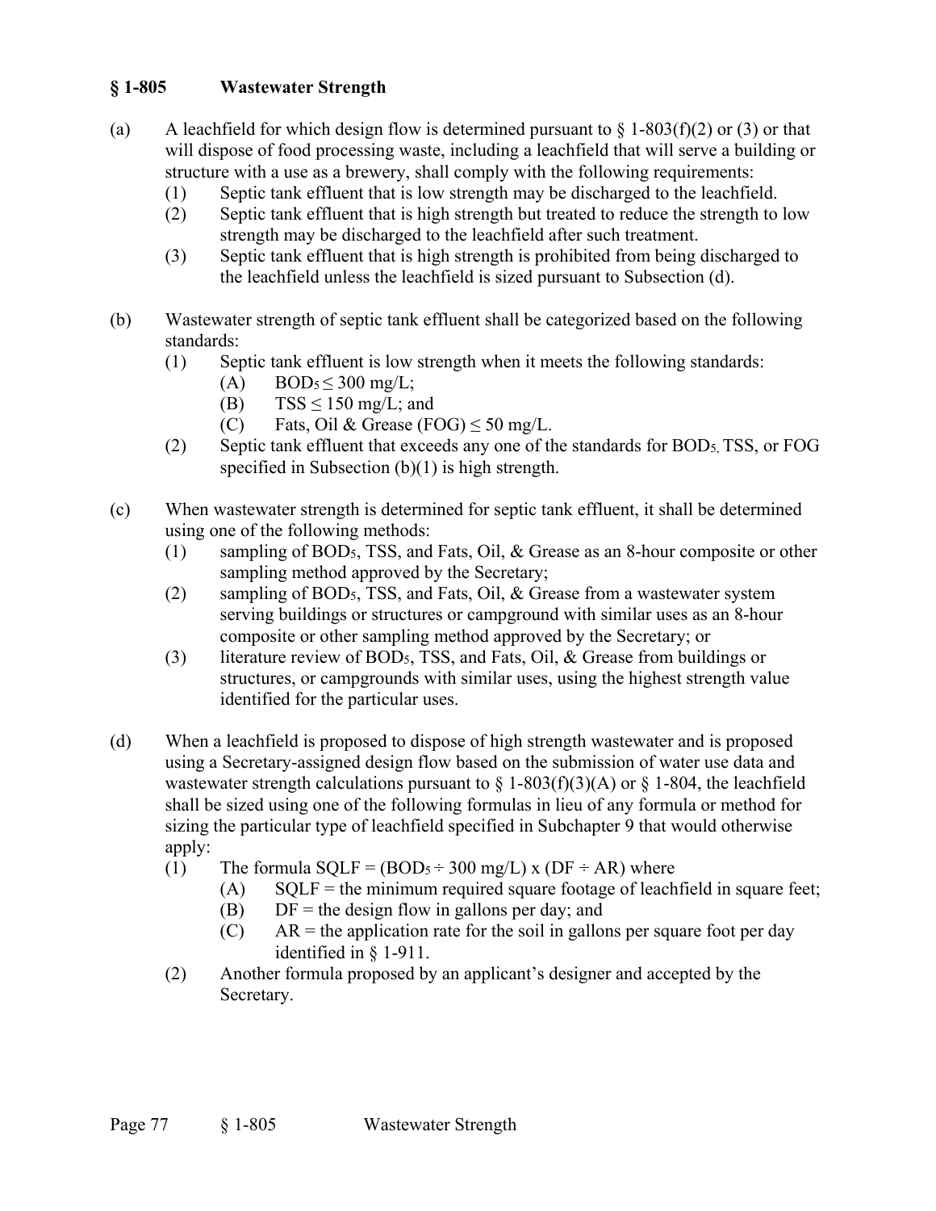## § 1-805 Wastewater Strength

(a) A leachfield for which design flow is determined pursuant to § 1-803(f)(2) or (3) or that will dispose of food processing waste, including a leachfield that will serve a building or structure with a use as a brewery, shall comply with the following requirements:

- (1) Septic tank effluent that is low strength may be discharged to the leachfield.
- (2) Septic tank effluent that is high strength but treated to reduce the strength to low strength may be discharged to the leachfield after such treatment.
- (3) Septic tank effluent that is high strength is prohibited from being discharged to the leachfield unless the leachfield is sized pursuant to Subsection (d).

(b) Wastewater strength of septic tank effluent shall be categorized based on the following standards:

- (1) Septic tank effluent is low strength when it meets the following standards:
  - (A) $BOD_5 \leq 300$ mg/L;
  - (B) TSS $\leq 150$ mg/L; and
  - (C) Fats, Oil & Grease (FOG) $\leq 50$ mg/L.
- (2) Septic tank effluent that exceeds any one of the standards for $BOD_5$, TSS, or FOG specified in Subsection (b)(1) is high strength.

(c) When wastewater strength is determined for septic tank effluent, it shall be determined using one of the following methods:

- (1) sampling of $BOD_5$, TSS, and Fats, Oil, & Grease as an 8-hour composite or other sampling method approved by the Secretary;
- (2) sampling of $BOD_5$, TSS, and Fats, Oil, & Grease from a wastewater system serving buildings or structures or campground with similar uses as an 8-hour composite or other sampling method approved by the Secretary; or
- (3) literature review of $BOD_5$, TSS, and Fats, Oil, & Grease from buildings or structures, or campgrounds with similar uses, using the highest strength value identified for the particular uses.

(d) When a leachfield is proposed to dispose of high strength wastewater and is proposed using a Secretary-assigned design flow based on the submission of water use data and wastewater strength calculations pursuant to § 1-803(f)(3)(A) or § 1-804, the leachfield shall be sized using one of the following formulas in lieu of any formula or method for sizing the particular type of leachfield specified in Subchapter 9 that would otherwise apply:

- (1) The formula $SQLF = (BOD_5 \div 300 \text{ mg/L}) \times (DF \div AR)$ where
  - (A) SQLF = the minimum required square footage of leachfield in square feet;
  - (B) DF = the design flow in gallons per day; and
  - (C) AR = the application rate for the soil in gallons per square foot per day identified in § 1-911.
- (2) Another formula proposed by an applicant's designer and accepted by the Secretary.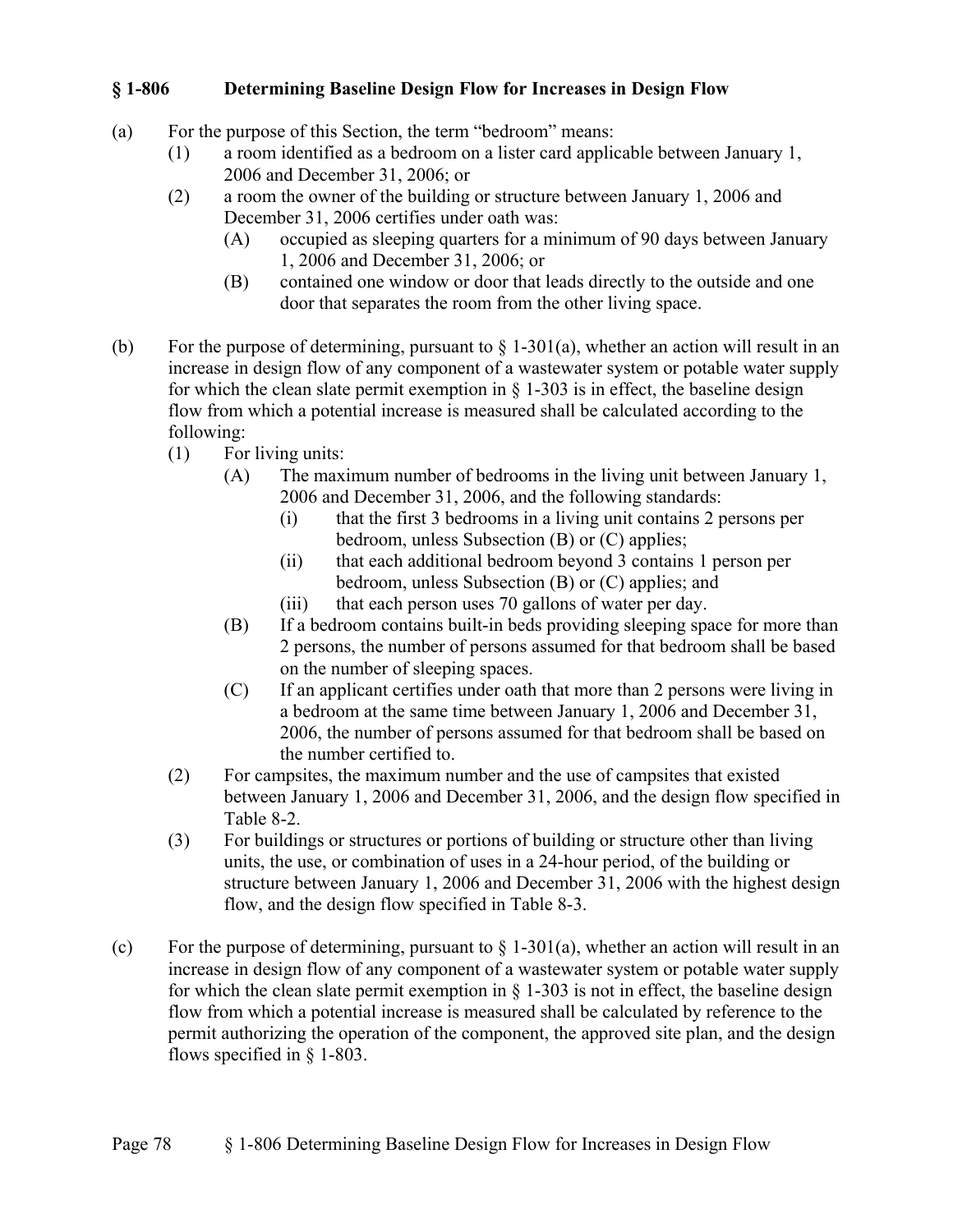## § 1-806 Determining Baseline Design Flow for Increases in Design Flow

(a) For the purpose of this Section, the term “bedroom” means:

- (1) a room identified as a bedroom on a lister card applicable between January 1, 2006 and December 31, 2006; or
- (2) a room the owner of the building or structure between January 1, 2006 and December 31, 2006 certifies under oath was:
  - (A) occupied as sleeping quarters for a minimum of 90 days between January 1, 2006 and December 31, 2006; or
  - (B) contained one window or door that leads directly to the outside and one door that separates the room from the other living space.

(b) For the purpose of determining, pursuant to § 1-301(a), whether an action will result in an increase in design flow of any component of a wastewater system or potable water supply for which the clean slate permit exemption in § 1-303 is in effect, the baseline design flow from which a potential increase is measured shall be calculated according to the following:

- (1) For living units:
  - (A) The maximum number of bedrooms in the living unit between January 1, 2006 and December 31, 2006, and the following standards:
    - (i) that the first 3 bedrooms in a living unit contains 2 persons per bedroom, unless Subsection (B) or (C) applies;
    - (ii) that each additional bedroom beyond 3 contains 1 person per bedroom, unless Subsection (B) or (C) applies; and
    - (iii) that each person uses 70 gallons of water per day.
  - (B) If a bedroom contains built-in beds providing sleeping space for more than 2 persons, the number of persons assumed for that bedroom shall be based on the number of sleeping spaces.
  - (C) If an applicant certifies under oath that more than 2 persons were living in a bedroom at the same time between January 1, 2006 and December 31, 2006, the number of persons assumed for that bedroom shall be based on the number certified to.
- (2) For campsites, the maximum number and the use of campsites that existed between January 1, 2006 and December 31, 2006, and the design flow specified in Table 8-2.
- (3) For buildings or structures or portions of building or structure other than living units, the use, or combination of uses in a 24-hour period, of the building or structure between January 1, 2006 and December 31, 2006 with the highest design flow, and the design flow specified in Table 8-3.

(c) For the purpose of determining, pursuant to § 1-301(a), whether an action will result in an increase in design flow of any component of a wastewater system or potable water supply for which the clean slate permit exemption in § 1-303 is not in effect, the baseline design flow from which a potential increase is measured shall be calculated by reference to the permit authorizing the operation of the component, the approved site plan, and the design flows specified in § 1-803.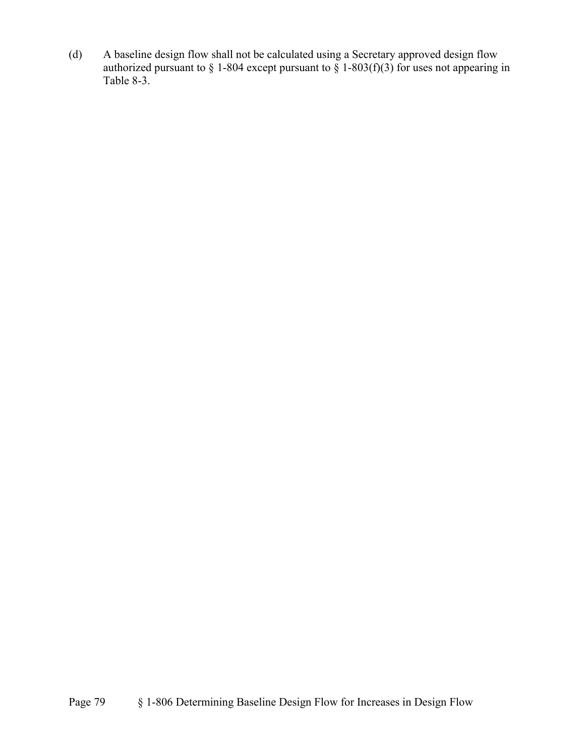(d) A baseline design flow shall not be calculated using a Secretary approved design flow authorized pursuant to § 1-804 except pursuant to § 1-803(f)(3) for uses not appearing in Table 8-3.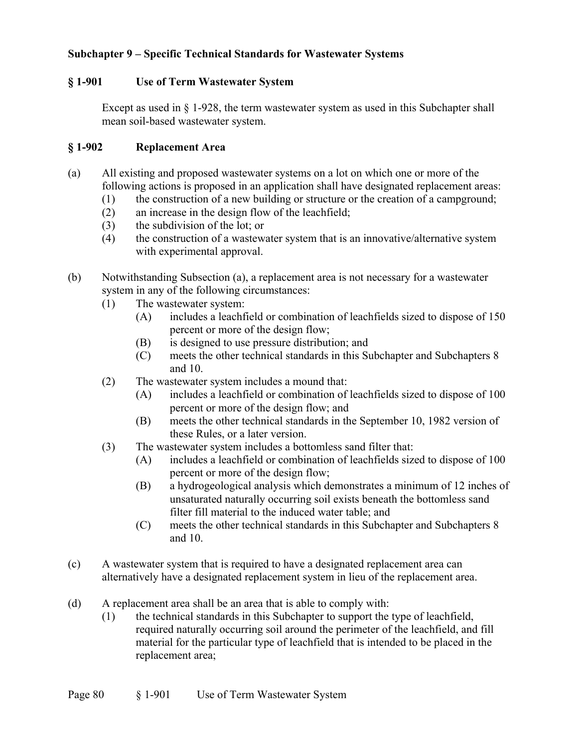## Subchapter 9 – Specific Technical Standards for Wastewater Systems

### § 1-901 Use of Term Wastewater System

Except as used in § 1-928, the term wastewater system as used in this Subchapter shall mean soil-based wastewater system.

### § 1-902 Replacement Area

(a) All existing and proposed wastewater systems on a lot on which one or more of the following actions is proposed in an application shall have designated replacement areas:
   - (1) the construction of a new building or structure or the creation of a campground;
   - (2) an increase in the design flow of the leachfield;
   - (3) the subdivision of the lot; or
   - (4) the construction of a wastewater system that is an innovative/alternative system with experimental approval.

(b) Notwithstanding Subsection (a), a replacement area is not necessary for a wastewater system in any of the following circumstances:
   - (1) The wastewater system:
     - (A) includes a leachfield or combination of leachfields sized to dispose of 150 percent or more of the design flow;
     - (B) is designed to use pressure distribution; and
     - (C) meets the other technical standards in this Subchapter and Subchapters 8 and 10.
   - (2) The wastewater system includes a mound that:
     - (A) includes a leachfield or combination of leachfields sized to dispose of 100 percent or more of the design flow; and
     - (B) meets the other technical standards in the September 10, 1982 version of these Rules, or a later version.
   - (3) The wastewater system includes a bottomless sand filter that:
     - (A) includes a leachfield or combination of leachfields sized to dispose of 100 percent or more of the design flow;
     - (B) a hydrogeological analysis which demonstrates a minimum of 12 inches of unsaturated naturally occurring soil exists beneath the bottomless sand filter fill material to the induced water table; and
     - (C) meets the other technical standards in this Subchapter and Subchapters 8 and 10.

(c) A wastewater system that is required to have a designated replacement area can alternatively have a designated replacement system in lieu of the replacement area.

(d) A replacement area shall be an area that is able to comply with:
   - (1) the technical standards in this Subchapter to support the type of leachfield, required naturally occurring soil around the perimeter of the leachfield, and fill material for the particular type of leachfield that is intended to be placed in the replacement area;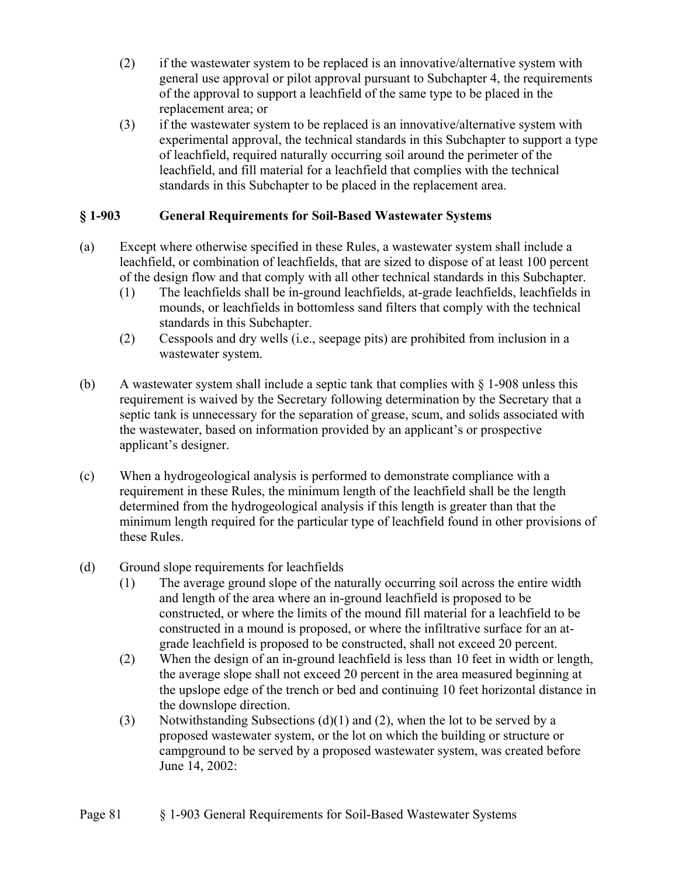(2) if the wastewater system to be replaced is an innovative/alternative system with general use approval or pilot approval pursuant to Subchapter 4, the requirements of the approval to support a leachfield of the same type to be placed in the replacement area; or

(3) if the wastewater system to be replaced is an innovative/alternative system with experimental approval, the technical standards in this Subchapter to support a type of leachfield, required naturally occurring soil around the perimeter of the leachfield, and fill material for a leachfield that complies with the technical standards in this Subchapter to be placed in the replacement area.

## § 1-903 General Requirements for Soil-Based Wastewater Systems

(a) Except where otherwise specified in these Rules, a wastewater system shall include a leachfield, or combination of leachfields, that are sized to dispose of at least 100 percent of the design flow and that comply with all other technical standards in this Subchapter.

(1) The leachfields shall be in-ground leachfields, at-grade leachfields, leachfields in mounds, or leachfields in bottomless sand filters that comply with the technical standards in this Subchapter.

(2) Cesspools and dry wells (i.e., seepage pits) are prohibited from inclusion in a wastewater system.

(b) A wastewater system shall include a septic tank that complies with § 1-908 unless this requirement is waived by the Secretary following determination by the Secretary that a septic tank is unnecessary for the separation of grease, scum, and solids associated with the wastewater, based on information provided by an applicant's or prospective applicant's designer.

(c) When a hydrogeological analysis is performed to demonstrate compliance with a requirement in these Rules, the minimum length of the leachfield shall be the length determined from the hydrogeological analysis if this length is greater than that the minimum length required for the particular type of leachfield found in other provisions of these Rules.

(d) Ground slope requirements for leachfields

(1) The average ground slope of the naturally occurring soil across the entire width and length of the area where an in-ground leachfield is proposed to be constructed, or where the limits of the mound fill material for a leachfield to be constructed in a mound is proposed, or where the infiltrative surface for an at-grade leachfield is proposed to be constructed, shall not exceed 20 percent.

(2) When the design of an in-ground leachfield is less than 10 feet in width or length, the average slope shall not exceed 20 percent in the area measured beginning at the upslope edge of the trench or bed and continuing 10 feet horizontal distance in the downslope direction.

(3) Notwithstanding Subsections (d)(1) and (2), when the lot to be served by a proposed wastewater system, or the lot on which the building or structure or campground to be served by a proposed wastewater system, was created before June 14, 2002: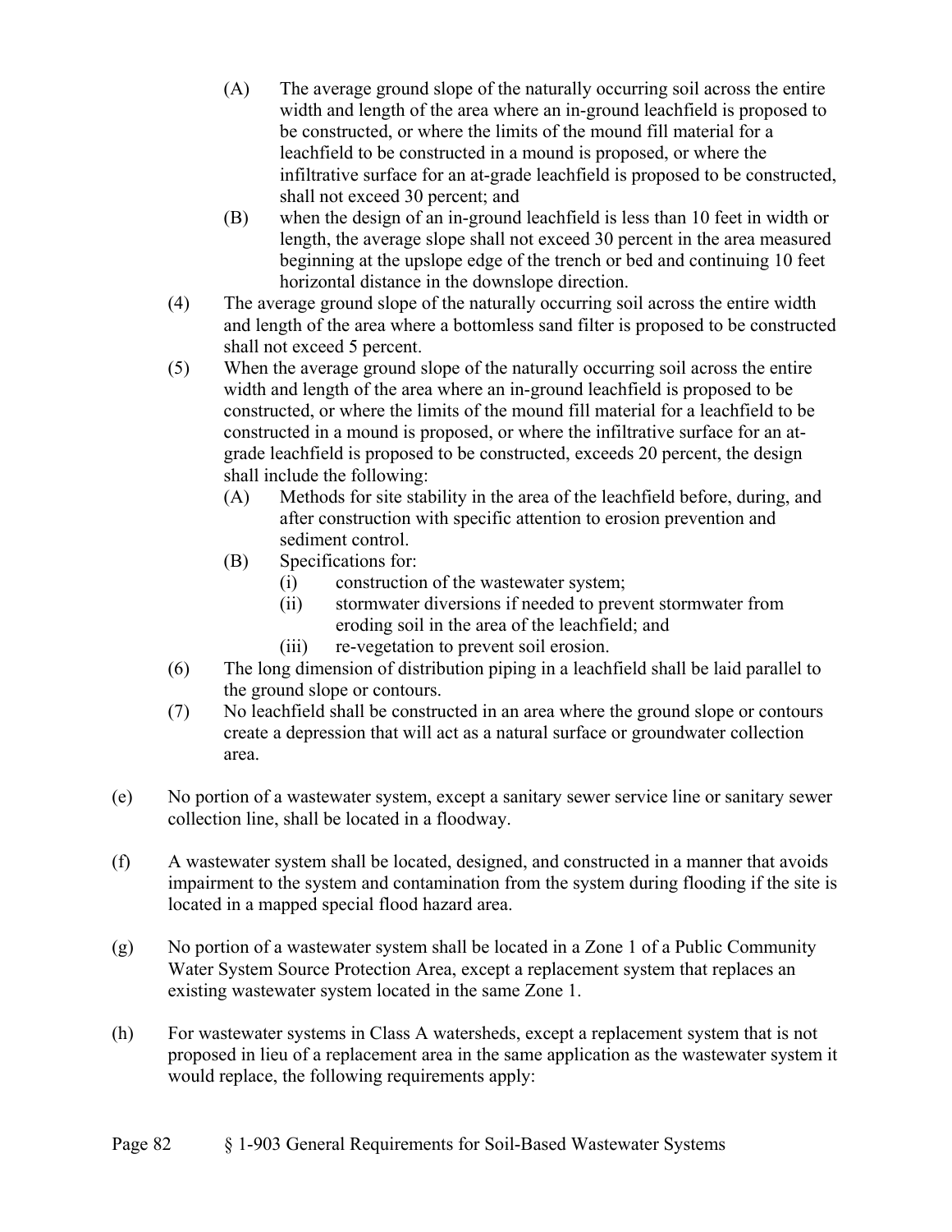(A) The average ground slope of the naturally occurring soil across the entire width and length of the area where an in-ground leachfield is proposed to be constructed, or where the limits of the mound fill material for a leachfield to be constructed in a mound is proposed, or where the infiltrative surface for an at-grade leachfield is proposed to be constructed, shall not exceed 30 percent; and

(B) when the design of an in-ground leachfield is less than 10 feet in width or length, the average slope shall not exceed 30 percent in the area measured beginning at the upslope edge of the trench or bed and continuing 10 feet horizontal distance in the downslope direction.

(4) The average ground slope of the naturally occurring soil across the entire width and length of the area where a bottomless sand filter is proposed to be constructed shall not exceed 5 percent.

(5) When the average ground slope of the naturally occurring soil across the entire width and length of the area where an in-ground leachfield is proposed to be constructed, or where the limits of the mound fill material for a leachfield to be constructed in a mound is proposed, or where the infiltrative surface for an at-grade leachfield is proposed to be constructed, exceeds 20 percent, the design shall include the following:

(A) Methods for site stability in the area of the leachfield before, during, and after construction with specific attention to erosion prevention and sediment control.

(B) Specifications for:

(i) construction of the wastewater system;

(ii) stormwater diversions if needed to prevent stormwater from eroding soil in the area of the leachfield; and

(iii) re-vegetation to prevent soil erosion.

(6) The long dimension of distribution piping in a leachfield shall be laid parallel to the ground slope or contours.

(7) No leachfield shall be constructed in an area where the ground slope or contours create a depression that will act as a natural surface or groundwater collection area.

(e) No portion of a wastewater system, except a sanitary sewer service line or sanitary sewer collection line, shall be located in a floodway.

(f) A wastewater system shall be located, designed, and constructed in a manner that avoids impairment to the system and contamination from the system during flooding if the site is located in a mapped special flood hazard area.

(g) No portion of a wastewater system shall be located in a Zone 1 of a Public Community Water System Source Protection Area, except a replacement system that replaces an existing wastewater system located in the same Zone 1.

(h) For wastewater systems in Class A watersheds, except a replacement system that is not proposed in lieu of a replacement area in the same application as the wastewater system it would replace, the following requirements apply: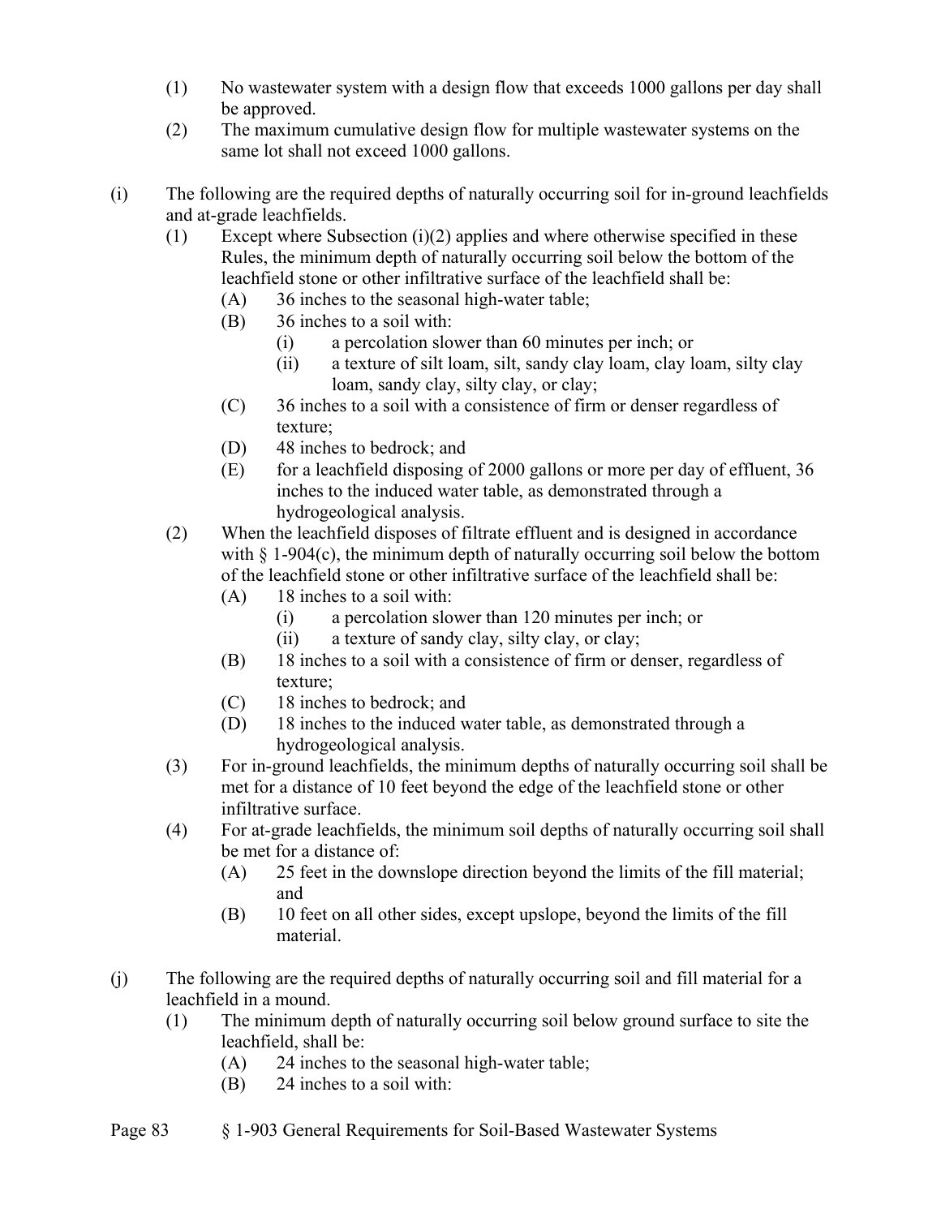(1) No wastewater system with a design flow that exceeds 1000 gallons per day shall be approved.
(2) The maximum cumulative design flow for multiple wastewater systems on the same lot shall not exceed 1000 gallons.

(i) The following are the required depths of naturally occurring soil for in-ground leachfields and at-grade leachfields.
 (1) Except where Subsection (i)(2) applies and where otherwise specified in these Rules, the minimum depth of naturally occurring soil below the bottom of the leachfield stone or other infiltrative surface of the leachfield shall be:
  (A) 36 inches to the seasonal high-water table;
  (B) 36 inches to a soil with:
   (i) a percolation slower than 60 minutes per inch; or
   (ii) a texture of silt loam, silt, sandy clay loam, clay loam, silty clay loam, sandy clay, silty clay, or clay;
  (C) 36 inches to a soil with a consistence of firm or denser regardless of texture;
  (D) 48 inches to bedrock; and
  (E) for a leachfield disposing of 2000 gallons or more per day of effluent, 36 inches to the induced water table, as demonstrated through a hydrogeological analysis.
 (2) When the leachfield disposes of filtrate effluent and is designed in accordance with § 1-904(c), the minimum depth of naturally occurring soil below the bottom of the leachfield stone or other infiltrative surface of the leachfield shall be:
  (A) 18 inches to a soil with:
   (i) a percolation slower than 120 minutes per inch; or
   (ii) a texture of sandy clay, silty clay, or clay;
  (B) 18 inches to a soil with a consistence of firm or denser, regardless of texture;
  (C) 18 inches to bedrock; and
  (D) 18 inches to the induced water table, as demonstrated through a hydrogeological analysis.
 (3) For in-ground leachfields, the minimum depths of naturally occurring soil shall be met for a distance of 10 feet beyond the edge of the leachfield stone or other infiltrative surface.
 (4) For at-grade leachfields, the minimum soil depths of naturally occurring soil shall be met for a distance of:
  (A) 25 feet in the downslope direction beyond the limits of the fill material; and
  (B) 10 feet on all other sides, except upslope, beyond the limits of the fill material.

(j) The following are the required depths of naturally occurring soil and fill material for a leachfield in a mound.
 (1) The minimum depth of naturally occurring soil below ground surface to site the leachfield, shall be:
  (A) 24 inches to the seasonal high-water table;
  (B) 24 inches to a soil with: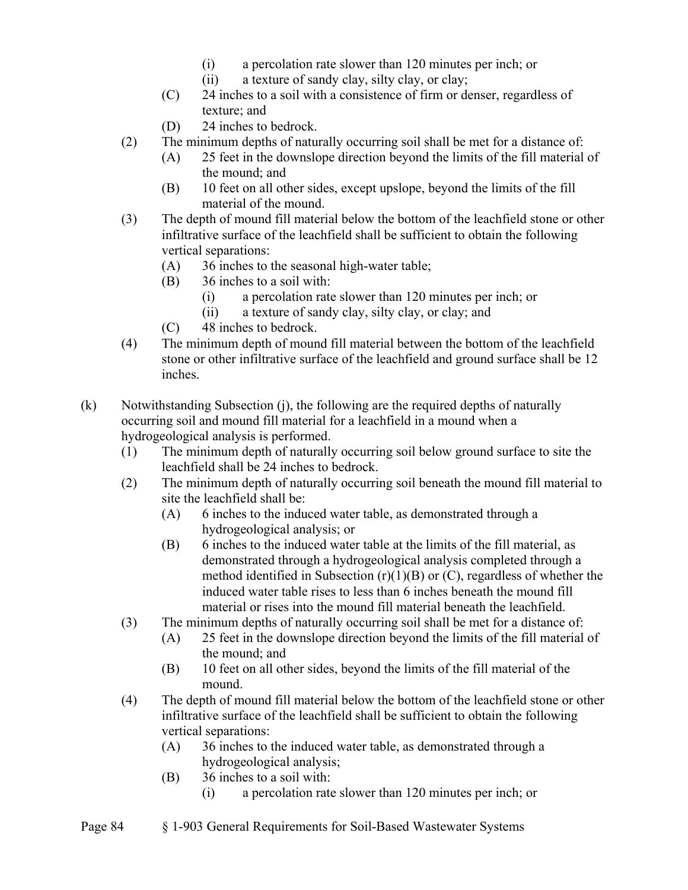(i) a percolation rate slower than 120 minutes per inch; or

(ii) a texture of sandy clay, silty clay, or clay;

(C) 24 inches to a soil with a consistence of firm or denser, regardless of texture; and

(D) 24 inches to bedrock.

(2) The minimum depths of naturally occurring soil shall be met for a distance of:

(A) 25 feet in the downslope direction beyond the limits of the fill material of the mound; and

(B) 10 feet on all other sides, except upslope, beyond the limits of the fill material of the mound.

(3) The depth of mound fill material below the bottom of the leachfield stone or other infiltrative surface of the leachfield shall be sufficient to obtain the following vertical separations:

(A) 36 inches to the seasonal high-water table;

(B) 36 inches to a soil with:

(i) a percolation rate slower than 120 minutes per inch; or

(ii) a texture of sandy clay, silty clay, or clay; and

(C) 48 inches to bedrock.

(4) The minimum depth of mound fill material between the bottom of the leachfield stone or other infiltrative surface of the leachfield and ground surface shall be 12 inches.

(k) Notwithstanding Subsection (j), the following are the required depths of naturally occurring soil and mound fill material for a leachfield in a mound when a hydrogeological analysis is performed.

(1) The minimum depth of naturally occurring soil below ground surface to site the leachfield shall be 24 inches to bedrock.

(2) The minimum depth of naturally occurring soil beneath the mound fill material to site the leachfield shall be:

(A) 6 inches to the induced water table, as demonstrated through a hydrogeological analysis; or

(B) 6 inches to the induced water table at the limits of the fill material, as demonstrated through a hydrogeological analysis completed through a method identified in Subsection (r)(1)(B) or (C), regardless of whether the induced water table rises to less than 6 inches beneath the mound fill material or rises into the mound fill material beneath the leachfield.

(3) The minimum depths of naturally occurring soil shall be met for a distance of:

(A) 25 feet in the downslope direction beyond the limits of the fill material of the mound; and

(B) 10 feet on all other sides, beyond the limits of the fill material of the mound.

(4) The depth of mound fill material below the bottom of the leachfield stone or other infiltrative surface of the leachfield shall be sufficient to obtain the following vertical separations:

(A) 36 inches to the induced water table, as demonstrated through a hydrogeological analysis;

(B) 36 inches to a soil with:

(i) a percolation rate slower than 120 minutes per inch; or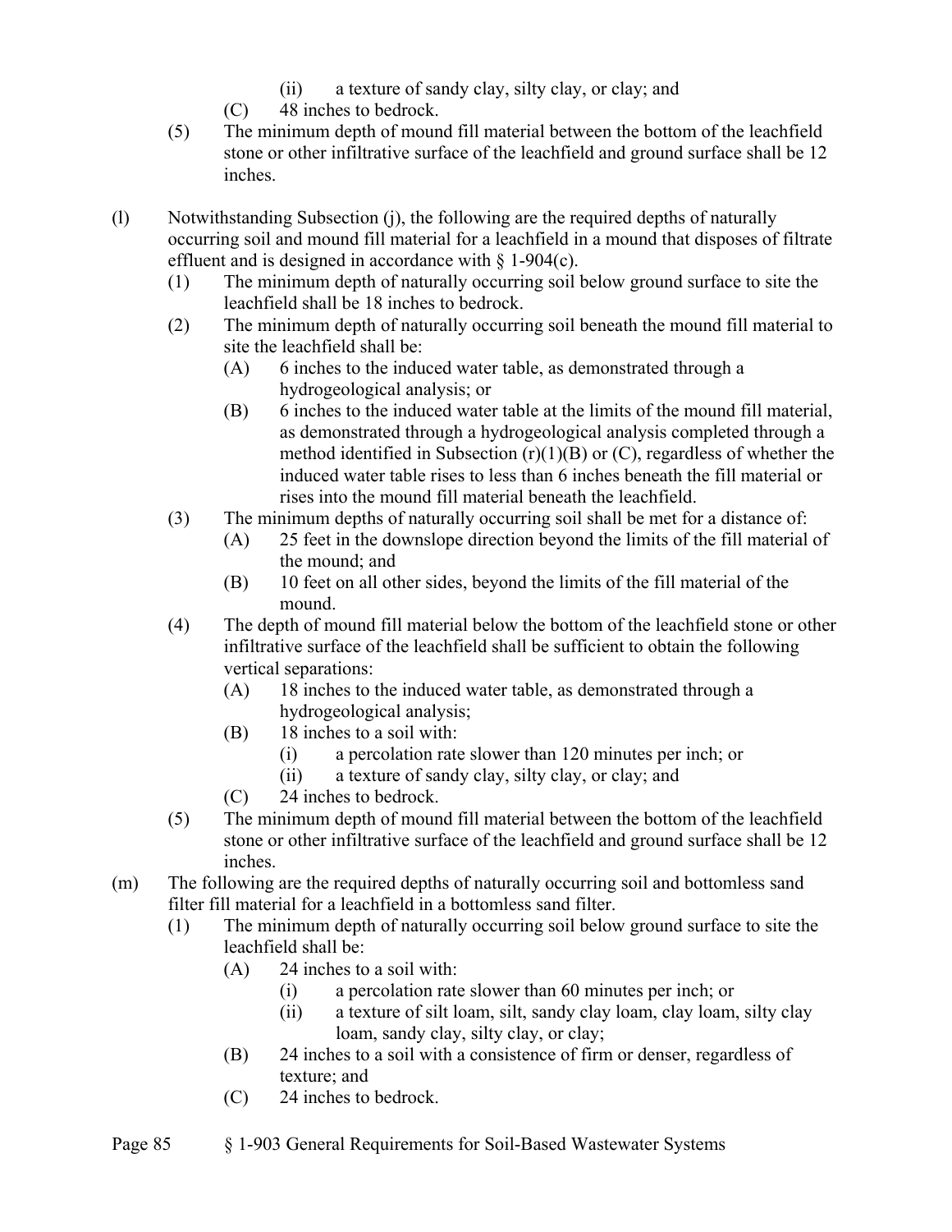(ii) a texture of sandy clay, silty clay, or clay; and

(C) 48 inches to bedrock.

(5) The minimum depth of mound fill material between the bottom of the leachfield stone or other infiltrative surface of the leachfield and ground surface shall be 12 inches.

(l) Notwithstanding Subsection (j), the following are the required depths of naturally occurring soil and mound fill material for a leachfield in a mound that disposes of filtrate effluent and is designed in accordance with § 1-904(c).

(1) The minimum depth of naturally occurring soil below ground surface to site the leachfield shall be 18 inches to bedrock.

(2) The minimum depth of naturally occurring soil beneath the mound fill material to site the leachfield shall be:

(A) 6 inches to the induced water table, as demonstrated through a hydrogeological analysis; or

(B) 6 inches to the induced water table at the limits of the mound fill material, as demonstrated through a hydrogeological analysis completed through a method identified in Subsection (r)(1)(B) or (C), regardless of whether the induced water table rises to less than 6 inches beneath the fill material or rises into the mound fill material beneath the leachfield.

(3) The minimum depths of naturally occurring soil shall be met for a distance of:

(A) 25 feet in the downslope direction beyond the limits of the fill material of the mound; and

(B) 10 feet on all other sides, beyond the limits of the fill material of the mound.

(4) The depth of mound fill material below the bottom of the leachfield stone or other infiltrative surface of the leachfield shall be sufficient to obtain the following vertical separations:

(A) 18 inches to the induced water table, as demonstrated through a hydrogeological analysis;

(B) 18 inches to a soil with:

(i) a percolation rate slower than 120 minutes per inch; or

(ii) a texture of sandy clay, silty clay, or clay; and

(C) 24 inches to bedrock.

(5) The minimum depth of mound fill material between the bottom of the leachfield stone or other infiltrative surface of the leachfield and ground surface shall be 12 inches.

(m) The following are the required depths of naturally occurring soil and bottomless sand filter fill material for a leachfield in a bottomless sand filter.

(1) The minimum depth of naturally occurring soil below ground surface to site the leachfield shall be:

(A) 24 inches to a soil with:

(i) a percolation rate slower than 60 minutes per inch; or

(ii) a texture of silt loam, silt, sandy clay loam, clay loam, silty clay loam, sandy clay, silty clay, or clay;

(B) 24 inches to a soil with a consistence of firm or denser, regardless of texture; and

(C) 24 inches to bedrock.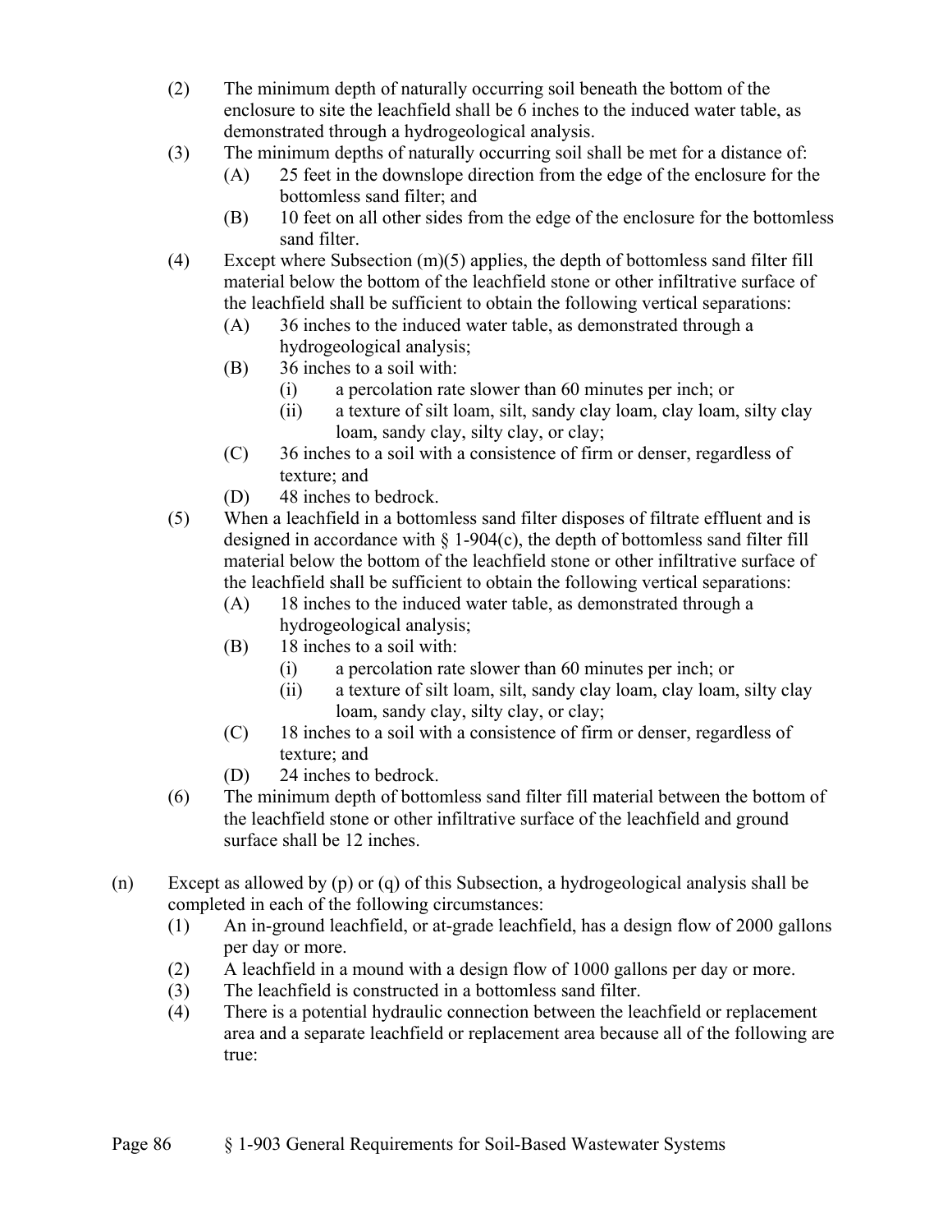(2) The minimum depth of naturally occurring soil beneath the bottom of the enclosure to site the leachfield shall be 6 inches to the induced water table, as demonstrated through a hydrogeological analysis.

(3) The minimum depths of naturally occurring soil shall be met for a distance of:

   (A) 25 feet in the downslope direction from the edge of the enclosure for the bottomless sand filter; and

   (B) 10 feet on all other sides from the edge of the enclosure for the bottomless sand filter.

(4) Except where Subsection (m)(5) applies, the depth of bottomless sand filter fill material below the bottom of the leachfield stone or other infiltrative surface of the leachfield shall be sufficient to obtain the following vertical separations:

   (A) 36 inches to the induced water table, as demonstrated through a hydrogeological analysis;

   (B) 36 inches to a soil with:

      (i) a percolation rate slower than 60 minutes per inch; or

      (ii) a texture of silt loam, silt, sandy clay loam, clay loam, silty clay loam, sandy clay, silty clay, or clay;

   (C) 36 inches to a soil with a consistence of firm or denser, regardless of texture; and

   (D) 48 inches to bedrock.

(5) When a leachfield in a bottomless sand filter disposes of filtrate effluent and is designed in accordance with § 1-904(c), the depth of bottomless sand filter fill material below the bottom of the leachfield stone or other infiltrative surface of the leachfield shall be sufficient to obtain the following vertical separations:

   (A) 18 inches to the induced water table, as demonstrated through a hydrogeological analysis;

   (B) 18 inches to a soil with:

      (i) a percolation rate slower than 60 minutes per inch; or

      (ii) a texture of silt loam, silt, sandy clay loam, clay loam, silty clay loam, sandy clay, silty clay, or clay;

   (C) 18 inches to a soil with a consistence of firm or denser, regardless of texture; and

   (D) 24 inches to bedrock.

(6) The minimum depth of bottomless sand filter fill material between the bottom of the leachfield stone or other infiltrative surface of the leachfield and ground surface shall be 12 inches.

(n) Except as allowed by (p) or (q) of this Subsection, a hydrogeological analysis shall be completed in each of the following circumstances:

   (1) An in-ground leachfield, or at-grade leachfield, has a design flow of 2000 gallons per day or more.

   (2) A leachfield in a mound with a design flow of 1000 gallons per day or more.

   (3) The leachfield is constructed in a bottomless sand filter.

   (4) There is a potential hydraulic connection between the leachfield or replacement area and a separate leachfield or replacement area because all of the following are true: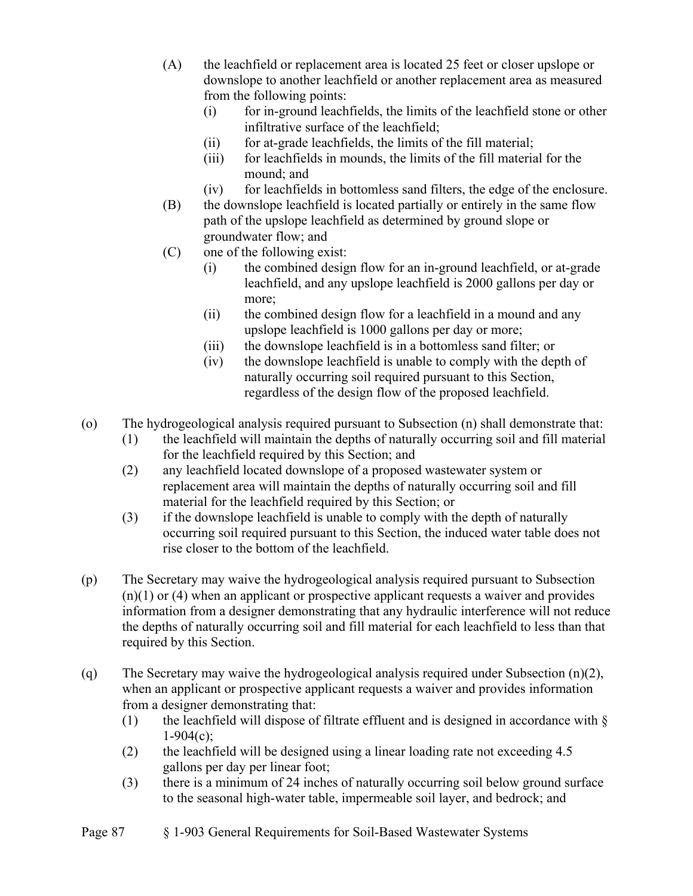(A) the leachfield or replacement area is located 25 feet or closer upslope or downslope to another leachfield or another replacement area as measured from the following points:
   (i) for in-ground leachfields, the limits of the leachfield stone or other infiltrative surface of the leachfield;
   (ii) for at-grade leachfields, the limits of the fill material;
   (iii) for leachfields in mounds, the limits of the fill material for the mound; and
   (iv) for leachfields in bottomless sand filters, the edge of the enclosure.

(B) the downslope leachfield is located partially or entirely in the same flow path of the upslope leachfield as determined by ground slope or groundwater flow; and

(C) one of the following exist:
   (i) the combined design flow for an in-ground leachfield, or at-grade leachfield, and any upslope leachfield is 2000 gallons per day or more;
   (ii) the combined design flow for a leachfield in a mound and any upslope leachfield is 1000 gallons per day or more;
   (iii) the downslope leachfield is in a bottomless sand filter; or
   (iv) the downslope leachfield is unable to comply with the depth of naturally occurring soil required pursuant to this Section, regardless of the design flow of the proposed leachfield.

(o) The hydrogeological analysis required pursuant to Subsection (n) shall demonstrate that:
   (1) the leachfield will maintain the depths of naturally occurring soil and fill material for the leachfield required by this Section; and
   (2) any leachfield located downslope of a proposed wastewater system or replacement area will maintain the depths of naturally occurring soil and fill material for the leachfield required by this Section; or
   (3) if the downslope leachfield is unable to comply with the depth of naturally occurring soil required pursuant to this Section, the induced water table does not rise closer to the bottom of the leachfield.

(p) The Secretary may waive the hydrogeological analysis required pursuant to Subsection (n)(1) or (4) when an applicant or prospective applicant requests a waiver and provides information from a designer demonstrating that any hydraulic interference will not reduce the depths of naturally occurring soil and fill material for each leachfield to less than that required by this Section.

(q) The Secretary may waive the hydrogeological analysis required under Subsection (n)(2), when an applicant or prospective applicant requests a waiver and provides information from a designer demonstrating that:
   (1) the leachfield will dispose of filtrate effluent and is designed in accordance with § 1-904(c);
   (2) the leachfield will be designed using a linear loading rate not exceeding 4.5 gallons per day per linear foot;
   (3) there is a minimum of 24 inches of naturally occurring soil below ground surface to the seasonal high-water table, impermeable soil layer, and bedrock; and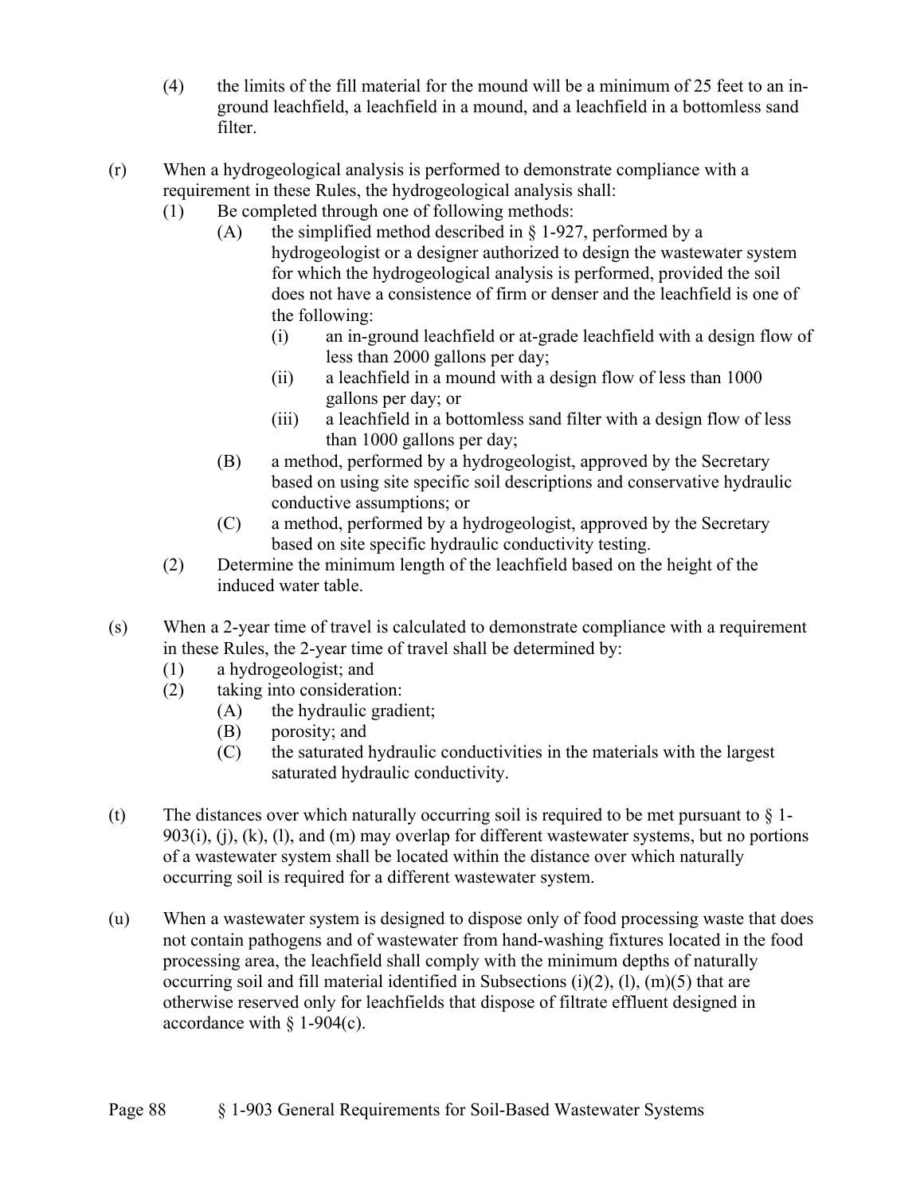(4) the limits of the fill material for the mound will be a minimum of 25 feet to an in-ground leachfield, a leachfield in a mound, and a leachfield in a bottomless sand filter.

(r) When a hydrogeological analysis is performed to demonstrate compliance with a requirement in these Rules, the hydrogeological analysis shall:

- (1) Be completed through one of following methods:
  - (A) the simplified method described in § 1-927, performed by a hydrogeologist or a designer authorized to design the wastewater system for which the hydrogeological analysis is performed, provided the soil does not have a consistence of firm or denser and the leachfield is one of the following:
    - (i) an in-ground leachfield or at-grade leachfield with a design flow of less than 2000 gallons per day;
    - (ii) a leachfield in a mound with a design flow of less than 1000 gallons per day; or
    - (iii) a leachfield in a bottomless sand filter with a design flow of less than 1000 gallons per day;
  - (B) a method, performed by a hydrogeologist, approved by the Secretary based on using site specific soil descriptions and conservative hydraulic conductive assumptions; or
  - (C) a method, performed by a hydrogeologist, approved by the Secretary based on site specific hydraulic conductivity testing.
- (2) Determine the minimum length of the leachfield based on the height of the induced water table.

(s) When a 2-year time of travel is calculated to demonstrate compliance with a requirement in these Rules, the 2-year time of travel shall be determined by:

- (1) a hydrogeologist; and
- (2) taking into consideration:
  - (A) the hydraulic gradient;
  - (B) porosity; and
  - (C) the saturated hydraulic conductivities in the materials with the largest saturated hydraulic conductivity.

(t) The distances over which naturally occurring soil is required to be met pursuant to § 1-903(i), (j), (k), (l), and (m) may overlap for different wastewater systems, but no portions of a wastewater system shall be located within the distance over which naturally occurring soil is required for a different wastewater system.

(u) When a wastewater system is designed to dispose only of food processing waste that does not contain pathogens and of wastewater from hand-washing fixtures located in the food processing area, the leachfield shall comply with the minimum depths of naturally occurring soil and fill material identified in Subsections (i)(2), (l), (m)(5) that are otherwise reserved only for leachfields that dispose of filtrate effluent designed in accordance with § 1-904(c).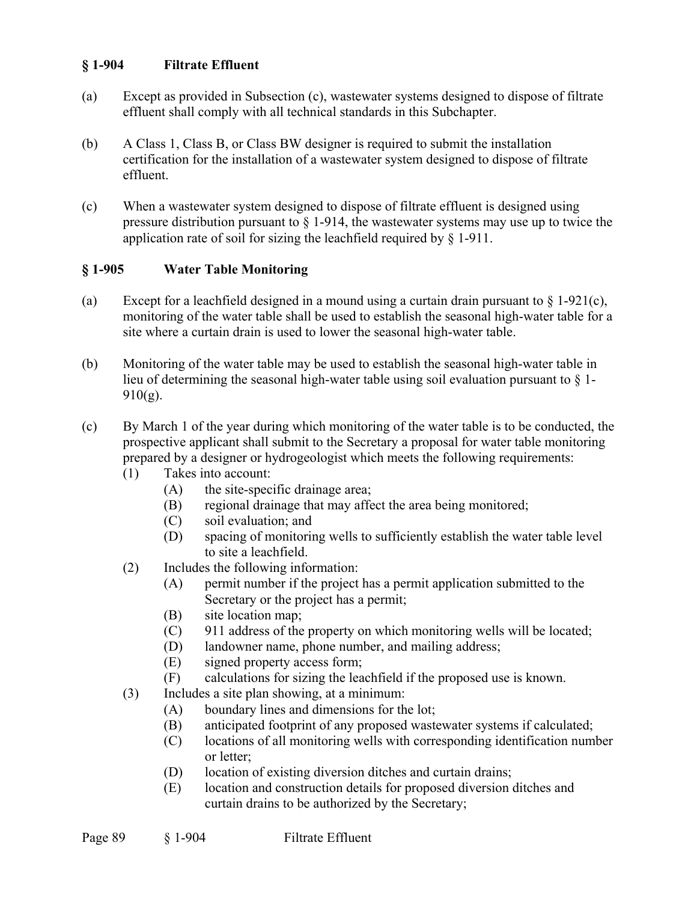### § 1-904 Filtrate Effluent

(a) Except as provided in Subsection (c), wastewater systems designed to dispose of filtrate effluent shall comply with all technical standards in this Subchapter.

(b) A Class 1, Class B, or Class BW designer is required to submit the installation certification for the installation of a wastewater system designed to dispose of filtrate effluent.

(c) When a wastewater system designed to dispose of filtrate effluent is designed using pressure distribution pursuant to § 1-914, the wastewater systems may use up to twice the application rate of soil for sizing the leachfield required by § 1-911.

### § 1-905 Water Table Monitoring

(a) Except for a leachfield designed in a mound using a curtain drain pursuant to § 1-921(c), monitoring of the water table shall be used to establish the seasonal high-water table for a site where a curtain drain is used to lower the seasonal high-water table.

(b) Monitoring of the water table may be used to establish the seasonal high-water table in lieu of determining the seasonal high-water table using soil evaluation pursuant to § 1-910(g).

(c) By March 1 of the year during which monitoring of the water table is to be conducted, the prospective applicant shall submit to the Secretary a proposal for water table monitoring prepared by a designer or hydrogeologist which meets the following requirements:
   - (1) Takes into account:
     - (A) the site-specific drainage area;
     - (B) regional drainage that may affect the area being monitored;
     - (C) soil evaluation; and
     - (D) spacing of monitoring wells to sufficiently establish the water table level to site a leachfield.
   - (2) Includes the following information:
     - (A) permit number if the project has a permit application submitted to the Secretary or the project has a permit;
     - (B) site location map;
     - (C) 911 address of the property on which monitoring wells will be located;
     - (D) landowner name, phone number, and mailing address;
     - (E) signed property access form;
     - (F) calculations for sizing the leachfield if the proposed use is known.
   - (3) Includes a site plan showing, at a minimum:
     - (A) boundary lines and dimensions for the lot;
     - (B) anticipated footprint of any proposed wastewater systems if calculated;
     - (C) locations of all monitoring wells with corresponding identification number or letter;
     - (D) location of existing diversion ditches and curtain drains;
     - (E) location and construction details for proposed diversion ditches and curtain drains to be authorized by the Secretary;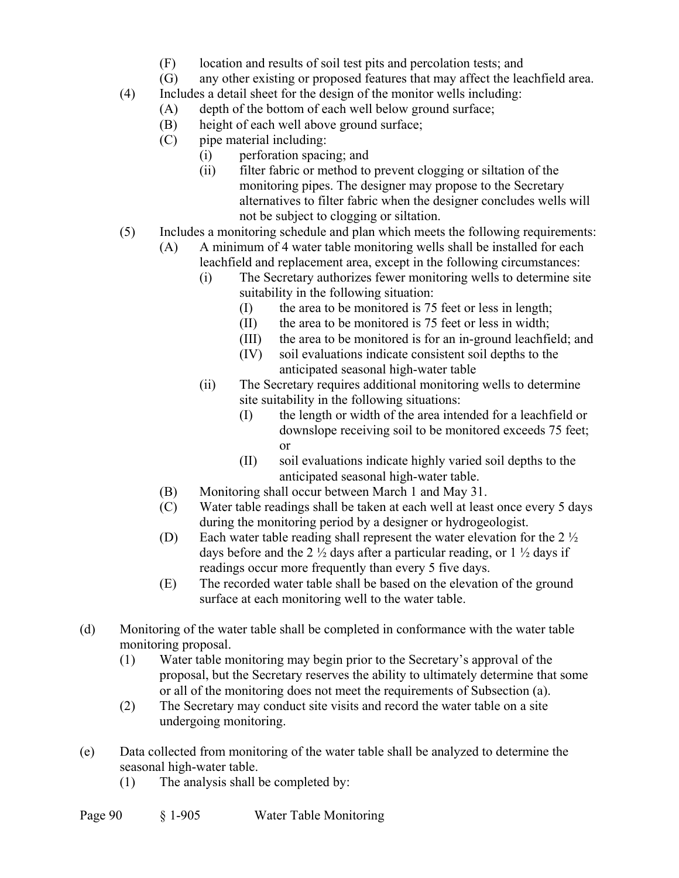(F) location and results of soil test pits and percolation tests; and

(G) any other existing or proposed features that may affect the leachfield area.

(4) Includes a detail sheet for the design of the monitor wells including:

(A) depth of the bottom of each well below ground surface;

(B) height of each well above ground surface;

(C) pipe material including:

(i) perforation spacing; and

(ii) filter fabric or method to prevent clogging or siltation of the monitoring pipes. The designer may propose to the Secretary alternatives to filter fabric when the designer concludes wells will not be subject to clogging or siltation.

(5) Includes a monitoring schedule and plan which meets the following requirements:

(A) A minimum of 4 water table monitoring wells shall be installed for each leachfield and replacement area, except in the following circumstances:

(i) The Secretary authorizes fewer monitoring wells to determine site suitability in the following situation:

(I) the area to be monitored is 75 feet or less in length;

(II) the area to be monitored is 75 feet or less in width;

(III) the area to be monitored is for an in-ground leachfield; and

(IV) soil evaluations indicate consistent soil depths to the anticipated seasonal high-water table

(ii) The Secretary requires additional monitoring wells to determine site suitability in the following situations:

(I) the length or width of the area intended for a leachfield or downslope receiving soil to be monitored exceeds 75 feet; or

(II) soil evaluations indicate highly varied soil depths to the anticipated seasonal high-water table.

(B) Monitoring shall occur between March 1 and May 31.

(C) Water table readings shall be taken at each well at least once every 5 days during the monitoring period by a designer or hydrogeologist.

(D) Each water table reading shall represent the water elevation for the 2 ½ days before and the 2 ½ days after a particular reading, or 1 ½ days if readings occur more frequently than every 5 five days.

(E) The recorded water table shall be based on the elevation of the ground surface at each monitoring well to the water table.

(d) Monitoring of the water table shall be completed in conformance with the water table monitoring proposal.

(1) Water table monitoring may begin prior to the Secretary's approval of the proposal, but the Secretary reserves the ability to ultimately determine that some or all of the monitoring does not meet the requirements of Subsection (a).

(2) The Secretary may conduct site visits and record the water table on a site undergoing monitoring.

(e) Data collected from monitoring of the water table shall be analyzed to determine the seasonal high-water table.

(1) The analysis shall be completed by: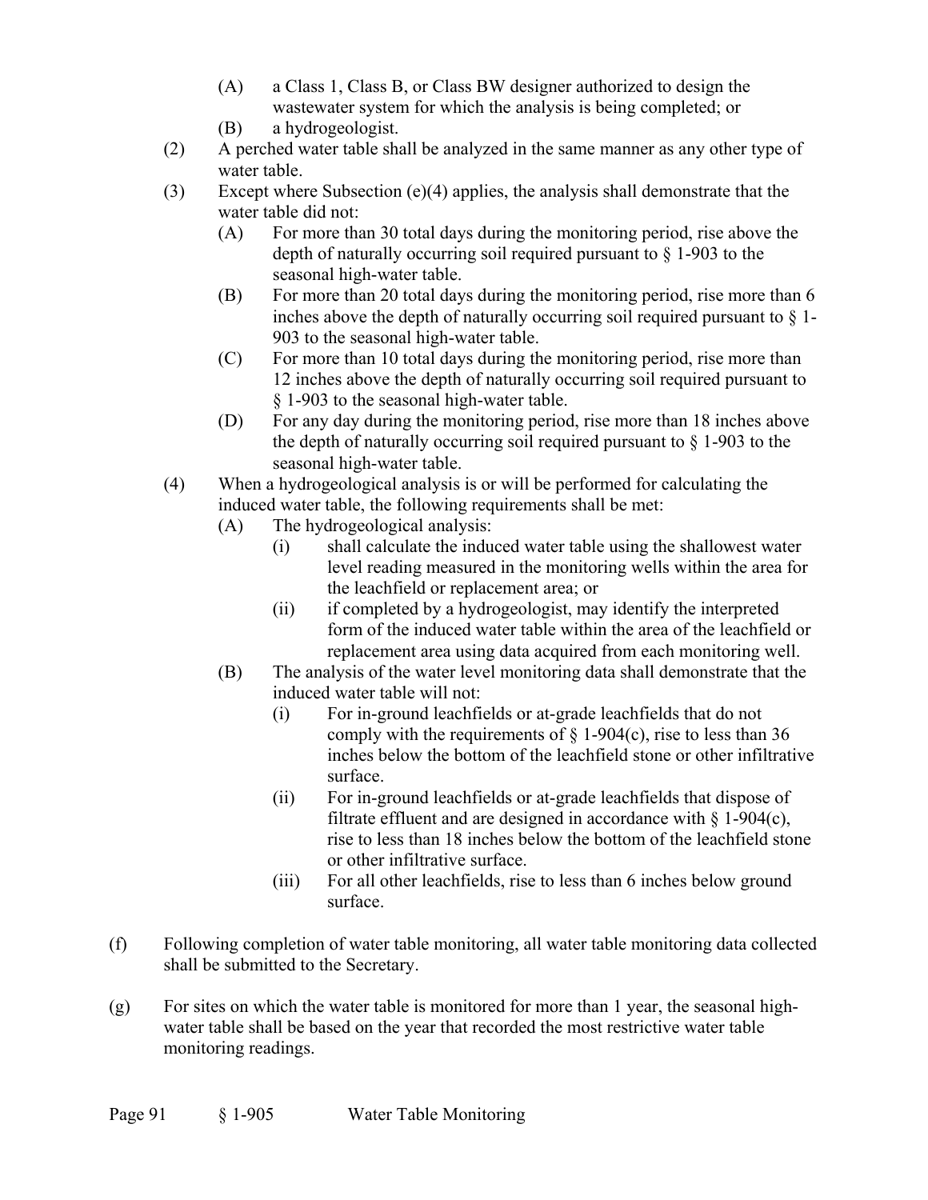- (A) a Class 1, Class B, or Class BW designer authorized to design the wastewater system for which the analysis is being completed; or
  - (B) a hydrogeologist.
- (2) A perched water table shall be analyzed in the same manner as any other type of water table.
- (3) Except where Subsection (e)(4) applies, the analysis shall demonstrate that the water table did not:
  - (A) For more than 30 total days during the monitoring period, rise above the depth of naturally occurring soil required pursuant to § 1-903 to the seasonal high-water table.
  - (B) For more than 20 total days during the monitoring period, rise more than 6 inches above the depth of naturally occurring soil required pursuant to § 1-903 to the seasonal high-water table.
  - (C) For more than 10 total days during the monitoring period, rise more than 12 inches above the depth of naturally occurring soil required pursuant to § 1-903 to the seasonal high-water table.
  - (D) For any day during the monitoring period, rise more than 18 inches above the depth of naturally occurring soil required pursuant to § 1-903 to the seasonal high-water table.
- (4) When a hydrogeological analysis is or will be performed for calculating the induced water table, the following requirements shall be met:
  - (A) The hydrogeological analysis:
    - (i) shall calculate the induced water table using the shallowest water level reading measured in the monitoring wells within the area for the leachfield or replacement area; or
    - (ii) if completed by a hydrogeologist, may identify the interpreted form of the induced water table within the area of the leachfield or replacement area using data acquired from each monitoring well.
  - (B) The analysis of the water level monitoring data shall demonstrate that the induced water table will not:
    - (i) For in-ground leachfields or at-grade leachfields that do not comply with the requirements of § 1-904(c), rise to less than 36 inches below the bottom of the leachfield stone or other infiltrative surface.
    - (ii) For in-ground leachfields or at-grade leachfields that dispose of filtrate effluent and are designed in accordance with § 1-904(c), rise to less than 18 inches below the bottom of the leachfield stone or other infiltrative surface.
    - (iii) For all other leachfields, rise to less than 6 inches below ground surface.

(f) Following completion of water table monitoring, all water table monitoring data collected shall be submitted to the Secretary.

(g) For sites on which the water table is monitored for more than 1 year, the seasonal high-water table shall be based on the year that recorded the most restrictive water table monitoring readings.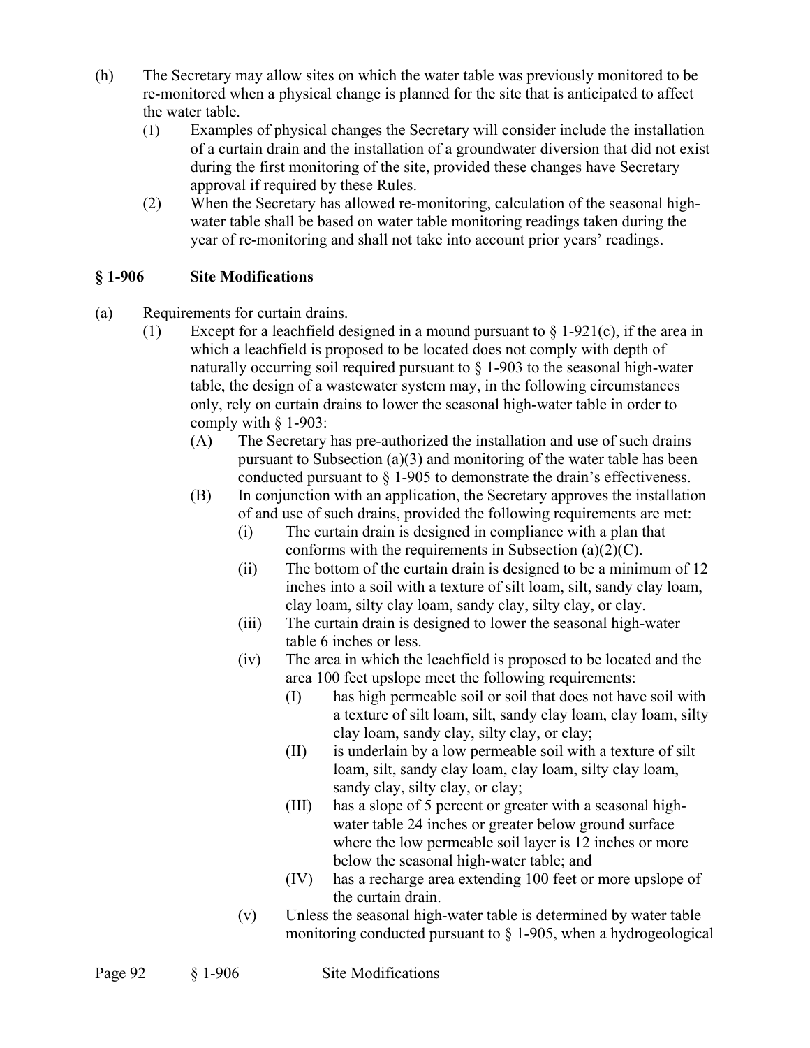(h) The Secretary may allow sites on which the water table was previously monitored to be re-monitored when a physical change is planned for the site that is anticipated to affect the water table.

   (1) Examples of physical changes the Secretary will consider include the installation of a curtain drain and the installation of a groundwater diversion that did not exist during the first monitoring of the site, provided these changes have Secretary approval if required by these Rules.

   (2) When the Secretary has allowed re-monitoring, calculation of the seasonal high-water table shall be based on water table monitoring readings taken during the year of re-monitoring and shall not take into account prior years' readings.

## § 1-906 Site Modifications

(a) Requirements for curtain drains.

   (1) Except for a leachfield designed in a mound pursuant to § 1-921(c), if the area in which a leachfield is proposed to be located does not comply with depth of naturally occurring soil required pursuant to § 1-903 to the seasonal high-water table, the design of a wastewater system may, in the following circumstances only, rely on curtain drains to lower the seasonal high-water table in order to comply with § 1-903:

      (A) The Secretary has pre-authorized the installation and use of such drains pursuant to Subsection (a)(3) and monitoring of the water table has been conducted pursuant to § 1-905 to demonstrate the drain's effectiveness.

      (B) In conjunction with an application, the Secretary approves the installation of and use of such drains, provided the following requirements are met:

         (i) The curtain drain is designed in compliance with a plan that conforms with the requirements in Subsection (a)(2)(C).

         (ii) The bottom of the curtain drain is designed to be a minimum of 12 inches into a soil with a texture of silt loam, silt, sandy clay loam, clay loam, silty clay loam, sandy clay, silty clay, or clay.

         (iii) The curtain drain is designed to lower the seasonal high-water table 6 inches or less.

         (iv) The area in which the leachfield is proposed to be located and the area 100 feet upslope meet the following requirements:

            (I) has high permeable soil or soil that does not have soil with a texture of silt loam, silt, sandy clay loam, clay loam, silty clay loam, sandy clay, silty clay, or clay;

            (II) is underlain by a low permeable soil with a texture of silt loam, silt, sandy clay loam, clay loam, silty clay loam, sandy clay, silty clay, or clay;

            (III) has a slope of 5 percent or greater with a seasonal high-water table 24 inches or greater below ground surface where the low permeable soil layer is 12 inches or more below the seasonal high-water table; and

            (IV) has a recharge area extending 100 feet or more upslope of the curtain drain.

         (v) Unless the seasonal high-water table is determined by water table monitoring conducted pursuant to § 1-905, when a hydrogeological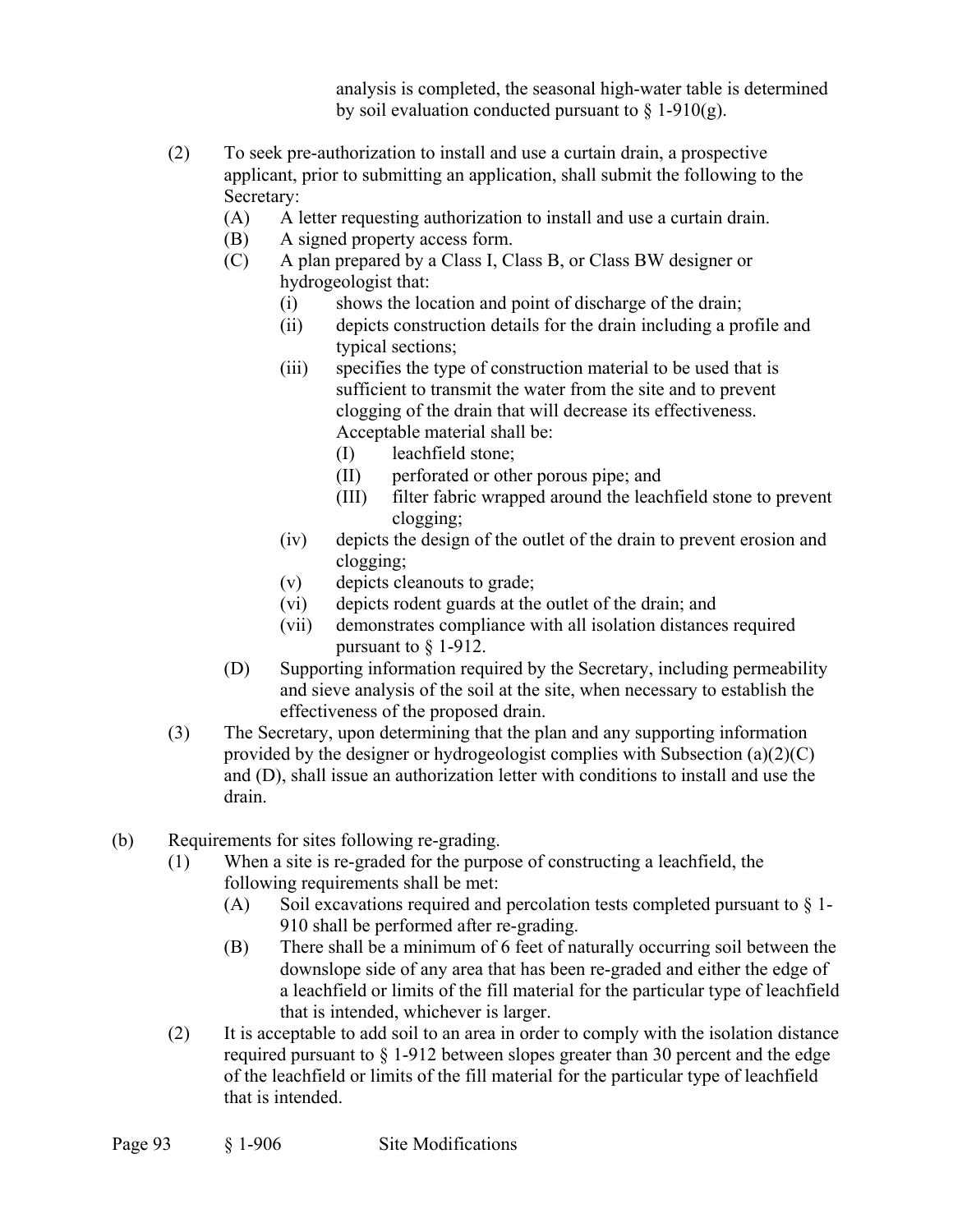analysis is completed, the seasonal high-water table is determined by soil evaluation conducted pursuant to § 1-910(g).

(2) To seek pre-authorization to install and use a curtain drain, a prospective applicant, prior to submitting an application, shall submit the following to the Secretary:

- (A) A letter requesting authorization to install and use a curtain drain.
- (B) A signed property access form.
- (C) A plan prepared by a Class I, Class B, or Class BW designer or hydrogeologist that:
  - (i) shows the location and point of discharge of the drain;
  - (ii) depicts construction details for the drain including a profile and typical sections;
  - (iii) specifies the type of construction material to be used that is sufficient to transmit the water from the site and to prevent clogging of the drain that will decrease its effectiveness. Acceptable material shall be:
    - (I) leachfield stone;
    - (II) perforated or other porous pipe; and
    - (III) filter fabric wrapped around the leachfield stone to prevent clogging;
  - (iv) depicts the design of the outlet of the drain to prevent erosion and clogging;
  - (v) depicts cleanouts to grade;
  - (vi) depicts rodent guards at the outlet of the drain; and
  - (vii) demonstrates compliance with all isolation distances required pursuant to § 1-912.
- (D) Supporting information required by the Secretary, including permeability and sieve analysis of the soil at the site, when necessary to establish the effectiveness of the proposed drain.

(3) The Secretary, upon determining that the plan and any supporting information provided by the designer or hydrogeologist complies with Subsection (a)(2)(C) and (D), shall issue an authorization letter with conditions to install and use the drain.

(b) Requirements for sites following re-grading.

(1) When a site is re-graded for the purpose of constructing a leachfield, the following requirements shall be met:

- (A) Soil excavations required and percolation tests completed pursuant to § 1-910 shall be performed after re-grading.
- (B) There shall be a minimum of 6 feet of naturally occurring soil between the downslope side of any area that has been re-graded and either the edge of a leachfield or limits of the fill material for the particular type of leachfield that is intended, whichever is larger.

(2) It is acceptable to add soil to an area in order to comply with the isolation distance required pursuant to § 1-912 between slopes greater than 30 percent and the edge of the leachfield or limits of the fill material for the particular type of leachfield that is intended.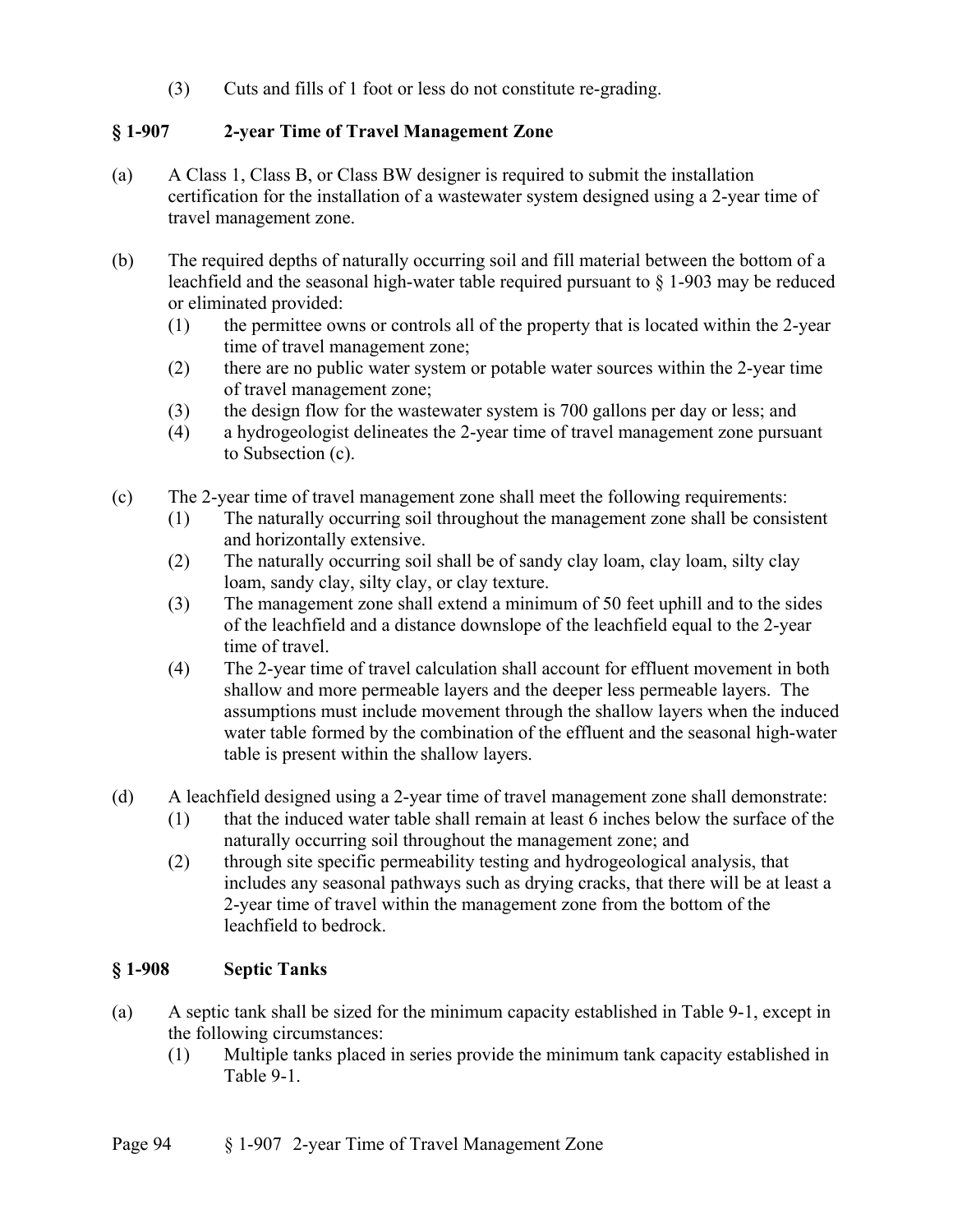(3) Cuts and fills of 1 foot or less do not constitute re-grading.

## § 1-907 2-year Time of Travel Management Zone

(a) A Class 1, Class B, or Class BW designer is required to submit the installation certification for the installation of a wastewater system designed using a 2-year time of travel management zone.

(b) The required depths of naturally occurring soil and fill material between the bottom of a leachfield and the seasonal high-water table required pursuant to § 1-903 may be reduced or eliminated provided:

  (1) the permittee owns or controls all of the property that is located within the 2-year time of travel management zone;
  (2) there are no public water system or potable water sources within the 2-year time of travel management zone;
  (3) the design flow for the wastewater system is 700 gallons per day or less; and
  (4) a hydrogeologist delineates the 2-year time of travel management zone pursuant to Subsection (c).

(c) The 2-year time of travel management zone shall meet the following requirements:

  (1) The naturally occurring soil throughout the management zone shall be consistent and horizontally extensive.
  (2) The naturally occurring soil shall be of sandy clay loam, clay loam, silty clay loam, sandy clay, silty clay, or clay texture.
  (3) The management zone shall extend a minimum of 50 feet uphill and to the sides of the leachfield and a distance downslope of the leachfield equal to the 2-year time of travel.
  (4) The 2-year time of travel calculation shall account for effluent movement in both shallow and more permeable layers and the deeper less permeable layers. The assumptions must include movement through the shallow layers when the induced water table formed by the combination of the effluent and the seasonal high-water table is present within the shallow layers.

(d) A leachfield designed using a 2-year time of travel management zone shall demonstrate:

  (1) that the induced water table shall remain at least 6 inches below the surface of the naturally occurring soil throughout the management zone; and
  (2) through site specific permeability testing and hydrogeological analysis, that includes any seasonal pathways such as drying cracks, that there will be at least a 2-year time of travel within the management zone from the bottom of the leachfield to bedrock.

## § 1-908 Septic Tanks

(a) A septic tank shall be sized for the minimum capacity established in Table 9-1, except in the following circumstances:

  (1) Multiple tanks placed in series provide the minimum tank capacity established in Table 9-1.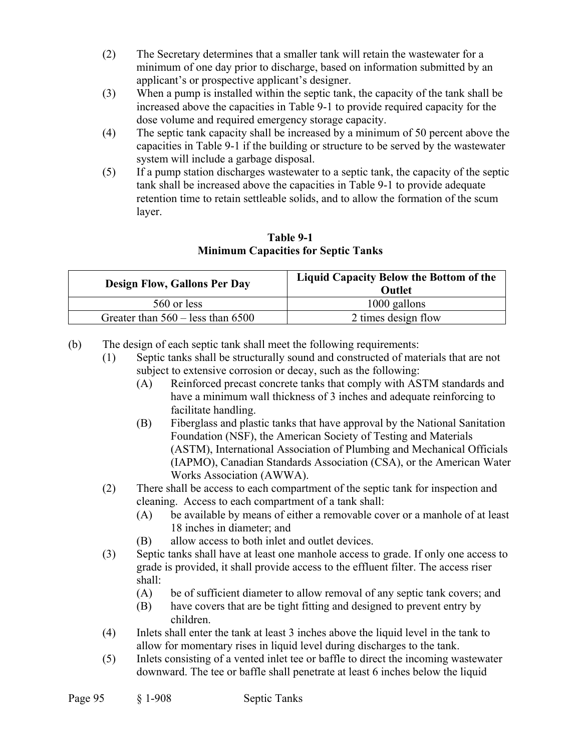(2) The Secretary determines that a smaller tank will retain the wastewater for a minimum of one day prior to discharge, based on information submitted by an applicant's or prospective applicant's designer.

(3) When a pump is installed within the septic tank, the capacity of the tank shall be increased above the capacities in Table 9-1 to provide required capacity for the dose volume and required emergency storage capacity.

(4) The septic tank capacity shall be increased by a minimum of 50 percent above the capacities in Table 9-1 if the building or structure to be served by the wastewater system will include a garbage disposal.

(5) If a pump station discharges wastewater to a septic tank, the capacity of the septic tank shall be increased above the capacities in Table 9-1 to provide adequate retention time to retain settleable solids, and to allow the formation of the scum layer.

**Table 9-1**
**Minimum Capacities for Septic Tanks**

| Design Flow, Gallons Per Day | Liquid Capacity Below the Bottom of the Outlet |
|---|---|
| 560 or less | 1000 gallons |
| Greater than 560 – less than 6500 | 2 times design flow |

(b) The design of each septic tank shall meet the following requirements:

(1) Septic tanks shall be structurally sound and constructed of materials that are not subject to extensive corrosion or decay, such as the following:

(A) Reinforced precast concrete tanks that comply with ASTM standards and have a minimum wall thickness of 3 inches and adequate reinforcing to facilitate handling.

(B) Fiberglass and plastic tanks that have approval by the National Sanitation Foundation (NSF), the American Society of Testing and Materials (ASTM), International Association of Plumbing and Mechanical Officials (IAPMO), Canadian Standards Association (CSA), or the American Water Works Association (AWWA).

(2) There shall be access to each compartment of the septic tank for inspection and cleaning. Access to each compartment of a tank shall:

(A) be available by means of either a removable cover or a manhole of at least 18 inches in diameter; and

(B) allow access to both inlet and outlet devices.

(3) Septic tanks shall have at least one manhole access to grade. If only one access to grade is provided, it shall provide access to the effluent filter. The access riser shall:

(A) be of sufficient diameter to allow removal of any septic tank covers; and

(B) have covers that are be tight fitting and designed to prevent entry by children.

(4) Inlets shall enter the tank at least 3 inches above the liquid level in the tank to allow for momentary rises in liquid level during discharges to the tank.

(5) Inlets consisting of a vented inlet tee or baffle to direct the incoming wastewater downward. The tee or baffle shall penetrate at least 6 inches below the liquid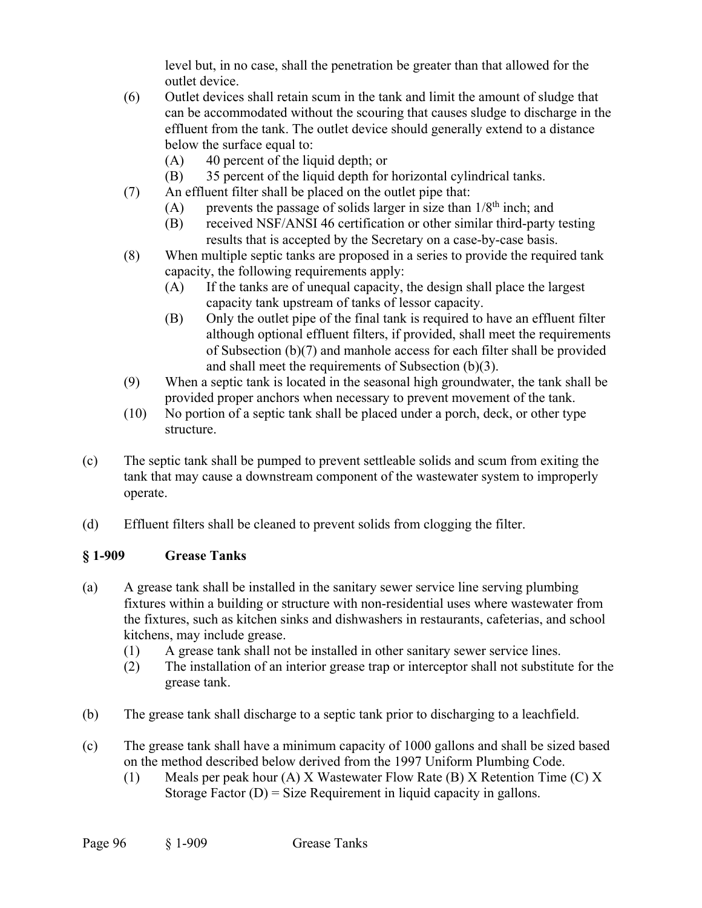level but, in no case, shall the penetration be greater than that allowed for the outlet device.

(6) Outlet devices shall retain scum in the tank and limit the amount of sludge that can be accommodated without the scouring that causes sludge to discharge in the effluent from the tank. The outlet device should generally extend to a distance below the surface equal to:
   (A) 40 percent of the liquid depth; or
   (B) 35 percent of the liquid depth for horizontal cylindrical tanks.

(7) An effluent filter shall be placed on the outlet pipe that:
   (A) prevents the passage of solids larger in size than 1/8th inch; and
   (B) received NSF/ANSI 46 certification or other similar third-party testing results that is accepted by the Secretary on a case-by-case basis.

(8) When multiple septic tanks are proposed in a series to provide the required tank capacity, the following requirements apply:
   (A) If the tanks are of unequal capacity, the design shall place the largest capacity tank upstream of tanks of lessor capacity.
   (B) Only the outlet pipe of the final tank is required to have an effluent filter although optional effluent filters, if provided, shall meet the requirements of Subsection (b)(7) and manhole access for each filter shall be provided and shall meet the requirements of Subsection (b)(3).

(9) When a septic tank is located in the seasonal high groundwater, the tank shall be provided proper anchors when necessary to prevent movement of the tank.

(10) No portion of a septic tank shall be placed under a porch, deck, or other type structure.

(c) The septic tank shall be pumped to prevent settleable solids and scum from exiting the tank that may cause a downstream component of the wastewater system to improperly operate.

(d) Effluent filters shall be cleaned to prevent solids from clogging the filter.

## § 1-909 Grease Tanks

(a) A grease tank shall be installed in the sanitary sewer service line serving plumbing fixtures within a building or structure with non-residential uses where wastewater from the fixtures, such as kitchen sinks and dishwashers in restaurants, cafeterias, and school kitchens, may include grease.
   (1) A grease tank shall not be installed in other sanitary sewer service lines.
   (2) The installation of an interior grease trap or interceptor shall not substitute for the grease tank.

(b) The grease tank shall discharge to a septic tank prior to discharging to a leachfield.

(c) The grease tank shall have a minimum capacity of 1000 gallons and shall be sized based on the method described below derived from the 1997 Uniform Plumbing Code.
   (1) Meals per peak hour (A) X Wastewater Flow Rate (B) X Retention Time (C) X Storage Factor (D) = Size Requirement in liquid capacity in gallons.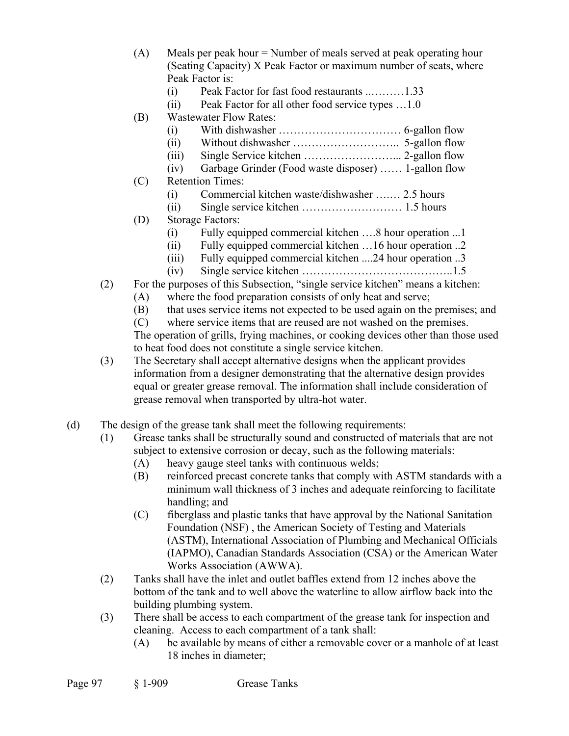(A) Meals per peak hour = Number of meals served at peak operating hour (Seating Capacity) X Peak Factor or maximum number of seats, where Peak Factor is:

   (i) Peak Factor for fast food restaurants ..………1.33

   (ii) Peak Factor for all other food service types …1.0

(B) Wastewater Flow Rates:

   (i) With dishwasher …………………………… 6-gallon flow

   (ii) Without dishwasher ………………………..  5-gallon flow

   (iii) Single Service kitchen ……………………... 2-gallon flow

   (iv) Garbage Grinder (Food waste disposer) …… 1-gallon flow

(C) Retention Times:

   (i) Commercial kitchen waste/dishwasher …..… 2.5 hours

   (ii) Single service kitchen ……………………… 1.5 hours

(D) Storage Factors:

   (i) Fully equipped commercial kitchen ….8 hour operation ...1

   (ii) Fully equipped commercial kitchen …16 hour operation ..2

   (iii) Fully equipped commercial kitchen ....24 hour operation ..3

   (iv) Single service kitchen …………………………………..1.5

(2) For the purposes of this Subsection, "single service kitchen" means a kitchen:

   (A) where the food preparation consists of only heat and serve;

   (B) that uses service items not expected to be used again on the premises; and

   (C) where service items that are reused are not washed on the premises.

   The operation of grills, frying machines, or cooking devices other than those used to heat food does not constitute a single service kitchen.

(3) The Secretary shall accept alternative designs when the applicant provides information from a designer demonstrating that the alternative design provides equal or greater grease removal. The information shall include consideration of grease removal when transported by ultra-hot water.

(d) The design of the grease tank shall meet the following requirements:

   (1) Grease tanks shall be structurally sound and constructed of materials that are not subject to extensive corrosion or decay, such as the following materials:

      (A) heavy gauge steel tanks with continuous welds;

      (B) reinforced precast concrete tanks that comply with ASTM standards with a minimum wall thickness of 3 inches and adequate reinforcing to facilitate handling; and

      (C) fiberglass and plastic tanks that have approval by the National Sanitation Foundation (NSF) , the American Society of Testing and Materials (ASTM), International Association of Plumbing and Mechanical Officials (IAPMO), Canadian Standards Association (CSA) or the American Water Works Association (AWWA).

   (2) Tanks shall have the inlet and outlet baffles extend from 12 inches above the bottom of the tank and to well above the waterline to allow airflow back into the building plumbing system.

   (3) There shall be access to each compartment of the grease tank for inspection and cleaning. Access to each compartment of a tank shall:

      (A) be available by means of either a removable cover or a manhole of at least 18 inches in diameter;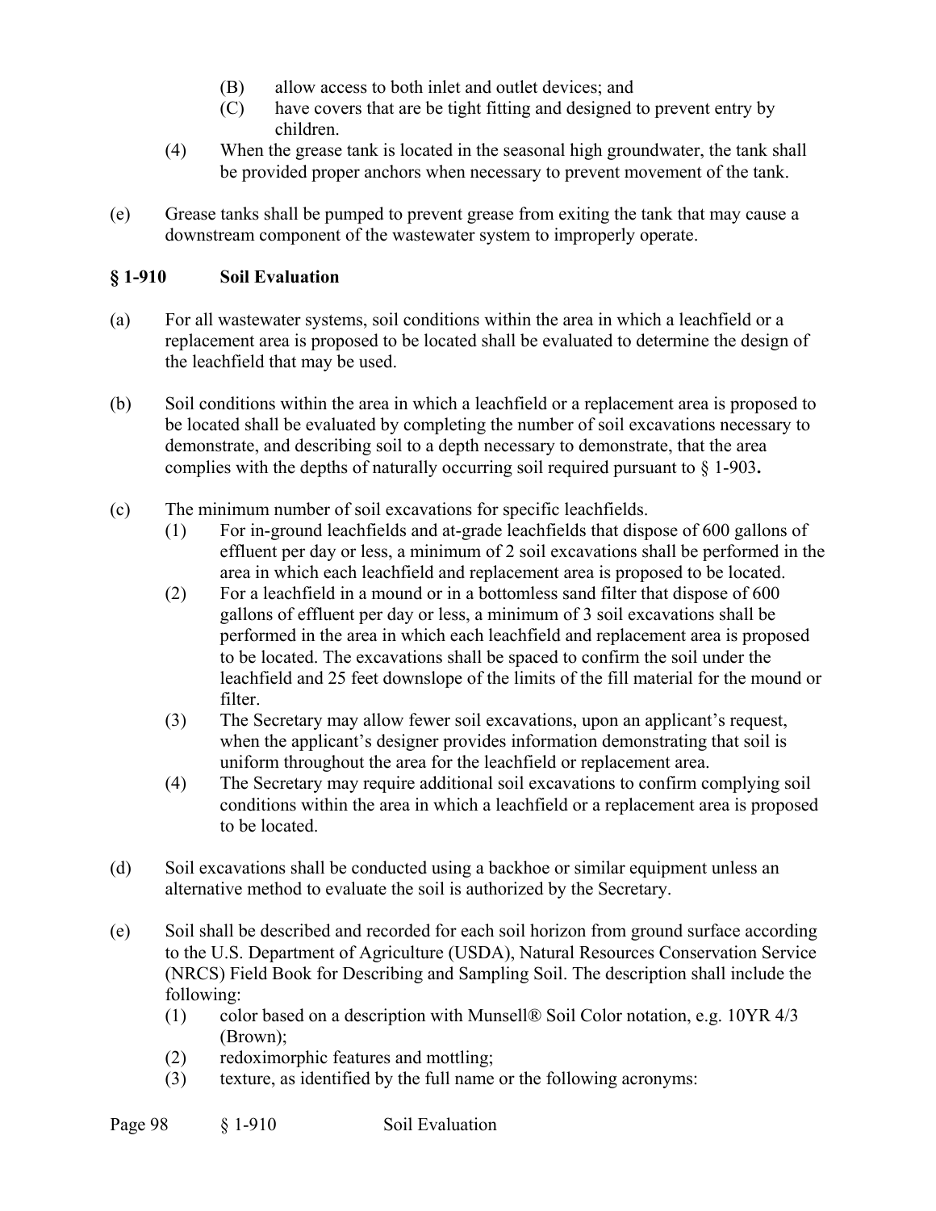- (B) allow access to both inlet and outlet devices; and
   - (C) have covers that are be tight fitting and designed to prevent entry by children.
- (4) When the grease tank is located in the seasonal high groundwater, the tank shall be provided proper anchors when necessary to prevent movement of the tank.

(e) Grease tanks shall be pumped to prevent grease from exiting the tank that may cause a downstream component of the wastewater system to improperly operate.

## § 1-910 Soil Evaluation

(a) For all wastewater systems, soil conditions within the area in which a leachfield or a replacement area is proposed to be located shall be evaluated to determine the design of the leachfield that may be used.

(b) Soil conditions within the area in which a leachfield or a replacement area is proposed to be located shall be evaluated by completing the number of soil excavations necessary to demonstrate, and describing soil to a depth necessary to demonstrate, that the area complies with the depths of naturally occurring soil required pursuant to § 1-903**.**

(c) The minimum number of soil excavations for specific leachfields.

- (1) For in-ground leachfields and at-grade leachfields that dispose of 600 gallons of effluent per day or less, a minimum of 2 soil excavations shall be performed in the area in which each leachfield and replacement area is proposed to be located.
- (2) For a leachfield in a mound or in a bottomless sand filter that dispose of 600 gallons of effluent per day or less, a minimum of 3 soil excavations shall be performed in the area in which each leachfield and replacement area is proposed to be located. The excavations shall be spaced to confirm the soil under the leachfield and 25 feet downslope of the limits of the fill material for the mound or filter.
- (3) The Secretary may allow fewer soil excavations, upon an applicant's request, when the applicant's designer provides information demonstrating that soil is uniform throughout the area for the leachfield or replacement area.
- (4) The Secretary may require additional soil excavations to confirm complying soil conditions within the area in which a leachfield or a replacement area is proposed to be located.

(d) Soil excavations shall be conducted using a backhoe or similar equipment unless an alternative method to evaluate the soil is authorized by the Secretary.

(e) Soil shall be described and recorded for each soil horizon from ground surface according to the U.S. Department of Agriculture (USDA), Natural Resources Conservation Service (NRCS) Field Book for Describing and Sampling Soil. The description shall include the following:

- (1) color based on a description with Munsell® Soil Color notation, e.g. 10YR 4/3 (Brown);
- (2) redoximorphic features and mottling;
- (3) texture, as identified by the full name or the following acronyms: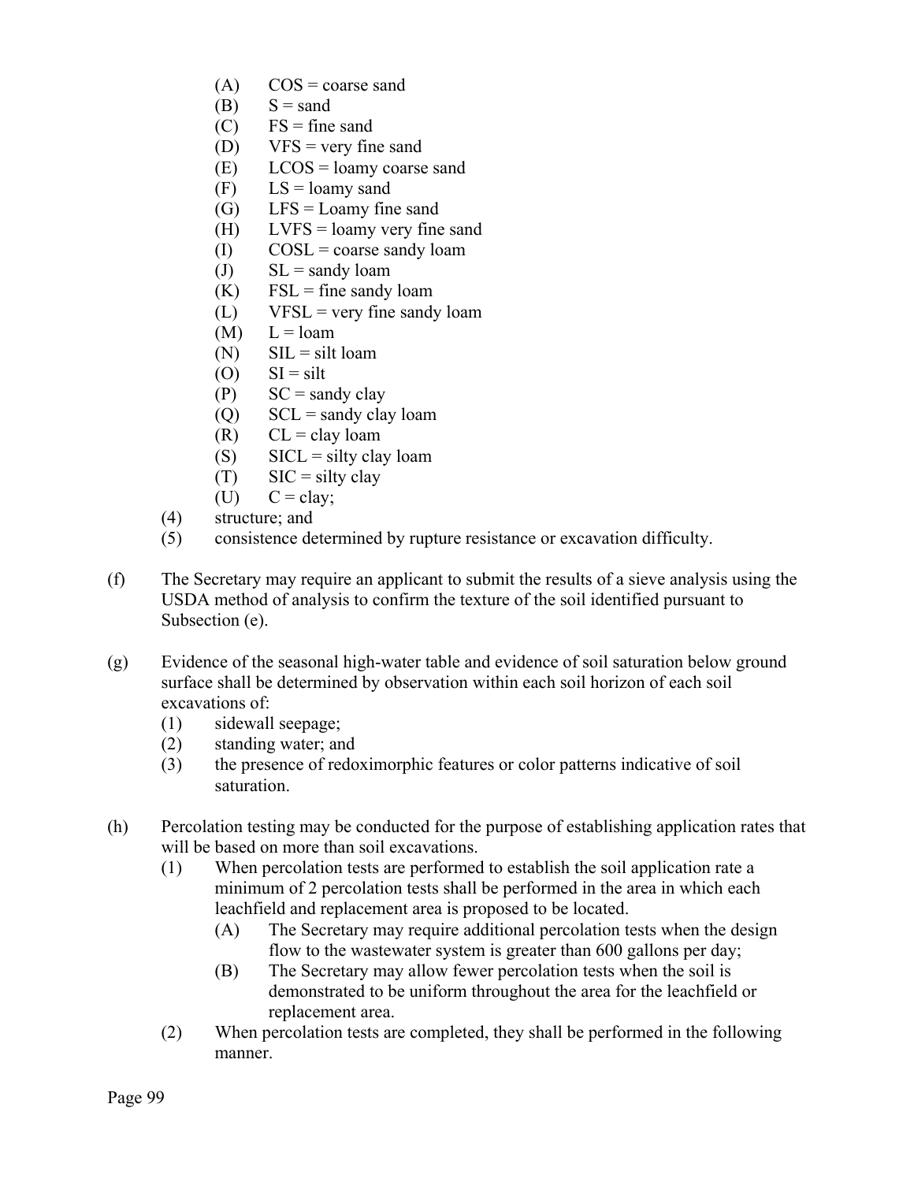- (A) COS = coarse sand
- (B) S = sand
- (C) FS = fine sand
- (D) VFS = very fine sand
- (E) LCOS = loamy coarse sand
- (F) LS = loamy sand
- (G) LFS = Loamy fine sand
- (H) LVFS = loamy very fine sand
- (I) COSL = coarse sandy loam
- (J) SL = sandy loam
- (K) FSL = fine sandy loam
- (L) VFSL = very fine sandy loam
- (M) L = loam
- (N) SIL = silt loam
- (O) SI = silt
- (P) SC = sandy clay
- (Q) SCL = sandy clay loam
- (R) CL = clay loam
- (S) SICL = silty clay loam
- (T) SIC = silty clay
- (U) C = clay;

(4) structure; and

(5) consistence determined by rupture resistance or excavation difficulty.

(f) The Secretary may require an applicant to submit the results of a sieve analysis using the USDA method of analysis to confirm the texture of the soil identified pursuant to Subsection (e).

(g) Evidence of the seasonal high-water table and evidence of soil saturation below ground surface shall be determined by observation within each soil horizon of each soil excavations of:

- (1) sidewall seepage;
- (2) standing water; and
- (3) the presence of redoximorphic features or color patterns indicative of soil saturation.

(h) Percolation testing may be conducted for the purpose of establishing application rates that will be based on more than soil excavations.

- (1) When percolation tests are performed to establish the soil application rate a minimum of 2 percolation tests shall be performed in the area in which each leachfield and replacement area is proposed to be located.
  - (A) The Secretary may require additional percolation tests when the design flow to the wastewater system is greater than 600 gallons per day;
  - (B) The Secretary may allow fewer percolation tests when the soil is demonstrated to be uniform throughout the area for the leachfield or replacement area.
- (2) When percolation tests are completed, they shall be performed in the following manner.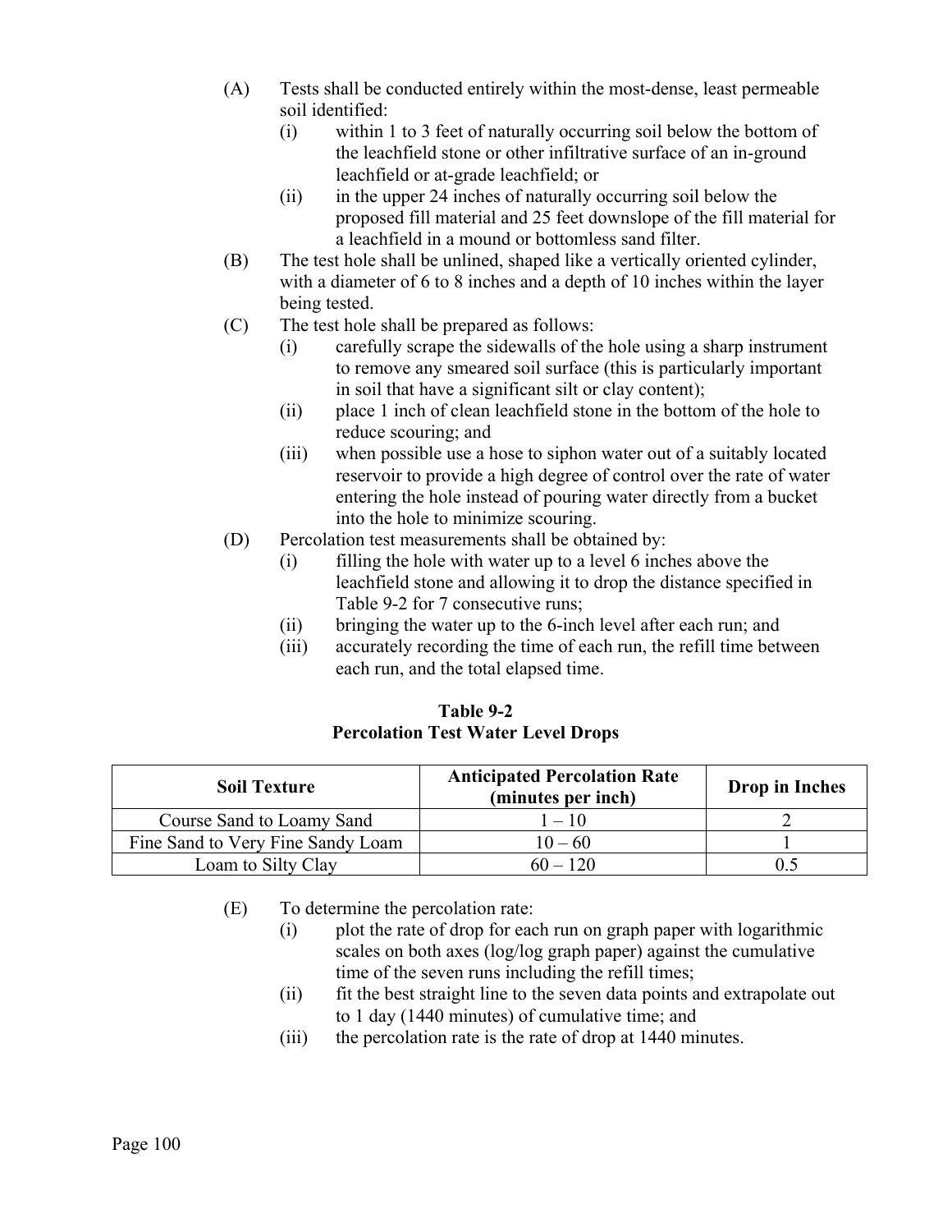(A) Tests shall be conducted entirely within the most-dense, least permeable soil identified:

   (i) within 1 to 3 feet of naturally occurring soil below the bottom of the leachfield stone or other infiltrative surface of an in-ground leachfield or at-grade leachfield; or

   (ii) in the upper 24 inches of naturally occurring soil below the proposed fill material and 25 feet downslope of the fill material for a leachfield in a mound or bottomless sand filter.

(B) The test hole shall be unlined, shaped like a vertically oriented cylinder, with a diameter of 6 to 8 inches and a depth of 10 inches within the layer being tested.

(C) The test hole shall be prepared as follows:

   (i) carefully scrape the sidewalls of the hole using a sharp instrument to remove any smeared soil surface (this is particularly important in soil that have a significant silt or clay content);

   (ii) place 1 inch of clean leachfield stone in the bottom of the hole to reduce scouring; and

   (iii) when possible use a hose to siphon water out of a suitably located reservoir to provide a high degree of control over the rate of water entering the hole instead of pouring water directly from a bucket into the hole to minimize scouring.

(D) Percolation test measurements shall be obtained by:

   (i) filling the hole with water up to a level 6 inches above the leachfield stone and allowing it to drop the distance specified in Table 9-2 for 7 consecutive runs;

   (ii) bringing the water up to the 6-inch level after each run; and

   (iii) accurately recording the time of each run, the refill time between each run, and the total elapsed time.

**Table 9-2**
**Percolation Test Water Level Drops**

| Soil Texture | Anticipated Percolation Rate (minutes per inch) | Drop in Inches |
|---|---|---|
| Course Sand to Loamy Sand | 1 – 10 | 2 |
| Fine Sand to Very Fine Sandy Loam | 10 – 60 | 1 |
| Loam to Silty Clay | 60 – 120 | 0.5 |

(E) To determine the percolation rate:

   (i) plot the rate of drop for each run on graph paper with logarithmic scales on both axes (log/log graph paper) against the cumulative time of the seven runs including the refill times;

   (ii) fit the best straight line to the seven data points and extrapolate out to 1 day (1440 minutes) of cumulative time; and

   (iii) the percolation rate is the rate of drop at 1440 minutes.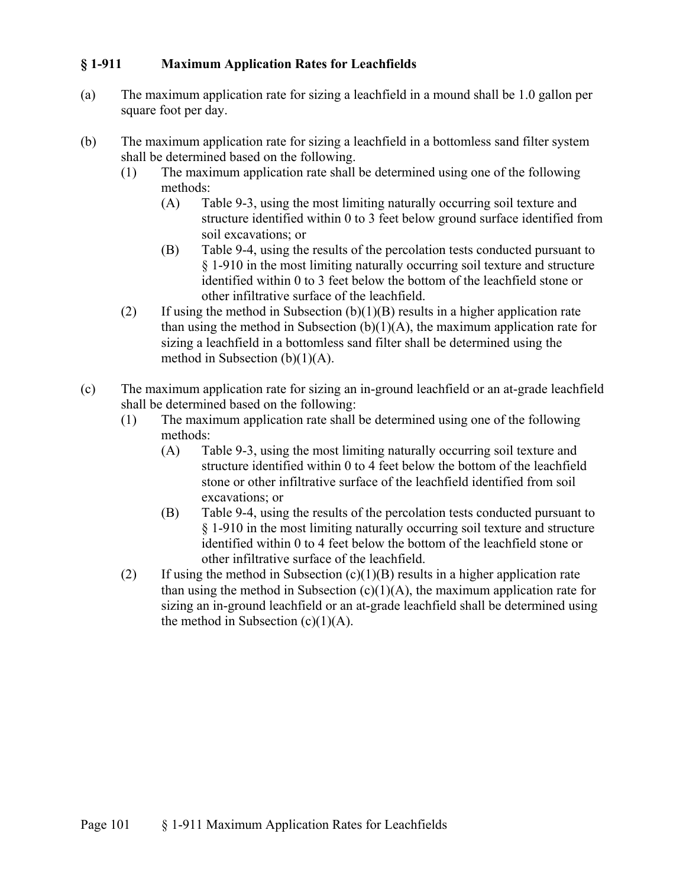## § 1-911 Maximum Application Rates for Leachfields

(a) The maximum application rate for sizing a leachfield in a mound shall be 1.0 gallon per square foot per day.

(b) The maximum application rate for sizing a leachfield in a bottomless sand filter system shall be determined based on the following.

- (1) The maximum application rate shall be determined using one of the following methods:
  - (A) Table 9-3, using the most limiting naturally occurring soil texture and structure identified within 0 to 3 feet below ground surface identified from soil excavations; or
  - (B) Table 9-4, using the results of the percolation tests conducted pursuant to § 1-910 in the most limiting naturally occurring soil texture and structure identified within 0 to 3 feet below the bottom of the leachfield stone or other infiltrative surface of the leachfield.
- (2) If using the method in Subsection (b)(1)(B) results in a higher application rate than using the method in Subsection (b)(1)(A), the maximum application rate for sizing a leachfield in a bottomless sand filter shall be determined using the method in Subsection (b)(1)(A).

(c) The maximum application rate for sizing an in-ground leachfield or an at-grade leachfield shall be determined based on the following:

- (1) The maximum application rate shall be determined using one of the following methods:
  - (A) Table 9-3, using the most limiting naturally occurring soil texture and structure identified within 0 to 4 feet below the bottom of the leachfield stone or other infiltrative surface of the leachfield identified from soil excavations; or
  - (B) Table 9-4, using the results of the percolation tests conducted pursuant to § 1-910 in the most limiting naturally occurring soil texture and structure identified within 0 to 4 feet below the bottom of the leachfield stone or other infiltrative surface of the leachfield.
- (2) If using the method in Subsection (c)(1)(B) results in a higher application rate than using the method in Subsection (c)(1)(A), the maximum application rate for sizing an in-ground leachfield or an at-grade leachfield shall be determined using the method in Subsection (c)(1)(A).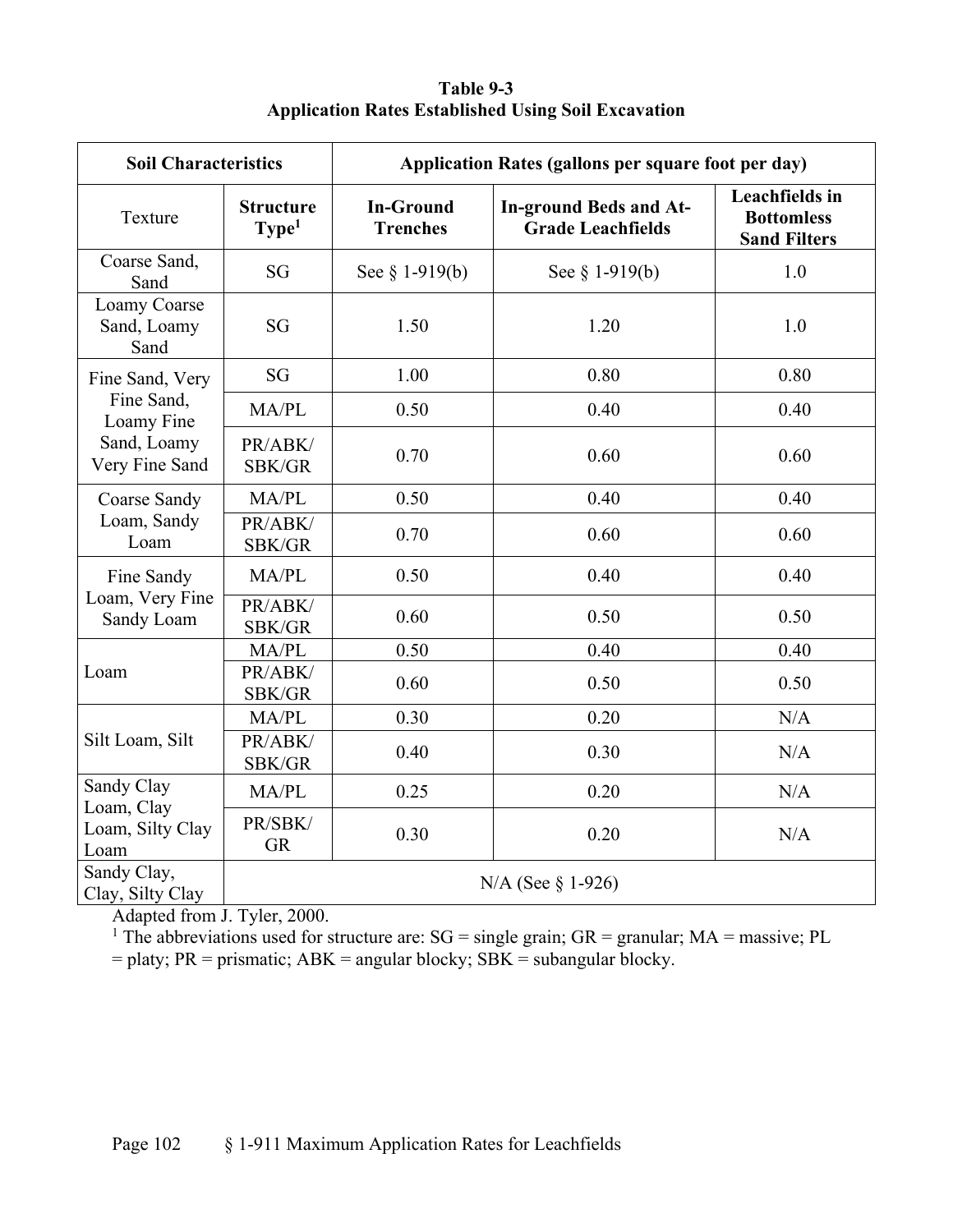**Table 9-3**
**Application Rates Established Using Soil Excavation**

| Soil Characteristics | | Application Rates (gallons per square foot per day) | | |
|---|---|---|---|---|
| Texture | **Structure Type**[1] | **In-Ground Trenches** | **In-ground Beds and At-Grade Leachfields** | **Leachfields in Bottomless Sand Filters** |
| Coarse Sand, Sand | SG | See § 1-919(b) | See § 1-919(b) | 1.0 |
| Loamy Coarse Sand, Loamy Sand | SG | 1.50 | 1.20 | 1.0 |
| Fine Sand, Very Fine Sand, Loamy Fine Sand, Loamy Very Fine Sand | SG | 1.00 | 0.80 | 0.80 |
| | MA/PL | 0.50 | 0.40 | 0.40 |
| | PR/ABK/SBK/GR | 0.70 | 0.60 | 0.60 |
| Coarse Sandy Loam, Sandy Loam | MA/PL | 0.50 | 0.40 | 0.40 |
| | PR/ABK/SBK/GR | 0.70 | 0.60 | 0.60 |
| Fine Sandy Loam, Very Fine Sandy Loam | MA/PL | 0.50 | 0.40 | 0.40 |
| | PR/ABK/SBK/GR | 0.60 | 0.50 | 0.50 |
| Loam | MA/PL | 0.50 | 0.40 | 0.40 |
| | PR/ABK/SBK/GR | 0.60 | 0.50 | 0.50 |
| Silt Loam, Silt | MA/PL | 0.30 | 0.20 | N/A |
| | PR/ABK/SBK/GR | 0.40 | 0.30 | N/A |
| Sandy Clay Loam, Clay Loam, Silty Clay Loam | MA/PL | 0.25 | 0.20 | N/A |
| | PR/SBK/GR | 0.30 | 0.20 | N/A |
| Sandy Clay, Clay, Silty Clay | N/A (See § 1-926) | | | |

Adapted from J. Tyler, 2000.

[1] The abbreviations used for structure are: SG = single grain; GR = granular; MA = massive; PL = platy; PR = prismatic; ABK = angular blocky; SBK = subangular blocky.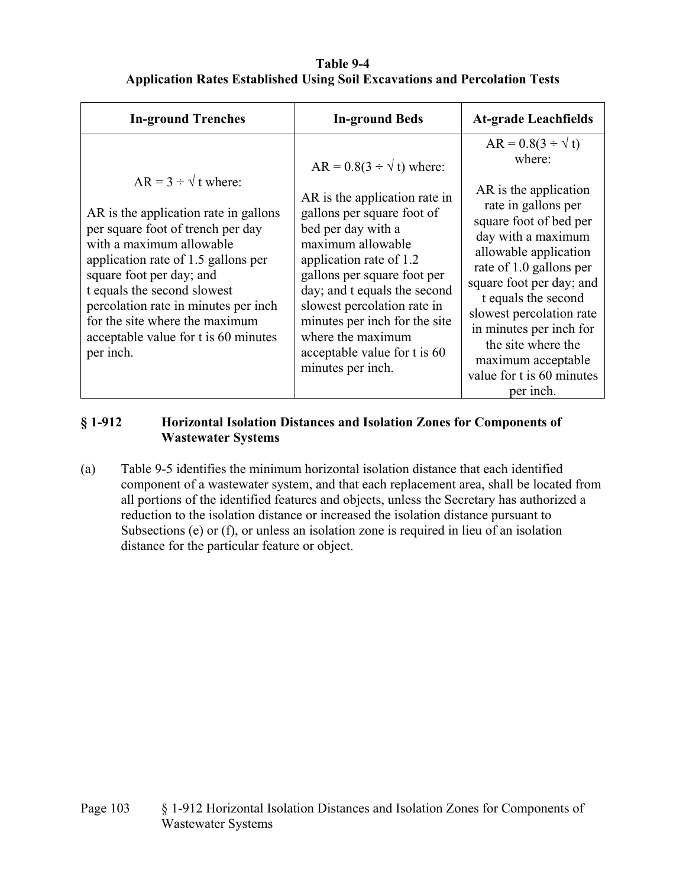**Table 9-4**
**Application Rates Established Using Soil Excavations and Percolation Tests**

| In-ground Trenches | In-ground Beds | At-grade Leachfields |
|---|---|---|
| $AR = 3 \div \sqrt{t}$ where: AR is the application rate in gallons per square foot of trench per day with a maximum allowable application rate of 1.5 gallons per square foot per day; and t equals the second slowest percolation rate in minutes per inch for the site where the maximum acceptable value for t is 60 minutes per inch. | $AR = 0.8(3 \div \sqrt{t})$ where: AR is the application rate in gallons per square foot of bed per day with a maximum allowable application rate of 1.2 gallons per square foot per day; and t equals the second slowest percolation rate in minutes per inch for the site where the maximum acceptable value for t is 60 minutes per inch. | $AR = 0.8(3 \div \sqrt{t})$ where: AR is the application rate in gallons per square foot of bed per day with a maximum allowable application rate of 1.0 gallons per square foot per day; and t equals the second slowest percolation rate in minutes per inch for the site where the maximum acceptable value for t is 60 minutes per inch. |

## § 1-912 Horizontal Isolation Distances and Isolation Zones for Components of Wastewater Systems

(a) Table 9-5 identifies the minimum horizontal isolation distance that each identified component of a wastewater system, and that each replacement area, shall be located from all portions of the identified features and objects, unless the Secretary has authorized a reduction to the isolation distance or increased the isolation distance pursuant to Subsections (e) or (f), or unless an isolation zone is required in lieu of an isolation distance for the particular feature or object.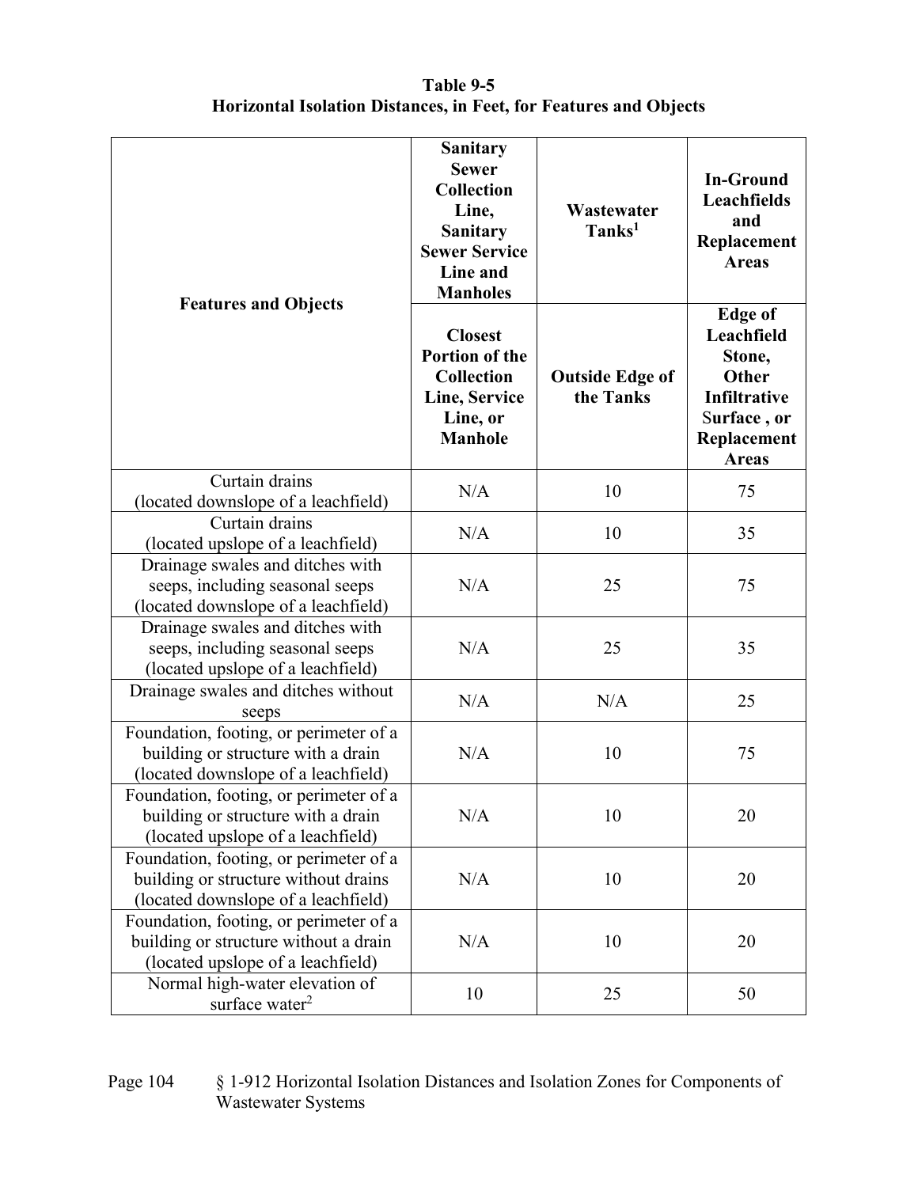**Table 9-5**
**Horizontal Isolation Distances, in Feet, for Features and Objects**

| Features and Objects | Sanitary Sewer Collection Line, Sanitary Sewer Service Line and Manholes | Wastewater Tanks[1] | In-Ground Leachfields and Replacement Areas |
|---|---|---|---|
| | Closest Portion of the Collection Line, Service Line, or Manhole | Outside Edge of the Tanks | Edge of Leachfield Stone, Other Infiltrative Surface , or Replacement Areas |
| Curtain drains (located downslope of a leachfield) | N/A | 10 | 75 |
| Curtain drains (located upslope of a leachfield) | N/A | 10 | 35 |
| Drainage swales and ditches with seeps, including seasonal seeps (located downslope of a leachfield) | N/A | 25 | 75 |
| Drainage swales and ditches with seeps, including seasonal seeps (located upslope of a leachfield) | N/A | 25 | 35 |
| Drainage swales and ditches without seeps | N/A | N/A | 25 |
| Foundation, footing, or perimeter of a building or structure with a drain (located downslope of a leachfield) | N/A | 10 | 75 |
| Foundation, footing, or perimeter of a building or structure with a drain (located upslope of a leachfield) | N/A | 10 | 20 |
| Foundation, footing, or perimeter of a building or structure without drains (located downslope of a leachfield) | N/A | 10 | 20 |
| Foundation, footing, or perimeter of a building or structure without a drain (located upslope of a leachfield) | N/A | 10 | 20 |
| Normal high-water elevation of surface water[2] | 10 | 25 | 50 |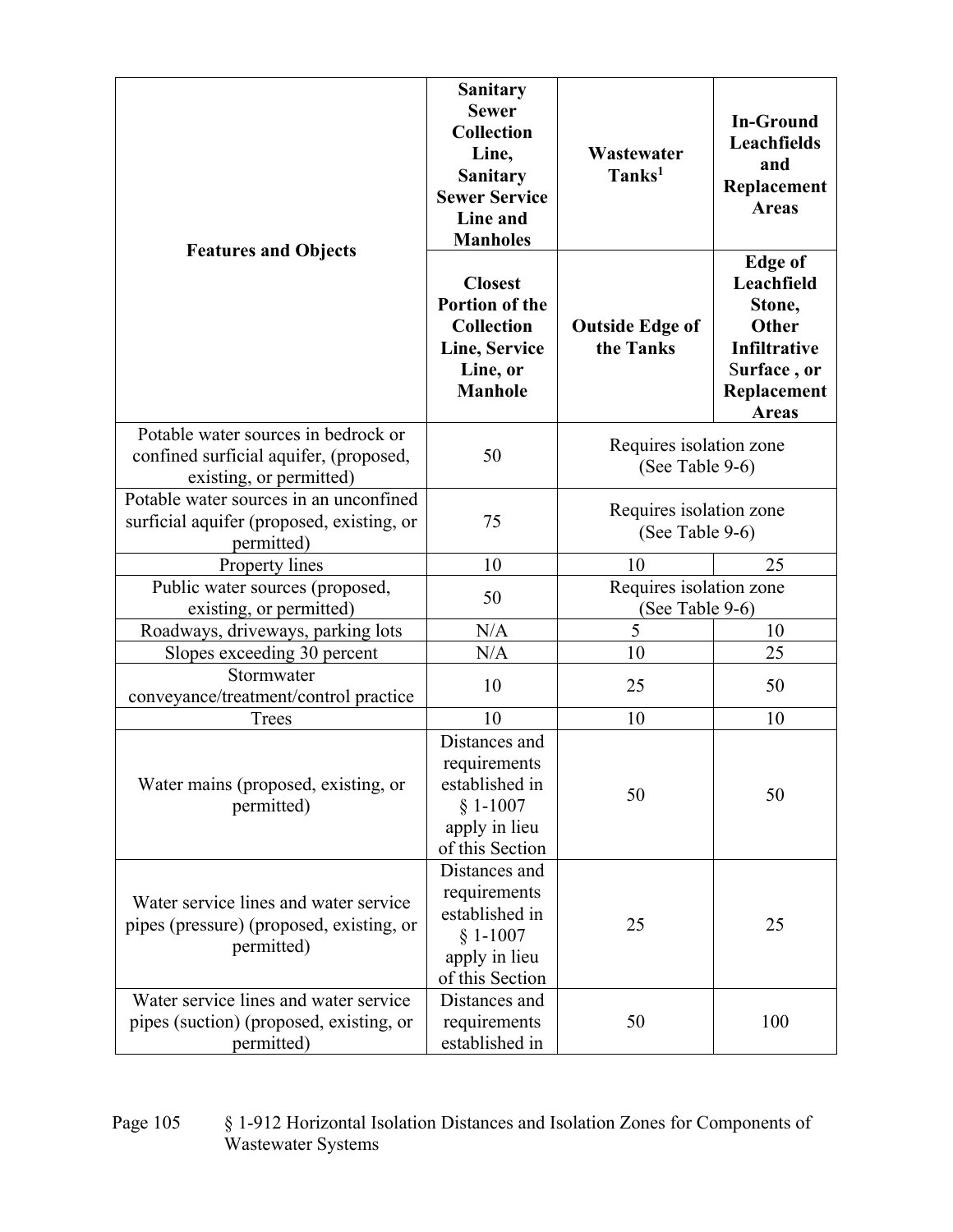| Features and Objects | Sanitary Sewer Collection Line, Sanitary Sewer Service Line and Manholes | Wastewater Tanks[1] | In-Ground Leachfields and Replacement Areas |
|---|---|---|---|
| | **Closest Portion of the Collection Line, Service Line, or Manhole** | **Outside Edge of the Tanks** | **Edge of Leachfield Stone, Other Infiltrative Surface , or Replacement Areas** |
| Potable water sources in bedrock or confined surficial aquifer, (proposed, existing, or permitted) | 50 | Requires isolation zone (See Table 9-6) | |
| Potable water sources in an unconfined surficial aquifer (proposed, existing, or permitted) | 75 | Requires isolation zone (See Table 9-6) | |
| Property lines | 10 | 10 | 25 |
| Public water sources (proposed, existing, or permitted) | 50 | Requires isolation zone (See Table 9-6) | |
| Roadways, driveways, parking lots | N/A | 5 | 10 |
| Slopes exceeding 30 percent | N/A | 10 | 25 |
| Stormwater conveyance/treatment/control practice | 10 | 25 | 50 |
| Trees | 10 | 10 | 10 |
| Water mains (proposed, existing, or permitted) | Distances and requirements established in § 1-1007 apply in lieu of this Section | 50 | 50 |
| Water service lines and water service pipes (pressure) (proposed, existing, or permitted) | Distances and requirements established in § 1-1007 apply in lieu of this Section | 25 | 25 |
| Water service lines and water service pipes (suction) (proposed, existing, or permitted) | Distances and requirements established in | 50 | 100 |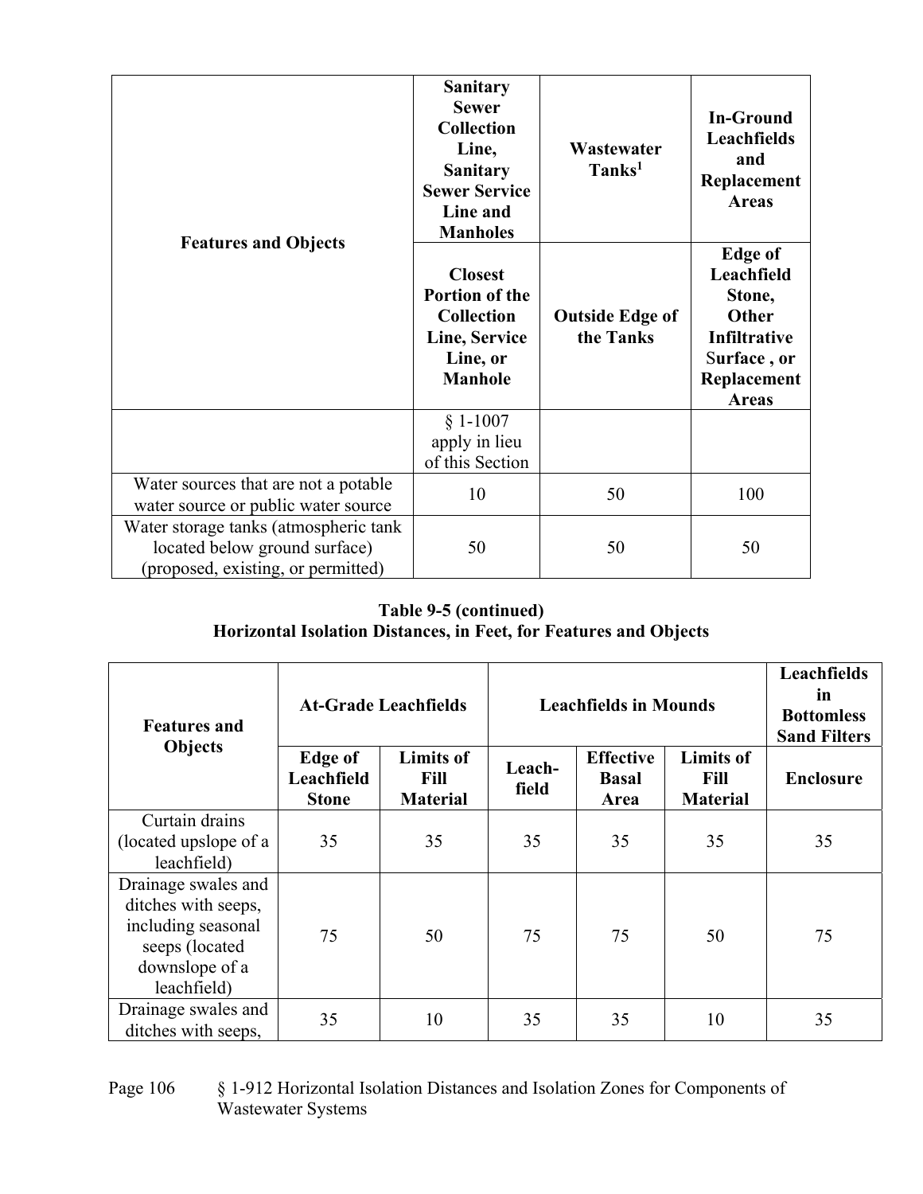| Features and Objects | Sanitary Sewer Collection Line, Sanitary Sewer Service Line and Manholes | Wastewater Tanks[1] | In-Ground Leachfields and Replacement Areas |
|---|---|---|---|
| | Closest Portion of the Collection Line, Service Line, or Manhole | Outside Edge of the Tanks | Edge of Leachfield Stone, Other Infiltrative Surface , or Replacement Areas |
| | § 1-1007 apply in lieu of this Section | | |
| Water sources that are not a potable water source or public water source | 10 | 50 | 100 |
| Water storage tanks (atmospheric tank located below ground surface) (proposed, existing, or permitted) | 50 | 50 | 50 |

**Table 9-5 (continued)**
**Horizontal Isolation Distances, in Feet, for Features and Objects**

| Features and Objects | At-Grade Leachfields | | Leachfields in Mounds | | | Leachfields in Bottomless Sand Filters |
|---|---|---|---|---|---|---|
| | Edge of Leachfield Stone | Limits of Fill Material | Leach-field | Effective Basal Area | Limits of Fill Material | Enclosure |
| Curtain drains (located upslope of a leachfield) | 35 | 35 | 35 | 35 | 35 | 35 |
| Drainage swales and ditches with seeps, including seasonal seeps (located downslope of a leachfield) | 75 | 50 | 75 | 75 | 50 | 75 |
| Drainage swales and ditches with seeps, | 35 | 10 | 35 | 35 | 10 | 35 |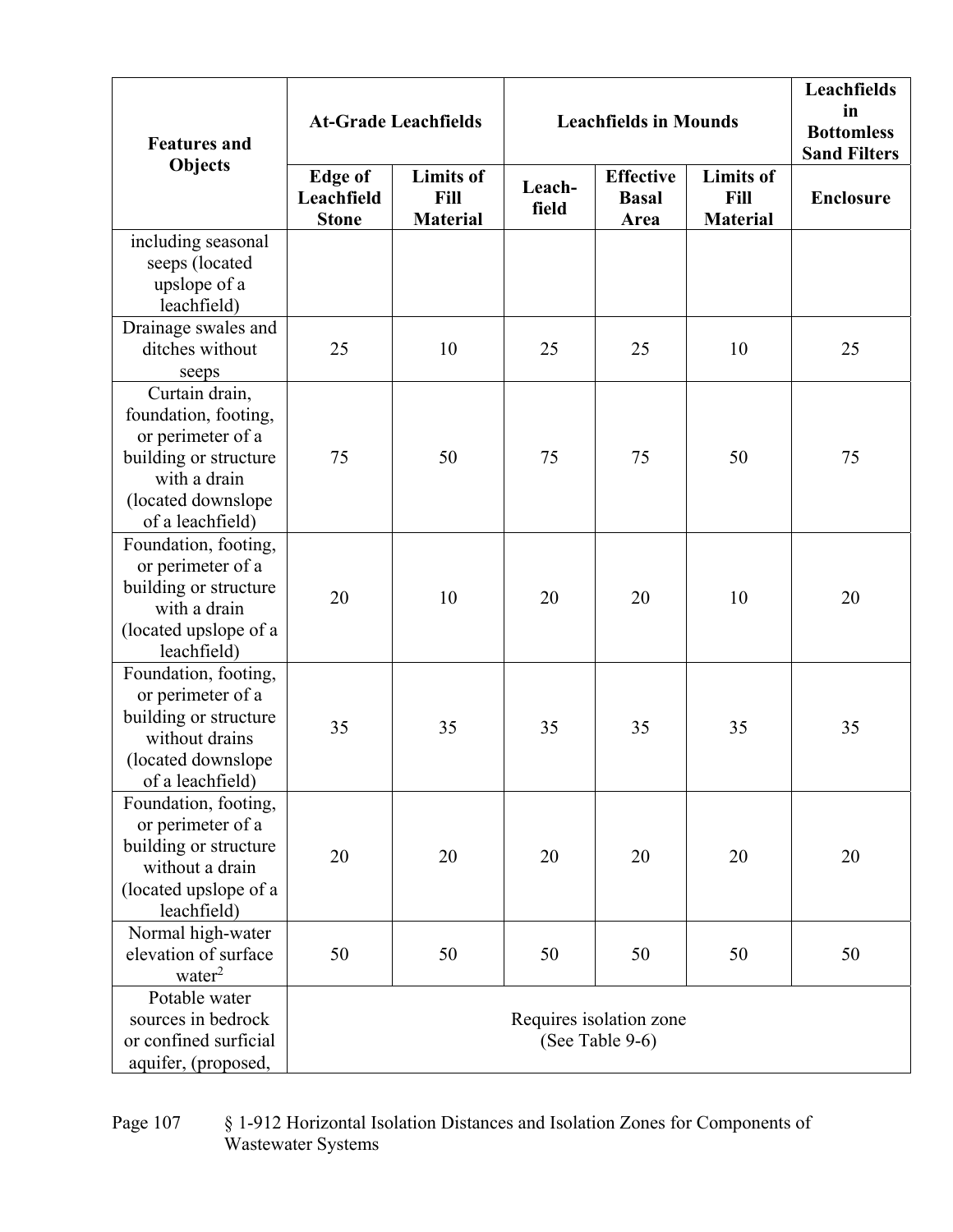| Features and Objects | At-Grade Leachfields | | Leachfields in Mounds | | | Leachfields in Bottomless Sand Filters |
|---|---|---|---|---|---|---|
| | Edge of Leachfield Stone | Limits of Fill Material | Leach-field | Effective Basal Area | Limits of Fill Material | Enclosure |
| including seasonal seeps (located upslope of a leachfield) | | | | | | |
| Drainage swales and ditches without seeps | 25 | 10 | 25 | 25 | 10 | 25 |
| Curtain drain, foundation, footing, or perimeter of a building or structure with a drain (located downslope of a leachfield) | 75 | 50 | 75 | 75 | 50 | 75 |
| Foundation, footing, or perimeter of a building or structure with a drain (located upslope of a leachfield) | 20 | 10 | 20 | 20 | 10 | 20 |
| Foundation, footing, or perimeter of a building or structure without drains (located downslope of a leachfield) | 35 | 35 | 35 | 35 | 35 | 35 |
| Foundation, footing, or perimeter of a building or structure without a drain (located upslope of a leachfield) | 20 | 20 | 20 | 20 | 20 | 20 |
| Normal high-water elevation of surface water[2] | 50 | 50 | 50 | 50 | 50 | 50 |
| Potable water sources in bedrock or confined surficial aquifer, (proposed, | Requires isolation zone (See Table 9-6) | | | | | |

§ 1-912 Horizontal Isolation Distances and Isolation Zones for Components of Wastewater Systems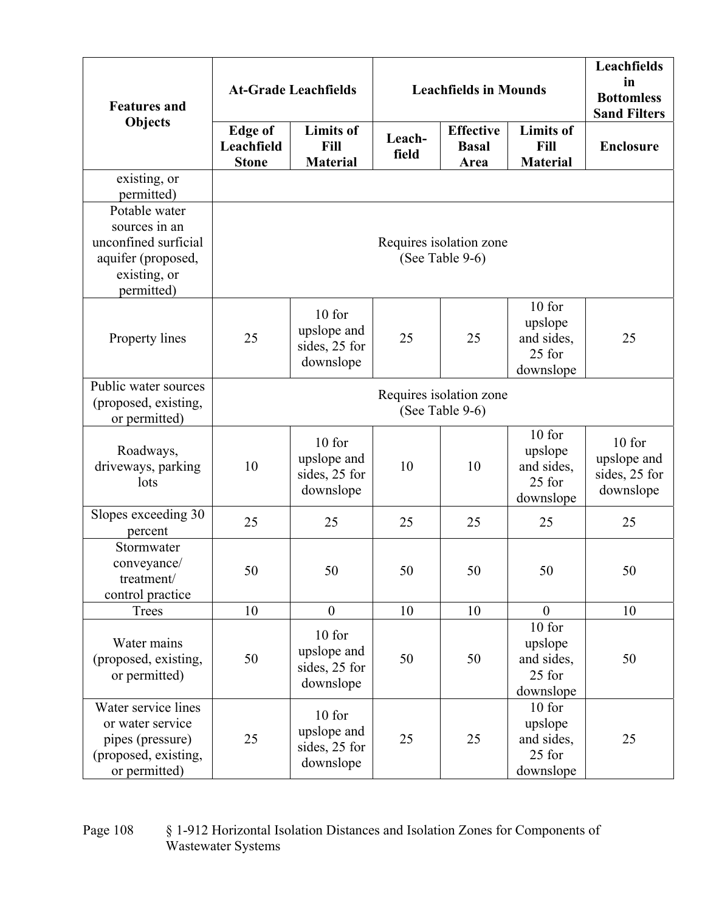| Features and Objects | At-Grade Leachfields | | Leachfields in Mounds | | | Leachfields in Bottomless Sand Filters |
|---|---|---|---|---|---|---|
| | Edge of Leachfield Stone | Limits of Fill Material | Leach-field | Effective Basal Area | Limits of Fill Material | Enclosure |
| existing, or permitted) | | | | | | |
| Potable water sources in an unconfined surficial aquifer (proposed, existing, or permitted) | Requires isolation zone (See Table 9-6) | | | | | |
| Property lines | 25 | 10 for upslope and sides, 25 for downslope | 25 | 25 | 10 for upslope and sides, 25 for downslope | 25 |
| Public water sources (proposed, existing, or permitted) | Requires isolation zone (See Table 9-6) | | | | | |
| Roadways, driveways, parking lots | 10 | 10 for upslope and sides, 25 for downslope | 10 | 10 | 10 for upslope and sides, 25 for downslope | 10 for upslope and sides, 25 for downslope |
| Slopes exceeding 30 percent | 25 | 25 | 25 | 25 | 25 | 25 |
| Stormwater conveyance/ treatment/ control practice | 50 | 50 | 50 | 50 | 50 | 50 |
| Trees | 10 | 0 | 10 | 10 | 0 | 10 |
| Water mains (proposed, existing, or permitted) | 50 | 10 for upslope and sides, 25 for downslope | 50 | 50 | 10 for upslope and sides, 25 for downslope | 50 |
| Water service lines or water service pipes (pressure) (proposed, existing, or permitted) | 25 | 10 for upslope and sides, 25 for downslope | 25 | 25 | 10 for upslope and sides, 25 for downslope | 25 |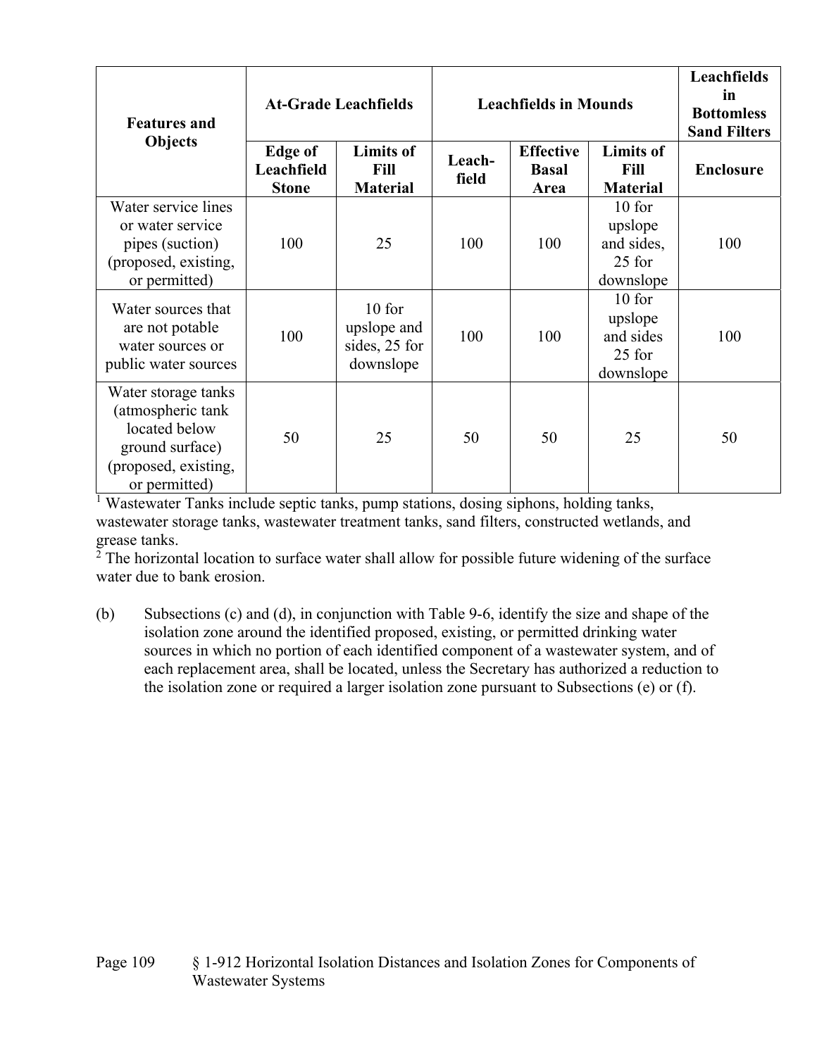| Features and Objects | At-Grade Leachfields | | Leachfields in Mounds | | | Leachfields in Bottomless Sand Filters |
|---|---|---|---|---|---|---|
| | Edge of Leachfield Stone | Limits of Fill Material | Leach-field | Effective Basal Area | Limits of Fill Material | Enclosure |
| Water service lines or water service pipes (suction) (proposed, existing, or permitted) | 100 | 25 | 100 | 100 | 10 for upslope and sides, 25 for downslope | 100 |
| Water sources that are not potable water sources or public water sources | 100 | 10 for upslope and sides, 25 for downslope | 100 | 100 | 10 for upslope and sides 25 for downslope | 100 |
| Water storage tanks (atmospheric tank located below ground surface) (proposed, existing, or permitted) | 50 | 25 | 50 | 50 | 25 | 50 |

[1] Wastewater Tanks include septic tanks, pump stations, dosing siphons, holding tanks, wastewater storage tanks, wastewater treatment tanks, sand filters, constructed wetlands, and grease tanks.

[2] The horizontal location to surface water shall allow for possible future widening of the surface water due to bank erosion.

(b) Subsections (c) and (d), in conjunction with Table 9-6, identify the size and shape of the isolation zone around the identified proposed, existing, or permitted drinking water sources in which no portion of each identified component of a wastewater system, and of each replacement area, shall be located, unless the Secretary has authorized a reduction to the isolation zone or required a larger isolation zone pursuant to Subsections (e) or (f).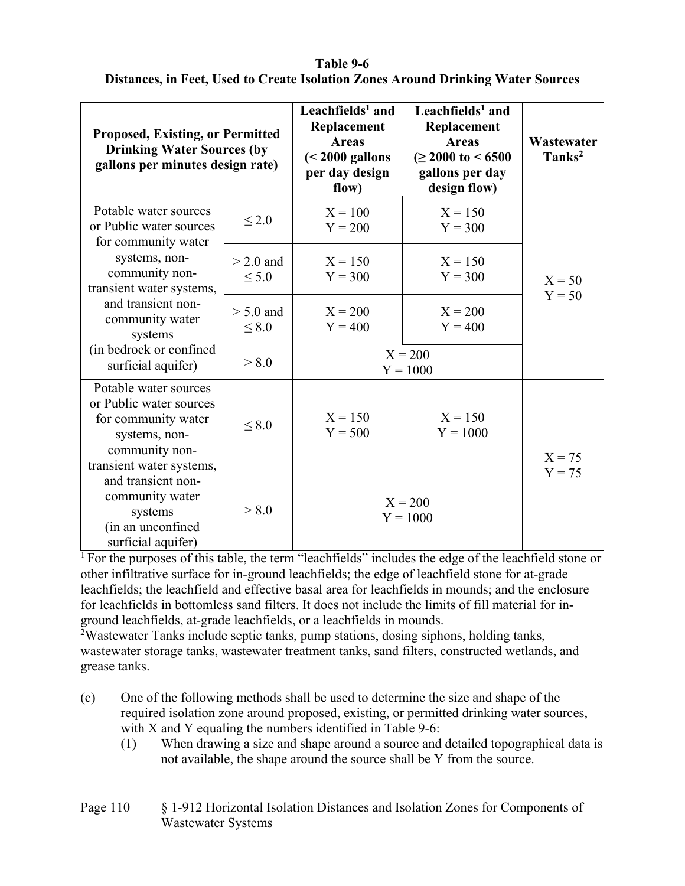**Table 9-6**
**Distances, in Feet, Used to Create Isolation Zones Around Drinking Water Sources**

| Proposed, Existing, or Permitted Drinking Water Sources (by gallons per minutes design rate) | | Leachfields[1] and Replacement Areas (< 2000 gallons per day design flow) | Leachfields[1] and Replacement Areas (≥ 2000 to < 6500 gallons per day design flow) | Wastewater Tanks[2] |
|---|---|---|---|---|
| Potable water sources or Public water sources for community water systems, non-community non-transient water systems, and transient non-community water systems (in bedrock or confined surficial aquifer) | ≤ 2.0 | X = 100<br>Y = 200 | X = 150<br>Y = 300 | X = 50<br>Y = 50 |
| | > 2.0 and ≤ 5.0 | X = 150<br>Y = 300 | X = 150<br>Y = 300 | |
| | > 5.0 and ≤ 8.0 | X = 200<br>Y = 400 | X = 200<br>Y = 400 | |
| | > 8.0 | X = 200<br>Y = 1000 | | |
| Potable water sources or Public water sources for community water systems, non-community non-transient water systems, and transient non-community water systems (in an unconfined surficial aquifer) | ≤ 8.0 | X = 150<br>Y = 500 | X = 150<br>Y = 1000 | X = 75<br>Y = 75 |
| | > 8.0 | X = 200<br>Y = 1000 | | |

[1] For the purposes of this table, the term "leachfields" includes the edge of the leachfield stone or other infiltrative surface for in-ground leachfields; the edge of leachfield stone for at-grade leachfields; the leachfield and effective basal area for leachfields in mounds; and the enclosure for leachfields in bottomless sand filters. It does not include the limits of fill material for in-ground leachfields, at-grade leachfields, or a leachfields in mounds.

[2] Wastewater Tanks include septic tanks, pump stations, dosing siphons, holding tanks, wastewater storage tanks, wastewater treatment tanks, sand filters, constructed wetlands, and grease tanks.

(c) One of the following methods shall be used to determine the size and shape of the required isolation zone around proposed, existing, or permitted drinking water sources, with X and Y equaling the numbers identified in Table 9-6:

  (1) When drawing a size and shape around a source and detailed topographical data is not available, the shape around the source shall be Y from the source.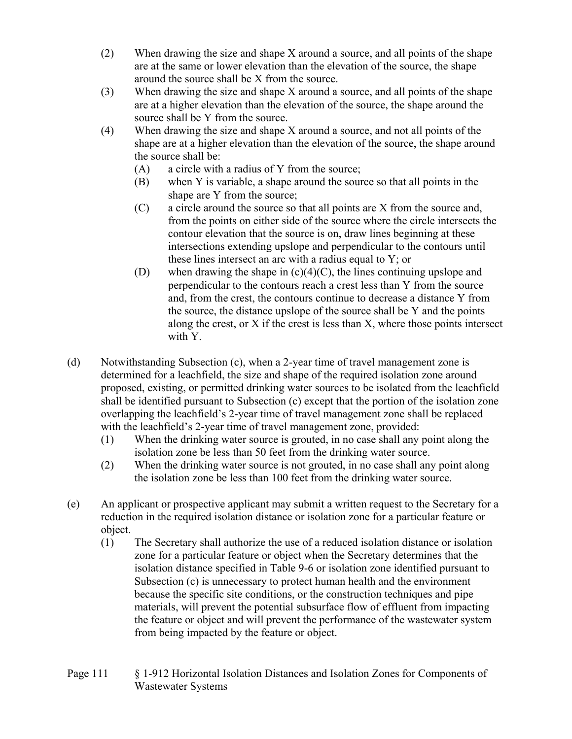(2) When drawing the size and shape X around a source, and all points of the shape are at the same or lower elevation than the elevation of the source, the shape around the source shall be X from the source.

(3) When drawing the size and shape X around a source, and all points of the shape are at a higher elevation than the elevation of the source, the shape around the source shall be Y from the source.

(4) When drawing the size and shape X around a source, and not all points of the shape are at a higher elevation than the elevation of the source, the shape around the source shall be:

  (A) a circle with a radius of Y from the source;

  (B) when Y is variable, a shape around the source so that all points in the shape are Y from the source;

  (C) a circle around the source so that all points are X from the source and, from the points on either side of the source where the circle intersects the contour elevation that the source is on, draw lines beginning at these intersections extending upslope and perpendicular to the contours until these lines intersect an arc with a radius equal to Y; or

  (D) when drawing the shape in (c)(4)(C), the lines continuing upslope and perpendicular to the contours reach a crest less than Y from the source and, from the crest, the contours continue to decrease a distance Y from the source, the distance upslope of the source shall be Y and the points along the crest, or X if the crest is less than X, where those points intersect with Y.

(d) Notwithstanding Subsection (c), when a 2-year time of travel management zone is determined for a leachfield, the size and shape of the required isolation zone around proposed, existing, or permitted drinking water sources to be isolated from the leachfield shall be identified pursuant to Subsection (c) except that the portion of the isolation zone overlapping the leachfield's 2-year time of travel management zone shall be replaced with the leachfield's 2-year time of travel management zone, provided:

  (1) When the drinking water source is grouted, in no case shall any point along the isolation zone be less than 50 feet from the drinking water source.

  (2) When the drinking water source is not grouted, in no case shall any point along the isolation zone be less than 100 feet from the drinking water source.

(e) An applicant or prospective applicant may submit a written request to the Secretary for a reduction in the required isolation distance or isolation zone for a particular feature or object.

  (1) The Secretary shall authorize the use of a reduced isolation distance or isolation zone for a particular feature or object when the Secretary determines that the isolation distance specified in Table 9-6 or isolation zone identified pursuant to Subsection (c) is unnecessary to protect human health and the environment because the specific site conditions, or the construction techniques and pipe materials, will prevent the potential subsurface flow of effluent from impacting the feature or object and will prevent the performance of the wastewater system from being impacted by the feature or object.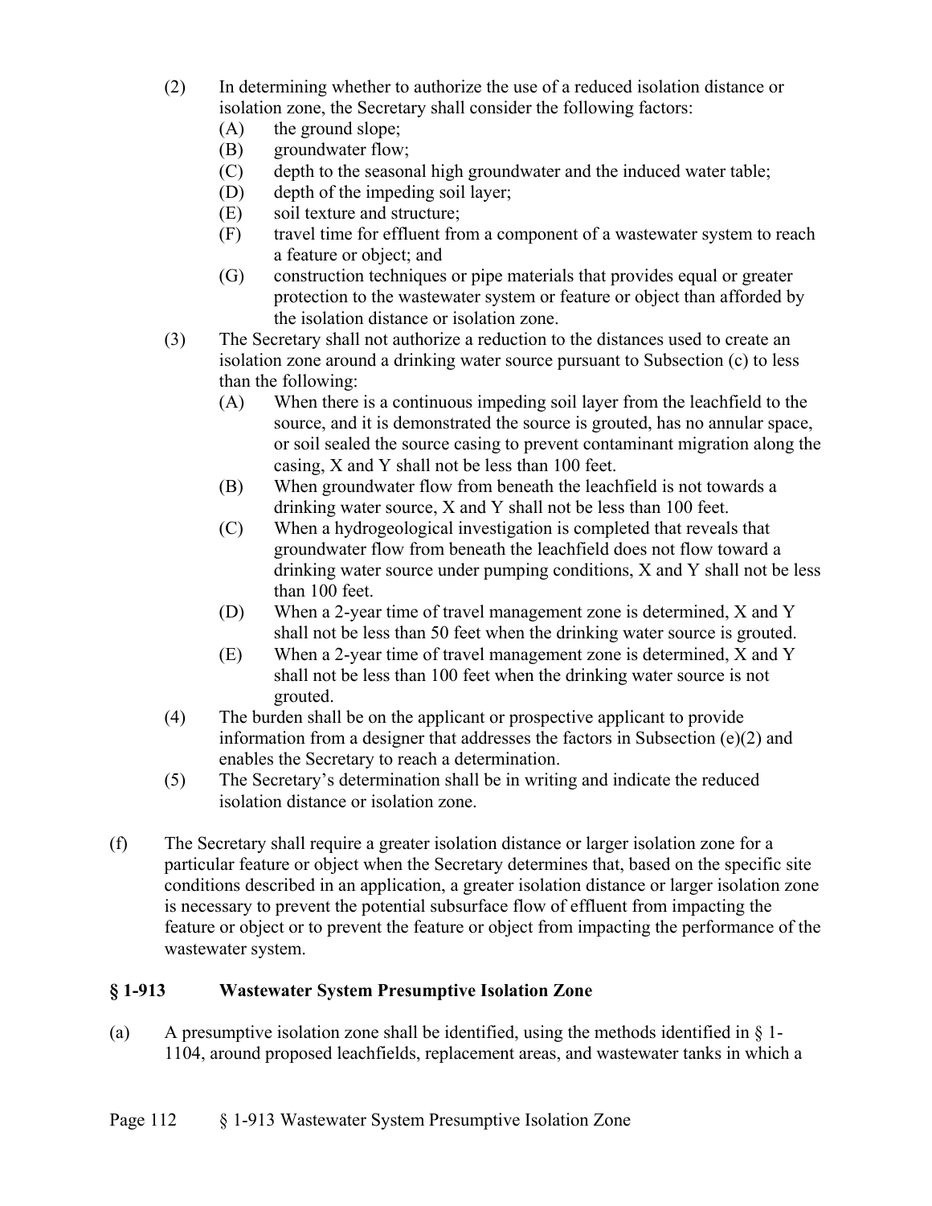(2) In determining whether to authorize the use of a reduced isolation distance or isolation zone, the Secretary shall consider the following factors:
   (A) the ground slope;
   (B) groundwater flow;
   (C) depth to the seasonal high groundwater and the induced water table;
   (D) depth of the impeding soil layer;
   (E) soil texture and structure;
   (F) travel time for effluent from a component of a wastewater system to reach a feature or object; and
   (G) construction techniques or pipe materials that provides equal or greater protection to the wastewater system or feature or object than afforded by the isolation distance or isolation zone.

(3) The Secretary shall not authorize a reduction to the distances used to create an isolation zone around a drinking water source pursuant to Subsection (c) to less than the following:
   (A) When there is a continuous impeding soil layer from the leachfield to the source, and it is demonstrated the source is grouted, has no annular space, or soil sealed the source casing to prevent contaminant migration along the casing, X and Y shall not be less than 100 feet.
   (B) When groundwater flow from beneath the leachfield is not towards a drinking water source, X and Y shall not be less than 100 feet.
   (C) When a hydrogeological investigation is completed that reveals that groundwater flow from beneath the leachfield does not flow toward a drinking water source under pumping conditions, X and Y shall not be less than 100 feet.
   (D) When a 2-year time of travel management zone is determined, X and Y shall not be less than 50 feet when the drinking water source is grouted.
   (E) When a 2-year time of travel management zone is determined, X and Y shall not be less than 100 feet when the drinking water source is not grouted.

(4) The burden shall be on the applicant or prospective applicant to provide information from a designer that addresses the factors in Subsection (e)(2) and enables the Secretary to reach a determination.

(5) The Secretary's determination shall be in writing and indicate the reduced isolation distance or isolation zone.

(f) The Secretary shall require a greater isolation distance or larger isolation zone for a particular feature or object when the Secretary determines that, based on the specific site conditions described in an application, a greater isolation distance or larger isolation zone is necessary to prevent the potential subsurface flow of effluent from impacting the feature or object or to prevent the feature or object from impacting the performance of the wastewater system.

## § 1-913 Wastewater System Presumptive Isolation Zone

(a) A presumptive isolation zone shall be identified, using the methods identified in § 1-1104, around proposed leachfields, replacement areas, and wastewater tanks in which a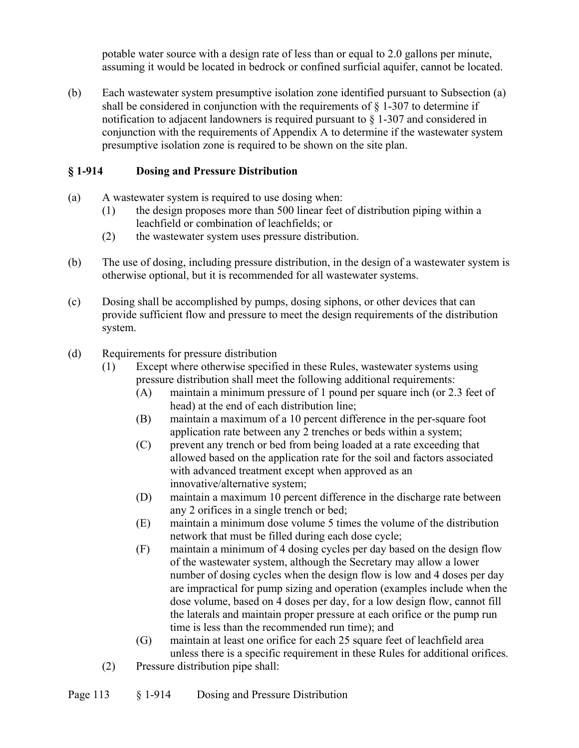potable water source with a design rate of less than or equal to 2.0 gallons per minute, assuming it would be located in bedrock or confined surficial aquifer, cannot be located.

(b) Each wastewater system presumptive isolation zone identified pursuant to Subsection (a) shall be considered in conjunction with the requirements of § 1-307 to determine if notification to adjacent landowners is required pursuant to § 1-307 and considered in conjunction with the requirements of Appendix A to determine if the wastewater system presumptive isolation zone is required to be shown on the site plan.

### § 1-914 Dosing and Pressure Distribution

(a) A wastewater system is required to use dosing when:
  - (1) the design proposes more than 500 linear feet of distribution piping within a leachfield or combination of leachfields; or
  - (2) the wastewater system uses pressure distribution.

(b) The use of dosing, including pressure distribution, in the design of a wastewater system is otherwise optional, but it is recommended for all wastewater systems.

(c) Dosing shall be accomplished by pumps, dosing siphons, or other devices that can provide sufficient flow and pressure to meet the design requirements of the distribution system.

(d) Requirements for pressure distribution
  - (1) Except where otherwise specified in these Rules, wastewater systems using pressure distribution shall meet the following additional requirements:
    - (A) maintain a minimum pressure of 1 pound per square inch (or 2.3 feet of head) at the end of each distribution line;
    - (B) maintain a maximum of a 10 percent difference in the per-square foot application rate between any 2 trenches or beds within a system;
    - (C) prevent any trench or bed from being loaded at a rate exceeding that allowed based on the application rate for the soil and factors associated with advanced treatment except when approved as an innovative/alternative system;
    - (D) maintain a maximum 10 percent difference in the discharge rate between any 2 orifices in a single trench or bed;
    - (E) maintain a minimum dose volume 5 times the volume of the distribution network that must be filled during each dose cycle;
    - (F) maintain a minimum of 4 dosing cycles per day based on the design flow of the wastewater system, although the Secretary may allow a lower number of dosing cycles when the design flow is low and 4 doses per day are impractical for pump sizing and operation (examples include when the dose volume, based on 4 doses per day, for a low design flow, cannot fill the laterals and maintain proper pressure at each orifice or the pump run time is less than the recommended run time); and
    - (G) maintain at least one orifice for each 25 square feet of leachfield area unless there is a specific requirement in these Rules for additional orifices.
  - (2) Pressure distribution pipe shall: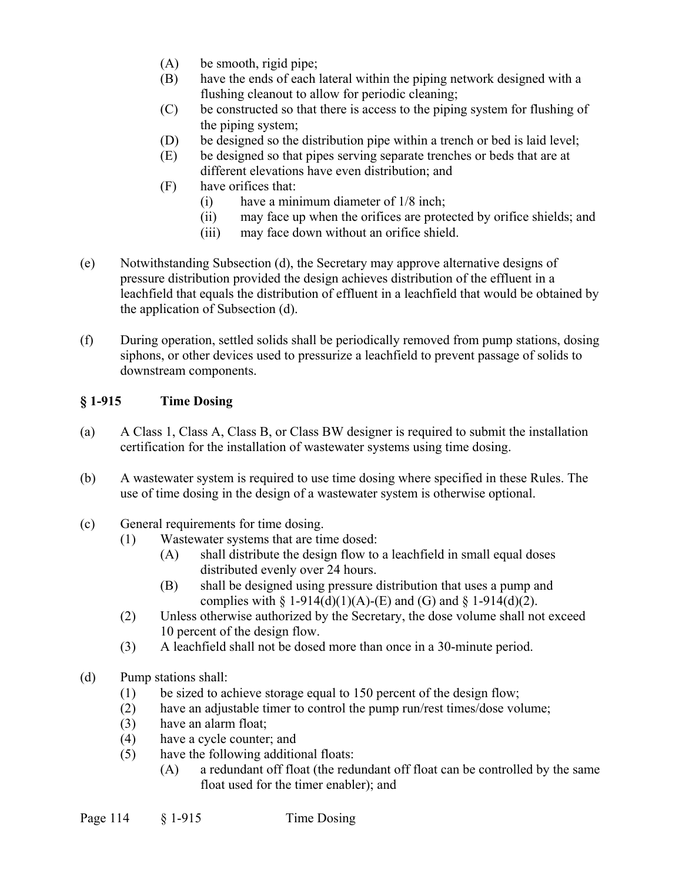(A) be smooth, rigid pipe;
(B) have the ends of each lateral within the piping network designed with a flushing cleanout to allow for periodic cleaning;
(C) be constructed so that there is access to the piping system for flushing of the piping system;
(D) be designed so the distribution pipe within a trench or bed is laid level;
(E) be designed so that pipes serving separate trenches or beds that are at different elevations have even distribution; and
(F) have orifices that:
   (i) have a minimum diameter of 1/8 inch;
   (ii) may face up when the orifices are protected by orifice shields; and
   (iii) may face down without an orifice shield.

(e) Notwithstanding Subsection (d), the Secretary may approve alternative designs of pressure distribution provided the design achieves distribution of the effluent in a leachfield that equals the distribution of effluent in a leachfield that would be obtained by the application of Subsection (d).

(f) During operation, settled solids shall be periodically removed from pump stations, dosing siphons, or other devices used to pressurize a leachfield to prevent passage of solids to downstream components.

## § 1-915 Time Dosing

(a) A Class 1, Class A, Class B, or Class BW designer is required to submit the installation certification for the installation of wastewater systems using time dosing.

(b) A wastewater system is required to use time dosing where specified in these Rules. The use of time dosing in the design of a wastewater system is otherwise optional.

(c) General requirements for time dosing.
   (1) Wastewater systems that are time dosed:
      (A) shall distribute the design flow to a leachfield in small equal doses distributed evenly over 24 hours.
      (B) shall be designed using pressure distribution that uses a pump and complies with § 1-914(d)(1)(A)-(E) and (G) and § 1-914(d)(2).
   (2) Unless otherwise authorized by the Secretary, the dose volume shall not exceed 10 percent of the design flow.
   (3) A leachfield shall not be dosed more than once in a 30-minute period.

(d) Pump stations shall:
   (1) be sized to achieve storage equal to 150 percent of the design flow;
   (2) have an adjustable timer to control the pump run/rest times/dose volume;
   (3) have an alarm float;
   (4) have a cycle counter; and
   (5) have the following additional floats:
      (A) a redundant off float (the redundant off float can be controlled by the same float used for the timer enabler); and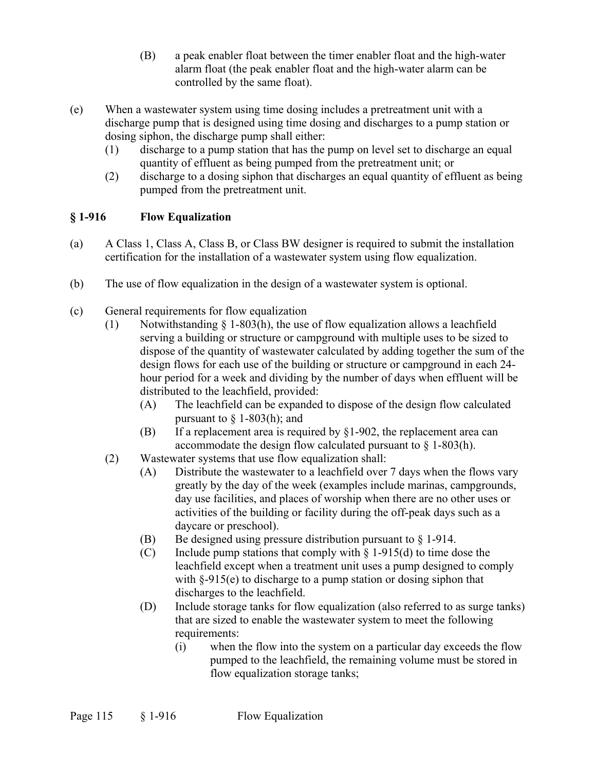(B) a peak enabler float between the timer enabler float and the high-water alarm float (the peak enabler float and the high-water alarm can be controlled by the same float).

(e) When a wastewater system using time dosing includes a pretreatment unit with a discharge pump that is designed using time dosing and discharges to a pump station or dosing siphon, the discharge pump shall either:

(1) discharge to a pump station that has the pump on level set to discharge an equal quantity of effluent as being pumped from the pretreatment unit; or

(2) discharge to a dosing siphon that discharges an equal quantity of effluent as being pumped from the pretreatment unit.

## § 1-916 Flow Equalization

(a) A Class 1, Class A, Class B, or Class BW designer is required to submit the installation certification for the installation of a wastewater system using flow equalization.

(b) The use of flow equalization in the design of a wastewater system is optional.

(c) General requirements for flow equalization

(1) Notwithstanding § 1-803(h), the use of flow equalization allows a leachfield serving a building or structure or campground with multiple uses to be sized to dispose of the quantity of wastewater calculated by adding together the sum of the design flows for each use of the building or structure or campground in each 24-hour period for a week and dividing by the number of days when effluent will be distributed to the leachfield, provided:

(A) The leachfield can be expanded to dispose of the design flow calculated pursuant to § 1-803(h); and

(B) If a replacement area is required by §1-902, the replacement area can accommodate the design flow calculated pursuant to § 1-803(h).

(2) Wastewater systems that use flow equalization shall:

(A) Distribute the wastewater to a leachfield over 7 days when the flows vary greatly by the day of the week (examples include marinas, campgrounds, day use facilities, and places of worship when there are no other uses or activities of the building or facility during the off-peak days such as a daycare or preschool).

(B) Be designed using pressure distribution pursuant to § 1-914.

(C) Include pump stations that comply with § 1-915(d) to time dose the leachfield except when a treatment unit uses a pump designed to comply with §-915(e) to discharge to a pump station or dosing siphon that discharges to the leachfield.

(D) Include storage tanks for flow equalization (also referred to as surge tanks) that are sized to enable the wastewater system to meet the following requirements:

(i) when the flow into the system on a particular day exceeds the flow pumped to the leachfield, the remaining volume must be stored in flow equalization storage tanks;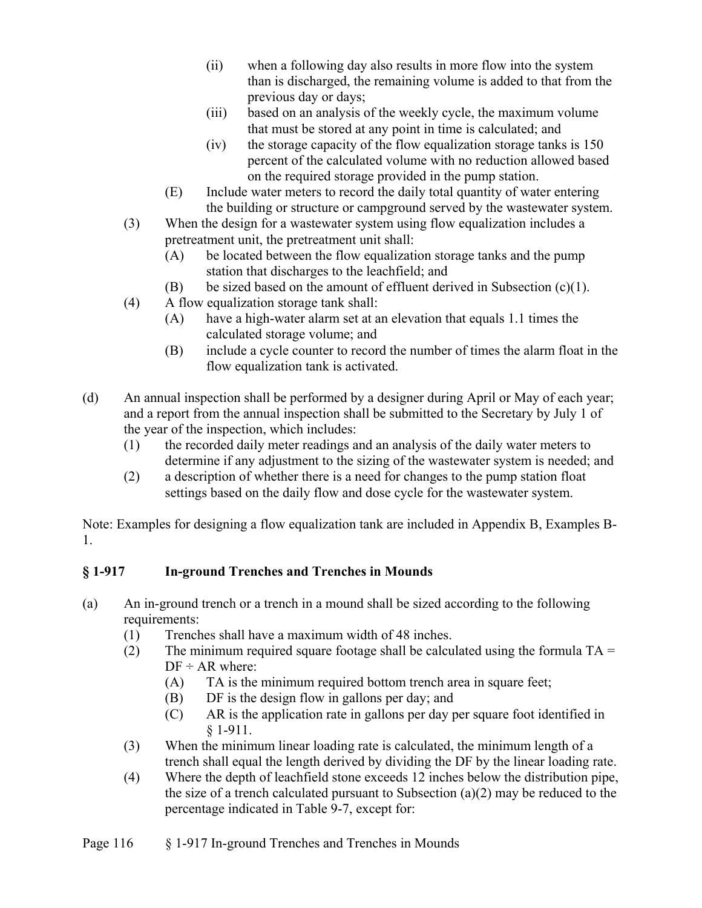- (ii) when a following day also results in more flow into the system than is discharged, the remaining volume is added to that from the previous day or days;
- (iii) based on an analysis of the weekly cycle, the maximum volume that must be stored at any point in time is calculated; and
- (iv) the storage capacity of the flow equalization storage tanks is 150 percent of the calculated volume with no reduction allowed based on the required storage provided in the pump station.

(E) Include water meters to record the daily total quantity of water entering the building or structure or campground served by the wastewater system.

(3) When the design for a wastewater system using flow equalization includes a pretreatment unit, the pretreatment unit shall:

- (A) be located between the flow equalization storage tanks and the pump station that discharges to the leachfield; and
- (B) be sized based on the amount of effluent derived in Subsection (c)(1).

(4) A flow equalization storage tank shall:

- (A) have a high-water alarm set at an elevation that equals 1.1 times the calculated storage volume; and
- (B) include a cycle counter to record the number of times the alarm float in the flow equalization tank is activated.

(d) An annual inspection shall be performed by a designer during April or May of each year; and a report from the annual inspection shall be submitted to the Secretary by July 1 of the year of the inspection, which includes:

- (1) the recorded daily meter readings and an analysis of the daily water meters to determine if any adjustment to the sizing of the wastewater system is needed; and
- (2) a description of whether there is a need for changes to the pump station float settings based on the daily flow and dose cycle for the wastewater system.

Note: Examples for designing a flow equalization tank are included in Appendix B, Examples B-1.

## § 1-917 In-ground Trenches and Trenches in Mounds

(a) An in-ground trench or a trench in a mound shall be sized according to the following requirements:

- (1) Trenches shall have a maximum width of 48 inches.
- (2) The minimum required square footage shall be calculated using the formula TA = DF ÷ AR where:
  - (A) TA is the minimum required bottom trench area in square feet;
  - (B) DF is the design flow in gallons per day; and
  - (C) AR is the application rate in gallons per day per square foot identified in § 1-911.
- (3) When the minimum linear loading rate is calculated, the minimum length of a trench shall equal the length derived by dividing the DF by the linear loading rate.
- (4) Where the depth of leachfield stone exceeds 12 inches below the distribution pipe, the size of a trench calculated pursuant to Subsection (a)(2) may be reduced to the percentage indicated in Table 9-7, except for: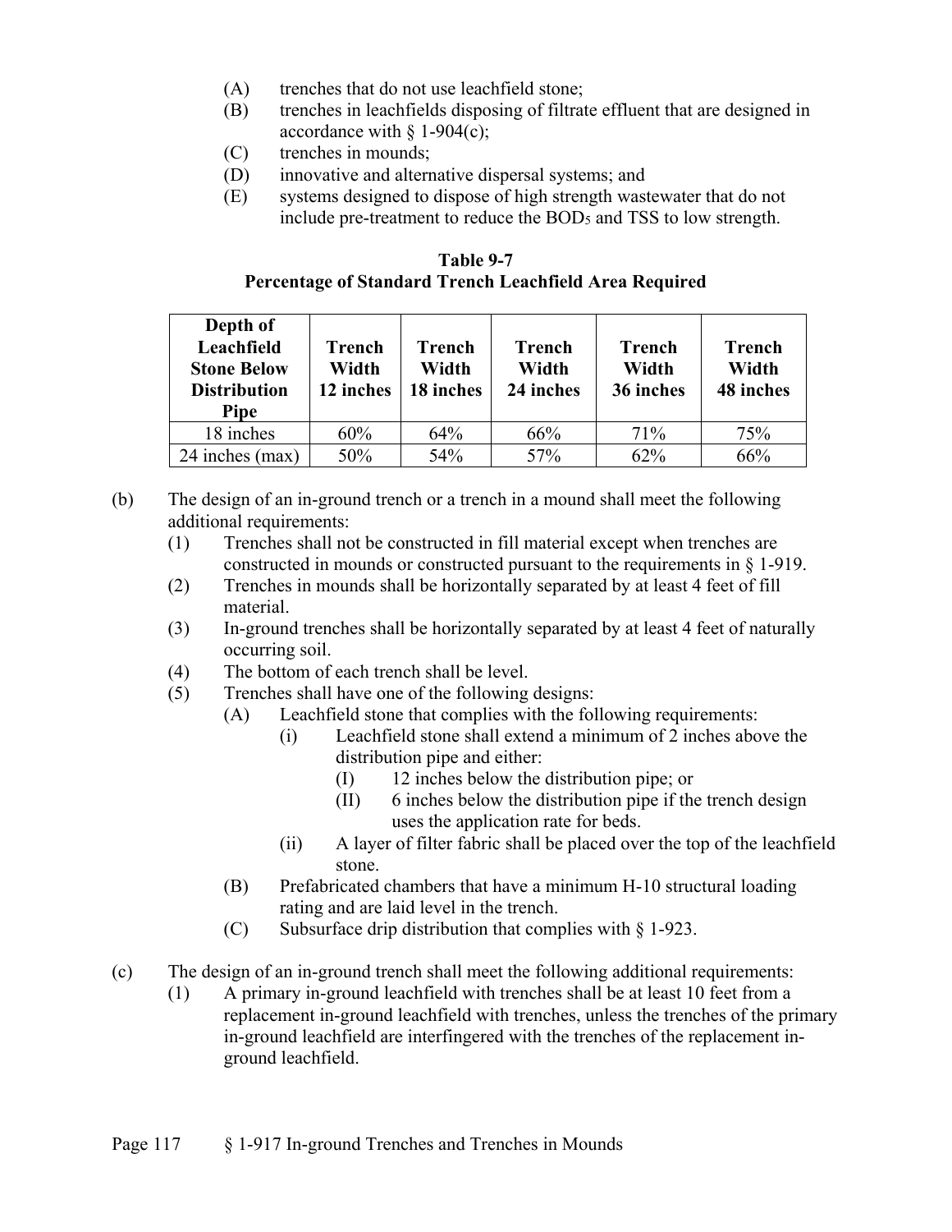(A) trenches that do not use leachfield stone;
(B) trenches in leachfields disposing of filtrate effluent that are designed in accordance with § 1-904(c);
(C) trenches in mounds;
(D) innovative and alternative dispersal systems; and
(E) systems designed to dispose of high strength wastewater that do not include pre-treatment to reduce the $BOD_5$ and TSS to low strength.

**Table 9-7**
**Percentage of Standard Trench Leachfield Area Required**

| Depth of Leachfield Stone Below Distribution Pipe | Trench Width 12 inches | Trench Width 18 inches | Trench Width 24 inches | Trench Width 36 inches | Trench Width 48 inches |
|---|---|---|---|---|---|
| 18 inches | 60% | 64% | 66% | 71% | 75% |
| 24 inches (max) | 50% | 54% | 57% | 62% | 66% |

(b) The design of an in-ground trench or a trench in a mound shall meet the following additional requirements:
  (1) Trenches shall not be constructed in fill material except when trenches are constructed in mounds or constructed pursuant to the requirements in § 1-919.
  (2) Trenches in mounds shall be horizontally separated by at least 4 feet of fill material.
  (3) In-ground trenches shall be horizontally separated by at least 4 feet of naturally occurring soil.
  (4) The bottom of each trench shall be level.
  (5) Trenches shall have one of the following designs:
    (A) Leachfield stone that complies with the following requirements:
      (i) Leachfield stone shall extend a minimum of 2 inches above the distribution pipe and either:
        (I) 12 inches below the distribution pipe; or
        (II) 6 inches below the distribution pipe if the trench design uses the application rate for beds.
      (ii) A layer of filter fabric shall be placed over the top of the leachfield stone.
    (B) Prefabricated chambers that have a minimum H-10 structural loading rating and are laid level in the trench.
    (C) Subsurface drip distribution that complies with § 1-923.

(c) The design of an in-ground trench shall meet the following additional requirements:
  (1) A primary in-ground leachfield with trenches shall be at least 10 feet from a replacement in-ground leachfield with trenches, unless the trenches of the primary in-ground leachfield are interfingered with the trenches of the replacement in-ground leachfield.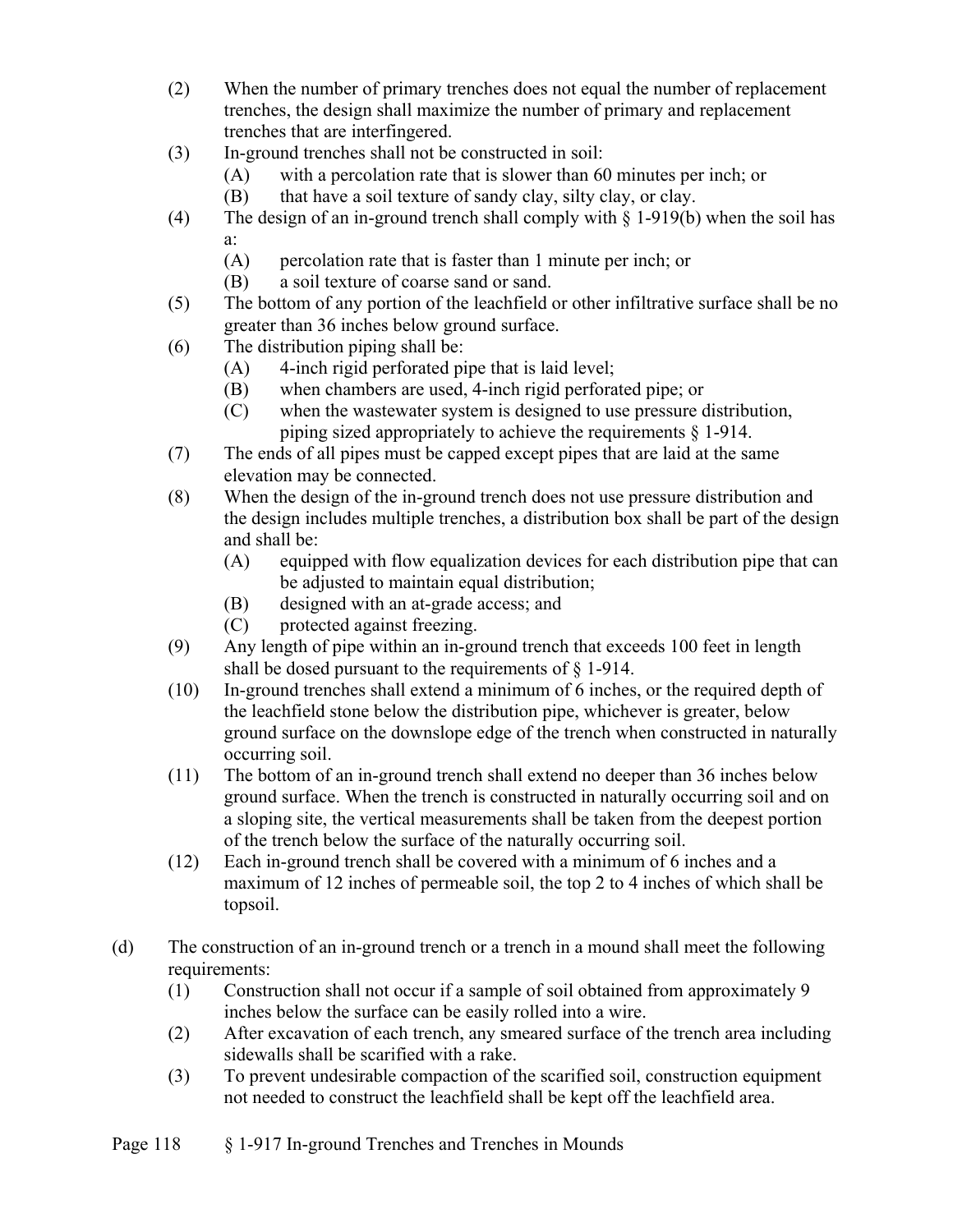(2) When the number of primary trenches does not equal the number of replacement trenches, the design shall maximize the number of primary and replacement trenches that are interfingered.

(3) In-ground trenches shall not be constructed in soil:
   (A) with a percolation rate that is slower than 60 minutes per inch; or
   (B) that have a soil texture of sandy clay, silty clay, or clay.

(4) The design of an in-ground trench shall comply with § 1-919(b) when the soil has a:
   (A) percolation rate that is faster than 1 minute per inch; or
   (B) a soil texture of coarse sand or sand.

(5) The bottom of any portion of the leachfield or other infiltrative surface shall be no greater than 36 inches below ground surface.

(6) The distribution piping shall be:
   (A) 4-inch rigid perforated pipe that is laid level;
   (B) when chambers are used, 4-inch rigid perforated pipe; or
   (C) when the wastewater system is designed to use pressure distribution, piping sized appropriately to achieve the requirements § 1-914.

(7) The ends of all pipes must be capped except pipes that are laid at the same elevation may be connected.

(8) When the design of the in-ground trench does not use pressure distribution and the design includes multiple trenches, a distribution box shall be part of the design and shall be:
   (A) equipped with flow equalization devices for each distribution pipe that can be adjusted to maintain equal distribution;
   (B) designed with an at-grade access; and
   (C) protected against freezing.

(9) Any length of pipe within an in-ground trench that exceeds 100 feet in length shall be dosed pursuant to the requirements of § 1-914.

(10) In-ground trenches shall extend a minimum of 6 inches, or the required depth of the leachfield stone below the distribution pipe, whichever is greater, below ground surface on the downslope edge of the trench when constructed in naturally occurring soil.

(11) The bottom of an in-ground trench shall extend no deeper than 36 inches below ground surface. When the trench is constructed in naturally occurring soil and on a sloping site, the vertical measurements shall be taken from the deepest portion of the trench below the surface of the naturally occurring soil.

(12) Each in-ground trench shall be covered with a minimum of 6 inches and a maximum of 12 inches of permeable soil, the top 2 to 4 inches of which shall be topsoil.

(d) The construction of an in-ground trench or a trench in a mound shall meet the following requirements:

   (1) Construction shall not occur if a sample of soil obtained from approximately 9 inches below the surface can be easily rolled into a wire.
   (2) After excavation of each trench, any smeared surface of the trench area including sidewalls shall be scarified with a rake.
   (3) To prevent undesirable compaction of the scarified soil, construction equipment not needed to construct the leachfield shall be kept off the leachfield area.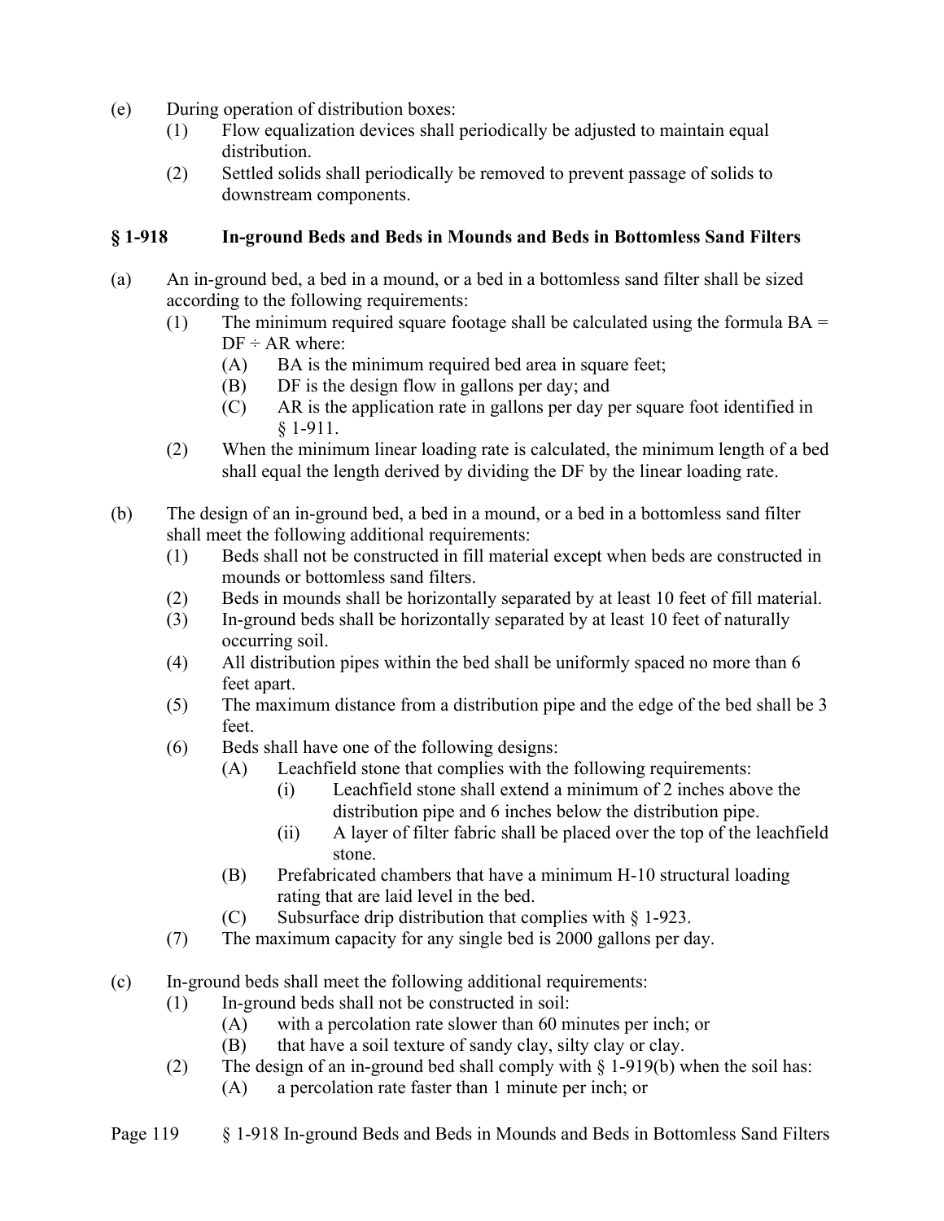(e) During operation of distribution boxes:
  (1) Flow equalization devices shall periodically be adjusted to maintain equal distribution.
  (2) Settled solids shall periodically be removed to prevent passage of solids to downstream components.

## § 1-918 In-ground Beds and Beds in Mounds and Beds in Bottomless Sand Filters

(a) An in-ground bed, a bed in a mound, or a bed in a bottomless sand filter shall be sized according to the following requirements:
  (1) The minimum required square footage shall be calculated using the formula BA = DF ÷ AR where:
    (A) BA is the minimum required bed area in square feet;
    (B) DF is the design flow in gallons per day; and
    (C) AR is the application rate in gallons per day per square foot identified in § 1-911.
  (2) When the minimum linear loading rate is calculated, the minimum length of a bed shall equal the length derived by dividing the DF by the linear loading rate.

(b) The design of an in-ground bed, a bed in a mound, or a bed in a bottomless sand filter shall meet the following additional requirements:
  (1) Beds shall not be constructed in fill material except when beds are constructed in mounds or bottomless sand filters.
  (2) Beds in mounds shall be horizontally separated by at least 10 feet of fill material.
  (3) In-ground beds shall be horizontally separated by at least 10 feet of naturally occurring soil.
  (4) All distribution pipes within the bed shall be uniformly spaced no more than 6 feet apart.
  (5) The maximum distance from a distribution pipe and the edge of the bed shall be 3 feet.
  (6) Beds shall have one of the following designs:
    (A) Leachfield stone that complies with the following requirements:
      (i) Leachfield stone shall extend a minimum of 2 inches above the distribution pipe and 6 inches below the distribution pipe.
      (ii) A layer of filter fabric shall be placed over the top of the leachfield stone.
    (B) Prefabricated chambers that have a minimum H-10 structural loading rating that are laid level in the bed.
    (C) Subsurface drip distribution that complies with § 1-923.
  (7) The maximum capacity for any single bed is 2000 gallons per day.

(c) In-ground beds shall meet the following additional requirements:
  (1) In-ground beds shall not be constructed in soil:
    (A) with a percolation rate slower than 60 minutes per inch; or
    (B) that have a soil texture of sandy clay, silty clay or clay.
  (2) The design of an in-ground bed shall comply with § 1-919(b) when the soil has:
    (A) a percolation rate faster than 1 minute per inch; or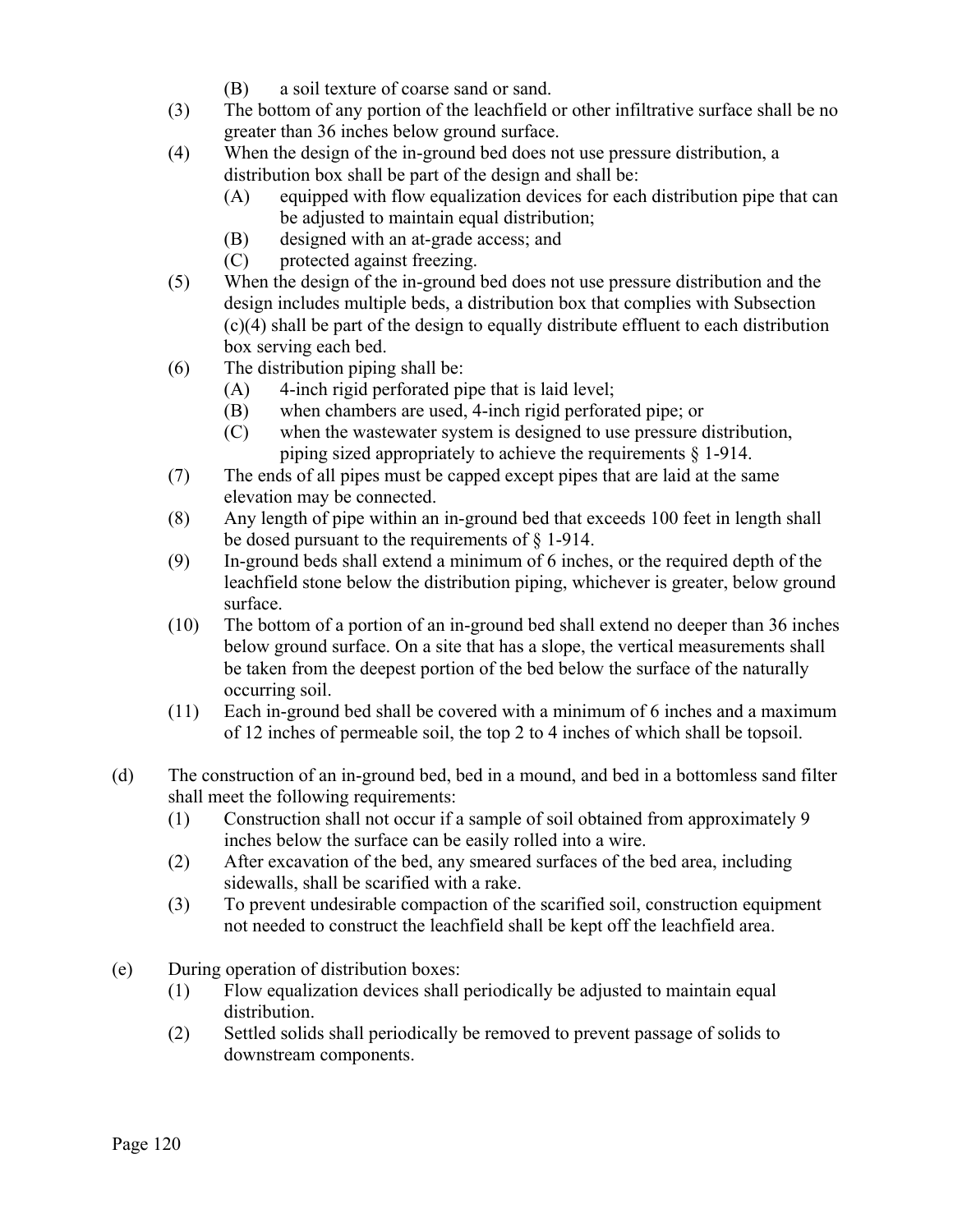(B) a soil texture of coarse sand or sand.

(3) The bottom of any portion of the leachfield or other infiltrative surface shall be no greater than 36 inches below ground surface.

(4) When the design of the in-ground bed does not use pressure distribution, a distribution box shall be part of the design and shall be:

 (A) equipped with flow equalization devices for each distribution pipe that can be adjusted to maintain equal distribution;

 (B) designed with an at-grade access; and

 (C) protected against freezing.

(5) When the design of the in-ground bed does not use pressure distribution and the design includes multiple beds, a distribution box that complies with Subsection (c)(4) shall be part of the design to equally distribute effluent to each distribution box serving each bed.

(6) The distribution piping shall be:

 (A) 4-inch rigid perforated pipe that is laid level;

 (B) when chambers are used, 4-inch rigid perforated pipe; or

 (C) when the wastewater system is designed to use pressure distribution, piping sized appropriately to achieve the requirements § 1-914.

(7) The ends of all pipes must be capped except pipes that are laid at the same elevation may be connected.

(8) Any length of pipe within an in-ground bed that exceeds 100 feet in length shall be dosed pursuant to the requirements of § 1-914.

(9) In-ground beds shall extend a minimum of 6 inches, or the required depth of the leachfield stone below the distribution piping, whichever is greater, below ground surface.

(10) The bottom of a portion of an in-ground bed shall extend no deeper than 36 inches below ground surface. On a site that has a slope, the vertical measurements shall be taken from the deepest portion of the bed below the surface of the naturally occurring soil.

(11) Each in-ground bed shall be covered with a minimum of 6 inches and a maximum of 12 inches of permeable soil, the top 2 to 4 inches of which shall be topsoil.

(d) The construction of an in-ground bed, bed in a mound, and bed in a bottomless sand filter shall meet the following requirements:

(1) Construction shall not occur if a sample of soil obtained from approximately 9 inches below the surface can be easily rolled into a wire.

(2) After excavation of the bed, any smeared surfaces of the bed area, including sidewalls, shall be scarified with a rake.

(3) To prevent undesirable compaction of the scarified soil, construction equipment not needed to construct the leachfield shall be kept off the leachfield area.

(e) During operation of distribution boxes:

(1) Flow equalization devices shall periodically be adjusted to maintain equal distribution.

(2) Settled solids shall periodically be removed to prevent passage of solids to downstream components.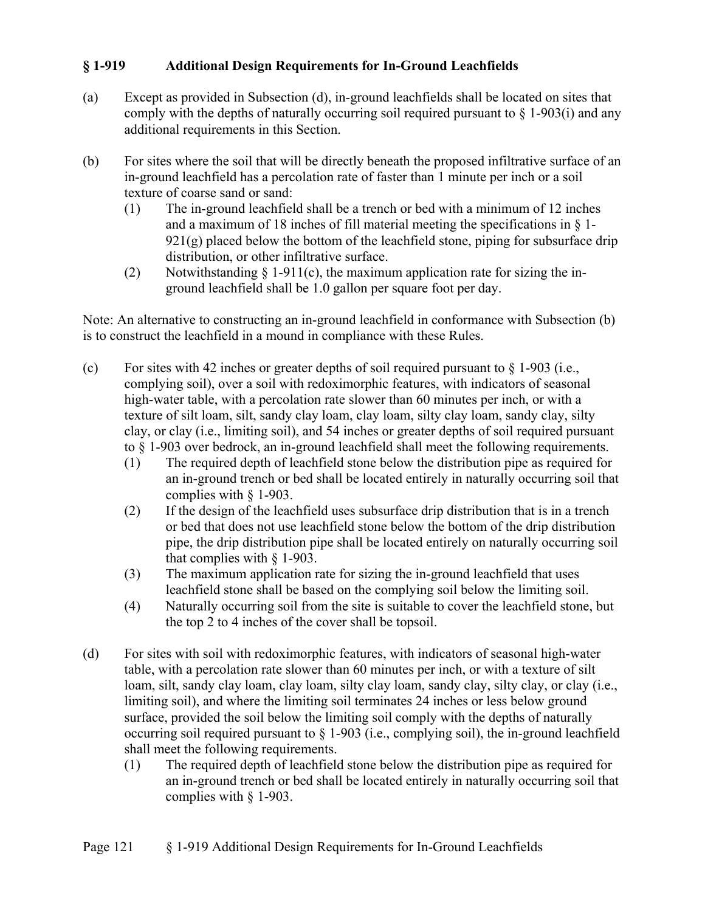## § 1-919 Additional Design Requirements for In-Ground Leachfields

(a) Except as provided in Subsection (d), in-ground leachfields shall be located on sites that comply with the depths of naturally occurring soil required pursuant to § 1-903(i) and any additional requirements in this Section.

(b) For sites where the soil that will be directly beneath the proposed infiltrative surface of an in-ground leachfield has a percolation rate of faster than 1 minute per inch or a soil texture of coarse sand or sand:

  (1) The in-ground leachfield shall be a trench or bed with a minimum of 12 inches and a maximum of 18 inches of fill material meeting the specifications in § 1-921(g) placed below the bottom of the leachfield stone, piping for subsurface drip distribution, or other infiltrative surface.

  (2) Notwithstanding § 1-911(c), the maximum application rate for sizing the in-ground leachfield shall be 1.0 gallon per square foot per day.

Note: An alternative to constructing an in-ground leachfield in conformance with Subsection (b) is to construct the leachfield in a mound in compliance with these Rules.

(c) For sites with 42 inches or greater depths of soil required pursuant to § 1-903 (i.e., complying soil), over a soil with redoximorphic features, with indicators of seasonal high-water table, with a percolation rate slower than 60 minutes per inch, or with a texture of silt loam, silt, sandy clay loam, clay loam, silty clay loam, sandy clay, silty clay, or clay (i.e., limiting soil), and 54 inches or greater depths of soil required pursuant to § 1-903 over bedrock, an in-ground leachfield shall meet the following requirements.

  (1) The required depth of leachfield stone below the distribution pipe as required for an in-ground trench or bed shall be located entirely in naturally occurring soil that complies with § 1-903.

  (2) If the design of the leachfield uses subsurface drip distribution that is in a trench or bed that does not use leachfield stone below the bottom of the drip distribution pipe, the drip distribution pipe shall be located entirely on naturally occurring soil that complies with § 1-903.

  (3) The maximum application rate for sizing the in-ground leachfield that uses leachfield stone shall be based on the complying soil below the limiting soil.

  (4) Naturally occurring soil from the site is suitable to cover the leachfield stone, but the top 2 to 4 inches of the cover shall be topsoil.

(d) For sites with soil with redoximorphic features, with indicators of seasonal high-water table, with a percolation rate slower than 60 minutes per inch, or with a texture of silt loam, silt, sandy clay loam, clay loam, silty clay loam, sandy clay, silty clay, or clay (i.e., limiting soil), and where the limiting soil terminates 24 inches or less below ground surface, provided the soil below the limiting soil comply with the depths of naturally occurring soil required pursuant to § 1-903 (i.e., complying soil), the in-ground leachfield shall meet the following requirements.

  (1) The required depth of leachfield stone below the distribution pipe as required for an in-ground trench or bed shall be located entirely in naturally occurring soil that complies with § 1-903.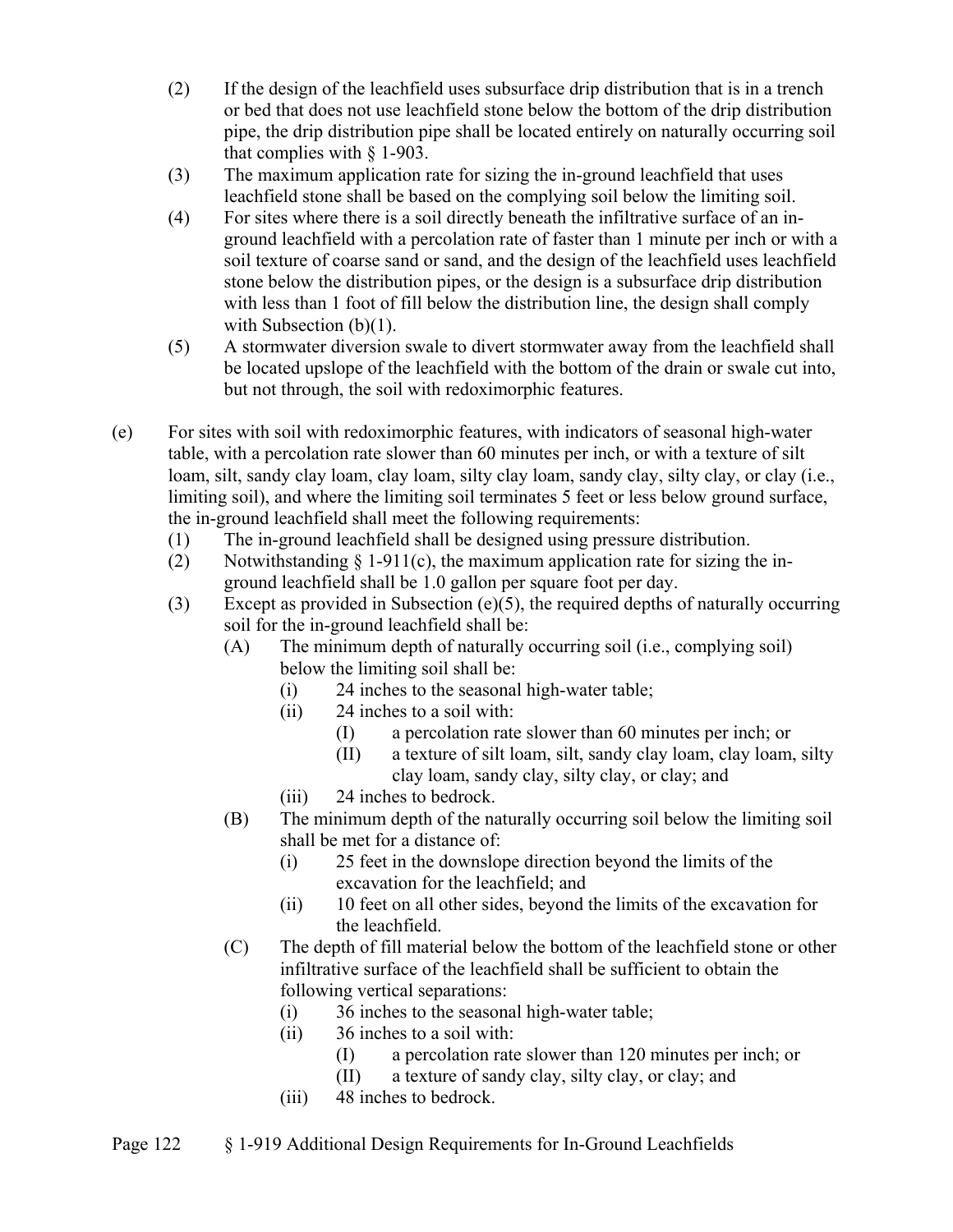(2) If the design of the leachfield uses subsurface drip distribution that is in a trench or bed that does not use leachfield stone below the bottom of the drip distribution pipe, the drip distribution pipe shall be located entirely on naturally occurring soil that complies with § 1-903.

(3) The maximum application rate for sizing the in-ground leachfield that uses leachfield stone shall be based on the complying soil below the limiting soil.

(4) For sites where there is a soil directly beneath the infiltrative surface of an in-ground leachfield with a percolation rate of faster than 1 minute per inch or with a soil texture of coarse sand or sand, and the design of the leachfield uses leachfield stone below the distribution pipes, or the design is a subsurface drip distribution with less than 1 foot of fill below the distribution line, the design shall comply with Subsection (b)(1).

(5) A stormwater diversion swale to divert stormwater away from the leachfield shall be located upslope of the leachfield with the bottom of the drain or swale cut into, but not through, the soil with redoximorphic features.

(e) For sites with soil with redoximorphic features, with indicators of seasonal high-water table, with a percolation rate slower than 60 minutes per inch, or with a texture of silt loam, silt, sandy clay loam, clay loam, silty clay loam, sandy clay, silty clay, or clay (i.e., limiting soil), and where the limiting soil terminates 5 feet or less below ground surface, the in-ground leachfield shall meet the following requirements:

(1) The in-ground leachfield shall be designed using pressure distribution.

(2) Notwithstanding § 1-911(c), the maximum application rate for sizing the in-ground leachfield shall be 1.0 gallon per square foot per day.

(3) Except as provided in Subsection (e)(5), the required depths of naturally occurring soil for the in-ground leachfield shall be:

(A) The minimum depth of naturally occurring soil (i.e., complying soil) below the limiting soil shall be:

(i) 24 inches to the seasonal high-water table;

(ii) 24 inches to a soil with:

(I) a percolation rate slower than 60 minutes per inch; or

(II) a texture of silt loam, silt, sandy clay loam, clay loam, silty clay loam, sandy clay, silty clay, or clay; and

(iii) 24 inches to bedrock.

(B) The minimum depth of the naturally occurring soil below the limiting soil shall be met for a distance of:

(i) 25 feet in the downslope direction beyond the limits of the excavation for the leachfield; and

(ii) 10 feet on all other sides, beyond the limits of the excavation for the leachfield.

(C) The depth of fill material below the bottom of the leachfield stone or other infiltrative surface of the leachfield shall be sufficient to obtain the following vertical separations:

(i) 36 inches to the seasonal high-water table;

(ii) 36 inches to a soil with:

(I) a percolation rate slower than 120 minutes per inch; or

(II) a texture of sandy clay, silty clay, or clay; and

(iii) 48 inches to bedrock.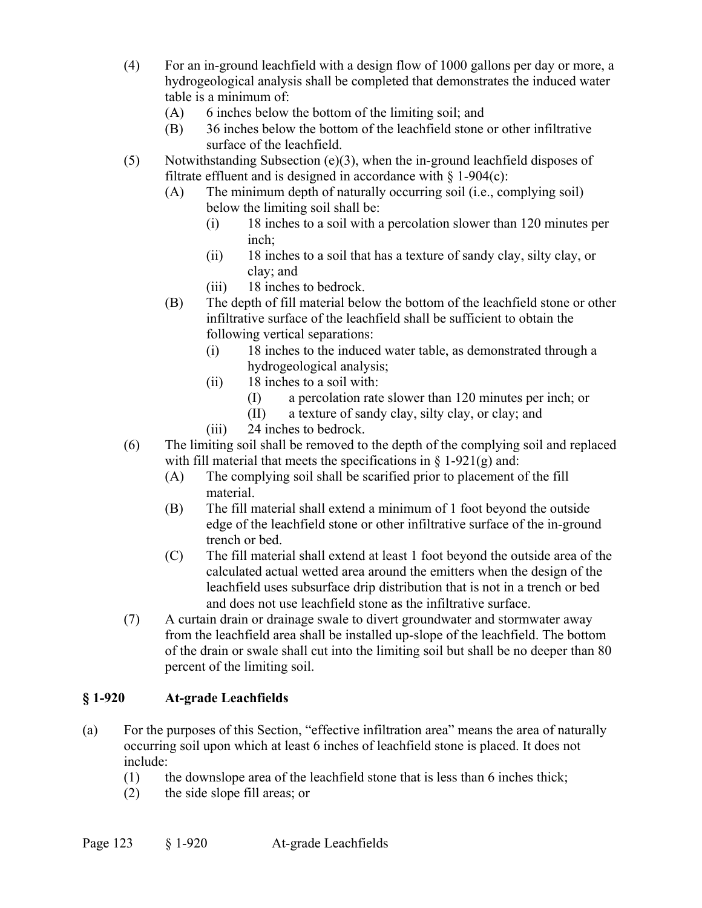(4) For an in-ground leachfield with a design flow of 1000 gallons per day or more, a hydrogeological analysis shall be completed that demonstrates the induced water table is a minimum of:
  (A) 6 inches below the bottom of the limiting soil; and
  (B) 36 inches below the bottom of the leachfield stone or other infiltrative surface of the leachfield.

(5) Notwithstanding Subsection (e)(3), when the in-ground leachfield disposes of filtrate effluent and is designed in accordance with § 1-904(c):
  (A) The minimum depth of naturally occurring soil (i.e., complying soil) below the limiting soil shall be:
    (i) 18 inches to a soil with a percolation slower than 120 minutes per inch;
    (ii) 18 inches to a soil that has a texture of sandy clay, silty clay, or clay; and
    (iii) 18 inches to bedrock.
  (B) The depth of fill material below the bottom of the leachfield stone or other infiltrative surface of the leachfield shall be sufficient to obtain the following vertical separations:
    (i) 18 inches to the induced water table, as demonstrated through a hydrogeological analysis;
    (ii) 18 inches to a soil with:
      (I) a percolation rate slower than 120 minutes per inch; or
      (II) a texture of sandy clay, silty clay, or clay; and
    (iii) 24 inches to bedrock.

(6) The limiting soil shall be removed to the depth of the complying soil and replaced with fill material that meets the specifications in § 1-921(g) and:
  (A) The complying soil shall be scarified prior to placement of the fill material.
  (B) The fill material shall extend a minimum of 1 foot beyond the outside edge of the leachfield stone or other infiltrative surface of the in-ground trench or bed.
  (C) The fill material shall extend at least 1 foot beyond the outside area of the calculated actual wetted area around the emitters when the design of the leachfield uses subsurface drip distribution that is not in a trench or bed and does not use leachfield stone as the infiltrative surface.

(7) A curtain drain or drainage swale to divert groundwater and stormwater away from the leachfield area shall be installed up-slope of the leachfield. The bottom of the drain or swale shall cut into the limiting soil but shall be no deeper than 80 percent of the limiting soil.

## § 1-920 At-grade Leachfields

(a) For the purposes of this Section, "effective infiltration area" means the area of naturally occurring soil upon which at least 6 inches of leachfield stone is placed. It does not include:
  (1) the downslope area of the leachfield stone that is less than 6 inches thick;
  (2) the side slope fill areas; or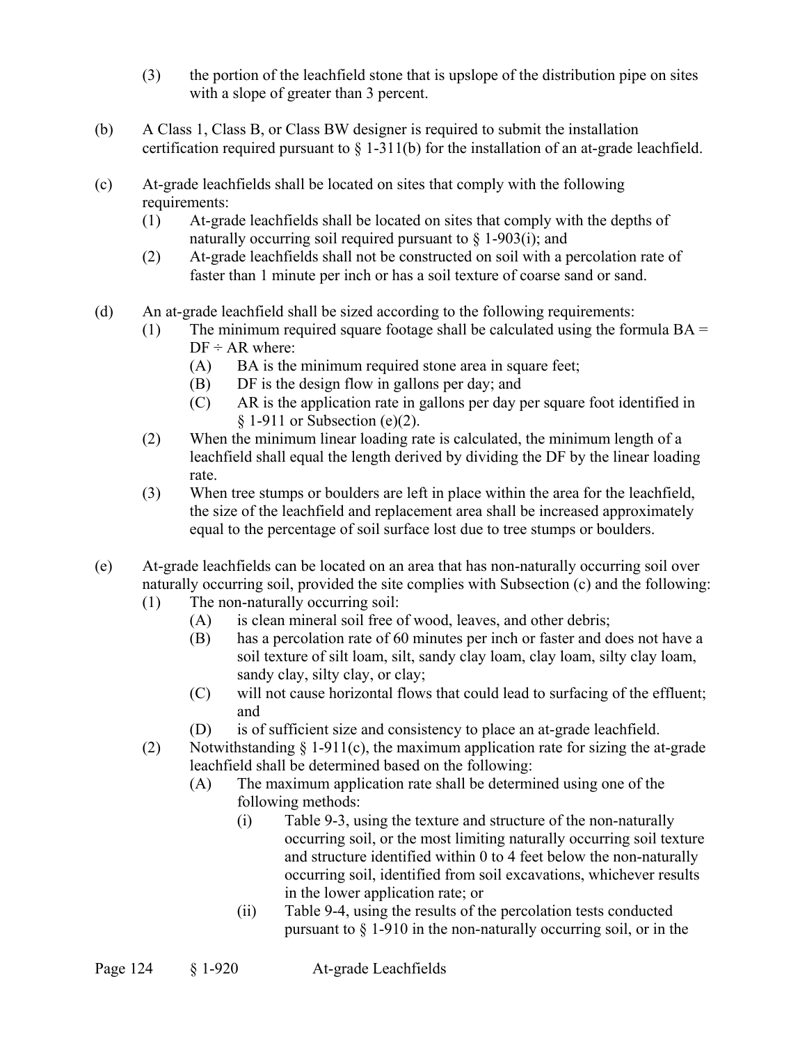(3) the portion of the leachfield stone that is upslope of the distribution pipe on sites with a slope of greater than 3 percent.

(b) A Class 1, Class B, or Class BW designer is required to submit the installation certification required pursuant to § 1-311(b) for the installation of an at-grade leachfield.

(c) At-grade leachfields shall be located on sites that comply with the following requirements:
  - (1) At-grade leachfields shall be located on sites that comply with the depths of naturally occurring soil required pursuant to § 1-903(i); and
  - (2) At-grade leachfields shall not be constructed on soil with a percolation rate of faster than 1 minute per inch or has a soil texture of coarse sand or sand.

(d) An at-grade leachfield shall be sized according to the following requirements:
  - (1) The minimum required square footage shall be calculated using the formula $BA = DF \div AR$ where:
    - (A) BA is the minimum required stone area in square feet;
    - (B) DF is the design flow in gallons per day; and
    - (C) AR is the application rate in gallons per day per square foot identified in § 1-911 or Subsection (e)(2).
  - (2) When the minimum linear loading rate is calculated, the minimum length of a leachfield shall equal the length derived by dividing the DF by the linear loading rate.
  - (3) When tree stumps or boulders are left in place within the area for the leachfield, the size of the leachfield and replacement area shall be increased approximately equal to the percentage of soil surface lost due to tree stumps or boulders.

(e) At-grade leachfields can be located on an area that has non-naturally occurring soil over naturally occurring soil, provided the site complies with Subsection (c) and the following:
  - (1) The non-naturally occurring soil:
    - (A) is clean mineral soil free of wood, leaves, and other debris;
    - (B) has a percolation rate of 60 minutes per inch or faster and does not have a soil texture of silt loam, silt, sandy clay loam, clay loam, silty clay loam, sandy clay, silty clay, or clay;
    - (C) will not cause horizontal flows that could lead to surfacing of the effluent; and
    - (D) is of sufficient size and consistency to place an at-grade leachfield.
  - (2) Notwithstanding § 1-911(c), the maximum application rate for sizing the at-grade leachfield shall be determined based on the following:
    - (A) The maximum application rate shall be determined using one of the following methods:
      - (i) Table 9-3, using the texture and structure of the non-naturally occurring soil, or the most limiting naturally occurring soil texture and structure identified within 0 to 4 feet below the non-naturally occurring soil, identified from soil excavations, whichever results in the lower application rate; or
      - (ii) Table 9-4, using the results of the percolation tests conducted pursuant to § 1-910 in the non-naturally occurring soil, or in the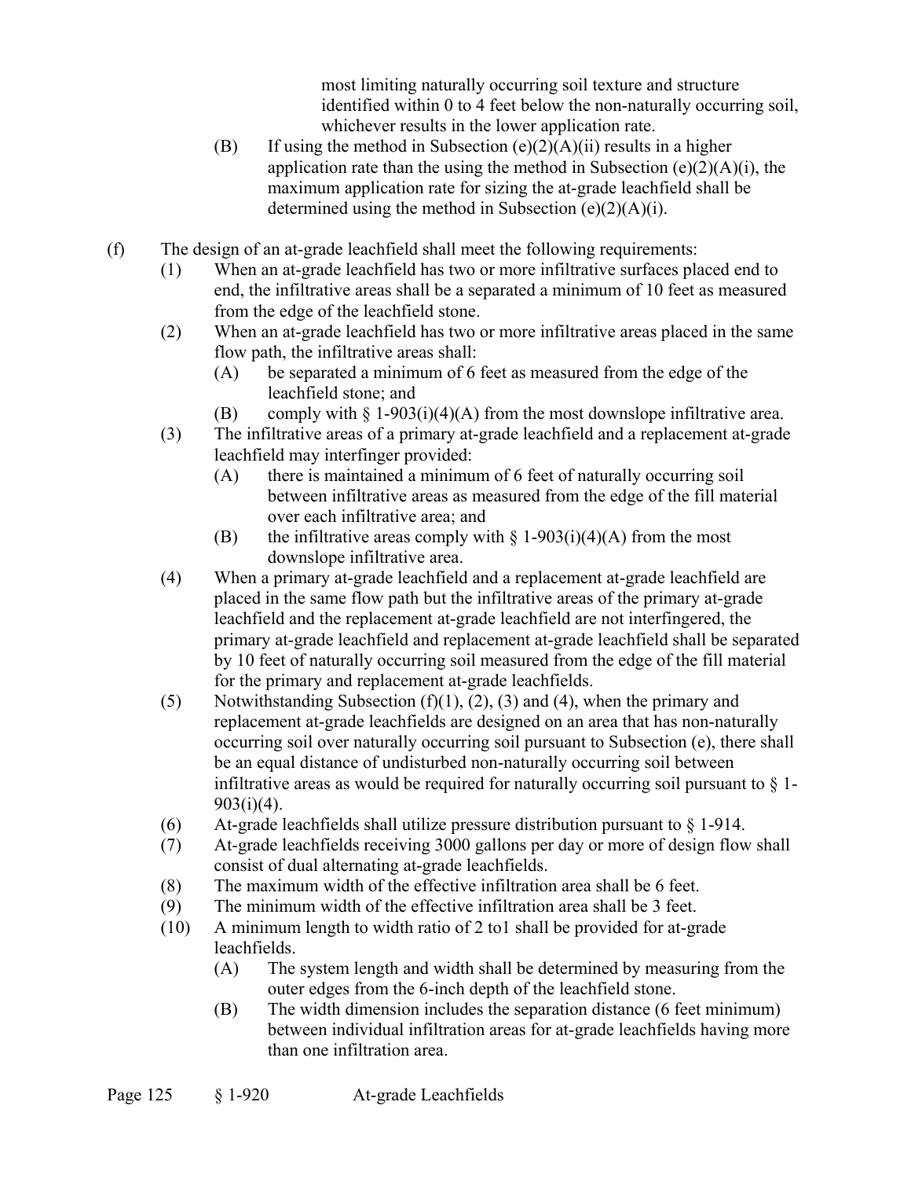most limiting naturally occurring soil texture and structure identified within 0 to 4 feet below the non-naturally occurring soil, whichever results in the lower application rate.

(B) If using the method in Subsection (e)(2)(A)(ii) results in a higher application rate than the using the method in Subsection (e)(2)(A)(i), the maximum application rate for sizing the at-grade leachfield shall be determined using the method in Subsection (e)(2)(A)(i).

(f) The design of an at-grade leachfield shall meet the following requirements:

(1) When an at-grade leachfield has two or more infiltrative surfaces placed end to end, the infiltrative areas shall be a separated a minimum of 10 feet as measured from the edge of the leachfield stone.

(2) When an at-grade leachfield has two or more infiltrative areas placed in the same flow path, the infiltrative areas shall:

(A) be separated a minimum of 6 feet as measured from the edge of the leachfield stone; and

(B) comply with § 1-903(i)(4)(A) from the most downslope infiltrative area.

(3) The infiltrative areas of a primary at-grade leachfield and a replacement at-grade leachfield may interfinger provided:

(A) there is maintained a minimum of 6 feet of naturally occurring soil between infiltrative areas as measured from the edge of the fill material over each infiltrative area; and

(B) the infiltrative areas comply with § 1-903(i)(4)(A) from the most downslope infiltrative area.

(4) When a primary at-grade leachfield and a replacement at-grade leachfield are placed in the same flow path but the infiltrative areas of the primary at-grade leachfield and the replacement at-grade leachfield are not interfingered, the primary at-grade leachfield and replacement at-grade leachfield shall be separated by 10 feet of naturally occurring soil measured from the edge of the fill material for the primary and replacement at-grade leachfields.

(5) Notwithstanding Subsection (f)(1), (2), (3) and (4), when the primary and replacement at-grade leachfields are designed on an area that has non-naturally occurring soil over naturally occurring soil pursuant to Subsection (e), there shall be an equal distance of undisturbed non-naturally occurring soil between infiltrative areas as would be required for naturally occurring soil pursuant to § 1-903(i)(4).

(6) At-grade leachfields shall utilize pressure distribution pursuant to § 1-914.

(7) At-grade leachfields receiving 3000 gallons per day or more of design flow shall consist of dual alternating at-grade leachfields.

(8) The maximum width of the effective infiltration area shall be 6 feet.

(9) The minimum width of the effective infiltration area shall be 3 feet.

(10) A minimum length to width ratio of 2 to1 shall be provided for at-grade leachfields.

(A) The system length and width shall be determined by measuring from the outer edges from the 6-inch depth of the leachfield stone.

(B) The width dimension includes the separation distance (6 feet minimum) between individual infiltration areas for at-grade leachfields having more than one infiltration area.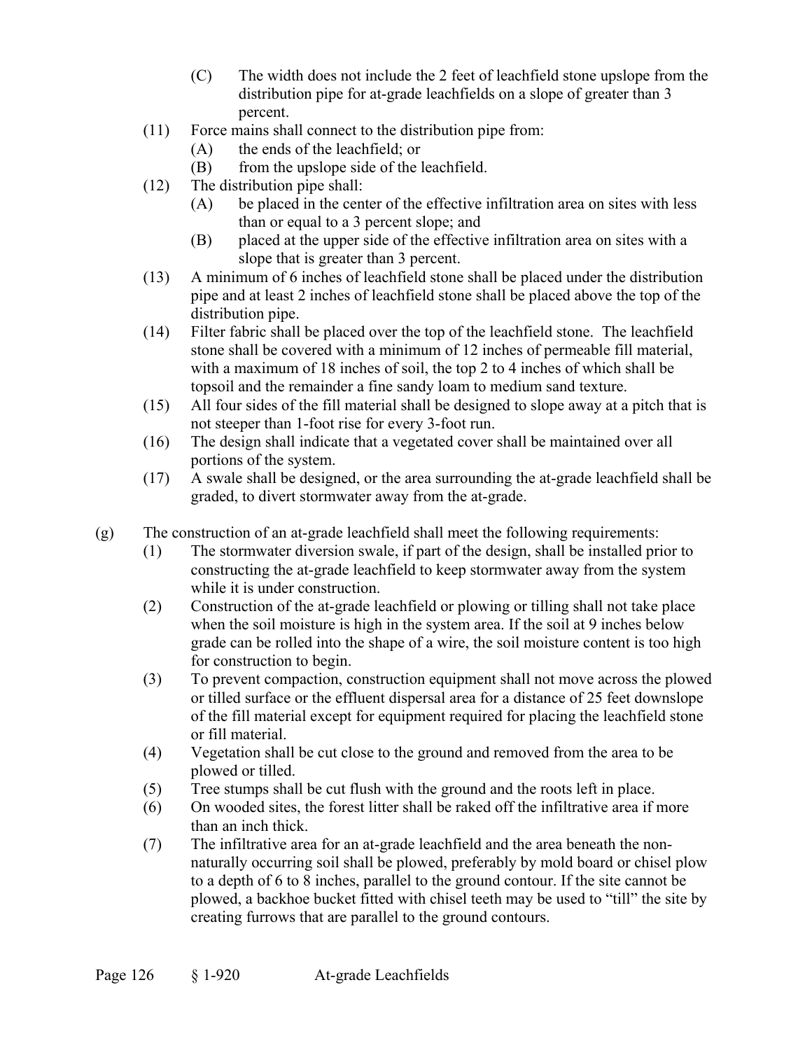(C) The width does not include the 2 feet of leachfield stone upslope from the distribution pipe for at-grade leachfields on a slope of greater than 3 percent.

(11) Force mains shall connect to the distribution pipe from:
   (A) the ends of the leachfield; or
   (B) from the upslope side of the leachfield.

(12) The distribution pipe shall:
   (A) be placed in the center of the effective infiltration area on sites with less than or equal to a 3 percent slope; and
   (B) placed at the upper side of the effective infiltration area on sites with a slope that is greater than 3 percent.

(13) A minimum of 6 inches of leachfield stone shall be placed under the distribution pipe and at least 2 inches of leachfield stone shall be placed above the top of the distribution pipe.

(14) Filter fabric shall be placed over the top of the leachfield stone. The leachfield stone shall be covered with a minimum of 12 inches of permeable fill material, with a maximum of 18 inches of soil, the top 2 to 4 inches of which shall be topsoil and the remainder a fine sandy loam to medium sand texture.

(15) All four sides of the fill material shall be designed to slope away at a pitch that is not steeper than 1-foot rise for every 3-foot run.

(16) The design shall indicate that a vegetated cover shall be maintained over all portions of the system.

(17) A swale shall be designed, or the area surrounding the at-grade leachfield shall be graded, to divert stormwater away from the at-grade.

(g) The construction of an at-grade leachfield shall meet the following requirements:

(1) The stormwater diversion swale, if part of the design, shall be installed prior to constructing the at-grade leachfield to keep stormwater away from the system while it is under construction.

(2) Construction of the at-grade leachfield or plowing or tilling shall not take place when the soil moisture is high in the system area. If the soil at 9 inches below grade can be rolled into the shape of a wire, the soil moisture content is too high for construction to begin.

(3) To prevent compaction, construction equipment shall not move across the plowed or tilled surface or the effluent dispersal area for a distance of 25 feet downslope of the fill material except for equipment required for placing the leachfield stone or fill material.

(4) Vegetation shall be cut close to the ground and removed from the area to be plowed or tilled.

(5) Tree stumps shall be cut flush with the ground and the roots left in place.

(6) On wooded sites, the forest litter shall be raked off the infiltrative area if more than an inch thick.

(7) The infiltrative area for an at-grade leachfield and the area beneath the non-naturally occurring soil shall be plowed, preferably by mold board or chisel plow to a depth of 6 to 8 inches, parallel to the ground contour. If the site cannot be plowed, a backhoe bucket fitted with chisel teeth may be used to "till" the site by creating furrows that are parallel to the ground contours.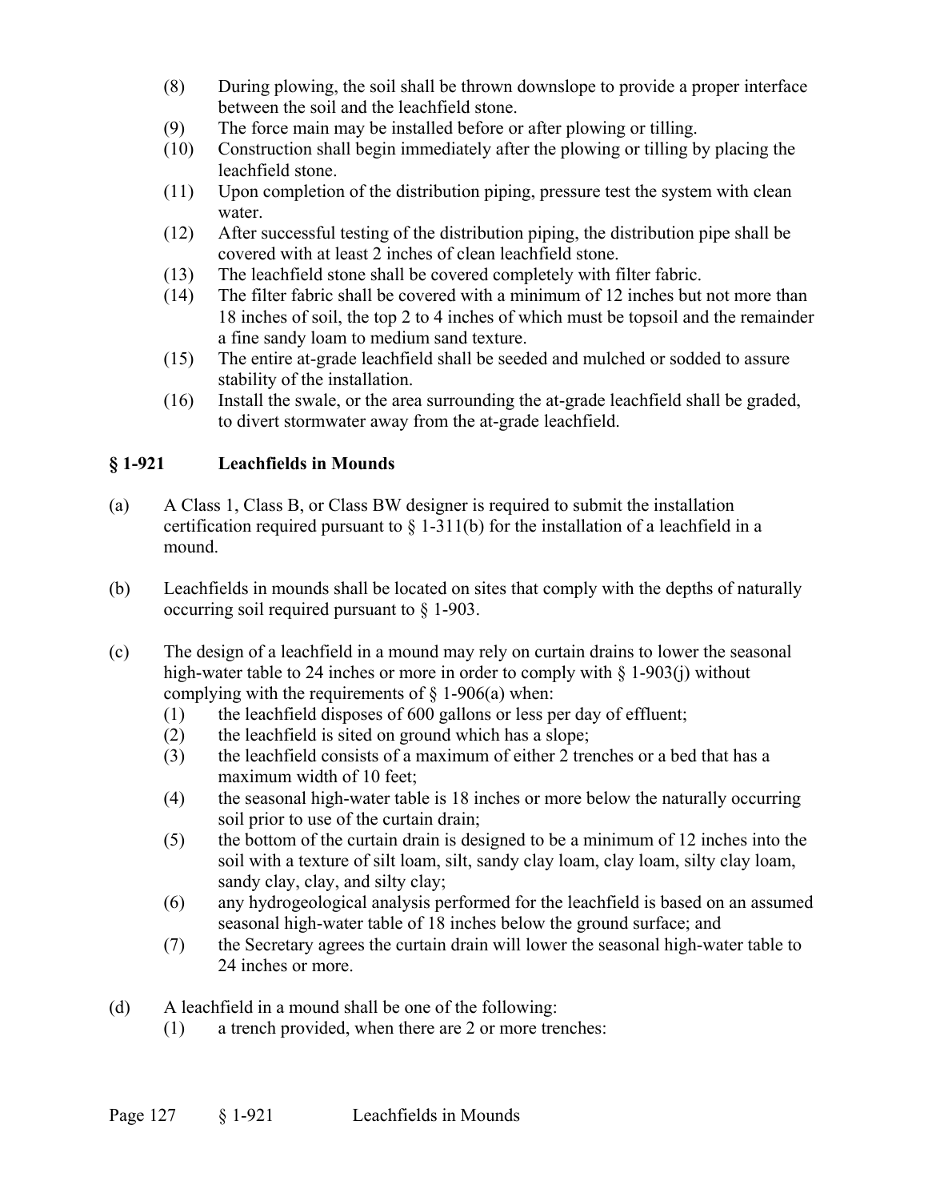(8) During plowing, the soil shall be thrown downslope to provide a proper interface between the soil and the leachfield stone.

(9) The force main may be installed before or after plowing or tilling.

(10) Construction shall begin immediately after the plowing or tilling by placing the leachfield stone.

(11) Upon completion of the distribution piping, pressure test the system with clean water.

(12) After successful testing of the distribution piping, the distribution pipe shall be covered with at least 2 inches of clean leachfield stone.

(13) The leachfield stone shall be covered completely with filter fabric.

(14) The filter fabric shall be covered with a minimum of 12 inches but not more than 18 inches of soil, the top 2 to 4 inches of which must be topsoil and the remainder a fine sandy loam to medium sand texture.

(15) The entire at-grade leachfield shall be seeded and mulched or sodded to assure stability of the installation.

(16) Install the swale, or the area surrounding the at-grade leachfield shall be graded, to divert stormwater away from the at-grade leachfield.

## § 1-921 Leachfields in Mounds

(a) A Class 1, Class B, or Class BW designer is required to submit the installation certification required pursuant to § 1-311(b) for the installation of a leachfield in a mound.

(b) Leachfields in mounds shall be located on sites that comply with the depths of naturally occurring soil required pursuant to § 1-903.

(c) The design of a leachfield in a mound may rely on curtain drains to lower the seasonal high-water table to 24 inches or more in order to comply with § 1-903(j) without complying with the requirements of § 1-906(a) when:

(1) the leachfield disposes of 600 gallons or less per day of effluent;

(2) the leachfield is sited on ground which has a slope;

(3) the leachfield consists of a maximum of either 2 trenches or a bed that has a maximum width of 10 feet;

(4) the seasonal high-water table is 18 inches or more below the naturally occurring soil prior to use of the curtain drain;

(5) the bottom of the curtain drain is designed to be a minimum of 12 inches into the soil with a texture of silt loam, silt, sandy clay loam, clay loam, silty clay loam, sandy clay, clay, and silty clay;

(6) any hydrogeological analysis performed for the leachfield is based on an assumed seasonal high-water table of 18 inches below the ground surface; and

(7) the Secretary agrees the curtain drain will lower the seasonal high-water table to 24 inches or more.

(d) A leachfield in a mound shall be one of the following:

(1) a trench provided, when there are 2 or more trenches: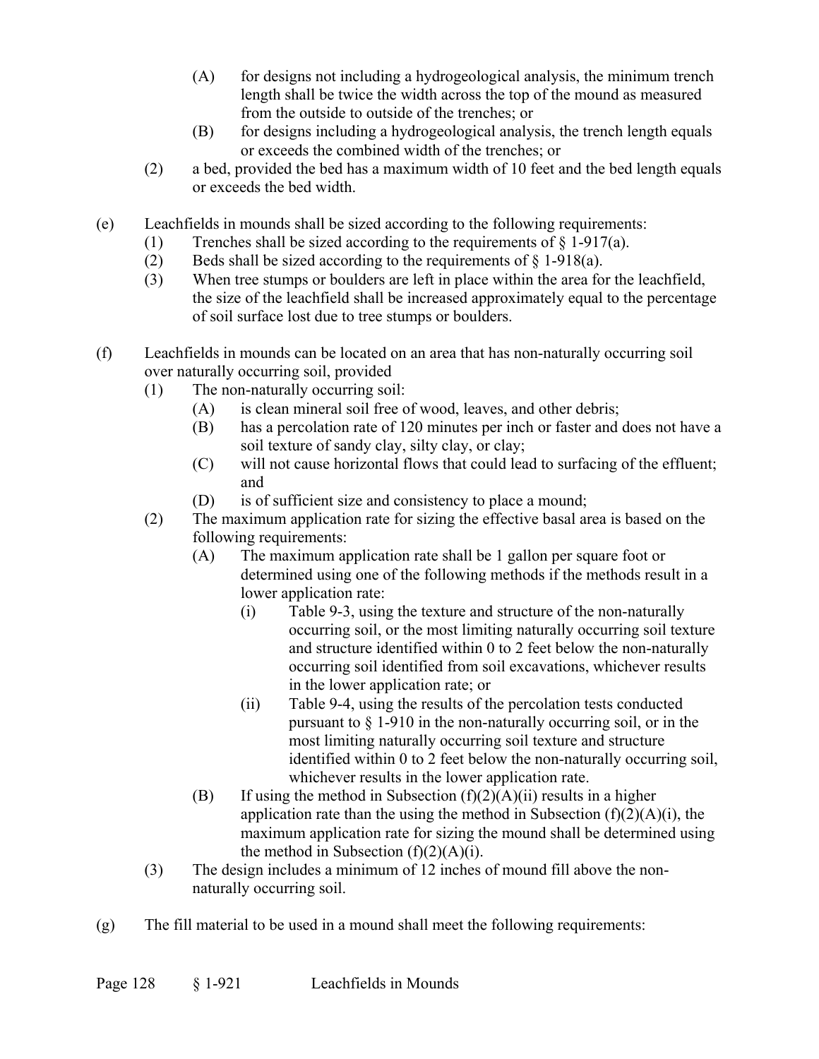(A) for designs not including a hydrogeological analysis, the minimum trench length shall be twice the width across the top of the mound as measured from the outside to outside of the trenches; or

(B) for designs including a hydrogeological analysis, the trench length equals or exceeds the combined width of the trenches; or

(2) a bed, provided the bed has a maximum width of 10 feet and the bed length equals or exceeds the bed width.

(e) Leachfields in mounds shall be sized according to the following requirements:

(1) Trenches shall be sized according to the requirements of § 1-917(a).

(2) Beds shall be sized according to the requirements of § 1-918(a).

(3) When tree stumps or boulders are left in place within the area for the leachfield, the size of the leachfield shall be increased approximately equal to the percentage of soil surface lost due to tree stumps or boulders.

(f) Leachfields in mounds can be located on an area that has non-naturally occurring soil over naturally occurring soil, provided

(1) The non-naturally occurring soil:

(A) is clean mineral soil free of wood, leaves, and other debris;

(B) has a percolation rate of 120 minutes per inch or faster and does not have a soil texture of sandy clay, silty clay, or clay;

(C) will not cause horizontal flows that could lead to surfacing of the effluent; and

(D) is of sufficient size and consistency to place a mound;

(2) The maximum application rate for sizing the effective basal area is based on the following requirements:

(A) The maximum application rate shall be 1 gallon per square foot or determined using one of the following methods if the methods result in a lower application rate:

(i) Table 9-3, using the texture and structure of the non-naturally occurring soil, or the most limiting naturally occurring soil texture and structure identified within 0 to 2 feet below the non-naturally occurring soil identified from soil excavations, whichever results in the lower application rate; or

(ii) Table 9-4, using the results of the percolation tests conducted pursuant to § 1-910 in the non-naturally occurring soil, or in the most limiting naturally occurring soil texture and structure identified within 0 to 2 feet below the non-naturally occurring soil, whichever results in the lower application rate.

(B) If using the method in Subsection (f)(2)(A)(ii) results in a higher application rate than the using the method in Subsection (f)(2)(A)(i), the maximum application rate for sizing the mound shall be determined using the method in Subsection (f)(2)(A)(i).

(3) The design includes a minimum of 12 inches of mound fill above the non-naturally occurring soil.

(g) The fill material to be used in a mound shall meet the following requirements: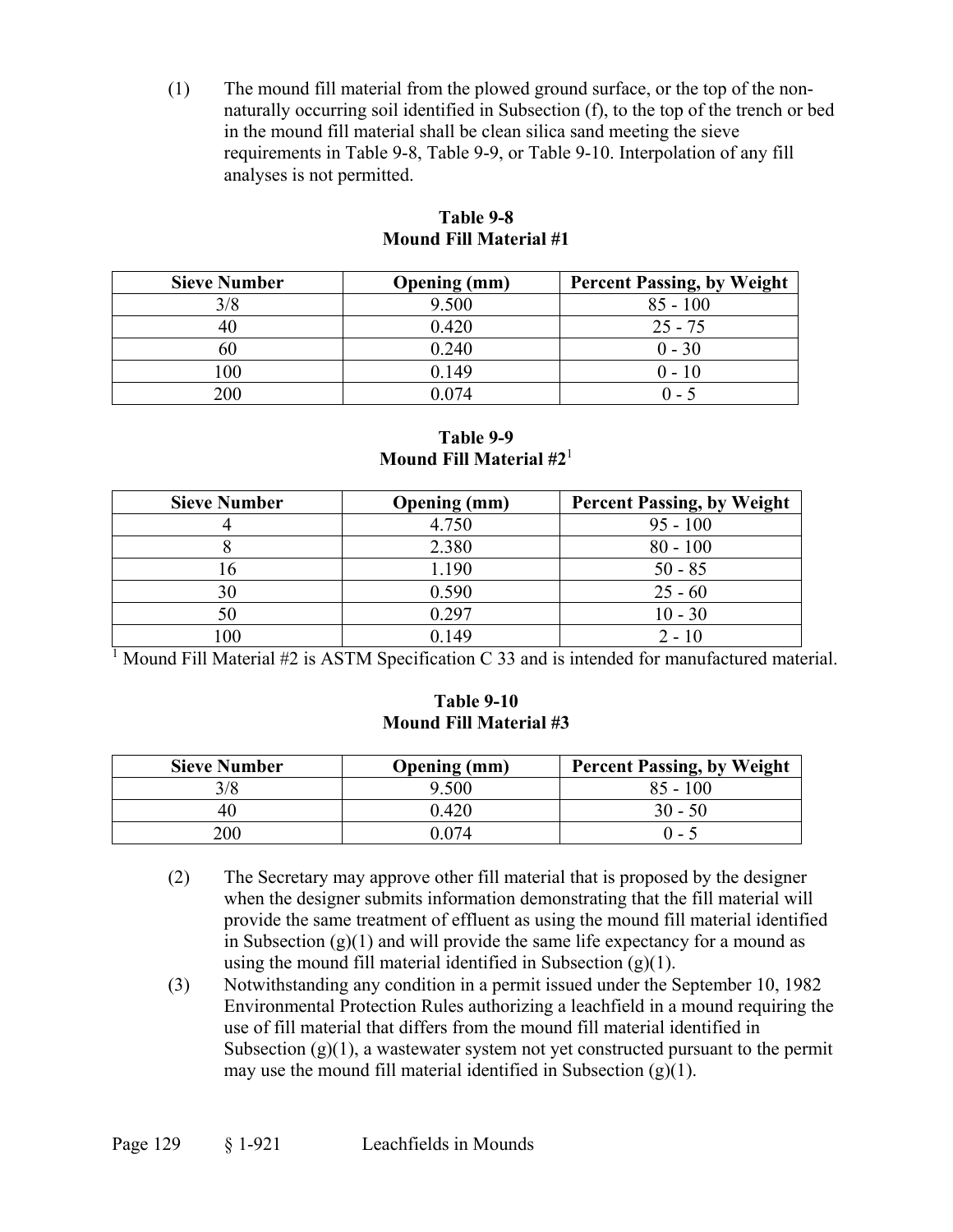(1) The mound fill material from the plowed ground surface, or the top of the non-naturally occurring soil identified in Subsection (f), to the top of the trench or bed in the mound fill material shall be clean silica sand meeting the sieve requirements in Table 9-8, Table 9-9, or Table 9-10. Interpolation of any fill analyses is not permitted.

**Table 9-8**
**Mound Fill Material #1**

| Sieve Number | Opening (mm) | Percent Passing, by Weight |
|---|---|---|
| 3/8 | 9.500 | 85 - 100 |
| 40 | 0.420 | 25 - 75 |
| 60 | 0.240 | 0 - 30 |
| 100 | 0.149 | 0 - 10 |
| 200 | 0.074 | 0 - 5 |

**Table 9-9**
**Mound Fill Material #2**[1]

| Sieve Number | Opening (mm) | Percent Passing, by Weight |
|---|---|---|
| 4 | 4.750 | 95 - 100 |
| 8 | 2.380 | 80 - 100 |
| 16 | 1.190 | 50 - 85 |
| 30 | 0.590 | 25 - 60 |
| 50 | 0.297 | 10 - 30 |
| 100 | 0.149 | 2 - 10 |

[1] Mound Fill Material #2 is ASTM Specification C 33 and is intended for manufactured material.

**Table 9-10**
**Mound Fill Material #3**

| Sieve Number | Opening (mm) | Percent Passing, by Weight |
|---|---|---|
| 3/8 | 9.500 | 85 - 100 |
| 40 | 0.420 | 30 - 50 |
| 200 | 0.074 | 0 - 5 |

(2) The Secretary may approve other fill material that is proposed by the designer when the designer submits information demonstrating that the fill material will provide the same treatment of effluent as using the mound fill material identified in Subsection (g)(1) and will provide the same life expectancy for a mound as using the mound fill material identified in Subsection (g)(1).

(3) Notwithstanding any condition in a permit issued under the September 10, 1982 Environmental Protection Rules authorizing a leachfield in a mound requiring the use of fill material that differs from the mound fill material identified in Subsection (g)(1), a wastewater system not yet constructed pursuant to the permit may use the mound fill material identified in Subsection (g)(1).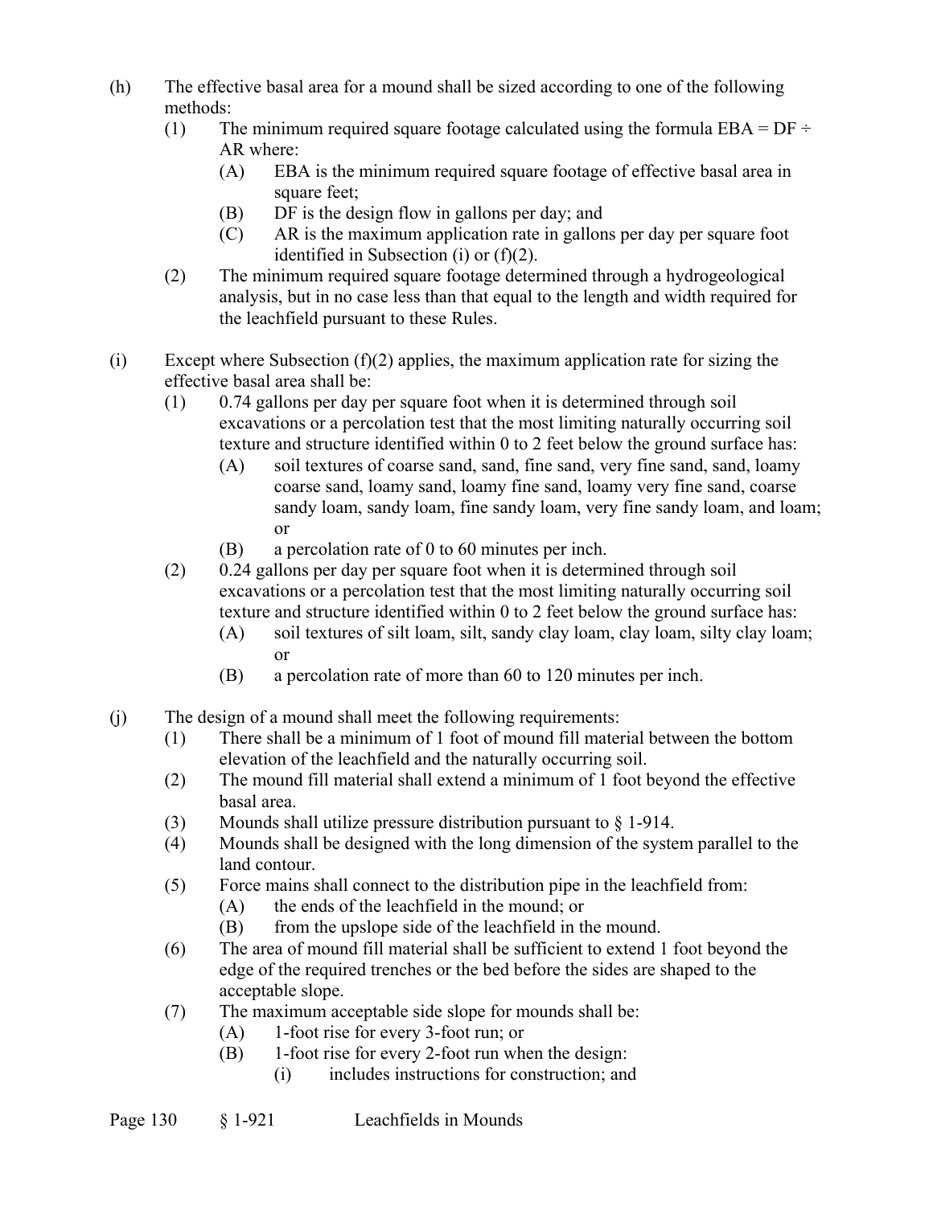(h) The effective basal area for a mound shall be sized according to one of the following methods:
  (1) The minimum required square footage calculated using the formula EBA = DF ÷ AR where:
    (A) EBA is the minimum required square footage of effective basal area in square feet;
    (B) DF is the design flow in gallons per day; and
    (C) AR is the maximum application rate in gallons per day per square foot identified in Subsection (i) or (f)(2).
  (2) The minimum required square footage determined through a hydrogeological analysis, but in no case less than that equal to the length and width required for the leachfield pursuant to these Rules.

(i) Except where Subsection (f)(2) applies, the maximum application rate for sizing the effective basal area shall be:
  (1) 0.74 gallons per day per square foot when it is determined through soil excavations or a percolation test that the most limiting naturally occurring soil texture and structure identified within 0 to 2 feet below the ground surface has:
    (A) soil textures of coarse sand, sand, fine sand, very fine sand, sand, loamy coarse sand, loamy sand, loamy fine sand, loamy very fine sand, coarse sandy loam, sandy loam, fine sandy loam, very fine sandy loam, and loam; or
    (B) a percolation rate of 0 to 60 minutes per inch.
  (2) 0.24 gallons per day per square foot when it is determined through soil excavations or a percolation test that the most limiting naturally occurring soil texture and structure identified within 0 to 2 feet below the ground surface has:
    (A) soil textures of silt loam, silt, sandy clay loam, clay loam, silty clay loam; or
    (B) a percolation rate of more than 60 to 120 minutes per inch.

(j) The design of a mound shall meet the following requirements:
  (1) There shall be a minimum of 1 foot of mound fill material between the bottom elevation of the leachfield and the naturally occurring soil.
  (2) The mound fill material shall extend a minimum of 1 foot beyond the effective basal area.
  (3) Mounds shall utilize pressure distribution pursuant to § 1-914.
  (4) Mounds shall be designed with the long dimension of the system parallel to the land contour.
  (5) Force mains shall connect to the distribution pipe in the leachfield from:
    (A) the ends of the leachfield in the mound; or
    (B) from the upslope side of the leachfield in the mound.
  (6) The area of mound fill material shall be sufficient to extend 1 foot beyond the edge of the required trenches or the bed before the sides are shaped to the acceptable slope.
  (7) The maximum acceptable side slope for mounds shall be:
    (A) 1-foot rise for every 3-foot run; or
    (B) 1-foot rise for every 2-foot run when the design:
      (i) includes instructions for construction; and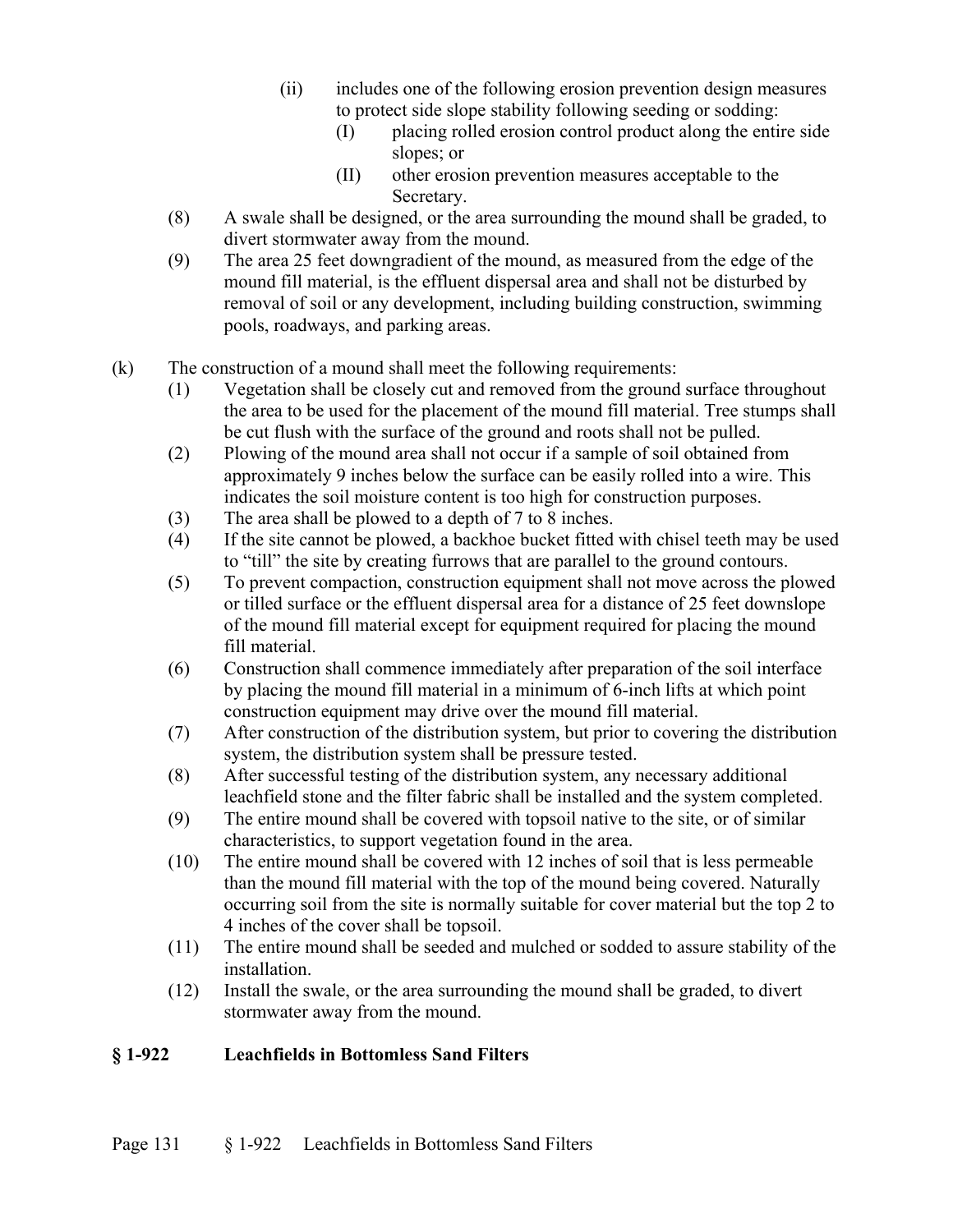(ii) includes one of the following erosion prevention design measures to protect side slope stability following seeding or sodding:
   (I) placing rolled erosion control product along the entire side slopes; or
   (II) other erosion prevention measures acceptable to the Secretary.

(8) A swale shall be designed, or the area surrounding the mound shall be graded, to divert stormwater away from the mound.

(9) The area 25 feet downgradient of the mound, as measured from the edge of the mound fill material, is the effluent dispersal area and shall not be disturbed by removal of soil or any development, including building construction, swimming pools, roadways, and parking areas.

(k) The construction of a mound shall meet the following requirements:

(1) Vegetation shall be closely cut and removed from the ground surface throughout the area to be used for the placement of the mound fill material. Tree stumps shall be cut flush with the surface of the ground and roots shall not be pulled.

(2) Plowing of the mound area shall not occur if a sample of soil obtained from approximately 9 inches below the surface can be easily rolled into a wire. This indicates the soil moisture content is too high for construction purposes.

(3) The area shall be plowed to a depth of 7 to 8 inches.

(4) If the site cannot be plowed, a backhoe bucket fitted with chisel teeth may be used to "till" the site by creating furrows that are parallel to the ground contours.

(5) To prevent compaction, construction equipment shall not move across the plowed or tilled surface or the effluent dispersal area for a distance of 25 feet downslope of the mound fill material except for equipment required for placing the mound fill material.

(6) Construction shall commence immediately after preparation of the soil interface by placing the mound fill material in a minimum of 6-inch lifts at which point construction equipment may drive over the mound fill material.

(7) After construction of the distribution system, but prior to covering the distribution system, the distribution system shall be pressure tested.

(8) After successful testing of the distribution system, any necessary additional leachfield stone and the filter fabric shall be installed and the system completed.

(9) The entire mound shall be covered with topsoil native to the site, or of similar characteristics, to support vegetation found in the area.

(10) The entire mound shall be covered with 12 inches of soil that is less permeable than the mound fill material with the top of the mound being covered. Naturally occurring soil from the site is normally suitable for cover material but the top 2 to 4 inches of the cover shall be topsoil.

(11) The entire mound shall be seeded and mulched or sodded to assure stability of the installation.

(12) Install the swale, or the area surrounding the mound shall be graded, to divert stormwater away from the mound.

## § 1-922 Leachfields in Bottomless Sand Filters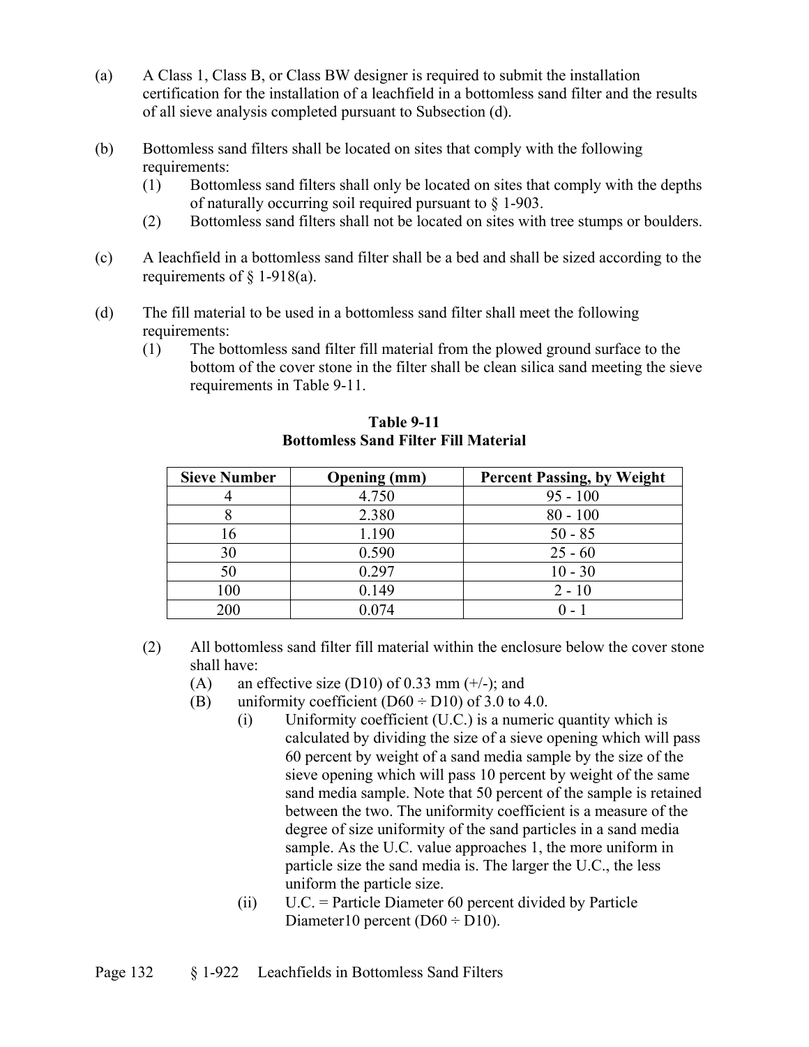(a) A Class 1, Class B, or Class BW designer is required to submit the installation certification for the installation of a leachfield in a bottomless sand filter and the results of all sieve analysis completed pursuant to Subsection (d).

(b) Bottomless sand filters shall be located on sites that comply with the following requirements:
   (1) Bottomless sand filters shall only be located on sites that comply with the depths of naturally occurring soil required pursuant to § 1-903.
   (2) Bottomless sand filters shall not be located on sites with tree stumps or boulders.

(c) A leachfield in a bottomless sand filter shall be a bed and shall be sized according to the requirements of § 1-918(a).

(d) The fill material to be used in a bottomless sand filter shall meet the following requirements:
   (1) The bottomless sand filter fill material from the plowed ground surface to the bottom of the cover stone in the filter shall be clean silica sand meeting the sieve requirements in Table 9-11.

**Table 9-11**
**Bottomless Sand Filter Fill Material**

| Sieve Number | Opening (mm) | Percent Passing, by Weight |
|---|---|---|
| 4 | 4.750 | 95 - 100 |
| 8 | 2.380 | 80 - 100 |
| 16 | 1.190 | 50 - 85 |
| 30 | 0.590 | 25 - 60 |
| 50 | 0.297 | 10 - 30 |
| 100 | 0.149 | 2 - 10 |
| 200 | 0.074 | 0 - 1 |

   (2) All bottomless sand filter fill material within the enclosure below the cover stone shall have:
      (A) an effective size (D10) of 0.33 mm (+/-); and
      (B) uniformity coefficient (D60 ÷ D10) of 3.0 to 4.0.
         (i) Uniformity coefficient (U.C.) is a numeric quantity which is calculated by dividing the size of a sieve opening which will pass 60 percent by weight of a sand media sample by the size of the sieve opening which will pass 10 percent by weight of the same sand media sample. Note that 50 percent of the sample is retained between the two. The uniformity coefficient is a measure of the degree of size uniformity of the sand particles in a sand media sample. As the U.C. value approaches 1, the more uniform in particle size the sand media is. The larger the U.C., the less uniform the particle size.
         (ii) U.C. = Particle Diameter 60 percent divided by Particle Diameter10 percent (D60 ÷ D10).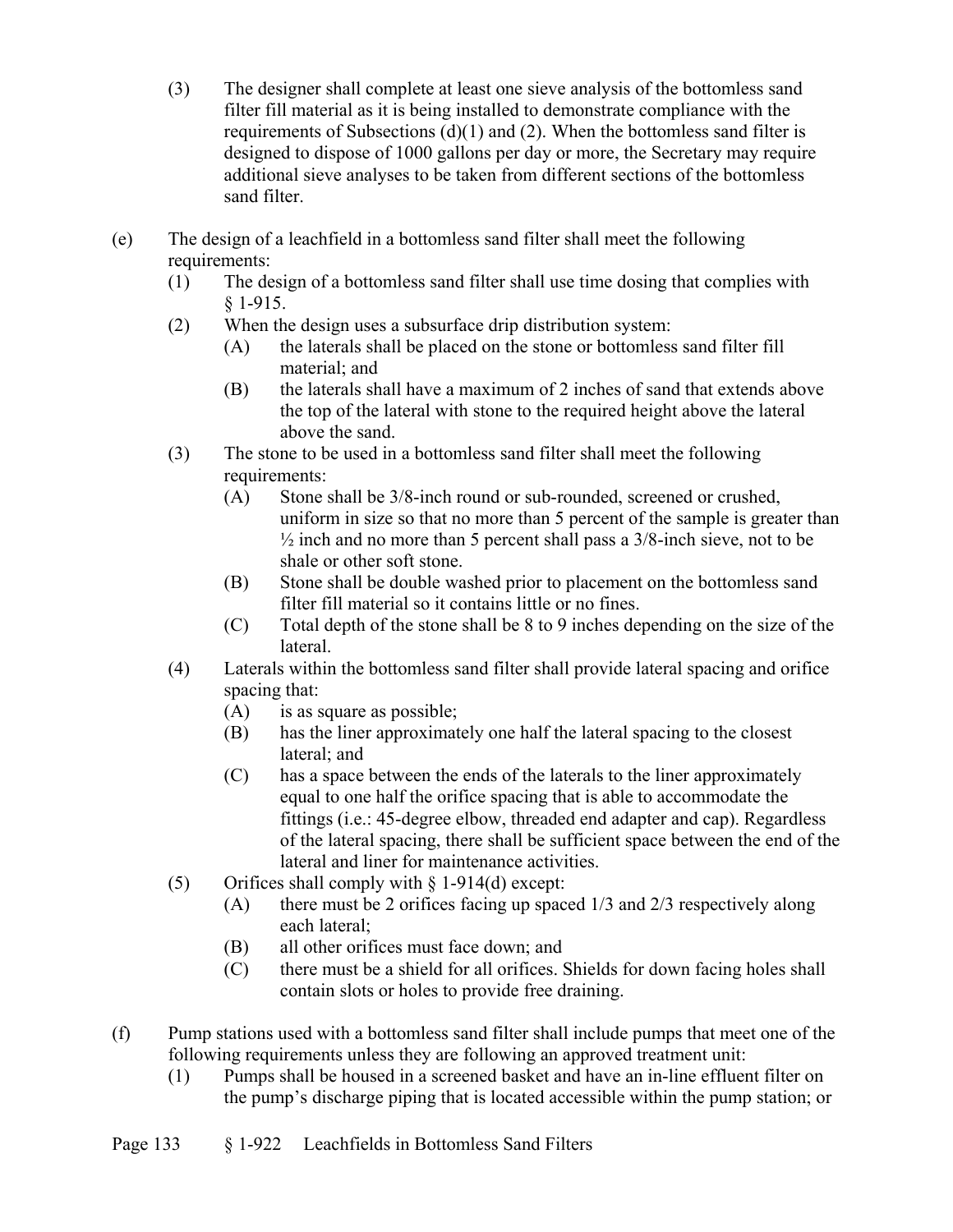(3) The designer shall complete at least one sieve analysis of the bottomless sand filter fill material as it is being installed to demonstrate compliance with the requirements of Subsections (d)(1) and (2). When the bottomless sand filter is designed to dispose of 1000 gallons per day or more, the Secretary may require additional sieve analyses to be taken from different sections of the bottomless sand filter.

(e) The design of a leachfield in a bottomless sand filter shall meet the following requirements:

(1) The design of a bottomless sand filter shall use time dosing that complies with § 1-915.

(2) When the design uses a subsurface drip distribution system:

(A) the laterals shall be placed on the stone or bottomless sand filter fill material; and

(B) the laterals shall have a maximum of 2 inches of sand that extends above the top of the lateral with stone to the required height above the lateral above the sand.

(3) The stone to be used in a bottomless sand filter shall meet the following requirements:

(A) Stone shall be 3/8-inch round or sub-rounded, screened or crushed, uniform in size so that no more than 5 percent of the sample is greater than ½ inch and no more than 5 percent shall pass a 3/8-inch sieve, not to be shale or other soft stone.

(B) Stone shall be double washed prior to placement on the bottomless sand filter fill material so it contains little or no fines.

(C) Total depth of the stone shall be 8 to 9 inches depending on the size of the lateral.

(4) Laterals within the bottomless sand filter shall provide lateral spacing and orifice spacing that:

(A) is as square as possible;

(B) has the liner approximately one half the lateral spacing to the closest lateral; and

(C) has a space between the ends of the laterals to the liner approximately equal to one half the orifice spacing that is able to accommodate the fittings (i.e.: 45-degree elbow, threaded end adapter and cap). Regardless of the lateral spacing, there shall be sufficient space between the end of the lateral and liner for maintenance activities.

(5) Orifices shall comply with § 1-914(d) except:

(A) there must be 2 orifices facing up spaced 1/3 and 2/3 respectively along each lateral;

(B) all other orifices must face down; and

(C) there must be a shield for all orifices. Shields for down facing holes shall contain slots or holes to provide free draining.

(f) Pump stations used with a bottomless sand filter shall include pumps that meet one of the following requirements unless they are following an approved treatment unit:

(1) Pumps shall be housed in a screened basket and have an in-line effluent filter on the pump's discharge piping that is located accessible within the pump station; or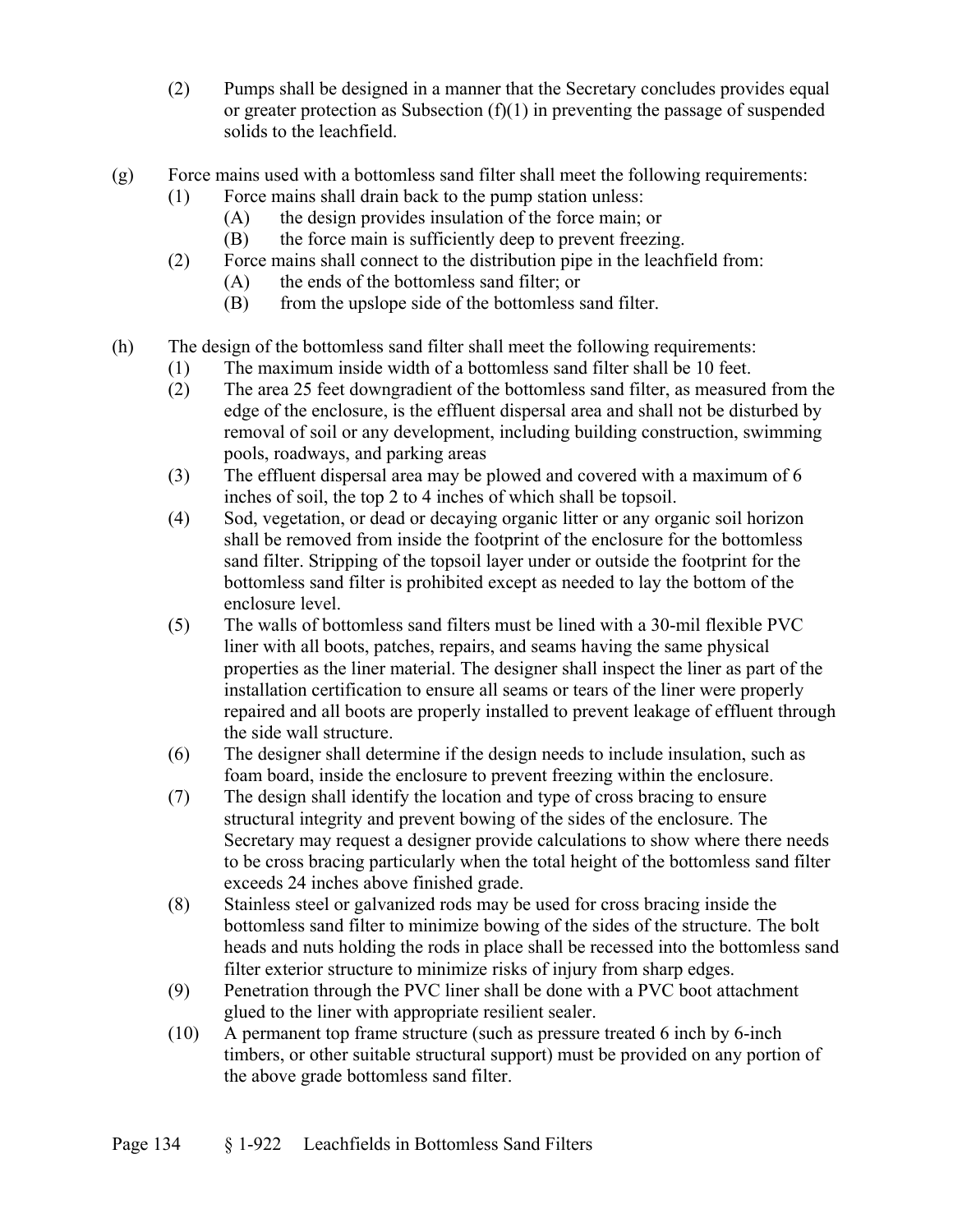(2) Pumps shall be designed in a manner that the Secretary concludes provides equal or greater protection as Subsection (f)(1) in preventing the passage of suspended solids to the leachfield.

(g) Force mains used with a bottomless sand filter shall meet the following requirements:

- (1) Force mains shall drain back to the pump station unless:
  - (A) the design provides insulation of the force main; or
  - (B) the force main is sufficiently deep to prevent freezing.
- (2) Force mains shall connect to the distribution pipe in the leachfield from:
  - (A) the ends of the bottomless sand filter; or
  - (B) from the upslope side of the bottomless sand filter.

(h) The design of the bottomless sand filter shall meet the following requirements:

- (1) The maximum inside width of a bottomless sand filter shall be 10 feet.
- (2) The area 25 feet downgradient of the bottomless sand filter, as measured from the edge of the enclosure, is the effluent dispersal area and shall not be disturbed by removal of soil or any development, including building construction, swimming pools, roadways, and parking areas
- (3) The effluent dispersal area may be plowed and covered with a maximum of 6 inches of soil, the top 2 to 4 inches of which shall be topsoil.
- (4) Sod, vegetation, or dead or decaying organic litter or any organic soil horizon shall be removed from inside the footprint of the enclosure for the bottomless sand filter. Stripping of the topsoil layer under or outside the footprint for the bottomless sand filter is prohibited except as needed to lay the bottom of the enclosure level.
- (5) The walls of bottomless sand filters must be lined with a 30-mil flexible PVC liner with all boots, patches, repairs, and seams having the same physical properties as the liner material. The designer shall inspect the liner as part of the installation certification to ensure all seams or tears of the liner were properly repaired and all boots are properly installed to prevent leakage of effluent through the side wall structure.
- (6) The designer shall determine if the design needs to include insulation, such as foam board, inside the enclosure to prevent freezing within the enclosure.
- (7) The design shall identify the location and type of cross bracing to ensure structural integrity and prevent bowing of the sides of the enclosure. The Secretary may request a designer provide calculations to show where there needs to be cross bracing particularly when the total height of the bottomless sand filter exceeds 24 inches above finished grade.
- (8) Stainless steel or galvanized rods may be used for cross bracing inside the bottomless sand filter to minimize bowing of the sides of the structure. The bolt heads and nuts holding the rods in place shall be recessed into the bottomless sand filter exterior structure to minimize risks of injury from sharp edges.
- (9) Penetration through the PVC liner shall be done with a PVC boot attachment glued to the liner with appropriate resilient sealer.
- (10) A permanent top frame structure (such as pressure treated 6 inch by 6-inch timbers, or other suitable structural support) must be provided on any portion of the above grade bottomless sand filter.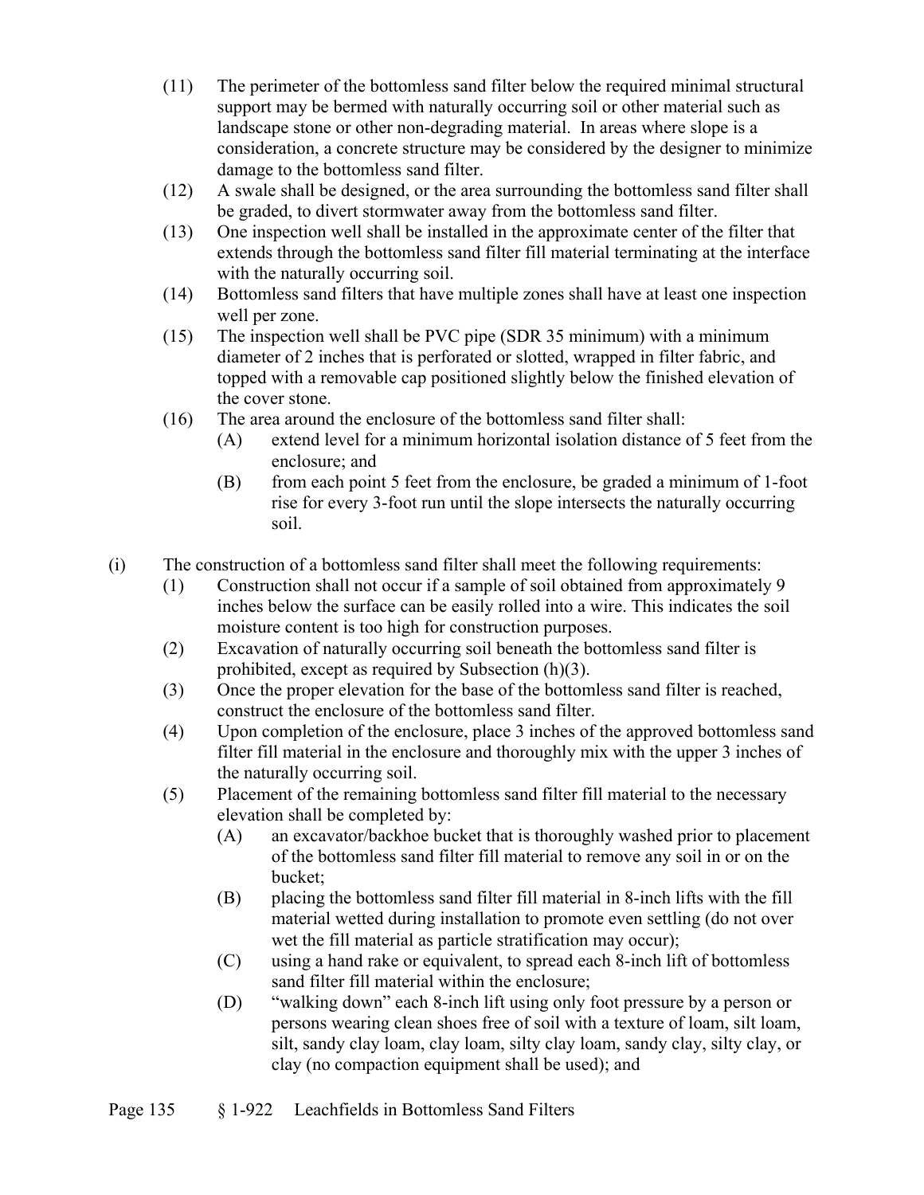(11) The perimeter of the bottomless sand filter below the required minimal structural support may be bermed with naturally occurring soil or other material such as landscape stone or other non-degrading material. In areas where slope is a consideration, a concrete structure may be considered by the designer to minimize damage to the bottomless sand filter.

(12) A swale shall be designed, or the area surrounding the bottomless sand filter shall be graded, to divert stormwater away from the bottomless sand filter.

(13) One inspection well shall be installed in the approximate center of the filter that extends through the bottomless sand filter fill material terminating at the interface with the naturally occurring soil.

(14) Bottomless sand filters that have multiple zones shall have at least one inspection well per zone.

(15) The inspection well shall be PVC pipe (SDR 35 minimum) with a minimum diameter of 2 inches that is perforated or slotted, wrapped in filter fabric, and topped with a removable cap positioned slightly below the finished elevation of the cover stone.

(16) The area around the enclosure of the bottomless sand filter shall:

- (A) extend level for a minimum horizontal isolation distance of 5 feet from the enclosure; and
- (B) from each point 5 feet from the enclosure, be graded a minimum of 1-foot rise for every 3-foot run until the slope intersects the naturally occurring soil.

(i) The construction of a bottomless sand filter shall meet the following requirements:

(1) Construction shall not occur if a sample of soil obtained from approximately 9 inches below the surface can be easily rolled into a wire. This indicates the soil moisture content is too high for construction purposes.

(2) Excavation of naturally occurring soil beneath the bottomless sand filter is prohibited, except as required by Subsection (h)(3).

(3) Once the proper elevation for the base of the bottomless sand filter is reached, construct the enclosure of the bottomless sand filter.

(4) Upon completion of the enclosure, place 3 inches of the approved bottomless sand filter fill material in the enclosure and thoroughly mix with the upper 3 inches of the naturally occurring soil.

(5) Placement of the remaining bottomless sand filter fill material to the necessary elevation shall be completed by:

- (A) an excavator/backhoe bucket that is thoroughly washed prior to placement of the bottomless sand filter fill material to remove any soil in or on the bucket;
- (B) placing the bottomless sand filter fill material in 8-inch lifts with the fill material wetted during installation to promote even settling (do not over wet the fill material as particle stratification may occur);
- (C) using a hand rake or equivalent, to spread each 8-inch lift of bottomless sand filter fill material within the enclosure;
- (D) "walking down" each 8-inch lift using only foot pressure by a person or persons wearing clean shoes free of soil with a texture of loam, silt loam, silt, sandy clay loam, clay loam, silty clay loam, sandy clay, silty clay, or clay (no compaction equipment shall be used); and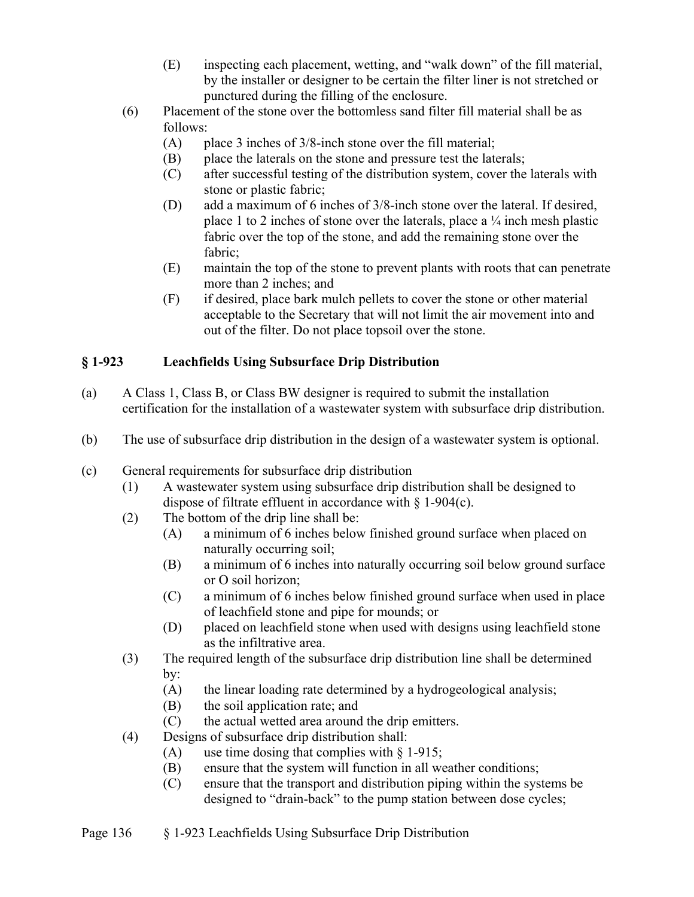(E) inspecting each placement, wetting, and "walk down" of the fill material, by the installer or designer to be certain the filter liner is not stretched or punctured during the filling of the enclosure.

(6) Placement of the stone over the bottomless sand filter fill material shall be as follows:
   - (A) place 3 inches of 3/8-inch stone over the fill material;
   - (B) place the laterals on the stone and pressure test the laterals;
   - (C) after successful testing of the distribution system, cover the laterals with stone or plastic fabric;
   - (D) add a maximum of 6 inches of 3/8-inch stone over the lateral. If desired, place 1 to 2 inches of stone over the laterals, place a ¼ inch mesh plastic fabric over the top of the stone, and add the remaining stone over the fabric;
   - (E) maintain the top of the stone to prevent plants with roots that can penetrate more than 2 inches; and
   - (F) if desired, place bark mulch pellets to cover the stone or other material acceptable to the Secretary that will not limit the air movement into and out of the filter. Do not place topsoil over the stone.

## § 1-923 Leachfields Using Subsurface Drip Distribution

(a) A Class 1, Class B, or Class BW designer is required to submit the installation certification for the installation of a wastewater system with subsurface drip distribution.

(b) The use of subsurface drip distribution in the design of a wastewater system is optional.

(c) General requirements for subsurface drip distribution

(1) A wastewater system using subsurface drip distribution shall be designed to dispose of filtrate effluent in accordance with § 1-904(c).

(2) The bottom of the drip line shall be:
   - (A) a minimum of 6 inches below finished ground surface when placed on naturally occurring soil;
   - (B) a minimum of 6 inches into naturally occurring soil below ground surface or O soil horizon;
   - (C) a minimum of 6 inches below finished ground surface when used in place of leachfield stone and pipe for mounds; or
   - (D) placed on leachfield stone when used with designs using leachfield stone as the infiltrative area.

(3) The required length of the subsurface drip distribution line shall be determined by:
   - (A) the linear loading rate determined by a hydrogeological analysis;
   - (B) the soil application rate; and
   - (C) the actual wetted area around the drip emitters.

(4) Designs of subsurface drip distribution shall:
   - (A) use time dosing that complies with § 1-915;
   - (B) ensure that the system will function in all weather conditions;
   - (C) ensure that the transport and distribution piping within the systems be designed to "drain-back" to the pump station between dose cycles;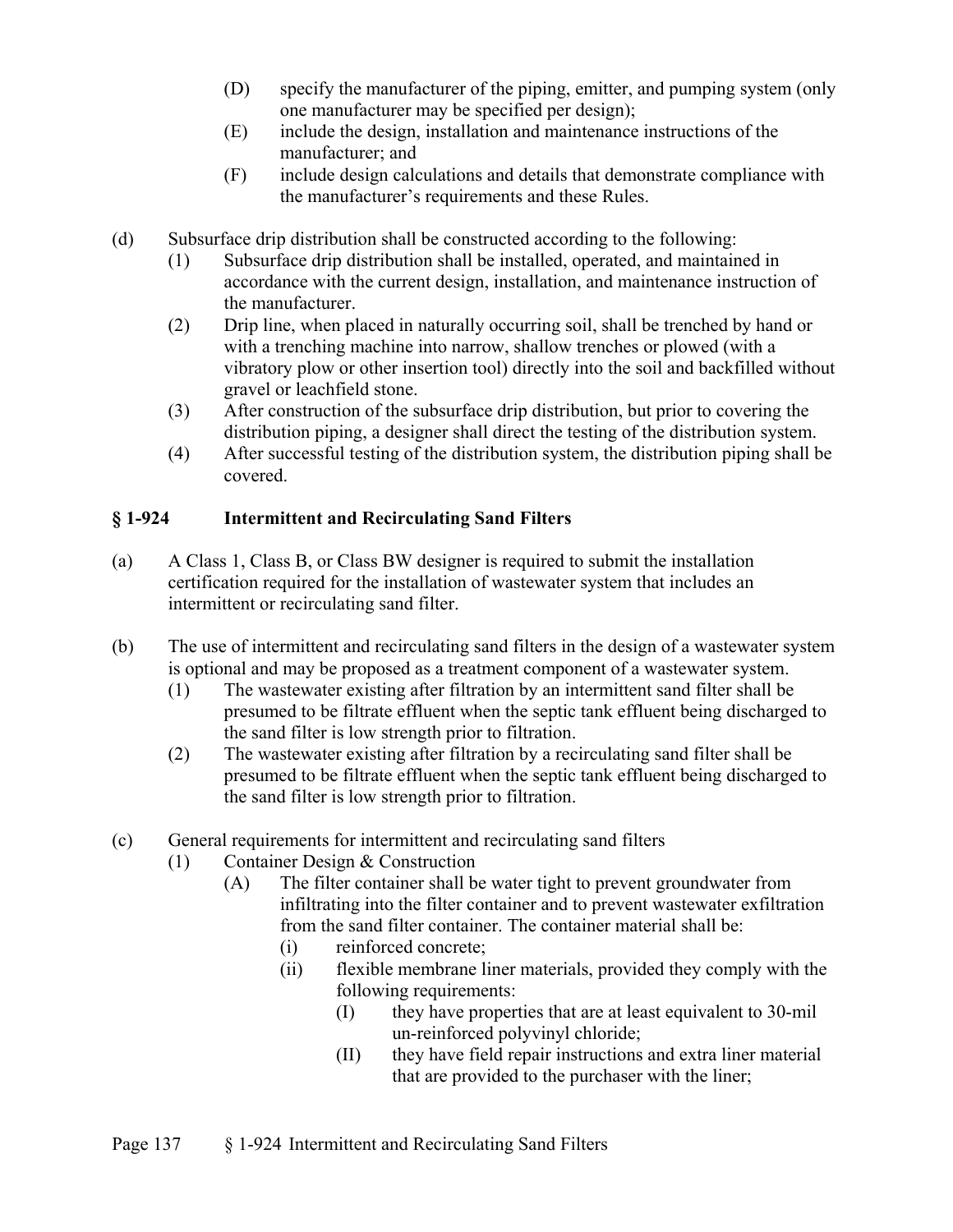(D) specify the manufacturer of the piping, emitter, and pumping system (only one manufacturer may be specified per design);

(E) include the design, installation and maintenance instructions of the manufacturer; and

(F) include design calculations and details that demonstrate compliance with the manufacturer's requirements and these Rules.

(d) Subsurface drip distribution shall be constructed according to the following:

(1) Subsurface drip distribution shall be installed, operated, and maintained in accordance with the current design, installation, and maintenance instruction of the manufacturer.

(2) Drip line, when placed in naturally occurring soil, shall be trenched by hand or with a trenching machine into narrow, shallow trenches or plowed (with a vibratory plow or other insertion tool) directly into the soil and backfilled without gravel or leachfield stone.

(3) After construction of the subsurface drip distribution, but prior to covering the distribution piping, a designer shall direct the testing of the distribution system.

(4) After successful testing of the distribution system, the distribution piping shall be covered.

## § 1-924 Intermittent and Recirculating Sand Filters

(a) A Class 1, Class B, or Class BW designer is required to submit the installation certification required for the installation of wastewater system that includes an intermittent or recirculating sand filter.

(b) The use of intermittent and recirculating sand filters in the design of a wastewater system is optional and may be proposed as a treatment component of a wastewater system.

(1) The wastewater existing after filtration by an intermittent sand filter shall be presumed to be filtrate effluent when the septic tank effluent being discharged to the sand filter is low strength prior to filtration.

(2) The wastewater existing after filtration by a recirculating sand filter shall be presumed to be filtrate effluent when the septic tank effluent being discharged to the sand filter is low strength prior to filtration.

(c) General requirements for intermittent and recirculating sand filters

(1) Container Design & Construction

(A) The filter container shall be water tight to prevent groundwater from infiltrating into the filter container and to prevent wastewater exfiltration from the sand filter container. The container material shall be:

(i) reinforced concrete;

(ii) flexible membrane liner materials, provided they comply with the following requirements:

(I) they have properties that are at least equivalent to 30-mil un-reinforced polyvinyl chloride;

(II) they have field repair instructions and extra liner material that are provided to the purchaser with the liner;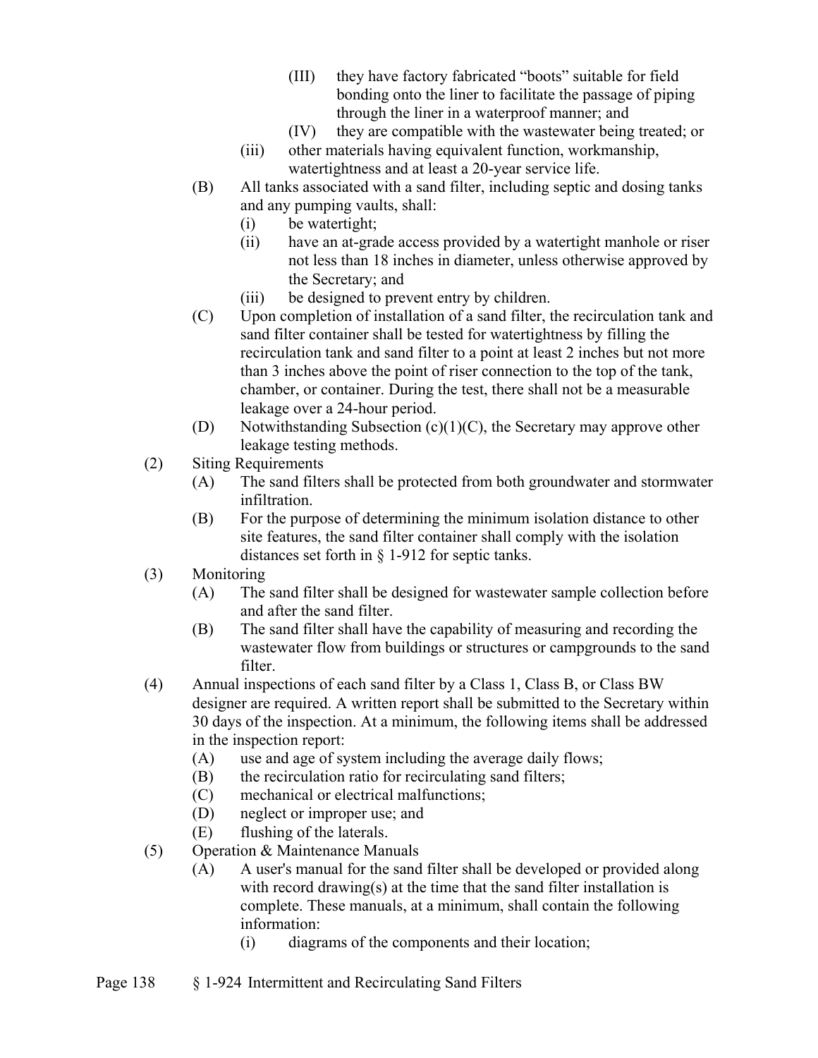(III) they have factory fabricated "boots" suitable for field bonding onto the liner to facilitate the passage of piping through the liner in a waterproof manner; and

(IV) they are compatible with the wastewater being treated; or

(iii) other materials having equivalent function, workmanship, watertightness and at least a 20-year service life.

(B) All tanks associated with a sand filter, including septic and dosing tanks and any pumping vaults, shall:

(i) be watertight;

(ii) have an at-grade access provided by a watertight manhole or riser not less than 18 inches in diameter, unless otherwise approved by the Secretary; and

(iii) be designed to prevent entry by children.

(C) Upon completion of installation of a sand filter, the recirculation tank and sand filter container shall be tested for watertightness by filling the recirculation tank and sand filter to a point at least 2 inches but not more than 3 inches above the point of riser connection to the top of the tank, chamber, or container. During the test, there shall not be a measurable leakage over a 24-hour period.

(D) Notwithstanding Subsection (c)(1)(C), the Secretary may approve other leakage testing methods.

(2) Siting Requirements

(A) The sand filters shall be protected from both groundwater and stormwater infiltration.

(B) For the purpose of determining the minimum isolation distance to other site features, the sand filter container shall comply with the isolation distances set forth in § 1-912 for septic tanks.

(3) Monitoring

(A) The sand filter shall be designed for wastewater sample collection before and after the sand filter.

(B) The sand filter shall have the capability of measuring and recording the wastewater flow from buildings or structures or campgrounds to the sand filter.

(4) Annual inspections of each sand filter by a Class 1, Class B, or Class BW designer are required. A written report shall be submitted to the Secretary within 30 days of the inspection. At a minimum, the following items shall be addressed in the inspection report:

(A) use and age of system including the average daily flows;

(B) the recirculation ratio for recirculating sand filters;

(C) mechanical or electrical malfunctions;

(D) neglect or improper use; and

(E) flushing of the laterals.

(5) Operation & Maintenance Manuals

(A) A user's manual for the sand filter shall be developed or provided along with record drawing(s) at the time that the sand filter installation is complete. These manuals, at a minimum, shall contain the following information:

(i) diagrams of the components and their location;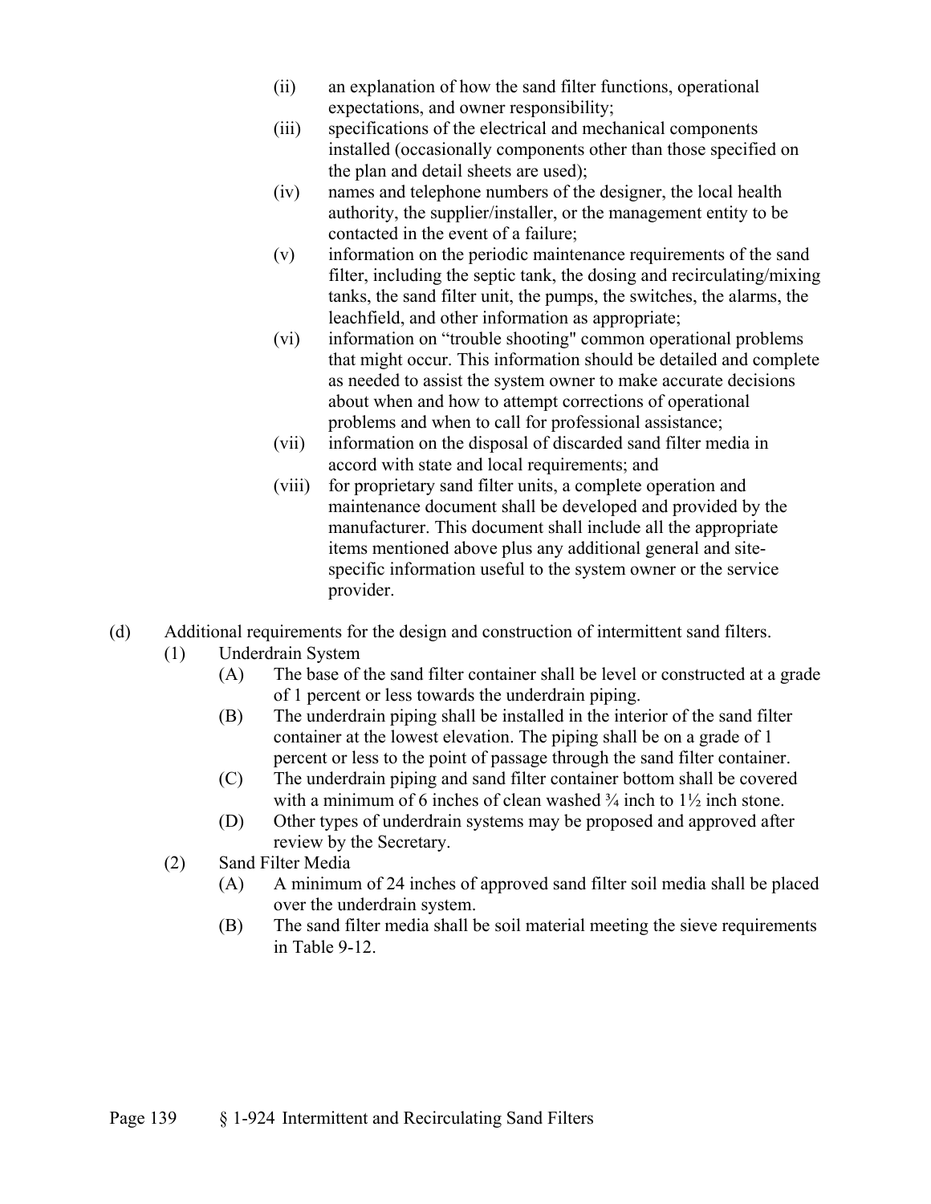(ii) an explanation of how the sand filter functions, operational expectations, and owner responsibility;

(iii) specifications of the electrical and mechanical components installed (occasionally components other than those specified on the plan and detail sheets are used);

(iv) names and telephone numbers of the designer, the local health authority, the supplier/installer, or the management entity to be contacted in the event of a failure;

(v) information on the periodic maintenance requirements of the sand filter, including the septic tank, the dosing and recirculating/mixing tanks, the sand filter unit, the pumps, the switches, the alarms, the leachfield, and other information as appropriate;

(vi) information on "trouble shooting" common operational problems that might occur. This information should be detailed and complete as needed to assist the system owner to make accurate decisions about when and how to attempt corrections of operational problems and when to call for professional assistance;

(vii) information on the disposal of discarded sand filter media in accord with state and local requirements; and

(viii) for proprietary sand filter units, a complete operation and maintenance document shall be developed and provided by the manufacturer. This document shall include all the appropriate items mentioned above plus any additional general and site-specific information useful to the system owner or the service provider.

(d) Additional requirements for the design and construction of intermittent sand filters.

(1) Underdrain System

(A) The base of the sand filter container shall be level or constructed at a grade of 1 percent or less towards the underdrain piping.

(B) The underdrain piping shall be installed in the interior of the sand filter container at the lowest elevation. The piping shall be on a grade of 1 percent or less to the point of passage through the sand filter container.

(C) The underdrain piping and sand filter container bottom shall be covered with a minimum of 6 inches of clean washed ¾ inch to 1½ inch stone.

(D) Other types of underdrain systems may be proposed and approved after review by the Secretary.

(2) Sand Filter Media

(A) A minimum of 24 inches of approved sand filter soil media shall be placed over the underdrain system.

(B) The sand filter media shall be soil material meeting the sieve requirements in Table 9-12.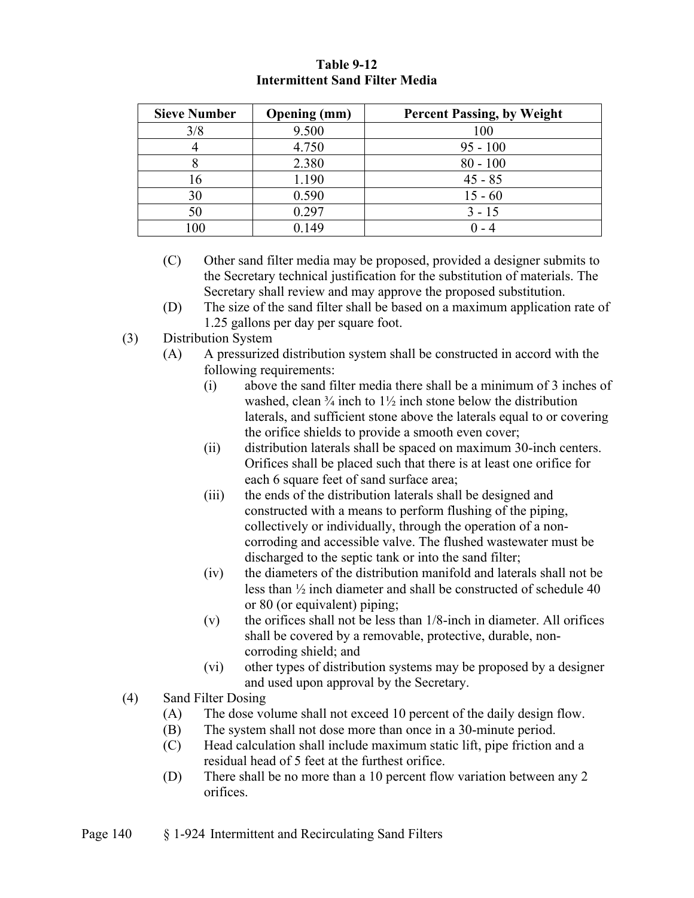**Table 9-12**
**Intermittent Sand Filter Media**

| Sieve Number | Opening (mm) | Percent Passing, by Weight |
|---|---|---|
| 3/8 | 9.500 | 100 |
| 4 | 4.750 | 95 - 100 |
| 8 | 2.380 | 80 - 100 |
| 16 | 1.190 | 45 - 85 |
| 30 | 0.590 | 15 - 60 |
| 50 | 0.297 | 3 - 15 |
| 100 | 0.149 | 0 - 4 |

(C) Other sand filter media may be proposed, provided a designer submits to the Secretary technical justification for the substitution of materials. The Secretary shall review and may approve the proposed substitution.

(D) The size of the sand filter shall be based on a maximum application rate of 1.25 gallons per day per square foot.

(3) Distribution System

(A) A pressurized distribution system shall be constructed in accord with the following requirements:

(i) above the sand filter media there shall be a minimum of 3 inches of washed, clean ¾ inch to 1½ inch stone below the distribution laterals, and sufficient stone above the laterals equal to or covering the orifice shields to provide a smooth even cover;

(ii) distribution laterals shall be spaced on maximum 30-inch centers. Orifices shall be placed such that there is at least one orifice for each 6 square feet of sand surface area;

(iii) the ends of the distribution laterals shall be designed and constructed with a means to perform flushing of the piping, collectively or individually, through the operation of a non-corroding and accessible valve. The flushed wastewater must be discharged to the septic tank or into the sand filter;

(iv) the diameters of the distribution manifold and laterals shall not be less than ½ inch diameter and shall be constructed of schedule 40 or 80 (or equivalent) piping;

(v) the orifices shall not be less than 1/8-inch in diameter. All orifices shall be covered by a removable, protective, durable, non-corroding shield; and

(vi) other types of distribution systems may be proposed by a designer and used upon approval by the Secretary.

(4) Sand Filter Dosing

(A) The dose volume shall not exceed 10 percent of the daily design flow.

(B) The system shall not dose more than once in a 30-minute period.

(C) Head calculation shall include maximum static lift, pipe friction and a residual head of 5 feet at the furthest orifice.

(D) There shall be no more than a 10 percent flow variation between any 2 orifices.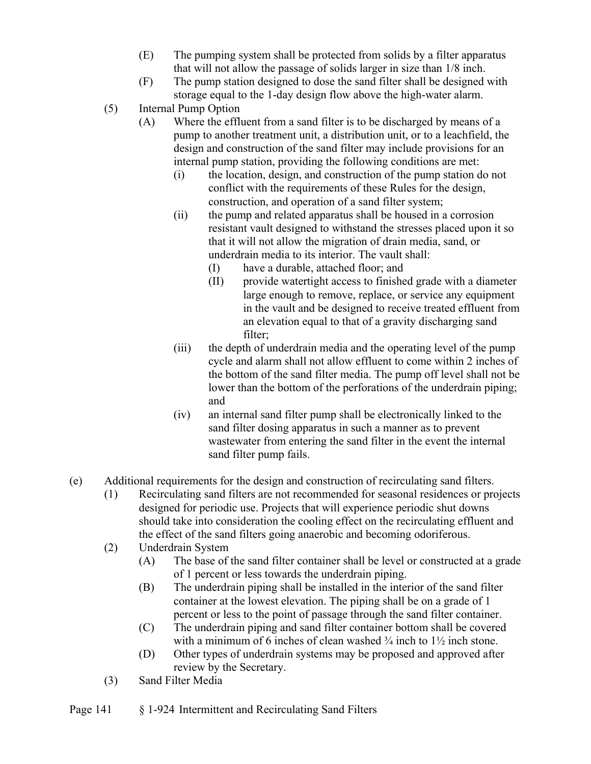(E) The pumping system shall be protected from solids by a filter apparatus that will not allow the passage of solids larger in size than 1/8 inch.

(F) The pump station designed to dose the sand filter shall be designed with storage equal to the 1-day design flow above the high-water alarm.

(5) Internal Pump Option

(A) Where the effluent from a sand filter is to be discharged by means of a pump to another treatment unit, a distribution unit, or to a leachfield, the design and construction of the sand filter may include provisions for an internal pump station, providing the following conditions are met:

(i) the location, design, and construction of the pump station do not conflict with the requirements of these Rules for the design, construction, and operation of a sand filter system;

(ii) the pump and related apparatus shall be housed in a corrosion resistant vault designed to withstand the stresses placed upon it so that it will not allow the migration of drain media, sand, or underdrain media to its interior. The vault shall:

(I) have a durable, attached floor; and

(II) provide watertight access to finished grade with a diameter large enough to remove, replace, or service any equipment in the vault and be designed to receive treated effluent from an elevation equal to that of a gravity discharging sand filter;

(iii) the depth of underdrain media and the operating level of the pump cycle and alarm shall not allow effluent to come within 2 inches of the bottom of the sand filter media. The pump off level shall not be lower than the bottom of the perforations of the underdrain piping; and

(iv) an internal sand filter pump shall be electronically linked to the sand filter dosing apparatus in such a manner as to prevent wastewater from entering the sand filter in the event the internal sand filter pump fails.

(e) Additional requirements for the design and construction of recirculating sand filters.

(1) Recirculating sand filters are not recommended for seasonal residences or projects designed for periodic use. Projects that will experience periodic shut downs should take into consideration the cooling effect on the recirculating effluent and the effect of the sand filters going anaerobic and becoming odoriferous.

(2) Underdrain System

(A) The base of the sand filter container shall be level or constructed at a grade of 1 percent or less towards the underdrain piping.

(B) The underdrain piping shall be installed in the interior of the sand filter container at the lowest elevation. The piping shall be on a grade of 1 percent or less to the point of passage through the sand filter container.

(C) The underdrain piping and sand filter container bottom shall be covered with a minimum of 6 inches of clean washed ¾ inch to 1½ inch stone.

(D) Other types of underdrain systems may be proposed and approved after review by the Secretary.

(3) Sand Filter Media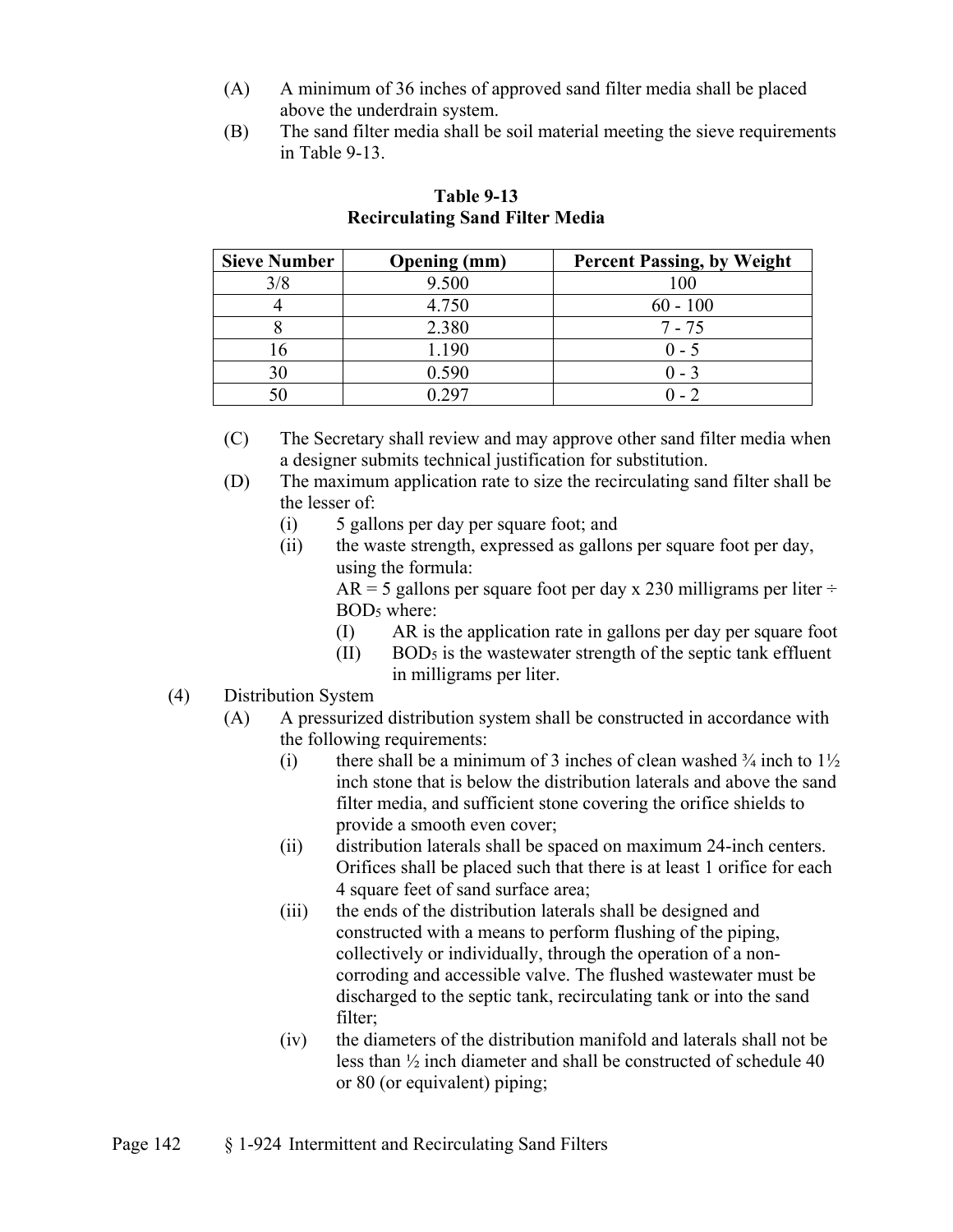(A) A minimum of 36 inches of approved sand filter media shall be placed above the underdrain system.

(B) The sand filter media shall be soil material meeting the sieve requirements in Table 9-13.

**Table 9-13**
**Recirculating Sand Filter Media**

| Sieve Number | Opening (mm) | Percent Passing, by Weight |
|---|---|---|
| 3/8 | 9.500 | 100 |
| 4 | 4.750 | 60 - 100 |
| 8 | 2.380 | 7 - 75 |
| 16 | 1.190 | 0 - 5 |
| 30 | 0.590 | 0 - 3 |
| 50 | 0.297 | 0 - 2 |

(C) The Secretary shall review and may approve other sand filter media when a designer submits technical justification for substitution.

(D) The maximum application rate to size the recirculating sand filter shall be the lesser of:

- (i) 5 gallons per day per square foot; and
- (ii) the waste strength, expressed as gallons per square foot per day, using the formula:
  AR = 5 gallons per square foot per day x 230 milligrams per liter ÷ $BOD_5$ where:
  - (I) AR is the application rate in gallons per day per square foot
  - (II) $BOD_5$ is the wastewater strength of the septic tank effluent in milligrams per liter.

(4) Distribution System

(A) A pressurized distribution system shall be constructed in accordance with the following requirements:

- (i) there shall be a minimum of 3 inches of clean washed ¾ inch to 1½ inch stone that is below the distribution laterals and above the sand filter media, and sufficient stone covering the orifice shields to provide a smooth even cover;
- (ii) distribution laterals shall be spaced on maximum 24-inch centers. Orifices shall be placed such that there is at least 1 orifice for each 4 square feet of sand surface area;
- (iii) the ends of the distribution laterals shall be designed and constructed with a means to perform flushing of the piping, collectively or individually, through the operation of a non-corroding and accessible valve. The flushed wastewater must be discharged to the septic tank, recirculating tank or into the sand filter;
- (iv) the diameters of the distribution manifold and laterals shall not be less than ½ inch diameter and shall be constructed of schedule 40 or 80 (or equivalent) piping;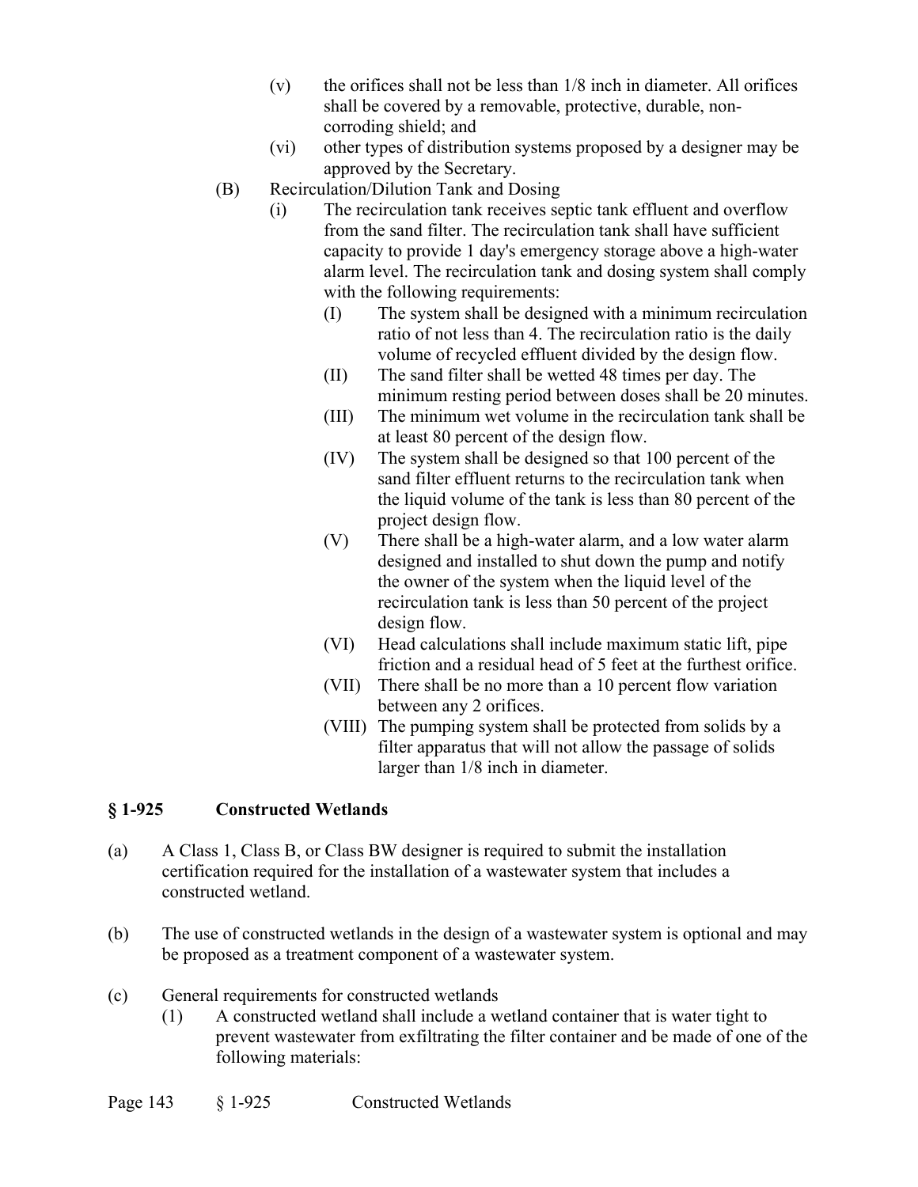(v) the orifices shall not be less than 1/8 inch in diameter. All orifices shall be covered by a removable, protective, durable, non-corroding shield; and

(vi) other types of distribution systems proposed by a designer may be approved by the Secretary.

(B) Recirculation/Dilution Tank and Dosing

(i) The recirculation tank receives septic tank effluent and overflow from the sand filter. The recirculation tank shall have sufficient capacity to provide 1 day's emergency storage above a high-water alarm level. The recirculation tank and dosing system shall comply with the following requirements:

(I) The system shall be designed with a minimum recirculation ratio of not less than 4. The recirculation ratio is the daily volume of recycled effluent divided by the design flow.

(II) The sand filter shall be wetted 48 times per day. The minimum resting period between doses shall be 20 minutes.

(III) The minimum wet volume in the recirculation tank shall be at least 80 percent of the design flow.

(IV) The system shall be designed so that 100 percent of the sand filter effluent returns to the recirculation tank when the liquid volume of the tank is less than 80 percent of the project design flow.

(V) There shall be a high-water alarm, and a low water alarm designed and installed to shut down the pump and notify the owner of the system when the liquid level of the recirculation tank is less than 50 percent of the project design flow.

(VI) Head calculations shall include maximum static lift, pipe friction and a residual head of 5 feet at the furthest orifice.

(VII) There shall be no more than a 10 percent flow variation between any 2 orifices.

(VIII) The pumping system shall be protected from solids by a filter apparatus that will not allow the passage of solids larger than 1/8 inch in diameter.

## § 1-925 Constructed Wetlands

(a) A Class 1, Class B, or Class BW designer is required to submit the installation certification required for the installation of a wastewater system that includes a constructed wetland.

(b) The use of constructed wetlands in the design of a wastewater system is optional and may be proposed as a treatment component of a wastewater system.

(c) General requirements for constructed wetlands

(1) A constructed wetland shall include a wetland container that is water tight to prevent wastewater from exfiltrating the filter container and be made of one of the following materials: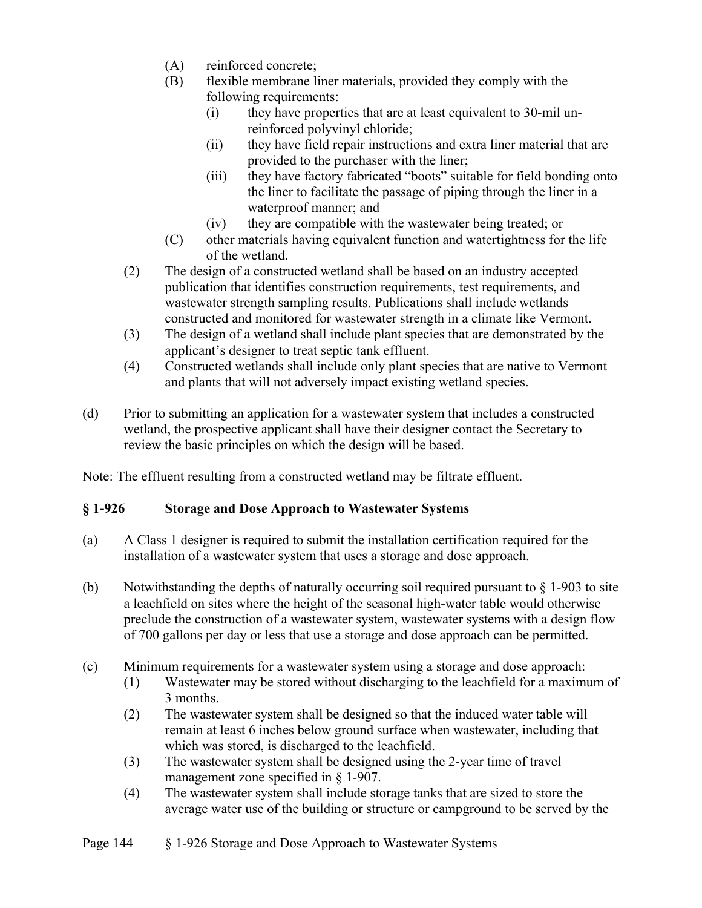(A) reinforced concrete;

(B) flexible membrane liner materials, provided they comply with the following requirements:

(i) they have properties that are at least equivalent to 30-mil un-reinforced polyvinyl chloride;

(ii) they have field repair instructions and extra liner material that are provided to the purchaser with the liner;

(iii) they have factory fabricated "boots" suitable for field bonding onto the liner to facilitate the passage of piping through the liner in a waterproof manner; and

(iv) they are compatible with the wastewater being treated; or

(C) other materials having equivalent function and watertightness for the life of the wetland.

(2) The design of a constructed wetland shall be based on an industry accepted publication that identifies construction requirements, test requirements, and wastewater strength sampling results. Publications shall include wetlands constructed and monitored for wastewater strength in a climate like Vermont.

(3) The design of a wetland shall include plant species that are demonstrated by the applicant's designer to treat septic tank effluent.

(4) Constructed wetlands shall include only plant species that are native to Vermont and plants that will not adversely impact existing wetland species.

(d) Prior to submitting an application for a wastewater system that includes a constructed wetland, the prospective applicant shall have their designer contact the Secretary to review the basic principles on which the design will be based.

Note: The effluent resulting from a constructed wetland may be filtrate effluent.

## § 1-926 Storage and Dose Approach to Wastewater Systems

(a) A Class 1 designer is required to submit the installation certification required for the installation of a wastewater system that uses a storage and dose approach.

(b) Notwithstanding the depths of naturally occurring soil required pursuant to § 1-903 to site a leachfield on sites where the height of the seasonal high-water table would otherwise preclude the construction of a wastewater system, wastewater systems with a design flow of 700 gallons per day or less that use a storage and dose approach can be permitted.

(c) Minimum requirements for a wastewater system using a storage and dose approach:

(1) Wastewater may be stored without discharging to the leachfield for a maximum of 3 months.

(2) The wastewater system shall be designed so that the induced water table will remain at least 6 inches below ground surface when wastewater, including that which was stored, is discharged to the leachfield.

(3) The wastewater system shall be designed using the 2-year time of travel management zone specified in § 1-907.

(4) The wastewater system shall include storage tanks that are sized to store the average water use of the building or structure or campground to be served by the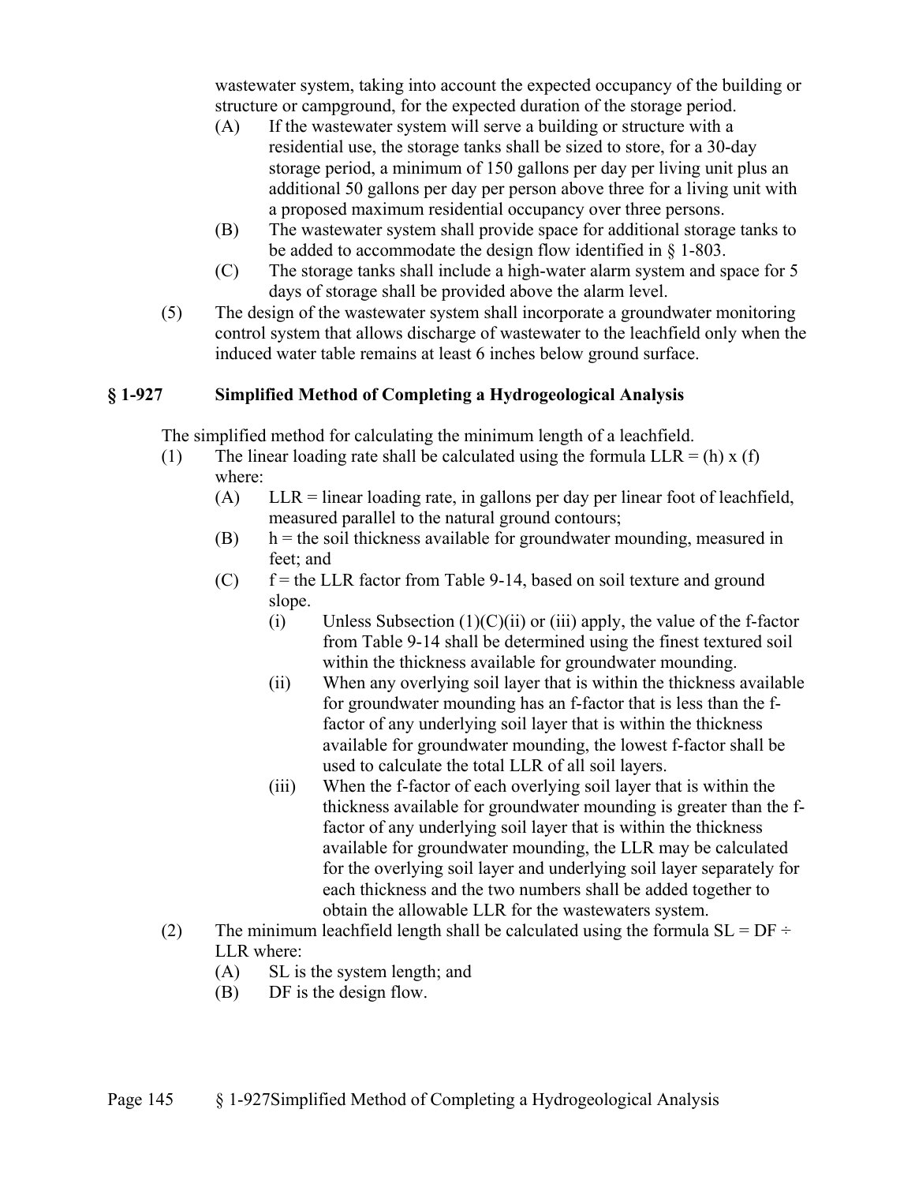wastewater system, taking into account the expected occupancy of the building or structure or campground, for the expected duration of the storage period.

- (A) If the wastewater system will serve a building or structure with a residential use, the storage tanks shall be sized to store, for a 30-day storage period, a minimum of 150 gallons per day per living unit plus an additional 50 gallons per day per person above three for a living unit with a proposed maximum residential occupancy over three persons.
- (B) The wastewater system shall provide space for additional storage tanks to be added to accommodate the design flow identified in § 1-803.
- (C) The storage tanks shall include a high-water alarm system and space for 5 days of storage shall be provided above the alarm level.

(5) The design of the wastewater system shall incorporate a groundwater monitoring control system that allows discharge of wastewater to the leachfield only when the induced water table remains at least 6 inches below ground surface.

## § 1-927 Simplified Method of Completing a Hydrogeological Analysis

The simplified method for calculating the minimum length of a leachfield.

(1) The linear loading rate shall be calculated using the formula LLR = (h) x (f) where:

- (A) LLR = linear loading rate, in gallons per day per linear foot of leachfield, measured parallel to the natural ground contours;
- (B) h = the soil thickness available for groundwater mounding, measured in feet; and
- (C) f = the LLR factor from Table 9-14, based on soil texture and ground slope.
  - (i) Unless Subsection (1)(C)(ii) or (iii) apply, the value of the f-factor from Table 9-14 shall be determined using the finest textured soil within the thickness available for groundwater mounding.
  - (ii) When any overlying soil layer that is within the thickness available for groundwater mounding has an f-factor that is less than the f-factor of any underlying soil layer that is within the thickness available for groundwater mounding, the lowest f-factor shall be used to calculate the total LLR of all soil layers.
  - (iii) When the f-factor of each overlying soil layer that is within the thickness available for groundwater mounding is greater than the f-factor of any underlying soil layer that is within the thickness available for groundwater mounding, the LLR may be calculated for the overlying soil layer and underlying soil layer separately for each thickness and the two numbers shall be added together to obtain the allowable LLR for the wastewaters system.

(2) The minimum leachfield length shall be calculated using the formula SL = DF ÷ LLR where:

- (A) SL is the system length; and
- (B) DF is the design flow.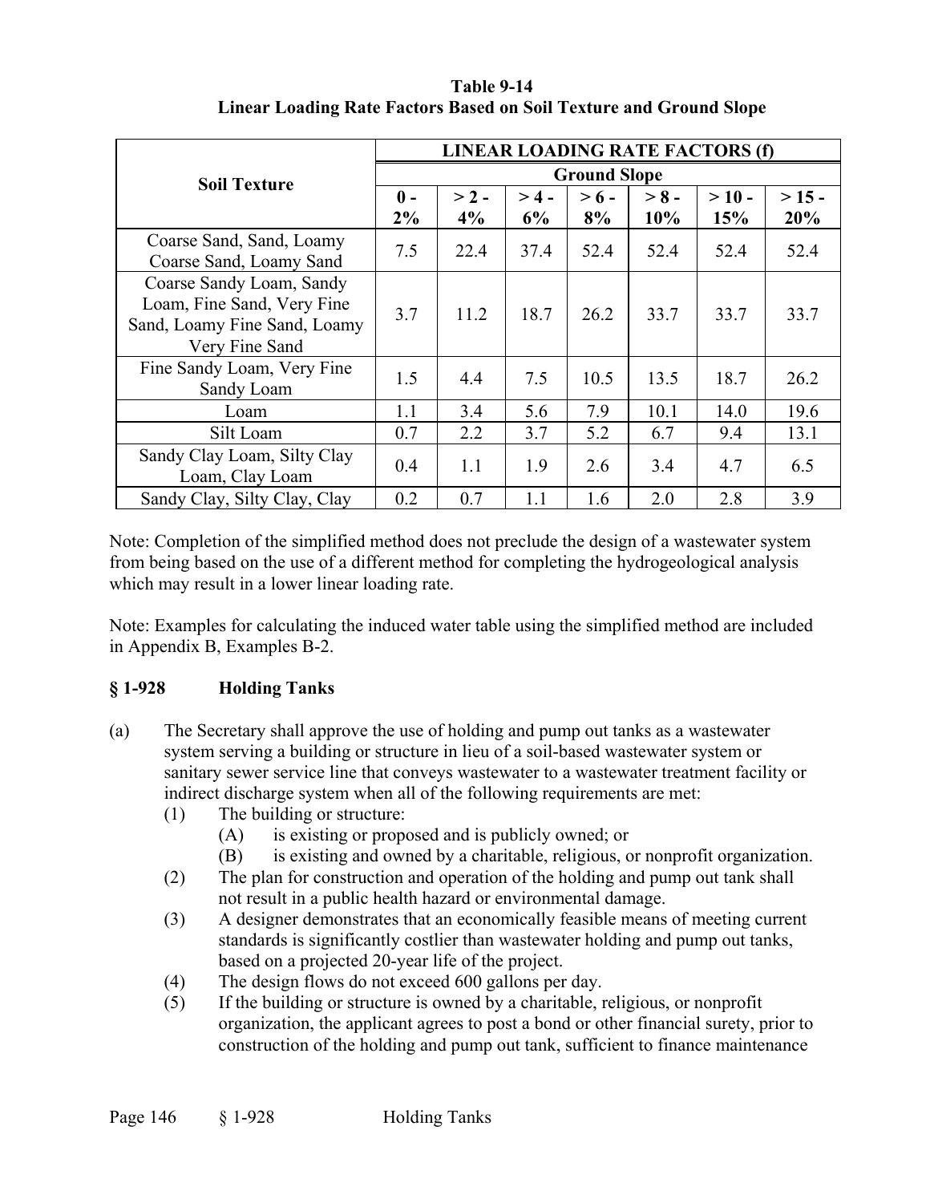**Table 9-14**
**Linear Loading Rate Factors Based on Soil Texture and Ground Slope**

| Soil Texture | LINEAR LOADING RATE FACTORS (f) | | | | | | |
|---|---|---|---|---|---|---|---|
| | Ground Slope | | | | | | |
| | 0 - 2% | > 2 - 4% | > 4 - 6% | > 6 - 8% | > 8 - 10% | > 10 - 15% | > 15 - 20% |
| Coarse Sand, Sand, Loamy Coarse Sand, Loamy Sand | 7.5 | 22.4 | 37.4 | 52.4 | 52.4 | 52.4 | 52.4 |
| Coarse Sandy Loam, Sandy Loam, Fine Sand, Very Fine Sand, Loamy Fine Sand, Loamy Very Fine Sand | 3.7 | 11.2 | 18.7 | 26.2 | 33.7 | 33.7 | 33.7 |
| Fine Sandy Loam, Very Fine Sandy Loam | 1.5 | 4.4 | 7.5 | 10.5 | 13.5 | 18.7 | 26.2 |
| Loam | 1.1 | 3.4 | 5.6 | 7.9 | 10.1 | 14.0 | 19.6 |
| Silt Loam | 0.7 | 2.2 | 3.7 | 5.2 | 6.7 | 9.4 | 13.1 |
| Sandy Clay Loam, Silty Clay Loam, Clay Loam | 0.4 | 1.1 | 1.9 | 2.6 | 3.4 | 4.7 | 6.5 |
| Sandy Clay, Silty Clay, Clay | 0.2 | 0.7 | 1.1 | 1.6 | 2.0 | 2.8 | 3.9 |

Note: Completion of the simplified method does not preclude the design of a wastewater system from being based on the use of a different method for completing the hydrogeological analysis which may result in a lower linear loading rate.

Note: Examples for calculating the induced water table using the simplified method are included in Appendix B, Examples B-2.

### § 1-928 Holding Tanks

(a) The Secretary shall approve the use of holding and pump out tanks as a wastewater system serving a building or structure in lieu of a soil-based wastewater system or sanitary sewer service line that conveys wastewater to a wastewater treatment facility or indirect discharge system when all of the following requirements are met:
  (1) The building or structure:
    (A) is existing or proposed and is publicly owned; or
    (B) is existing and owned by a charitable, religious, or nonprofit organization.
  (2) The plan for construction and operation of the holding and pump out tank shall not result in a public health hazard or environmental damage.
  (3) A designer demonstrates that an economically feasible means of meeting current standards is significantly costlier than wastewater holding and pump out tanks, based on a projected 20-year life of the project.
  (4) The design flows do not exceed 600 gallons per day.
  (5) If the building or structure is owned by a charitable, religious, or nonprofit organization, the applicant agrees to post a bond or other financial surety, prior to construction of the holding and pump out tank, sufficient to finance maintenance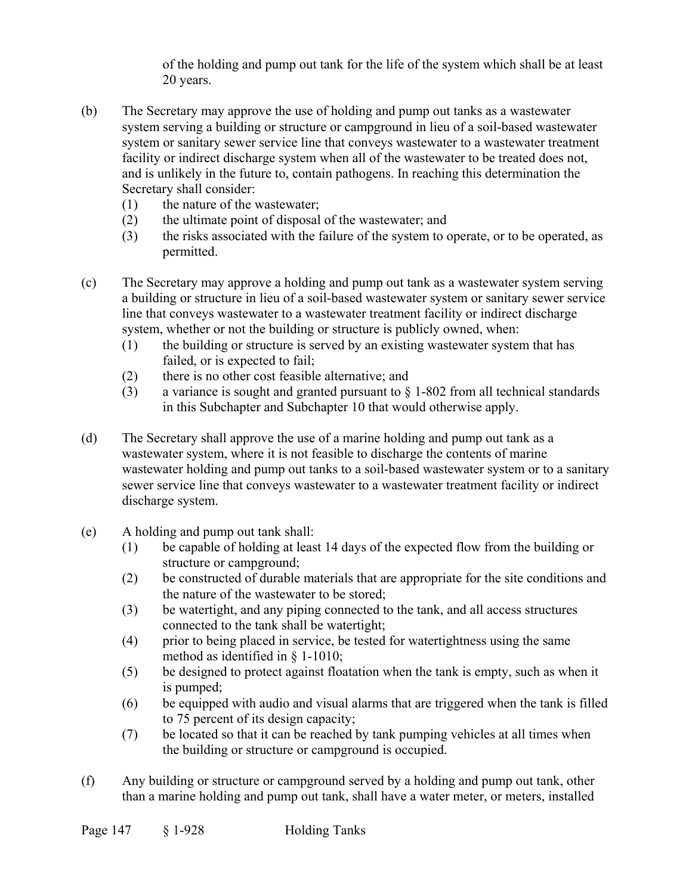of the holding and pump out tank for the life of the system which shall be at least 20 years.

(b) The Secretary may approve the use of holding and pump out tanks as a wastewater system serving a building or structure or campground in lieu of a soil-based wastewater system or sanitary sewer service line that conveys wastewater to a wastewater treatment facility or indirect discharge system when all of the wastewater to be treated does not, and is unlikely in the future to, contain pathogens. In reaching this determination the Secretary shall consider:
  (1) the nature of the wastewater;
  (2) the ultimate point of disposal of the wastewater; and
  (3) the risks associated with the failure of the system to operate, or to be operated, as permitted.

(c) The Secretary may approve a holding and pump out tank as a wastewater system serving a building or structure in lieu of a soil-based wastewater system or sanitary sewer service line that conveys wastewater to a wastewater treatment facility or indirect discharge system, whether or not the building or structure is publicly owned, when:
  (1) the building or structure is served by an existing wastewater system that has failed, or is expected to fail;
  (2) there is no other cost feasible alternative; and
  (3) a variance is sought and granted pursuant to § 1-802 from all technical standards in this Subchapter and Subchapter 10 that would otherwise apply.

(d) The Secretary shall approve the use of a marine holding and pump out tank as a wastewater system, where it is not feasible to discharge the contents of marine wastewater holding and pump out tanks to a soil-based wastewater system or to a sanitary sewer service line that conveys wastewater to a wastewater treatment facility or indirect discharge system.

(e) A holding and pump out tank shall:
  (1) be capable of holding at least 14 days of the expected flow from the building or structure or campground;
  (2) be constructed of durable materials that are appropriate for the site conditions and the nature of the wastewater to be stored;
  (3) be watertight, and any piping connected to the tank, and all access structures connected to the tank shall be watertight;
  (4) prior to being placed in service, be tested for watertightness using the same method as identified in § 1-1010;
  (5) be designed to protect against floatation when the tank is empty, such as when it is pumped;
  (6) be equipped with audio and visual alarms that are triggered when the tank is filled to 75 percent of its design capacity;
  (7) be located so that it can be reached by tank pumping vehicles at all times when the building or structure or campground is occupied.

(f) Any building or structure or campground served by a holding and pump out tank, other than a marine holding and pump out tank, shall have a water meter, or meters, installed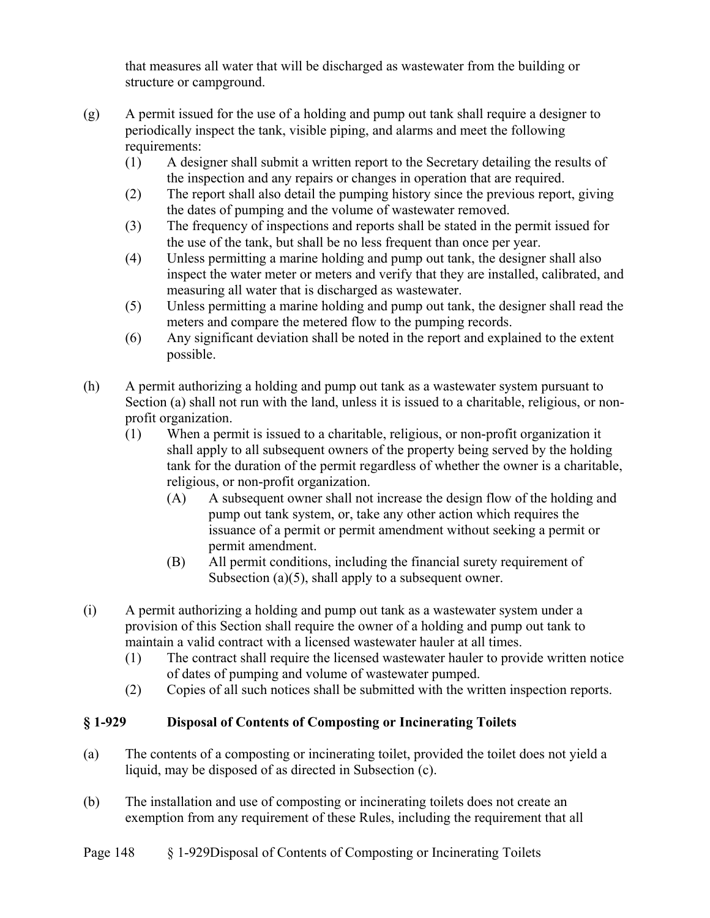that measures all water that will be discharged as wastewater from the building or structure or campground.

(g) A permit issued for the use of a holding and pump out tank shall require a designer to periodically inspect the tank, visible piping, and alarms and meet the following requirements:
   (1) A designer shall submit a written report to the Secretary detailing the results of the inspection and any repairs or changes in operation that are required.
   (2) The report shall also detail the pumping history since the previous report, giving the dates of pumping and the volume of wastewater removed.
   (3) The frequency of inspections and reports shall be stated in the permit issued for the use of the tank, but shall be no less frequent than once per year.
   (4) Unless permitting a marine holding and pump out tank, the designer shall also inspect the water meter or meters and verify that they are installed, calibrated, and measuring all water that is discharged as wastewater.
   (5) Unless permitting a marine holding and pump out tank, the designer shall read the meters and compare the metered flow to the pumping records.
   (6) Any significant deviation shall be noted in the report and explained to the extent possible.

(h) A permit authorizing a holding and pump out tank as a wastewater system pursuant to Section (a) shall not run with the land, unless it is issued to a charitable, religious, or non-profit organization.
   (1) When a permit is issued to a charitable, religious, or non-profit organization it shall apply to all subsequent owners of the property being served by the holding tank for the duration of the permit regardless of whether the owner is a charitable, religious, or non-profit organization.
      (A) A subsequent owner shall not increase the design flow of the holding and pump out tank system, or, take any other action which requires the issuance of a permit or permit amendment without seeking a permit or permit amendment.
      (B) All permit conditions, including the financial surety requirement of Subsection (a)(5), shall apply to a subsequent owner.

(i) A permit authorizing a holding and pump out tank as a wastewater system under a provision of this Section shall require the owner of a holding and pump out tank to maintain a valid contract with a licensed wastewater hauler at all times.
   (1) The contract shall require the licensed wastewater hauler to provide written notice of dates of pumping and volume of wastewater pumped.
   (2) Copies of all such notices shall be submitted with the written inspection reports.

### § 1-929 Disposal of Contents of Composting or Incinerating Toilets

(a) The contents of a composting or incinerating toilet, provided the toilet does not yield a liquid, may be disposed of as directed in Subsection (c).

(b) The installation and use of composting or incinerating toilets does not create an exemption from any requirement of these Rules, including the requirement that all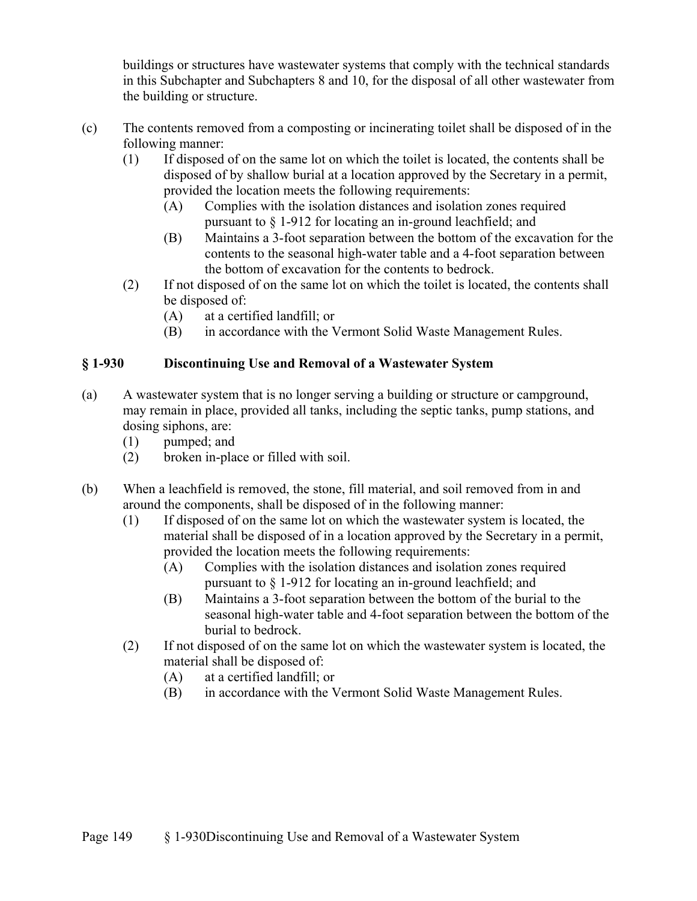buildings or structures have wastewater systems that comply with the technical standards in this Subchapter and Subchapters 8 and 10, for the disposal of all other wastewater from the building or structure.

(c) The contents removed from a composting or incinerating toilet shall be disposed of in the following manner:
  (1) If disposed of on the same lot on which the toilet is located, the contents shall be disposed of by shallow burial at a location approved by the Secretary in a permit, provided the location meets the following requirements:
    (A) Complies with the isolation distances and isolation zones required pursuant to § 1-912 for locating an in-ground leachfield; and
    (B) Maintains a 3-foot separation between the bottom of the excavation for the contents to the seasonal high-water table and a 4-foot separation between the bottom of excavation for the contents to bedrock.
  (2) If not disposed of on the same lot on which the toilet is located, the contents shall be disposed of:
    (A) at a certified landfill; or
    (B) in accordance with the Vermont Solid Waste Management Rules.

## § 1-930 Discontinuing Use and Removal of a Wastewater System

(a) A wastewater system that is no longer serving a building or structure or campground, may remain in place, provided all tanks, including the septic tanks, pump stations, and dosing siphons, are:
  (1) pumped; and
  (2) broken in-place or filled with soil.

(b) When a leachfield is removed, the stone, fill material, and soil removed from in and around the components, shall be disposed of in the following manner:
  (1) If disposed of on the same lot on which the wastewater system is located, the material shall be disposed of in a location approved by the Secretary in a permit, provided the location meets the following requirements:
    (A) Complies with the isolation distances and isolation zones required pursuant to § 1-912 for locating an in-ground leachfield; and
    (B) Maintains a 3-foot separation between the bottom of the burial to the seasonal high-water table and 4-foot separation between the bottom of the burial to bedrock.
  (2) If not disposed of on the same lot on which the wastewater system is located, the material shall be disposed of:
    (A) at a certified landfill; or
    (B) in accordance with the Vermont Solid Waste Management Rules.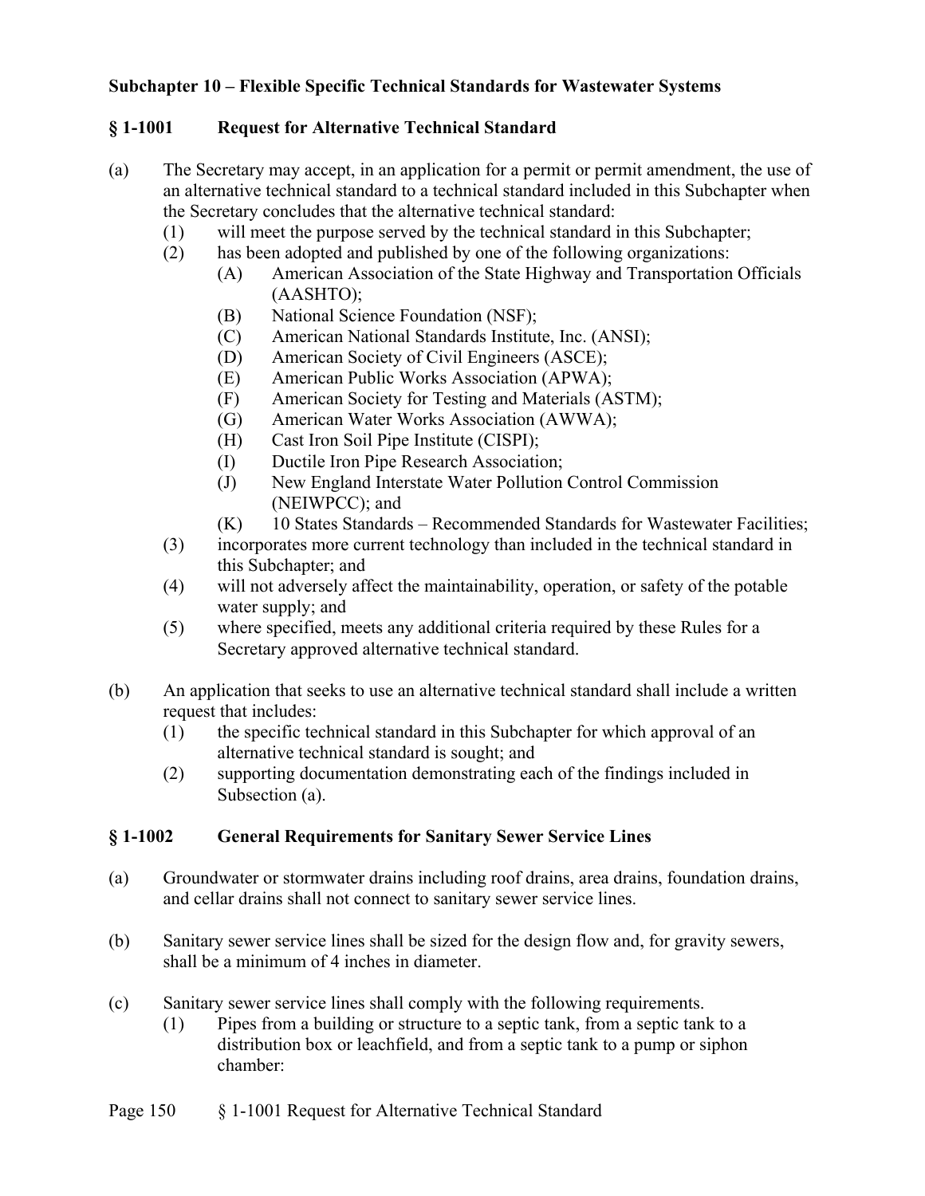## Subchapter 10 – Flexible Specific Technical Standards for Wastewater Systems

### § 1-1001 Request for Alternative Technical Standard

(a) The Secretary may accept, in an application for a permit or permit amendment, the use of an alternative technical standard to a technical standard included in this Subchapter when the Secretary concludes that the alternative technical standard:

- (1) will meet the purpose served by the technical standard in this Subchapter;
- (2) has been adopted and published by one of the following organizations:
  - (A) American Association of the State Highway and Transportation Officials (AASHTO);
  - (B) National Science Foundation (NSF);
  - (C) American National Standards Institute, Inc. (ANSI);
  - (D) American Society of Civil Engineers (ASCE);
  - (E) American Public Works Association (APWA);
  - (F) American Society for Testing and Materials (ASTM);
  - (G) American Water Works Association (AWWA);
  - (H) Cast Iron Soil Pipe Institute (CISPI);
  - (I) Ductile Iron Pipe Research Association;
  - (J) New England Interstate Water Pollution Control Commission (NEIWPCC); and
  - (K) 10 States Standards – Recommended Standards for Wastewater Facilities;
- (3) incorporates more current technology than included in the technical standard in this Subchapter; and
- (4) will not adversely affect the maintainability, operation, or safety of the potable water supply; and
- (5) where specified, meets any additional criteria required by these Rules for a Secretary approved alternative technical standard.

(b) An application that seeks to use an alternative technical standard shall include a written request that includes:

- (1) the specific technical standard in this Subchapter for which approval of an alternative technical standard is sought; and
- (2) supporting documentation demonstrating each of the findings included in Subsection (a).

### § 1-1002 General Requirements for Sanitary Sewer Service Lines

(a) Groundwater or stormwater drains including roof drains, area drains, foundation drains, and cellar drains shall not connect to sanitary sewer service lines.

(b) Sanitary sewer service lines shall be sized for the design flow and, for gravity sewers, shall be a minimum of 4 inches in diameter.

(c) Sanitary sewer service lines shall comply with the following requirements.

- (1) Pipes from a building or structure to a septic tank, from a septic tank to a distribution box or leachfield, and from a septic tank to a pump or siphon chamber: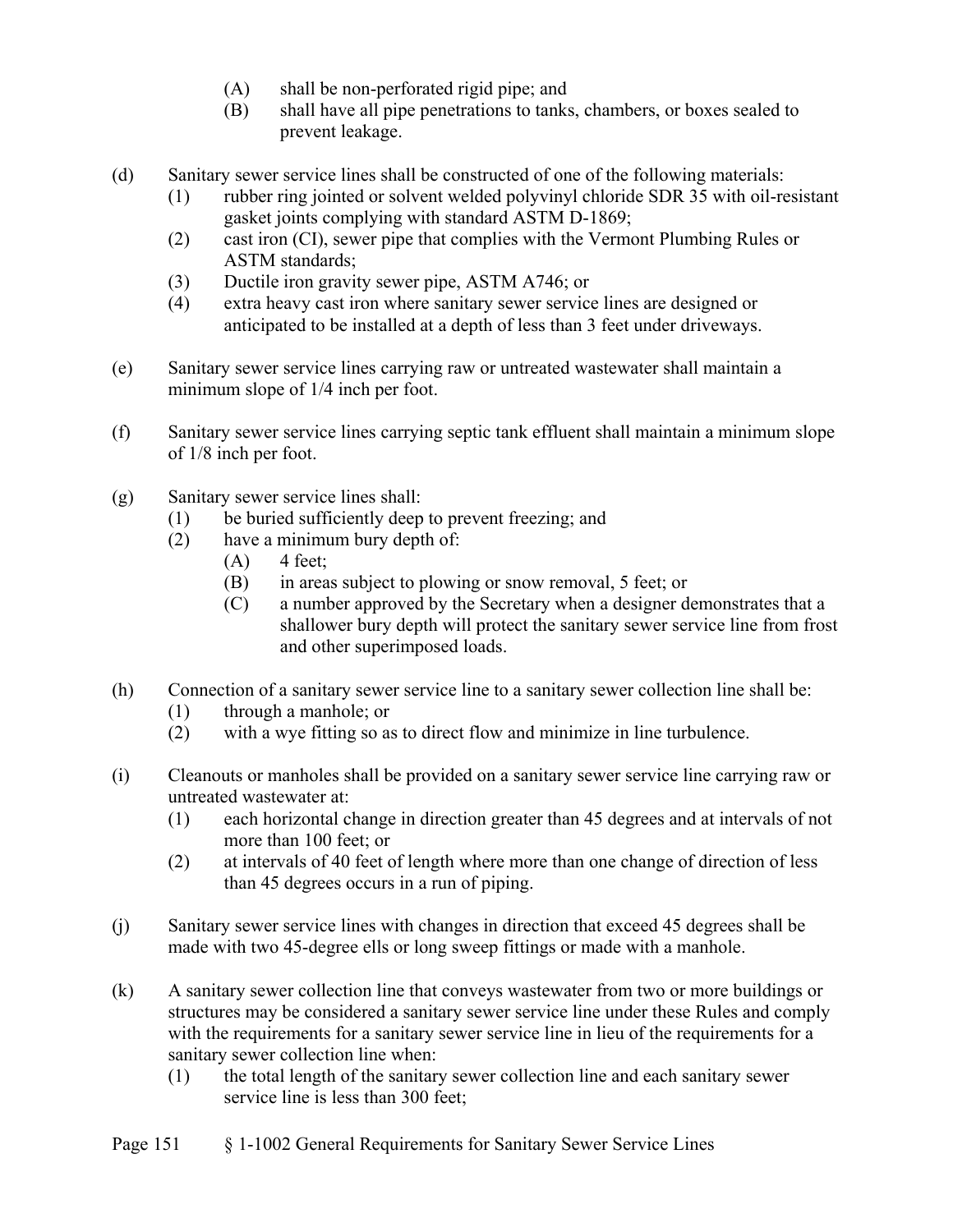(A) shall be non-perforated rigid pipe; and
(B) shall have all pipe penetrations to tanks, chambers, or boxes sealed to prevent leakage.

(d) Sanitary sewer service lines shall be constructed of one of the following materials:
(1) rubber ring jointed or solvent welded polyvinyl chloride SDR 35 with oil-resistant gasket joints complying with standard ASTM D-1869;
(2) cast iron (CI), sewer pipe that complies with the Vermont Plumbing Rules or ASTM standards;
(3) Ductile iron gravity sewer pipe, ASTM A746; or
(4) extra heavy cast iron where sanitary sewer service lines are designed or anticipated to be installed at a depth of less than 3 feet under driveways.

(e) Sanitary sewer service lines carrying raw or untreated wastewater shall maintain a minimum slope of 1/4 inch per foot.

(f) Sanitary sewer service lines carrying septic tank effluent shall maintain a minimum slope of 1/8 inch per foot.

(g) Sanitary sewer service lines shall:
(1) be buried sufficiently deep to prevent freezing; and
(2) have a minimum bury depth of:
(A) 4 feet;
(B) in areas subject to plowing or snow removal, 5 feet; or
(C) a number approved by the Secretary when a designer demonstrates that a shallower bury depth will protect the sanitary sewer service line from frost and other superimposed loads.

(h) Connection of a sanitary sewer service line to a sanitary sewer collection line shall be:
(1) through a manhole; or
(2) with a wye fitting so as to direct flow and minimize in line turbulence.

(i) Cleanouts or manholes shall be provided on a sanitary sewer service line carrying raw or untreated wastewater at:
(1) each horizontal change in direction greater than 45 degrees and at intervals of not more than 100 feet; or
(2) at intervals of 40 feet of length where more than one change of direction of less than 45 degrees occurs in a run of piping.

(j) Sanitary sewer service lines with changes in direction that exceed 45 degrees shall be made with two 45-degree ells or long sweep fittings or made with a manhole.

(k) A sanitary sewer collection line that conveys wastewater from two or more buildings or structures may be considered a sanitary sewer service line under these Rules and comply with the requirements for a sanitary sewer service line in lieu of the requirements for a sanitary sewer collection line when:
(1) the total length of the sanitary sewer collection line and each sanitary sewer service line is less than 300 feet;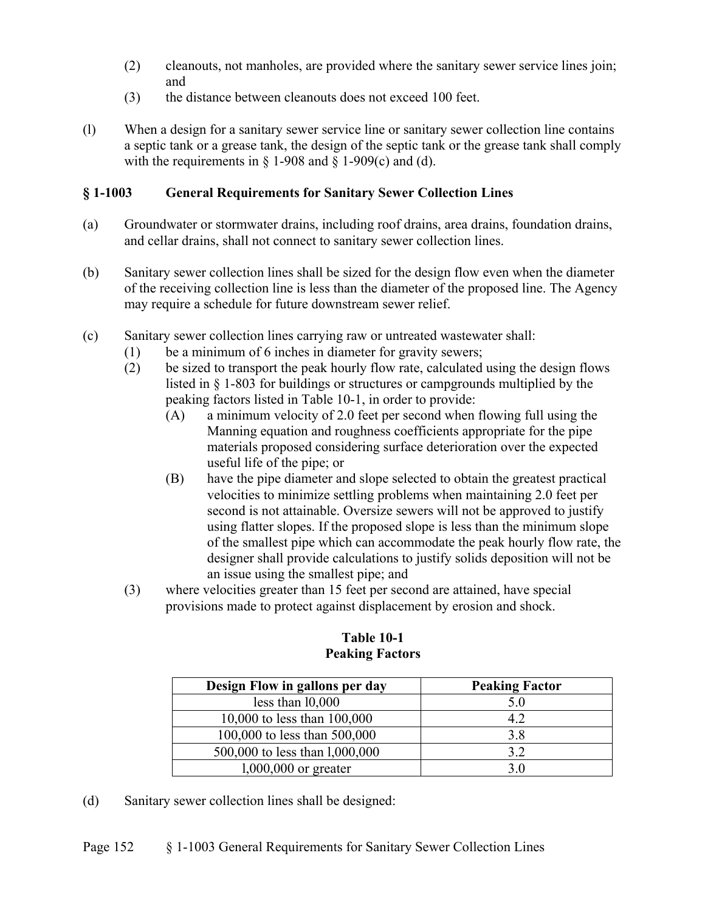(2) cleanouts, not manholes, are provided where the sanitary sewer service lines join; and

(3) the distance between cleanouts does not exceed 100 feet.

(l) When a design for a sanitary sewer service line or sanitary sewer collection line contains a septic tank or a grease tank, the design of the septic tank or the grease tank shall comply with the requirements in § 1-908 and § 1-909(c) and (d).

### § 1-1003 General Requirements for Sanitary Sewer Collection Lines

(a) Groundwater or stormwater drains, including roof drains, area drains, foundation drains, and cellar drains, shall not connect to sanitary sewer collection lines.

(b) Sanitary sewer collection lines shall be sized for the design flow even when the diameter of the receiving collection line is less than the diameter of the proposed line. The Agency may require a schedule for future downstream sewer relief.

(c) Sanitary sewer collection lines carrying raw or untreated wastewater shall:

(1) be a minimum of 6 inches in diameter for gravity sewers;

(2) be sized to transport the peak hourly flow rate, calculated using the design flows listed in § 1-803 for buildings or structures or campgrounds multiplied by the peaking factors listed in Table 10-1, in order to provide:

(A) a minimum velocity of 2.0 feet per second when flowing full using the Manning equation and roughness coefficients appropriate for the pipe materials proposed considering surface deterioration over the expected useful life of the pipe; or

(B) have the pipe diameter and slope selected to obtain the greatest practical velocities to minimize settling problems when maintaining 2.0 feet per second is not attainable. Oversize sewers will not be approved to justify using flatter slopes. If the proposed slope is less than the minimum slope of the smallest pipe which can accommodate the peak hourly flow rate, the designer shall provide calculations to justify solids deposition will not be an issue using the smallest pipe; and

(3) where velocities greater than 15 feet per second are attained, have special provisions made to protect against displacement by erosion and shock.

**Table 10-1**
**Peaking Factors**

| Design Flow in gallons per day | Peaking Factor |
|---|---|
| less than 10,000 | 5.0 |
| 10,000 to less than 100,000 | 4.2 |
| 100,000 to less than 500,000 | 3.8 |
| 500,000 to less than 1,000,000 | 3.2 |
| 1,000,000 or greater | 3.0 |

(d) Sanitary sewer collection lines shall be designed: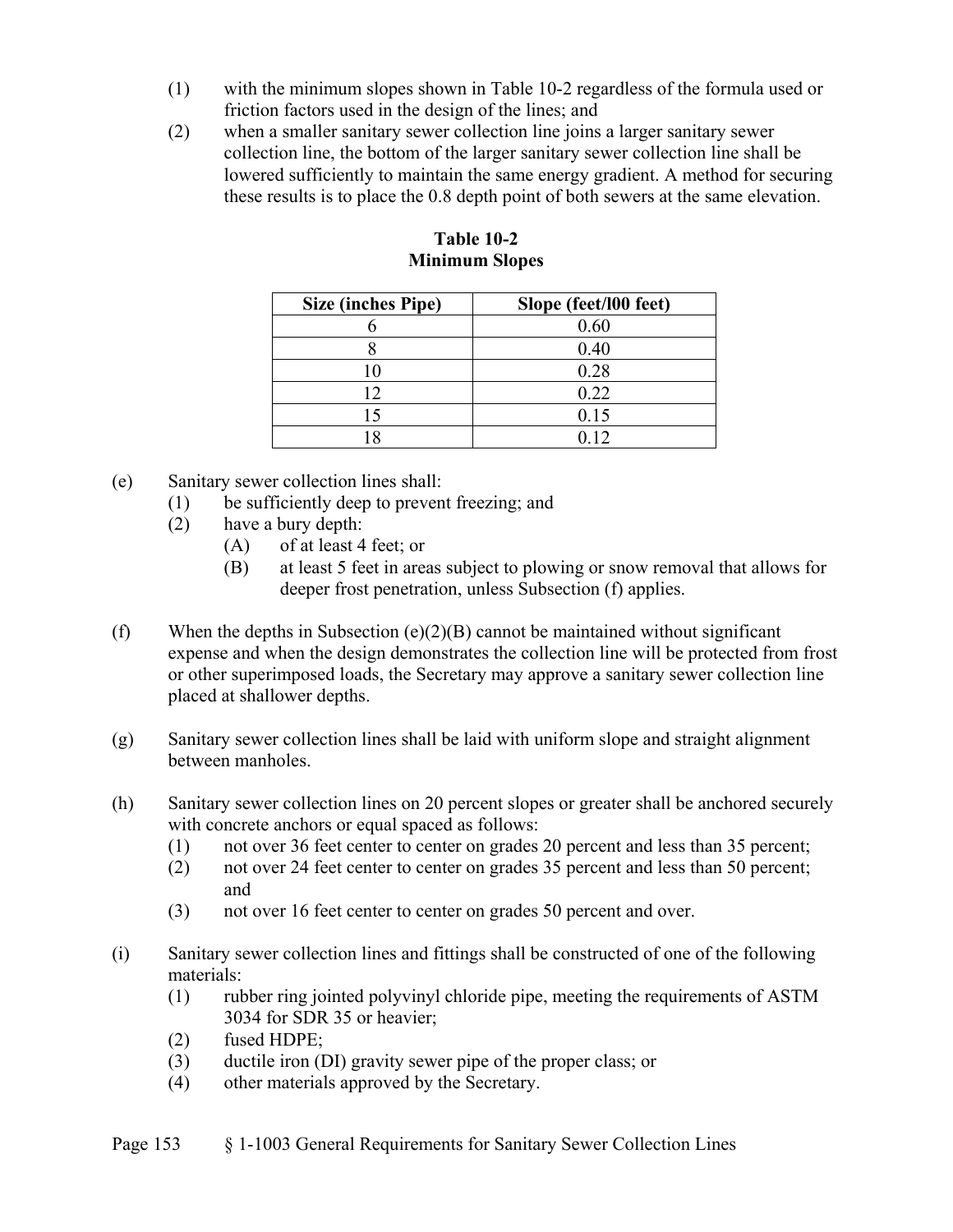(1) with the minimum slopes shown in Table 10-2 regardless of the formula used or friction factors used in the design of the lines; and

(2) when a smaller sanitary sewer collection line joins a larger sanitary sewer collection line, the bottom of the larger sanitary sewer collection line shall be lowered sufficiently to maintain the same energy gradient. A method for securing these results is to place the 0.8 depth point of both sewers at the same elevation.

**Table 10-2**
**Minimum Slopes**

| Size (inches Pipe) | Slope (feet/l00 feet) |
|---|---|
| 6 | 0.60 |
| 8 | 0.40 |
| 10 | 0.28 |
| 12 | 0.22 |
| 15 | 0.15 |
| 18 | 0.12 |

(e) Sanitary sewer collection lines shall:
  - (1) be sufficiently deep to prevent freezing; and
  - (2) have a bury depth:
    - (A) of at least 4 feet; or
    - (B) at least 5 feet in areas subject to plowing or snow removal that allows for deeper frost penetration, unless Subsection (f) applies.

(f) When the depths in Subsection (e)(2)(B) cannot be maintained without significant expense and when the design demonstrates the collection line will be protected from frost or other superimposed loads, the Secretary may approve a sanitary sewer collection line placed at shallower depths.

(g) Sanitary sewer collection lines shall be laid with uniform slope and straight alignment between manholes.

(h) Sanitary sewer collection lines on 20 percent slopes or greater shall be anchored securely with concrete anchors or equal spaced as follows:
  - (1) not over 36 feet center to center on grades 20 percent and less than 35 percent;
  - (2) not over 24 feet center to center on grades 35 percent and less than 50 percent; and
  - (3) not over 16 feet center to center on grades 50 percent and over.

(i) Sanitary sewer collection lines and fittings shall be constructed of one of the following materials:
  - (1) rubber ring jointed polyvinyl chloride pipe, meeting the requirements of ASTM 3034 for SDR 35 or heavier;
  - (2) fused HDPE;
  - (3) ductile iron (DI) gravity sewer pipe of the proper class; or
  - (4) other materials approved by the Secretary.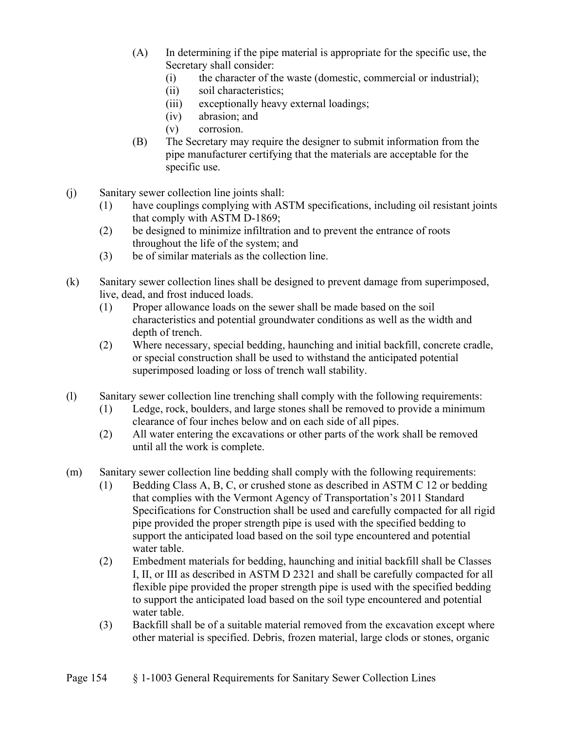(A) In determining if the pipe material is appropriate for the specific use, the Secretary shall consider:
  (i) the character of the waste (domestic, commercial or industrial);
  (ii) soil characteristics;
  (iii) exceptionally heavy external loadings;
  (iv) abrasion; and
  (v) corrosion.

(B) The Secretary may require the designer to submit information from the pipe manufacturer certifying that the materials are acceptable for the specific use.

(j) Sanitary sewer collection line joints shall:
  (1) have couplings complying with ASTM specifications, including oil resistant joints that comply with ASTM D-1869;
  (2) be designed to minimize infiltration and to prevent the entrance of roots throughout the life of the system; and
  (3) be of similar materials as the collection line.

(k) Sanitary sewer collection lines shall be designed to prevent damage from superimposed, live, dead, and frost induced loads.
  (1) Proper allowance loads on the sewer shall be made based on the soil characteristics and potential groundwater conditions as well as the width and depth of trench.
  (2) Where necessary, special bedding, haunching and initial backfill, concrete cradle, or special construction shall be used to withstand the anticipated potential superimposed loading or loss of trench wall stability.

(l) Sanitary sewer collection line trenching shall comply with the following requirements:
  (1) Ledge, rock, boulders, and large stones shall be removed to provide a minimum clearance of four inches below and on each side of all pipes.
  (2) All water entering the excavations or other parts of the work shall be removed until all the work is complete.

(m) Sanitary sewer collection line bedding shall comply with the following requirements:
  (1) Bedding Class A, B, C, or crushed stone as described in ASTM C 12 or bedding that complies with the Vermont Agency of Transportation's 2011 Standard Specifications for Construction shall be used and carefully compacted for all rigid pipe provided the proper strength pipe is used with the specified bedding to support the anticipated load based on the soil type encountered and potential water table.
  (2) Embedment materials for bedding, haunching and initial backfill shall be Classes I, II, or III as described in ASTM D 2321 and shall be carefully compacted for all flexible pipe provided the proper strength pipe is used with the specified bedding to support the anticipated load based on the soil type encountered and potential water table.
  (3) Backfill shall be of a suitable material removed from the excavation except where other material is specified. Debris, frozen material, large clods or stones, organic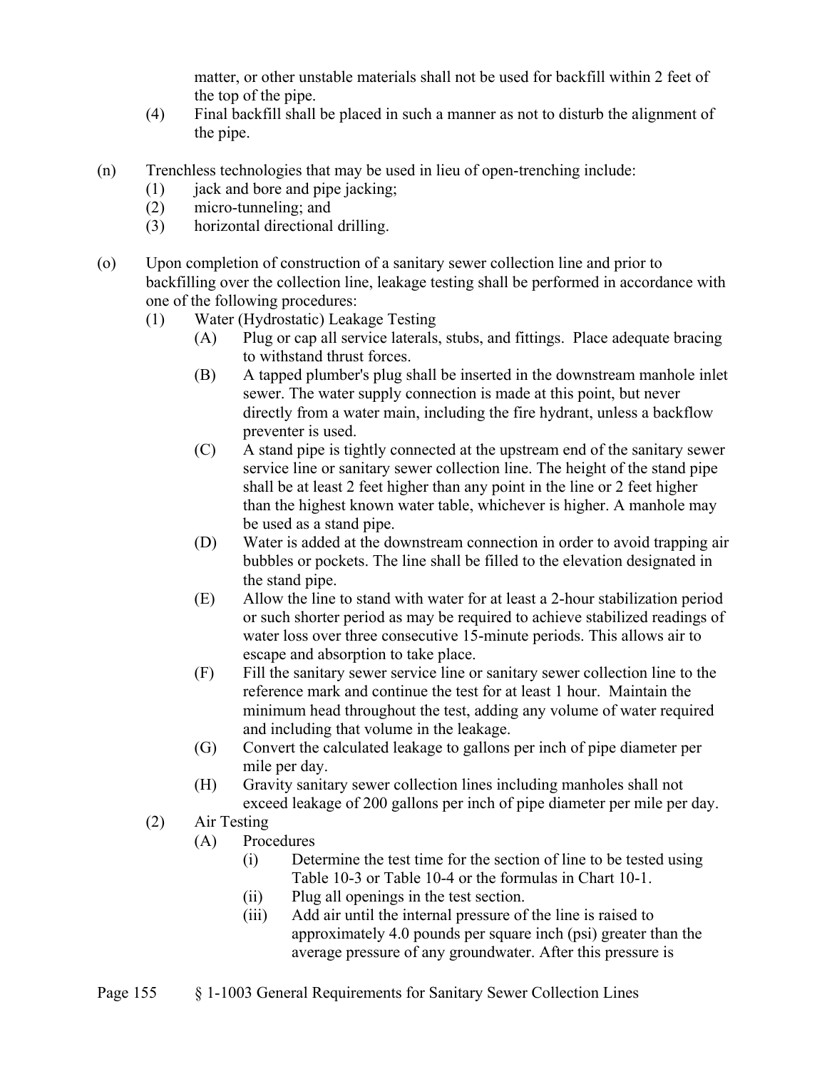matter, or other unstable materials shall not be used for backfill within 2 feet of the top of the pipe.

(4) Final backfill shall be placed in such a manner as not to disturb the alignment of the pipe.

(n) Trenchless technologies that may be used in lieu of open-trenching include:

(1) jack and bore and pipe jacking;

(2) micro-tunneling; and

(3) horizontal directional drilling.

(o) Upon completion of construction of a sanitary sewer collection line and prior to backfilling over the collection line, leakage testing shall be performed in accordance with one of the following procedures:

(1) Water (Hydrostatic) Leakage Testing

(A) Plug or cap all service laterals, stubs, and fittings. Place adequate bracing to withstand thrust forces.

(B) A tapped plumber's plug shall be inserted in the downstream manhole inlet sewer. The water supply connection is made at this point, but never directly from a water main, including the fire hydrant, unless a backflow preventer is used.

(C) A stand pipe is tightly connected at the upstream end of the sanitary sewer service line or sanitary sewer collection line. The height of the stand pipe shall be at least 2 feet higher than any point in the line or 2 feet higher than the highest known water table, whichever is higher. A manhole may be used as a stand pipe.

(D) Water is added at the downstream connection in order to avoid trapping air bubbles or pockets. The line shall be filled to the elevation designated in the stand pipe.

(E) Allow the line to stand with water for at least a 2-hour stabilization period or such shorter period as may be required to achieve stabilized readings of water loss over three consecutive 15-minute periods. This allows air to escape and absorption to take place.

(F) Fill the sanitary sewer service line or sanitary sewer collection line to the reference mark and continue the test for at least 1 hour. Maintain the minimum head throughout the test, adding any volume of water required and including that volume in the leakage.

(G) Convert the calculated leakage to gallons per inch of pipe diameter per mile per day.

(H) Gravity sanitary sewer collection lines including manholes shall not exceed leakage of 200 gallons per inch of pipe diameter per mile per day.

(2) Air Testing

(A) Procedures

(i) Determine the test time for the section of line to be tested using Table 10-3 or Table 10-4 or the formulas in Chart 10-1.

(ii) Plug all openings in the test section.

(iii) Add air until the internal pressure of the line is raised to approximately 4.0 pounds per square inch (psi) greater than the average pressure of any groundwater. After this pressure is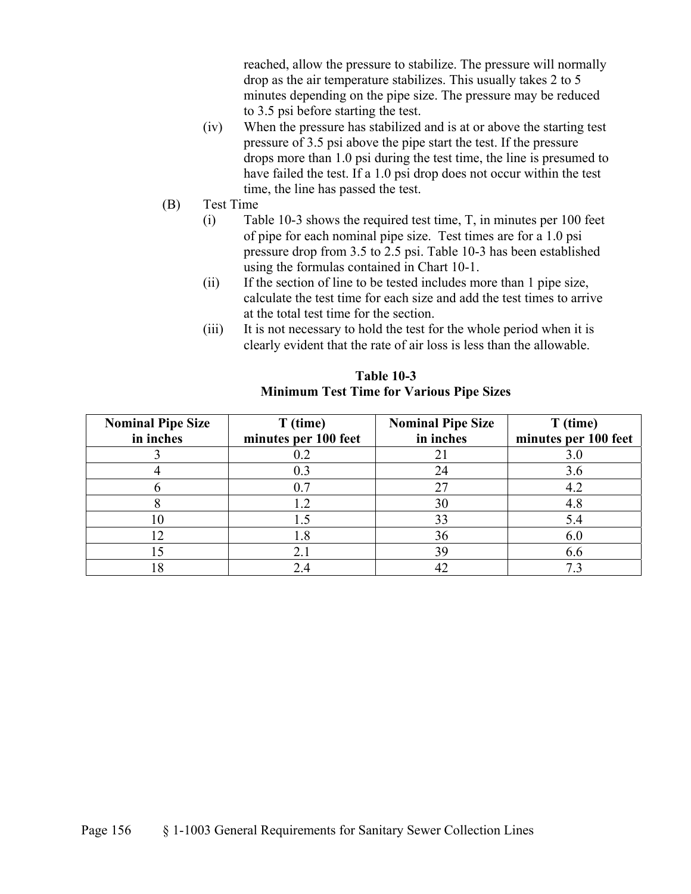reached, allow the pressure to stabilize. The pressure will normally drop as the air temperature stabilizes. This usually takes 2 to 5 minutes depending on the pipe size. The pressure may be reduced to 3.5 psi before starting the test.

(iv) When the pressure has stabilized and is at or above the starting test pressure of 3.5 psi above the pipe start the test. If the pressure drops more than 1.0 psi during the test time, the line is presumed to have failed the test. If a 1.0 psi drop does not occur within the test time, the line has passed the test.

(B) Test Time

(i) Table 10-3 shows the required test time, T, in minutes per 100 feet of pipe for each nominal pipe size. Test times are for a 1.0 psi pressure drop from 3.5 to 2.5 psi. Table 10-3 has been established using the formulas contained in Chart 10-1.

(ii) If the section of line to be tested includes more than 1 pipe size, calculate the test time for each size and add the test times to arrive at the total test time for the section.

(iii) It is not necessary to hold the test for the whole period when it is clearly evident that the rate of air loss is less than the allowable.

**Table 10-3**
**Minimum Test Time for Various Pipe Sizes**

| Nominal Pipe Size in inches | T (time) minutes per 100 feet | Nominal Pipe Size in inches | T (time) minutes per 100 feet |
|---|---|---|---|
| 3 | 0.2 | 21 | 3.0 |
| 4 | 0.3 | 24 | 3.6 |
| 6 | 0.7 | 27 | 4.2 |
| 8 | 1.2 | 30 | 4.8 |
| 10 | 1.5 | 33 | 5.4 |
| 12 | 1.8 | 36 | 6.0 |
| 15 | 2.1 | 39 | 6.6 |
| 18 | 2.4 | 42 | 7.3 |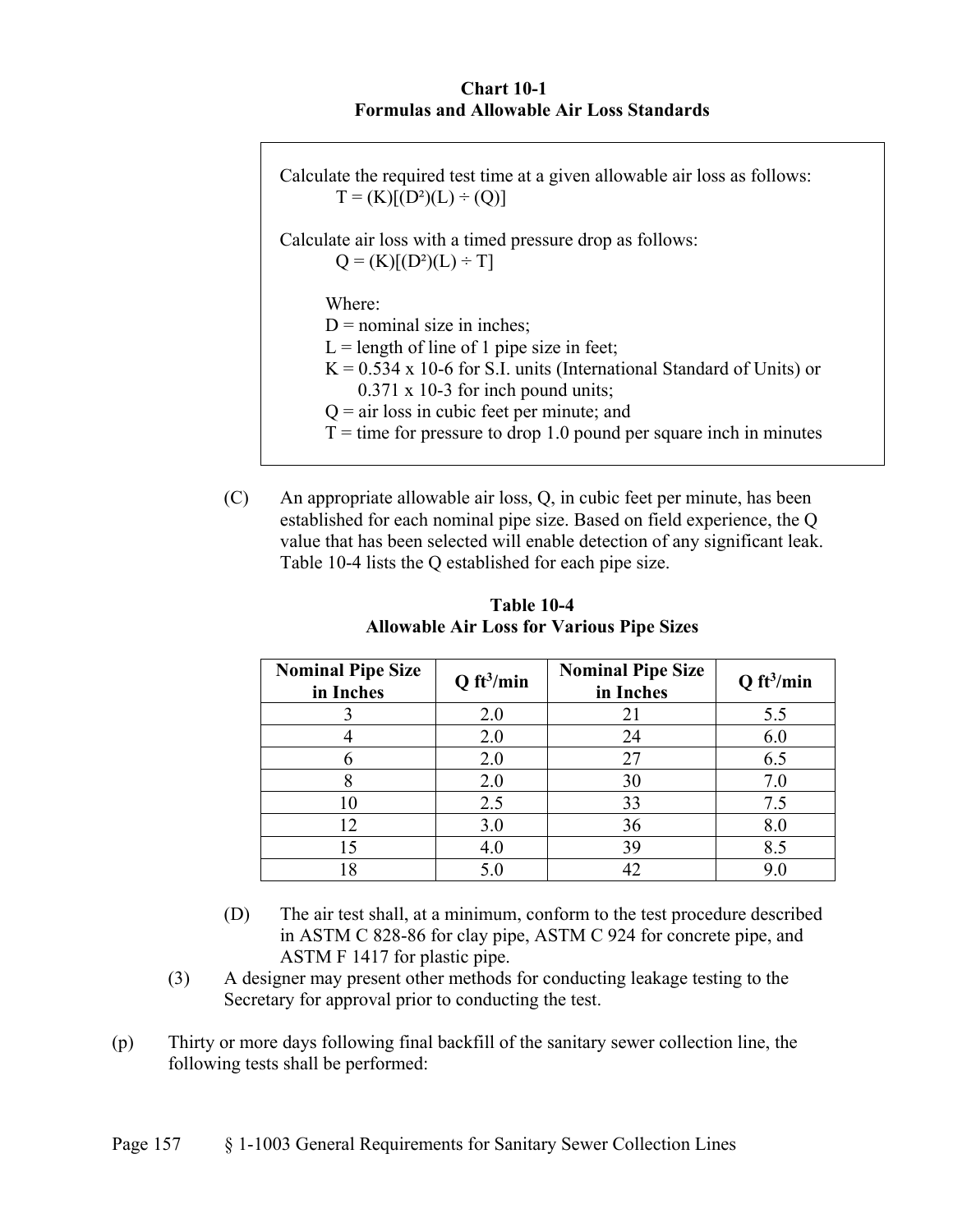**Chart 10-1**
**Formulas and Allowable Air Loss Standards**

> Calculate the required test time at a given allowable air loss as follows:
>
> $$T = (K)[(D^2)(L) \div (Q)]$$
>
> Calculate air loss with a timed pressure drop as follows:
>
> $$Q = (K)[(D^2)(L) \div T]$$
>
> Where:
>
> D = nominal size in inches;
>
> L = length of line of 1 pipe size in feet;
>
> K = 0.534 x 10-6 for S.I. units (International Standard of Units) or 0.371 x 10-3 for inch pound units;
>
> Q = air loss in cubic feet per minute; and
>
> T = time for pressure to drop 1.0 pound per square inch in minutes

(C) An appropriate allowable air loss, Q, in cubic feet per minute, has been established for each nominal pipe size. Based on field experience, the Q value that has been selected will enable detection of any significant leak. Table 10-4 lists the Q established for each pipe size.

**Table 10-4**
**Allowable Air Loss for Various Pipe Sizes**

| Nominal Pipe Size in Inches | Q $ft^3$/min | Nominal Pipe Size in Inches | Q $ft^3$/min |
|---|---|---|---|
| 3 | 2.0 | 21 | 5.5 |
| 4 | 2.0 | 24 | 6.0 |
| 6 | 2.0 | 27 | 6.5 |
| 8 | 2.0 | 30 | 7.0 |
| 10 | 2.5 | 33 | 7.5 |
| 12 | 3.0 | 36 | 8.0 |
| 15 | 4.0 | 39 | 8.5 |
| 18 | 5.0 | 42 | 9.0 |

(D) The air test shall, at a minimum, conform to the test procedure described in ASTM C 828-86 for clay pipe, ASTM C 924 for concrete pipe, and ASTM F 1417 for plastic pipe.

(3) A designer may present other methods for conducting leakage testing to the Secretary for approval prior to conducting the test.

(p) Thirty or more days following final backfill of the sanitary sewer collection line, the following tests shall be performed: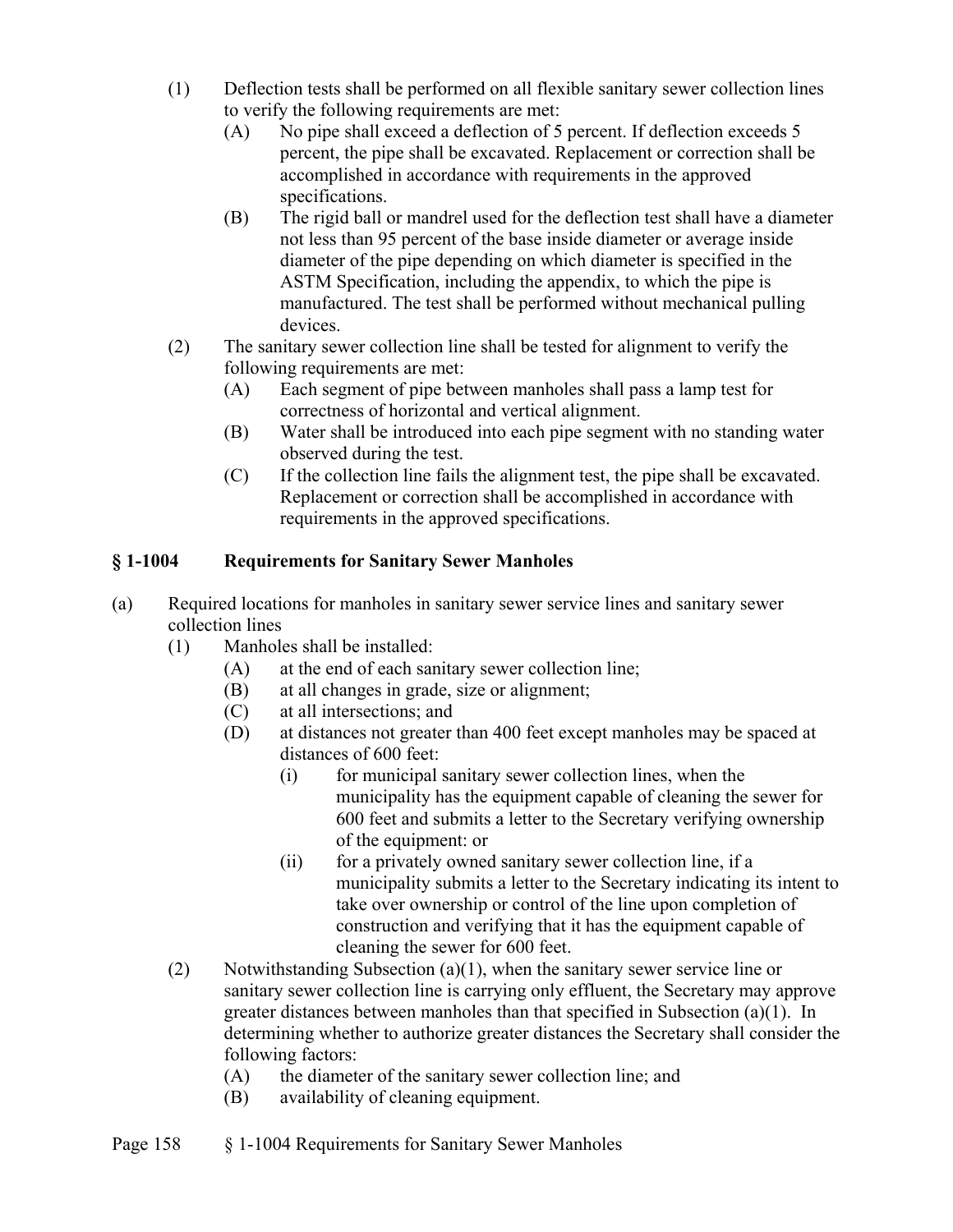(1) Deflection tests shall be performed on all flexible sanitary sewer collection lines to verify the following requirements are met:
   (A) No pipe shall exceed a deflection of 5 percent. If deflection exceeds 5 percent, the pipe shall be excavated. Replacement or correction shall be accomplished in accordance with requirements in the approved specifications.
   (B) The rigid ball or mandrel used for the deflection test shall have a diameter not less than 95 percent of the base inside diameter or average inside diameter of the pipe depending on which diameter is specified in the ASTM Specification, including the appendix, to which the pipe is manufactured. The test shall be performed without mechanical pulling devices.
(2) The sanitary sewer collection line shall be tested for alignment to verify the following requirements are met:
   (A) Each segment of pipe between manholes shall pass a lamp test for correctness of horizontal and vertical alignment.
   (B) Water shall be introduced into each pipe segment with no standing water observed during the test.
   (C) If the collection line fails the alignment test, the pipe shall be excavated. Replacement or correction shall be accomplished in accordance with requirements in the approved specifications.

## § 1-1004 Requirements for Sanitary Sewer Manholes

(a) Required locations for manholes in sanitary sewer service lines and sanitary sewer collection lines
   (1) Manholes shall be installed:
      (A) at the end of each sanitary sewer collection line;
      (B) at all changes in grade, size or alignment;
      (C) at all intersections; and
      (D) at distances not greater than 400 feet except manholes may be spaced at distances of 600 feet:
         (i) for municipal sanitary sewer collection lines, when the municipality has the equipment capable of cleaning the sewer for 600 feet and submits a letter to the Secretary verifying ownership of the equipment: or
         (ii) for a privately owned sanitary sewer collection line, if a municipality submits a letter to the Secretary indicating its intent to take over ownership or control of the line upon completion of construction and verifying that it has the equipment capable of cleaning the sewer for 600 feet.
   (2) Notwithstanding Subsection (a)(1), when the sanitary sewer service line or sanitary sewer collection line is carrying only effluent, the Secretary may approve greater distances between manholes than that specified in Subsection (a)(1). In determining whether to authorize greater distances the Secretary shall consider the following factors:
      (A) the diameter of the sanitary sewer collection line; and
      (B) availability of cleaning equipment.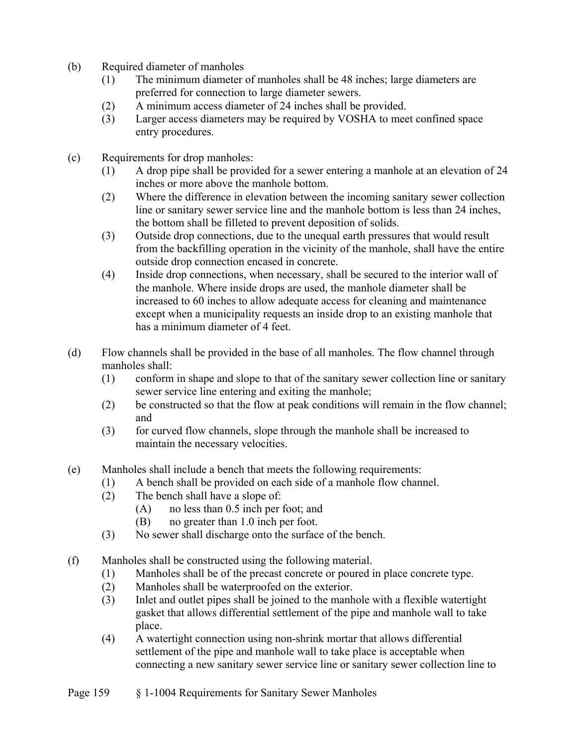(b) Required diameter of manholes
   (1) The minimum diameter of manholes shall be 48 inches; large diameters are preferred for connection to large diameter sewers.
   (2) A minimum access diameter of 24 inches shall be provided.
   (3) Larger access diameters may be required by VOSHA to meet confined space entry procedures.

(c) Requirements for drop manholes:
   (1) A drop pipe shall be provided for a sewer entering a manhole at an elevation of 24 inches or more above the manhole bottom.
   (2) Where the difference in elevation between the incoming sanitary sewer collection line or sanitary sewer service line and the manhole bottom is less than 24 inches, the bottom shall be filleted to prevent deposition of solids.
   (3) Outside drop connections, due to the unequal earth pressures that would result from the backfilling operation in the vicinity of the manhole, shall have the entire outside drop connection encased in concrete.
   (4) Inside drop connections, when necessary, shall be secured to the interior wall of the manhole. Where inside drops are used, the manhole diameter shall be increased to 60 inches to allow adequate access for cleaning and maintenance except when a municipality requests an inside drop to an existing manhole that has a minimum diameter of 4 feet.

(d) Flow channels shall be provided in the base of all manholes. The flow channel through manholes shall:
   (1) conform in shape and slope to that of the sanitary sewer collection line or sanitary sewer service line entering and exiting the manhole;
   (2) be constructed so that the flow at peak conditions will remain in the flow channel; and
   (3) for curved flow channels, slope through the manhole shall be increased to maintain the necessary velocities.

(e) Manholes shall include a bench that meets the following requirements:
   (1) A bench shall be provided on each side of a manhole flow channel.
   (2) The bench shall have a slope of:
      (A) no less than 0.5 inch per foot; and
      (B) no greater than 1.0 inch per foot.
   (3) No sewer shall discharge onto the surface of the bench.

(f) Manholes shall be constructed using the following material.
   (1) Manholes shall be of the precast concrete or poured in place concrete type.
   (2) Manholes shall be waterproofed on the exterior.
   (3) Inlet and outlet pipes shall be joined to the manhole with a flexible watertight gasket that allows differential settlement of the pipe and manhole wall to take place.
   (4) A watertight connection using non-shrink mortar that allows differential settlement of the pipe and manhole wall to take place is acceptable when connecting a new sanitary sewer service line or sanitary sewer collection line to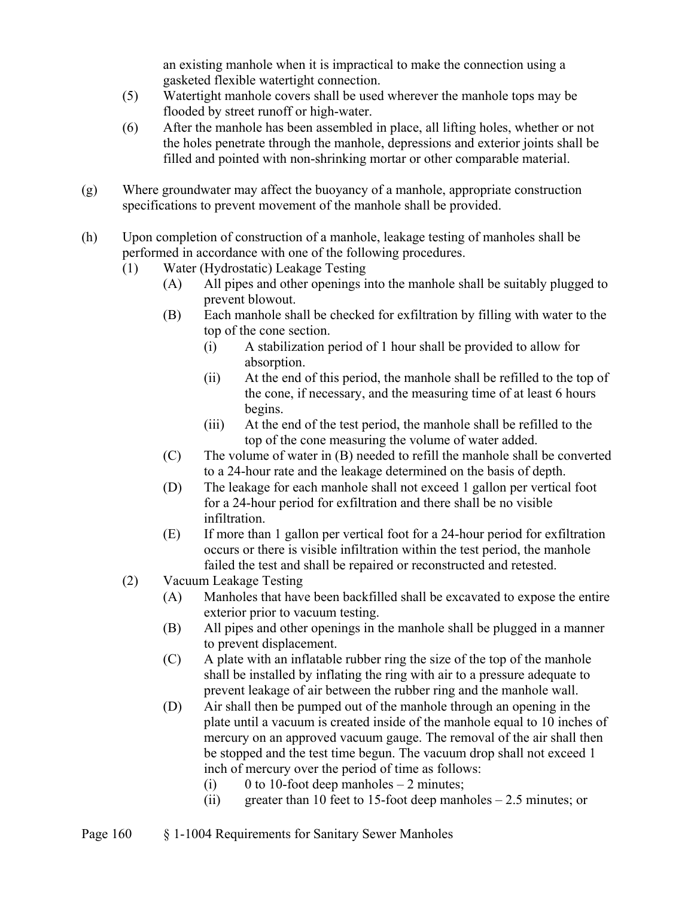an existing manhole when it is impractical to make the connection using a gasketed flexible watertight connection.

(5) Watertight manhole covers shall be used wherever the manhole tops may be flooded by street runoff or high-water.

(6) After the manhole has been assembled in place, all lifting holes, whether or not the holes penetrate through the manhole, depressions and exterior joints shall be filled and pointed with non-shrinking mortar or other comparable material.

(g) Where groundwater may affect the buoyancy of a manhole, appropriate construction specifications to prevent movement of the manhole shall be provided.

(h) Upon completion of construction of a manhole, leakage testing of manholes shall be performed in accordance with one of the following procedures.

(1) Water (Hydrostatic) Leakage Testing

(A) All pipes and other openings into the manhole shall be suitably plugged to prevent blowout.

(B) Each manhole shall be checked for exfiltration by filling with water to the top of the cone section.

(i) A stabilization period of 1 hour shall be provided to allow for absorption.

(ii) At the end of this period, the manhole shall be refilled to the top of the cone, if necessary, and the measuring time of at least 6 hours begins.

(iii) At the end of the test period, the manhole shall be refilled to the top of the cone measuring the volume of water added.

(C) The volume of water in (B) needed to refill the manhole shall be converted to a 24-hour rate and the leakage determined on the basis of depth.

(D) The leakage for each manhole shall not exceed 1 gallon per vertical foot for a 24-hour period for exfiltration and there shall be no visible infiltration.

(E) If more than 1 gallon per vertical foot for a 24-hour period for exfiltration occurs or there is visible infiltration within the test period, the manhole failed the test and shall be repaired or reconstructed and retested.

(2) Vacuum Leakage Testing

(A) Manholes that have been backfilled shall be excavated to expose the entire exterior prior to vacuum testing.

(B) All pipes and other openings in the manhole shall be plugged in a manner to prevent displacement.

(C) A plate with an inflatable rubber ring the size of the top of the manhole shall be installed by inflating the ring with air to a pressure adequate to prevent leakage of air between the rubber ring and the manhole wall.

(D) Air shall then be pumped out of the manhole through an opening in the plate until a vacuum is created inside of the manhole equal to 10 inches of mercury on an approved vacuum gauge. The removal of the air shall then be stopped and the test time begun. The vacuum drop shall not exceed 1 inch of mercury over the period of time as follows:

(i) 0 to 10-foot deep manholes – 2 minutes;

(ii) greater than 10 feet to 15-foot deep manholes – 2.5 minutes; or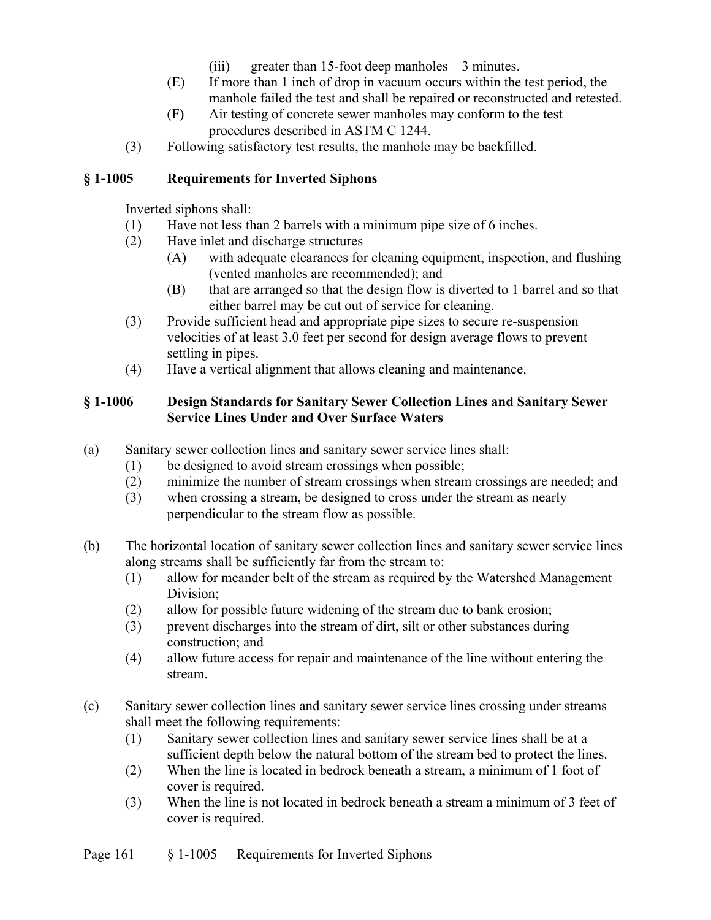(iii) greater than 15-foot deep manholes – 3 minutes.

(E) If more than 1 inch of drop in vacuum occurs within the test period, the manhole failed the test and shall be repaired or reconstructed and retested.

(F) Air testing of concrete sewer manholes may conform to the test procedures described in ASTM C 1244.

(3) Following satisfactory test results, the manhole may be backfilled.

## § 1-1005 Requirements for Inverted Siphons

Inverted siphons shall:

(1) Have not less than 2 barrels with a minimum pipe size of 6 inches.

(2) Have inlet and discharge structures

  (A) with adequate clearances for cleaning equipment, inspection, and flushing (vented manholes are recommended); and

  (B) that are arranged so that the design flow is diverted to 1 barrel and so that either barrel may be cut out of service for cleaning.

(3) Provide sufficient head and appropriate pipe sizes to secure re-suspension velocities of at least 3.0 feet per second for design average flows to prevent settling in pipes.

(4) Have a vertical alignment that allows cleaning and maintenance.

## § 1-1006 Design Standards for Sanitary Sewer Collection Lines and Sanitary Sewer Service Lines Under and Over Surface Waters

(a) Sanitary sewer collection lines and sanitary sewer service lines shall:

  (1) be designed to avoid stream crossings when possible;

  (2) minimize the number of stream crossings when stream crossings are needed; and

  (3) when crossing a stream, be designed to cross under the stream as nearly perpendicular to the stream flow as possible.

(b) The horizontal location of sanitary sewer collection lines and sanitary sewer service lines along streams shall be sufficiently far from the stream to:

  (1) allow for meander belt of the stream as required by the Watershed Management Division;

  (2) allow for possible future widening of the stream due to bank erosion;

  (3) prevent discharges into the stream of dirt, silt or other substances during construction; and

  (4) allow future access for repair and maintenance of the line without entering the stream.

(c) Sanitary sewer collection lines and sanitary sewer service lines crossing under streams shall meet the following requirements:

  (1) Sanitary sewer collection lines and sanitary sewer service lines shall be at a sufficient depth below the natural bottom of the stream bed to protect the lines.

  (2) When the line is located in bedrock beneath a stream, a minimum of 1 foot of cover is required.

  (3) When the line is not located in bedrock beneath a stream a minimum of 3 feet of cover is required.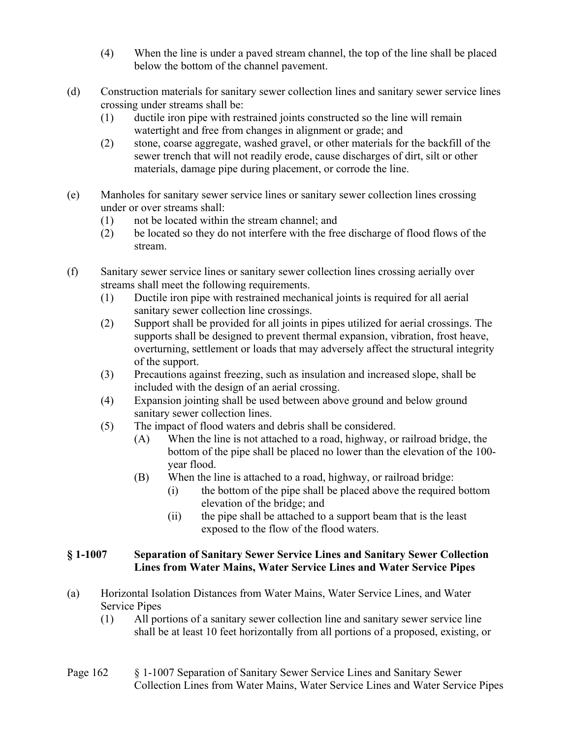(4) When the line is under a paved stream channel, the top of the line shall be placed below the bottom of the channel pavement.

(d) Construction materials for sanitary sewer collection lines and sanitary sewer service lines crossing under streams shall be:
   (1) ductile iron pipe with restrained joints constructed so the line will remain watertight and free from changes in alignment or grade; and
   (2) stone, coarse aggregate, washed gravel, or other materials for the backfill of the sewer trench that will not readily erode, cause discharges of dirt, silt or other materials, damage pipe during placement, or corrode the line.

(e) Manholes for sanitary sewer service lines or sanitary sewer collection lines crossing under or over streams shall:
   (1) not be located within the stream channel; and
   (2) be located so they do not interfere with the free discharge of flood flows of the stream.

(f) Sanitary sewer service lines or sanitary sewer collection lines crossing aerially over streams shall meet the following requirements.
   (1) Ductile iron pipe with restrained mechanical joints is required for all aerial sanitary sewer collection line crossings.
   (2) Support shall be provided for all joints in pipes utilized for aerial crossings. The supports shall be designed to prevent thermal expansion, vibration, frost heave, overturning, settlement or loads that may adversely affect the structural integrity of the support.
   (3) Precautions against freezing, such as insulation and increased slope, shall be included with the design of an aerial crossing.
   (4) Expansion jointing shall be used between above ground and below ground sanitary sewer collection lines.
   (5) The impact of flood waters and debris shall be considered.
      (A) When the line is not attached to a road, highway, or railroad bridge, the bottom of the pipe shall be placed no lower than the elevation of the 100-year flood.
      (B) When the line is attached to a road, highway, or railroad bridge:
         (i) the bottom of the pipe shall be placed above the required bottom elevation of the bridge; and
         (ii) the pipe shall be attached to a support beam that is the least exposed to the flow of the flood waters.

### § 1-1007 Separation of Sanitary Sewer Service Lines and Sanitary Sewer Collection Lines from Water Mains, Water Service Lines and Water Service Pipes

(a) Horizontal Isolation Distances from Water Mains, Water Service Lines, and Water Service Pipes
   (1) All portions of a sanitary sewer collection line and sanitary sewer service line shall be at least 10 feet horizontally from all portions of a proposed, existing, or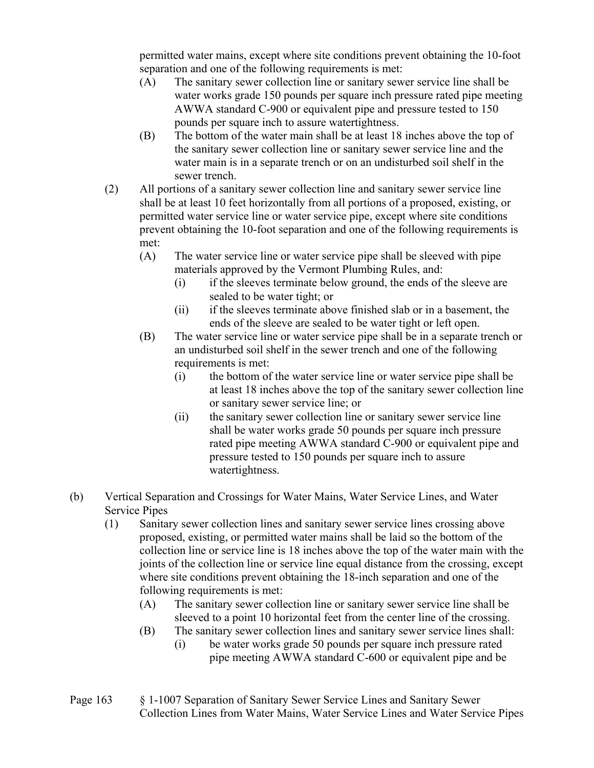permitted water mains, except where site conditions prevent obtaining the 10-foot separation and one of the following requirements is met:

- (A) The sanitary sewer collection line or sanitary sewer service line shall be water works grade 150 pounds per square inch pressure rated pipe meeting AWWA standard C-900 or equivalent pipe and pressure tested to 150 pounds per square inch to assure watertightness.
- (B) The bottom of the water main shall be at least 18 inches above the top of the sanitary sewer collection line or sanitary sewer service line and the water main is in a separate trench or on an undisturbed soil shelf in the sewer trench.

(2) All portions of a sanitary sewer collection line and sanitary sewer service line shall be at least 10 feet horizontally from all portions of a proposed, existing, or permitted water service line or water service pipe, except where site conditions prevent obtaining the 10-foot separation and one of the following requirements is met:

- (A) The water service line or water service pipe shall be sleeved with pipe materials approved by the Vermont Plumbing Rules, and:
  - (i) if the sleeves terminate below ground, the ends of the sleeve are sealed to be water tight; or
  - (ii) if the sleeves terminate above finished slab or in a basement, the ends of the sleeve are sealed to be water tight or left open.
- (B) The water service line or water service pipe shall be in a separate trench or an undisturbed soil shelf in the sewer trench and one of the following requirements is met:
  - (i) the bottom of the water service line or water service pipe shall be at least 18 inches above the top of the sanitary sewer collection line or sanitary sewer service line; or
  - (ii) the sanitary sewer collection line or sanitary sewer service line shall be water works grade 50 pounds per square inch pressure rated pipe meeting AWWA standard C-900 or equivalent pipe and pressure tested to 150 pounds per square inch to assure watertightness.

(b) Vertical Separation and Crossings for Water Mains, Water Service Lines, and Water Service Pipes

(1) Sanitary sewer collection lines and sanitary sewer service lines crossing above proposed, existing, or permitted water mains shall be laid so the bottom of the collection line or service line is 18 inches above the top of the water main with the joints of the collection line or service line equal distance from the crossing, except where site conditions prevent obtaining the 18-inch separation and one of the following requirements is met:

- (A) The sanitary sewer collection line or sanitary sewer service line shall be sleeved to a point 10 horizontal feet from the center line of the crossing.
- (B) The sanitary sewer collection lines and sanitary sewer service lines shall:
  - (i) be water works grade 50 pounds per square inch pressure rated pipe meeting AWWA standard C-600 or equivalent pipe and be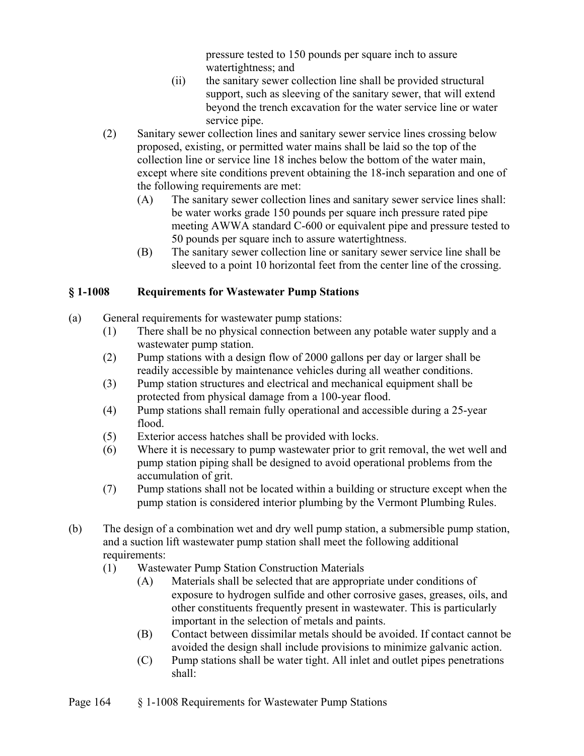pressure tested to 150 pounds per square inch to assure watertightness; and

(ii) the sanitary sewer collection line shall be provided structural support, such as sleeving of the sanitary sewer, that will extend beyond the trench excavation for the water service line or water service pipe.

(2) Sanitary sewer collection lines and sanitary sewer service lines crossing below proposed, existing, or permitted water mains shall be laid so the top of the collection line or service line 18 inches below the bottom of the water main, except where site conditions prevent obtaining the 18-inch separation and one of the following requirements are met:

(A) The sanitary sewer collection lines and sanitary sewer service lines shall: be water works grade 150 pounds per square inch pressure rated pipe meeting AWWA standard C-600 or equivalent pipe and pressure tested to 50 pounds per square inch to assure watertightness.

(B) The sanitary sewer collection line or sanitary sewer service line shall be sleeved to a point 10 horizontal feet from the center line of the crossing.

## § 1-1008 Requirements for Wastewater Pump Stations

(a) General requirements for wastewater pump stations:

(1) There shall be no physical connection between any potable water supply and a wastewater pump station.

(2) Pump stations with a design flow of 2000 gallons per day or larger shall be readily accessible by maintenance vehicles during all weather conditions.

(3) Pump station structures and electrical and mechanical equipment shall be protected from physical damage from a 100-year flood.

(4) Pump stations shall remain fully operational and accessible during a 25-year flood.

(5) Exterior access hatches shall be provided with locks.

(6) Where it is necessary to pump wastewater prior to grit removal, the wet well and pump station piping shall be designed to avoid operational problems from the accumulation of grit.

(7) Pump stations shall not be located within a building or structure except when the pump station is considered interior plumbing by the Vermont Plumbing Rules.

(b) The design of a combination wet and dry well pump station, a submersible pump station, and a suction lift wastewater pump station shall meet the following additional requirements:

(1) Wastewater Pump Station Construction Materials

(A) Materials shall be selected that are appropriate under conditions of exposure to hydrogen sulfide and other corrosive gases, greases, oils, and other constituents frequently present in wastewater. This is particularly important in the selection of metals and paints.

(B) Contact between dissimilar metals should be avoided. If contact cannot be avoided the design shall include provisions to minimize galvanic action.

(C) Pump stations shall be water tight. All inlet and outlet pipes penetrations shall: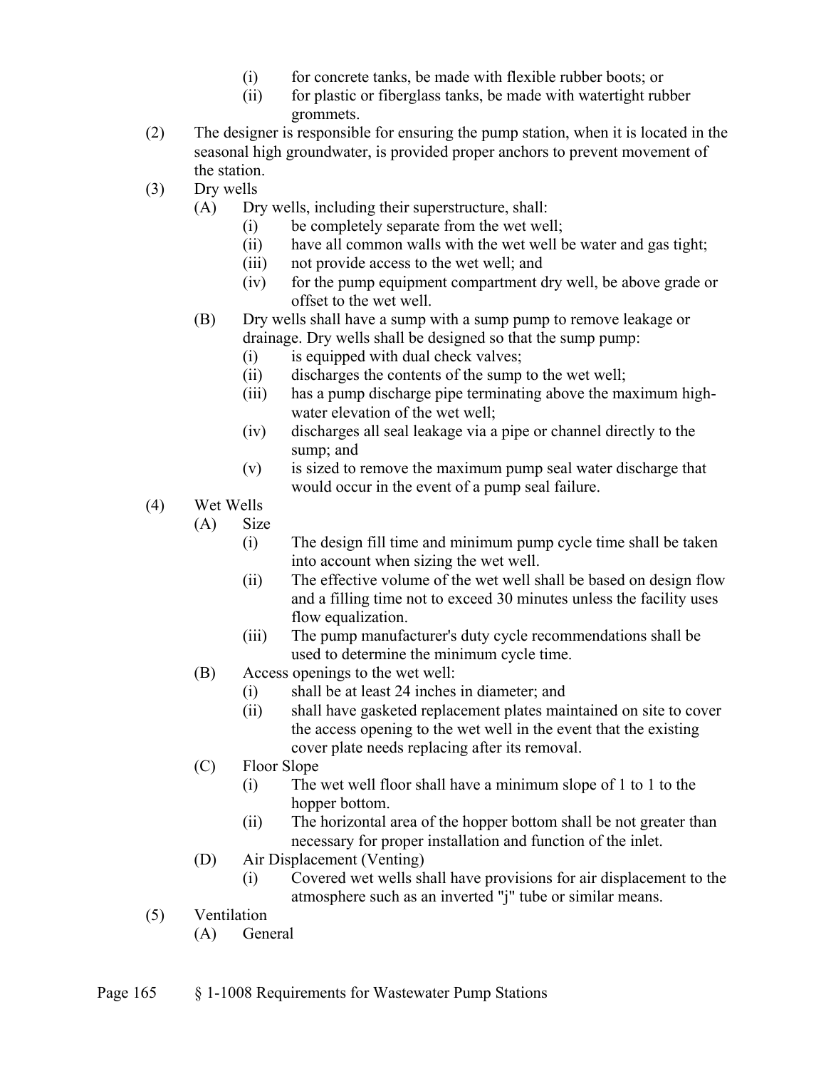(i) for concrete tanks, be made with flexible rubber boots; or
(ii) for plastic or fiberglass tanks, be made with watertight rubber grommets.

(2) The designer is responsible for ensuring the pump station, when it is located in the seasonal high groundwater, is provided proper anchors to prevent movement of the station.

(3) Dry wells

(A) Dry wells, including their superstructure, shall:

(i) be completely separate from the wet well;
(ii) have all common walls with the wet well be water and gas tight;
(iii) not provide access to the wet well; and
(iv) for the pump equipment compartment dry well, be above grade or offset to the wet well.

(B) Dry wells shall have a sump with a sump pump to remove leakage or drainage. Dry wells shall be designed so that the sump pump:

(i) is equipped with dual check valves;
(ii) discharges the contents of the sump to the wet well;
(iii) has a pump discharge pipe terminating above the maximum high-water elevation of the wet well;
(iv) discharges all seal leakage via a pipe or channel directly to the sump; and
(v) is sized to remove the maximum pump seal water discharge that would occur in the event of a pump seal failure.

(4) Wet Wells

(A) Size

(i) The design fill time and minimum pump cycle time shall be taken into account when sizing the wet well.
(ii) The effective volume of the wet well shall be based on design flow and a filling time not to exceed 30 minutes unless the facility uses flow equalization.
(iii) The pump manufacturer's duty cycle recommendations shall be used to determine the minimum cycle time.

(B) Access openings to the wet well:

(i) shall be at least 24 inches in diameter; and
(ii) shall have gasketed replacement plates maintained on site to cover the access opening to the wet well in the event that the existing cover plate needs replacing after its removal.

(C) Floor Slope

(i) The wet well floor shall have a minimum slope of 1 to 1 to the hopper bottom.
(ii) The horizontal area of the hopper bottom shall be not greater than necessary for proper installation and function of the inlet.

(D) Air Displacement (Venting)

(i) Covered wet wells shall have provisions for air displacement to the atmosphere such as an inverted "j" tube or similar means.

(5) Ventilation

(A) General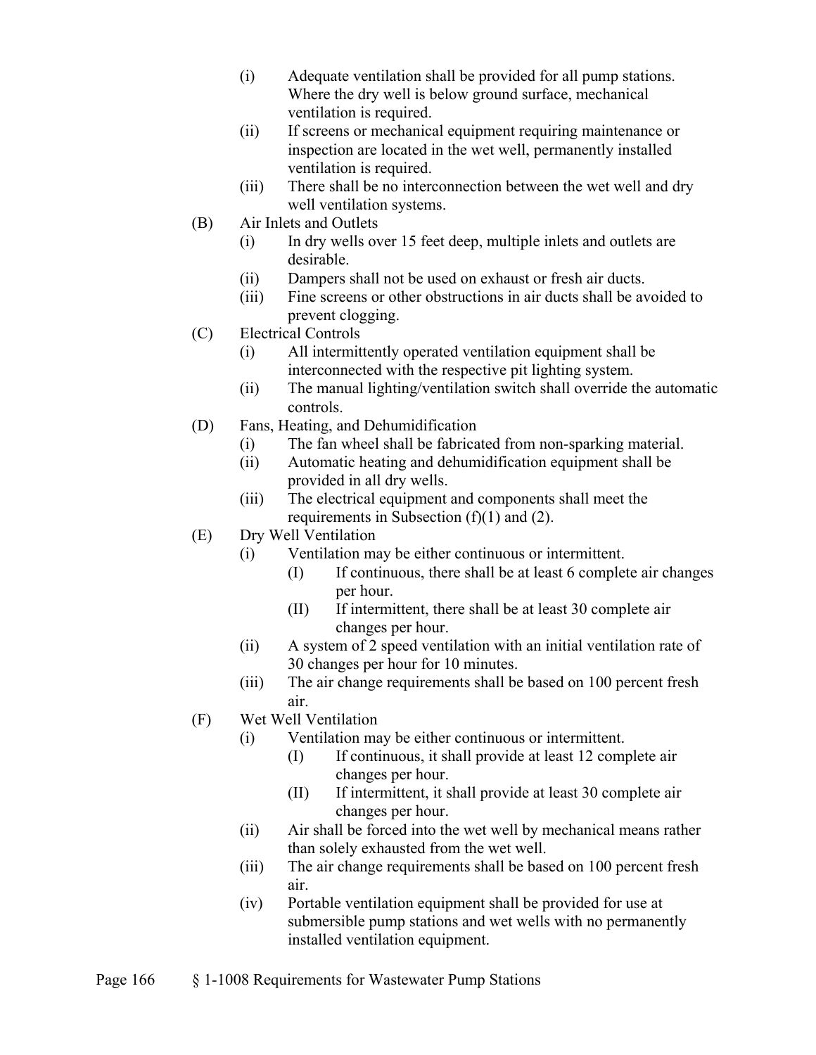(i) Adequate ventilation shall be provided for all pump stations. Where the dry well is below ground surface, mechanical ventilation is required.

(ii) If screens or mechanical equipment requiring maintenance or inspection are located in the wet well, permanently installed ventilation is required.

(iii) There shall be no interconnection between the wet well and dry well ventilation systems.

(B) Air Inlets and Outlets

(i) In dry wells over 15 feet deep, multiple inlets and outlets are desirable.

(ii) Dampers shall not be used on exhaust or fresh air ducts.

(iii) Fine screens or other obstructions in air ducts shall be avoided to prevent clogging.

(C) Electrical Controls

(i) All intermittently operated ventilation equipment shall be interconnected with the respective pit lighting system.

(ii) The manual lighting/ventilation switch shall override the automatic controls.

(D) Fans, Heating, and Dehumidification

(i) The fan wheel shall be fabricated from non-sparking material.

(ii) Automatic heating and dehumidification equipment shall be provided in all dry wells.

(iii) The electrical equipment and components shall meet the requirements in Subsection (f)(1) and (2).

(E) Dry Well Ventilation

(i) Ventilation may be either continuous or intermittent.

(I) If continuous, there shall be at least 6 complete air changes per hour.

(II) If intermittent, there shall be at least 30 complete air changes per hour.

(ii) A system of 2 speed ventilation with an initial ventilation rate of 30 changes per hour for 10 minutes.

(iii) The air change requirements shall be based on 100 percent fresh air.

(F) Wet Well Ventilation

(i) Ventilation may be either continuous or intermittent.

(I) If continuous, it shall provide at least 12 complete air changes per hour.

(II) If intermittent, it shall provide at least 30 complete air changes per hour.

(ii) Air shall be forced into the wet well by mechanical means rather than solely exhausted from the wet well.

(iii) The air change requirements shall be based on 100 percent fresh air.

(iv) Portable ventilation equipment shall be provided for use at submersible pump stations and wet wells with no permanently installed ventilation equipment.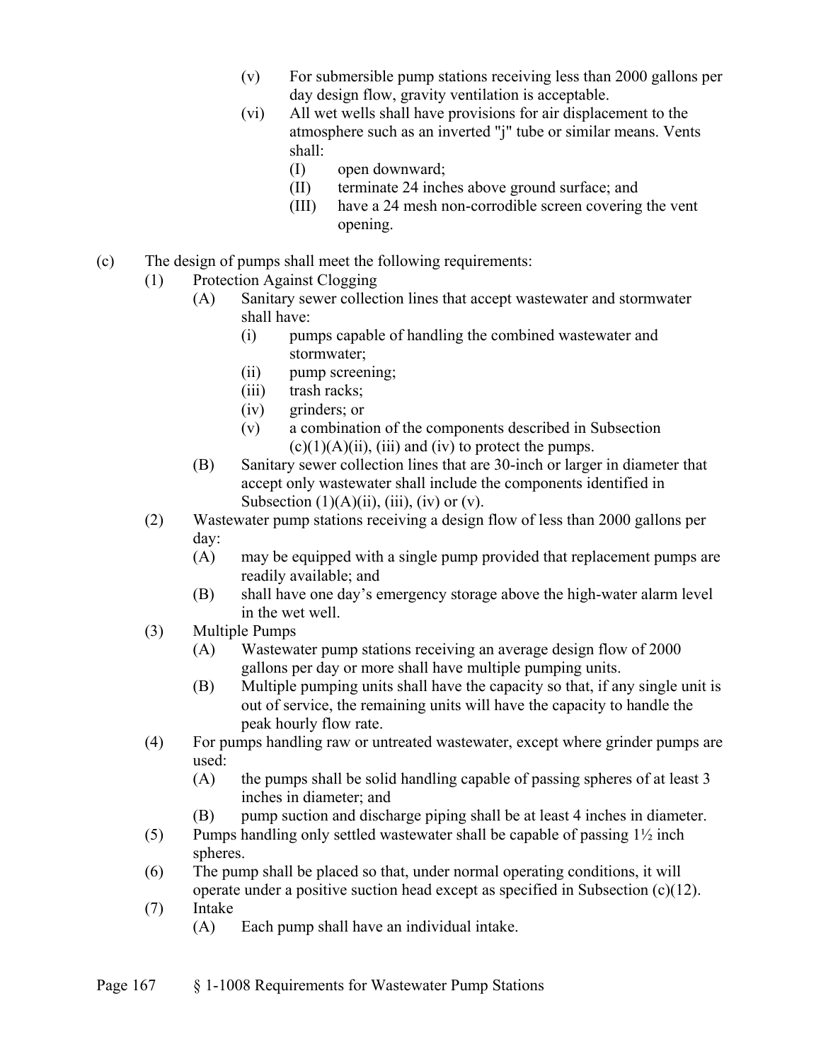(v) For submersible pump stations receiving less than 2000 gallons per day design flow, gravity ventilation is acceptable.

(vi) All wet wells shall have provisions for air displacement to the atmosphere such as an inverted "j" tube or similar means. Vents shall:

(I) open downward;

(II) terminate 24 inches above ground surface; and

(III) have a 24 mesh non-corrodible screen covering the vent opening.

(c) The design of pumps shall meet the following requirements:

(1) Protection Against Clogging

(A) Sanitary sewer collection lines that accept wastewater and stormwater shall have:

(i) pumps capable of handling the combined wastewater and stormwater;

(ii) pump screening;

(iii) trash racks;

(iv) grinders; or

(v) a combination of the components described in Subsection (c)(1)(A)(ii), (iii) and (iv) to protect the pumps.

(B) Sanitary sewer collection lines that are 30-inch or larger in diameter that accept only wastewater shall include the components identified in Subsection (1)(A)(ii), (iii), (iv) or (v).

(2) Wastewater pump stations receiving a design flow of less than 2000 gallons per day:

(A) may be equipped with a single pump provided that replacement pumps are readily available; and

(B) shall have one day's emergency storage above the high-water alarm level in the wet well.

(3) Multiple Pumps

(A) Wastewater pump stations receiving an average design flow of 2000 gallons per day or more shall have multiple pumping units.

(B) Multiple pumping units shall have the capacity so that, if any single unit is out of service, the remaining units will have the capacity to handle the peak hourly flow rate.

(4) For pumps handling raw or untreated wastewater, except where grinder pumps are used:

(A) the pumps shall be solid handling capable of passing spheres of at least 3 inches in diameter; and

(B) pump suction and discharge piping shall be at least 4 inches in diameter.

(5) Pumps handling only settled wastewater shall be capable of passing 1½ inch spheres.

(6) The pump shall be placed so that, under normal operating conditions, it will operate under a positive suction head except as specified in Subsection (c)(12).

(7) Intake

(A) Each pump shall have an individual intake.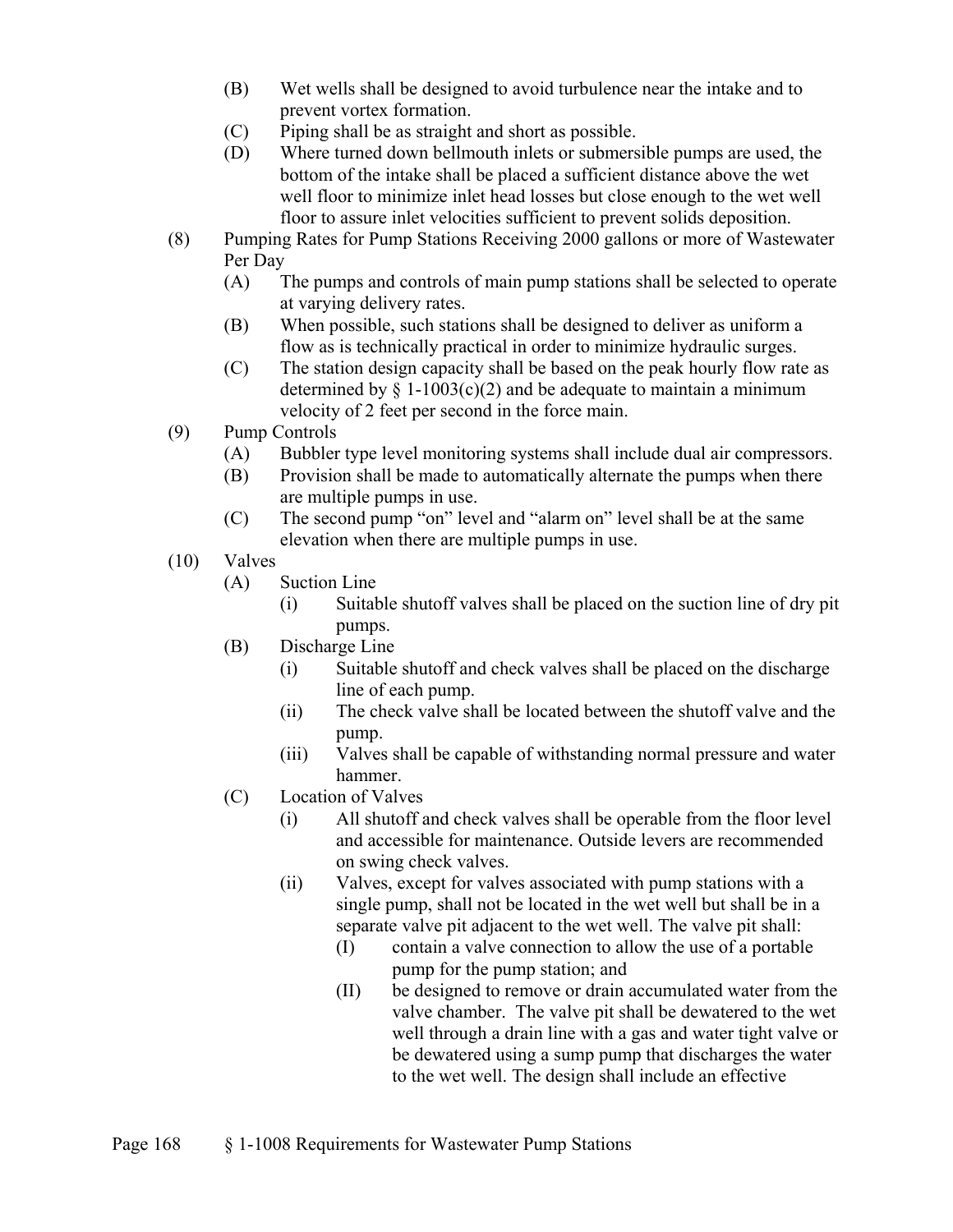(B) Wet wells shall be designed to avoid turbulence near the intake and to prevent vortex formation.

(C) Piping shall be as straight and short as possible.

(D) Where turned down bellmouth inlets or submersible pumps are used, the bottom of the intake shall be placed a sufficient distance above the wet well floor to minimize inlet head losses but close enough to the wet well floor to assure inlet velocities sufficient to prevent solids deposition.

(8) Pumping Rates for Pump Stations Receiving 2000 gallons or more of Wastewater Per Day

(A) The pumps and controls of main pump stations shall be selected to operate at varying delivery rates.

(B) When possible, such stations shall be designed to deliver as uniform a flow as is technically practical in order to minimize hydraulic surges.

(C) The station design capacity shall be based on the peak hourly flow rate as determined by § 1-1003(c)(2) and be adequate to maintain a minimum velocity of 2 feet per second in the force main.

(9) Pump Controls

(A) Bubbler type level monitoring systems shall include dual air compressors.

(B) Provision shall be made to automatically alternate the pumps when there are multiple pumps in use.

(C) The second pump "on" level and "alarm on" level shall be at the same elevation when there are multiple pumps in use.

(10) Valves

(A) Suction Line

(i) Suitable shutoff valves shall be placed on the suction line of dry pit pumps.

(B) Discharge Line

(i) Suitable shutoff and check valves shall be placed on the discharge line of each pump.

(ii) The check valve shall be located between the shutoff valve and the pump.

(iii) Valves shall be capable of withstanding normal pressure and water hammer.

(C) Location of Valves

(i) All shutoff and check valves shall be operable from the floor level and accessible for maintenance. Outside levers are recommended on swing check valves.

(ii) Valves, except for valves associated with pump stations with a single pump, shall not be located in the wet well but shall be in a separate valve pit adjacent to the wet well. The valve pit shall:

(I) contain a valve connection to allow the use of a portable pump for the pump station; and

(II) be designed to remove or drain accumulated water from the valve chamber. The valve pit shall be dewatered to the wet well through a drain line with a gas and water tight valve or be dewatered using a sump pump that discharges the water to the wet well. The design shall include an effective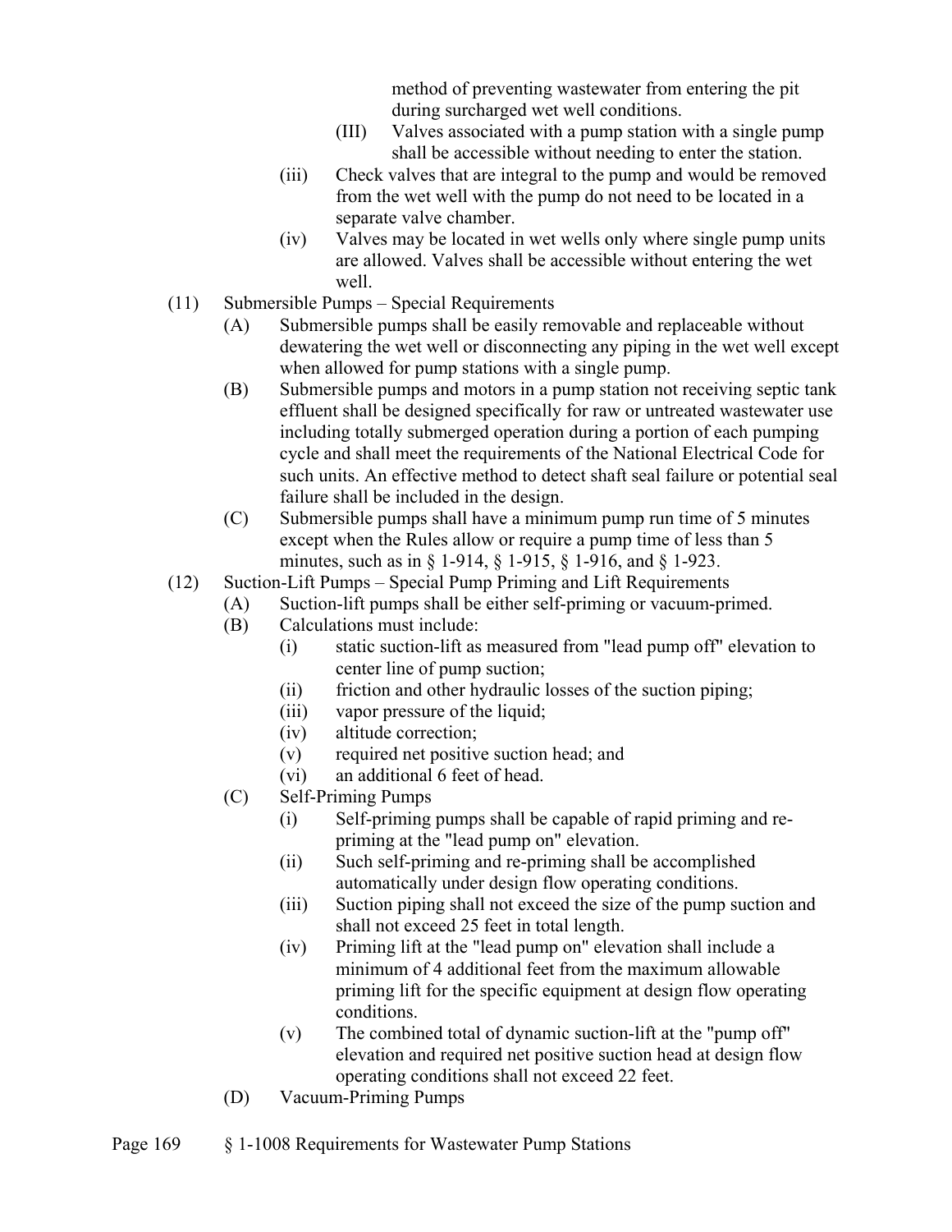method of preventing wastewater from entering the pit during surcharged wet well conditions.

(III) Valves associated with a pump station with a single pump shall be accessible without needing to enter the station.

(iii) Check valves that are integral to the pump and would be removed from the wet well with the pump do not need to be located in a separate valve chamber.

(iv) Valves may be located in wet wells only where single pump units are allowed. Valves shall be accessible without entering the wet well.

(11) Submersible Pumps – Special Requirements

(A) Submersible pumps shall be easily removable and replaceable without dewatering the wet well or disconnecting any piping in the wet well except when allowed for pump stations with a single pump.

(B) Submersible pumps and motors in a pump station not receiving septic tank effluent shall be designed specifically for raw or untreated wastewater use including totally submerged operation during a portion of each pumping cycle and shall meet the requirements of the National Electrical Code for such units. An effective method to detect shaft seal failure or potential seal failure shall be included in the design.

(C) Submersible pumps shall have a minimum pump run time of 5 minutes except when the Rules allow or require a pump time of less than 5 minutes, such as in § 1-914, § 1-915, § 1-916, and § 1-923.

(12) Suction-Lift Pumps – Special Pump Priming and Lift Requirements

(A) Suction-lift pumps shall be either self-priming or vacuum-primed.

(B) Calculations must include:

(i) static suction-lift as measured from "lead pump off" elevation to center line of pump suction;

(ii) friction and other hydraulic losses of the suction piping;

(iii) vapor pressure of the liquid;

(iv) altitude correction;

(v) required net positive suction head; and

(vi) an additional 6 feet of head.

(C) Self-Priming Pumps

(i) Self-priming pumps shall be capable of rapid priming and re-priming at the "lead pump on" elevation.

(ii) Such self-priming and re-priming shall be accomplished automatically under design flow operating conditions.

(iii) Suction piping shall not exceed the size of the pump suction and shall not exceed 25 feet in total length.

(iv) Priming lift at the "lead pump on" elevation shall include a minimum of 4 additional feet from the maximum allowable priming lift for the specific equipment at design flow operating conditions.

(v) The combined total of dynamic suction-lift at the "pump off" elevation and required net positive suction head at design flow operating conditions shall not exceed 22 feet.

(D) Vacuum-Priming Pumps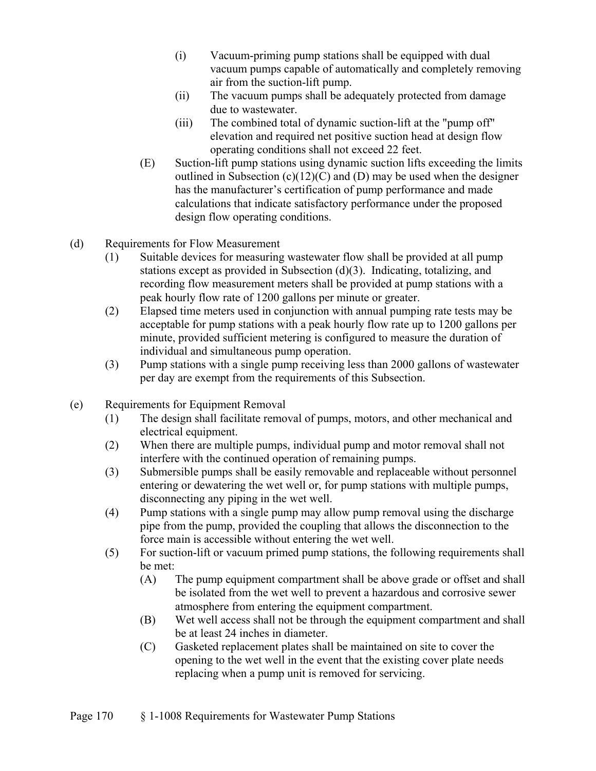(i) Vacuum-priming pump stations shall be equipped with dual vacuum pumps capable of automatically and completely removing air from the suction-lift pump.

(ii) The vacuum pumps shall be adequately protected from damage due to wastewater.

(iii) The combined total of dynamic suction-lift at the "pump off" elevation and required net positive suction head at design flow operating conditions shall not exceed 22 feet.

(E) Suction-lift pump stations using dynamic suction lifts exceeding the limits outlined in Subsection (c)(12)(C) and (D) may be used when the designer has the manufacturer's certification of pump performance and made calculations that indicate satisfactory performance under the proposed design flow operating conditions.

(d) Requirements for Flow Measurement

(1) Suitable devices for measuring wastewater flow shall be provided at all pump stations except as provided in Subsection (d)(3). Indicating, totalizing, and recording flow measurement meters shall be provided at pump stations with a peak hourly flow rate of 1200 gallons per minute or greater.

(2) Elapsed time meters used in conjunction with annual pumping rate tests may be acceptable for pump stations with a peak hourly flow rate up to 1200 gallons per minute, provided sufficient metering is configured to measure the duration of individual and simultaneous pump operation.

(3) Pump stations with a single pump receiving less than 2000 gallons of wastewater per day are exempt from the requirements of this Subsection.

(e) Requirements for Equipment Removal

(1) The design shall facilitate removal of pumps, motors, and other mechanical and electrical equipment.

(2) When there are multiple pumps, individual pump and motor removal shall not interfere with the continued operation of remaining pumps.

(3) Submersible pumps shall be easily removable and replaceable without personnel entering or dewatering the wet well or, for pump stations with multiple pumps, disconnecting any piping in the wet well.

(4) Pump stations with a single pump may allow pump removal using the discharge pipe from the pump, provided the coupling that allows the disconnection to the force main is accessible without entering the wet well.

(5) For suction-lift or vacuum primed pump stations, the following requirements shall be met:

(A) The pump equipment compartment shall be above grade or offset and shall be isolated from the wet well to prevent a hazardous and corrosive sewer atmosphere from entering the equipment compartment.

(B) Wet well access shall not be through the equipment compartment and shall be at least 24 inches in diameter.

(C) Gasketed replacement plates shall be maintained on site to cover the opening to the wet well in the event that the existing cover plate needs replacing when a pump unit is removed for servicing.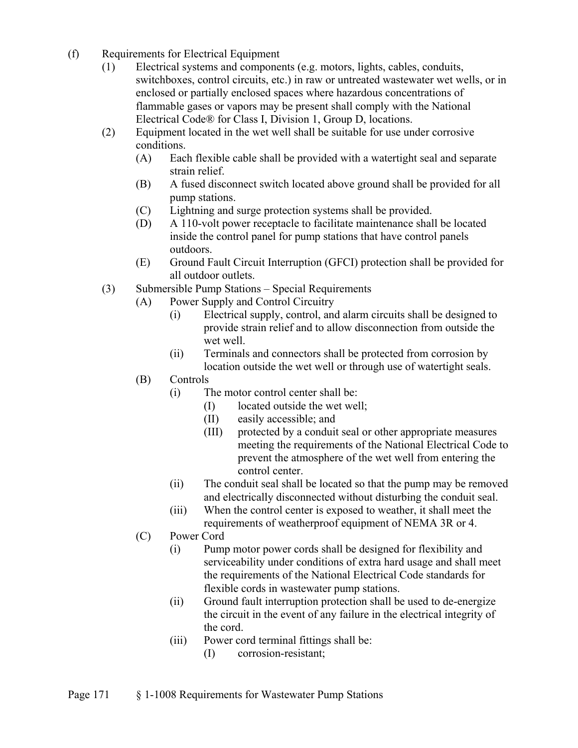(f) Requirements for Electrical Equipment

(1) Electrical systems and components (e.g. motors, lights, cables, conduits, switchboxes, control circuits, etc.) in raw or untreated wastewater wet wells, or in enclosed or partially enclosed spaces where hazardous concentrations of flammable gases or vapors may be present shall comply with the National Electrical Code® for Class I, Division 1, Group D, locations.

(2) Equipment located in the wet well shall be suitable for use under corrosive conditions.

   (A) Each flexible cable shall be provided with a watertight seal and separate strain relief.

   (B) A fused disconnect switch located above ground shall be provided for all pump stations.

   (C) Lightning and surge protection systems shall be provided.

   (D) A 110-volt power receptacle to facilitate maintenance shall be located inside the control panel for pump stations that have control panels outdoors.

   (E) Ground Fault Circuit Interruption (GFCI) protection shall be provided for all outdoor outlets.

(3) Submersible Pump Stations – Special Requirements

   (A) Power Supply and Control Circuitry

      (i) Electrical supply, control, and alarm circuits shall be designed to provide strain relief and to allow disconnection from outside the wet well.

      (ii) Terminals and connectors shall be protected from corrosion by location outside the wet well or through use of watertight seals.

   (B) Controls

      (i) The motor control center shall be:

         (I) located outside the wet well;

         (II) easily accessible; and

         (III) protected by a conduit seal or other appropriate measures meeting the requirements of the National Electrical Code to prevent the atmosphere of the wet well from entering the control center.

      (ii) The conduit seal shall be located so that the pump may be removed and electrically disconnected without disturbing the conduit seal.

      (iii) When the control center is exposed to weather, it shall meet the requirements of weatherproof equipment of NEMA 3R or 4.

   (C) Power Cord

      (i) Pump motor power cords shall be designed for flexibility and serviceability under conditions of extra hard usage and shall meet the requirements of the National Electrical Code standards for flexible cords in wastewater pump stations.

      (ii) Ground fault interruption protection shall be used to de-energize the circuit in the event of any failure in the electrical integrity of the cord.

      (iii) Power cord terminal fittings shall be:

         (I) corrosion-resistant;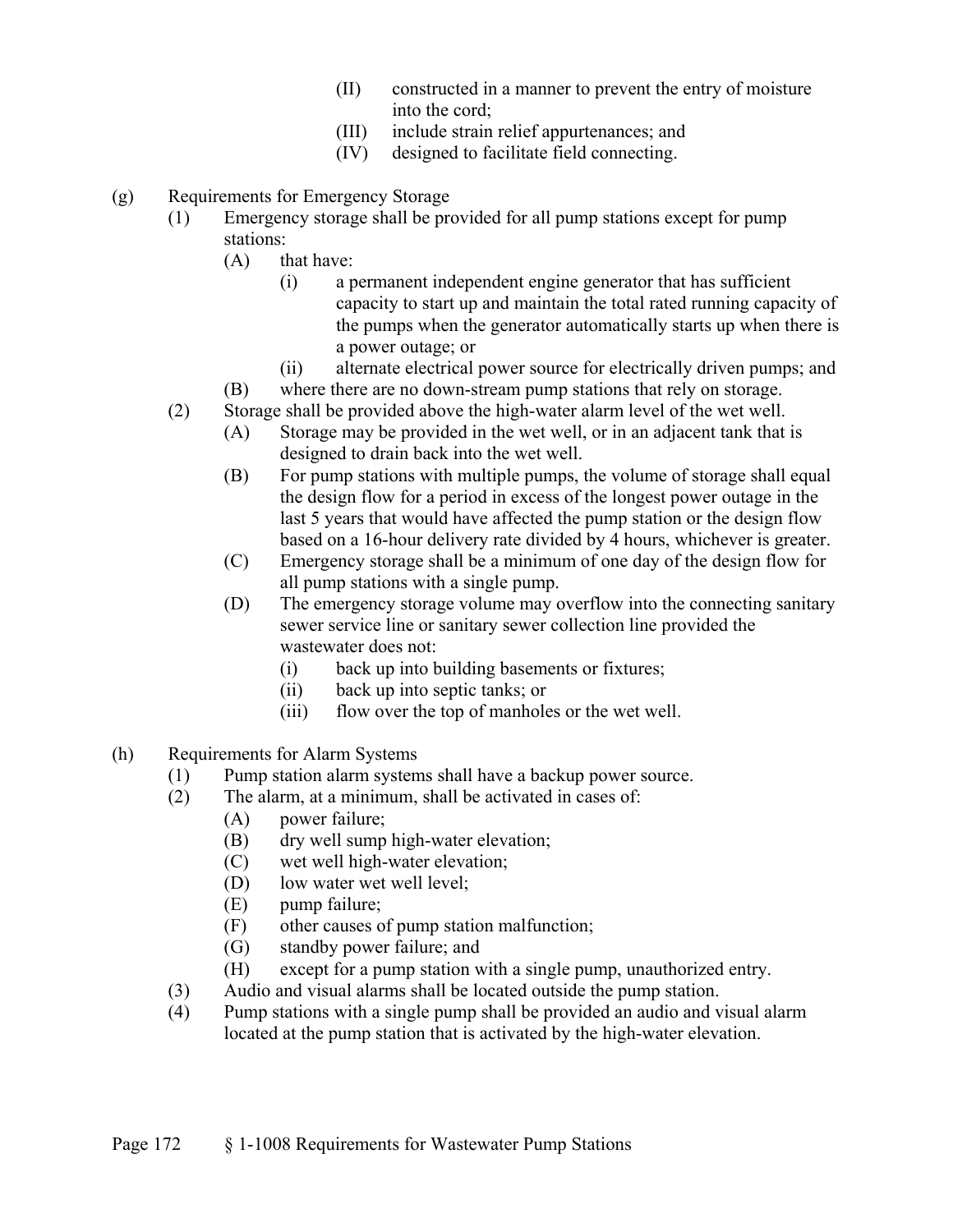(II) constructed in a manner to prevent the entry of moisture into the cord;
(III) include strain relief appurtenances; and
(IV) designed to facilitate field connecting.

(g) Requirements for Emergency Storage
  (1) Emergency storage shall be provided for all pump stations except for pump stations:
    (A) that have:
      (i) a permanent independent engine generator that has sufficient capacity to start up and maintain the total rated running capacity of the pumps when the generator automatically starts up when there is a power outage; or
      (ii) alternate electrical power source for electrically driven pumps; and
    (B) where there are no down-stream pump stations that rely on storage.
  (2) Storage shall be provided above the high-water alarm level of the wet well.
    (A) Storage may be provided in the wet well, or in an adjacent tank that is designed to drain back into the wet well.
    (B) For pump stations with multiple pumps, the volume of storage shall equal the design flow for a period in excess of the longest power outage in the last 5 years that would have affected the pump station or the design flow based on a 16-hour delivery rate divided by 4 hours, whichever is greater.
    (C) Emergency storage shall be a minimum of one day of the design flow for all pump stations with a single pump.
    (D) The emergency storage volume may overflow into the connecting sanitary sewer service line or sanitary sewer collection line provided the wastewater does not:
      (i) back up into building basements or fixtures;
      (ii) back up into septic tanks; or
      (iii) flow over the top of manholes or the wet well.

(h) Requirements for Alarm Systems
  (1) Pump station alarm systems shall have a backup power source.
  (2) The alarm, at a minimum, shall be activated in cases of:
    (A) power failure;
    (B) dry well sump high-water elevation;
    (C) wet well high-water elevation;
    (D) low water wet well level;
    (E) pump failure;
    (F) other causes of pump station malfunction;
    (G) standby power failure; and
    (H) except for a pump station with a single pump, unauthorized entry.
  (3) Audio and visual alarms shall be located outside the pump station.
  (4) Pump stations with a single pump shall be provided an audio and visual alarm located at the pump station that is activated by the high-water elevation.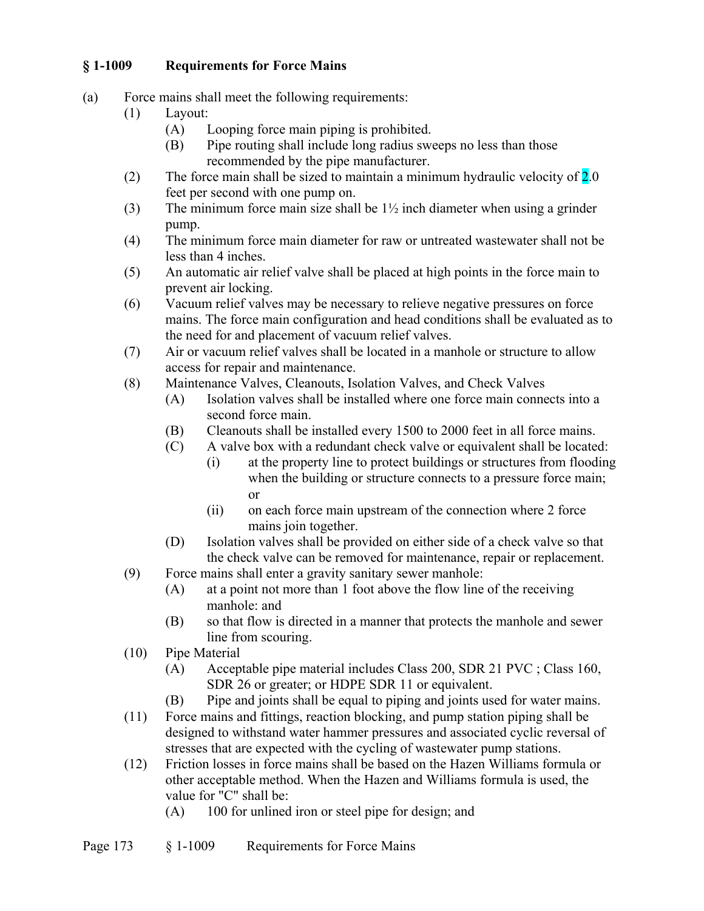## § 1-1009 Requirements for Force Mains

(a) Force mains shall meet the following requirements:

- (1) Layout:
  - (A) Looping force main piping is prohibited.
  - (B) Pipe routing shall include long radius sweeps no less than those recommended by the pipe manufacturer.
- (2) The force main shall be sized to maintain a minimum hydraulic velocity of 2.0 feet per second with one pump on.
- (3) The minimum force main size shall be 1½ inch diameter when using a grinder pump.
- (4) The minimum force main diameter for raw or untreated wastewater shall not be less than 4 inches.
- (5) An automatic air relief valve shall be placed at high points in the force main to prevent air locking.
- (6) Vacuum relief valves may be necessary to relieve negative pressures on force mains. The force main configuration and head conditions shall be evaluated as to the need for and placement of vacuum relief valves.
- (7) Air or vacuum relief valves shall be located in a manhole or structure to allow access for repair and maintenance.
- (8) Maintenance Valves, Cleanouts, Isolation Valves, and Check Valves
  - (A) Isolation valves shall be installed where one force main connects into a second force main.
  - (B) Cleanouts shall be installed every 1500 to 2000 feet in all force mains.
  - (C) A valve box with a redundant check valve or equivalent shall be located:
    - (i) at the property line to protect buildings or structures from flooding when the building or structure connects to a pressure force main; or
    - (ii) on each force main upstream of the connection where 2 force mains join together.
  - (D) Isolation valves shall be provided on either side of a check valve so that the check valve can be removed for maintenance, repair or replacement.
- (9) Force mains shall enter a gravity sanitary sewer manhole:
  - (A) at a point not more than 1 foot above the flow line of the receiving manhole: and
  - (B) so that flow is directed in a manner that protects the manhole and sewer line from scouring.
- (10) Pipe Material
  - (A) Acceptable pipe material includes Class 200, SDR 21 PVC ; Class 160, SDR 26 or greater; or HDPE SDR 11 or equivalent.
  - (B) Pipe and joints shall be equal to piping and joints used for water mains.
- (11) Force mains and fittings, reaction blocking, and pump station piping shall be designed to withstand water hammer pressures and associated cyclic reversal of stresses that are expected with the cycling of wastewater pump stations.
- (12) Friction losses in force mains shall be based on the Hazen Williams formula or other acceptable method. When the Hazen and Williams formula is used, the value for "C" shall be:
  - (A) 100 for unlined iron or steel pipe for design; and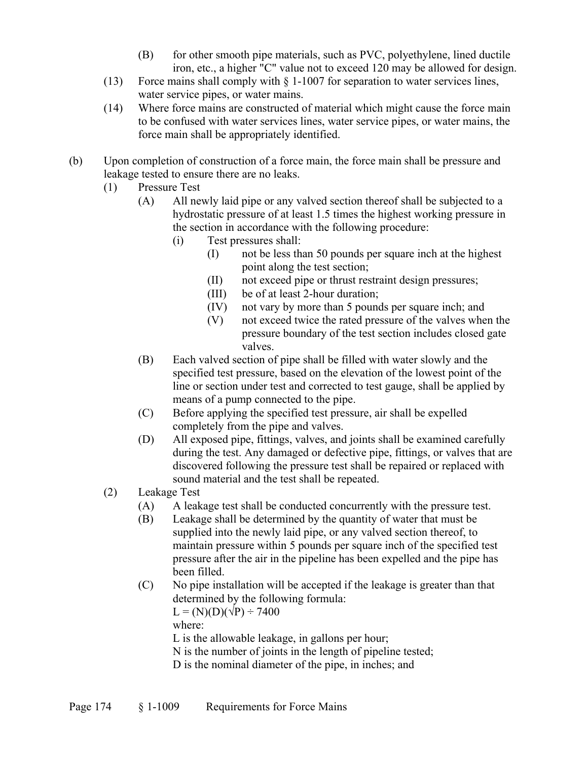(B) for other smooth pipe materials, such as PVC, polyethylene, lined ductile iron, etc., a higher "C" value not to exceed 120 may be allowed for design.

(13) Force mains shall comply with § 1-1007 for separation to water services lines, water service pipes, or water mains.

(14) Where force mains are constructed of material which might cause the force main to be confused with water services lines, water service pipes, or water mains, the force main shall be appropriately identified.

(b) Upon completion of construction of a force main, the force main shall be pressure and leakage tested to ensure there are no leaks.

- (1) Pressure Test
  - (A) All newly laid pipe or any valved section thereof shall be subjected to a hydrostatic pressure of at least 1.5 times the highest working pressure in the section in accordance with the following procedure:
    - (i) Test pressures shall:
      - (I) not be less than 50 pounds per square inch at the highest point along the test section;
      - (II) not exceed pipe or thrust restraint design pressures;
      - (III) be of at least 2-hour duration;
      - (IV) not vary by more than 5 pounds per square inch; and
      - (V) not exceed twice the rated pressure of the valves when the pressure boundary of the test section includes closed gate valves.
  - (B) Each valved section of pipe shall be filled with water slowly and the specified test pressure, based on the elevation of the lowest point of the line or section under test and corrected to test gauge, shall be applied by means of a pump connected to the pipe.
  - (C) Before applying the specified test pressure, air shall be expelled completely from the pipe and valves.
  - (D) All exposed pipe, fittings, valves, and joints shall be examined carefully during the test. Any damaged or defective pipe, fittings, or valves that are discovered following the pressure test shall be repaired or replaced with sound material and the test shall be repeated.
- (2) Leakage Test
  - (A) A leakage test shall be conducted concurrently with the pressure test.
  - (B) Leakage shall be determined by the quantity of water that must be supplied into the newly laid pipe, or any valved section thereof, to maintain pressure within 5 pounds per square inch of the specified test pressure after the air in the pipeline has been expelled and the pipe has been filled.
  - (C) No pipe installation will be accepted if the leakage is greater than that determined by the following formula:

    $L = (N)(D)(\sqrt{P}) \div 7400$

    where:

    $L$ is the allowable leakage, in gallons per hour;

    $N$ is the number of joints in the length of pipeline tested;

    $D$ is the nominal diameter of the pipe, in inches; and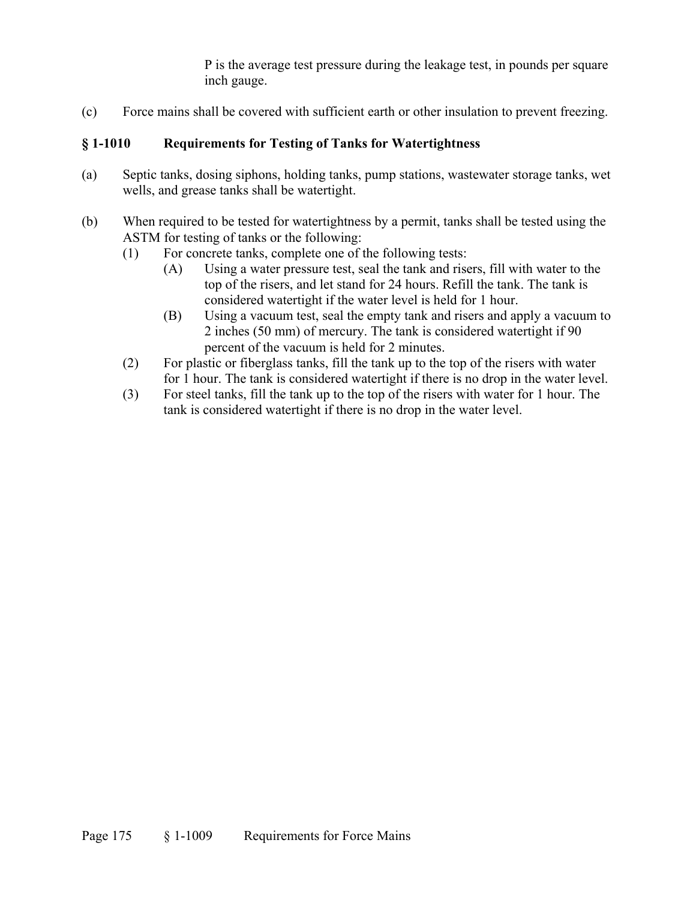P is the average test pressure during the leakage test, in pounds per square inch gauge.

(c) Force mains shall be covered with sufficient earth or other insulation to prevent freezing.

## § 1-1010 Requirements for Testing of Tanks for Watertightness

(a) Septic tanks, dosing siphons, holding tanks, pump stations, wastewater storage tanks, wet wells, and grease tanks shall be watertight.

(b) When required to be tested for watertightness by a permit, tanks shall be tested using the ASTM for testing of tanks or the following:

- (1) For concrete tanks, complete one of the following tests:
  - (A) Using a water pressure test, seal the tank and risers, fill with water to the top of the risers, and let stand for 24 hours. Refill the tank. The tank is considered watertight if the water level is held for 1 hour.
  - (B) Using a vacuum test, seal the empty tank and risers and apply a vacuum to 2 inches (50 mm) of mercury. The tank is considered watertight if 90 percent of the vacuum is held for 2 minutes.
- (2) For plastic or fiberglass tanks, fill the tank up to the top of the risers with water for 1 hour. The tank is considered watertight if there is no drop in the water level.
- (3) For steel tanks, fill the tank up to the top of the risers with water for 1 hour. The tank is considered watertight if there is no drop in the water level.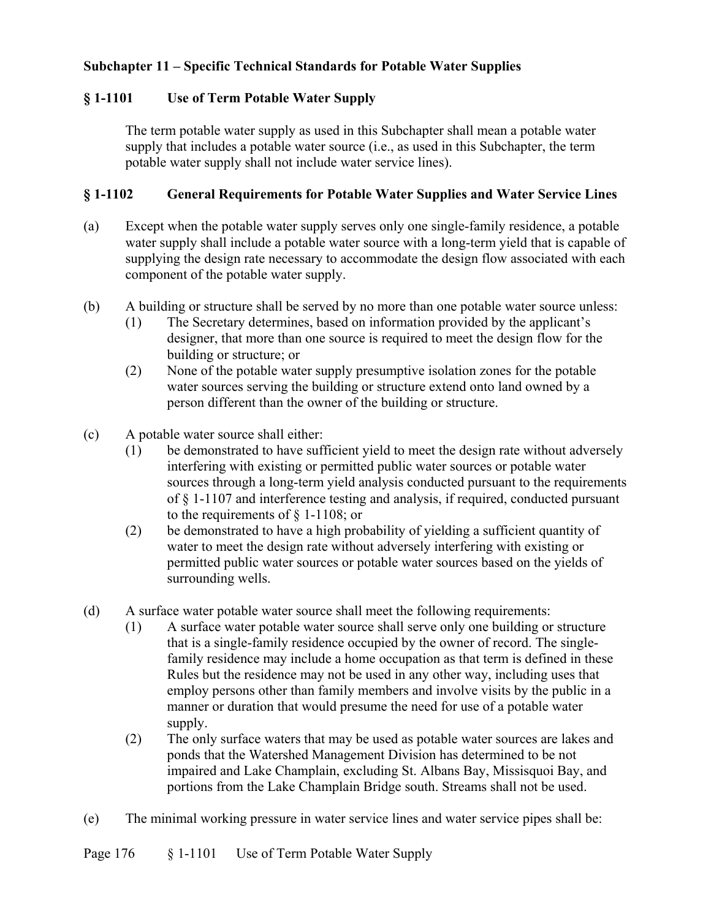## Subchapter 11 – Specific Technical Standards for Potable Water Supplies

### § 1-1101 Use of Term Potable Water Supply

The term potable water supply as used in this Subchapter shall mean a potable water supply that includes a potable water source (i.e., as used in this Subchapter, the term potable water supply shall not include water service lines).

### § 1-1102 General Requirements for Potable Water Supplies and Water Service Lines

(a) Except when the potable water supply serves only one single-family residence, a potable water supply shall include a potable water source with a long-term yield that is capable of supplying the design rate necessary to accommodate the design flow associated with each component of the potable water supply.

(b) A building or structure shall be served by no more than one potable water source unless:

- (1) The Secretary determines, based on information provided by the applicant's designer, that more than one source is required to meet the design flow for the building or structure; or
- (2) None of the potable water supply presumptive isolation zones for the potable water sources serving the building or structure extend onto land owned by a person different than the owner of the building or structure.

(c) A potable water source shall either:

- (1) be demonstrated to have sufficient yield to meet the design rate without adversely interfering with existing or permitted public water sources or potable water sources through a long-term yield analysis conducted pursuant to the requirements of § 1-1107 and interference testing and analysis, if required, conducted pursuant to the requirements of § 1-1108; or
- (2) be demonstrated to have a high probability of yielding a sufficient quantity of water to meet the design rate without adversely interfering with existing or permitted public water sources or potable water sources based on the yields of surrounding wells.

(d) A surface water potable water source shall meet the following requirements:

- (1) A surface water potable water source shall serve only one building or structure that is a single-family residence occupied by the owner of record. The single-family residence may include a home occupation as that term is defined in these Rules but the residence may not be used in any other way, including uses that employ persons other than family members and involve visits by the public in a manner or duration that would presume the need for use of a potable water supply.
- (2) The only surface waters that may be used as potable water sources are lakes and ponds that the Watershed Management Division has determined to be not impaired and Lake Champlain, excluding St. Albans Bay, Missisquoi Bay, and portions from the Lake Champlain Bridge south. Streams shall not be used.

(e) The minimal working pressure in water service lines and water service pipes shall be: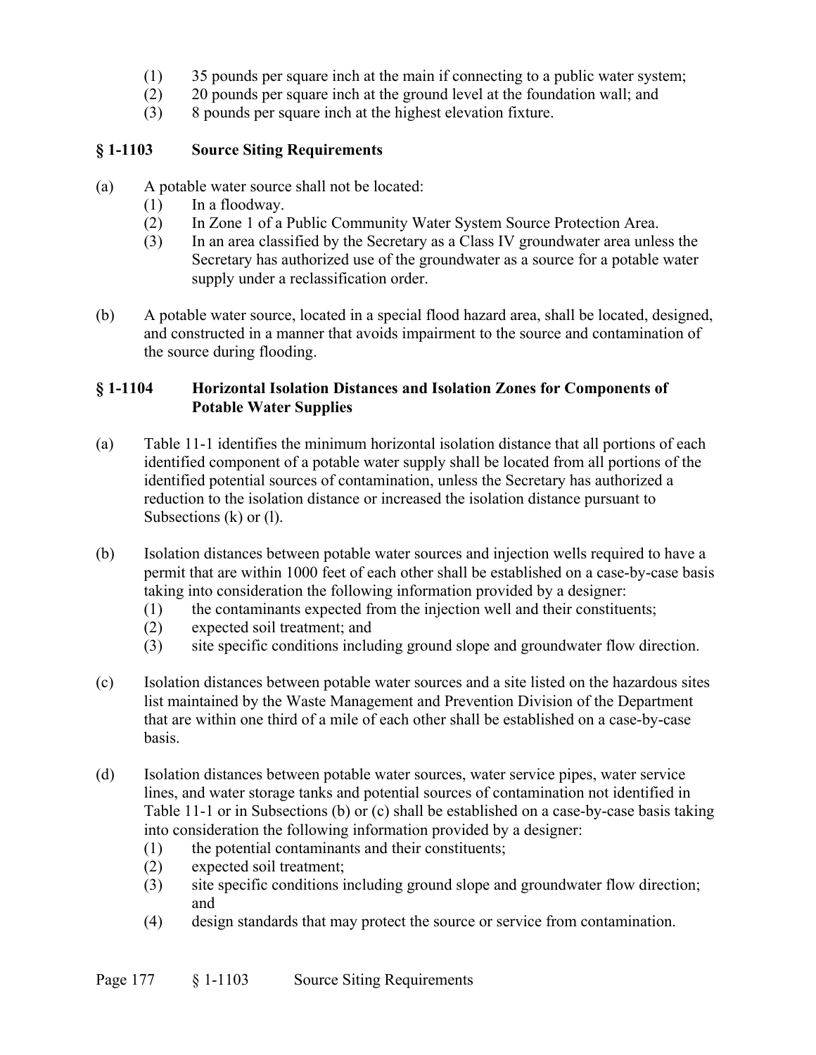(1) 35 pounds per square inch at the main if connecting to a public water system;
(2) 20 pounds per square inch at the ground level at the foundation wall; and
(3) 8 pounds per square inch at the highest elevation fixture.

## § 1-1103 Source Siting Requirements

(a) A potable water source shall not be located:
   (1) In a floodway.
   (2) In Zone 1 of a Public Community Water System Source Protection Area.
   (3) In an area classified by the Secretary as a Class IV groundwater area unless the Secretary has authorized use of the groundwater as a source for a potable water supply under a reclassification order.

(b) A potable water source, located in a special flood hazard area, shall be located, designed, and constructed in a manner that avoids impairment to the source and contamination of the source during flooding.

## § 1-1104 Horizontal Isolation Distances and Isolation Zones for Components of Potable Water Supplies

(a) Table 11-1 identifies the minimum horizontal isolation distance that all portions of each identified component of a potable water supply shall be located from all portions of the identified potential sources of contamination, unless the Secretary has authorized a reduction to the isolation distance or increased the isolation distance pursuant to Subsections (k) or (l).

(b) Isolation distances between potable water sources and injection wells required to have a permit that are within 1000 feet of each other shall be established on a case-by-case basis taking into consideration the following information provided by a designer:
   (1) the contaminants expected from the injection well and their constituents;
   (2) expected soil treatment; and
   (3) site specific conditions including ground slope and groundwater flow direction.

(c) Isolation distances between potable water sources and a site listed on the hazardous sites list maintained by the Waste Management and Prevention Division of the Department that are within one third of a mile of each other shall be established on a case-by-case basis.

(d) Isolation distances between potable water sources, water service pipes, water service lines, and water storage tanks and potential sources of contamination not identified in Table 11-1 or in Subsections (b) or (c) shall be established on a case-by-case basis taking into consideration the following information provided by a designer:
   (1) the potential contaminants and their constituents;
   (2) expected soil treatment;
   (3) site specific conditions including ground slope and groundwater flow direction; and
   (4) design standards that may protect the source or service from contamination.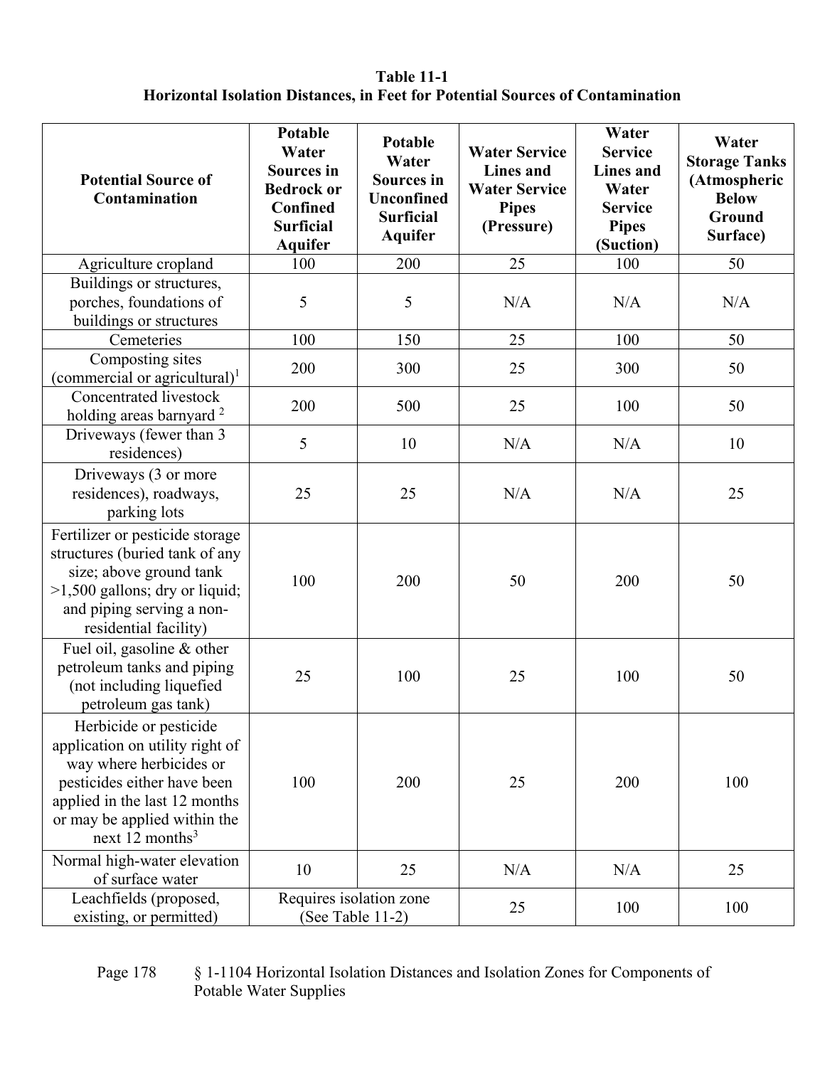**Table 11-1**
**Horizontal Isolation Distances, in Feet for Potential Sources of Contamination**

| Potential Source of Contamination | Potable Water Sources in Bedrock or Confined Surficial Aquifer | Potable Water Sources in Unconfined Surficial Aquifer | Water Service Lines and Water Service Pipes (Pressure) | Water Service Lines and Water Service Pipes (Suction) | Water Storage Tanks (Atmospheric Below Ground Surface) |
|---|---|---|---|---|---|
| Agriculture cropland | 100 | 200 | 25 | 100 | 50 |
| Buildings or structures, porches, foundations of buildings or structures | 5 | 5 | N/A | N/A | N/A |
| Cemeteries | 100 | 150 | 25 | 100 | 50 |
| Composting sites (commercial or agricultural)[1] | 200 | 300 | 25 | 300 | 50 |
| Concentrated livestock holding areas barnyard [2] | 200 | 500 | 25 | 100 | 50 |
| Driveways (fewer than 3 residences) | 5 | 10 | N/A | N/A | 10 |
| Driveways (3 or more residences), roadways, parking lots | 25 | 25 | N/A | N/A | 25 |
| Fertilizer or pesticide storage structures (buried tank of any size; above ground tank >1,500 gallons; dry or liquid; and piping serving a non-residential facility) | 100 | 200 | 50 | 200 | 50 |
| Fuel oil, gasoline & other petroleum tanks and piping (not including liquefied petroleum gas tank) | 25 | 100 | 25 | 100 | 50 |
| Herbicide or pesticide application on utility right of way where herbicides or pesticides either have been applied in the last 12 months or may be applied within the next 12 months[3] | 100 | 200 | 25 | 200 | 100 |
| Normal high-water elevation of surface water | 10 | 25 | N/A | N/A | 25 |
| Leachfields (proposed, existing, or permitted) | Requires isolation zone (See Table 11-2) | | 25 | 100 | 100 |

§ 1-1104 Horizontal Isolation Distances and Isolation Zones for Components of Potable Water Supplies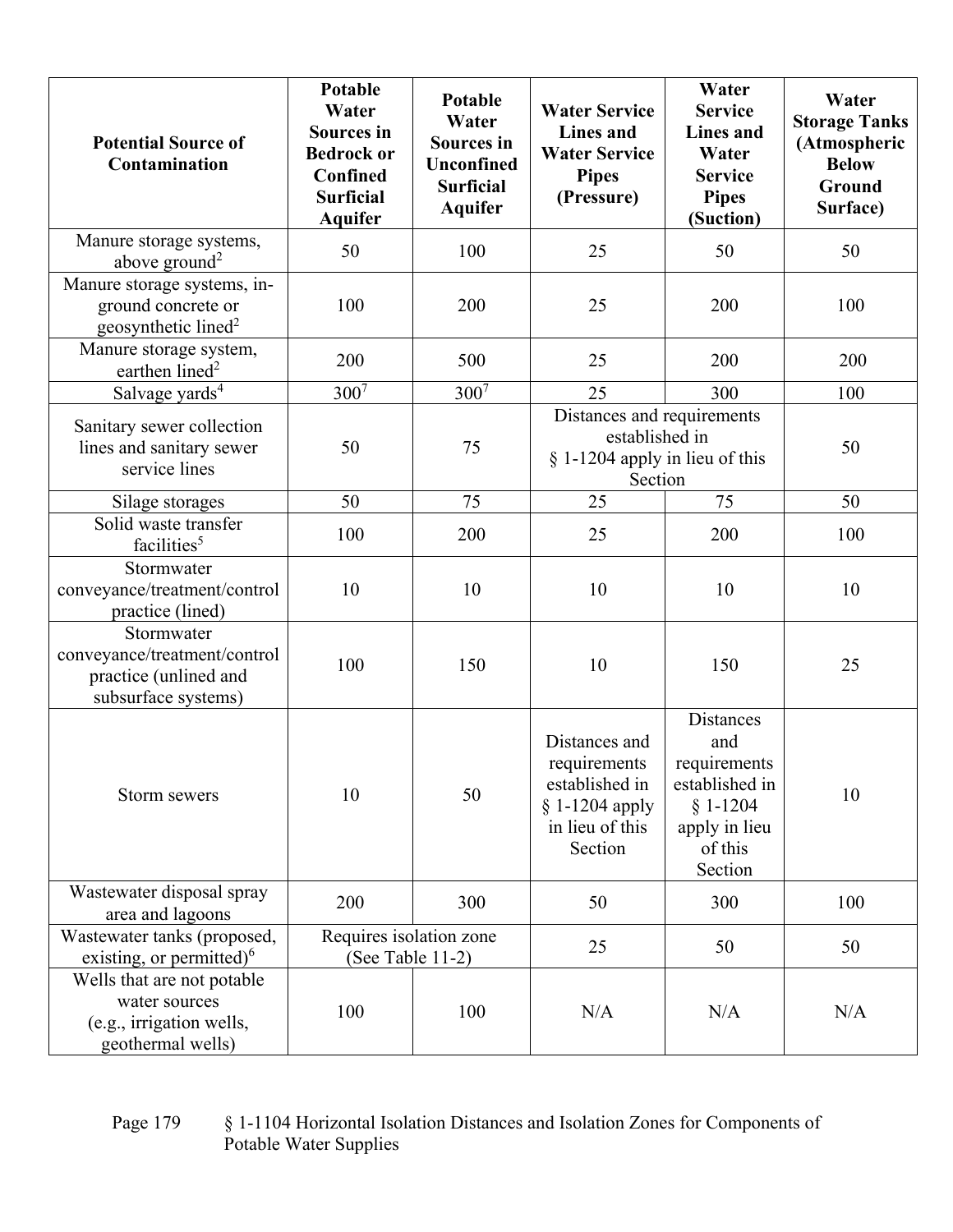| Potential Source of Contamination | Potable Water Sources in Bedrock or Confined Surficial Aquifer | Potable Water Sources in Unconfined Surficial Aquifer | Water Service Lines and Water Service Pipes (Pressure) | Water Service Lines and Water Service Pipes (Suction) | Water Storage Tanks (Atmospheric Below Ground Surface) |
|---|---|---|---|---|---|
| Manure storage systems, above ground[2] | 50 | 100 | 25 | 50 | 50 |
| Manure storage systems, in-ground concrete or geosynthetic lined[2] | 100 | 200 | 25 | 200 | 100 |
| Manure storage system, earthen lined[2] | 200 | 500 | 25 | 200 | 200 |
| Salvage yards[4] | 300[7] | 300[7] | 25 | 300 | 100 |
| Sanitary sewer collection lines and sanitary sewer service lines | 50 | 75 | Distances and requirements established in § 1-1204 apply in lieu of this Section | | 50 |
| Silage storages | 50 | 75 | 25 | 75 | 50 |
| Solid waste transfer facilities[5] | 100 | 200 | 25 | 200 | 100 |
| Stormwater conveyance/treatment/control practice (lined) | 10 | 10 | 10 | 10 | 10 |
| Stormwater conveyance/treatment/control practice (unlined and subsurface systems) | 100 | 150 | 10 | 150 | 25 |
| Storm sewers | 10 | 50 | Distances and requirements established in § 1-1204 apply in lieu of this Section | Distances and requirements established in § 1-1204 apply in lieu of this Section | 10 |
| Wastewater disposal spray area and lagoons | 200 | 300 | 50 | 300 | 100 |
| Wastewater tanks (proposed, existing, or permitted)[6] | Requires isolation zone (See Table 11-2) | | 25 | 50 | 50 |
| Wells that are not potable water sources (e.g., irrigation wells, geothermal wells) | 100 | 100 | N/A | N/A | N/A |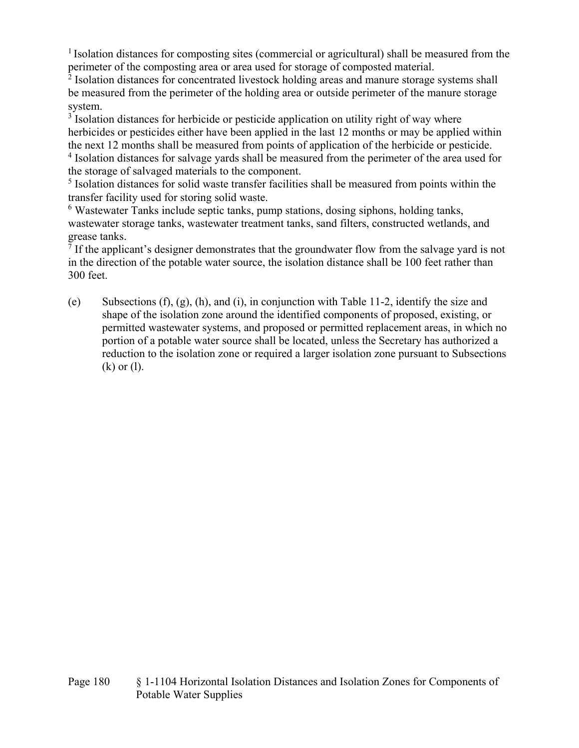[1] Isolation distances for composting sites (commercial or agricultural) shall be measured from the perimeter of the composting area or area used for storage of composted material.
[2] Isolation distances for concentrated livestock holding areas and manure storage systems shall be measured from the perimeter of the holding area or outside perimeter of the manure storage system.
[3] Isolation distances for herbicide or pesticide application on utility right of way where herbicides or pesticides either have been applied in the last 12 months or may be applied within the next 12 months shall be measured from points of application of the herbicide or pesticide.
[4] Isolation distances for salvage yards shall be measured from the perimeter of the area used for the storage of salvaged materials to the component.
[5] Isolation distances for solid waste transfer facilities shall be measured from points within the transfer facility used for storing solid waste.
[6] Wastewater Tanks include septic tanks, pump stations, dosing siphons, holding tanks, wastewater storage tanks, wastewater treatment tanks, sand filters, constructed wetlands, and grease tanks.
[7] If the applicant's designer demonstrates that the groundwater flow from the salvage yard is not in the direction of the potable water source, the isolation distance shall be 100 feet rather than 300 feet.

(e) Subsections (f), (g), (h), and (i), in conjunction with Table 11-2, identify the size and shape of the isolation zone around the identified components of proposed, existing, or permitted wastewater systems, and proposed or permitted replacement areas, in which no portion of a potable water source shall be located, unless the Secretary has authorized a reduction to the isolation zone or required a larger isolation zone pursuant to Subsections (k) or (l).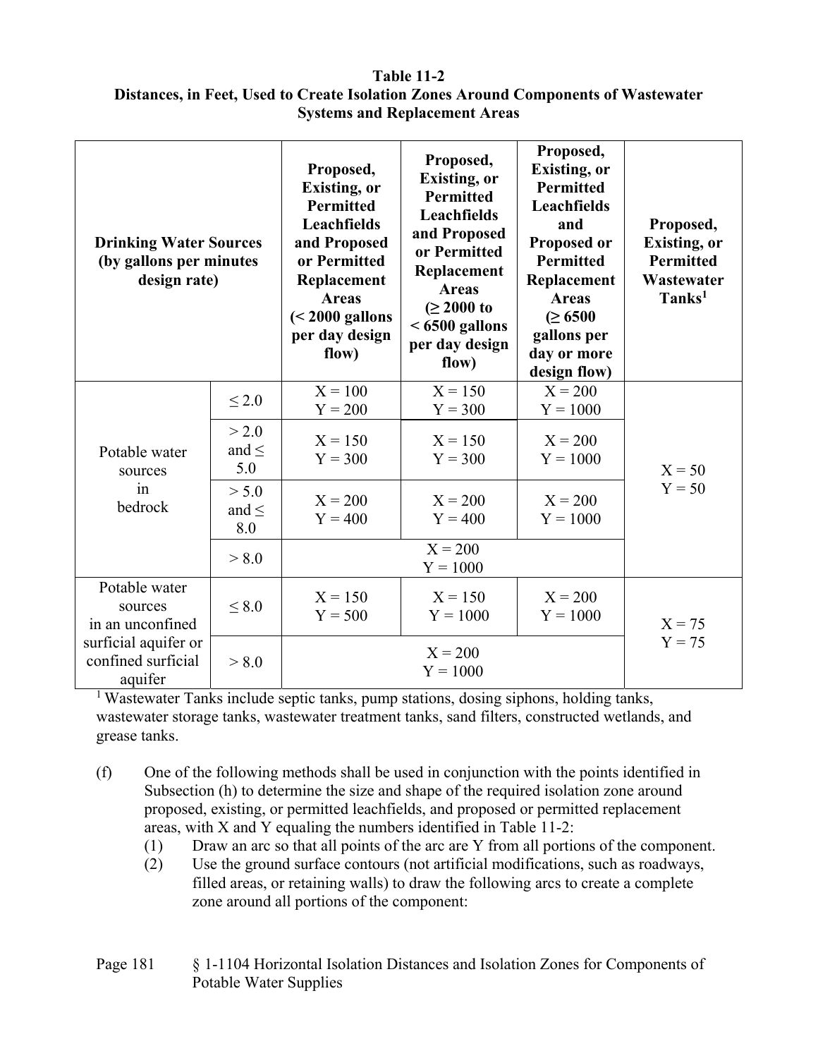**Table 11-2**
**Distances, in Feet, Used to Create Isolation Zones Around Components of Wastewater Systems and Replacement Areas**

| Drinking Water Sources (by gallons per minutes design rate) | | Proposed, Existing, or Permitted Leachfields and Proposed or Permitted Replacement Areas (< 2000 gallons per day design flow) | Proposed, Existing, or Permitted Leachfields and Proposed or Permitted Replacement Areas (≥ 2000 to < 6500 gallons per day design flow) | Proposed, Existing, or Permitted Leachfields and Proposed or Permitted Replacement Areas (≥ 6500 gallons per day or more design flow) | Proposed, Existing, or Permitted Wastewater Tanks[1] |
|---|---|---|---|---|---|
| Potable water sources in bedrock | ≤ 2.0 | X = 100 Y = 200 | X = 150 Y = 300 | X = 200 Y = 1000 | X = 50 Y = 50 |
| | > 2.0 and ≤ 5.0 | X = 150 Y = 300 | X = 150 Y = 300 | X = 200 Y = 1000 | |
| | > 5.0 and ≤ 8.0 | X = 200 Y = 400 | X = 200 Y = 400 | X = 200 Y = 1000 | |
| | > 8.0 | X = 200 Y = 1000 | | | |
| Potable water sources in an unconfined surficial aquifer or confined surficial aquifer | ≤ 8.0 | X = 150 Y = 500 | X = 150 Y = 1000 | X = 200 Y = 1000 | X = 75 Y = 75 |
| | > 8.0 | X = 200 Y = 1000 | | | |

[1] Wastewater Tanks include septic tanks, pump stations, dosing siphons, holding tanks, wastewater storage tanks, wastewater treatment tanks, sand filters, constructed wetlands, and grease tanks.

(f) One of the following methods shall be used in conjunction with the points identified in Subsection (h) to determine the size and shape of the required isolation zone around proposed, existing, or permitted leachfields, and proposed or permitted replacement areas, with X and Y equaling the numbers identified in Table 11-2:

(1) Draw an arc so that all points of the arc are Y from all portions of the component.

(2) Use the ground surface contours (not artificial modifications, such as roadways, filled areas, or retaining walls) to draw the following arcs to create a complete zone around all portions of the component: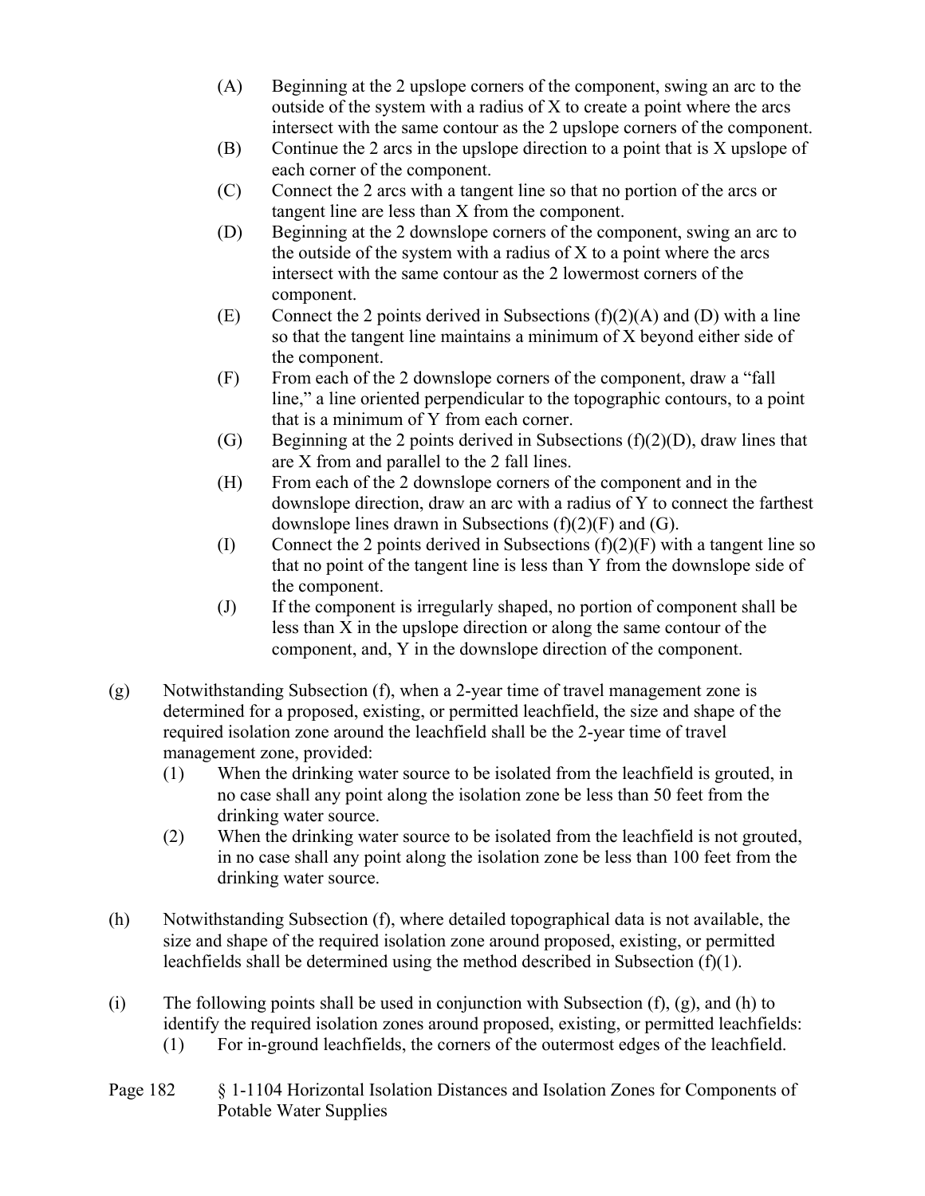(A) Beginning at the 2 upslope corners of the component, swing an arc to the outside of the system with a radius of X to create a point where the arcs intersect with the same contour as the 2 upslope corners of the component.

(B) Continue the 2 arcs in the upslope direction to a point that is X upslope of each corner of the component.

(C) Connect the 2 arcs with a tangent line so that no portion of the arcs or tangent line are less than X from the component.

(D) Beginning at the 2 downslope corners of the component, swing an arc to the outside of the system with a radius of X to a point where the arcs intersect with the same contour as the 2 lowermost corners of the component.

(E) Connect the 2 points derived in Subsections (f)(2)(A) and (D) with a line so that the tangent line maintains a minimum of X beyond either side of the component.

(F) From each of the 2 downslope corners of the component, draw a "fall line," a line oriented perpendicular to the topographic contours, to a point that is a minimum of Y from each corner.

(G) Beginning at the 2 points derived in Subsections (f)(2)(D), draw lines that are X from and parallel to the 2 fall lines.

(H) From each of the 2 downslope corners of the component and in the downslope direction, draw an arc with a radius of Y to connect the farthest downslope lines drawn in Subsections (f)(2)(F) and (G).

(I) Connect the 2 points derived in Subsections (f)(2)(F) with a tangent line so that no point of the tangent line is less than Y from the downslope side of the component.

(J) If the component is irregularly shaped, no portion of component shall be less than X in the upslope direction or along the same contour of the component, and, Y in the downslope direction of the component.

(g) Notwithstanding Subsection (f), when a 2-year time of travel management zone is determined for a proposed, existing, or permitted leachfield, the size and shape of the required isolation zone around the leachfield shall be the 2-year time of travel management zone, provided:

(1) When the drinking water source to be isolated from the leachfield is grouted, in no case shall any point along the isolation zone be less than 50 feet from the drinking water source.

(2) When the drinking water source to be isolated from the leachfield is not grouted, in no case shall any point along the isolation zone be less than 100 feet from the drinking water source.

(h) Notwithstanding Subsection (f), where detailed topographical data is not available, the size and shape of the required isolation zone around proposed, existing, or permitted leachfields shall be determined using the method described in Subsection (f)(1).

(i) The following points shall be used in conjunction with Subsection (f), (g), and (h) to identify the required isolation zones around proposed, existing, or permitted leachfields:

(1) For in-ground leachfields, the corners of the outermost edges of the leachfield.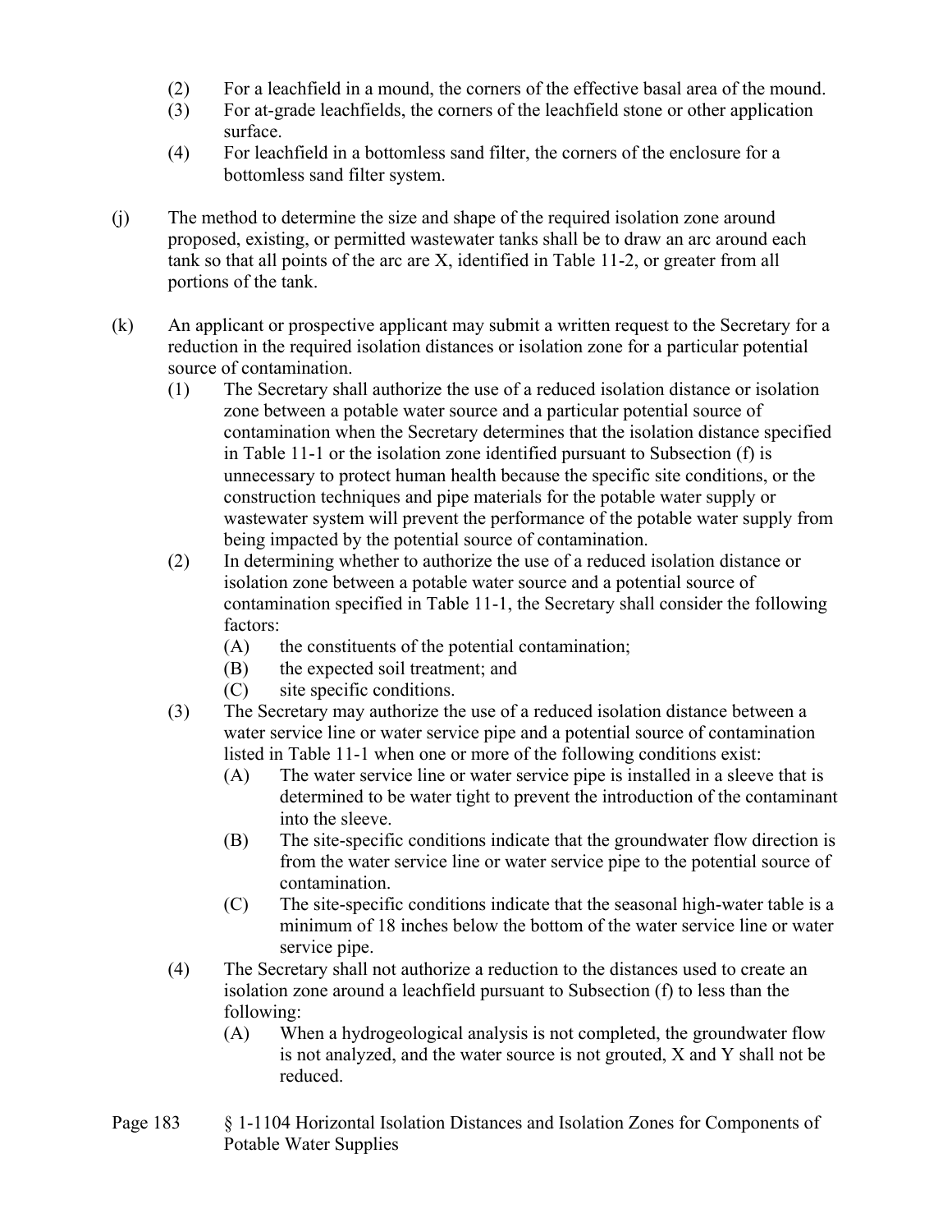(2) For a leachfield in a mound, the corners of the effective basal area of the mound.
(3) For at-grade leachfields, the corners of the leachfield stone or other application surface.
(4) For leachfield in a bottomless sand filter, the corners of the enclosure for a bottomless sand filter system.

(j) The method to determine the size and shape of the required isolation zone around proposed, existing, or permitted wastewater tanks shall be to draw an arc around each tank so that all points of the arc are X, identified in Table 11-2, or greater from all portions of the tank.

(k) An applicant or prospective applicant may submit a written request to the Secretary for a reduction in the required isolation distances or isolation zone for a particular potential source of contamination.
   (1) The Secretary shall authorize the use of a reduced isolation distance or isolation zone between a potable water source and a particular potential source of contamination when the Secretary determines that the isolation distance specified in Table 11-1 or the isolation zone identified pursuant to Subsection (f) is unnecessary to protect human health because the specific site conditions, or the construction techniques and pipe materials for the potable water supply or wastewater system will prevent the performance of the potable water supply from being impacted by the potential source of contamination.
   (2) In determining whether to authorize the use of a reduced isolation distance or isolation zone between a potable water source and a potential source of contamination specified in Table 11-1, the Secretary shall consider the following factors:
      (A) the constituents of the potential contamination;
      (B) the expected soil treatment; and
      (C) site specific conditions.
   (3) The Secretary may authorize the use of a reduced isolation distance between a water service line or water service pipe and a potential source of contamination listed in Table 11-1 when one or more of the following conditions exist:
      (A) The water service line or water service pipe is installed in a sleeve that is determined to be water tight to prevent the introduction of the contaminant into the sleeve.
      (B) The site-specific conditions indicate that the groundwater flow direction is from the water service line or water service pipe to the potential source of contamination.
      (C) The site-specific conditions indicate that the seasonal high-water table is a minimum of 18 inches below the bottom of the water service line or water service pipe.
   (4) The Secretary shall not authorize a reduction to the distances used to create an isolation zone around a leachfield pursuant to Subsection (f) to less than the following:
      (A) When a hydrogeological analysis is not completed, the groundwater flow is not analyzed, and the water source is not grouted, X and Y shall not be reduced.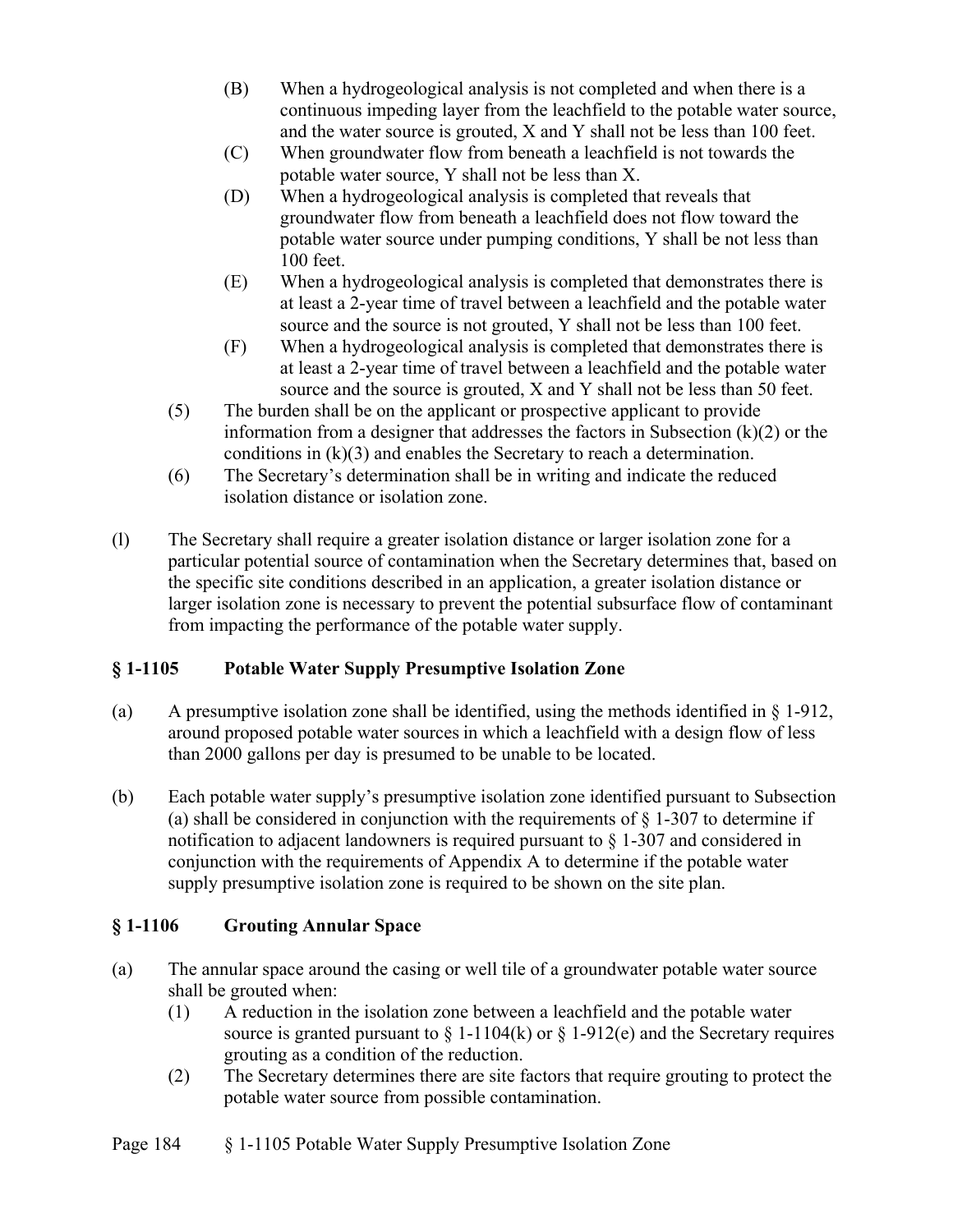(B) When a hydrogeological analysis is not completed and when there is a continuous impeding layer from the leachfield to the potable water source, and the water source is grouted, X and Y shall not be less than 100 feet.

(C) When groundwater flow from beneath a leachfield is not towards the potable water source, Y shall not be less than X.

(D) When a hydrogeological analysis is completed that reveals that groundwater flow from beneath a leachfield does not flow toward the potable water source under pumping conditions, Y shall be not less than 100 feet.

(E) When a hydrogeological analysis is completed that demonstrates there is at least a 2-year time of travel between a leachfield and the potable water source and the source is not grouted, Y shall not be less than 100 feet.

(F) When a hydrogeological analysis is completed that demonstrates there is at least a 2-year time of travel between a leachfield and the potable water source and the source is grouted, X and Y shall not be less than 50 feet.

(5) The burden shall be on the applicant or prospective applicant to provide information from a designer that addresses the factors in Subsection (k)(2) or the conditions in (k)(3) and enables the Secretary to reach a determination.

(6) The Secretary's determination shall be in writing and indicate the reduced isolation distance or isolation zone.

(l) The Secretary shall require a greater isolation distance or larger isolation zone for a particular potential source of contamination when the Secretary determines that, based on the specific site conditions described in an application, a greater isolation distance or larger isolation zone is necessary to prevent the potential subsurface flow of contaminant from impacting the performance of the potable water supply.

## § 1-1105 Potable Water Supply Presumptive Isolation Zone

(a) A presumptive isolation zone shall be identified, using the methods identified in § 1-912, around proposed potable water sources in which a leachfield with a design flow of less than 2000 gallons per day is presumed to be unable to be located.

(b) Each potable water supply's presumptive isolation zone identified pursuant to Subsection (a) shall be considered in conjunction with the requirements of § 1-307 to determine if notification to adjacent landowners is required pursuant to § 1-307 and considered in conjunction with the requirements of Appendix A to determine if the potable water supply presumptive isolation zone is required to be shown on the site plan.

## § 1-1106 Grouting Annular Space

(a) The annular space around the casing or well tile of a groundwater potable water source shall be grouted when:

(1) A reduction in the isolation zone between a leachfield and the potable water source is granted pursuant to § 1-1104(k) or § 1-912(e) and the Secretary requires grouting as a condition of the reduction.

(2) The Secretary determines there are site factors that require grouting to protect the potable water source from possible contamination.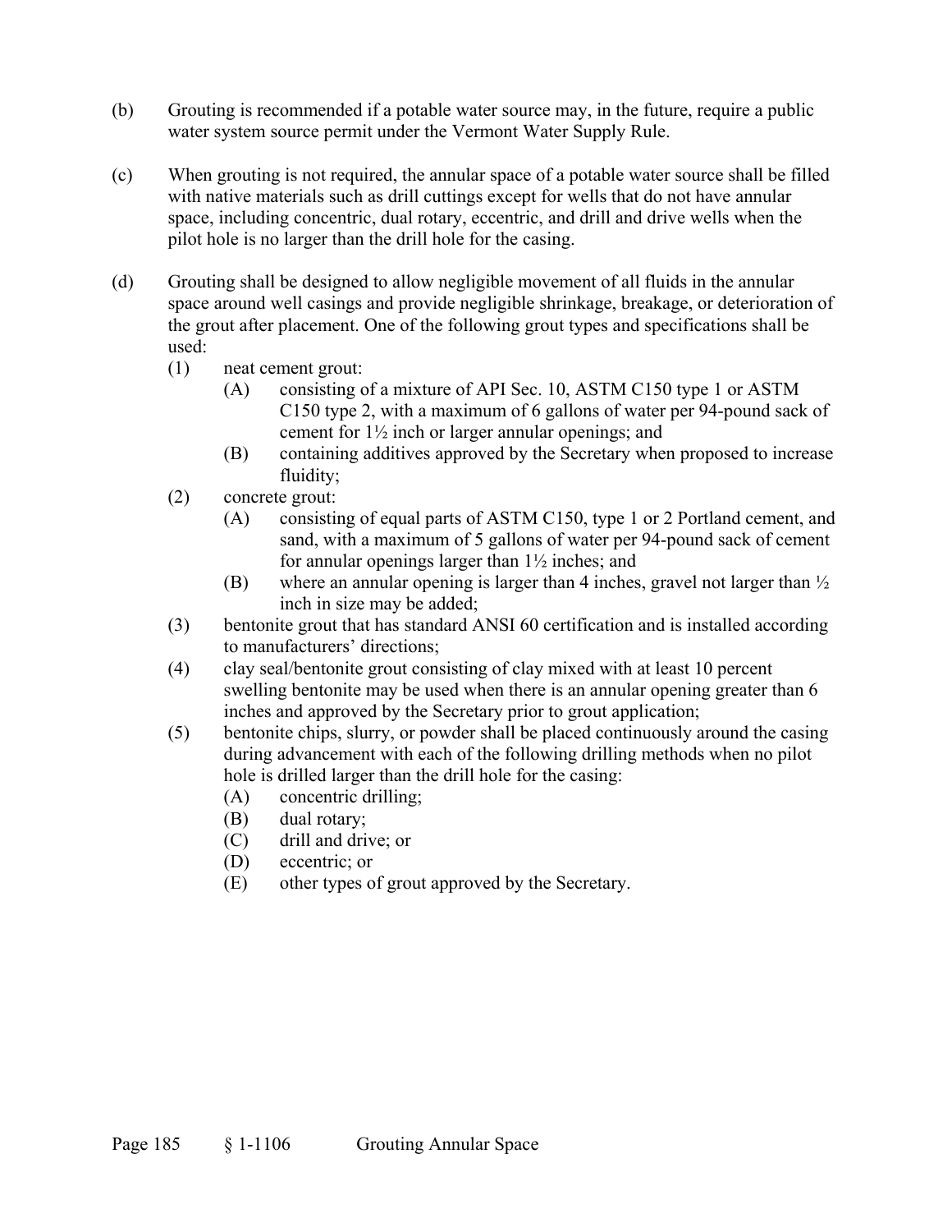(b) Grouting is recommended if a potable water source may, in the future, require a public water system source permit under the Vermont Water Supply Rule.

(c) When grouting is not required, the annular space of a potable water source shall be filled with native materials such as drill cuttings except for wells that do not have annular space, including concentric, dual rotary, eccentric, and drill and drive wells when the pilot hole is no larger than the drill hole for the casing.

(d) Grouting shall be designed to allow negligible movement of all fluids in the annular space around well casings and provide negligible shrinkage, breakage, or deterioration of the grout after placement. One of the following grout types and specifications shall be used:

- (1) neat cement grout:
  - (A) consisting of a mixture of API Sec. 10, ASTM C150 type 1 or ASTM C150 type 2, with a maximum of 6 gallons of water per 94-pound sack of cement for 1½ inch or larger annular openings; and
  - (B) containing additives approved by the Secretary when proposed to increase fluidity;
- (2) concrete grout:
  - (A) consisting of equal parts of ASTM C150, type 1 or 2 Portland cement, and sand, with a maximum of 5 gallons of water per 94-pound sack of cement for annular openings larger than 1½ inches; and
  - (B) where an annular opening is larger than 4 inches, gravel not larger than ½ inch in size may be added;
- (3) bentonite grout that has standard ANSI 60 certification and is installed according to manufacturers' directions;
- (4) clay seal/bentonite grout consisting of clay mixed with at least 10 percent swelling bentonite may be used when there is an annular opening greater than 6 inches and approved by the Secretary prior to grout application;
- (5) bentonite chips, slurry, or powder shall be placed continuously around the casing during advancement with each of the following drilling methods when no pilot hole is drilled larger than the drill hole for the casing:
  - (A) concentric drilling;
  - (B) dual rotary;
  - (C) drill and drive; or
  - (D) eccentric; or
  - (E) other types of grout approved by the Secretary.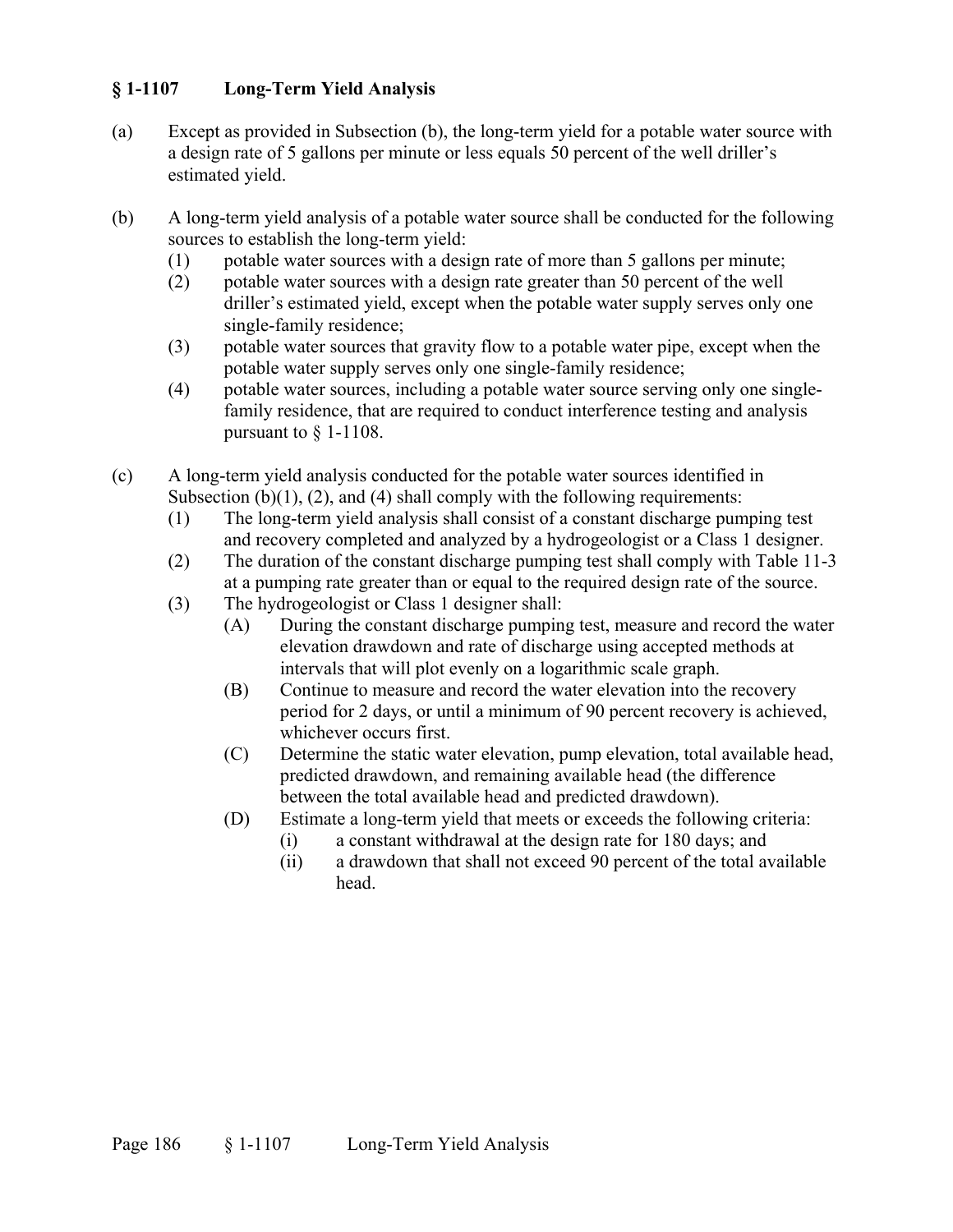## § 1-1107 Long-Term Yield Analysis

(a) Except as provided in Subsection (b), the long-term yield for a potable water source with a design rate of 5 gallons per minute or less equals 50 percent of the well driller's estimated yield.

(b) A long-term yield analysis of a potable water source shall be conducted for the following sources to establish the long-term yield:

- (1) potable water sources with a design rate of more than 5 gallons per minute;
- (2) potable water sources with a design rate greater than 50 percent of the well driller's estimated yield, except when the potable water supply serves only one single-family residence;
- (3) potable water sources that gravity flow to a potable water pipe, except when the potable water supply serves only one single-family residence;
- (4) potable water sources, including a potable water source serving only one single-family residence, that are required to conduct interference testing and analysis pursuant to § 1-1108.

(c) A long-term yield analysis conducted for the potable water sources identified in Subsection (b)(1), (2), and (4) shall comply with the following requirements:

- (1) The long-term yield analysis shall consist of a constant discharge pumping test and recovery completed and analyzed by a hydrogeologist or a Class 1 designer.
- (2) The duration of the constant discharge pumping test shall comply with Table 11-3 at a pumping rate greater than or equal to the required design rate of the source.
- (3) The hydrogeologist or Class 1 designer shall:
  - (A) During the constant discharge pumping test, measure and record the water elevation drawdown and rate of discharge using accepted methods at intervals that will plot evenly on a logarithmic scale graph.
  - (B) Continue to measure and record the water elevation into the recovery period for 2 days, or until a minimum of 90 percent recovery is achieved, whichever occurs first.
  - (C) Determine the static water elevation, pump elevation, total available head, predicted drawdown, and remaining available head (the difference between the total available head and predicted drawdown).
  - (D) Estimate a long-term yield that meets or exceeds the following criteria:
    - (i) a constant withdrawal at the design rate for 180 days; and
    - (ii) a drawdown that shall not exceed 90 percent of the total available head.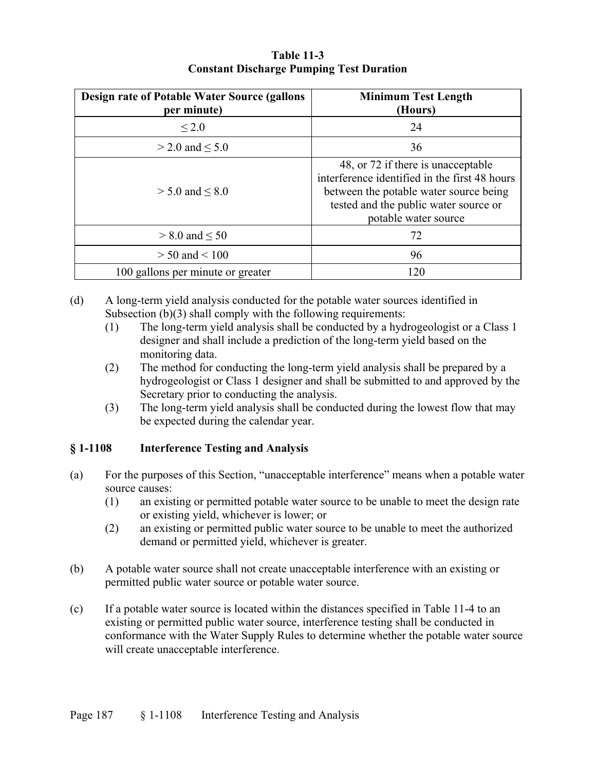**Table 11-3**
**Constant Discharge Pumping Test Duration**

| Design rate of Potable Water Source (gallons per minute) | Minimum Test Length (Hours) |
|---|---|
| ≤ 2.0 | 24 |
| > 2.0 and ≤ 5.0 | 36 |
| > 5.0 and ≤ 8.0 | 48, or 72 if there is unacceptable interference identified in the first 48 hours between the potable water source being tested and the public water source or potable water source |
| > 8.0 and ≤ 50 | 72 |
| > 50 and < 100 | 96 |
| 100 gallons per minute or greater | 120 |

(d) A long-term yield analysis conducted for the potable water sources identified in Subsection (b)(3) shall comply with the following requirements:

(1) The long-term yield analysis shall be conducted by a hydrogeologist or a Class 1 designer and shall include a prediction of the long-term yield based on the monitoring data.

(2) The method for conducting the long-term yield analysis shall be prepared by a hydrogeologist or Class 1 designer and shall be submitted to and approved by the Secretary prior to conducting the analysis.

(3) The long-term yield analysis shall be conducted during the lowest flow that may be expected during the calendar year.

## § 1-1108 Interference Testing and Analysis

(a) For the purposes of this Section, "unacceptable interference" means when a potable water source causes:

(1) an existing or permitted potable water source to be unable to meet the design rate or existing yield, whichever is lower; or

(2) an existing or permitted public water source to be unable to meet the authorized demand or permitted yield, whichever is greater.

(b) A potable water source shall not create unacceptable interference with an existing or permitted public water source or potable water source.

(c) If a potable water source is located within the distances specified in Table 11-4 to an existing or permitted public water source, interference testing shall be conducted in conformance with the Water Supply Rules to determine whether the potable water source will create unacceptable interference.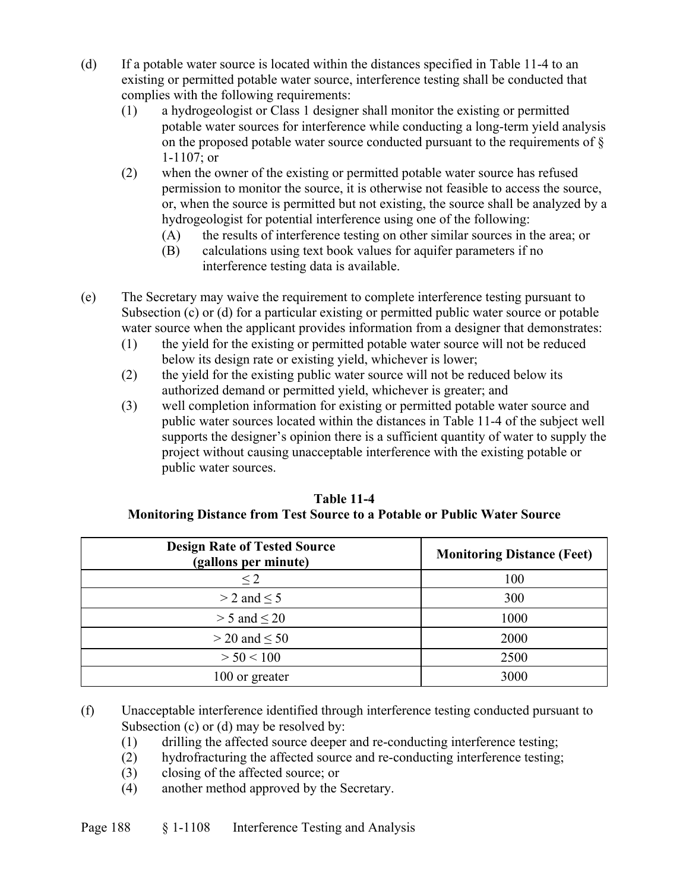(d) If a potable water source is located within the distances specified in Table 11-4 to an existing or permitted potable water source, interference testing shall be conducted that complies with the following requirements:

   (1) a hydrogeologist or Class 1 designer shall monitor the existing or permitted potable water sources for interference while conducting a long-term yield analysis on the proposed potable water source conducted pursuant to the requirements of § 1-1107; or

   (2) when the owner of the existing or permitted potable water source has refused permission to monitor the source, it is otherwise not feasible to access the source, or, when the source is permitted but not existing, the source shall be analyzed by a hydrogeologist for potential interference using one of the following:

      (A) the results of interference testing on other similar sources in the area; or

      (B) calculations using text book values for aquifer parameters if no interference testing data is available.

(e) The Secretary may waive the requirement to complete interference testing pursuant to Subsection (c) or (d) for a particular existing or permitted public water source or potable water source when the applicant provides information from a designer that demonstrates:

   (1) the yield for the existing or permitted potable water source will not be reduced below its design rate or existing yield, whichever is lower;

   (2) the yield for the existing public water source will not be reduced below its authorized demand or permitted yield, whichever is greater; and

   (3) well completion information for existing or permitted potable water source and public water sources located within the distances in Table 11-4 of the subject well supports the designer's opinion there is a sufficient quantity of water to supply the project without causing unacceptable interference with the existing potable or public water sources.

**Table 11-4**
**Monitoring Distance from Test Source to a Potable or Public Water Source**

| Design Rate of Tested Source (gallons per minute) | Monitoring Distance (Feet) |
|---|---|
| ≤ 2 | 100 |
| > 2 and ≤ 5 | 300 |
| > 5 and ≤ 20 | 1000 |
| > 20 and ≤ 50 | 2000 |
| > 50 < 100 | 2500 |
| 100 or greater | 3000 |

(f) Unacceptable interference identified through interference testing conducted pursuant to Subsection (c) or (d) may be resolved by:

   (1) drilling the affected source deeper and re-conducting interference testing;

   (2) hydrofracturing the affected source and re-conducting interference testing;

   (3) closing of the affected source; or

   (4) another method approved by the Secretary.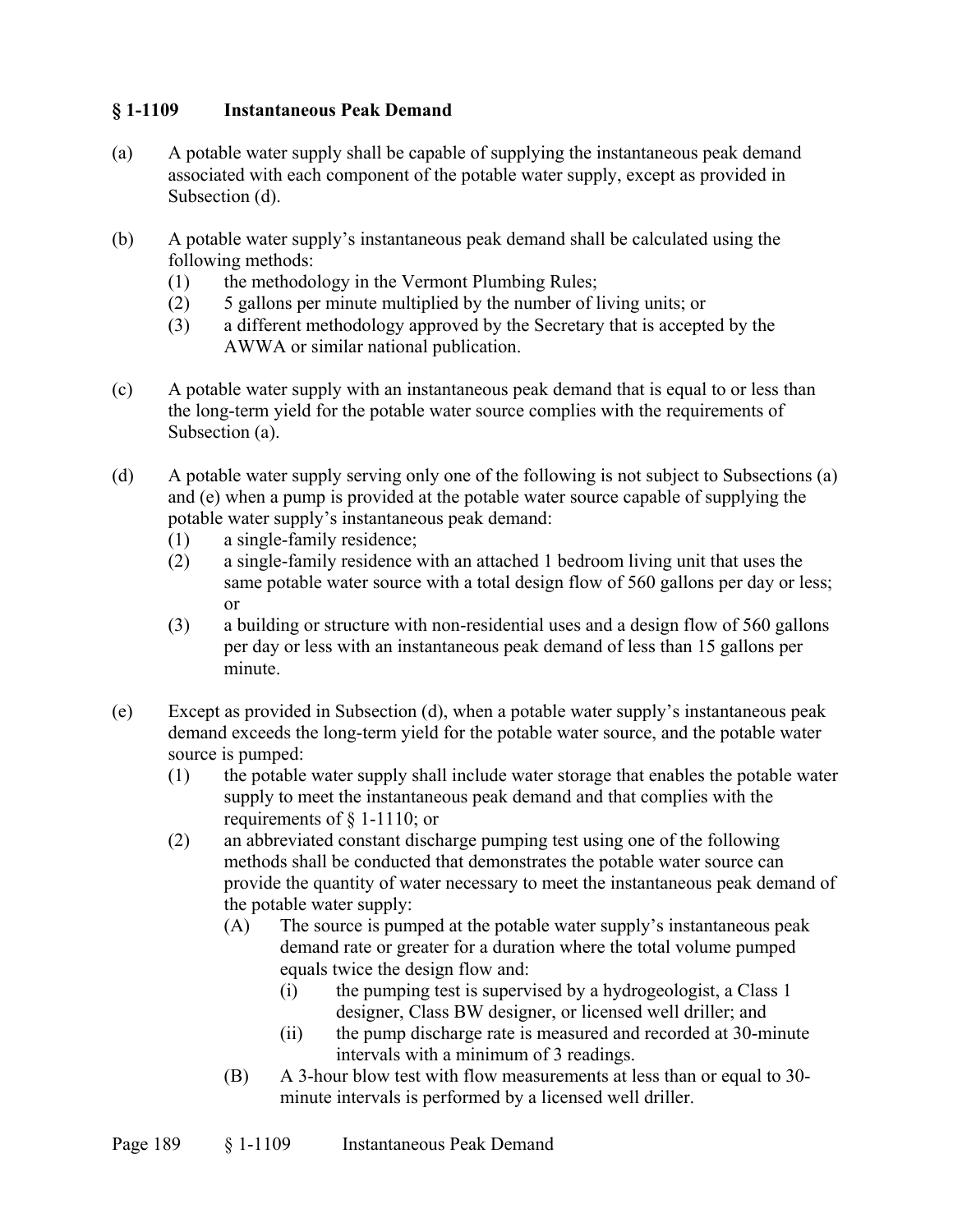## § 1-1109 Instantaneous Peak Demand

(a) A potable water supply shall be capable of supplying the instantaneous peak demand associated with each component of the potable water supply, except as provided in Subsection (d).

(b) A potable water supply's instantaneous peak demand shall be calculated using the following methods:
  - (1) the methodology in the Vermont Plumbing Rules;
  - (2) 5 gallons per minute multiplied by the number of living units; or
  - (3) a different methodology approved by the Secretary that is accepted by the AWWA or similar national publication.

(c) A potable water supply with an instantaneous peak demand that is equal to or less than the long-term yield for the potable water source complies with the requirements of Subsection (a).

(d) A potable water supply serving only one of the following is not subject to Subsections (a) and (e) when a pump is provided at the potable water source capable of supplying the potable water supply's instantaneous peak demand:
  - (1) a single-family residence;
  - (2) a single-family residence with an attached 1 bedroom living unit that uses the same potable water source with a total design flow of 560 gallons per day or less; or
  - (3) a building or structure with non-residential uses and a design flow of 560 gallons per day or less with an instantaneous peak demand of less than 15 gallons per minute.

(e) Except as provided in Subsection (d), when a potable water supply's instantaneous peak demand exceeds the long-term yield for the potable water source, and the potable water source is pumped:
  - (1) the potable water supply shall include water storage that enables the potable water supply to meet the instantaneous peak demand and that complies with the requirements of § 1-1110; or
  - (2) an abbreviated constant discharge pumping test using one of the following methods shall be conducted that demonstrates the potable water source can provide the quantity of water necessary to meet the instantaneous peak demand of the potable water supply:
    - (A) The source is pumped at the potable water supply's instantaneous peak demand rate or greater for a duration where the total volume pumped equals twice the design flow and:
      - (i) the pumping test is supervised by a hydrogeologist, a Class 1 designer, Class BW designer, or licensed well driller; and
      - (ii) the pump discharge rate is measured and recorded at 30-minute intervals with a minimum of 3 readings.
    - (B) A 3-hour blow test with flow measurements at less than or equal to 30-minute intervals is performed by a licensed well driller.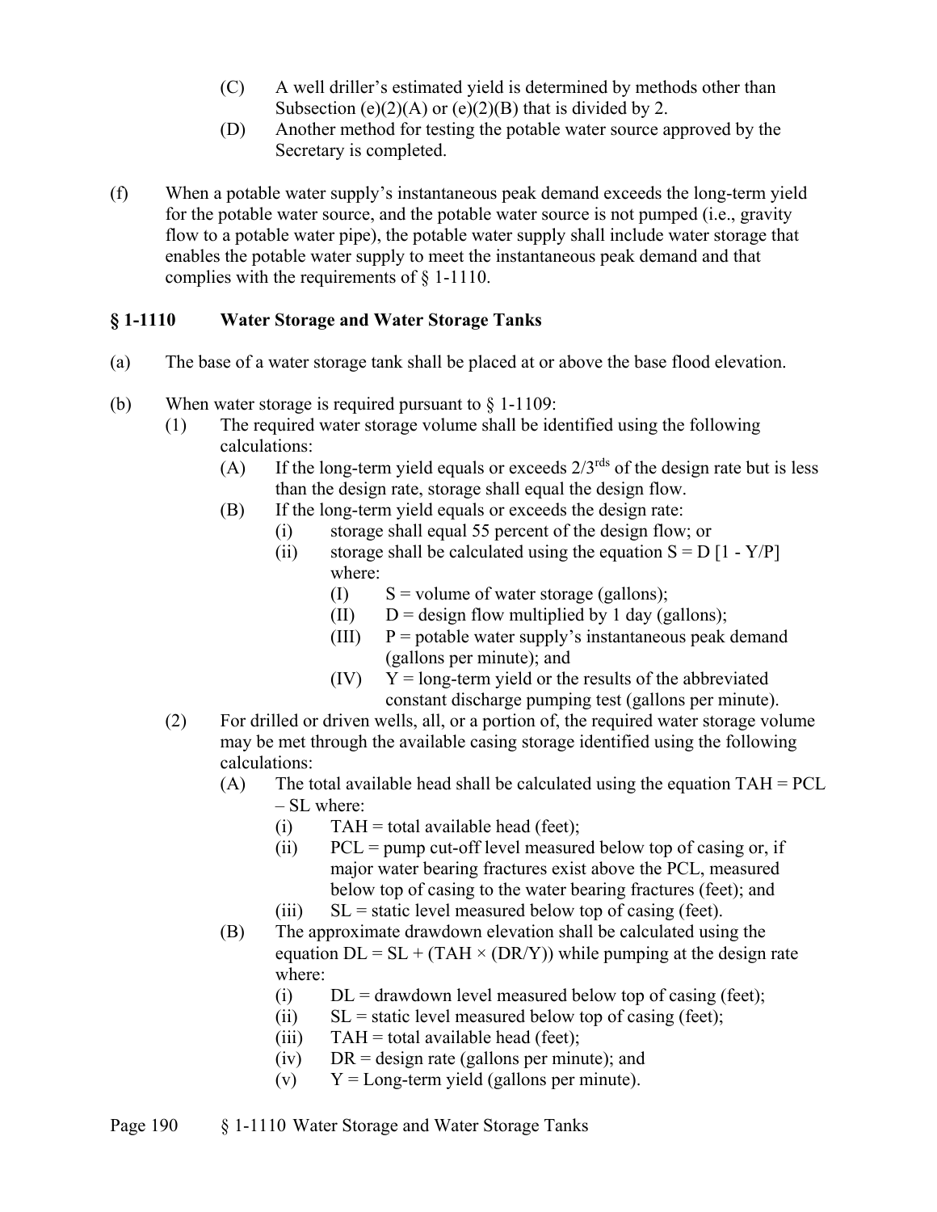(C) A well driller's estimated yield is determined by methods other than Subsection (e)(2)(A) or (e)(2)(B) that is divided by 2.

(D) Another method for testing the potable water source approved by the Secretary is completed.

(f) When a potable water supply's instantaneous peak demand exceeds the long-term yield for the potable water source, and the potable water source is not pumped (i.e., gravity flow to a potable water pipe), the potable water supply shall include water storage that enables the potable water supply to meet the instantaneous peak demand and that complies with the requirements of § 1-1110.

## § 1-1110 Water Storage and Water Storage Tanks

(a) The base of a water storage tank shall be placed at or above the base flood elevation.

(b) When water storage is required pursuant to § 1-1109:

- (1) The required water storage volume shall be identified using the following calculations:
  - (A) If the long-term yield equals or exceeds 2/3rds of the design rate but is less than the design rate, storage shall equal the design flow.
  - (B) If the long-term yield equals or exceeds the design rate:
    - (i) storage shall equal 55 percent of the design flow; or
    - (ii) storage shall be calculated using the equation $S = D [1 - Y/P]$ where:
      - (I) S = volume of water storage (gallons);
      - (II) D = design flow multiplied by 1 day (gallons);
      - (III) P = potable water supply's instantaneous peak demand (gallons per minute); and
      - (IV) Y = long-term yield or the results of the abbreviated constant discharge pumping test (gallons per minute).
- (2) For drilled or driven wells, all, or a portion of, the required water storage volume may be met through the available casing storage identified using the following calculations:
  - (A) The total available head shall be calculated using the equation $TAH = PCL - SL$ where:
    - (i) TAH = total available head (feet);
    - (ii) PCL = pump cut-off level measured below top of casing or, if major water bearing fractures exist above the PCL, measured below top of casing to the water bearing fractures (feet); and
    - (iii) SL = static level measured below top of casing (feet).
  - (B) The approximate drawdown elevation shall be calculated using the equation $DL = SL + (TAH \times (DR/Y))$ while pumping at the design rate where:
    - (i) DL = drawdown level measured below top of casing (feet);
    - (ii) SL = static level measured below top of casing (feet);
    - (iii) TAH = total available head (feet);
    - (iv) DR = design rate (gallons per minute); and
    - (v) Y = Long-term yield (gallons per minute).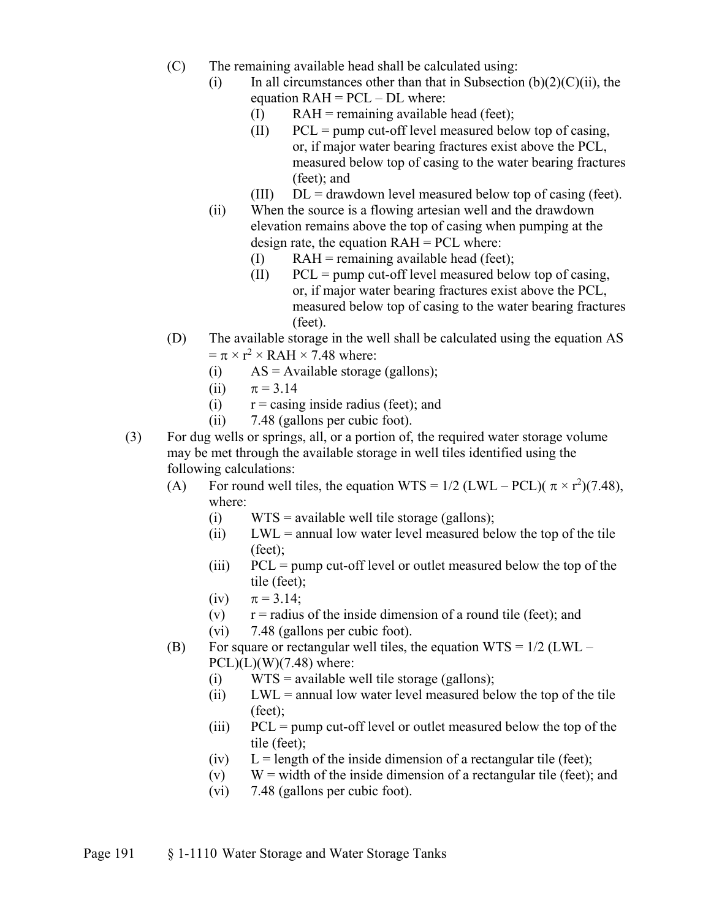(C) The remaining available head shall be calculated using:

(i) In all circumstances other than that in Subsection (b)(2)(C)(ii), the equation RAH = PCL – DL where:

(I) RAH = remaining available head (feet);

(II) PCL = pump cut-off level measured below top of casing, or, if major water bearing fractures exist above the PCL, measured below top of casing to the water bearing fractures (feet); and

(III) DL = drawdown level measured below top of casing (feet).

(ii) When the source is a flowing artesian well and the drawdown elevation remains above the top of casing when pumping at the design rate, the equation RAH = PCL where:

(I) RAH = remaining available head (feet);

(II) PCL = pump cut-off level measured below top of casing, or, if major water bearing fractures exist above the PCL, measured below top of casing to the water bearing fractures (feet).

(D) The available storage in the well shall be calculated using the equation $AS = \pi \times r^2 \times RAH \times 7.48$ where:

(i) AS = Available storage (gallons);

(ii) $\pi = 3.14$

(i) r = casing inside radius (feet); and

(ii) 7.48 (gallons per cubic foot).

(3) For dug wells or springs, all, or a portion of, the required water storage volume may be met through the available storage in well tiles identified using the following calculations:

(A) For round well tiles, the equation $WTS = 1/2\ (LWL - PCL)(\pi \times r^2)(7.48)$, where:

(i) WTS = available well tile storage (gallons);

(ii) LWL = annual low water level measured below the top of the tile (feet);

(iii) PCL = pump cut-off level or outlet measured below the top of the tile (feet);

(iv) $\pi = 3.14$;

(v) r = radius of the inside dimension of a round tile (feet); and

(vi) 7.48 (gallons per cubic foot).

(B) For square or rectangular well tiles, the equation $WTS = 1/2\ (LWL - PCL)(L)(W)(7.48)$ where:

(i) WTS = available well tile storage (gallons);

(ii) LWL = annual low water level measured below the top of the tile (feet);

(iii) PCL = pump cut-off level or outlet measured below the top of the tile (feet);

(iv) L = length of the inside dimension of a rectangular tile (feet);

(v) W = width of the inside dimension of a rectangular tile (feet); and

(vi) 7.48 (gallons per cubic foot).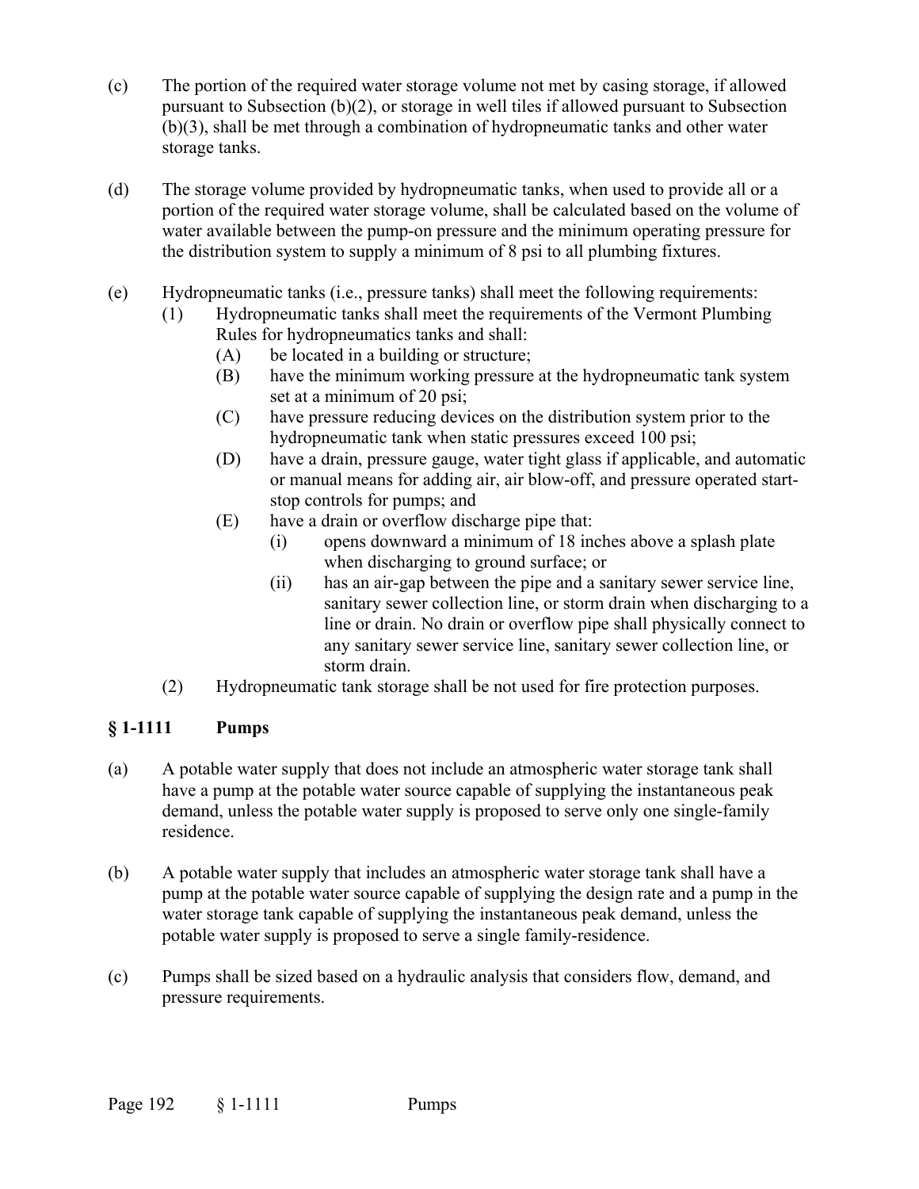(c) The portion of the required water storage volume not met by casing storage, if allowed pursuant to Subsection (b)(2), or storage in well tiles if allowed pursuant to Subsection (b)(3), shall be met through a combination of hydropneumatic tanks and other water storage tanks.

(d) The storage volume provided by hydropneumatic tanks, when used to provide all or a portion of the required water storage volume, shall be calculated based on the volume of water available between the pump-on pressure and the minimum operating pressure for the distribution system to supply a minimum of 8 psi to all plumbing fixtures.

(e) Hydropneumatic tanks (i.e., pressure tanks) shall meet the following requirements:

- (1) Hydropneumatic tanks shall meet the requirements of the Vermont Plumbing Rules for hydropneumatics tanks and shall:
  - (A) be located in a building or structure;
  - (B) have the minimum working pressure at the hydropneumatic tank system set at a minimum of 20 psi;
  - (C) have pressure reducing devices on the distribution system prior to the hydropneumatic tank when static pressures exceed 100 psi;
  - (D) have a drain, pressure gauge, water tight glass if applicable, and automatic or manual means for adding air, air blow-off, and pressure operated start-stop controls for pumps; and
  - (E) have a drain or overflow discharge pipe that:
    - (i) opens downward a minimum of 18 inches above a splash plate when discharging to ground surface; or
    - (ii) has an air-gap between the pipe and a sanitary sewer service line, sanitary sewer collection line, or storm drain when discharging to a line or drain. No drain or overflow pipe shall physically connect to any sanitary sewer service line, sanitary sewer collection line, or storm drain.
- (2) Hydropneumatic tank storage shall be not used for fire protection purposes.

## § 1-1111 Pumps

(a) A potable water supply that does not include an atmospheric water storage tank shall have a pump at the potable water source capable of supplying the instantaneous peak demand, unless the potable water supply is proposed to serve only one single-family residence.

(b) A potable water supply that includes an atmospheric water storage tank shall have a pump at the potable water source capable of supplying the design rate and a pump in the water storage tank capable of supplying the instantaneous peak demand, unless the potable water supply is proposed to serve a single family-residence.

(c) Pumps shall be sized based on a hydraulic analysis that considers flow, demand, and pressure requirements.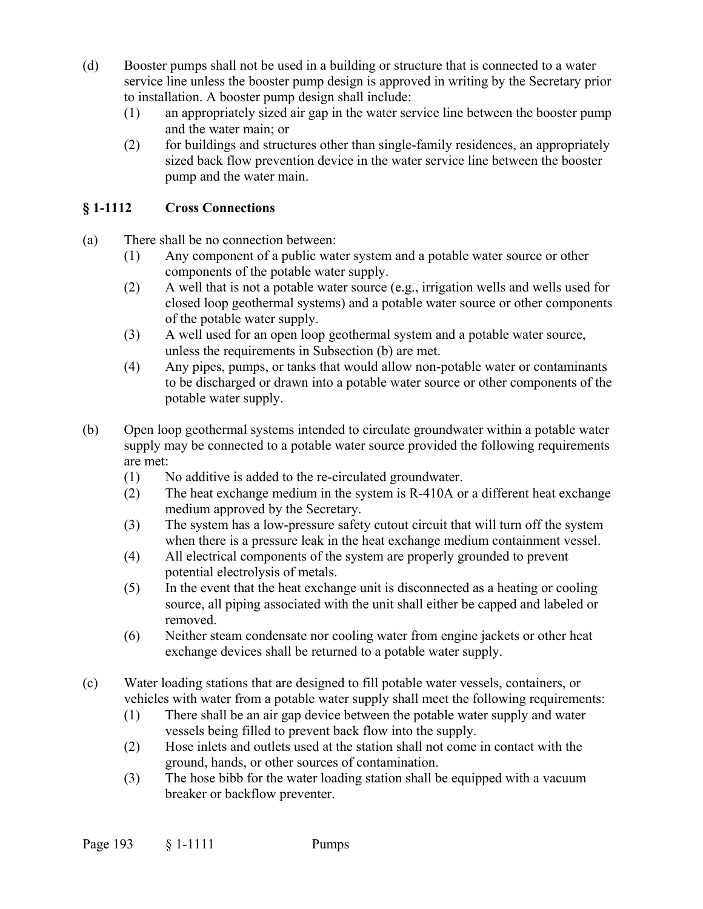(d) Booster pumps shall not be used in a building or structure that is connected to a water service line unless the booster pump design is approved in writing by the Secretary prior to installation. A booster pump design shall include:
   (1) an appropriately sized air gap in the water service line between the booster pump and the water main; or
   (2) for buildings and structures other than single-family residences, an appropriately sized back flow prevention device in the water service line between the booster pump and the water main.

### § 1-1112 Cross Connections

(a) There shall be no connection between:
   (1) Any component of a public water system and a potable water source or other components of the potable water supply.
   (2) A well that is not a potable water source (e.g., irrigation wells and wells used for closed loop geothermal systems) and a potable water source or other components of the potable water supply.
   (3) A well used for an open loop geothermal system and a potable water source, unless the requirements in Subsection (b) are met.
   (4) Any pipes, pumps, or tanks that would allow non-potable water or contaminants to be discharged or drawn into a potable water source or other components of the potable water supply.

(b) Open loop geothermal systems intended to circulate groundwater within a potable water supply may be connected to a potable water source provided the following requirements are met:
   (1) No additive is added to the re-circulated groundwater.
   (2) The heat exchange medium in the system is R-410A or a different heat exchange medium approved by the Secretary.
   (3) The system has a low-pressure safety cutout circuit that will turn off the system when there is a pressure leak in the heat exchange medium containment vessel.
   (4) All electrical components of the system are properly grounded to prevent potential electrolysis of metals.
   (5) In the event that the heat exchange unit is disconnected as a heating or cooling source, all piping associated with the unit shall either be capped and labeled or removed.
   (6) Neither steam condensate nor cooling water from engine jackets or other heat exchange devices shall be returned to a potable water supply.

(c) Water loading stations that are designed to fill potable water vessels, containers, or vehicles with water from a potable water supply shall meet the following requirements:
   (1) There shall be an air gap device between the potable water supply and water vessels being filled to prevent back flow into the supply.
   (2) Hose inlets and outlets used at the station shall not come in contact with the ground, hands, or other sources of contamination.
   (3) The hose bibb for the water loading station shall be equipped with a vacuum breaker or backflow preventer.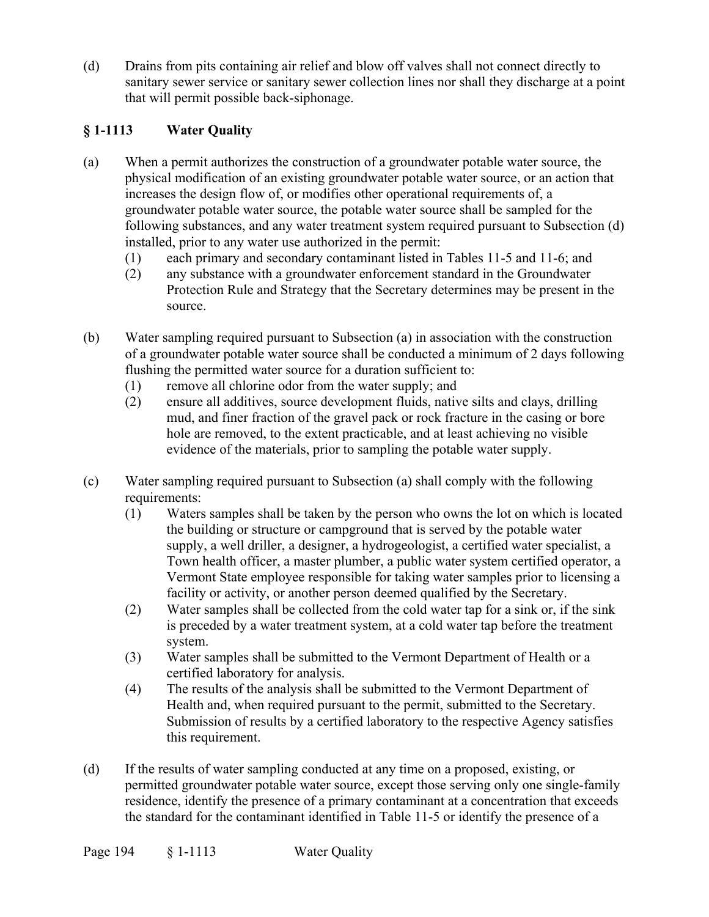(d) Drains from pits containing air relief and blow off valves shall not connect directly to sanitary sewer service or sanitary sewer collection lines nor shall they discharge at a point that will permit possible back-siphonage.

## § 1-1113 Water Quality

(a) When a permit authorizes the construction of a groundwater potable water source, the physical modification of an existing groundwater potable water source, or an action that increases the design flow of, or modifies other operational requirements of, a groundwater potable water source, the potable water source shall be sampled for the following substances, and any water treatment system required pursuant to Subsection (d) installed, prior to any water use authorized in the permit:

   (1) each primary and secondary contaminant listed in Tables 11-5 and 11-6; and
   
   (2) any substance with a groundwater enforcement standard in the Groundwater Protection Rule and Strategy that the Secretary determines may be present in the source.

(b) Water sampling required pursuant to Subsection (a) in association with the construction of a groundwater potable water source shall be conducted a minimum of 2 days following flushing the permitted water source for a duration sufficient to:

   (1) remove all chlorine odor from the water supply; and
   
   (2) ensure all additives, source development fluids, native silts and clays, drilling mud, and finer fraction of the gravel pack or rock fracture in the casing or bore hole are removed, to the extent practicable, and at least achieving no visible evidence of the materials, prior to sampling the potable water supply.

(c) Water sampling required pursuant to Subsection (a) shall comply with the following requirements:

   (1) Waters samples shall be taken by the person who owns the lot on which is located the building or structure or campground that is served by the potable water supply, a well driller, a designer, a hydrogeologist, a certified water specialist, a Town health officer, a master plumber, a public water system certified operator, a Vermont State employee responsible for taking water samples prior to licensing a facility or activity, or another person deemed qualified by the Secretary.
   
   (2) Water samples shall be collected from the cold water tap for a sink or, if the sink is preceded by a water treatment system, at a cold water tap before the treatment system.
   
   (3) Water samples shall be submitted to the Vermont Department of Health or a certified laboratory for analysis.
   
   (4) The results of the analysis shall be submitted to the Vermont Department of Health and, when required pursuant to the permit, submitted to the Secretary. Submission of results by a certified laboratory to the respective Agency satisfies this requirement.

(d) If the results of water sampling conducted at any time on a proposed, existing, or permitted groundwater potable water source, except those serving only one single-family residence, identify the presence of a primary contaminant at a concentration that exceeds the standard for the contaminant identified in Table 11-5 or identify the presence of a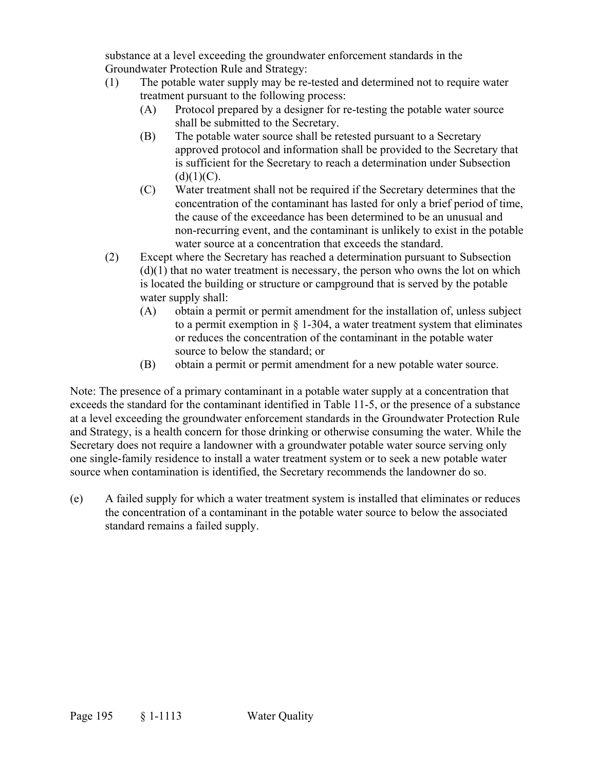substance at a level exceeding the groundwater enforcement standards in the Groundwater Protection Rule and Strategy:

(1) The potable water supply may be re-tested and determined not to require water treatment pursuant to the following process:
   (A) Protocol prepared by a designer for re-testing the potable water source shall be submitted to the Secretary.
   (B) The potable water source shall be retested pursuant to a Secretary approved protocol and information shall be provided to the Secretary that is sufficient for the Secretary to reach a determination under Subsection (d)(1)(C).
   (C) Water treatment shall not be required if the Secretary determines that the concentration of the contaminant has lasted for only a brief period of time, the cause of the exceedance has been determined to be an unusual and non-recurring event, and the contaminant is unlikely to exist in the potable water source at a concentration that exceeds the standard.

(2) Except where the Secretary has reached a determination pursuant to Subsection (d)(1) that no water treatment is necessary, the person who owns the lot on which is located the building or structure or campground that is served by the potable water supply shall:
   (A) obtain a permit or permit amendment for the installation of, unless subject to a permit exemption in § 1-304, a water treatment system that eliminates or reduces the concentration of the contaminant in the potable water source to below the standard; or
   (B) obtain a permit or permit amendment for a new potable water source.

Note: The presence of a primary contaminant in a potable water supply at a concentration that exceeds the standard for the contaminant identified in Table 11-5, or the presence of a substance at a level exceeding the groundwater enforcement standards in the Groundwater Protection Rule and Strategy, is a health concern for those drinking or otherwise consuming the water. While the Secretary does not require a landowner with a groundwater potable water source serving only one single-family residence to install a water treatment system or to seek a new potable water source when contamination is identified, the Secretary recommends the landowner do so.

(e) A failed supply for which a water treatment system is installed that eliminates or reduces the concentration of a contaminant in the potable water source to below the associated standard remains a failed supply.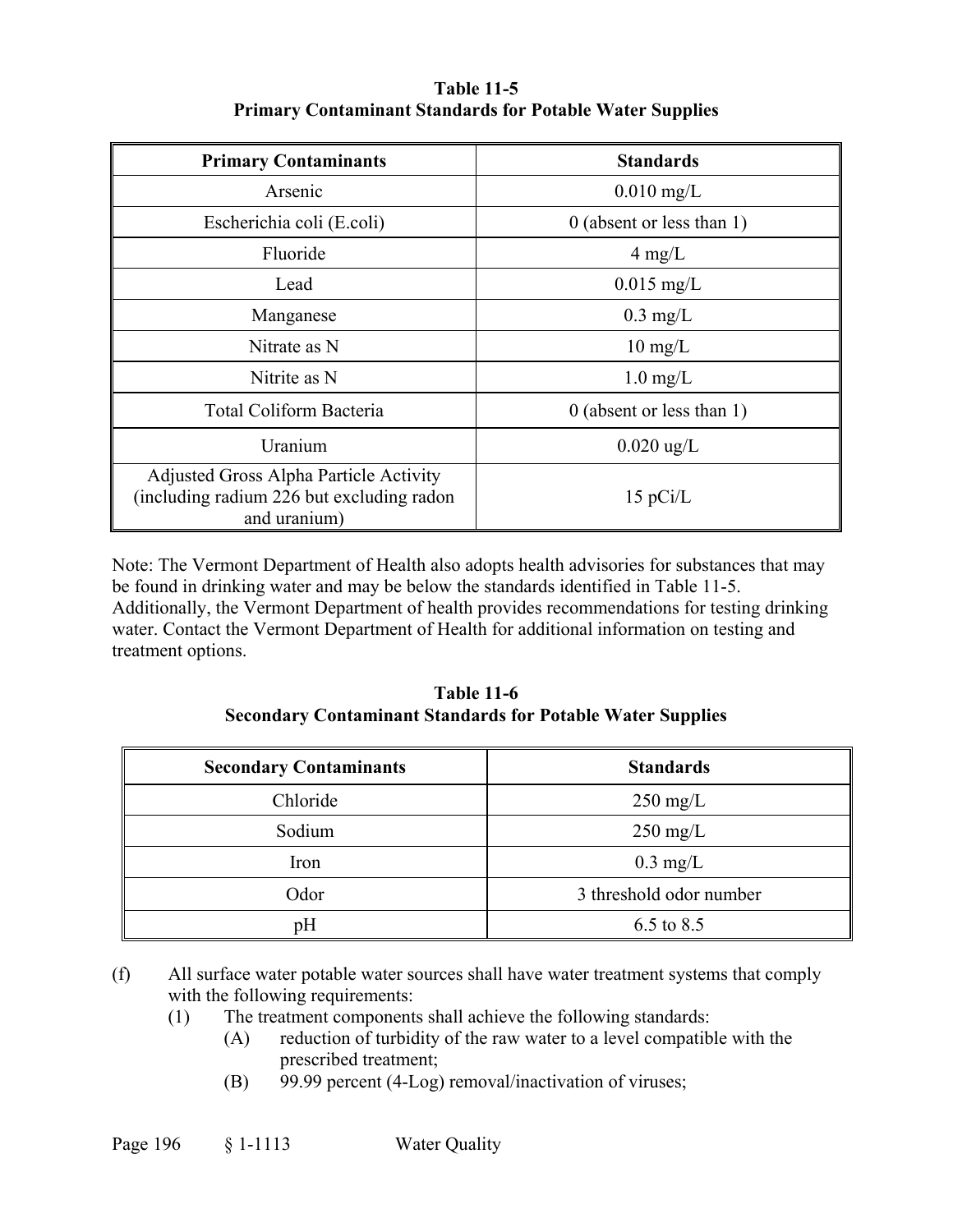**Table 11-5**
**Primary Contaminant Standards for Potable Water Supplies**

| Primary Contaminants | Standards |
|---|---|
| Arsenic | 0.010 mg/L |
| Escherichia coli (E.coli) | 0 (absent or less than 1) |
| Fluoride | 4 mg/L |
| Lead | 0.015 mg/L |
| Manganese | 0.3 mg/L |
| Nitrate as N | 10 mg/L |
| Nitrite as N | 1.0 mg/L |
| Total Coliform Bacteria | 0 (absent or less than 1) |
| Uranium | 0.020 ug/L |
| Adjusted Gross Alpha Particle Activity (including radium 226 but excluding radon and uranium) | 15 pCi/L |

Note: The Vermont Department of Health also adopts health advisories for substances that may be found in drinking water and may be below the standards identified in Table 11-5. Additionally, the Vermont Department of health provides recommendations for testing drinking water. Contact the Vermont Department of Health for additional information on testing and treatment options.

**Table 11-6**
**Secondary Contaminant Standards for Potable Water Supplies**

| Secondary Contaminants | Standards |
|---|---|
| Chloride | 250 mg/L |
| Sodium | 250 mg/L |
| Iron | 0.3 mg/L |
| Odor | 3 threshold odor number |
| pH | 6.5 to 8.5 |

(f) All surface water potable water sources shall have water treatment systems that comply with the following requirements:

- (1) The treatment components shall achieve the following standards:
  - (A) reduction of turbidity of the raw water to a level compatible with the prescribed treatment;
  - (B) 99.99 percent (4-Log) removal/inactivation of viruses;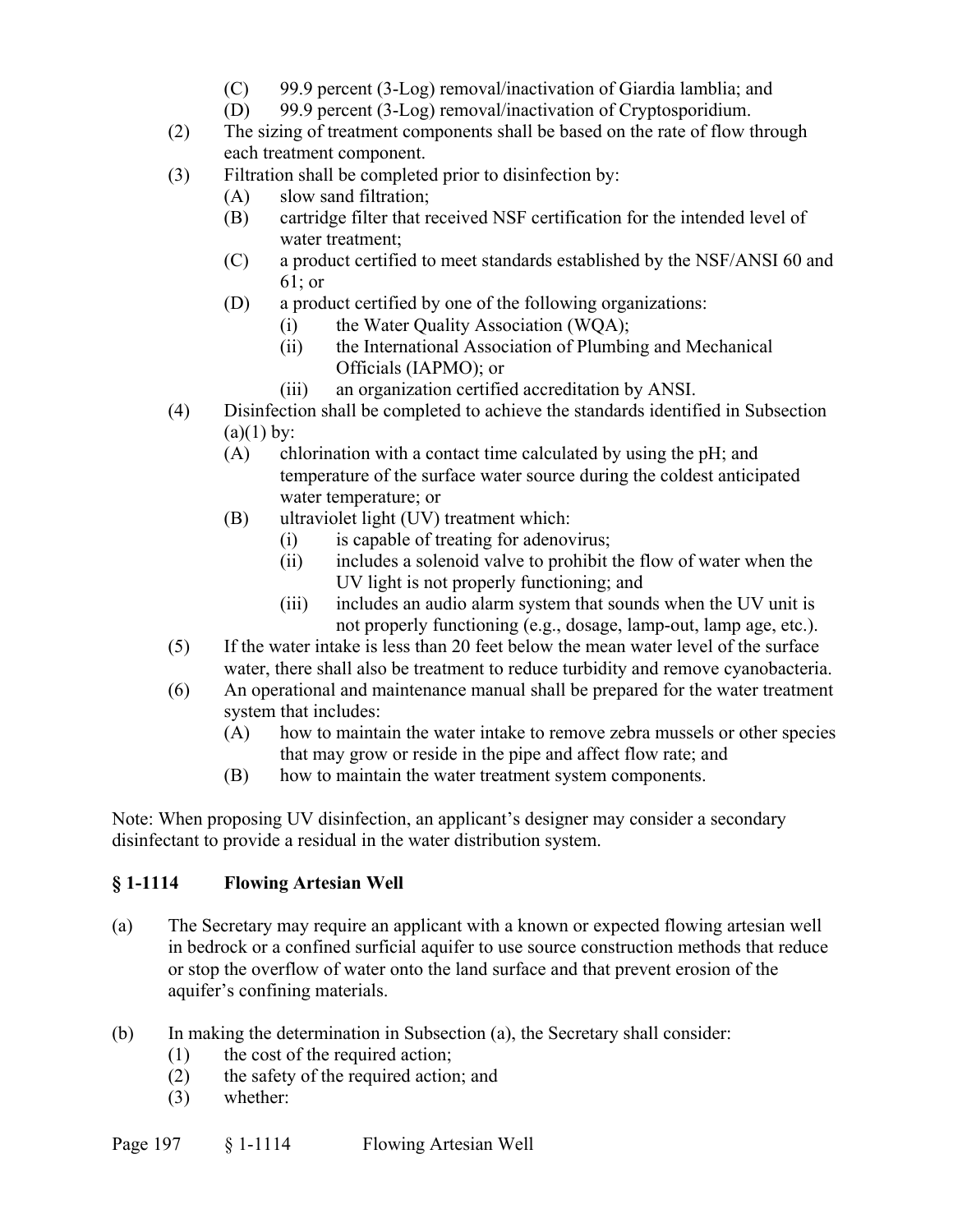(C) 99.9 percent (3-Log) removal/inactivation of Giardia lamblia; and
(D) 99.9 percent (3-Log) removal/inactivation of Cryptosporidium.

(2) The sizing of treatment components shall be based on the rate of flow through each treatment component.

(3) Filtration shall be completed prior to disinfection by:
   (A) slow sand filtration;
   (B) cartridge filter that received NSF certification for the intended level of water treatment;
   (C) a product certified to meet standards established by the NSF/ANSI 60 and 61; or
   (D) a product certified by one of the following organizations:
      (i) the Water Quality Association (WQA);
      (ii) the International Association of Plumbing and Mechanical Officials (IAPMO); or
      (iii) an organization certified accreditation by ANSI.

(4) Disinfection shall be completed to achieve the standards identified in Subsection (a)(1) by:
   (A) chlorination with a contact time calculated by using the pH; and temperature of the surface water source during the coldest anticipated water temperature; or
   (B) ultraviolet light (UV) treatment which:
      (i) is capable of treating for adenovirus;
      (ii) includes a solenoid valve to prohibit the flow of water when the UV light is not properly functioning; and
      (iii) includes an audio alarm system that sounds when the UV unit is not properly functioning (e.g., dosage, lamp-out, lamp age, etc.).

(5) If the water intake is less than 20 feet below the mean water level of the surface water, there shall also be treatment to reduce turbidity and remove cyanobacteria.

(6) An operational and maintenance manual shall be prepared for the water treatment system that includes:
   (A) how to maintain the water intake to remove zebra mussels or other species that may grow or reside in the pipe and affect flow rate; and
   (B) how to maintain the water treatment system components.

Note: When proposing UV disinfection, an applicant's designer may consider a secondary disinfectant to provide a residual in the water distribution system.

## § 1-1114 Flowing Artesian Well

(a) The Secretary may require an applicant with a known or expected flowing artesian well in bedrock or a confined surficial aquifer to use source construction methods that reduce or stop the overflow of water onto the land surface and that prevent erosion of the aquifer's confining materials.

(b) In making the determination in Subsection (a), the Secretary shall consider:
   (1) the cost of the required action;
   (2) the safety of the required action; and
   (3) whether: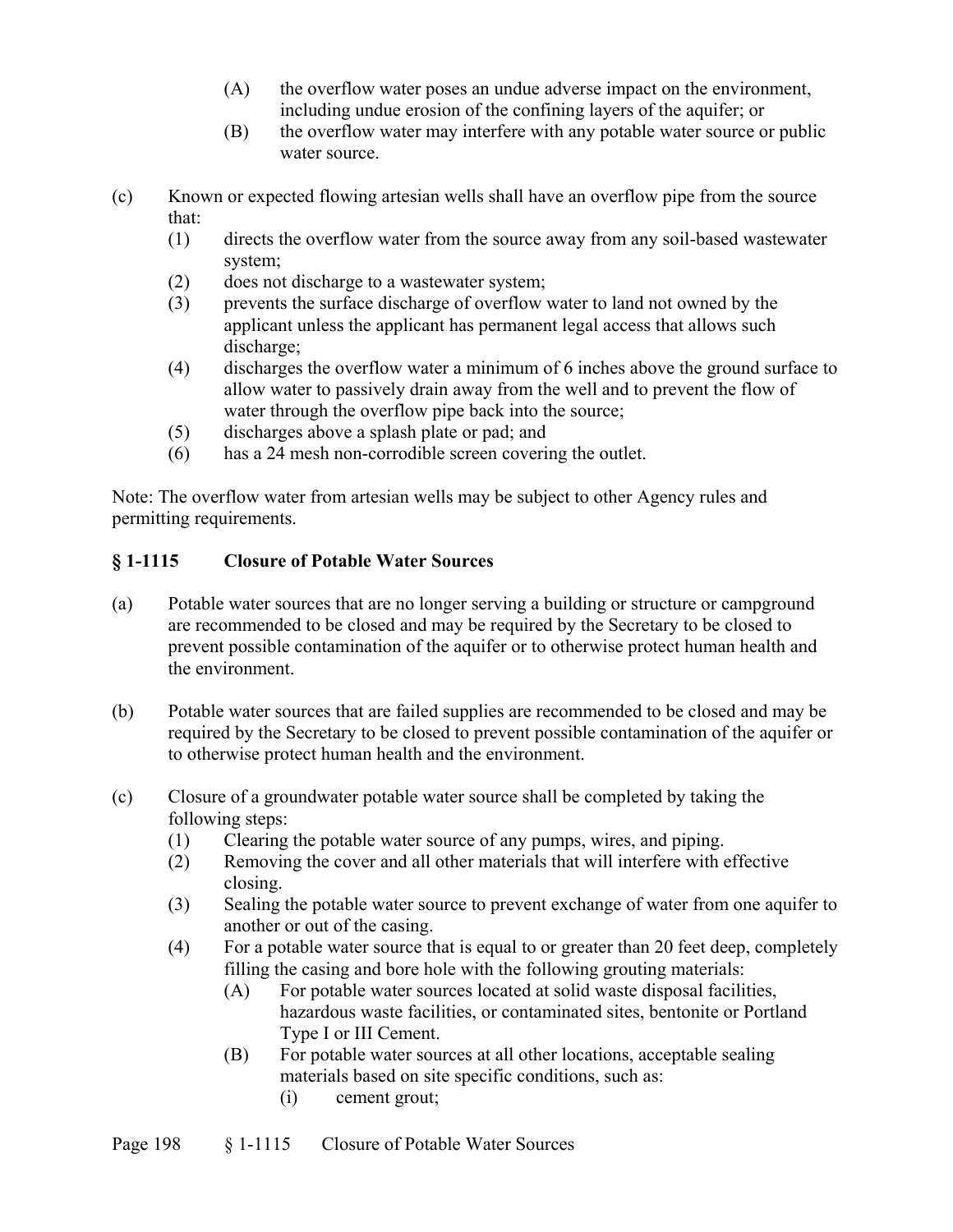(A) the overflow water poses an undue adverse impact on the environment, including undue erosion of the confining layers of the aquifer; or
(B) the overflow water may interfere with any potable water source or public water source.

(c) Known or expected flowing artesian wells shall have an overflow pipe from the source that:
  (1) directs the overflow water from the source away from any soil-based wastewater system;
  (2) does not discharge to a wastewater system;
  (3) prevents the surface discharge of overflow water to land not owned by the applicant unless the applicant has permanent legal access that allows such discharge;
  (4) discharges the overflow water a minimum of 6 inches above the ground surface to allow water to passively drain away from the well and to prevent the flow of water through the overflow pipe back into the source;
  (5) discharges above a splash plate or pad; and
  (6) has a 24 mesh non-corrodible screen covering the outlet.

Note: The overflow water from artesian wells may be subject to other Agency rules and permitting requirements.

## § 1-1115 Closure of Potable Water Sources

(a) Potable water sources that are no longer serving a building or structure or campground are recommended to be closed and may be required by the Secretary to be closed to prevent possible contamination of the aquifer or to otherwise protect human health and the environment.

(b) Potable water sources that are failed supplies are recommended to be closed and may be required by the Secretary to be closed to prevent possible contamination of the aquifer or to otherwise protect human health and the environment.

(c) Closure of a groundwater potable water source shall be completed by taking the following steps:
  (1) Clearing the potable water source of any pumps, wires, and piping.
  (2) Removing the cover and all other materials that will interfere with effective closing.
  (3) Sealing the potable water source to prevent exchange of water from one aquifer to another or out of the casing.
  (4) For a potable water source that is equal to or greater than 20 feet deep, completely filling the casing and bore hole with the following grouting materials:
    (A) For potable water sources located at solid waste disposal facilities, hazardous waste facilities, or contaminated sites, bentonite or Portland Type I or III Cement.
    (B) For potable water sources at all other locations, acceptable sealing materials based on site specific conditions, such as:
      (i) cement grout;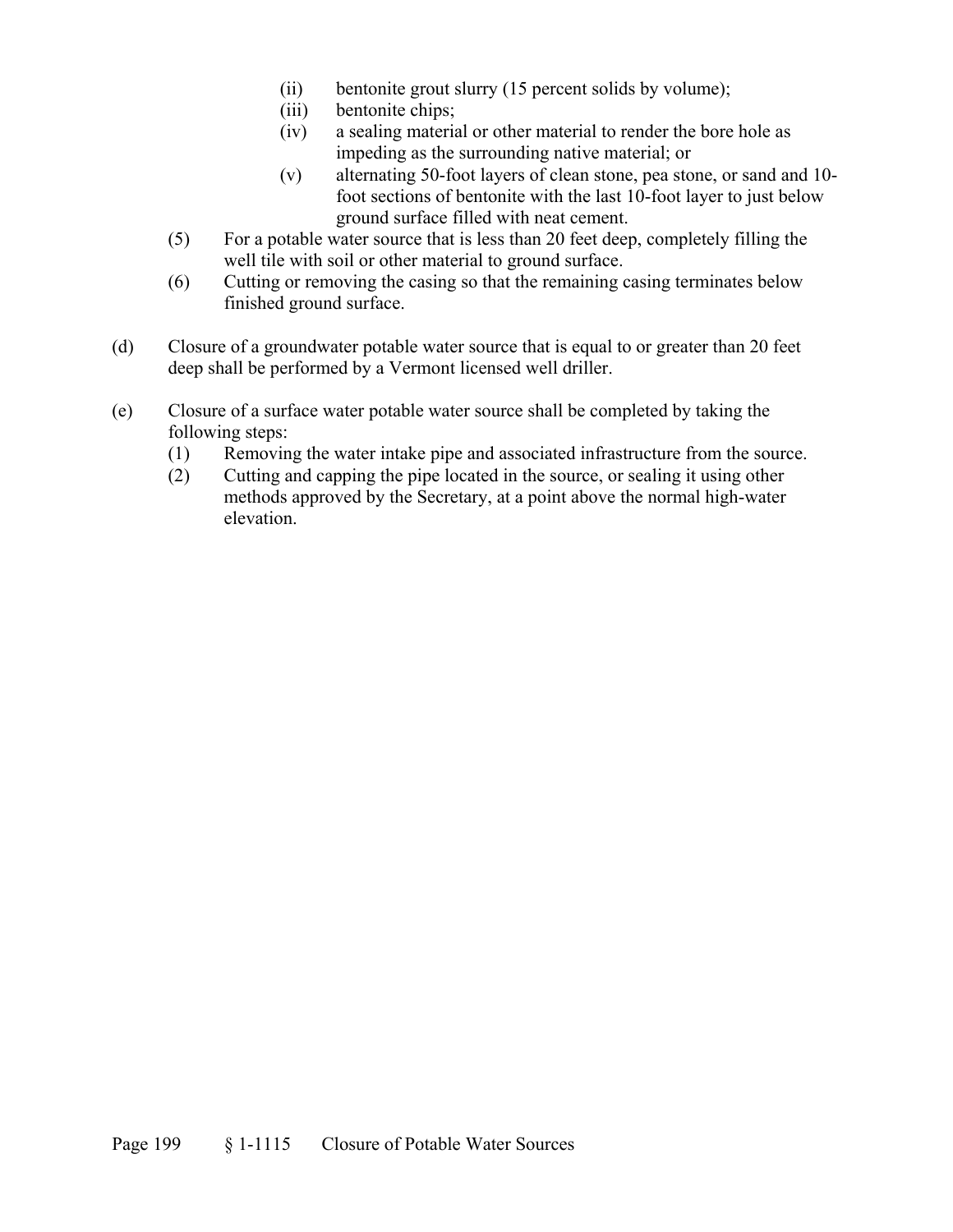- (ii) bentonite grout slurry (15 percent solids by volume);
   - (iii) bentonite chips;
   - (iv) a sealing material or other material to render the bore hole as impeding as the surrounding native material; or
   - (v) alternating 50-foot layers of clean stone, pea stone, or sand and 10-foot sections of bentonite with the last 10-foot layer to just below ground surface filled with neat cement.

(5) For a potable water source that is less than 20 feet deep, completely filling the well tile with soil or other material to ground surface.

(6) Cutting or removing the casing so that the remaining casing terminates below finished ground surface.

(d) Closure of a groundwater potable water source that is equal to or greater than 20 feet deep shall be performed by a Vermont licensed well driller.

(e) Closure of a surface water potable water source shall be completed by taking the following steps:

   (1) Removing the water intake pipe and associated infrastructure from the source.

   (2) Cutting and capping the pipe located in the source, or sealing it using other methods approved by the Secretary, at a point above the normal high-water elevation.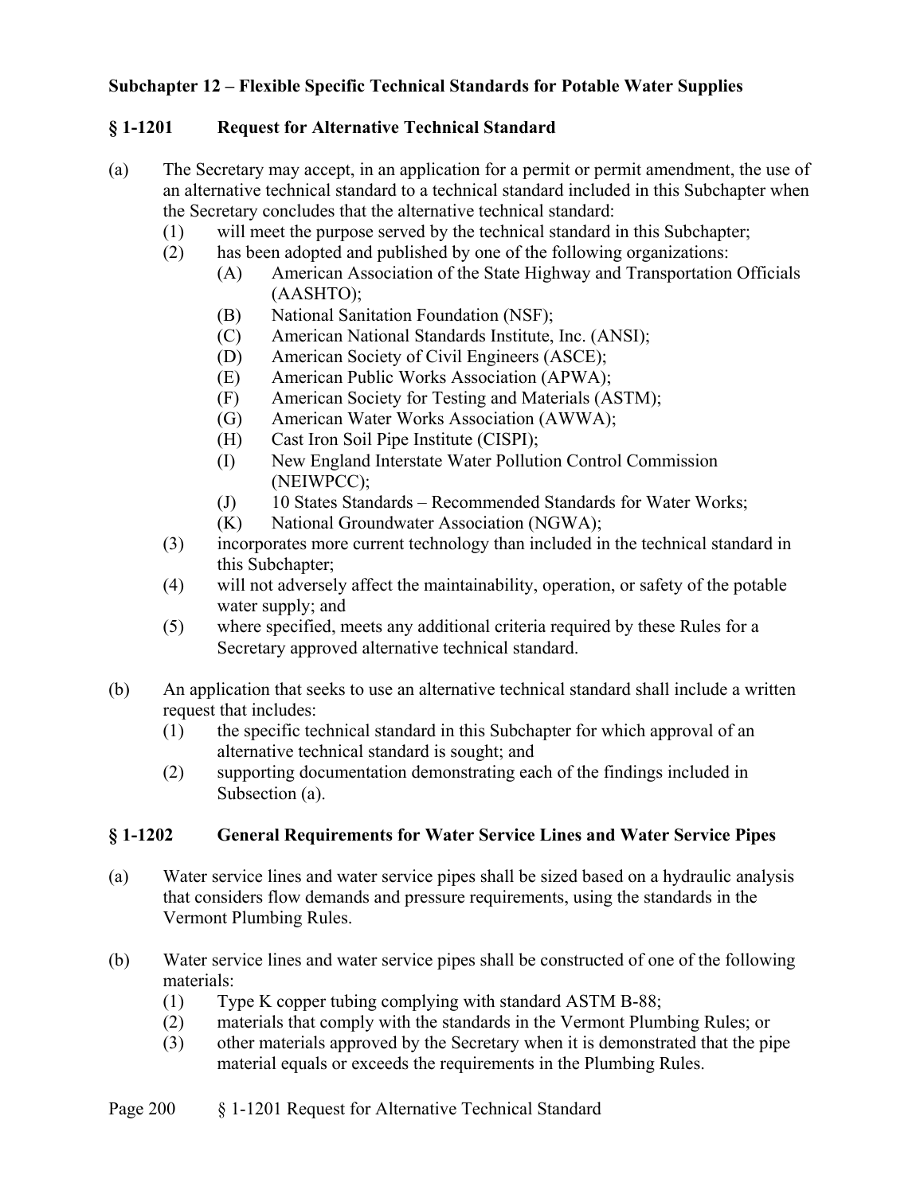## Subchapter 12 – Flexible Specific Technical Standards for Potable Water Supplies

### § 1-1201 Request for Alternative Technical Standard

(a) The Secretary may accept, in an application for a permit or permit amendment, the use of an alternative technical standard to a technical standard included in this Subchapter when the Secretary concludes that the alternative technical standard:

- (1) will meet the purpose served by the technical standard in this Subchapter;
- (2) has been adopted and published by one of the following organizations:
  - (A) American Association of the State Highway and Transportation Officials (AASHTO);
  - (B) National Sanitation Foundation (NSF);
  - (C) American National Standards Institute, Inc. (ANSI);
  - (D) American Society of Civil Engineers (ASCE);
  - (E) American Public Works Association (APWA);
  - (F) American Society for Testing and Materials (ASTM);
  - (G) American Water Works Association (AWWA);
  - (H) Cast Iron Soil Pipe Institute (CISPI);
  - (I) New England Interstate Water Pollution Control Commission (NEIWPCC);
  - (J) 10 States Standards – Recommended Standards for Water Works;
  - (K) National Groundwater Association (NGWA);
- (3) incorporates more current technology than included in the technical standard in this Subchapter;
- (4) will not adversely affect the maintainability, operation, or safety of the potable water supply; and
- (5) where specified, meets any additional criteria required by these Rules for a Secretary approved alternative technical standard.

(b) An application that seeks to use an alternative technical standard shall include a written request that includes:

- (1) the specific technical standard in this Subchapter for which approval of an alternative technical standard is sought; and
- (2) supporting documentation demonstrating each of the findings included in Subsection (a).

### § 1-1202 General Requirements for Water Service Lines and Water Service Pipes

(a) Water service lines and water service pipes shall be sized based on a hydraulic analysis that considers flow demands and pressure requirements, using the standards in the Vermont Plumbing Rules.

(b) Water service lines and water service pipes shall be constructed of one of the following materials:

- (1) Type K copper tubing complying with standard ASTM B-88;
- (2) materials that comply with the standards in the Vermont Plumbing Rules; or
- (3) other materials approved by the Secretary when it is demonstrated that the pipe material equals or exceeds the requirements in the Plumbing Rules.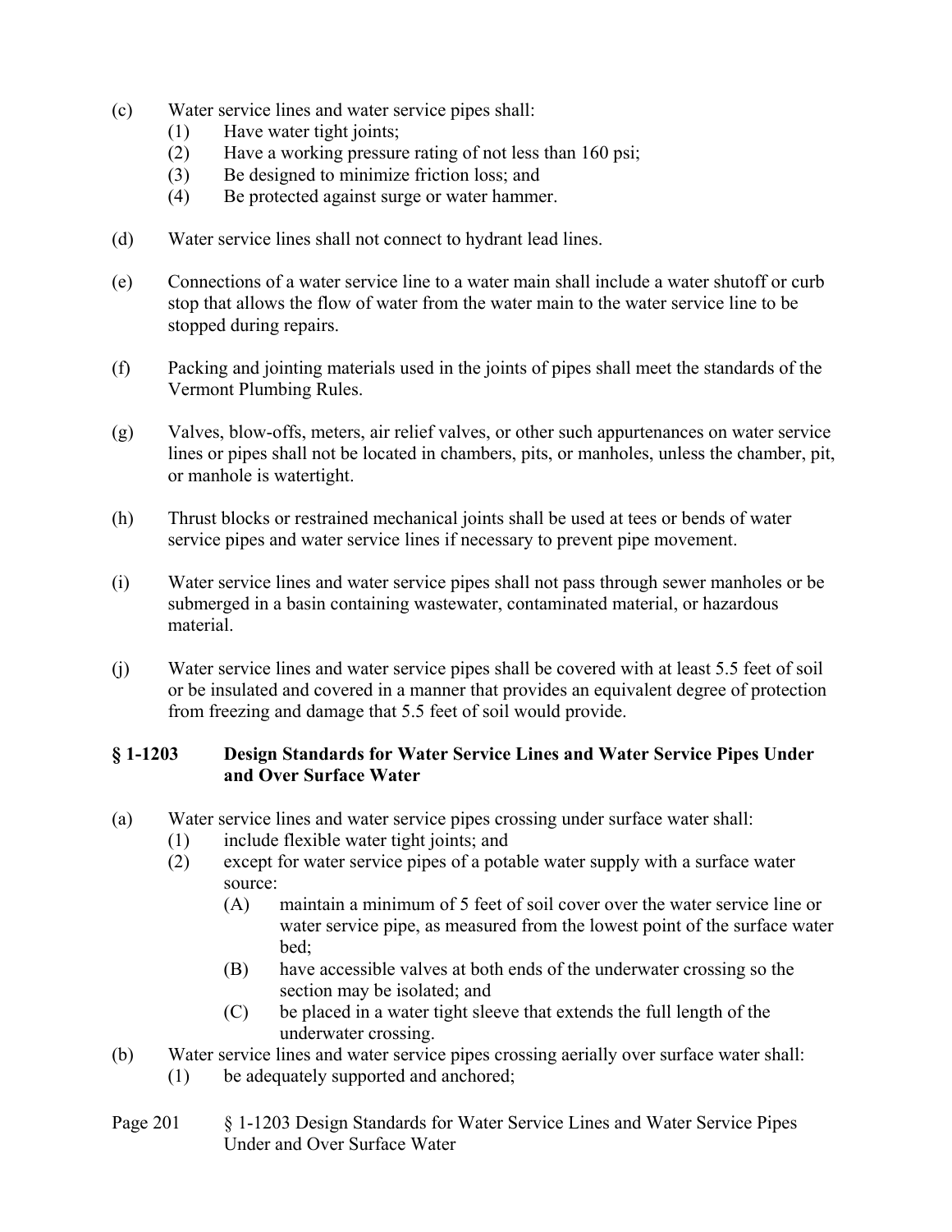(c) Water service lines and water service pipes shall:
   (1) Have water tight joints;
   (2) Have a working pressure rating of not less than 160 psi;
   (3) Be designed to minimize friction loss; and
   (4) Be protected against surge or water hammer.

(d) Water service lines shall not connect to hydrant lead lines.

(e) Connections of a water service line to a water main shall include a water shutoff or curb stop that allows the flow of water from the water main to the water service line to be stopped during repairs.

(f) Packing and jointing materials used in the joints of pipes shall meet the standards of the Vermont Plumbing Rules.

(g) Valves, blow-offs, meters, air relief valves, or other such appurtenances on water service lines or pipes shall not be located in chambers, pits, or manholes, unless the chamber, pit, or manhole is watertight.

(h) Thrust blocks or restrained mechanical joints shall be used at tees or bends of water service pipes and water service lines if necessary to prevent pipe movement.

(i) Water service lines and water service pipes shall not pass through sewer manholes or be submerged in a basin containing wastewater, contaminated material, or hazardous material.

(j) Water service lines and water service pipes shall be covered with at least 5.5 feet of soil or be insulated and covered in a manner that provides an equivalent degree of protection from freezing and damage that 5.5 feet of soil would provide.

### § 1-1203 Design Standards for Water Service Lines and Water Service Pipes Under and Over Surface Water

(a) Water service lines and water service pipes crossing under surface water shall:
   (1) include flexible water tight joints; and
   (2) except for water service pipes of a potable water supply with a surface water source:
      (A) maintain a minimum of 5 feet of soil cover over the water service line or water service pipe, as measured from the lowest point of the surface water bed;
      (B) have accessible valves at both ends of the underwater crossing so the section may be isolated; and
      (C) be placed in a water tight sleeve that extends the full length of the underwater crossing.

(b) Water service lines and water service pipes crossing aerially over surface water shall:
   (1) be adequately supported and anchored;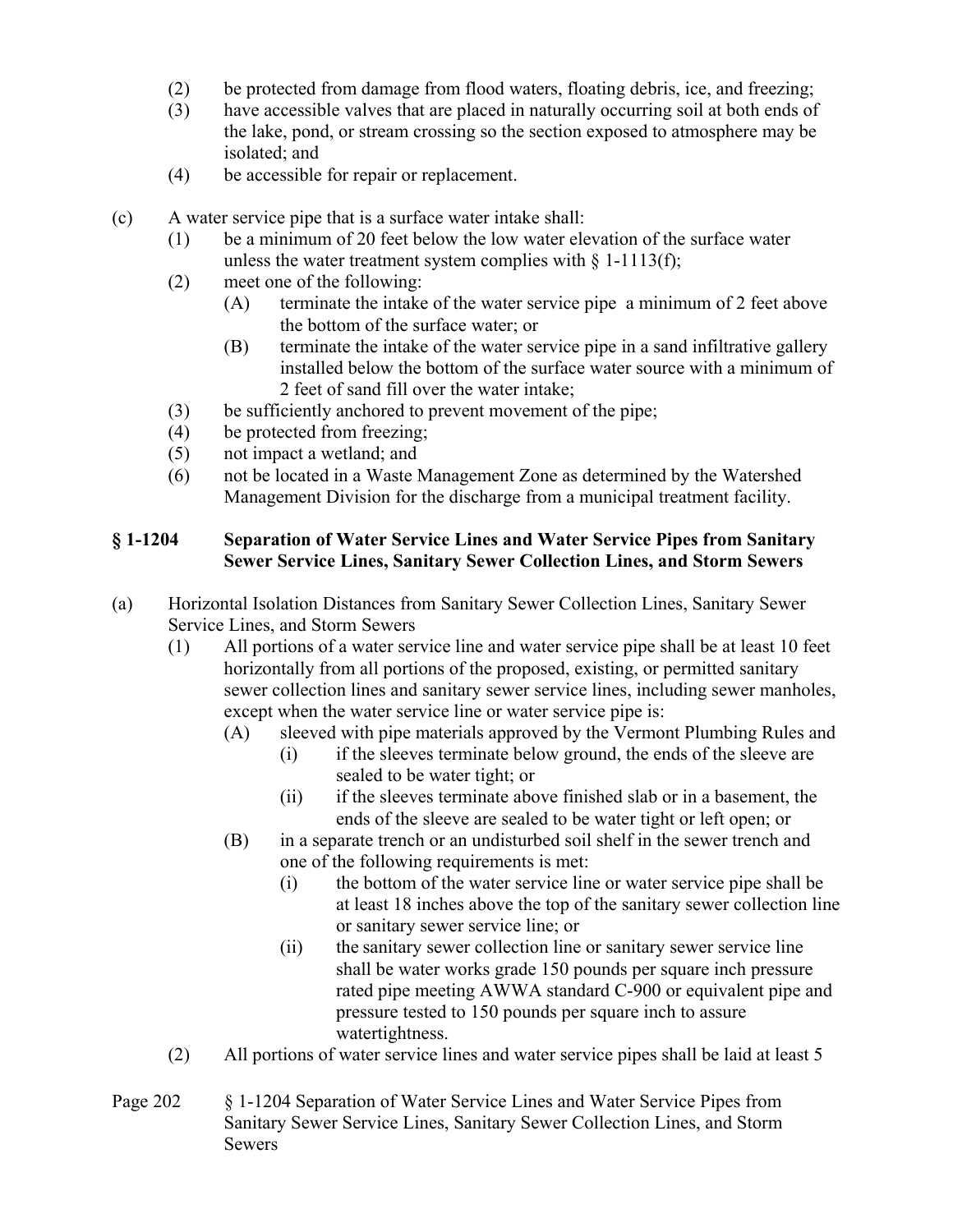(2) be protected from damage from flood waters, floating debris, ice, and freezing;
(3) have accessible valves that are placed in naturally occurring soil at both ends of the lake, pond, or stream crossing so the section exposed to atmosphere may be isolated; and
(4) be accessible for repair or replacement.

(c) A water service pipe that is a surface water intake shall:
(1) be a minimum of 20 feet below the low water elevation of the surface water unless the water treatment system complies with § 1-1113(f);
(2) meet one of the following:
(A) terminate the intake of the water service pipe a minimum of 2 feet above the bottom of the surface water; or
(B) terminate the intake of the water service pipe in a sand infiltrative gallery installed below the bottom of the surface water source with a minimum of 2 feet of sand fill over the water intake;
(3) be sufficiently anchored to prevent movement of the pipe;
(4) be protected from freezing;
(5) not impact a wetland; and
(6) not be located in a Waste Management Zone as determined by the Watershed Management Division for the discharge from a municipal treatment facility.

### § 1-1204 Separation of Water Service Lines and Water Service Pipes from Sanitary Sewer Service Lines, Sanitary Sewer Collection Lines, and Storm Sewers

(a) Horizontal Isolation Distances from Sanitary Sewer Collection Lines, Sanitary Sewer Service Lines, and Storm Sewers
(1) All portions of a water service line and water service pipe shall be at least 10 feet horizontally from all portions of the proposed, existing, or permitted sanitary sewer collection lines and sanitary sewer service lines, including sewer manholes, except when the water service line or water service pipe is:
(A) sleeved with pipe materials approved by the Vermont Plumbing Rules and
(i) if the sleeves terminate below ground, the ends of the sleeve are sealed to be water tight; or
(ii) if the sleeves terminate above finished slab or in a basement, the ends of the sleeve are sealed to be water tight or left open; or
(B) in a separate trench or an undisturbed soil shelf in the sewer trench and one of the following requirements is met:
(i) the bottom of the water service line or water service pipe shall be at least 18 inches above the top of the sanitary sewer collection line or sanitary sewer service line; or
(ii) the sanitary sewer collection line or sanitary sewer service line shall be water works grade 150 pounds per square inch pressure rated pipe meeting AWWA standard C-900 or equivalent pipe and pressure tested to 150 pounds per square inch to assure watertightness.
(2) All portions of water service lines and water service pipes shall be laid at least 5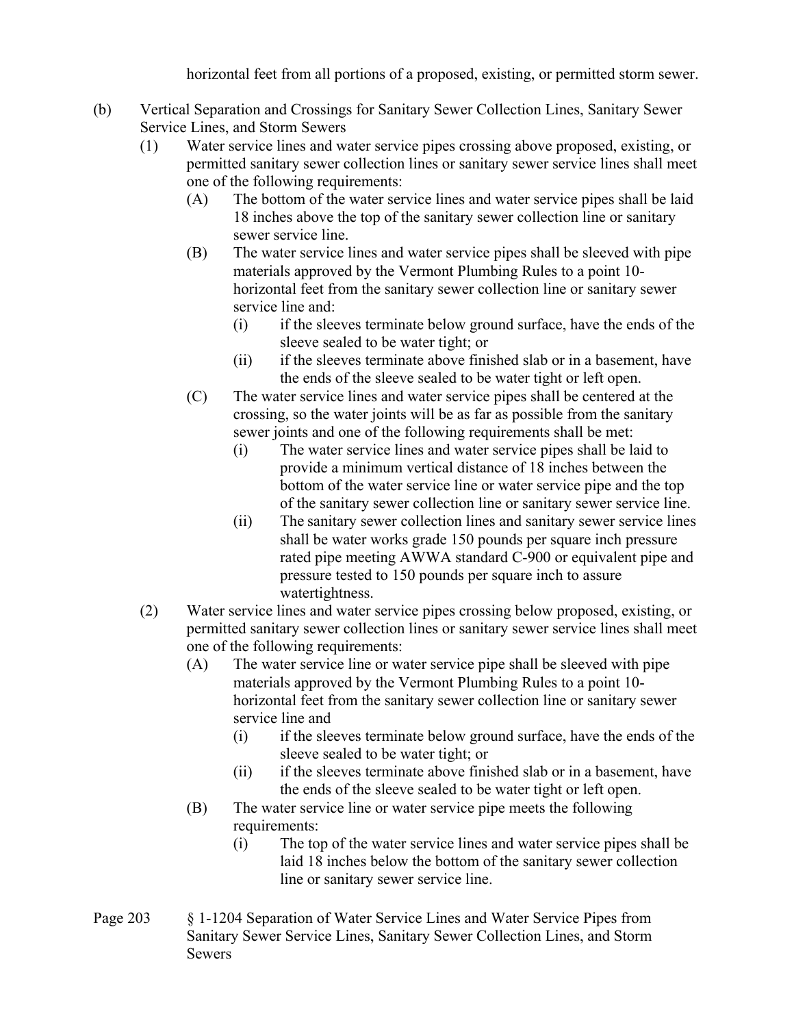horizontal feet from all portions of a proposed, existing, or permitted storm sewer.

(b) Vertical Separation and Crossings for Sanitary Sewer Collection Lines, Sanitary Sewer Service Lines, and Storm Sewers

  (1) Water service lines and water service pipes crossing above proposed, existing, or permitted sanitary sewer collection lines or sanitary sewer service lines shall meet one of the following requirements:

    (A) The bottom of the water service lines and water service pipes shall be laid 18 inches above the top of the sanitary sewer collection line or sanitary sewer service line.

    (B) The water service lines and water service pipes shall be sleeved with pipe materials approved by the Vermont Plumbing Rules to a point 10-horizontal feet from the sanitary sewer collection line or sanitary sewer service line and:

      (i) if the sleeves terminate below ground surface, have the ends of the sleeve sealed to be water tight; or

      (ii) if the sleeves terminate above finished slab or in a basement, have the ends of the sleeve sealed to be water tight or left open.

    (C) The water service lines and water service pipes shall be centered at the crossing, so the water joints will be as far as possible from the sanitary sewer joints and one of the following requirements shall be met:

      (i) The water service lines and water service pipes shall be laid to provide a minimum vertical distance of 18 inches between the bottom of the water service line or water service pipe and the top of the sanitary sewer collection line or sanitary sewer service line.

      (ii) The sanitary sewer collection lines and sanitary sewer service lines shall be water works grade 150 pounds per square inch pressure rated pipe meeting AWWA standard C-900 or equivalent pipe and pressure tested to 150 pounds per square inch to assure watertightness.

  (2) Water service lines and water service pipes crossing below proposed, existing, or permitted sanitary sewer collection lines or sanitary sewer service lines shall meet one of the following requirements:

    (A) The water service line or water service pipe shall be sleeved with pipe materials approved by the Vermont Plumbing Rules to a point 10-horizontal feet from the sanitary sewer collection line or sanitary sewer service line and

      (i) if the sleeves terminate below ground surface, have the ends of the sleeve sealed to be water tight; or

      (ii) if the sleeves terminate above finished slab or in a basement, have the ends of the sleeve sealed to be water tight or left open.

    (B) The water service line or water service pipe meets the following requirements:

      (i) The top of the water service lines and water service pipes shall be laid 18 inches below the bottom of the sanitary sewer collection line or sanitary sewer service line.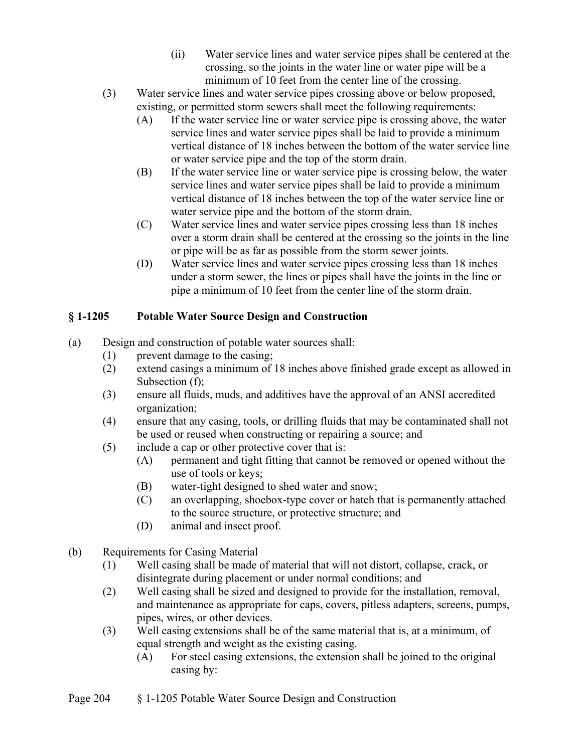(ii) Water service lines and water service pipes shall be centered at the crossing, so the joints in the water line or water pipe will be a minimum of 10 feet from the center line of the crossing.

(3) Water service lines and water service pipes crossing above or below proposed, existing, or permitted storm sewers shall meet the following requirements:

(A) If the water service line or water service pipe is crossing above, the water service lines and water service pipes shall be laid to provide a minimum vertical distance of 18 inches between the bottom of the water service line or water service pipe and the top of the storm drain.

(B) If the water service line or water service pipe is crossing below, the water service lines and water service pipes shall be laid to provide a minimum vertical distance of 18 inches between the top of the water service line or water service pipe and the bottom of the storm drain.

(C) Water service lines and water service pipes crossing less than 18 inches over a storm drain shall be centered at the crossing so the joints in the line or pipe will be as far as possible from the storm sewer joints.

(D) Water service lines and water service pipes crossing less than 18 inches under a storm sewer, the lines or pipes shall have the joints in the line or pipe a minimum of 10 feet from the center line of the storm drain.

## § 1-1205 Potable Water Source Design and Construction

(a) Design and construction of potable water sources shall:

(1) prevent damage to the casing;

(2) extend casings a minimum of 18 inches above finished grade except as allowed in Subsection (f);

(3) ensure all fluids, muds, and additives have the approval of an ANSI accredited organization;

(4) ensure that any casing, tools, or drilling fluids that may be contaminated shall not be used or reused when constructing or repairing a source; and

(5) include a cap or other protective cover that is:

(A) permanent and tight fitting that cannot be removed or opened without the use of tools or keys;

(B) water-tight designed to shed water and snow;

(C) an overlapping, shoebox-type cover or hatch that is permanently attached to the source structure, or protective structure; and

(D) animal and insect proof.

(b) Requirements for Casing Material

(1) Well casing shall be made of material that will not distort, collapse, crack, or disintegrate during placement or under normal conditions; and

(2) Well casing shall be sized and designed to provide for the installation, removal, and maintenance as appropriate for caps, covers, pitless adapters, screens, pumps, pipes, wires, or other devices.

(3) Well casing extensions shall be of the same material that is, at a minimum, of equal strength and weight as the existing casing.

(A) For steel casing extensions, the extension shall be joined to the original casing by: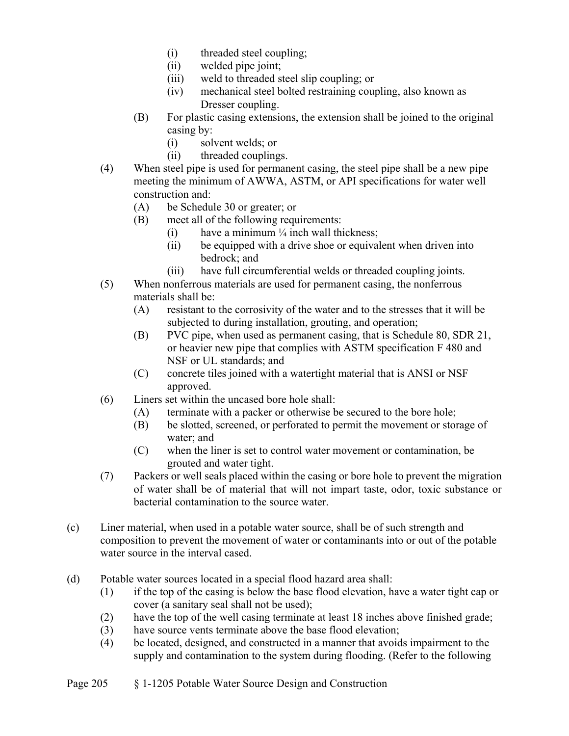(i) threaded steel coupling;
(ii) welded pipe joint;
(iii) weld to threaded steel slip coupling; or
(iv) mechanical steel bolted restraining coupling, also known as Dresser coupling.

(B) For plastic casing extensions, the extension shall be joined to the original casing by:
(i) solvent welds; or
(ii) threaded couplings.

(4) When steel pipe is used for permanent casing, the steel pipe shall be a new pipe meeting the minimum of AWWA, ASTM, or API specifications for water well construction and:
(A) be Schedule 30 or greater; or
(B) meet all of the following requirements:
(i) have a minimum ¼ inch wall thickness;
(ii) be equipped with a drive shoe or equivalent when driven into bedrock; and
(iii) have full circumferential welds or threaded coupling joints.

(5) When nonferrous materials are used for permanent casing, the nonferrous materials shall be:
(A) resistant to the corrosivity of the water and to the stresses that it will be subjected to during installation, grouting, and operation;
(B) PVC pipe, when used as permanent casing, that is Schedule 80, SDR 21, or heavier new pipe that complies with ASTM specification F 480 and NSF or UL standards; and
(C) concrete tiles joined with a watertight material that is ANSI or NSF approved.

(6) Liners set within the uncased bore hole shall:
(A) terminate with a packer or otherwise be secured to the bore hole;
(B) be slotted, screened, or perforated to permit the movement or storage of water; and
(C) when the liner is set to control water movement or contamination, be grouted and water tight.

(7) Packers or well seals placed within the casing or bore hole to prevent the migration of water shall be of material that will not impart taste, odor, toxic substance or bacterial contamination to the source water.

(c) Liner material, when used in a potable water source, shall be of such strength and composition to prevent the movement of water or contaminants into or out of the potable water source in the interval cased.

(d) Potable water sources located in a special flood hazard area shall:
(1) if the top of the casing is below the base flood elevation, have a water tight cap or cover (a sanitary seal shall not be used);
(2) have the top of the well casing terminate at least 18 inches above finished grade;
(3) have source vents terminate above the base flood elevation;
(4) be located, designed, and constructed in a manner that avoids impairment to the supply and contamination to the system during flooding. (Refer to the following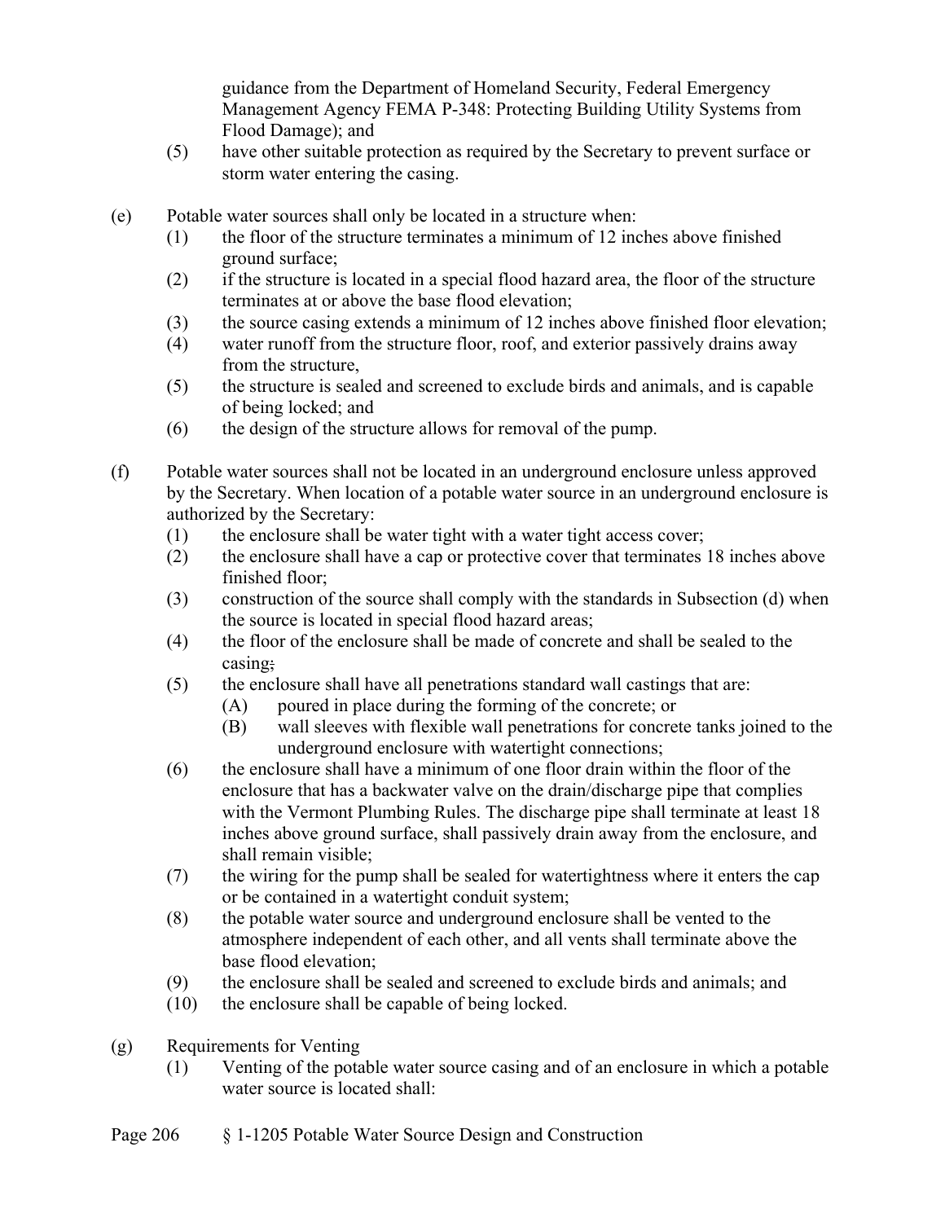guidance from the Department of Homeland Security, Federal Emergency Management Agency FEMA P-348: Protecting Building Utility Systems from Flood Damage); and

(5) have other suitable protection as required by the Secretary to prevent surface or storm water entering the casing.

(e) Potable water sources shall only be located in a structure when:

(1) the floor of the structure terminates a minimum of 12 inches above finished ground surface;

(2) if the structure is located in a special flood hazard area, the floor of the structure terminates at or above the base flood elevation;

(3) the source casing extends a minimum of 12 inches above finished floor elevation;

(4) water runoff from the structure floor, roof, and exterior passively drains away from the structure,

(5) the structure is sealed and screened to exclude birds and animals, and is capable of being locked; and

(6) the design of the structure allows for removal of the pump.

(f) Potable water sources shall not be located in an underground enclosure unless approved by the Secretary. When location of a potable water source in an underground enclosure is authorized by the Secretary:

(1) the enclosure shall be water tight with a water tight access cover;

(2) the enclosure shall have a cap or protective cover that terminates 18 inches above finished floor;

(3) construction of the source shall comply with the standards in Subsection (d) when the source is located in special flood hazard areas;

(4) the floor of the enclosure shall be made of concrete and shall be sealed to the casing;

(5) the enclosure shall have all penetrations standard wall castings that are:

   (A) poured in place during the forming of the concrete; or

   (B) wall sleeves with flexible wall penetrations for concrete tanks joined to the underground enclosure with watertight connections;

(6) the enclosure shall have a minimum of one floor drain within the floor of the enclosure that has a backwater valve on the drain/discharge pipe that complies with the Vermont Plumbing Rules. The discharge pipe shall terminate at least 18 inches above ground surface, shall passively drain away from the enclosure, and shall remain visible;

(7) the wiring for the pump shall be sealed for watertightness where it enters the cap or be contained in a watertight conduit system;

(8) the potable water source and underground enclosure shall be vented to the atmosphere independent of each other, and all vents shall terminate above the base flood elevation;

(9) the enclosure shall be sealed and screened to exclude birds and animals; and

(10) the enclosure shall be capable of being locked.

(g) Requirements for Venting

(1) Venting of the potable water source casing and of an enclosure in which a potable water source is located shall: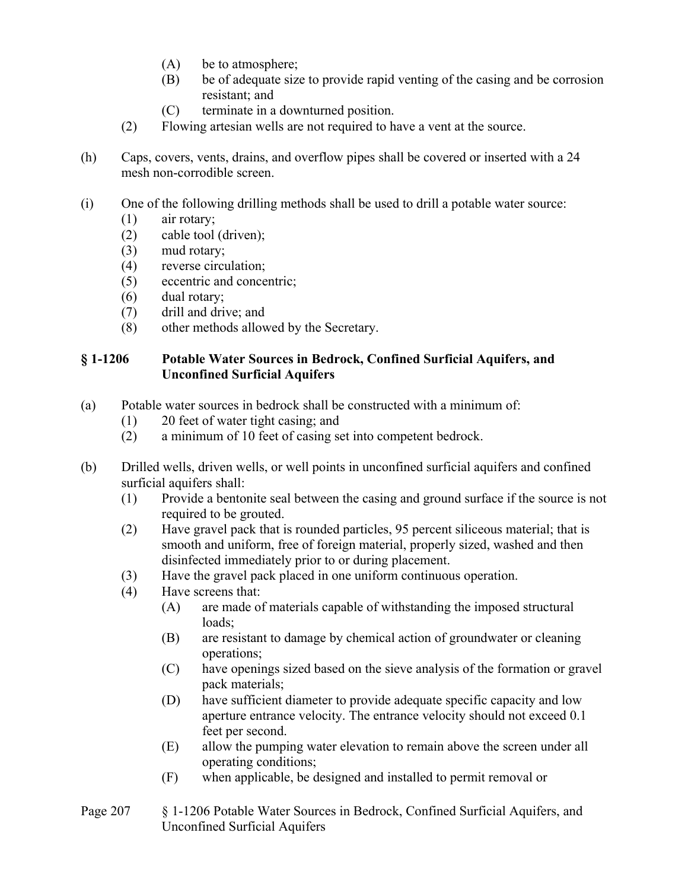(A) be to atmosphere;
    (B) be of adequate size to provide rapid venting of the casing and be corrosion resistant; and
    (C) terminate in a downturned position.
  (2) Flowing artesian wells are not required to have a vent at the source.

(h) Caps, covers, vents, drains, and overflow pipes shall be covered or inserted with a 24 mesh non-corrodible screen.

(i) One of the following drilling methods shall be used to drill a potable water source:
  (1) air rotary;
  (2) cable tool (driven);
  (3) mud rotary;
  (4) reverse circulation;
  (5) eccentric and concentric;
  (6) dual rotary;
  (7) drill and drive; and
  (8) other methods allowed by the Secretary.

### § 1-1206 Potable Water Sources in Bedrock, Confined Surficial Aquifers, and Unconfined Surficial Aquifers

(a) Potable water sources in bedrock shall be constructed with a minimum of:
  (1) 20 feet of water tight casing; and
  (2) a minimum of 10 feet of casing set into competent bedrock.

(b) Drilled wells, driven wells, or well points in unconfined surficial aquifers and confined surficial aquifers shall:
  (1) Provide a bentonite seal between the casing and ground surface if the source is not required to be grouted.
  (2) Have gravel pack that is rounded particles, 95 percent siliceous material; that is smooth and uniform, free of foreign material, properly sized, washed and then disinfected immediately prior to or during placement.
  (3) Have the gravel pack placed in one uniform continuous operation.
  (4) Have screens that:
    (A) are made of materials capable of withstanding the imposed structural loads;
    (B) are resistant to damage by chemical action of groundwater or cleaning operations;
    (C) have openings sized based on the sieve analysis of the formation or gravel pack materials;
    (D) have sufficient diameter to provide adequate specific capacity and low aperture entrance velocity. The entrance velocity should not exceed 0.1 feet per second.
    (E) allow the pumping water elevation to remain above the screen under all operating conditions;
    (F) when applicable, be designed and installed to permit removal or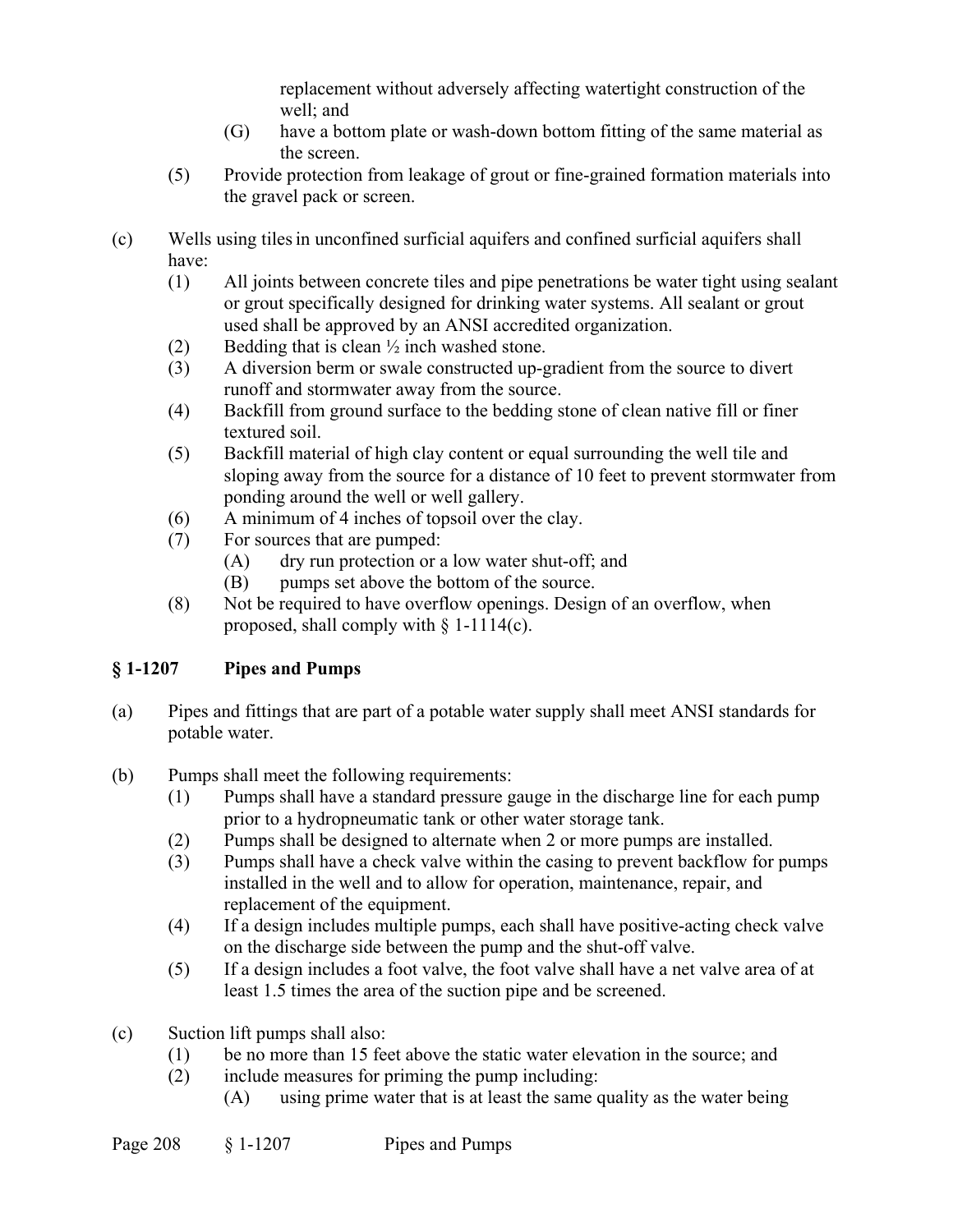replacement without adversely affecting watertight construction of the well; and

   (G) have a bottom plate or wash-down bottom fitting of the same material as the screen.

(5) Provide protection from leakage of grout or fine-grained formation materials into the gravel pack or screen.

(c) Wells using tiles in unconfined surficial aquifers and confined surficial aquifers shall have:

(1) All joints between concrete tiles and pipe penetrations be water tight using sealant or grout specifically designed for drinking water systems. All sealant or grout used shall be approved by an ANSI accredited organization.

(2) Bedding that is clean ½ inch washed stone.

(3) A diversion berm or swale constructed up-gradient from the source to divert runoff and stormwater away from the source.

(4) Backfill from ground surface to the bedding stone of clean native fill or finer textured soil.

(5) Backfill material of high clay content or equal surrounding the well tile and sloping away from the source for a distance of 10 feet to prevent stormwater from ponding around the well or well gallery.

(6) A minimum of 4 inches of topsoil over the clay.

(7) For sources that are pumped:

   (A) dry run protection or a low water shut-off; and

   (B) pumps set above the bottom of the source.

(8) Not be required to have overflow openings. Design of an overflow, when proposed, shall comply with § 1-1114(c).

## § 1-1207 Pipes and Pumps

(a) Pipes and fittings that are part of a potable water supply shall meet ANSI standards for potable water.

(b) Pumps shall meet the following requirements:

(1) Pumps shall have a standard pressure gauge in the discharge line for each pump prior to a hydropneumatic tank or other water storage tank.

(2) Pumps shall be designed to alternate when 2 or more pumps are installed.

(3) Pumps shall have a check valve within the casing to prevent backflow for pumps installed in the well and to allow for operation, maintenance, repair, and replacement of the equipment.

(4) If a design includes multiple pumps, each shall have positive-acting check valve on the discharge side between the pump and the shut-off valve.

(5) If a design includes a foot valve, the foot valve shall have a net valve area of at least 1.5 times the area of the suction pipe and be screened.

(c) Suction lift pumps shall also:

(1) be no more than 15 feet above the static water elevation in the source; and

(2) include measures for priming the pump including:

   (A) using prime water that is at least the same quality as the water being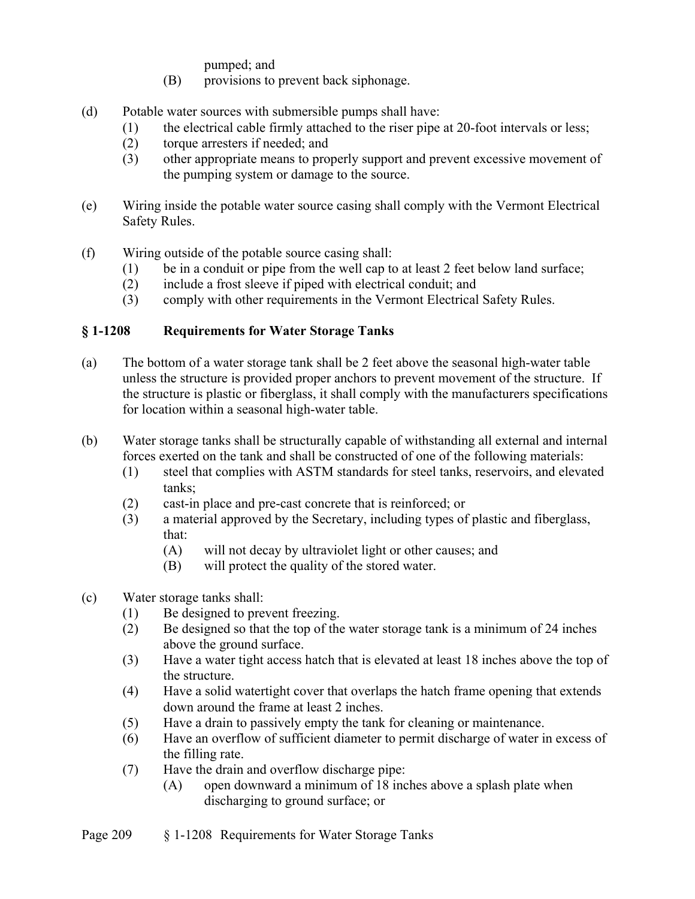pumped; and
    (B) provisions to prevent back siphonage.

(d) Potable water sources with submersible pumps shall have:
  (1) the electrical cable firmly attached to the riser pipe at 20-foot intervals or less;
  (2) torque arresters if needed; and
  (3) other appropriate means to properly support and prevent excessive movement of the pumping system or damage to the source.

(e) Wiring inside the potable water source casing shall comply with the Vermont Electrical Safety Rules.

(f) Wiring outside of the potable source casing shall:
  (1) be in a conduit or pipe from the well cap to at least 2 feet below land surface;
  (2) include a frost sleeve if piped with electrical conduit; and
  (3) comply with other requirements in the Vermont Electrical Safety Rules.

## § 1-1208 Requirements for Water Storage Tanks

(a) The bottom of a water storage tank shall be 2 feet above the seasonal high-water table unless the structure is provided proper anchors to prevent movement of the structure. If the structure is plastic or fiberglass, it shall comply with the manufacturers specifications for location within a seasonal high-water table.

(b) Water storage tanks shall be structurally capable of withstanding all external and internal forces exerted on the tank and shall be constructed of one of the following materials:
  (1) steel that complies with ASTM standards for steel tanks, reservoirs, and elevated tanks;
  (2) cast-in place and pre-cast concrete that is reinforced; or
  (3) a material approved by the Secretary, including types of plastic and fiberglass, that:
    (A) will not decay by ultraviolet light or other causes; and
    (B) will protect the quality of the stored water.

(c) Water storage tanks shall:
  (1) Be designed to prevent freezing.
  (2) Be designed so that the top of the water storage tank is a minimum of 24 inches above the ground surface.
  (3) Have a water tight access hatch that is elevated at least 18 inches above the top of the structure.
  (4) Have a solid watertight cover that overlaps the hatch frame opening that extends down around the frame at least 2 inches.
  (5) Have a drain to passively empty the tank for cleaning or maintenance.
  (6) Have an overflow of sufficient diameter to permit discharge of water in excess of the filling rate.
  (7) Have the drain and overflow discharge pipe:
    (A) open downward a minimum of 18 inches above a splash plate when discharging to ground surface; or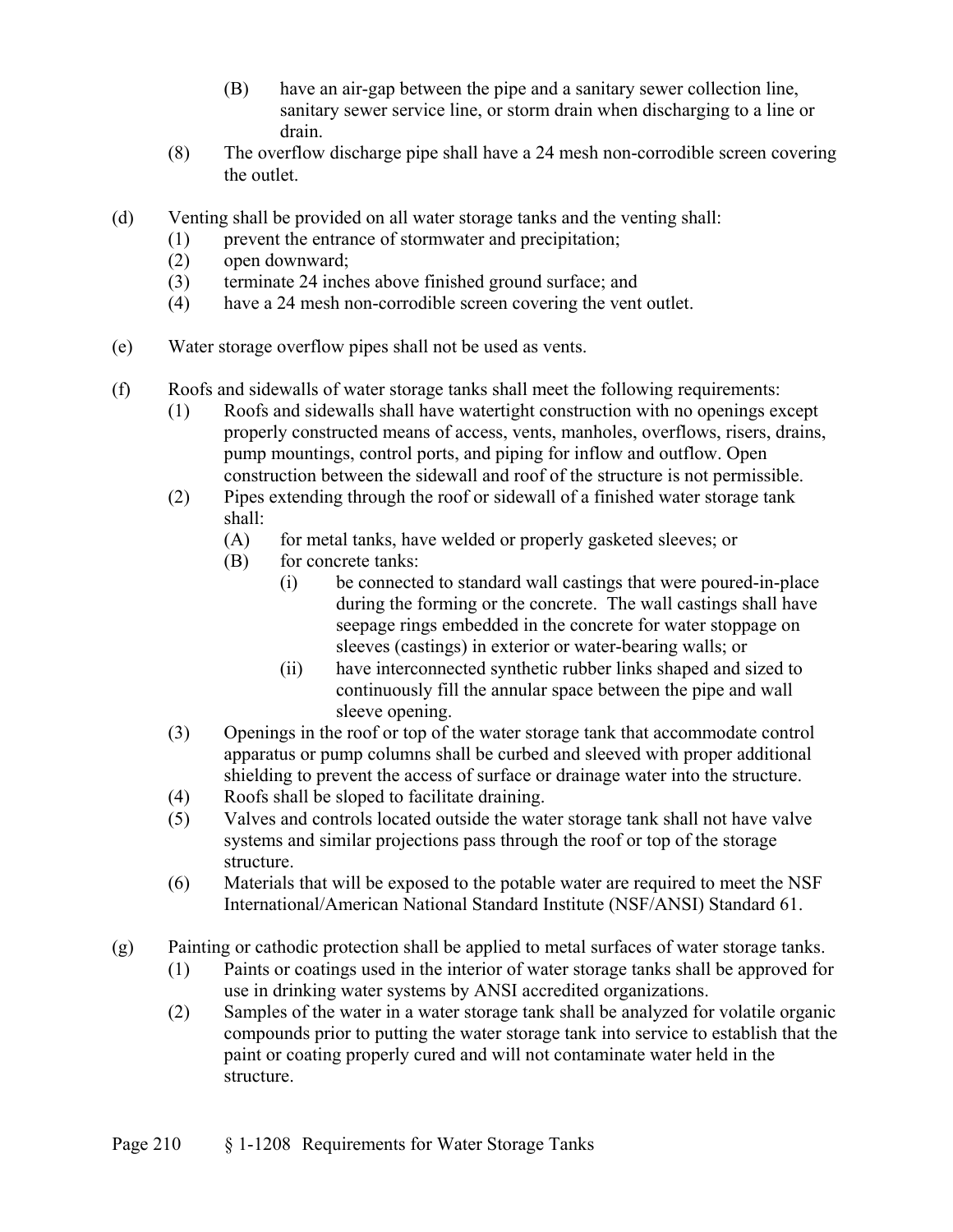(B) have an air-gap between the pipe and a sanitary sewer collection line, sanitary sewer service line, or storm drain when discharging to a line or drain.

(8) The overflow discharge pipe shall have a 24 mesh non-corrodible screen covering the outlet.

(d) Venting shall be provided on all water storage tanks and the venting shall:

(1) prevent the entrance of stormwater and precipitation;

(2) open downward;

(3) terminate 24 inches above finished ground surface; and

(4) have a 24 mesh non-corrodible screen covering the vent outlet.

(e) Water storage overflow pipes shall not be used as vents.

(f) Roofs and sidewalls of water storage tanks shall meet the following requirements:

(1) Roofs and sidewalls shall have watertight construction with no openings except properly constructed means of access, vents, manholes, overflows, risers, drains, pump mountings, control ports, and piping for inflow and outflow. Open construction between the sidewall and roof of the structure is not permissible.

(2) Pipes extending through the roof or sidewall of a finished water storage tank shall:

(A) for metal tanks, have welded or properly gasketed sleeves; or

(B) for concrete tanks:

(i) be connected to standard wall castings that were poured-in-place during the forming or the concrete. The wall castings shall have seepage rings embedded in the concrete for water stoppage on sleeves (castings) in exterior or water-bearing walls; or

(ii) have interconnected synthetic rubber links shaped and sized to continuously fill the annular space between the pipe and wall sleeve opening.

(3) Openings in the roof or top of the water storage tank that accommodate control apparatus or pump columns shall be curbed and sleeved with proper additional shielding to prevent the access of surface or drainage water into the structure.

(4) Roofs shall be sloped to facilitate draining.

(5) Valves and controls located outside the water storage tank shall not have valve systems and similar projections pass through the roof or top of the storage structure.

(6) Materials that will be exposed to the potable water are required to meet the NSF International/American National Standard Institute (NSF/ANSI) Standard 61.

(g) Painting or cathodic protection shall be applied to metal surfaces of water storage tanks.

(1) Paints or coatings used in the interior of water storage tanks shall be approved for use in drinking water systems by ANSI accredited organizations.

(2) Samples of the water in a water storage tank shall be analyzed for volatile organic compounds prior to putting the water storage tank into service to establish that the paint or coating properly cured and will not contaminate water held in the structure.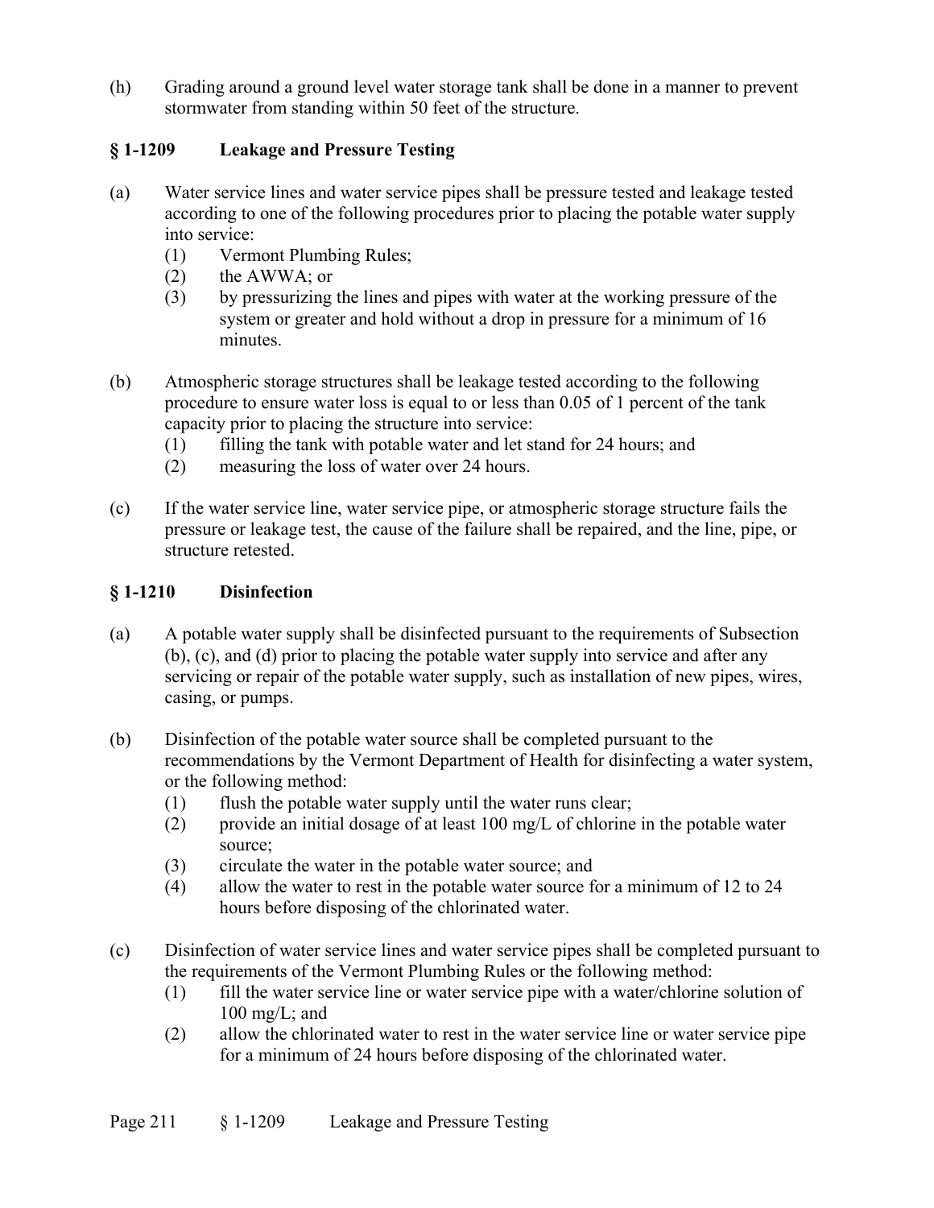(h) Grading around a ground level water storage tank shall be done in a manner to prevent stormwater from standing within 50 feet of the structure.

## § 1-1209 Leakage and Pressure Testing

(a) Water service lines and water service pipes shall be pressure tested and leakage tested according to one of the following procedures prior to placing the potable water supply into service:

(1) Vermont Plumbing Rules;

(2) the AWWA; or

(3) by pressurizing the lines and pipes with water at the working pressure of the system or greater and hold without a drop in pressure for a minimum of 16 minutes.

(b) Atmospheric storage structures shall be leakage tested according to the following procedure to ensure water loss is equal to or less than 0.05 of 1 percent of the tank capacity prior to placing the structure into service:

(1) filling the tank with potable water and let stand for 24 hours; and

(2) measuring the loss of water over 24 hours.

(c) If the water service line, water service pipe, or atmospheric storage structure fails the pressure or leakage test, the cause of the failure shall be repaired, and the line, pipe, or structure retested.

## § 1-1210 Disinfection

(a) A potable water supply shall be disinfected pursuant to the requirements of Subsection (b), (c), and (d) prior to placing the potable water supply into service and after any servicing or repair of the potable water supply, such as installation of new pipes, wires, casing, or pumps.

(b) Disinfection of the potable water source shall be completed pursuant to the recommendations by the Vermont Department of Health for disinfecting a water system, or the following method:

(1) flush the potable water supply until the water runs clear;

(2) provide an initial dosage of at least 100 mg/L of chlorine in the potable water source;

(3) circulate the water in the potable water source; and

(4) allow the water to rest in the potable water source for a minimum of 12 to 24 hours before disposing of the chlorinated water.

(c) Disinfection of water service lines and water service pipes shall be completed pursuant to the requirements of the Vermont Plumbing Rules or the following method:

(1) fill the water service line or water service pipe with a water/chlorine solution of 100 mg/L; and

(2) allow the chlorinated water to rest in the water service line or water service pipe for a minimum of 24 hours before disposing of the chlorinated water.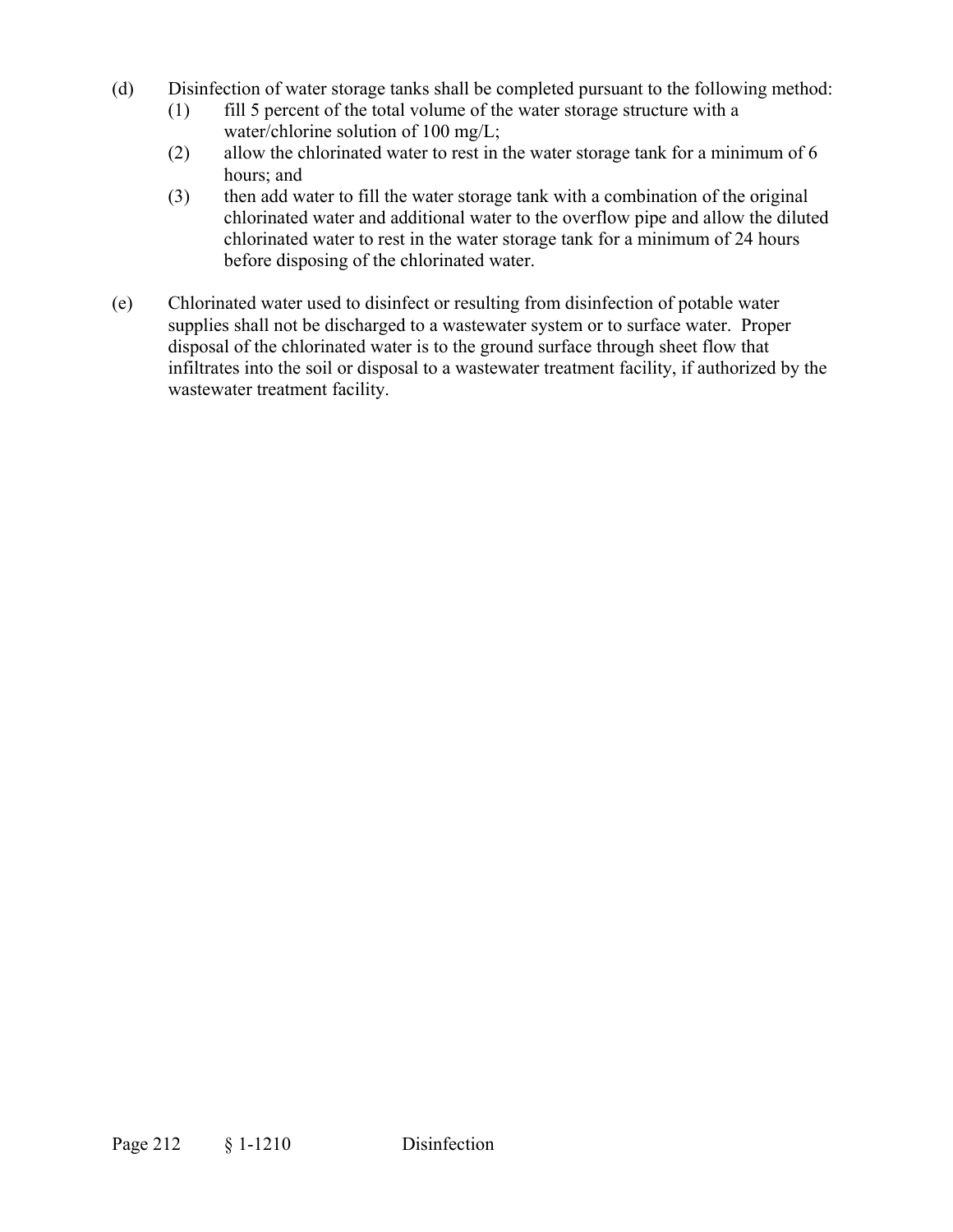(d) Disinfection of water storage tanks shall be completed pursuant to the following method:

  (1) fill 5 percent of the total volume of the water storage structure with a water/chlorine solution of 100 mg/L;

  (2) allow the chlorinated water to rest in the water storage tank for a minimum of 6 hours; and

  (3) then add water to fill the water storage tank with a combination of the original chlorinated water and additional water to the overflow pipe and allow the diluted chlorinated water to rest in the water storage tank for a minimum of 24 hours before disposing of the chlorinated water.

(e) Chlorinated water used to disinfect or resulting from disinfection of potable water supplies shall not be discharged to a wastewater system or to surface water. Proper disposal of the chlorinated water is to the ground surface through sheet flow that infiltrates into the soil or disposal to a wastewater treatment facility, if authorized by the wastewater treatment facility.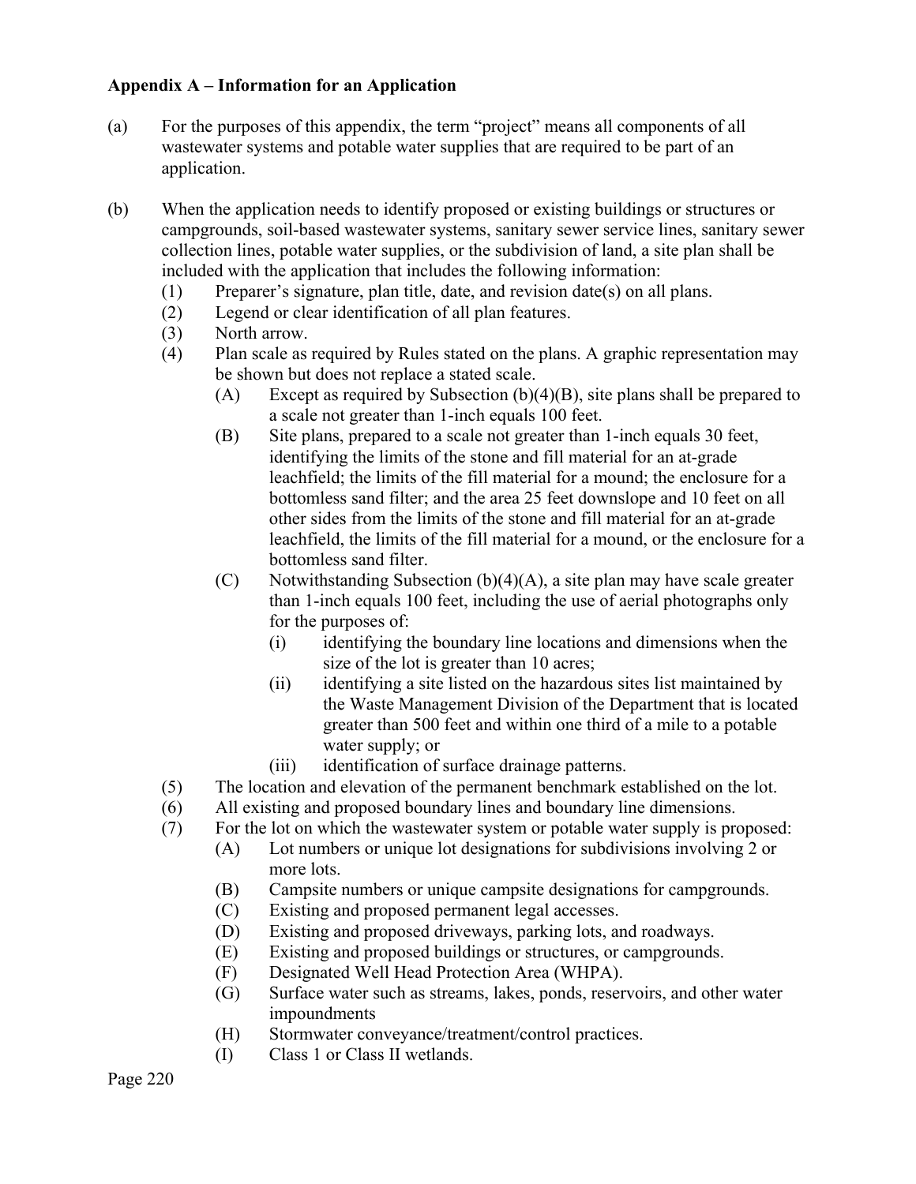**Appendix A – Information for an Application**

(a) For the purposes of this appendix, the term "project" means all components of all wastewater systems and potable water supplies that are required to be part of an application.

(b) When the application needs to identify proposed or existing buildings or structures or campgrounds, soil-based wastewater systems, sanitary sewer service lines, sanitary sewer collection lines, potable water supplies, or the subdivision of land, a site plan shall be included with the application that includes the following information:

- (1) Preparer's signature, plan title, date, and revision date(s) on all plans.
- (2) Legend or clear identification of all plan features.
- (3) North arrow.
- (4) Plan scale as required by Rules stated on the plans. A graphic representation may be shown but does not replace a stated scale.
  - (A) Except as required by Subsection (b)(4)(B), site plans shall be prepared to a scale not greater than 1-inch equals 100 feet.
  - (B) Site plans, prepared to a scale not greater than 1-inch equals 30 feet, identifying the limits of the stone and fill material for an at-grade leachfield; the limits of the fill material for a mound; the enclosure for a bottomless sand filter; and the area 25 feet downslope and 10 feet on all other sides from the limits of the stone and fill material for an at-grade leachfield, the limits of the fill material for a mound, or the enclosure for a bottomless sand filter.
  - (C) Notwithstanding Subsection (b)(4)(A), a site plan may have scale greater than 1-inch equals 100 feet, including the use of aerial photographs only for the purposes of:
    - (i) identifying the boundary line locations and dimensions when the size of the lot is greater than 10 acres;
    - (ii) identifying a site listed on the hazardous sites list maintained by the Waste Management Division of the Department that is located greater than 500 feet and within one third of a mile to a potable water supply; or
    - (iii) identification of surface drainage patterns.
- (5) The location and elevation of the permanent benchmark established on the lot.
- (6) All existing and proposed boundary lines and boundary line dimensions.
- (7) For the lot on which the wastewater system or potable water supply is proposed:
  - (A) Lot numbers or unique lot designations for subdivisions involving 2 or more lots.
  - (B) Campsite numbers or unique campsite designations for campgrounds.
  - (C) Existing and proposed permanent legal accesses.
  - (D) Existing and proposed driveways, parking lots, and roadways.
  - (E) Existing and proposed buildings or structures, or campgrounds.
  - (F) Designated Well Head Protection Area (WHPA).
  - (G) Surface water such as streams, lakes, ponds, reservoirs, and other water impoundments
  - (H) Stormwater conveyance/treatment/control practices.
  - (I) Class 1 or Class II wetlands.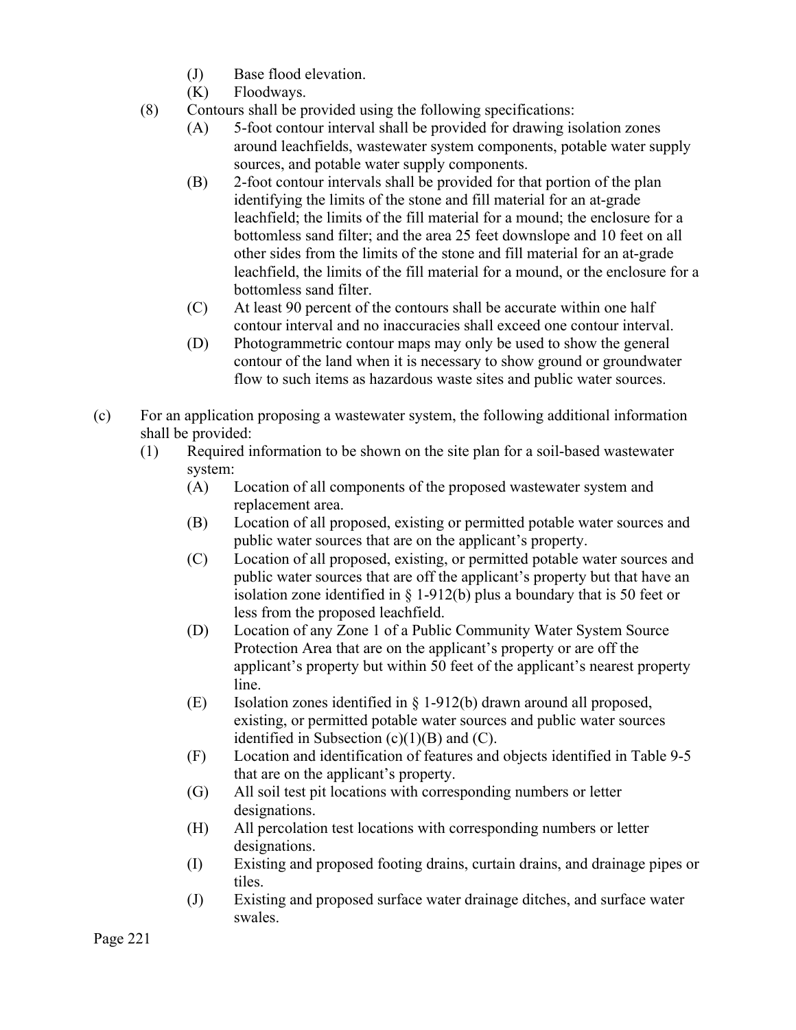(J) Base flood elevation.
(K) Floodways.

(8) Contours shall be provided using the following specifications:
   (A) 5-foot contour interval shall be provided for drawing isolation zones around leachfields, wastewater system components, potable water supply sources, and potable water supply components.
   (B) 2-foot contour intervals shall be provided for that portion of the plan identifying the limits of the stone and fill material for an at-grade leachfield; the limits of the fill material for a mound; the enclosure for a bottomless sand filter; and the area 25 feet downslope and 10 feet on all other sides from the limits of the stone and fill material for an at-grade leachfield, the limits of the fill material for a mound, or the enclosure for a bottomless sand filter.
   (C) At least 90 percent of the contours shall be accurate within one half contour interval and no inaccuracies shall exceed one contour interval.
   (D) Photogrammetric contour maps may only be used to show the general contour of the land when it is necessary to show ground or groundwater flow to such items as hazardous waste sites and public water sources.

(c) For an application proposing a wastewater system, the following additional information shall be provided:
   (1) Required information to be shown on the site plan for a soil-based wastewater system:
      (A) Location of all components of the proposed wastewater system and replacement area.
      (B) Location of all proposed, existing or permitted potable water sources and public water sources that are on the applicant's property.
      (C) Location of all proposed, existing, or permitted potable water sources and public water sources that are off the applicant's property but that have an isolation zone identified in § 1-912(b) plus a boundary that is 50 feet or less from the proposed leachfield.
      (D) Location of any Zone 1 of a Public Community Water System Source Protection Area that are on the applicant's property or are off the applicant's property but within 50 feet of the applicant's nearest property line.
      (E) Isolation zones identified in § 1-912(b) drawn around all proposed, existing, or permitted potable water sources and public water sources identified in Subsection (c)(1)(B) and (C).
      (F) Location and identification of features and objects identified in Table 9-5 that are on the applicant's property.
      (G) All soil test pit locations with corresponding numbers or letter designations.
      (H) All percolation test locations with corresponding numbers or letter designations.
      (I) Existing and proposed footing drains, curtain drains, and drainage pipes or tiles.
      (J) Existing and proposed surface water drainage ditches, and surface water swales.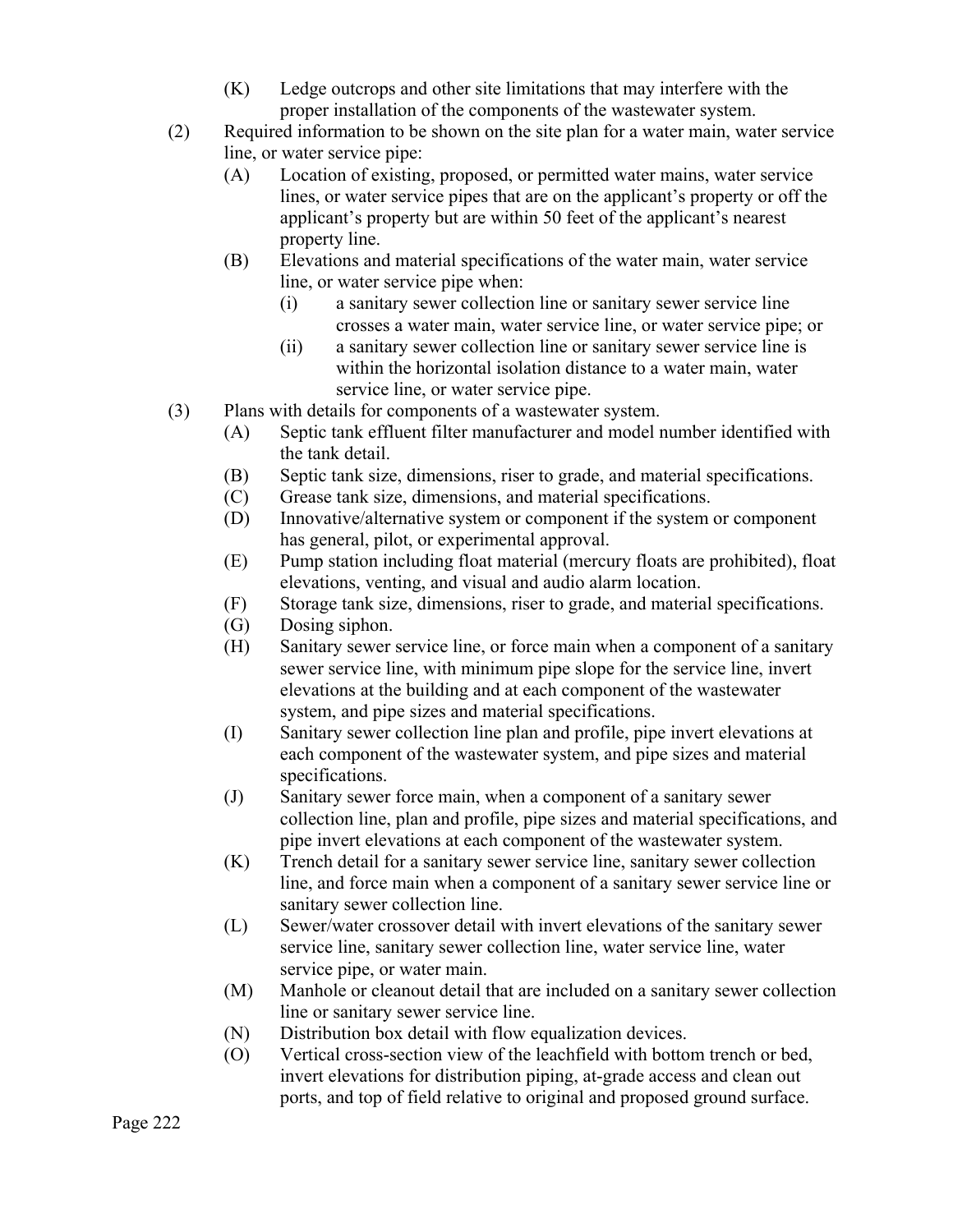(K) Ledge outcrops and other site limitations that may interfere with the proper installation of the components of the wastewater system.

(2) Required information to be shown on the site plan for a water main, water service line, or water service pipe:

(A) Location of existing, proposed, or permitted water mains, water service lines, or water service pipes that are on the applicant's property or off the applicant's property but are within 50 feet of the applicant's nearest property line.

(B) Elevations and material specifications of the water main, water service line, or water service pipe when:

(i) a sanitary sewer collection line or sanitary sewer service line crosses a water main, water service line, or water service pipe; or

(ii) a sanitary sewer collection line or sanitary sewer service line is within the horizontal isolation distance to a water main, water service line, or water service pipe.

(3) Plans with details for components of a wastewater system.

(A) Septic tank effluent filter manufacturer and model number identified with the tank detail.

(B) Septic tank size, dimensions, riser to grade, and material specifications.

(C) Grease tank size, dimensions, and material specifications.

(D) Innovative/alternative system or component if the system or component has general, pilot, or experimental approval.

(E) Pump station including float material (mercury floats are prohibited), float elevations, venting, and visual and audio alarm location.

(F) Storage tank size, dimensions, riser to grade, and material specifications.

(G) Dosing siphon.

(H) Sanitary sewer service line, or force main when a component of a sanitary sewer service line, with minimum pipe slope for the service line, invert elevations at the building and at each component of the wastewater system, and pipe sizes and material specifications.

(I) Sanitary sewer collection line plan and profile, pipe invert elevations at each component of the wastewater system, and pipe sizes and material specifications.

(J) Sanitary sewer force main, when a component of a sanitary sewer collection line, plan and profile, pipe sizes and material specifications, and pipe invert elevations at each component of the wastewater system.

(K) Trench detail for a sanitary sewer service line, sanitary sewer collection line, and force main when a component of a sanitary sewer service line or sanitary sewer collection line.

(L) Sewer/water crossover detail with invert elevations of the sanitary sewer service line, sanitary sewer collection line, water service line, water service pipe, or water main.

(M) Manhole or cleanout detail that are included on a sanitary sewer collection line or sanitary sewer service line.

(N) Distribution box detail with flow equalization devices.

(O) Vertical cross-section view of the leachfield with bottom trench or bed, invert elevations for distribution piping, at-grade access and clean out ports, and top of field relative to original and proposed ground surface.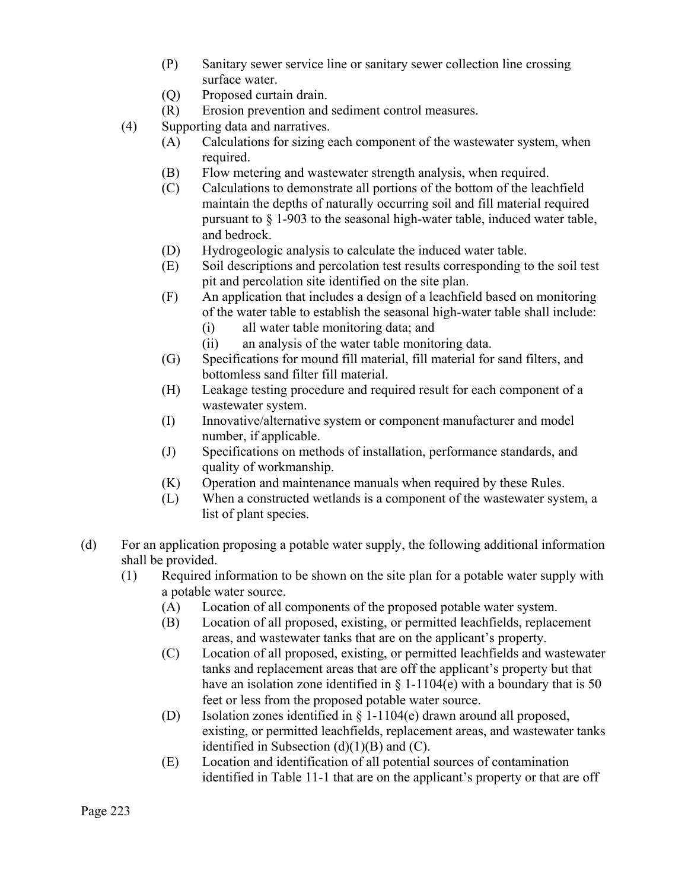- (P) Sanitary sewer service line or sanitary sewer collection line crossing surface water.
   - (Q) Proposed curtain drain.
   - (R) Erosion prevention and sediment control measures.
- (4) Supporting data and narratives.
   - (A) Calculations for sizing each component of the wastewater system, when required.
   - (B) Flow metering and wastewater strength analysis, when required.
   - (C) Calculations to demonstrate all portions of the bottom of the leachfield maintain the depths of naturally occurring soil and fill material required pursuant to § 1-903 to the seasonal high-water table, induced water table, and bedrock.
   - (D) Hydrogeologic analysis to calculate the induced water table.
   - (E) Soil descriptions and percolation test results corresponding to the soil test pit and percolation site identified on the site plan.
   - (F) An application that includes a design of a leachfield based on monitoring of the water table to establish the seasonal high-water table shall include:
      - (i) all water table monitoring data; and
      - (ii) an analysis of the water table monitoring data.
   - (G) Specifications for mound fill material, fill material for sand filters, and bottomless sand filter fill material.
   - (H) Leakage testing procedure and required result for each component of a wastewater system.
   - (I) Innovative/alternative system or component manufacturer and model number, if applicable.
   - (J) Specifications on methods of installation, performance standards, and quality of workmanship.
   - (K) Operation and maintenance manuals when required by these Rules.
   - (L) When a constructed wetlands is a component of the wastewater system, a list of plant species.

(d) For an application proposing a potable water supply, the following additional information shall be provided.

- (1) Required information to be shown on the site plan for a potable water supply with a potable water source.
   - (A) Location of all components of the proposed potable water system.
   - (B) Location of all proposed, existing, or permitted leachfields, replacement areas, and wastewater tanks that are on the applicant's property.
   - (C) Location of all proposed, existing, or permitted leachfields and wastewater tanks and replacement areas that are off the applicant's property but that have an isolation zone identified in § 1-1104(e) with a boundary that is 50 feet or less from the proposed potable water source.
   - (D) Isolation zones identified in § 1-1104(e) drawn around all proposed, existing, or permitted leachfields, replacement areas, and wastewater tanks identified in Subsection (d)(1)(B) and (C).
   - (E) Location and identification of all potential sources of contamination identified in Table 11-1 that are on the applicant's property or that are off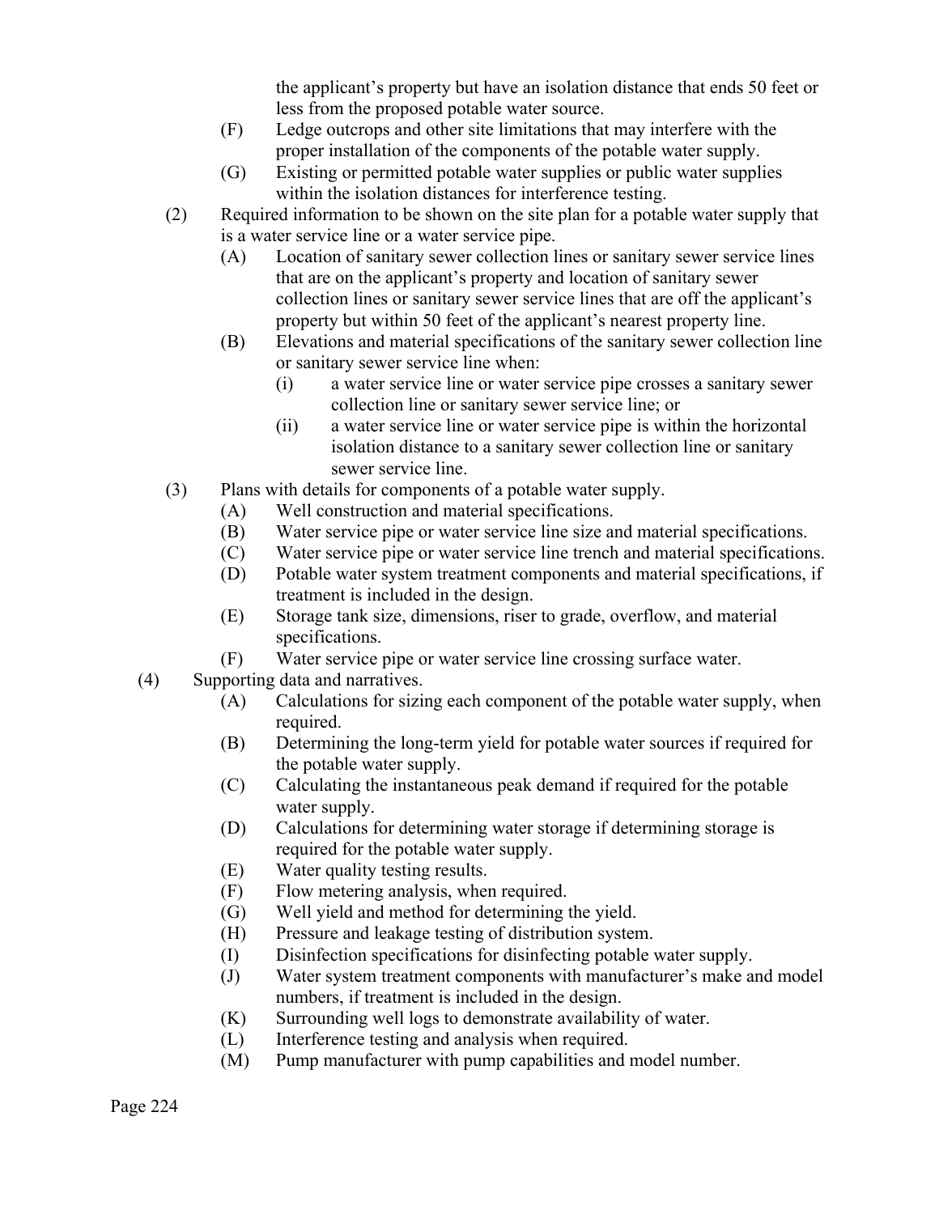the applicant's property but have an isolation distance that ends 50 feet or less from the proposed potable water source.

- (F) Ledge outcrops and other site limitations that may interfere with the proper installation of the components of the potable water supply.
- (G) Existing or permitted potable water supplies or public water supplies within the isolation distances for interference testing.

(2) Required information to be shown on the site plan for a potable water supply that is a water service line or a water service pipe.

- (A) Location of sanitary sewer collection lines or sanitary sewer service lines that are on the applicant's property and location of sanitary sewer collection lines or sanitary sewer service lines that are off the applicant's property but within 50 feet of the applicant's nearest property line.
- (B) Elevations and material specifications of the sanitary sewer collection line or sanitary sewer service line when:
  - (i) a water service line or water service pipe crosses a sanitary sewer collection line or sanitary sewer service line; or
  - (ii) a water service line or water service pipe is within the horizontal isolation distance to a sanitary sewer collection line or sanitary sewer service line.

(3) Plans with details for components of a potable water supply.

- (A) Well construction and material specifications.
- (B) Water service pipe or water service line size and material specifications.
- (C) Water service pipe or water service line trench and material specifications.
- (D) Potable water system treatment components and material specifications, if treatment is included in the design.
- (E) Storage tank size, dimensions, riser to grade, overflow, and material specifications.
- (F) Water service pipe or water service line crossing surface water.

(4) Supporting data and narratives.

- (A) Calculations for sizing each component of the potable water supply, when required.
- (B) Determining the long-term yield for potable water sources if required for the potable water supply.
- (C) Calculating the instantaneous peak demand if required for the potable water supply.
- (D) Calculations for determining water storage if determining storage is required for the potable water supply.
- (E) Water quality testing results.
- (F) Flow metering analysis, when required.
- (G) Well yield and method for determining the yield.
- (H) Pressure and leakage testing of distribution system.
- (I) Disinfection specifications for disinfecting potable water supply.
- (J) Water system treatment components with manufacturer's make and model numbers, if treatment is included in the design.
- (K) Surrounding well logs to demonstrate availability of water.
- (L) Interference testing and analysis when required.
- (M) Pump manufacturer with pump capabilities and model number.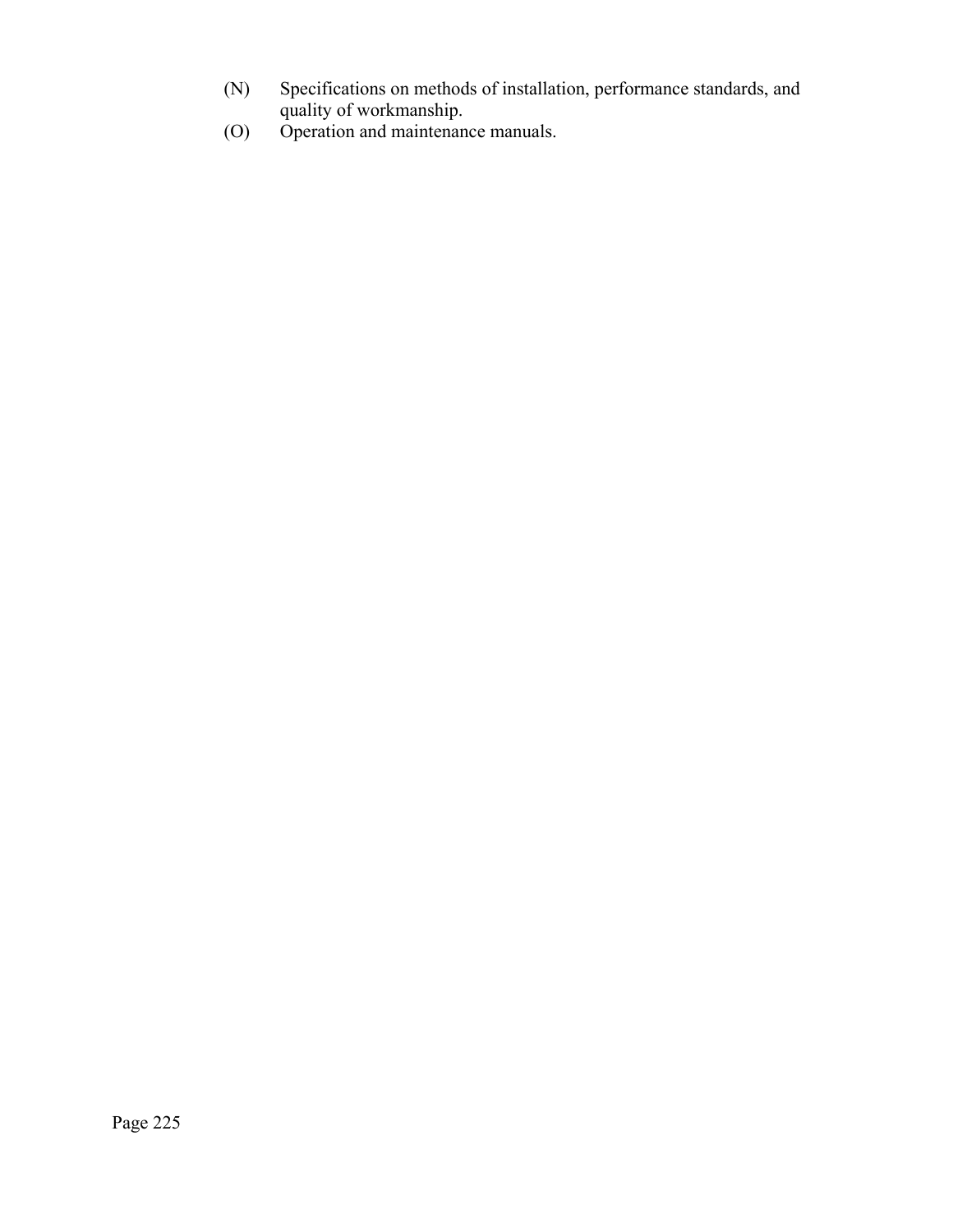(N) Specifications on methods of installation, performance standards, and quality of workmanship.

(O) Operation and maintenance manuals.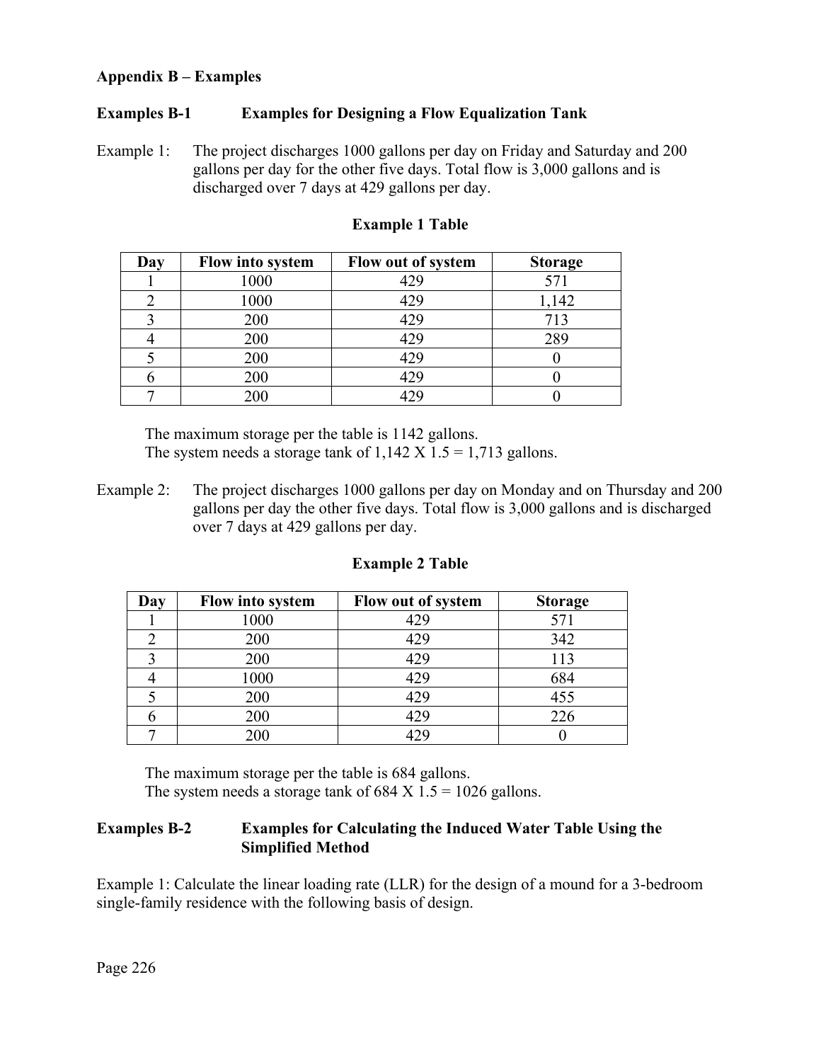## Appendix B – Examples

### Examples B-1 Examples for Designing a Flow Equalization Tank

Example 1: The project discharges 1000 gallons per day on Friday and Saturday and 200 gallons per day for the other five days. Total flow is 3,000 gallons and is discharged over 7 days at 429 gallons per day.

**Example 1 Table**

| Day | Flow into system | Flow out of system | Storage |
|---|---|---|---|
| 1 | 1000 | 429 | 571 |
| 2 | 1000 | 429 | 1,142 |
| 3 | 200 | 429 | 713 |
| 4 | 200 | 429 | 289 |
| 5 | 200 | 429 | 0 |
| 6 | 200 | 429 | 0 |
| 7 | 200 | 429 | 0 |

The maximum storage per the table is 1142 gallons.
The system needs a storage tank of 1,142 X 1.5 = 1,713 gallons.

Example 2: The project discharges 1000 gallons per day on Monday and on Thursday and 200 gallons per day the other five days. Total flow is 3,000 gallons and is discharged over 7 days at 429 gallons per day.

**Example 2 Table**

| Day | Flow into system | Flow out of system | Storage |
|---|---|---|---|
| 1 | 1000 | 429 | 571 |
| 2 | 200 | 429 | 342 |
| 3 | 200 | 429 | 113 |
| 4 | 1000 | 429 | 684 |
| 5 | 200 | 429 | 455 |
| 6 | 200 | 429 | 226 |
| 7 | 200 | 429 | 0 |

The maximum storage per the table is 684 gallons.
The system needs a storage tank of 684 X 1.5 = 1026 gallons.

### Examples B-2 Examples for Calculating the Induced Water Table Using the Simplified Method

Example 1: Calculate the linear loading rate (LLR) for the design of a mound for a 3-bedroom single-family residence with the following basis of design.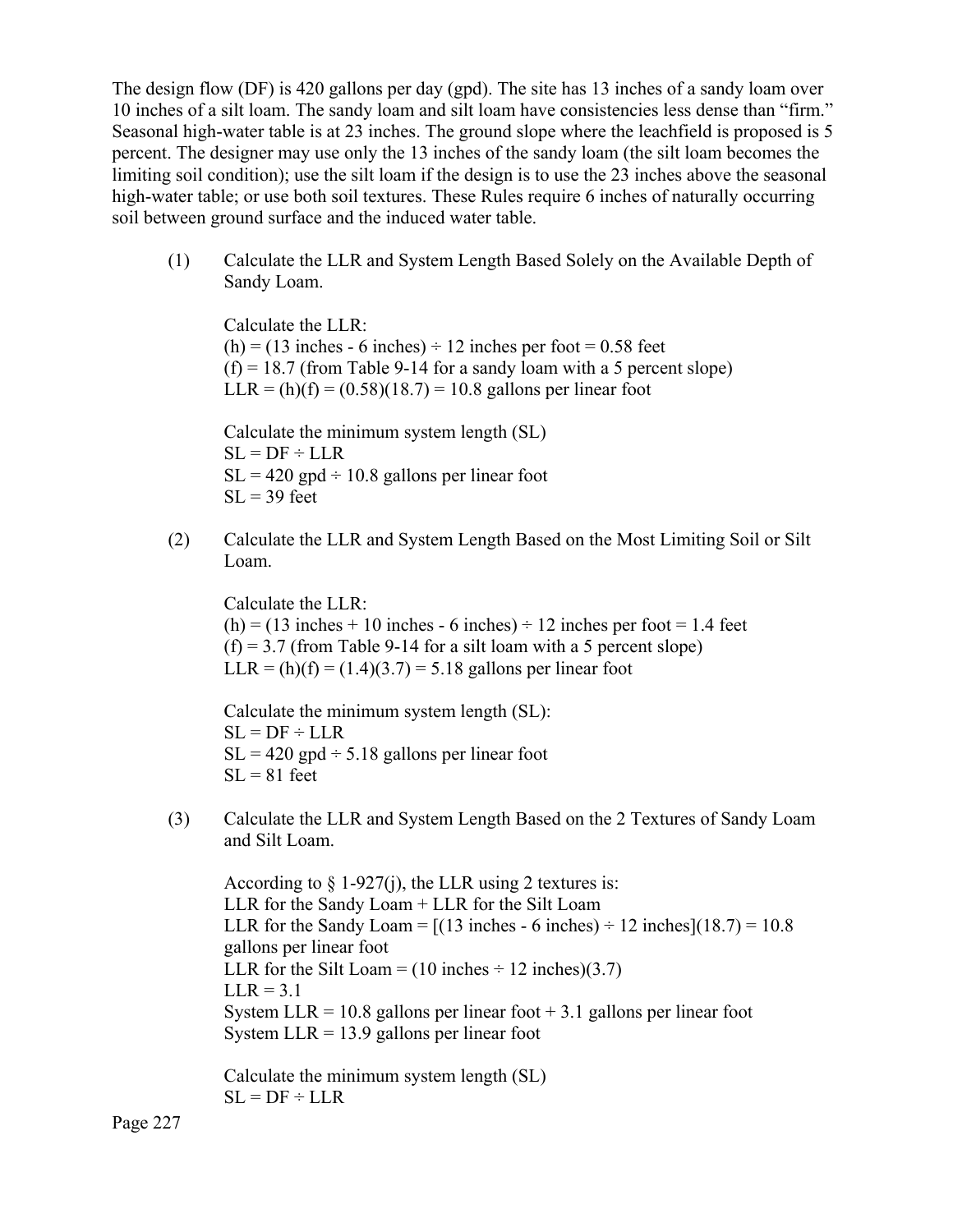The design flow (DF) is 420 gallons per day (gpd). The site has 13 inches of a sandy loam over 10 inches of a silt loam. The sandy loam and silt loam have consistencies less dense than "firm." Seasonal high-water table is at 23 inches. The ground slope where the leachfield is proposed is 5 percent. The designer may use only the 13 inches of the sandy loam (the silt loam becomes the limiting soil condition); use the silt loam if the design is to use the 23 inches above the seasonal high-water table; or use both soil textures. These Rules require 6 inches of naturally occurring soil between ground surface and the induced water table.

(1) Calculate the LLR and System Length Based Solely on the Available Depth of Sandy Loam.

Calculate the LLR:
(h) = (13 inches - 6 inches) ÷ 12 inches per foot = 0.58 feet
(f) = 18.7 (from Table 9-14 for a sandy loam with a 5 percent slope)
LLR = (h)(f) = (0.58)(18.7) = 10.8 gallons per linear foot

Calculate the minimum system length (SL)
SL = DF ÷ LLR
SL = 420 gpd ÷ 10.8 gallons per linear foot
SL = 39 feet

(2) Calculate the LLR and System Length Based on the Most Limiting Soil or Silt Loam.

Calculate the LLR:
(h) = (13 inches + 10 inches - 6 inches) ÷ 12 inches per foot = 1.4 feet
(f) = 3.7 (from Table 9-14 for a silt loam with a 5 percent slope)
LLR = (h)(f) = (1.4)(3.7) = 5.18 gallons per linear foot

Calculate the minimum system length (SL):
SL = DF ÷ LLR
SL = 420 gpd ÷ 5.18 gallons per linear foot
SL = 81 feet

(3) Calculate the LLR and System Length Based on the 2 Textures of Sandy Loam and Silt Loam.

According to § 1-927(j), the LLR using 2 textures is:
LLR for the Sandy Loam + LLR for the Silt Loam
LLR for the Sandy Loam = [(13 inches - 6 inches) ÷ 12 inches](18.7) = 10.8 gallons per linear foot
LLR for the Silt Loam = (10 inches ÷ 12 inches)(3.7)
LLR = 3.1
System LLR = 10.8 gallons per linear foot + 3.1 gallons per linear foot
System LLR = 13.9 gallons per linear foot

Calculate the minimum system length (SL)
SL = DF ÷ LLR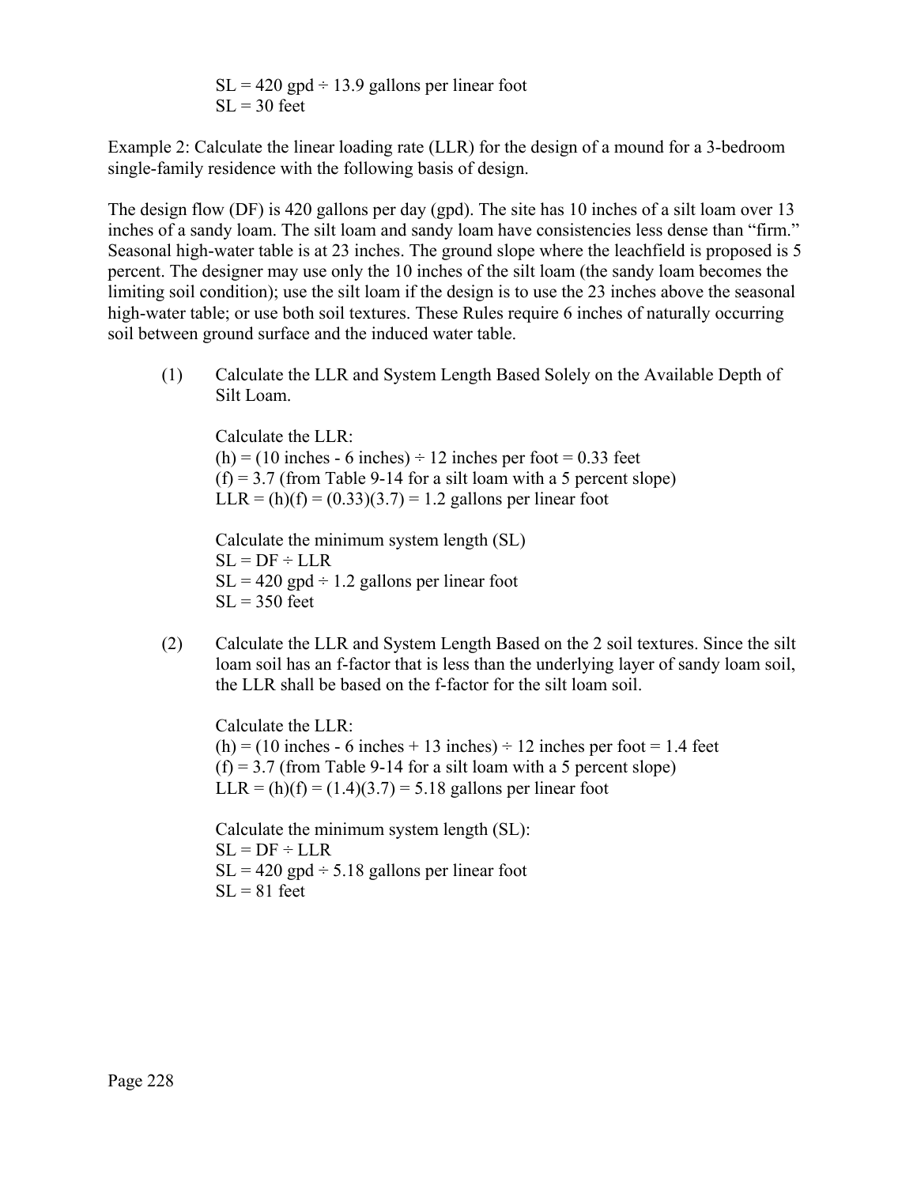SL = 420 gpd ÷ 13.9 gallons per linear foot
SL = 30 feet

Example 2: Calculate the linear loading rate (LLR) for the design of a mound for a 3-bedroom single-family residence with the following basis of design.

The design flow (DF) is 420 gallons per day (gpd). The site has 10 inches of a silt loam over 13 inches of a sandy loam. The silt loam and sandy loam have consistencies less dense than "firm." Seasonal high-water table is at 23 inches. The ground slope where the leachfield is proposed is 5 percent. The designer may use only the 10 inches of the silt loam (the sandy loam becomes the limiting soil condition); use the silt loam if the design is to use the 23 inches above the seasonal high-water table; or use both soil textures. These Rules require 6 inches of naturally occurring soil between ground surface and the induced water table.

(1) Calculate the LLR and System Length Based Solely on the Available Depth of Silt Loam.

Calculate the LLR:
(h) = (10 inches - 6 inches) ÷ 12 inches per foot = 0.33 feet
(f) = 3.7 (from Table 9-14 for a silt loam with a 5 percent slope)
LLR = (h)(f) = (0.33)(3.7) = 1.2 gallons per linear foot

Calculate the minimum system length (SL)
SL = DF ÷ LLR
SL = 420 gpd ÷ 1.2 gallons per linear foot
SL = 350 feet

(2) Calculate the LLR and System Length Based on the 2 soil textures. Since the silt loam soil has an f-factor that is less than the underlying layer of sandy loam soil, the LLR shall be based on the f-factor for the silt loam soil.

Calculate the LLR:
(h) = (10 inches - 6 inches + 13 inches) ÷ 12 inches per foot = 1.4 feet
(f) = 3.7 (from Table 9-14 for a silt loam with a 5 percent slope)
LLR = (h)(f) = (1.4)(3.7) = 5.18 gallons per linear foot

Calculate the minimum system length (SL):
SL = DF ÷ LLR
SL = 420 gpd ÷ 5.18 gallons per linear foot
SL = 81 feet